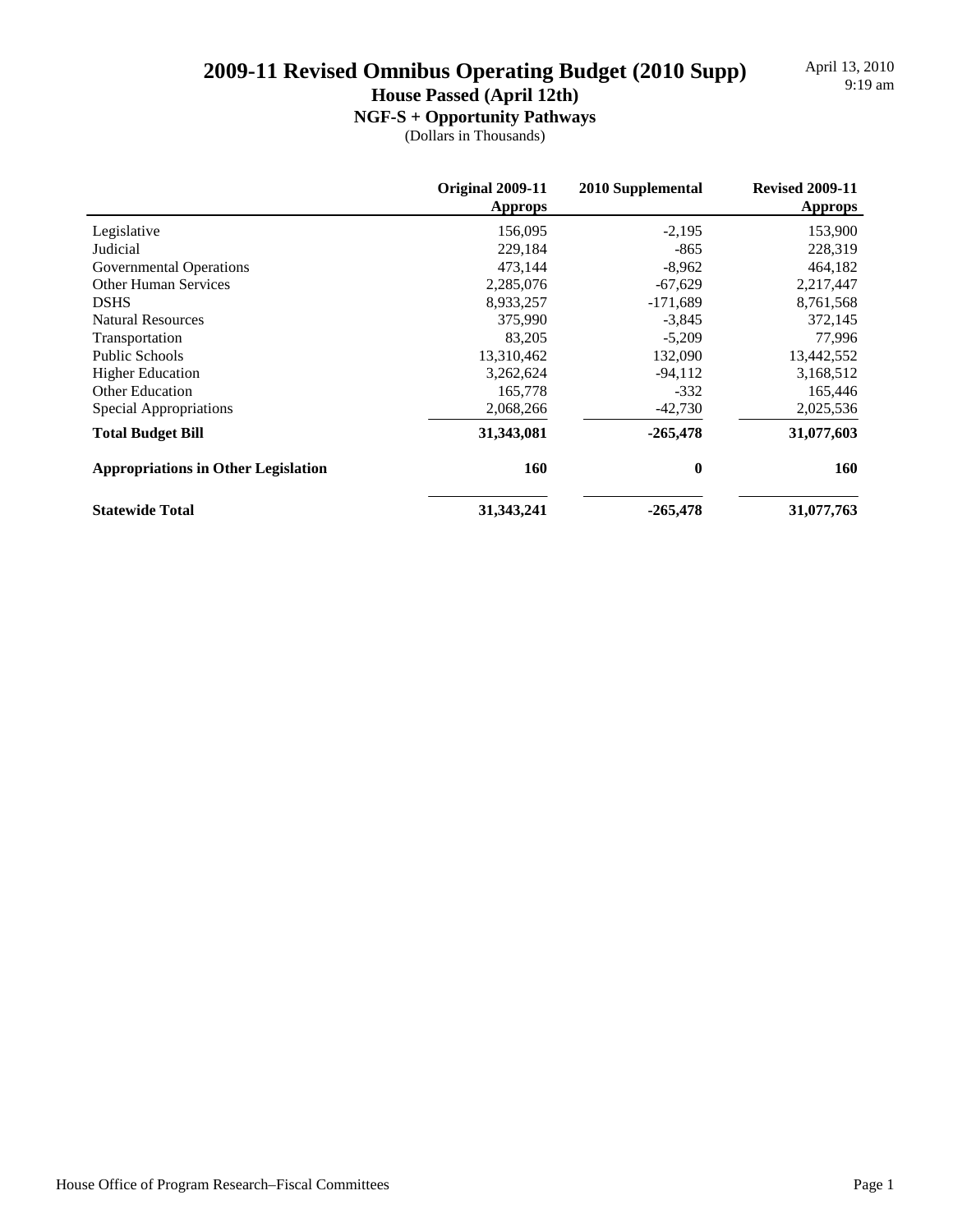# 2009-11 Revised Omnibus Operating Budget (2010 Supp)

## House Passed (April 12th)

### NGF-S + Opportunity Pathways

(Dollars in Thousands)

April 13, 2010
9:19 am

| | Original 2009-11 Approps | 2010 Supplemental | Revised 2009-11 Approps |
|---|---|---|---|
| Legislative | 156,095 | -2,195 | 153,900 |
| Judicial | 229,184 | -865 | 228,319 |
| Governmental Operations | 473,144 | -8,962 | 464,182 |
| Other Human Services | 2,285,076 | -67,629 | 2,217,447 |
| DSHS | 8,933,257 | -171,689 | 8,761,568 |
| Natural Resources | 375,990 | -3,845 | 372,145 |
| Transportation | 83,205 | -5,209 | 77,996 |
| Public Schools | 13,310,462 | 132,090 | 13,442,552 |
| Higher Education | 3,262,624 | -94,112 | 3,168,512 |
| Other Education | 165,778 | -332 | 165,446 |
| Special Appropriations | 2,068,266 | -42,730 | 2,025,536 |
| **Total Budget Bill** | **31,343,081** | **-265,478** | **31,077,603** |
| **Appropriations in Other Legislation** | **160** | **0** | **160** |
| **Statewide Total** | **31,343,241** | **-265,478** | **31,077,763** |

House Office of Program Research–Fiscal Committees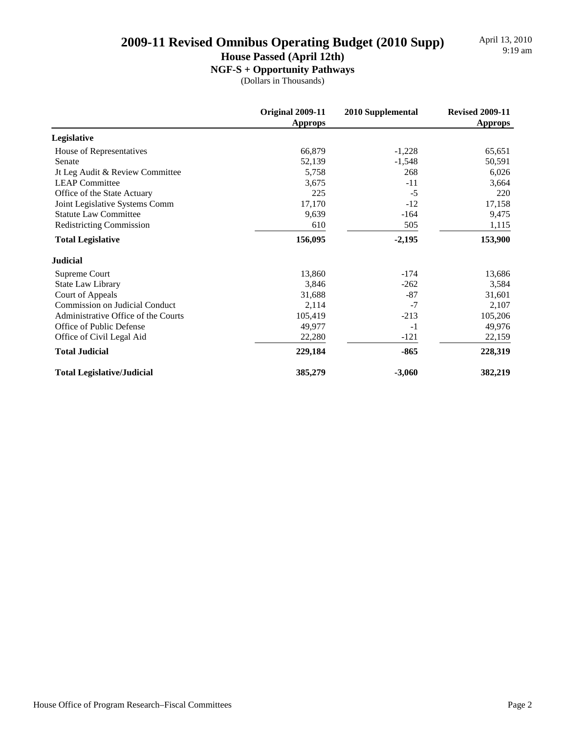# 2009-11 Revised Omnibus Operating Budget (2010 Supp)

## House Passed (April 12th)

### NGF-S + Opportunity Pathways

(Dollars in Thousands)

April 13, 2010
9:19 am

| | Original 2009-11 Approps | 2010 Supplemental | Revised 2009-11 Approps |
|---|---|---|---|
| **Legislative** | | | |
| House of Representatives | 66,879 | -1,228 | 65,651 |
| Senate | 52,139 | -1,548 | 50,591 |
| Jt Leg Audit & Review Committee | 5,758 | 268 | 6,026 |
| LEAP Committee | 3,675 | -11 | 3,664 |
| Office of the State Actuary | 225 | -5 | 220 |
| Joint Legislative Systems Comm | 17,170 | -12 | 17,158 |
| Statute Law Committee | 9,639 | -164 | 9,475 |
| Redistricting Commission | 610 | 505 | 1,115 |
| **Total Legislative** | **156,095** | **-2,195** | **153,900** |
| **Judicial** | | | |
| Supreme Court | 13,860 | -174 | 13,686 |
| State Law Library | 3,846 | -262 | 3,584 |
| Court of Appeals | 31,688 | -87 | 31,601 |
| Commission on Judicial Conduct | 2,114 | -7 | 2,107 |
| Administrative Office of the Courts | 105,419 | -213 | 105,206 |
| Office of Public Defense | 49,977 | -1 | 49,976 |
| Office of Civil Legal Aid | 22,280 | -121 | 22,159 |
| **Total Judicial** | **229,184** | **-865** | **228,319** |
| **Total Legislative/Judicial** | **385,279** | **-3,060** | **382,219** |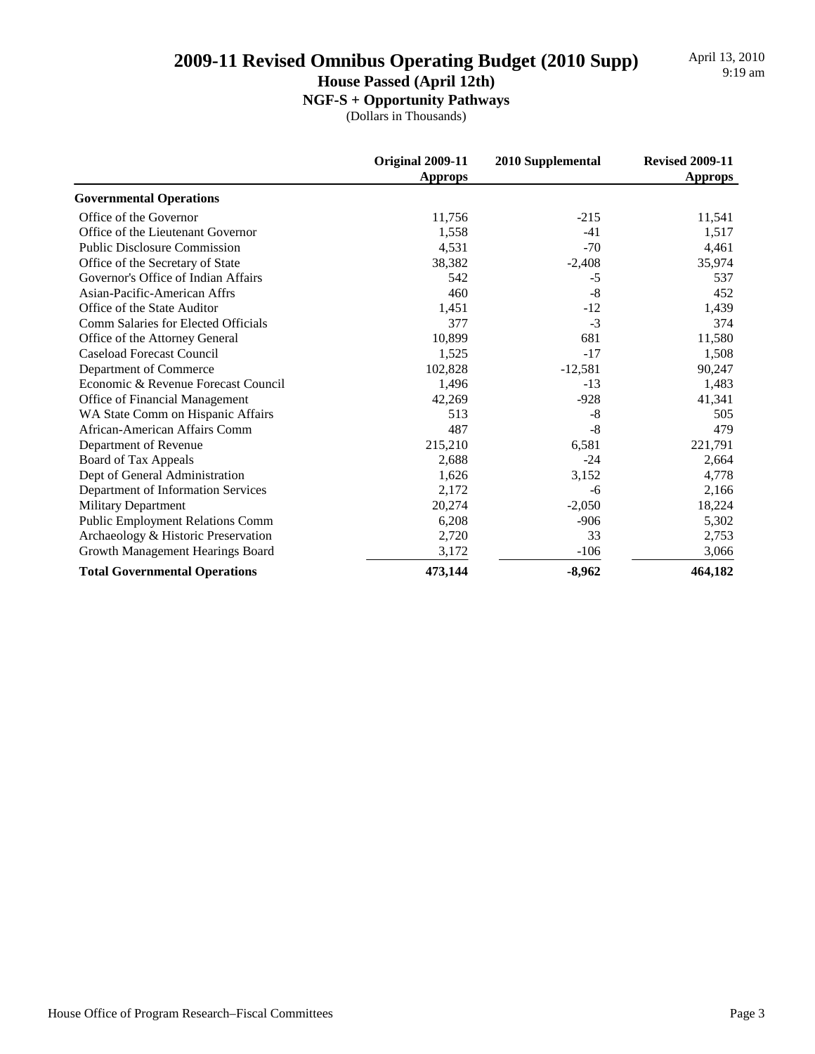# 2009-11 Revised Omnibus Operating Budget (2010 Supp)

## House Passed (April 12th)

### NGF-S + Opportunity Pathways

(Dollars in Thousands)

April 13, 2010
9:19 am

| | Original 2009-11 Approps | 2010 Supplemental | Revised 2009-11 Approps |
|---|---|---|---|
| **Governmental Operations** | | | |
| Office of the Governor | 11,756 | -215 | 11,541 |
| Office of the Lieutenant Governor | 1,558 | -41 | 1,517 |
| Public Disclosure Commission | 4,531 | -70 | 4,461 |
| Office of the Secretary of State | 38,382 | -2,408 | 35,974 |
| Governor's Office of Indian Affairs | 542 | -5 | 537 |
| Asian-Pacific-American Affrs | 460 | -8 | 452 |
| Office of the State Auditor | 1,451 | -12 | 1,439 |
| Comm Salaries for Elected Officials | 377 | -3 | 374 |
| Office of the Attorney General | 10,899 | 681 | 11,580 |
| Caseload Forecast Council | 1,525 | -17 | 1,508 |
| Department of Commerce | 102,828 | -12,581 | 90,247 |
| Economic & Revenue Forecast Council | 1,496 | -13 | 1,483 |
| Office of Financial Management | 42,269 | -928 | 41,341 |
| WA State Comm on Hispanic Affairs | 513 | -8 | 505 |
| African-American Affairs Comm | 487 | -8 | 479 |
| Department of Revenue | 215,210 | 6,581 | 221,791 |
| Board of Tax Appeals | 2,688 | -24 | 2,664 |
| Dept of General Administration | 1,626 | 3,152 | 4,778 |
| Department of Information Services | 2,172 | -6 | 2,166 |
| Military Department | 20,274 | -2,050 | 18,224 |
| Public Employment Relations Comm | 6,208 | -906 | 5,302 |
| Archaeology & Historic Preservation | 2,720 | 33 | 2,753 |
| Growth Management Hearings Board | 3,172 | -106 | 3,066 |
| **Total Governmental Operations** | **473,144** | **-8,962** | **464,182** |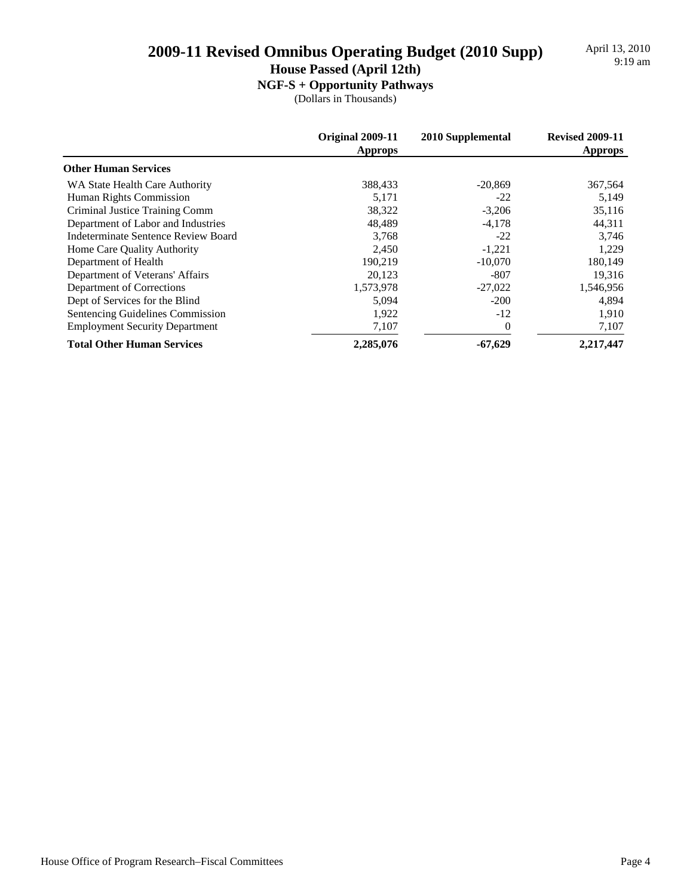# 2009-11 Revised Omnibus Operating Budget (2010 Supp)

## House Passed (April 12th)

### NGF-S + Opportunity Pathways

(Dollars in Thousands)

| | Original 2009-11 Approps | 2010 Supplemental | Revised 2009-11 Approps |
|---|---|---|---|
| **Other Human Services** | | | |
| WA State Health Care Authority | 388,433 | -20,869 | 367,564 |
| Human Rights Commission | 5,171 | -22 | 5,149 |
| Criminal Justice Training Comm | 38,322 | -3,206 | 35,116 |
| Department of Labor and Industries | 48,489 | -4,178 | 44,311 |
| Indeterminate Sentence Review Board | 3,768 | -22 | 3,746 |
| Home Care Quality Authority | 2,450 | -1,221 | 1,229 |
| Department of Health | 190,219 | -10,070 | 180,149 |
| Department of Veterans' Affairs | 20,123 | -807 | 19,316 |
| Department of Corrections | 1,573,978 | -27,022 | 1,546,956 |
| Dept of Services for the Blind | 5,094 | -200 | 4,894 |
| Sentencing Guidelines Commission | 1,922 | -12 | 1,910 |
| Employment Security Department | 7,107 | 0 | 7,107 |
| **Total Other Human Services** | **2,285,076** | **-67,629** | **2,217,447** |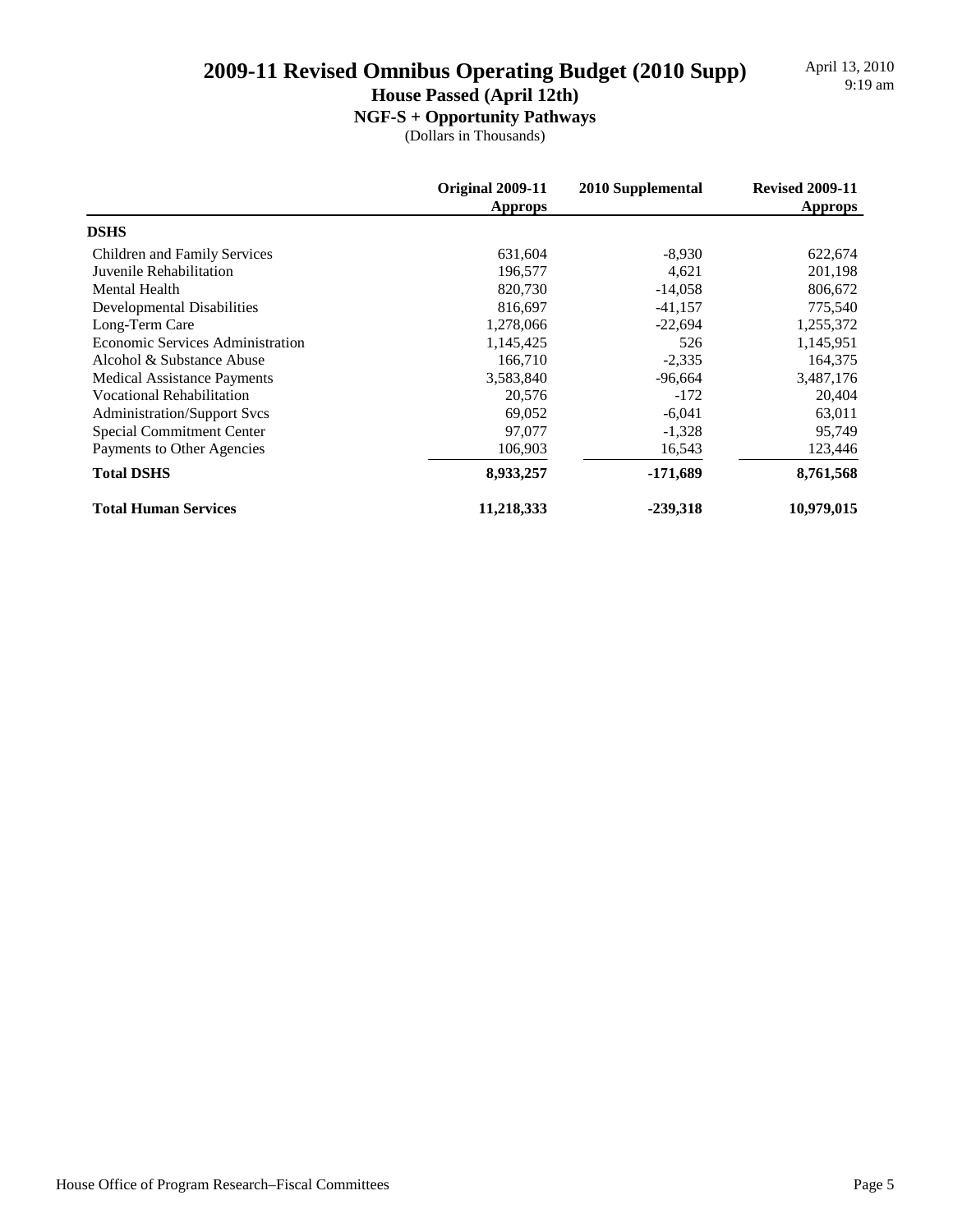# 2009-11 Revised Omnibus Operating Budget (2010 Supp)

## House Passed (April 12th)

### NGF-S + Opportunity Pathways

(Dollars in Thousands)

April 13, 2010
9:19 am

| | Original 2009-11 Approps | 2010 Supplemental | Revised 2009-11 Approps |
|---|---|---|---|
| **DSHS** | | | |
| Children and Family Services | 631,604 | -8,930 | 622,674 |
| Juvenile Rehabilitation | 196,577 | 4,621 | 201,198 |
| Mental Health | 820,730 | -14,058 | 806,672 |
| Developmental Disabilities | 816,697 | -41,157 | 775,540 |
| Long-Term Care | 1,278,066 | -22,694 | 1,255,372 |
| Economic Services Administration | 1,145,425 | 526 | 1,145,951 |
| Alcohol & Substance Abuse | 166,710 | -2,335 | 164,375 |
| Medical Assistance Payments | 3,583,840 | -96,664 | 3,487,176 |
| Vocational Rehabilitation | 20,576 | -172 | 20,404 |
| Administration/Support Svcs | 69,052 | -6,041 | 63,011 |
| Special Commitment Center | 97,077 | -1,328 | 95,749 |
| Payments to Other Agencies | 106,903 | 16,543 | 123,446 |
| **Total DSHS** | **8,933,257** | **-171,689** | **8,761,568** |
| **Total Human Services** | **11,218,333** | **-239,318** | **10,979,015** |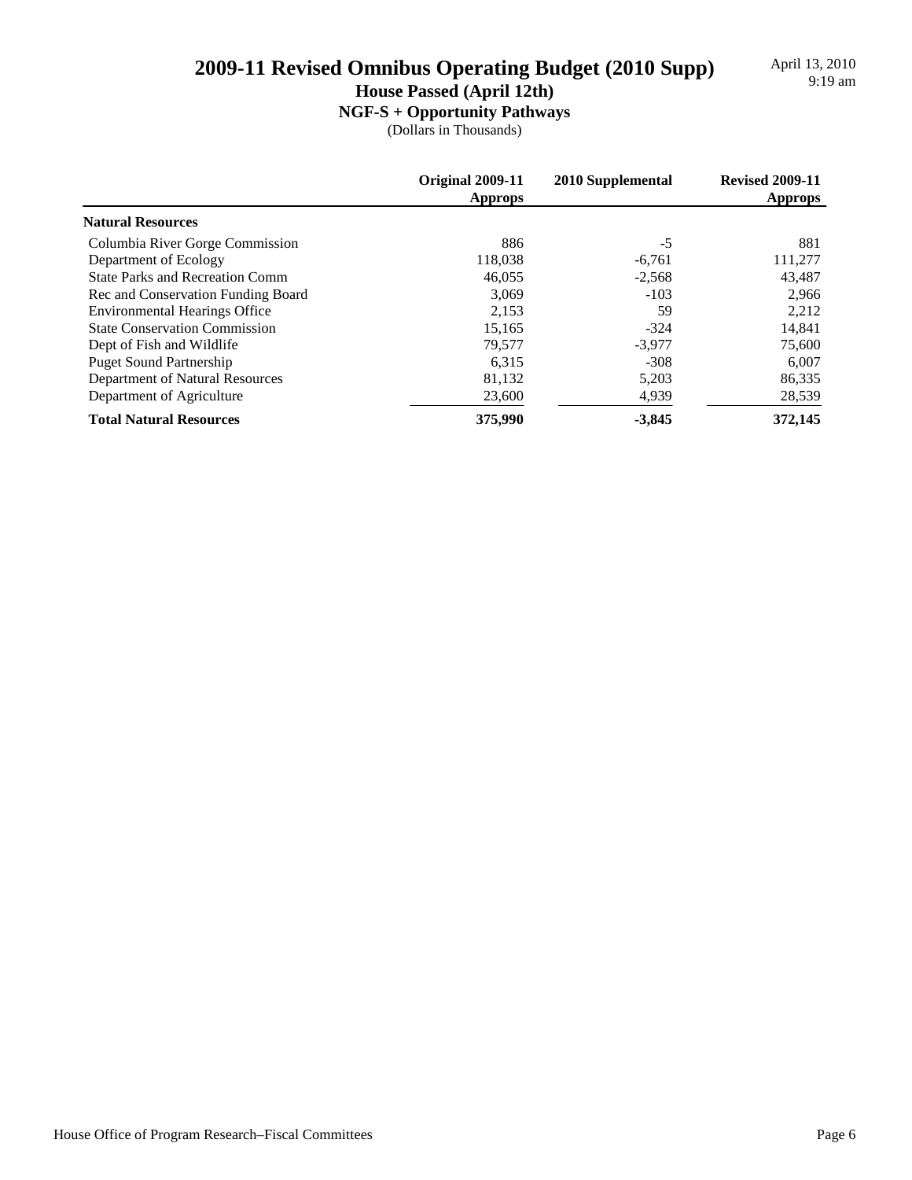# 2009-11 Revised Omnibus Operating Budget (2010 Supp)

## House Passed (April 12th)

### NGF-S + Opportunity Pathways

(Dollars in Thousands)

April 13, 2010
9:19 am

| | Original 2009-11 Approps | 2010 Supplemental | Revised 2009-11 Approps |
|---|---|---|---|
| **Natural Resources** | | | |
| Columbia River Gorge Commission | 886 | -5 | 881 |
| Department of Ecology | 118,038 | -6,761 | 111,277 |
| State Parks and Recreation Comm | 46,055 | -2,568 | 43,487 |
| Rec and Conservation Funding Board | 3,069 | -103 | 2,966 |
| Environmental Hearings Office | 2,153 | 59 | 2,212 |
| State Conservation Commission | 15,165 | -324 | 14,841 |
| Dept of Fish and Wildlife | 79,577 | -3,977 | 75,600 |
| Puget Sound Partnership | 6,315 | -308 | 6,007 |
| Department of Natural Resources | 81,132 | 5,203 | 86,335 |
| Department of Agriculture | 23,600 | 4,939 | 28,539 |
| **Total Natural Resources** | **375,990** | **-3,845** | **372,145** |

House Office of Program Research–Fiscal Committees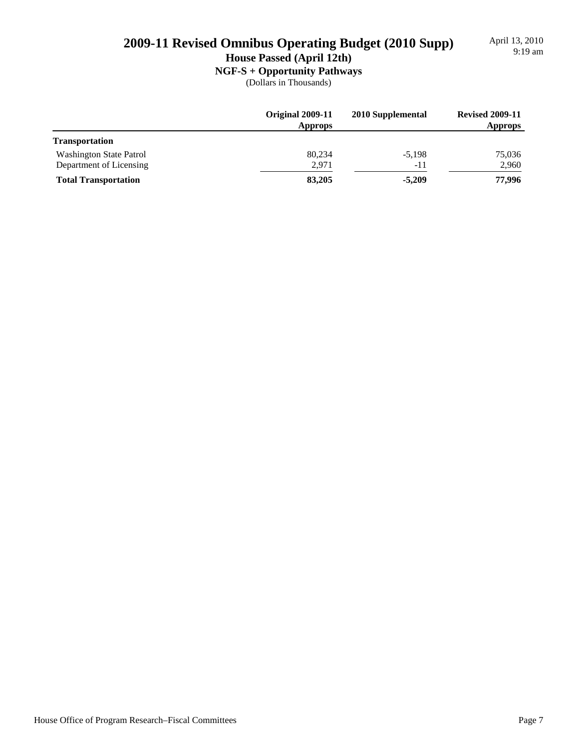# 2009-11 Revised Omnibus Operating Budget (2010 Supp)

## House Passed (April 12th)

### NGF-S + Opportunity Pathways

(Dollars in Thousands)

April 13, 2010
9:19 am

| | Original 2009-11 Approps | 2010 Supplemental | Revised 2009-11 Approps |
|---|---|---|---|
| **Transportation** | | | |
| Washington State Patrol | 80,234 | -5,198 | 75,036 |
| Department of Licensing | 2,971 | -11 | 2,960 |
| **Total Transportation** | **83,205** | **-5,209** | **77,996** |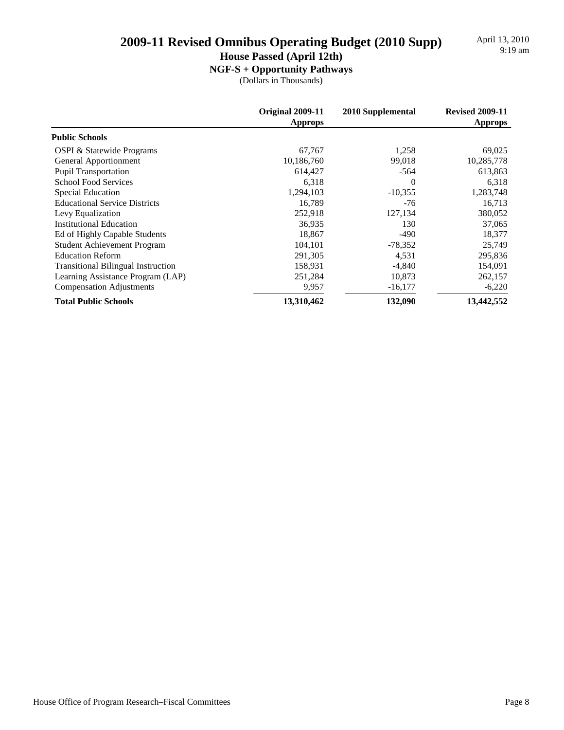# 2009-11 Revised Omnibus Operating Budget (2010 Supp)

## House Passed (April 12th)

### NGF-S + Opportunity Pathways

(Dollars in Thousands)

April 13, 2010
9:19 am

| | Original 2009-11 Approps | 2010 Supplemental | Revised 2009-11 Approps |
|---|---|---|---|
| **Public Schools** | | | |
| OSPI & Statewide Programs | 67,767 | 1,258 | 69,025 |
| General Apportionment | 10,186,760 | 99,018 | 10,285,778 |
| Pupil Transportation | 614,427 | -564 | 613,863 |
| School Food Services | 6,318 | 0 | 6,318 |
| Special Education | 1,294,103 | -10,355 | 1,283,748 |
| Educational Service Districts | 16,789 | -76 | 16,713 |
| Levy Equalization | 252,918 | 127,134 | 380,052 |
| Institutional Education | 36,935 | 130 | 37,065 |
| Ed of Highly Capable Students | 18,867 | -490 | 18,377 |
| Student Achievement Program | 104,101 | -78,352 | 25,749 |
| Education Reform | 291,305 | 4,531 | 295,836 |
| Transitional Bilingual Instruction | 158,931 | -4,840 | 154,091 |
| Learning Assistance Program (LAP) | 251,284 | 10,873 | 262,157 |
| Compensation Adjustments | 9,957 | -16,177 | -6,220 |
| **Total Public Schools** | **13,310,462** | **132,090** | **13,442,552** |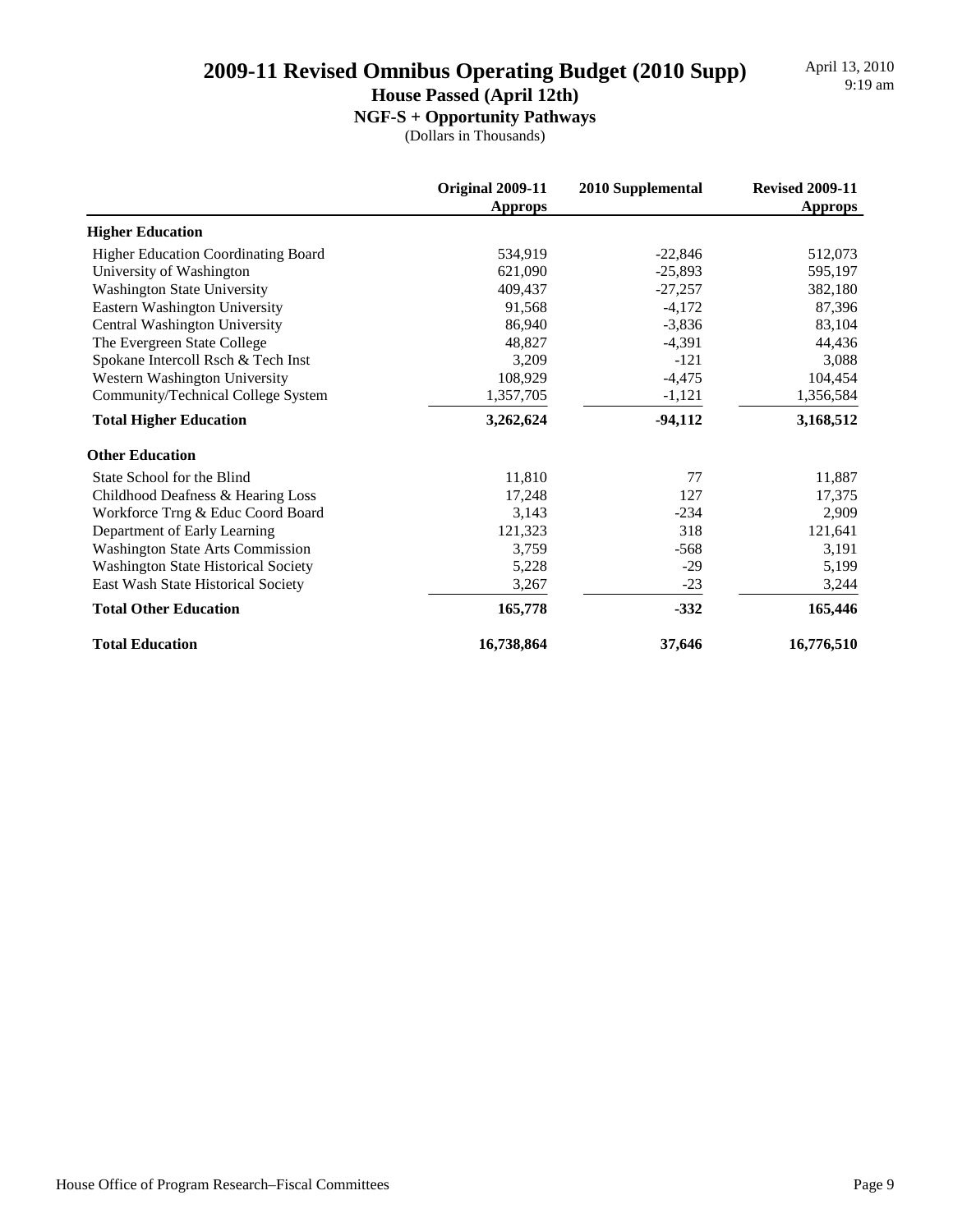# 2009-11 Revised Omnibus Operating Budget (2010 Supp)

## House Passed (April 12th)

### NGF-S + Opportunity Pathways

(Dollars in Thousands)

April 13, 2010
9:19 am

| | Original 2009-11 Approps | 2010 Supplemental | Revised 2009-11 Approps |
|---|---|---|---|
| **Higher Education** | | | |
| Higher Education Coordinating Board | 534,919 | -22,846 | 512,073 |
| University of Washington | 621,090 | -25,893 | 595,197 |
| Washington State University | 409,437 | -27,257 | 382,180 |
| Eastern Washington University | 91,568 | -4,172 | 87,396 |
| Central Washington University | 86,940 | -3,836 | 83,104 |
| The Evergreen State College | 48,827 | -4,391 | 44,436 |
| Spokane Intercoll Rsch & Tech Inst | 3,209 | -121 | 3,088 |
| Western Washington University | 108,929 | -4,475 | 104,454 |
| Community/Technical College System | 1,357,705 | -1,121 | 1,356,584 |
| **Total Higher Education** | **3,262,624** | **-94,112** | **3,168,512** |
| **Other Education** | | | |
| State School for the Blind | 11,810 | 77 | 11,887 |
| Childhood Deafness & Hearing Loss | 17,248 | 127 | 17,375 |
| Workforce Trng & Educ Coord Board | 3,143 | -234 | 2,909 |
| Department of Early Learning | 121,323 | 318 | 121,641 |
| Washington State Arts Commission | 3,759 | -568 | 3,191 |
| Washington State Historical Society | 5,228 | -29 | 5,199 |
| East Wash State Historical Society | 3,267 | -23 | 3,244 |
| **Total Other Education** | **165,778** | **-332** | **165,446** |
| **Total Education** | **16,738,864** | **37,646** | **16,776,510** |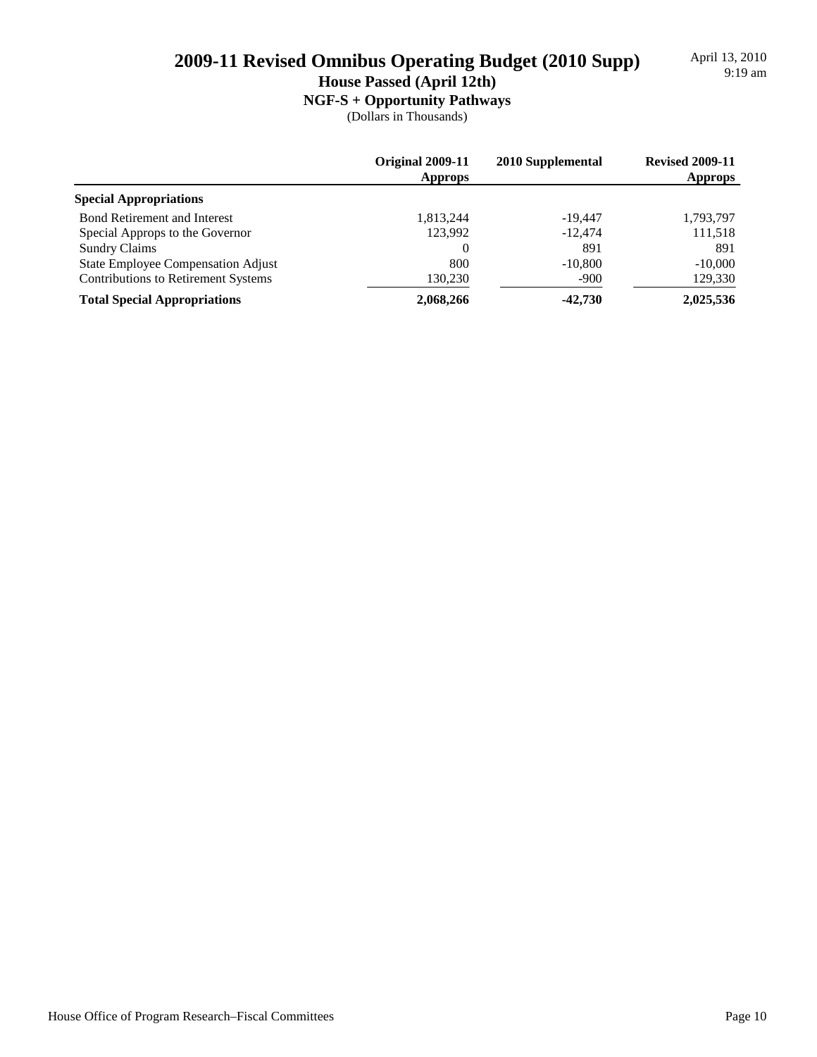# 2009-11 Revised Omnibus Operating Budget (2010 Supp)

## House Passed (April 12th)

### NGF-S + Opportunity Pathways

(Dollars in Thousands)

April 13, 2010
9:19 am

| | Original 2009-11 Approps | 2010 Supplemental | Revised 2009-11 Approps |
|---|---|---|---|
| **Special Appropriations** | | | |
| Bond Retirement and Interest | 1,813,244 | -19,447 | 1,793,797 |
| Special Approps to the Governor | 123,992 | -12,474 | 111,518 |
| Sundry Claims | 0 | 891 | 891 |
| State Employee Compensation Adjust | 800 | -10,800 | -10,000 |
| Contributions to Retirement Systems | 130,230 | -900 | 129,330 |
| **Total Special Appropriations** | **2,068,266** | **-42,730** | **2,025,536** |

House Office of Program Research–Fiscal Committees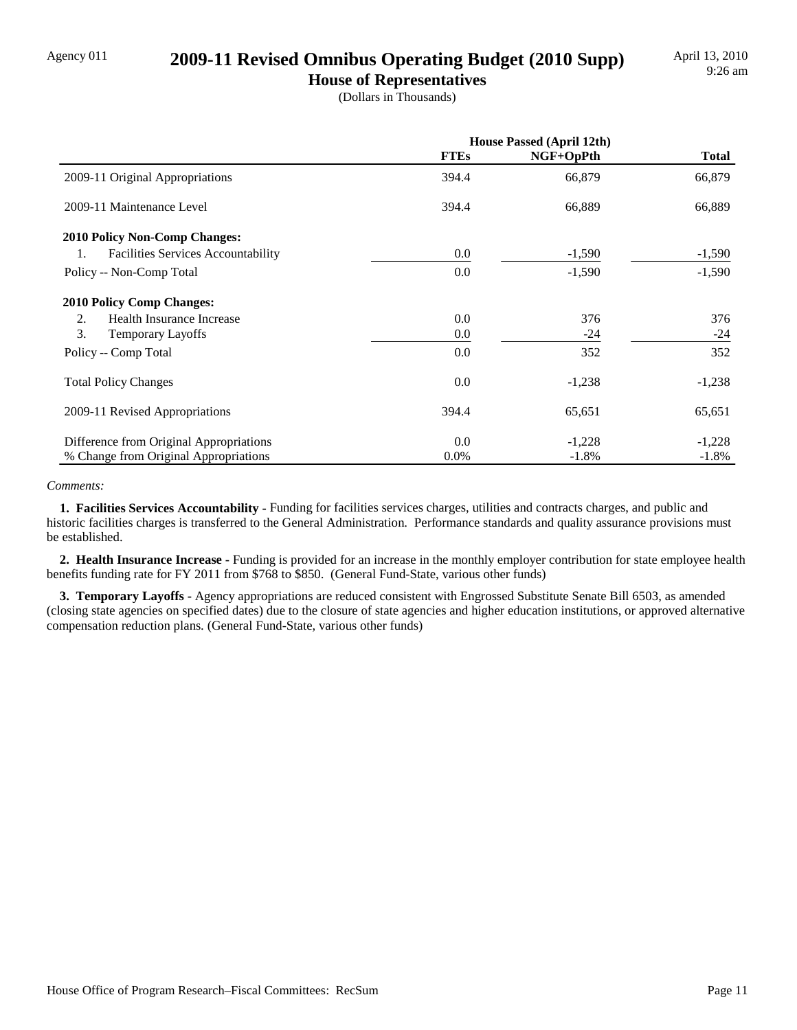Agency 011

# 2009-11 Revised Omnibus Operating Budget (2010 Supp)

## House of Representatives

(Dollars in Thousands)

April 13, 2010
9:26 am

| | House Passed (April 12th) | | |
|---|---|---|---|
| | **FTEs** | **NGF+OpPth** | **Total** |
| 2009-11 Original Appropriations | 394.4 | 66,879 | 66,879 |
| 2009-11 Maintenance Level | 394.4 | 66,889 | 66,889 |
| **2010 Policy Non-Comp Changes:** | | | |
| 1. Facilities Services Accountability | 0.0 | -1,590 | -1,590 |
| Policy -- Non-Comp Total | 0.0 | -1,590 | -1,590 |
| **2010 Policy Comp Changes:** | | | |
| 2. Health Insurance Increase | 0.0 | 376 | 376 |
| 3. Temporary Layoffs | 0.0 | -24 | -24 |
| Policy -- Comp Total | 0.0 | 352 | 352 |
| Total Policy Changes | 0.0 | -1,238 | -1,238 |
| 2009-11 Revised Appropriations | 394.4 | 65,651 | 65,651 |
| Difference from Original Appropriations | 0.0 | -1,228 | -1,228 |
| % Change from Original Appropriations | 0.0% | -1.8% | -1.8% |

*Comments:*

**1. Facilities Services Accountability -** Funding for facilities services charges, utilities and contracts charges, and public and historic facilities charges is transferred to the General Administration. Performance standards and quality assurance provisions must be established.

**2. Health Insurance Increase -** Funding is provided for an increase in the monthly employer contribution for state employee health benefits funding rate for FY 2011 from $768 to $850. (General Fund-State, various other funds)

**3. Temporary Layoffs -** Agency appropriations are reduced consistent with Engrossed Substitute Senate Bill 6503, as amended (closing state agencies on specified dates) due to the closure of state agencies and higher education institutions, or approved alternative compensation reduction plans. (General Fund-State, various other funds)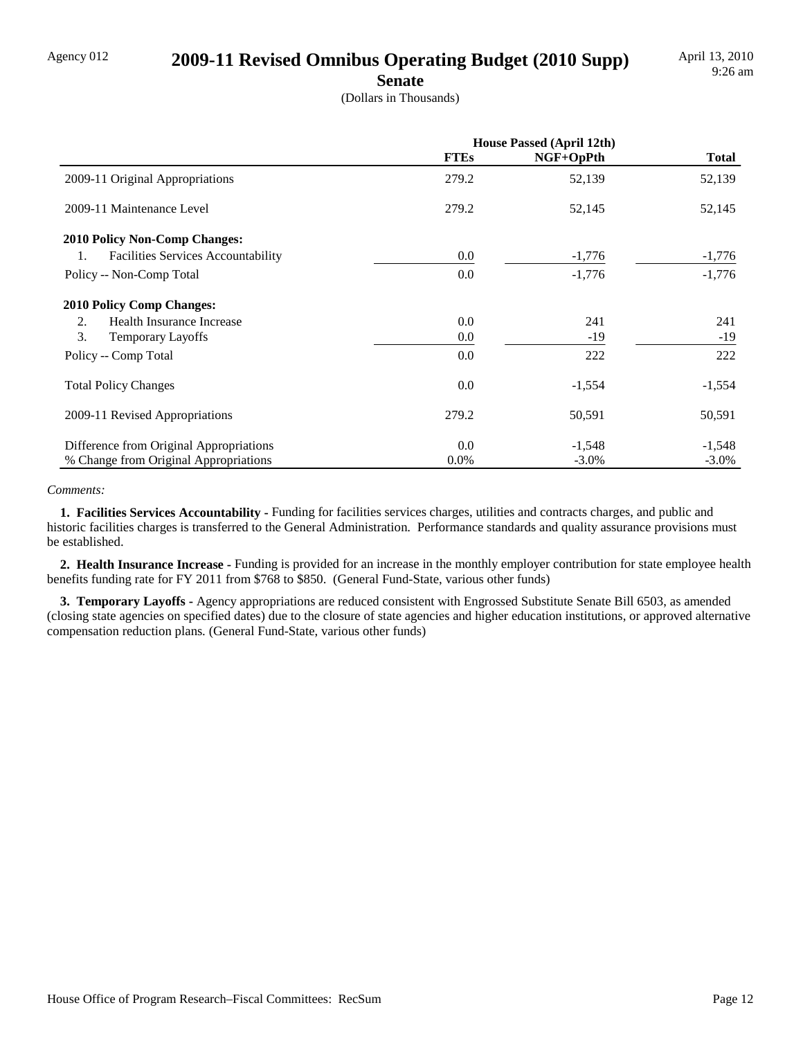Agency 012

# 2009-11 Revised Omnibus Operating Budget (2010 Supp)

## Senate

(Dollars in Thousands)

April 13, 2010
9:26 am

| | House Passed (April 12th) | | |
|---|---|---|---|
| | **FTEs** | **NGF+OpPth** | **Total** |
| 2009-11 Original Appropriations | 279.2 | 52,139 | 52,139 |
| 2009-11 Maintenance Level | 279.2 | 52,145 | 52,145 |
| **2010 Policy Non-Comp Changes:** | | | |
| 1. Facilities Services Accountability | 0.0 | -1,776 | -1,776 |
| Policy -- Non-Comp Total | 0.0 | -1,776 | -1,776 |
| **2010 Policy Comp Changes:** | | | |
| 2. Health Insurance Increase | 0.0 | 241 | 241 |
| 3. Temporary Layoffs | 0.0 | -19 | -19 |
| Policy -- Comp Total | 0.0 | 222 | 222 |
| Total Policy Changes | 0.0 | -1,554 | -1,554 |
| 2009-11 Revised Appropriations | 279.2 | 50,591 | 50,591 |
| Difference from Original Appropriations | 0.0 | -1,548 | -1,548 |
| % Change from Original Appropriations | 0.0% | -3.0% | -3.0% |

*Comments:*

**1. Facilities Services Accountability -** Funding for facilities services charges, utilities and contracts charges, and public and historic facilities charges is transferred to the General Administration. Performance standards and quality assurance provisions must be established.

**2. Health Insurance Increase -** Funding is provided for an increase in the monthly employer contribution for state employee health benefits funding rate for FY 2011 from $768 to $850. (General Fund-State, various other funds)

**3. Temporary Layoffs -** Agency appropriations are reduced consistent with Engrossed Substitute Senate Bill 6503, as amended (closing state agencies on specified dates) due to the closure of state agencies and higher education institutions, or approved alternative compensation reduction plans. (General Fund-State, various other funds)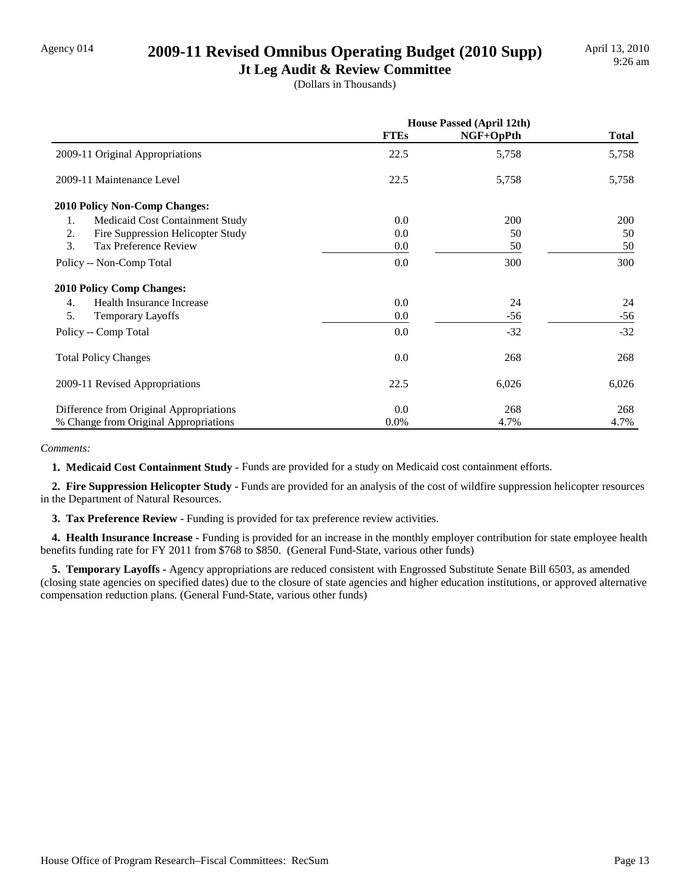Agency 014

# 2009-11 Revised Omnibus Operating Budget (2010 Supp)

## Jt Leg Audit & Review Committee

(Dollars in Thousands)

April 13, 2010
9:26 am

| | House Passed (April 12th) | | |
|---|---|---|---|
| | **FTEs** | **NGF+OpPth** | **Total** |
| 2009-11 Original Appropriations | 22.5 | 5,758 | 5,758 |
| 2009-11 Maintenance Level | 22.5 | 5,758 | 5,758 |
| **2010 Policy Non-Comp Changes:** | | | |
| 1. Medicaid Cost Containment Study | 0.0 | 200 | 200 |
| 2. Fire Suppression Helicopter Study | 0.0 | 50 | 50 |
| 3. Tax Preference Review | 0.0 | 50 | 50 |
| Policy -- Non-Comp Total | 0.0 | 300 | 300 |
| **2010 Policy Comp Changes:** | | | |
| 4. Health Insurance Increase | 0.0 | 24 | 24 |
| 5. Temporary Layoffs | 0.0 | -56 | -56 |
| Policy -- Comp Total | 0.0 | -32 | -32 |
| Total Policy Changes | 0.0 | 268 | 268 |
| 2009-11 Revised Appropriations | 22.5 | 6,026 | 6,026 |
| Difference from Original Appropriations | 0.0 | 268 | 268 |
| % Change from Original Appropriations | 0.0% | 4.7% | 4.7% |

*Comments:*

**1. Medicaid Cost Containment Study -** Funds are provided for a study on Medicaid cost containment efforts.

**2. Fire Suppression Helicopter Study -** Funds are provided for an analysis of the cost of wildfire suppression helicopter resources in the Department of Natural Resources.

**3. Tax Preference Review -** Funding is provided for tax preference review activities.

**4. Health Insurance Increase -** Funding is provided for an increase in the monthly employer contribution for state employee health benefits funding rate for FY 2011 from $768 to $850. (General Fund-State, various other funds)

**5. Temporary Layoffs -** Agency appropriations are reduced consistent with Engrossed Substitute Senate Bill 6503, as amended (closing state agencies on specified dates) due to the closure of state agencies and higher education institutions, or approved alternative compensation reduction plans. (General Fund-State, various other funds)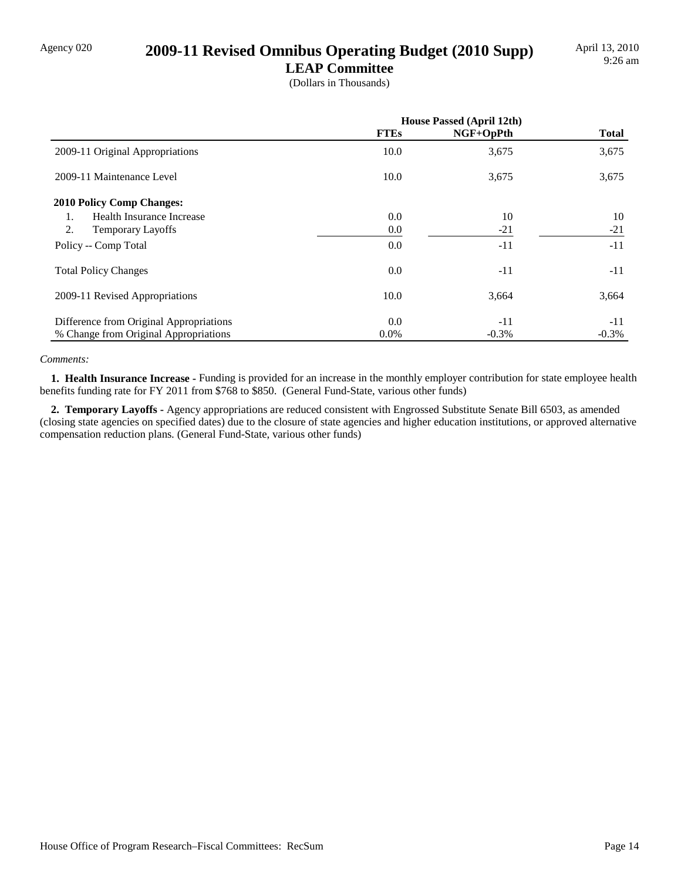Agency 020

# 2009-11 Revised Omnibus Operating Budget (2010 Supp)

## LEAP Committee

(Dollars in Thousands)

| | House Passed (April 12th) | | |
|---|---|---|---|
| | FTEs | NGF+OpPth | Total |
| 2009-11 Original Appropriations | 10.0 | 3,675 | 3,675 |
| 2009-11 Maintenance Level | 10.0 | 3,675 | 3,675 |
| **2010 Policy Comp Changes:** | | | |
| 1. Health Insurance Increase | 0.0 | 10 | 10 |
| 2. Temporary Layoffs | 0.0 | -21 | -21 |
| Policy -- Comp Total | 0.0 | -11 | -11 |
| Total Policy Changes | 0.0 | -11 | -11 |
| 2009-11 Revised Appropriations | 10.0 | 3,664 | 3,664 |
| Difference from Original Appropriations | 0.0 | -11 | -11 |
| % Change from Original Appropriations | 0.0% | -0.3% | -0.3% |

*Comments:*

**1. Health Insurance Increase -** Funding is provided for an increase in the monthly employer contribution for state employee health benefits funding rate for FY 2011 from $768 to $850. (General Fund-State, various other funds)

**2. Temporary Layoffs -** Agency appropriations are reduced consistent with Engrossed Substitute Senate Bill 6503, as amended (closing state agencies on specified dates) due to the closure of state agencies and higher education institutions, or approved alternative compensation reduction plans. (General Fund-State, various other funds)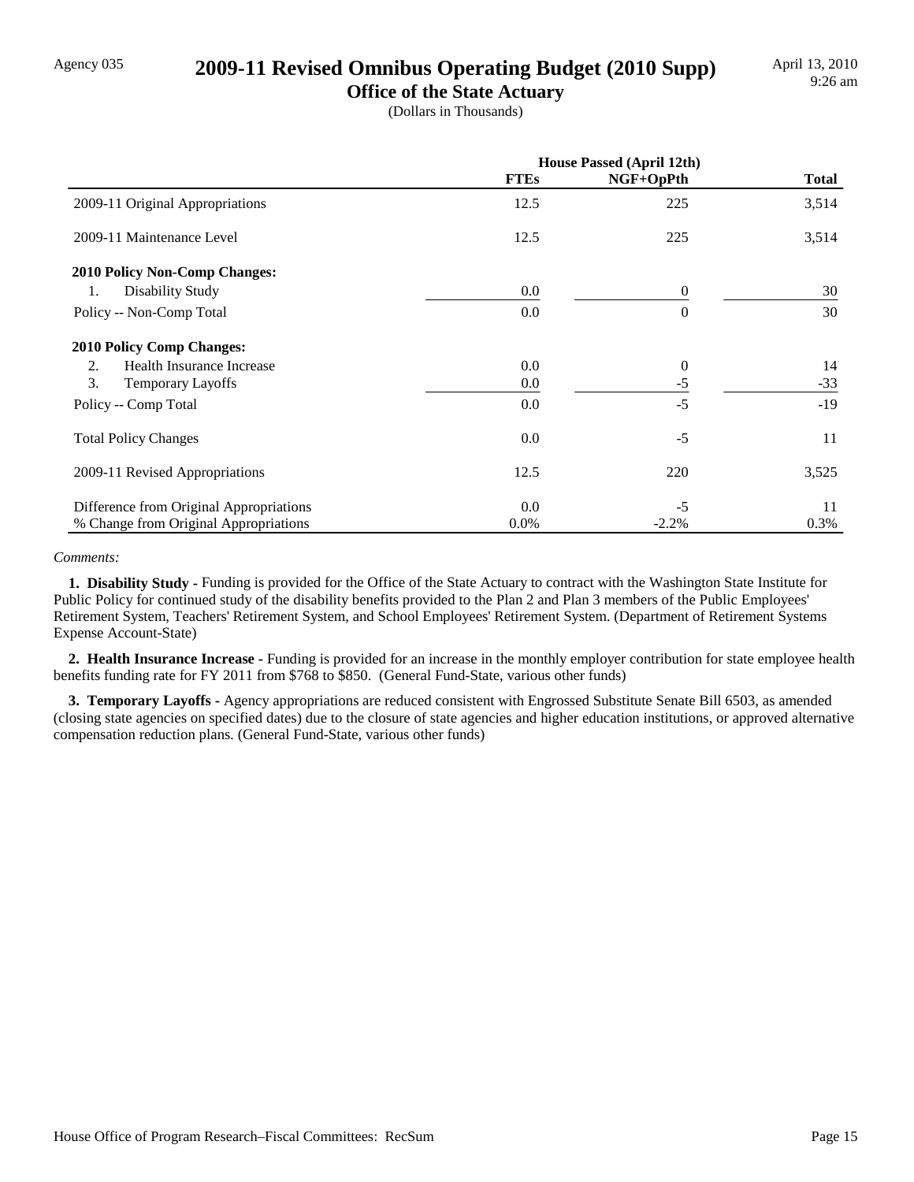Agency 035

# 2009-11 Revised Omnibus Operating Budget (2010 Supp)

## Office of the State Actuary

(Dollars in Thousands)

April 13, 2010
9:26 am

| | House Passed (April 12th) | | |
|---|---|---|---|
| | FTEs | NGF+OpPth | Total |
| 2009-11 Original Appropriations | 12.5 | 225 | 3,514 |
| 2009-11 Maintenance Level | 12.5 | 225 | 3,514 |
| **2010 Policy Non-Comp Changes:** | | | |
| 1. Disability Study | 0.0 | 0 | 30 |
| Policy -- Non-Comp Total | 0.0 | 0 | 30 |
| **2010 Policy Comp Changes:** | | | |
| 2. Health Insurance Increase | 0.0 | 0 | 14 |
| 3. Temporary Layoffs | 0.0 | -5 | -33 |
| Policy -- Comp Total | 0.0 | -5 | -19 |
| Total Policy Changes | 0.0 | -5 | 11 |
| 2009-11 Revised Appropriations | 12.5 | 220 | 3,525 |
| Difference from Original Appropriations | 0.0 | -5 | 11 |
| % Change from Original Appropriations | 0.0% | -2.2% | 0.3% |

*Comments:*

**1. Disability Study -** Funding is provided for the Office of the State Actuary to contract with the Washington State Institute for Public Policy for continued study of the disability benefits provided to the Plan 2 and Plan 3 members of the Public Employees' Retirement System, Teachers' Retirement System, and School Employees' Retirement System. (Department of Retirement Systems Expense Account-State)

**2. Health Insurance Increase -** Funding is provided for an increase in the monthly employer contribution for state employee health benefits funding rate for FY 2011 from $768 to $850. (General Fund-State, various other funds)

**3. Temporary Layoffs -** Agency appropriations are reduced consistent with Engrossed Substitute Senate Bill 6503, as amended (closing state agencies on specified dates) due to the closure of state agencies and higher education institutions, or approved alternative compensation reduction plans. (General Fund-State, various other funds)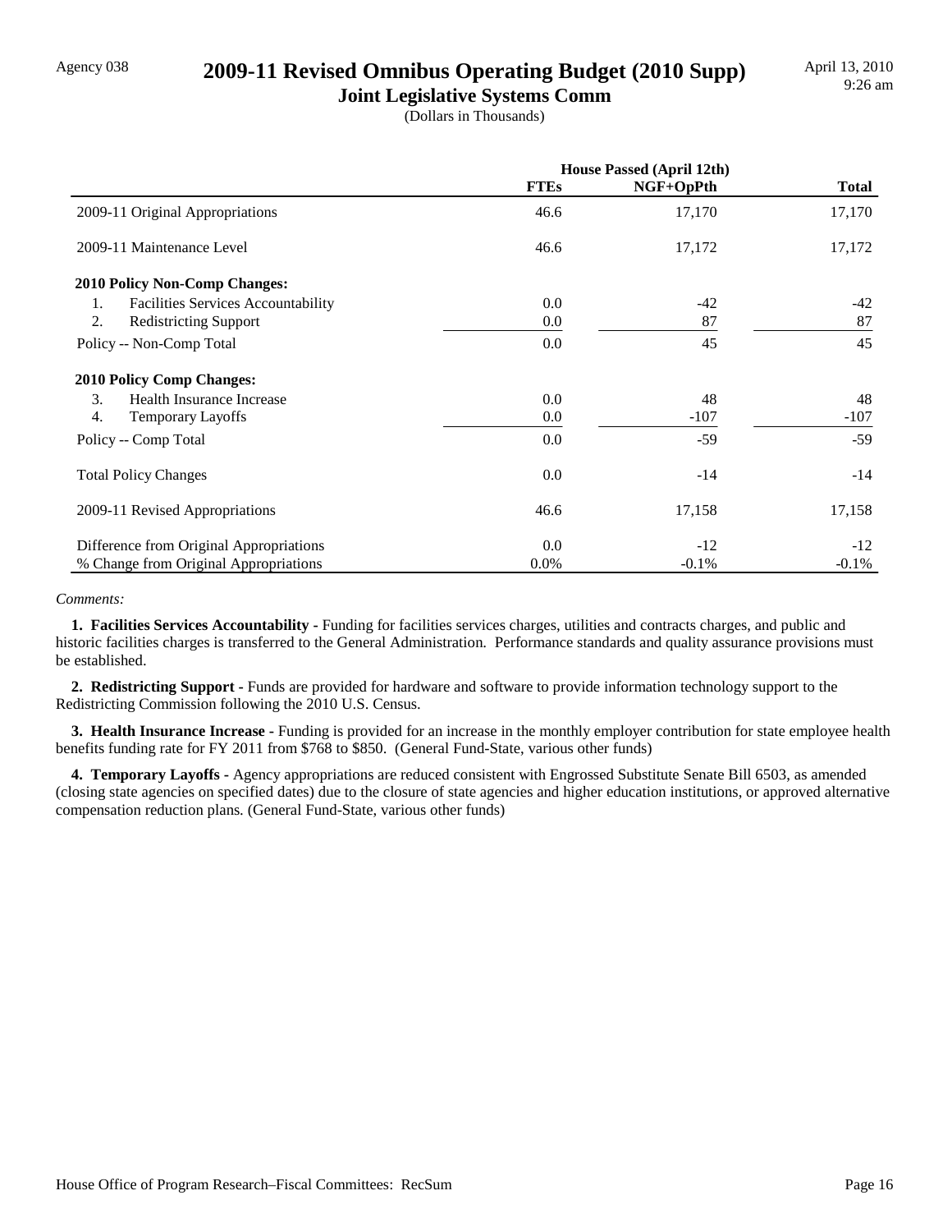Agency 038

# 2009-11 Revised Omnibus Operating Budget (2010 Supp)

## Joint Legislative Systems Comm

(Dollars in Thousands)

| | House Passed (April 12th) | | |
|---|---|---|---|
| | FTEs | NGF+OpPth | Total |
| 2009-11 Original Appropriations | 46.6 | 17,170 | 17,170 |
| 2009-11 Maintenance Level | 46.6 | 17,172 | 17,172 |
| **2010 Policy Non-Comp Changes:** | | | |
| 1. Facilities Services Accountability | 0.0 | -42 | -42 |
| 2. Redistricting Support | 0.0 | 87 | 87 |
| Policy -- Non-Comp Total | 0.0 | 45 | 45 |
| **2010 Policy Comp Changes:** | | | |
| 3. Health Insurance Increase | 0.0 | 48 | 48 |
| 4. Temporary Layoffs | 0.0 | -107 | -107 |
| Policy -- Comp Total | 0.0 | -59 | -59 |
| Total Policy Changes | 0.0 | -14 | -14 |
| 2009-11 Revised Appropriations | 46.6 | 17,158 | 17,158 |
| Difference from Original Appropriations | 0.0 | -12 | -12 |
| % Change from Original Appropriations | 0.0% | -0.1% | -0.1% |

*Comments:*

**1. Facilities Services Accountability -** Funding for facilities services charges, utilities and contracts charges, and public and historic facilities charges is transferred to the General Administration. Performance standards and quality assurance provisions must be established.

**2. Redistricting Support -** Funds are provided for hardware and software to provide information technology support to the Redistricting Commission following the 2010 U.S. Census.

**3. Health Insurance Increase -** Funding is provided for an increase in the monthly employer contribution for state employee health benefits funding rate for FY 2011 from $768 to $850. (General Fund-State, various other funds)

**4. Temporary Layoffs -** Agency appropriations are reduced consistent with Engrossed Substitute Senate Bill 6503, as amended (closing state agencies on specified dates) due to the closure of state agencies and higher education institutions, or approved alternative compensation reduction plans. (General Fund-State, various other funds)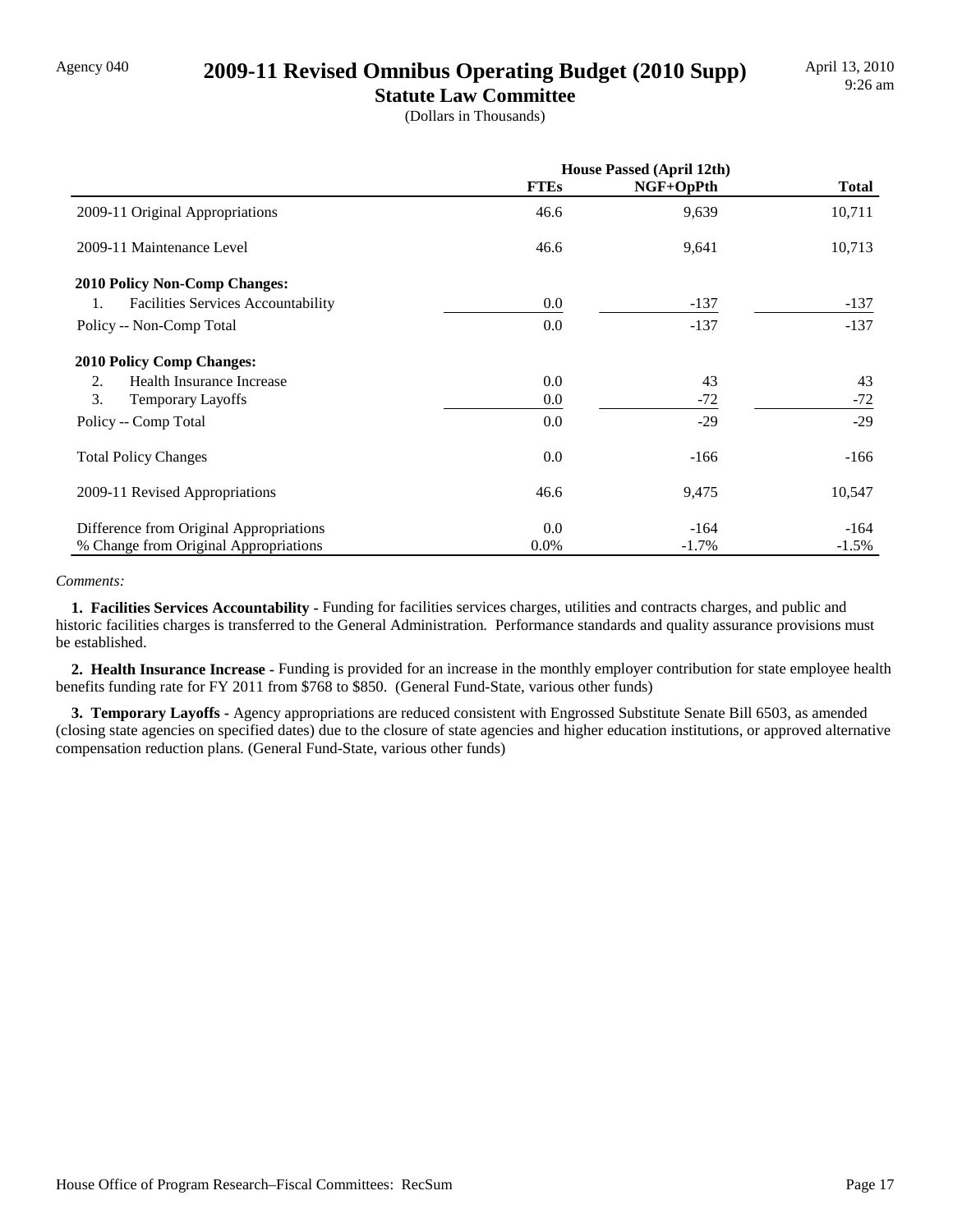Agency 040

# 2009-11 Revised Omnibus Operating Budget (2010 Supp)

## Statute Law Committee

(Dollars in Thousands)

April 13, 2010
9:26 am

| | House Passed (April 12th) | | |
|---|---|---|---|
| | **FTEs** | **NGF+OpPth** | **Total** |
| 2009-11 Original Appropriations | 46.6 | 9,639 | 10,711 |
| 2009-11 Maintenance Level | 46.6 | 9,641 | 10,713 |
| **2010 Policy Non-Comp Changes:** | | | |
| 1. Facilities Services Accountability | 0.0 | -137 | -137 |
| Policy -- Non-Comp Total | 0.0 | -137 | -137 |
| **2010 Policy Comp Changes:** | | | |
| 2. Health Insurance Increase | 0.0 | 43 | 43 |
| 3. Temporary Layoffs | 0.0 | -72 | -72 |
| Policy -- Comp Total | 0.0 | -29 | -29 |
| Total Policy Changes | 0.0 | -166 | -166 |
| 2009-11 Revised Appropriations | 46.6 | 9,475 | 10,547 |
| Difference from Original Appropriations | 0.0 | -164 | -164 |
| % Change from Original Appropriations | 0.0% | -1.7% | -1.5% |

*Comments:*

**1. Facilities Services Accountability -** Funding for facilities services charges, utilities and contracts charges, and public and historic facilities charges is transferred to the General Administration. Performance standards and quality assurance provisions must be established.

**2. Health Insurance Increase -** Funding is provided for an increase in the monthly employer contribution for state employee health benefits funding rate for FY 2011 from $768 to $850. (General Fund-State, various other funds)

**3. Temporary Layoffs -** Agency appropriations are reduced consistent with Engrossed Substitute Senate Bill 6503, as amended (closing state agencies on specified dates) due to the closure of state agencies and higher education institutions, or approved alternative compensation reduction plans. (General Fund-State, various other funds)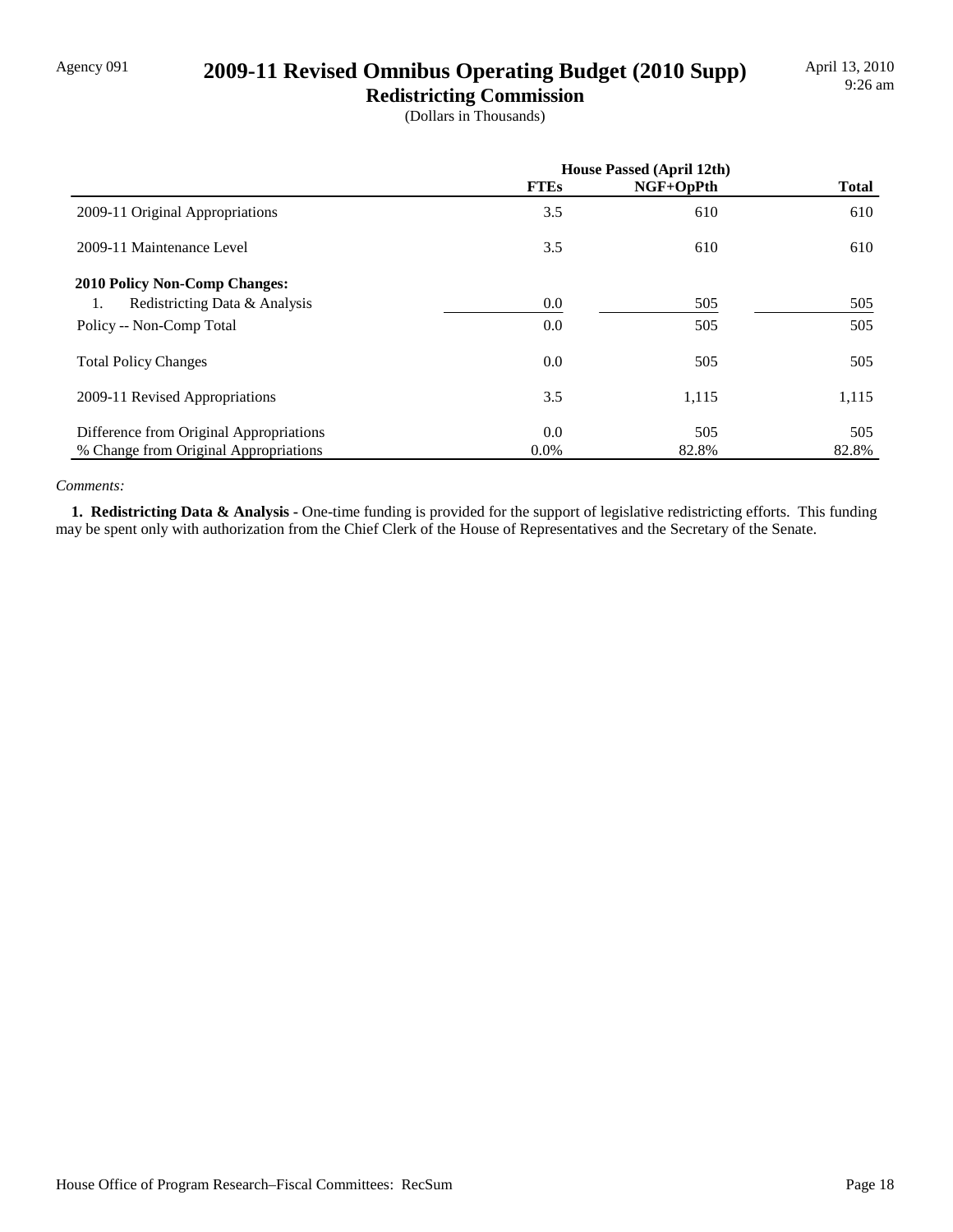Agency 091

# 2009-11 Revised Omnibus Operating Budget (2010 Supp)

## Redistricting Commission

(Dollars in Thousands)

April 13, 2010
9:26 am

| | House Passed (April 12th) | | |
|---|---|---|---|
| | **FTEs** | **NGF+OpPth** | **Total** |
| 2009-11 Original Appropriations | 3.5 | 610 | 610 |
| 2009-11 Maintenance Level | 3.5 | 610 | 610 |
| **2010 Policy Non-Comp Changes:** | | | |
| 1. Redistricting Data & Analysis | 0.0 | 505 | 505 |
| Policy -- Non-Comp Total | 0.0 | 505 | 505 |
| Total Policy Changes | 0.0 | 505 | 505 |
| 2009-11 Revised Appropriations | 3.5 | 1,115 | 1,115 |
| Difference from Original Appropriations | 0.0 | 505 | 505 |
| % Change from Original Appropriations | 0.0% | 82.8% | 82.8% |

*Comments:*

**1. Redistricting Data & Analysis -** One-time funding is provided for the support of legislative redistricting efforts. This funding may be spent only with authorization from the Chief Clerk of the House of Representatives and the Secretary of the Senate.

House Office of Program Research–Fiscal Committees: RecSum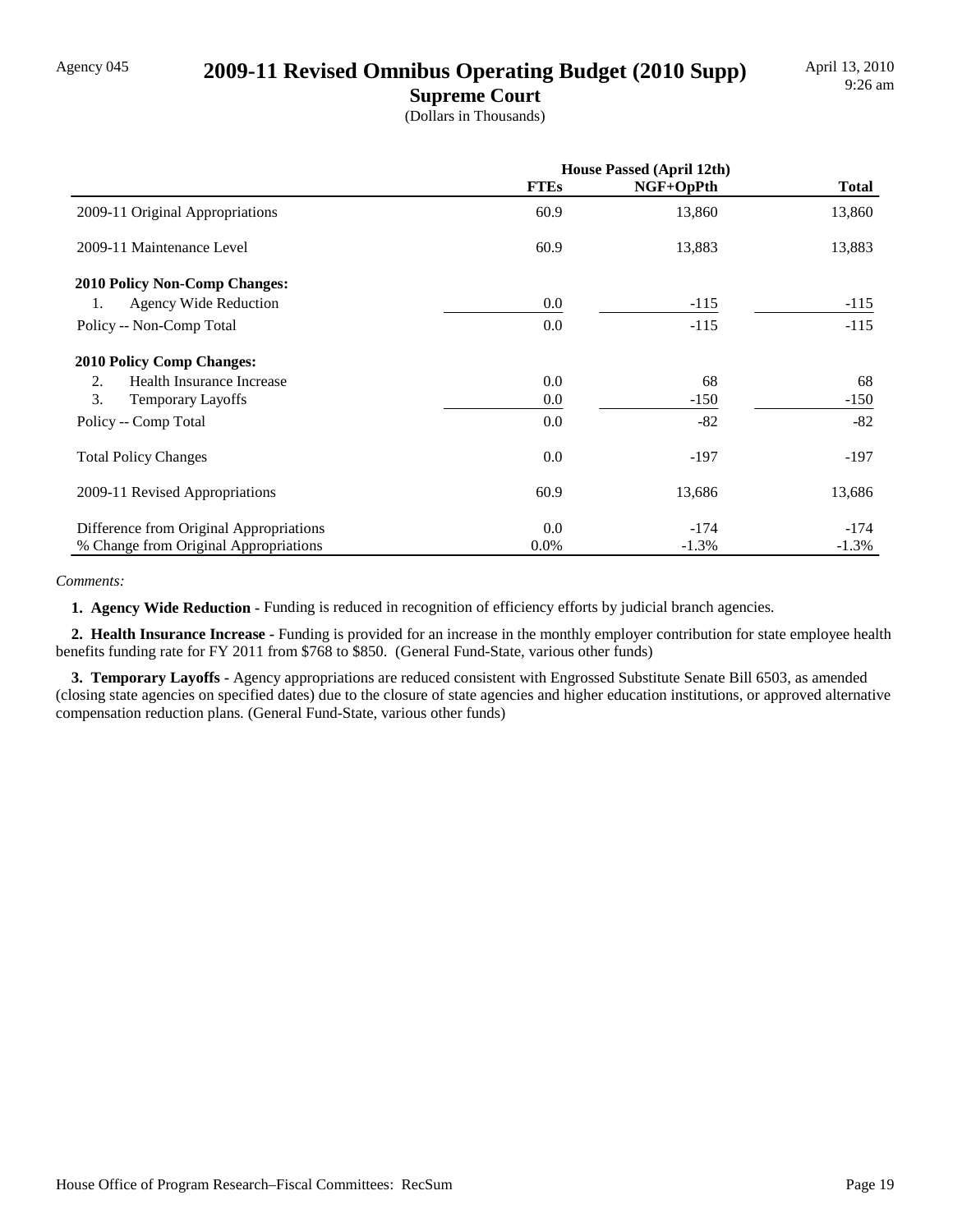Agency 045

# 2009-11 Revised Omnibus Operating Budget (2010 Supp)

April 13, 2010
9:26 am

## Supreme Court

(Dollars in Thousands)

| | House Passed (April 12th) | | |
|---|---|---|---|
| | **FTEs** | **NGF+OpPth** | **Total** |
| 2009-11 Original Appropriations | 60.9 | 13,860 | 13,860 |
| 2009-11 Maintenance Level | 60.9 | 13,883 | 13,883 |
| **2010 Policy Non-Comp Changes:** | | | |
| 1. Agency Wide Reduction | 0.0 | -115 | -115 |
| Policy -- Non-Comp Total | 0.0 | -115 | -115 |
| **2010 Policy Comp Changes:** | | | |
| 2. Health Insurance Increase | 0.0 | 68 | 68 |
| 3. Temporary Layoffs | 0.0 | -150 | -150 |
| Policy -- Comp Total | 0.0 | -82 | -82 |
| Total Policy Changes | 0.0 | -197 | -197 |
| 2009-11 Revised Appropriations | 60.9 | 13,686 | 13,686 |
| Difference from Original Appropriations | 0.0 | -174 | -174 |
| % Change from Original Appropriations | 0.0% | -1.3% | -1.3% |

*Comments:*

**1. Agency Wide Reduction -** Funding is reduced in recognition of efficiency efforts by judicial branch agencies.

**2. Health Insurance Increase -** Funding is provided for an increase in the monthly employer contribution for state employee health benefits funding rate for FY 2011 from $768 to $850. (General Fund-State, various other funds)

**3. Temporary Layoffs -** Agency appropriations are reduced consistent with Engrossed Substitute Senate Bill 6503, as amended (closing state agencies on specified dates) due to the closure of state agencies and higher education institutions, or approved alternative compensation reduction plans. (General Fund-State, various other funds)

House Office of Program Research–Fiscal Committees: RecSum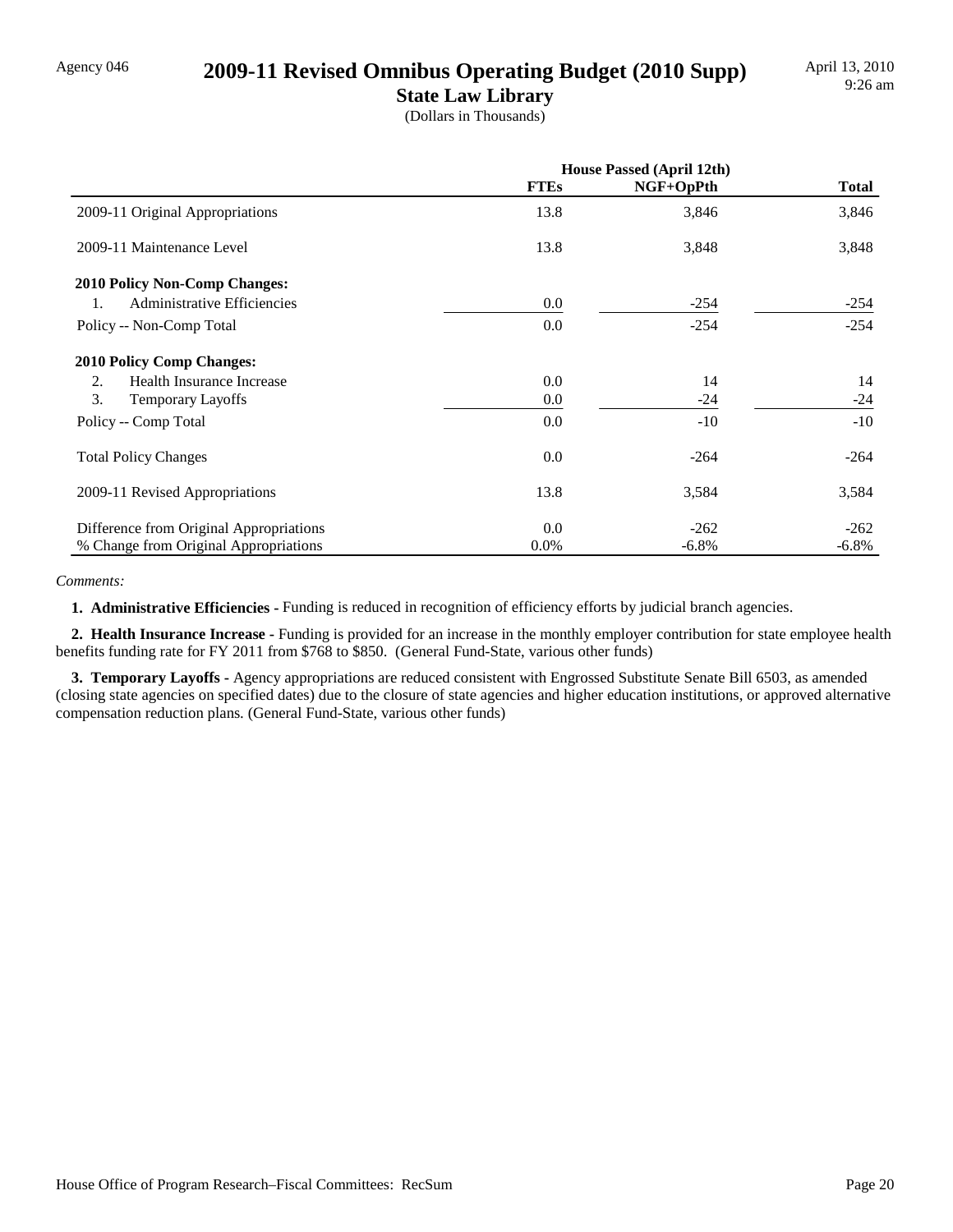Agency 046

# 2009-11 Revised Omnibus Operating Budget (2010 Supp)

## State Law Library

(Dollars in Thousands)

April 13, 2010
9:26 am

| | House Passed (April 12th) | | |
|---|---|---|---|
| | **FTEs** | **NGF+OpPth** | **Total** |
| 2009-11 Original Appropriations | 13.8 | 3,846 | 3,846 |
| 2009-11 Maintenance Level | 13.8 | 3,848 | 3,848 |
| **2010 Policy Non-Comp Changes:** | | | |
| 1. Administrative Efficiencies | 0.0 | -254 | -254 |
| Policy -- Non-Comp Total | 0.0 | -254 | -254 |
| **2010 Policy Comp Changes:** | | | |
| 2. Health Insurance Increase | 0.0 | 14 | 14 |
| 3. Temporary Layoffs | 0.0 | -24 | -24 |
| Policy -- Comp Total | 0.0 | -10 | -10 |
| Total Policy Changes | 0.0 | -264 | -264 |
| 2009-11 Revised Appropriations | 13.8 | 3,584 | 3,584 |
| Difference from Original Appropriations | 0.0 | -262 | -262 |
| % Change from Original Appropriations | 0.0% | -6.8% | -6.8% |

*Comments:*

**1. Administrative Efficiencies -** Funding is reduced in recognition of efficiency efforts by judicial branch agencies.

**2. Health Insurance Increase -** Funding is provided for an increase in the monthly employer contribution for state employee health benefits funding rate for FY 2011 from $768 to $850. (General Fund-State, various other funds)

**3. Temporary Layoffs -** Agency appropriations are reduced consistent with Engrossed Substitute Senate Bill 6503, as amended (closing state agencies on specified dates) due to the closure of state agencies and higher education institutions, or approved alternative compensation reduction plans. (General Fund-State, various other funds)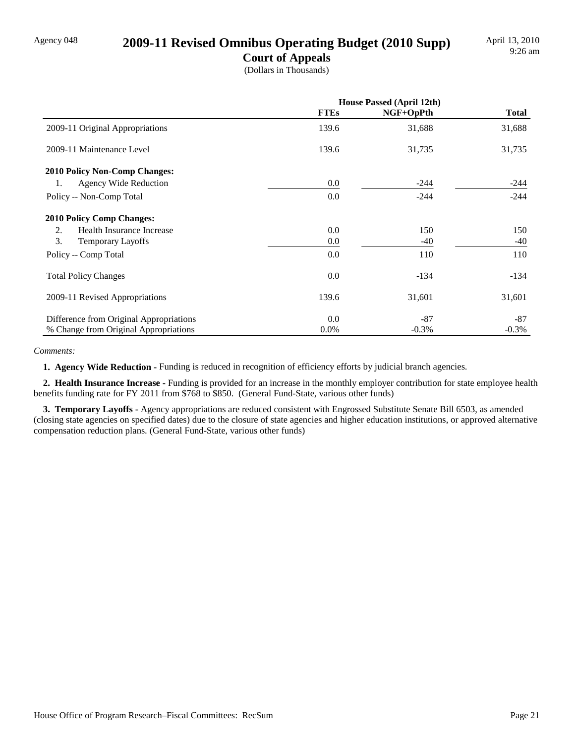Agency 048

# 2009-11 Revised Omnibus Operating Budget (2010 Supp)

## Court of Appeals

(Dollars in Thousands)

April 13, 2010
9:26 am

| | House Passed (April 12th) | | |
|---|---|---|---|
| | **FTEs** | **NGF+OpPth** | **Total** |
| 2009-11 Original Appropriations | 139.6 | 31,688 | 31,688 |
| 2009-11 Maintenance Level | 139.6 | 31,735 | 31,735 |
| **2010 Policy Non-Comp Changes:** | | | |
| 1. Agency Wide Reduction | 0.0 | -244 | -244 |
| Policy -- Non-Comp Total | 0.0 | -244 | -244 |
| **2010 Policy Comp Changes:** | | | |
| 2. Health Insurance Increase | 0.0 | 150 | 150 |
| 3. Temporary Layoffs | 0.0 | -40 | -40 |
| Policy -- Comp Total | 0.0 | 110 | 110 |
| Total Policy Changes | 0.0 | -134 | -134 |
| 2009-11 Revised Appropriations | 139.6 | 31,601 | 31,601 |
| Difference from Original Appropriations | 0.0 | -87 | -87 |
| % Change from Original Appropriations | 0.0% | -0.3% | -0.3% |

*Comments:*

**1. Agency Wide Reduction -** Funding is reduced in recognition of efficiency efforts by judicial branch agencies.

**2. Health Insurance Increase -** Funding is provided for an increase in the monthly employer contribution for state employee health benefits funding rate for FY 2011 from $768 to $850. (General Fund-State, various other funds)

**3. Temporary Layoffs -** Agency appropriations are reduced consistent with Engrossed Substitute Senate Bill 6503, as amended (closing state agencies on specified dates) due to the closure of state agencies and higher education institutions, or approved alternative compensation reduction plans. (General Fund-State, various other funds)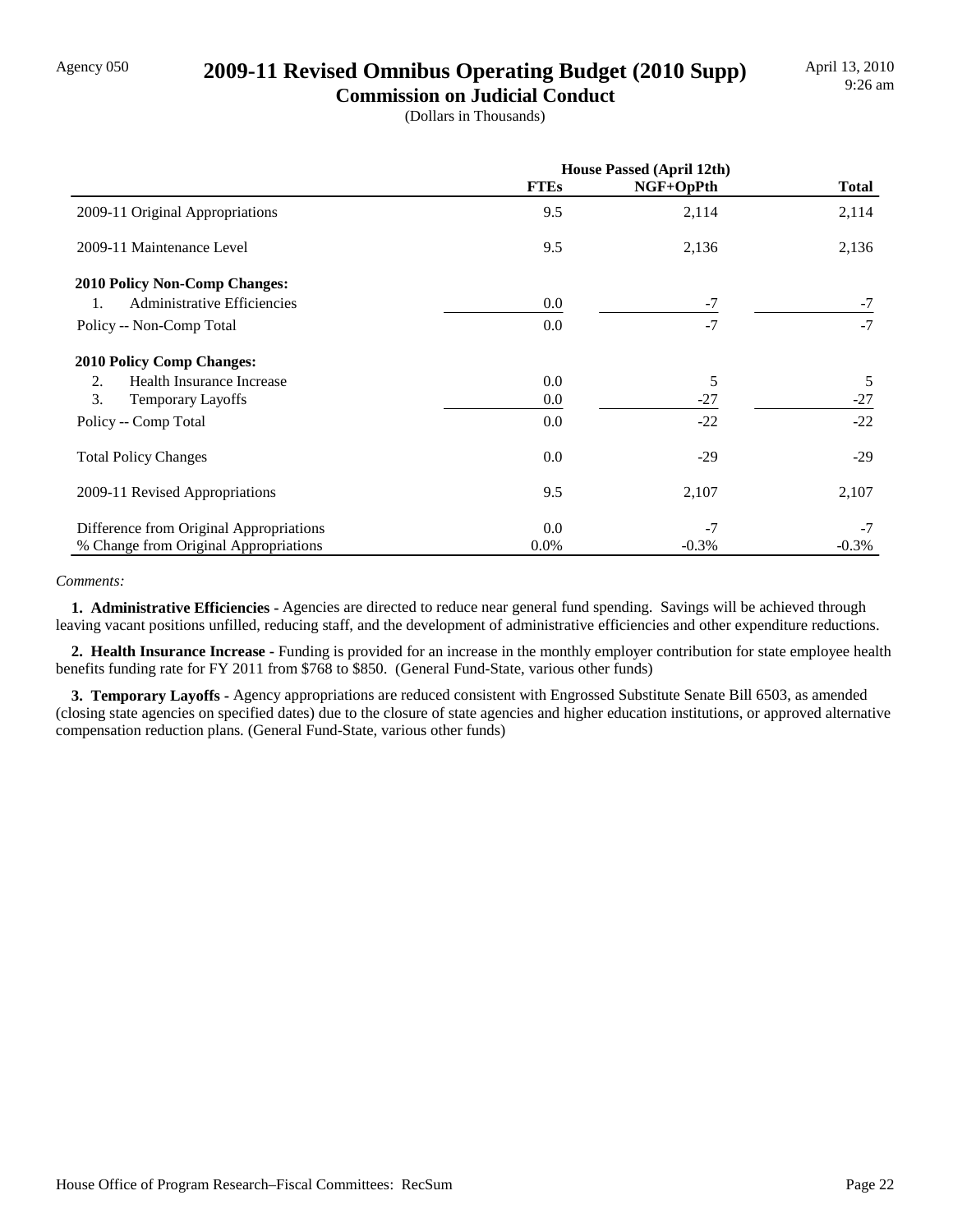Agency 050

# 2009-11 Revised Omnibus Operating Budget (2010 Supp)

## Commission on Judicial Conduct

(Dollars in Thousands)

April 13, 2010
9:26 am

| | House Passed (April 12th) | | |
|---|---|---|---|
| | **FTEs** | **NGF+OpPth** | **Total** |
| 2009-11 Original Appropriations | 9.5 | 2,114 | 2,114 |
| 2009-11 Maintenance Level | 9.5 | 2,136 | 2,136 |
| **2010 Policy Non-Comp Changes:** | | | |
| 1. Administrative Efficiencies | 0.0 | -7 | -7 |
| Policy -- Non-Comp Total | 0.0 | -7 | -7 |
| **2010 Policy Comp Changes:** | | | |
| 2. Health Insurance Increase | 0.0 | 5 | 5 |
| 3. Temporary Layoffs | 0.0 | -27 | -27 |
| Policy -- Comp Total | 0.0 | -22 | -22 |
| Total Policy Changes | 0.0 | -29 | -29 |
| 2009-11 Revised Appropriations | 9.5 | 2,107 | 2,107 |
| Difference from Original Appropriations | 0.0 | -7 | -7 |
| % Change from Original Appropriations | 0.0% | -0.3% | -0.3% |

*Comments:*

**1. Administrative Efficiencies -** Agencies are directed to reduce near general fund spending. Savings will be achieved through leaving vacant positions unfilled, reducing staff, and the development of administrative efficiencies and other expenditure reductions.

**2. Health Insurance Increase -** Funding is provided for an increase in the monthly employer contribution for state employee health benefits funding rate for FY 2011 from $768 to $850. (General Fund-State, various other funds)

**3. Temporary Layoffs -** Agency appropriations are reduced consistent with Engrossed Substitute Senate Bill 6503, as amended (closing state agencies on specified dates) due to the closure of state agencies and higher education institutions, or approved alternative compensation reduction plans. (General Fund-State, various other funds)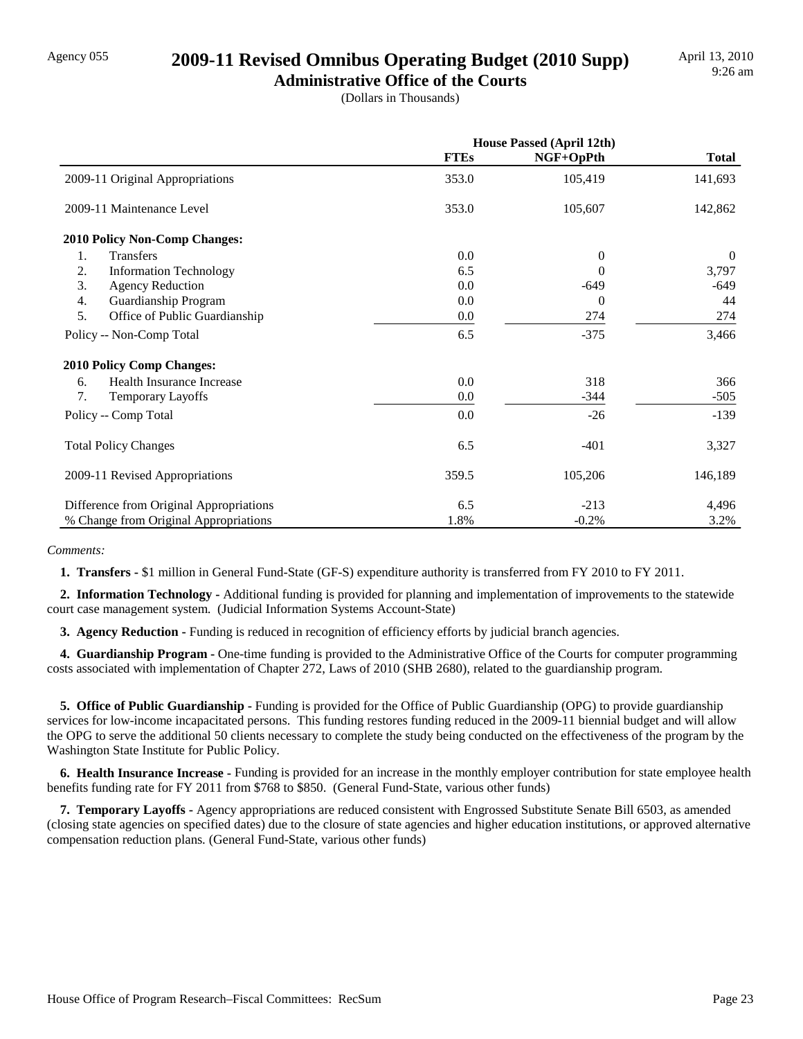Agency 055

# 2009-11 Revised Omnibus Operating Budget (2010 Supp)

## Administrative Office of the Courts

(Dollars in Thousands)

April 13, 2010
9:26 am

| | House Passed (April 12th) | | |
|---|---|---|---|
| | FTEs | NGF+OpPth | Total |
| 2009-11 Original Appropriations | 353.0 | 105,419 | 141,693 |
| 2009-11 Maintenance Level | 353.0 | 105,607 | 142,862 |
| **2010 Policy Non-Comp Changes:** | | | |
| 1. Transfers | 0.0 | 0 | 0 |
| 2. Information Technology | 6.5 | 0 | 3,797 |
| 3. Agency Reduction | 0.0 | -649 | -649 |
| 4. Guardianship Program | 0.0 | 0 | 44 |
| 5. Office of Public Guardianship | 0.0 | 274 | 274 |
| Policy -- Non-Comp Total | 6.5 | -375 | 3,466 |
| **2010 Policy Comp Changes:** | | | |
| 6. Health Insurance Increase | 0.0 | 318 | 366 |
| 7. Temporary Layoffs | 0.0 | -344 | -505 |
| Policy -- Comp Total | 0.0 | -26 | -139 |
| Total Policy Changes | 6.5 | -401 | 3,327 |
| 2009-11 Revised Appropriations | 359.5 | 105,206 | 146,189 |
| Difference from Original Appropriations | 6.5 | -213 | 4,496 |
| % Change from Original Appropriations | 1.8% | -0.2% | 3.2% |

*Comments:*

**1. Transfers -** $1 million in General Fund-State (GF-S) expenditure authority is transferred from FY 2010 to FY 2011.

**2. Information Technology -** Additional funding is provided for planning and implementation of improvements to the statewide court case management system. (Judicial Information Systems Account-State)

**3. Agency Reduction -** Funding is reduced in recognition of efficiency efforts by judicial branch agencies.

**4. Guardianship Program -** One-time funding is provided to the Administrative Office of the Courts for computer programming costs associated with implementation of Chapter 272, Laws of 2010 (SHB 2680), related to the guardianship program.

**5. Office of Public Guardianship -** Funding is provided for the Office of Public Guardianship (OPG) to provide guardianship services for low-income incapacitated persons. This funding restores funding reduced in the 2009-11 biennial budget and will allow the OPG to serve the additional 50 clients necessary to complete the study being conducted on the effectiveness of the program by the Washington State Institute for Public Policy.

**6. Health Insurance Increase -** Funding is provided for an increase in the monthly employer contribution for state employee health benefits funding rate for FY 2011 from $768 to $850. (General Fund-State, various other funds)

**7. Temporary Layoffs -** Agency appropriations are reduced consistent with Engrossed Substitute Senate Bill 6503, as amended (closing state agencies on specified dates) due to the closure of state agencies and higher education institutions, or approved alternative compensation reduction plans. (General Fund-State, various other funds)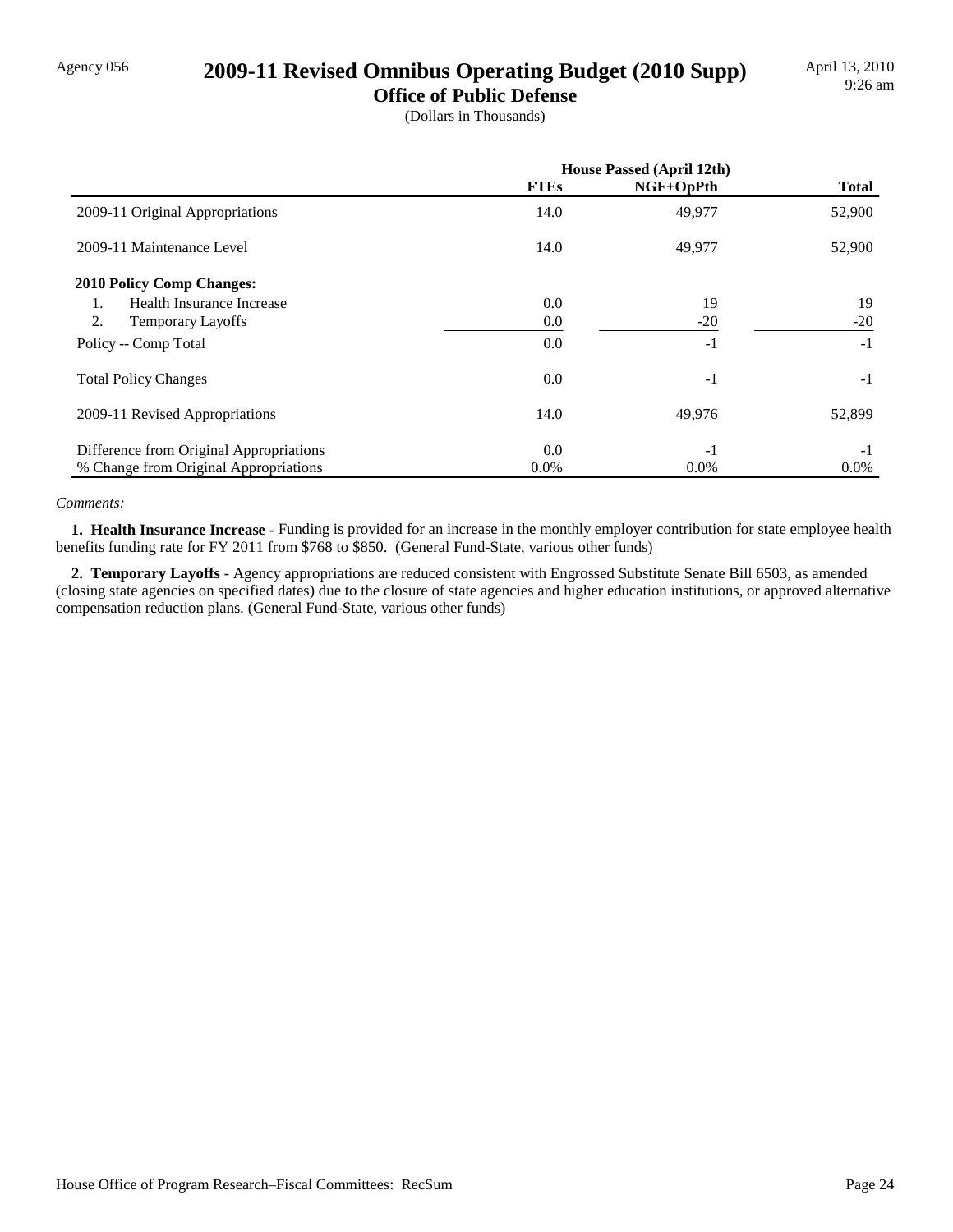Agency 056

# 2009-11 Revised Omnibus Operating Budget (2010 Supp)

## Office of Public Defense

(Dollars in Thousands)

April 13, 2010
9:26 am

| | House Passed (April 12th) | | |
|---|---|---|---|
| | **FTEs** | **NGF+OpPth** | **Total** |
| 2009-11 Original Appropriations | 14.0 | 49,977 | 52,900 |
| 2009-11 Maintenance Level | 14.0 | 49,977 | 52,900 |
| **2010 Policy Comp Changes:** | | | |
| 1. Health Insurance Increase | 0.0 | 19 | 19 |
| 2. Temporary Layoffs | 0.0 | -20 | -20 |
| Policy -- Comp Total | 0.0 | -1 | -1 |
| Total Policy Changes | 0.0 | -1 | -1 |
| 2009-11 Revised Appropriations | 14.0 | 49,976 | 52,899 |
| Difference from Original Appropriations | 0.0 | -1 | -1 |
| % Change from Original Appropriations | 0.0% | 0.0% | 0.0% |

*Comments:*

**1. Health Insurance Increase -** Funding is provided for an increase in the monthly employer contribution for state employee health benefits funding rate for FY 2011 from $768 to $850. (General Fund-State, various other funds)

**2. Temporary Layoffs -** Agency appropriations are reduced consistent with Engrossed Substitute Senate Bill 6503, as amended (closing state agencies on specified dates) due to the closure of state agencies and higher education institutions, or approved alternative compensation reduction plans. (General Fund-State, various other funds)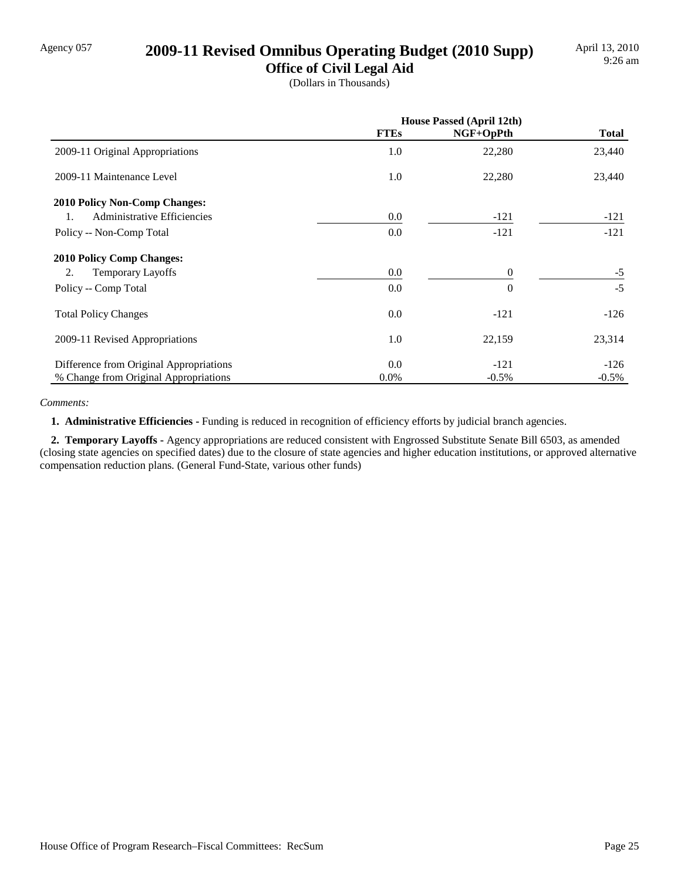Agency 057

# 2009-11 Revised Omnibus Operating Budget (2010 Supp)

## Office of Civil Legal Aid

(Dollars in Thousands)

April 13, 2010
9:26 am

| | House Passed (April 12th) | | |
|---|---|---|---|
| | **FTEs** | **NGF+OpPth** | **Total** |
| 2009-11 Original Appropriations | 1.0 | 22,280 | 23,440 |
| 2009-11 Maintenance Level | 1.0 | 22,280 | 23,440 |
| **2010 Policy Non-Comp Changes:** | | | |
| 1. Administrative Efficiencies | 0.0 | -121 | -121 |
| Policy -- Non-Comp Total | 0.0 | -121 | -121 |
| **2010 Policy Comp Changes:** | | | |
| 2. Temporary Layoffs | 0.0 | 0 | -5 |
| Policy -- Comp Total | 0.0 | 0 | -5 |
| Total Policy Changes | 0.0 | -121 | -126 |
| 2009-11 Revised Appropriations | 1.0 | 22,159 | 23,314 |
| Difference from Original Appropriations | 0.0 | -121 | -126 |
| % Change from Original Appropriations | 0.0% | -0.5% | -0.5% |

*Comments:*

**1. Administrative Efficiencies -** Funding is reduced in recognition of efficiency efforts by judicial branch agencies.

**2. Temporary Layoffs -** Agency appropriations are reduced consistent with Engrossed Substitute Senate Bill 6503, as amended (closing state agencies on specified dates) due to the closure of state agencies and higher education institutions, or approved alternative compensation reduction plans. (General Fund-State, various other funds)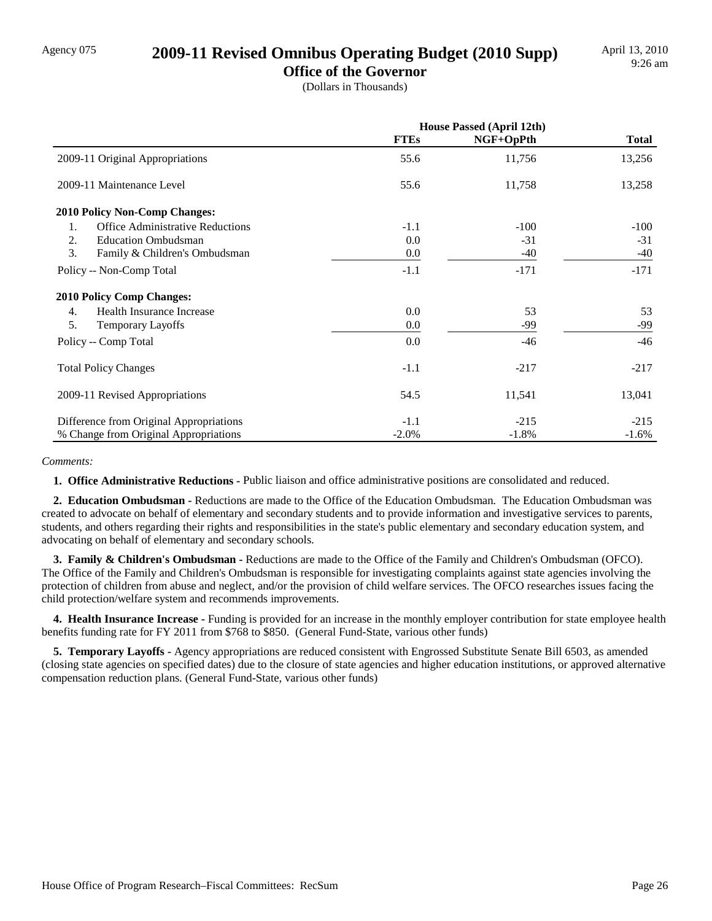Agency 075

# 2009-11 Revised Omnibus Operating Budget (2010 Supp)

## Office of the Governor

(Dollars in Thousands)

April 13, 2010
9:26 am

| | House Passed (April 12th) | | |
|---|---|---|---|
| | FTEs | NGF+OpPth | Total |
| 2009-11 Original Appropriations | 55.6 | 11,756 | 13,256 |
| 2009-11 Maintenance Level | 55.6 | 11,758 | 13,258 |
| **2010 Policy Non-Comp Changes:** | | | |
| 1. Office Administrative Reductions | -1.1 | -100 | -100 |
| 2. Education Ombudsman | 0.0 | -31 | -31 |
| 3. Family & Children's Ombudsman | 0.0 | -40 | -40 |
| Policy -- Non-Comp Total | -1.1 | -171 | -171 |
| **2010 Policy Comp Changes:** | | | |
| 4. Health Insurance Increase | 0.0 | 53 | 53 |
| 5. Temporary Layoffs | 0.0 | -99 | -99 |
| Policy -- Comp Total | 0.0 | -46 | -46 |
| Total Policy Changes | -1.1 | -217 | -217 |
| 2009-11 Revised Appropriations | 54.5 | 11,541 | 13,041 |
| Difference from Original Appropriations | -1.1 | -215 | -215 |
| % Change from Original Appropriations | -2.0% | -1.8% | -1.6% |

*Comments:*

**1. Office Administrative Reductions -** Public liaison and office administrative positions are consolidated and reduced.

**2. Education Ombudsman -** Reductions are made to the Office of the Education Ombudsman. The Education Ombudsman was created to advocate on behalf of elementary and secondary students and to provide information and investigative services to parents, students, and others regarding their rights and responsibilities in the state's public elementary and secondary education system, and advocating on behalf of elementary and secondary schools.

**3. Family & Children's Ombudsman -** Reductions are made to the Office of the Family and Children's Ombudsman (OFCO). The Office of the Family and Children's Ombudsman is responsible for investigating complaints against state agencies involving the protection of children from abuse and neglect, and/or the provision of child welfare services. The OFCO researches issues facing the child protection/welfare system and recommends improvements.

**4. Health Insurance Increase -** Funding is provided for an increase in the monthly employer contribution for state employee health benefits funding rate for FY 2011 from $768 to $850. (General Fund-State, various other funds)

**5. Temporary Layoffs -** Agency appropriations are reduced consistent with Engrossed Substitute Senate Bill 6503, as amended (closing state agencies on specified dates) due to the closure of state agencies and higher education institutions, or approved alternative compensation reduction plans. (General Fund-State, various other funds)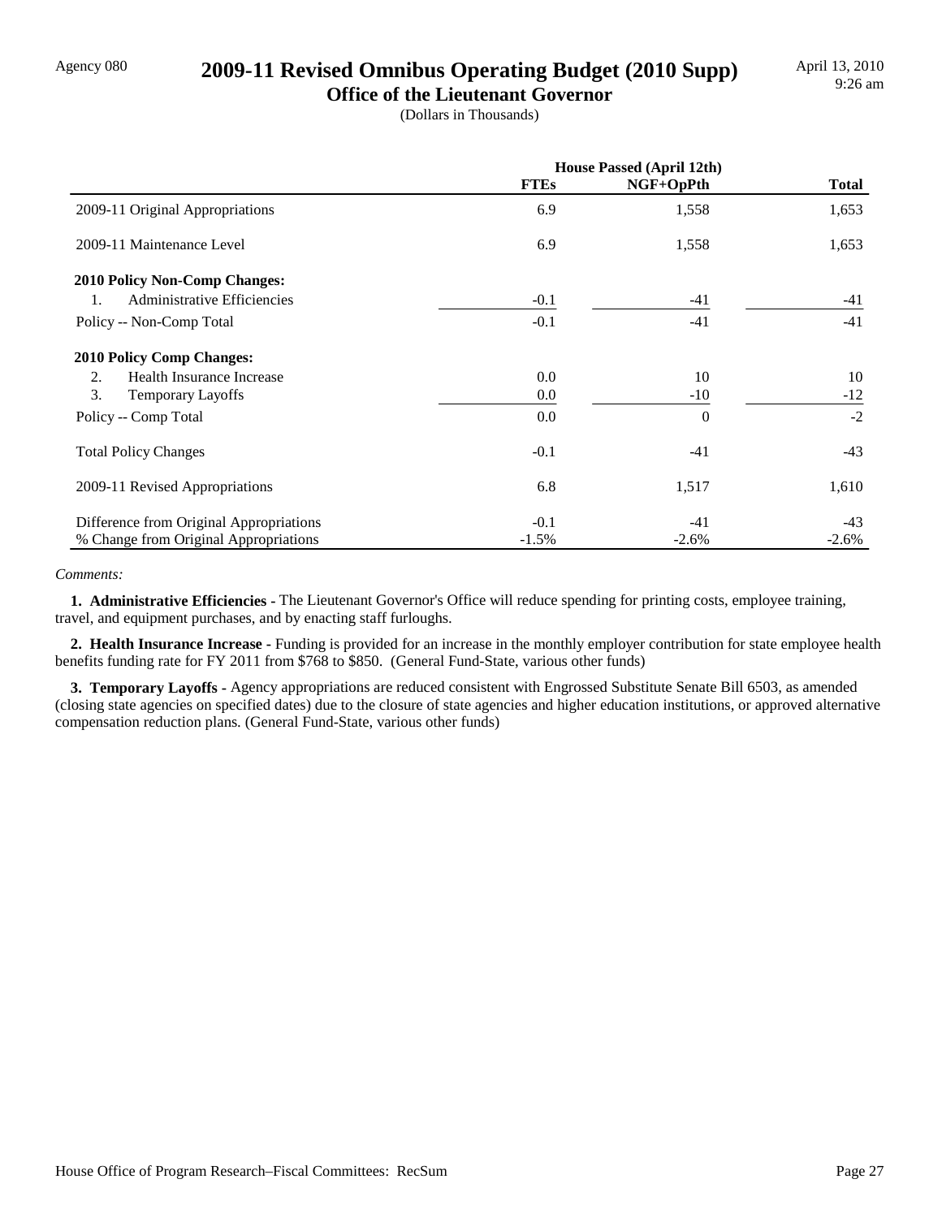Agency 080

# 2009-11 Revised Omnibus Operating Budget (2010 Supp)

## Office of the Lieutenant Governor

(Dollars in Thousands)

| | House Passed (April 12th) | | |
|---|---|---|---|
| | **FTEs** | **NGF+OpPth** | **Total** |
| 2009-11 Original Appropriations | 6.9 | 1,558 | 1,653 |
| 2009-11 Maintenance Level | 6.9 | 1,558 | 1,653 |
| **2010 Policy Non-Comp Changes:** | | | |
| 1. Administrative Efficiencies | -0.1 | -41 | -41 |
| Policy -- Non-Comp Total | -0.1 | -41 | -41 |
| **2010 Policy Comp Changes:** | | | |
| 2. Health Insurance Increase | 0.0 | 10 | 10 |
| 3. Temporary Layoffs | 0.0 | -10 | -12 |
| Policy -- Comp Total | 0.0 | 0 | -2 |
| Total Policy Changes | -0.1 | -41 | -43 |
| 2009-11 Revised Appropriations | 6.8 | 1,517 | 1,610 |
| Difference from Original Appropriations | -0.1 | -41 | -43 |
| % Change from Original Appropriations | -1.5% | -2.6% | -2.6% |

*Comments:*

**1. Administrative Efficiencies -** The Lieutenant Governor's Office will reduce spending for printing costs, employee training, travel, and equipment purchases, and by enacting staff furloughs.

**2. Health Insurance Increase -** Funding is provided for an increase in the monthly employer contribution for state employee health benefits funding rate for FY 2011 from $768 to $850. (General Fund-State, various other funds)

**3. Temporary Layoffs -** Agency appropriations are reduced consistent with Engrossed Substitute Senate Bill 6503, as amended (closing state agencies on specified dates) due to the closure of state agencies and higher education institutions, or approved alternative compensation reduction plans. (General Fund-State, various other funds)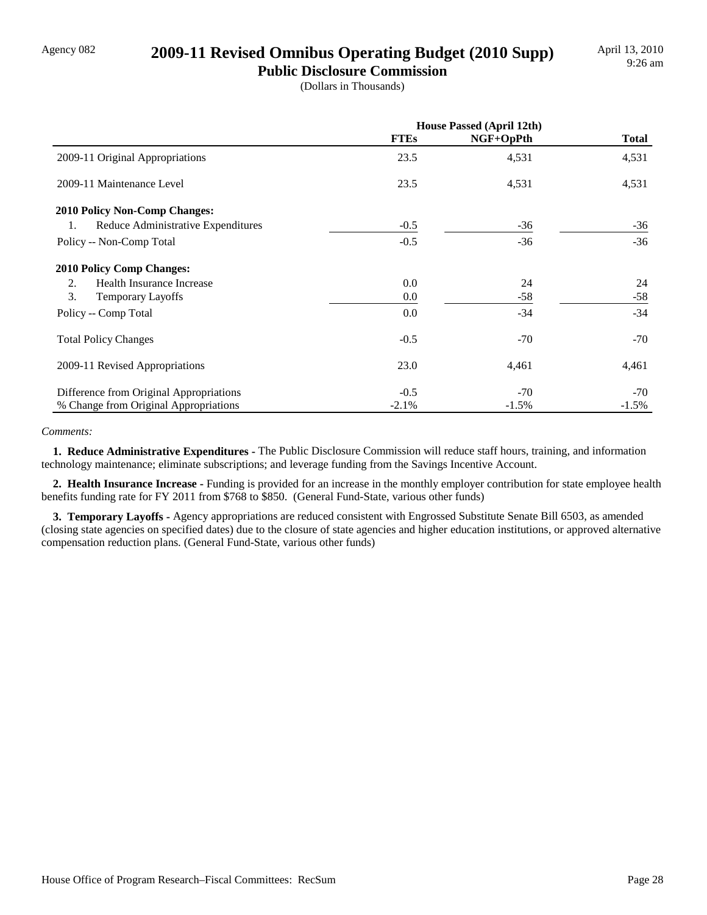# 2009-11 Revised Omnibus Operating Budget (2010 Supp)

## Public Disclosure Commission

(Dollars in Thousands)

| | House Passed (April 12th) | | |
|---|---|---|---|
| | FTEs | NGF+OpPth | Total |
| 2009-11 Original Appropriations | 23.5 | 4,531 | 4,531 |
| 2009-11 Maintenance Level | 23.5 | 4,531 | 4,531 |
| **2010 Policy Non-Comp Changes:** | | | |
| 1. Reduce Administrative Expenditures | -0.5 | -36 | -36 |
| Policy -- Non-Comp Total | -0.5 | -36 | -36 |
| **2010 Policy Comp Changes:** | | | |
| 2. Health Insurance Increase | 0.0 | 24 | 24 |
| 3. Temporary Layoffs | 0.0 | -58 | -58 |
| Policy -- Comp Total | 0.0 | -34 | -34 |
| Total Policy Changes | -0.5 | -70 | -70 |
| 2009-11 Revised Appropriations | 23.0 | 4,461 | 4,461 |
| Difference from Original Appropriations | -0.5 | -70 | -70 |
| % Change from Original Appropriations | -2.1% | -1.5% | -1.5% |

*Comments:*

**1. Reduce Administrative Expenditures -** The Public Disclosure Commission will reduce staff hours, training, and information technology maintenance; eliminate subscriptions; and leverage funding from the Savings Incentive Account.

**2. Health Insurance Increase -** Funding is provided for an increase in the monthly employer contribution for state employee health benefits funding rate for FY 2011 from $768 to $850. (General Fund-State, various other funds)

**3. Temporary Layoffs -** Agency appropriations are reduced consistent with Engrossed Substitute Senate Bill 6503, as amended (closing state agencies on specified dates) due to the closure of state agencies and higher education institutions, or approved alternative compensation reduction plans. (General Fund-State, various other funds)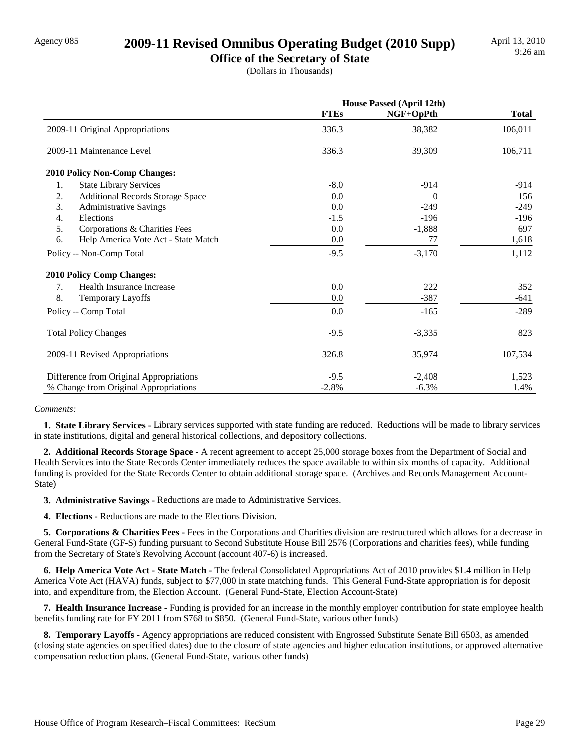Agency 085

# 2009-11 Revised Omnibus Operating Budget (2010 Supp)

## Office of the Secretary of State

(Dollars in Thousands)

| | House Passed (April 12th) | | |
|---|---|---|---|
| | **FTEs** | **NGF+OpPth** | **Total** |
| 2009-11 Original Appropriations | 336.3 | 38,382 | 106,011 |
| 2009-11 Maintenance Level | 336.3 | 39,309 | 106,711 |
| **2010 Policy Non-Comp Changes:** | | | |
| 1. State Library Services | -8.0 | -914 | -914 |
| 2. Additional Records Storage Space | 0.0 | 0 | 156 |
| 3. Administrative Savings | 0.0 | -249 | -249 |
| 4. Elections | -1.5 | -196 | -196 |
| 5. Corporations & Charities Fees | 0.0 | -1,888 | 697 |
| 6. Help America Vote Act - State Match | 0.0 | 77 | 1,618 |
| Policy -- Non-Comp Total | -9.5 | -3,170 | 1,112 |
| **2010 Policy Comp Changes:** | | | |
| 7. Health Insurance Increase | 0.0 | 222 | 352 |
| 8. Temporary Layoffs | 0.0 | -387 | -641 |
| Policy -- Comp Total | 0.0 | -165 | -289 |
| Total Policy Changes | -9.5 | -3,335 | 823 |
| 2009-11 Revised Appropriations | 326.8 | 35,974 | 107,534 |
| Difference from Original Appropriations | -9.5 | -2,408 | 1,523 |
| % Change from Original Appropriations | -2.8% | -6.3% | 1.4% |

*Comments:*

**1. State Library Services -** Library services supported with state funding are reduced. Reductions will be made to library services in state institutions, digital and general historical collections, and depository collections.

**2. Additional Records Storage Space -** A recent agreement to accept 25,000 storage boxes from the Department of Social and Health Services into the State Records Center immediately reduces the space available to within six months of capacity. Additional funding is provided for the State Records Center to obtain additional storage space. (Archives and Records Management Account-State)

**3. Administrative Savings -** Reductions are made to Administrative Services.

**4. Elections -** Reductions are made to the Elections Division.

**5. Corporations & Charities Fees -** Fees in the Corporations and Charities division are restructured which allows for a decrease in General Fund-State (GF-S) funding pursuant to Second Substitute House Bill 2576 (Corporations and charities fees), while funding from the Secretary of State's Revolving Account (account 407-6) is increased.

**6. Help America Vote Act - State Match -** The federal Consolidated Appropriations Act of 2010 provides $1.4 million in Help America Vote Act (HAVA) funds, subject to $77,000 in state matching funds. This General Fund-State appropriation is for deposit into, and expenditure from, the Election Account. (General Fund-State, Election Account-State)

**7. Health Insurance Increase -** Funding is provided for an increase in the monthly employer contribution for state employee health benefits funding rate for FY 2011 from $768 to $850. (General Fund-State, various other funds)

**8. Temporary Layoffs** - Agency appropriations are reduced consistent with Engrossed Substitute Senate Bill 6503, as amended (closing state agencies on specified dates) due to the closure of state agencies and higher education institutions, or approved alternative compensation reduction plans. (General Fund-State, various other funds)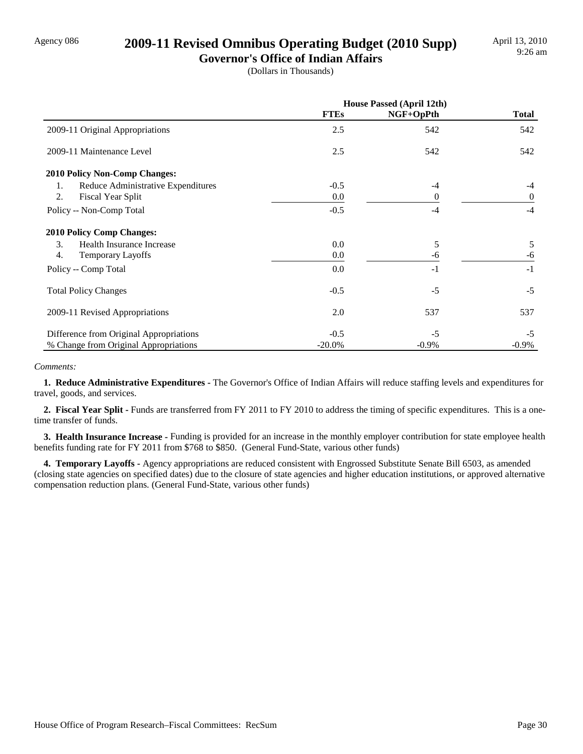Agency 086

# 2009-11 Revised Omnibus Operating Budget (2010 Supp)

## Governor's Office of Indian Affairs

(Dollars in Thousands)

April 13, 2010
9:26 am

| | House Passed (April 12th) | | |
|---|---|---|---|
| | **FTEs** | **NGF+OpPth** | **Total** |
| 2009-11 Original Appropriations | 2.5 | 542 | 542 |
| 2009-11 Maintenance Level | 2.5 | 542 | 542 |
| **2010 Policy Non-Comp Changes:** | | | |
| 1. Reduce Administrative Expenditures | -0.5 | -4 | -4 |
| 2. Fiscal Year Split | 0.0 | 0 | 0 |
| Policy -- Non-Comp Total | -0.5 | -4 | -4 |
| **2010 Policy Comp Changes:** | | | |
| 3. Health Insurance Increase | 0.0 | 5 | 5 |
| 4. Temporary Layoffs | 0.0 | -6 | -6 |
| Policy -- Comp Total | 0.0 | -1 | -1 |
| Total Policy Changes | -0.5 | -5 | -5 |
| 2009-11 Revised Appropriations | 2.0 | 537 | 537 |
| Difference from Original Appropriations | -0.5 | -5 | -5 |
| % Change from Original Appropriations | -20.0% | -0.9% | -0.9% |

*Comments:*

**1. Reduce Administrative Expenditures -** The Governor's Office of Indian Affairs will reduce staffing levels and expenditures for travel, goods, and services.

**2. Fiscal Year Split -** Funds are transferred from FY 2011 to FY 2010 to address the timing of specific expenditures. This is a one-time transfer of funds.

**3. Health Insurance Increase -** Funding is provided for an increase in the monthly employer contribution for state employee health benefits funding rate for FY 2011 from $768 to $850. (General Fund-State, various other funds)

**4. Temporary Layoffs -** Agency appropriations are reduced consistent with Engrossed Substitute Senate Bill 6503, as amended (closing state agencies on specified dates) due to the closure of state agencies and higher education institutions, or approved alternative compensation reduction plans. (General Fund-State, various other funds)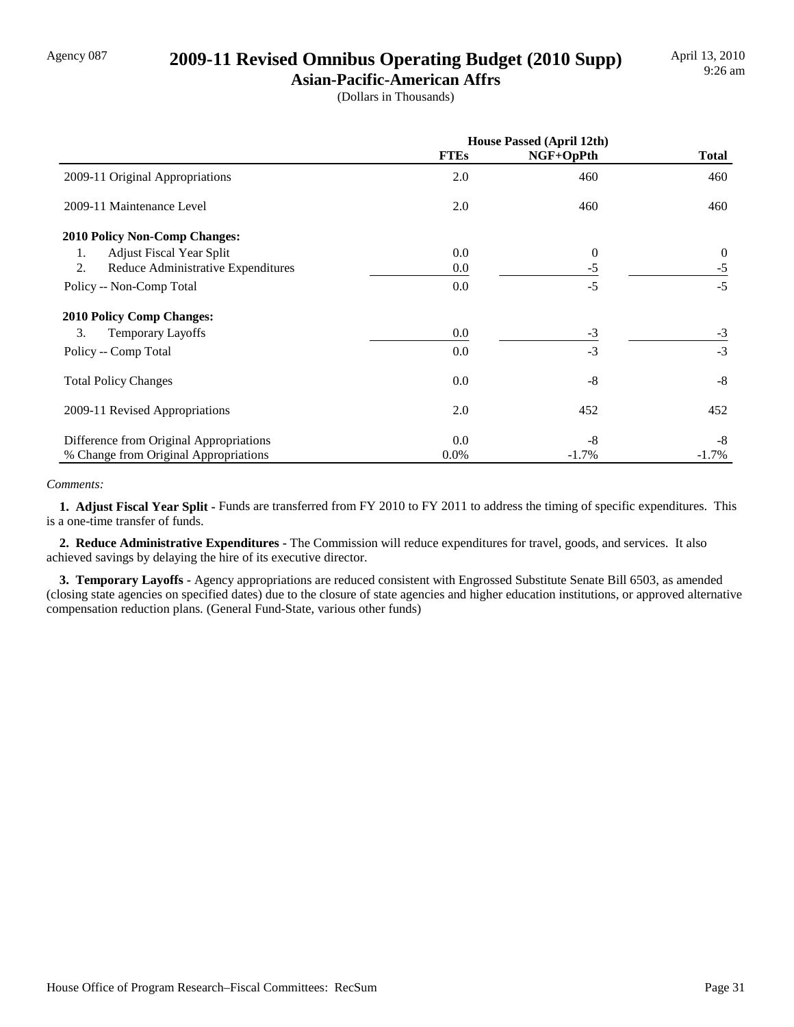Agency 087

# 2009-11 Revised Omnibus Operating Budget (2010 Supp)

## Asian-Pacific-American Affrs

(Dollars in Thousands)

April 13, 2010
9:26 am

| | House Passed (April 12th) | | |
|---|---|---|---|
| | **FTEs** | **NGF+OpPth** | **Total** |
| 2009-11 Original Appropriations | 2.0 | 460 | 460 |
| 2009-11 Maintenance Level | 2.0 | 460 | 460 |
| **2010 Policy Non-Comp Changes:** | | | |
| 1. Adjust Fiscal Year Split | 0.0 | 0 | 0 |
| 2. Reduce Administrative Expenditures | 0.0 | -5 | -5 |
| Policy -- Non-Comp Total | 0.0 | -5 | -5 |
| **2010 Policy Comp Changes:** | | | |
| 3. Temporary Layoffs | 0.0 | -3 | -3 |
| Policy -- Comp Total | 0.0 | -3 | -3 |
| Total Policy Changes | 0.0 | -8 | -8 |
| 2009-11 Revised Appropriations | 2.0 | 452 | 452 |
| Difference from Original Appropriations | 0.0 | -8 | -8 |
| % Change from Original Appropriations | 0.0% | -1.7% | -1.7% |

*Comments:*

**1. Adjust Fiscal Year Split -** Funds are transferred from FY 2010 to FY 2011 to address the timing of specific expenditures. This is a one-time transfer of funds.

**2. Reduce Administrative Expenditures -** The Commission will reduce expenditures for travel, goods, and services. It also achieved savings by delaying the hire of its executive director.

**3. Temporary Layoffs -** Agency appropriations are reduced consistent with Engrossed Substitute Senate Bill 6503, as amended (closing state agencies on specified dates) due to the closure of state agencies and higher education institutions, or approved alternative compensation reduction plans. (General Fund-State, various other funds)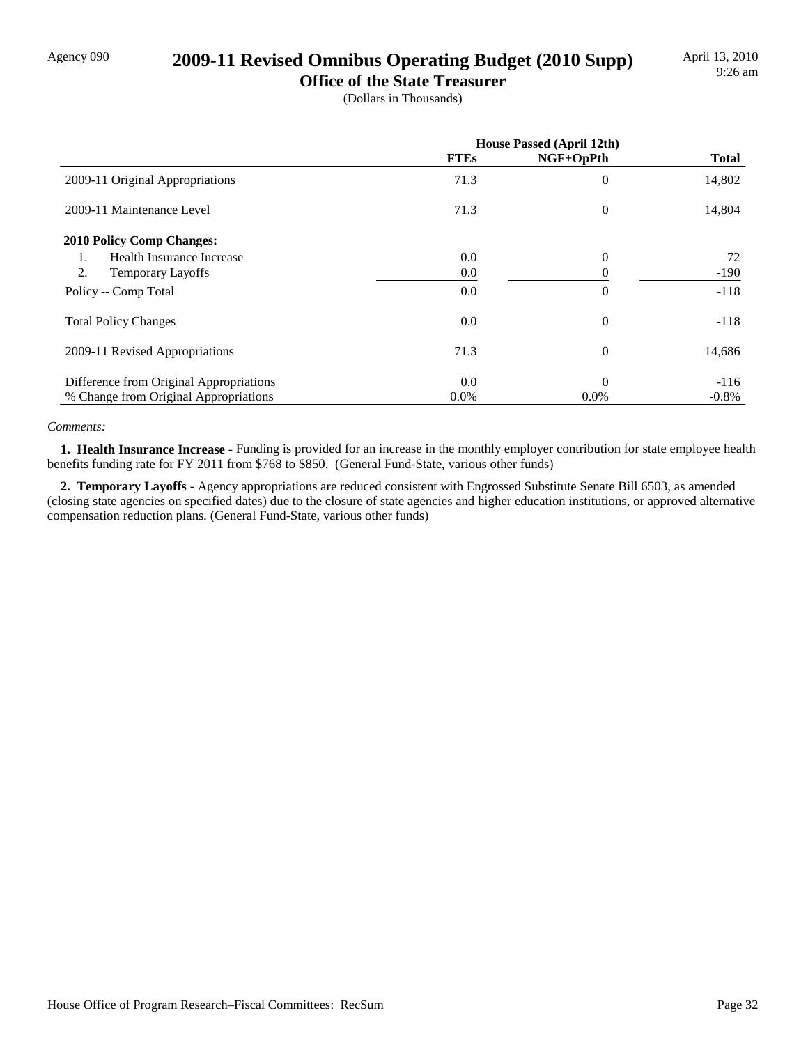Agency 090

# 2009-11 Revised Omnibus Operating Budget (2010 Supp)

## Office of the State Treasurer

(Dollars in Thousands)

April 13, 2010
9:26 am

| | House Passed (April 12th) | | |
|---|---|---|---|
| | FTEs | NGF+OpPth | Total |
| 2009-11 Original Appropriations | 71.3 | 0 | 14,802 |
| 2009-11 Maintenance Level | 71.3 | 0 | 14,804 |
| **2010 Policy Comp Changes:** | | | |
| 1. Health Insurance Increase | 0.0 | 0 | 72 |
| 2. Temporary Layoffs | 0.0 | 0 | -190 |
| Policy -- Comp Total | 0.0 | 0 | -118 |
| Total Policy Changes | 0.0 | 0 | -118 |
| 2009-11 Revised Appropriations | 71.3 | 0 | 14,686 |
| Difference from Original Appropriations | 0.0 | 0 | -116 |
| % Change from Original Appropriations | 0.0% | 0.0% | -0.8% |

*Comments:*

**1. Health Insurance Increase -** Funding is provided for an increase in the monthly employer contribution for state employee health benefits funding rate for FY 2011 from $768 to $850. (General Fund-State, various other funds)

**2. Temporary Layoffs -** Agency appropriations are reduced consistent with Engrossed Substitute Senate Bill 6503, as amended (closing state agencies on specified dates) due to the closure of state agencies and higher education institutions, or approved alternative compensation reduction plans. (General Fund-State, various other funds)

House Office of Program Research–Fiscal Committees: RecSum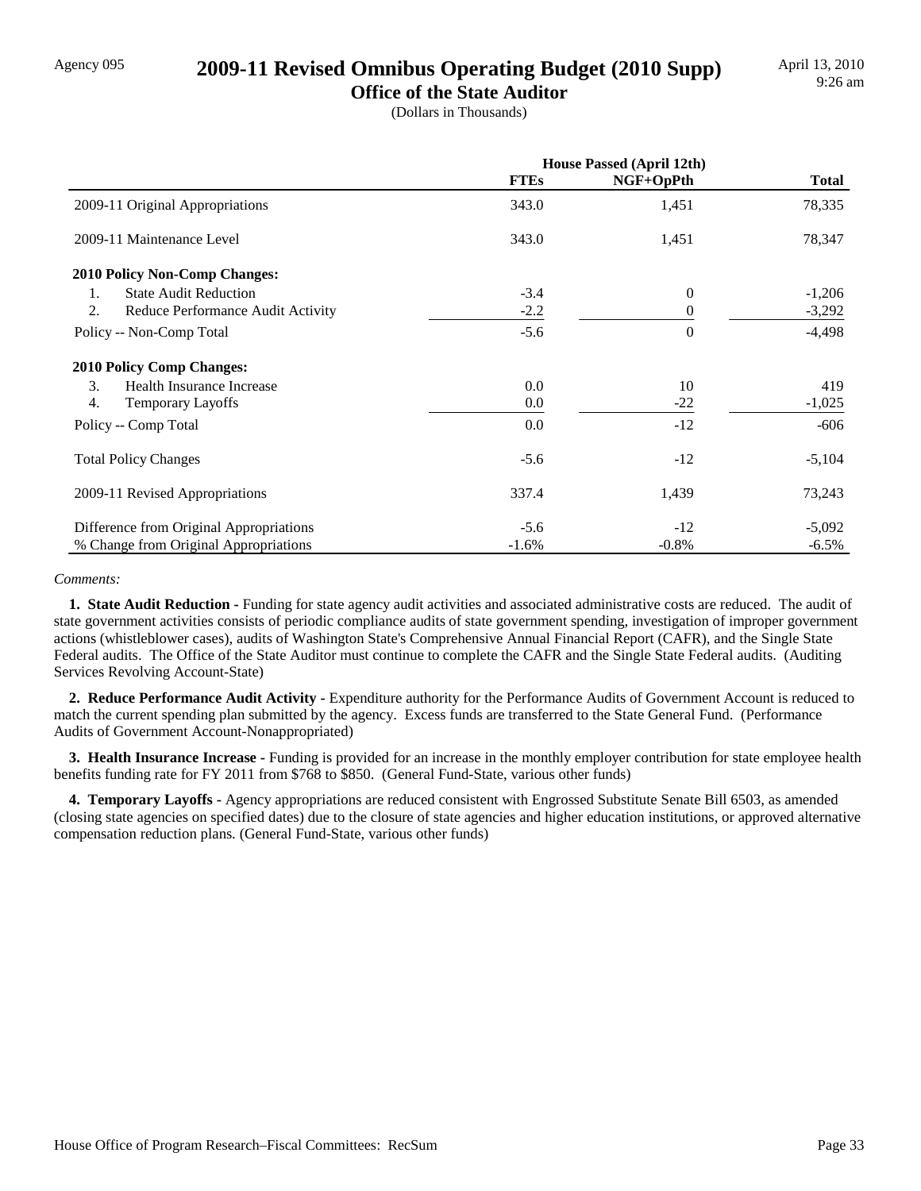Agency 095

# 2009-11 Revised Omnibus Operating Budget (2010 Supp)

## Office of the State Auditor

(Dollars in Thousands)

April 13, 2010
9:26 am

| | House Passed (April 12th) | | |
|---|---|---|---|
| | FTEs | NGF+OpPth | Total |
| 2009-11 Original Appropriations | 343.0 | 1,451 | 78,335 |
| 2009-11 Maintenance Level | 343.0 | 1,451 | 78,347 |
| **2010 Policy Non-Comp Changes:** | | | |
| 1. State Audit Reduction | -3.4 | 0 | -1,206 |
| 2. Reduce Performance Audit Activity | -2.2 | 0 | -3,292 |
| Policy -- Non-Comp Total | -5.6 | 0 | -4,498 |
| **2010 Policy Comp Changes:** | | | |
| 3. Health Insurance Increase | 0.0 | 10 | 419 |
| 4. Temporary Layoffs | 0.0 | -22 | -1,025 |
| Policy -- Comp Total | 0.0 | -12 | -606 |
| Total Policy Changes | -5.6 | -12 | -5,104 |
| 2009-11 Revised Appropriations | 337.4 | 1,439 | 73,243 |
| Difference from Original Appropriations | -5.6 | -12 | -5,092 |
| % Change from Original Appropriations | -1.6% | -0.8% | -6.5% |

*Comments:*

**1. State Audit Reduction -** Funding for state agency audit activities and associated administrative costs are reduced. The audit of state government activities consists of periodic compliance audits of state government spending, investigation of improper government actions (whistleblower cases), audits of Washington State's Comprehensive Annual Financial Report (CAFR), and the Single State Federal audits. The Office of the State Auditor must continue to complete the CAFR and the Single State Federal audits. (Auditing Services Revolving Account-State)

**2. Reduce Performance Audit Activity -** Expenditure authority for the Performance Audits of Government Account is reduced to match the current spending plan submitted by the agency. Excess funds are transferred to the State General Fund. (Performance Audits of Government Account-Nonappropriated)

**3. Health Insurance Increase -** Funding is provided for an increase in the monthly employer contribution for state employee health benefits funding rate for FY 2011 from $768 to $850. (General Fund-State, various other funds)

**4. Temporary Layoffs -** Agency appropriations are reduced consistent with Engrossed Substitute Senate Bill 6503, as amended (closing state agencies on specified dates) due to the closure of state agencies and higher education institutions, or approved alternative compensation reduction plans. (General Fund-State, various other funds)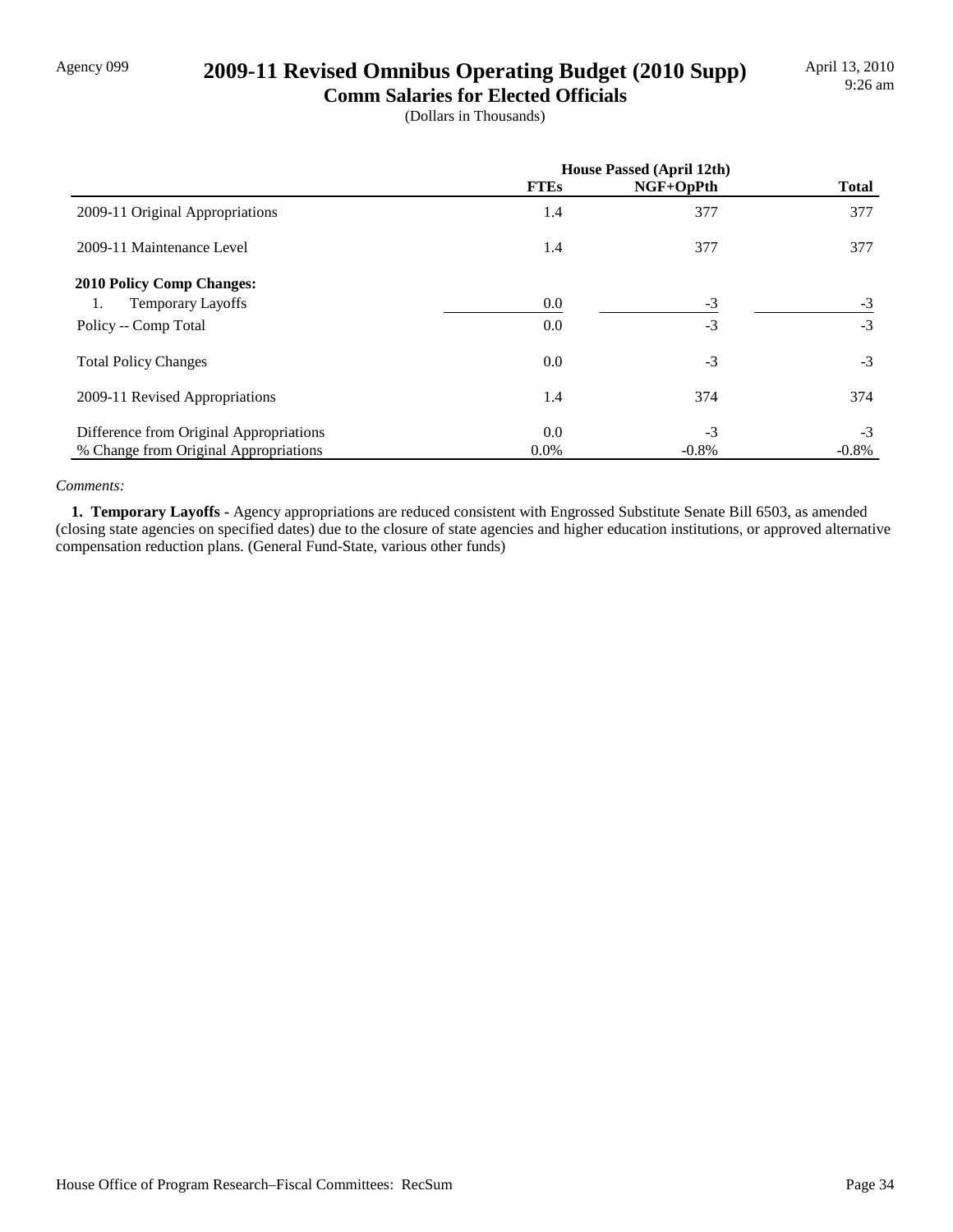Agency 099

# 2009-11 Revised Omnibus Operating Budget (2010 Supp)

## Comm Salaries for Elected Officials

(Dollars in Thousands)

| | House Passed (April 12th) | | |
|---|---|---|---|
| | **FTEs** | **NGF+OpPth** | **Total** |
| 2009-11 Original Appropriations | 1.4 | 377 | 377 |
| 2009-11 Maintenance Level | 1.4 | 377 | 377 |
| **2010 Policy Comp Changes:** | | | |
| 1. Temporary Layoffs | 0.0 | -3 | -3 |
| Policy -- Comp Total | 0.0 | -3 | -3 |
| Total Policy Changes | 0.0 | -3 | -3 |
| 2009-11 Revised Appropriations | 1.4 | 374 | 374 |
| Difference from Original Appropriations | 0.0 | -3 | -3 |
| % Change from Original Appropriations | 0.0% | -0.8% | -0.8% |

*Comments:*

**1. Temporary Layoffs** - Agency appropriations are reduced consistent with Engrossed Substitute Senate Bill 6503, as amended (closing state agencies on specified dates) due to the closure of state agencies and higher education institutions, or approved alternative compensation reduction plans. (General Fund-State, various other funds)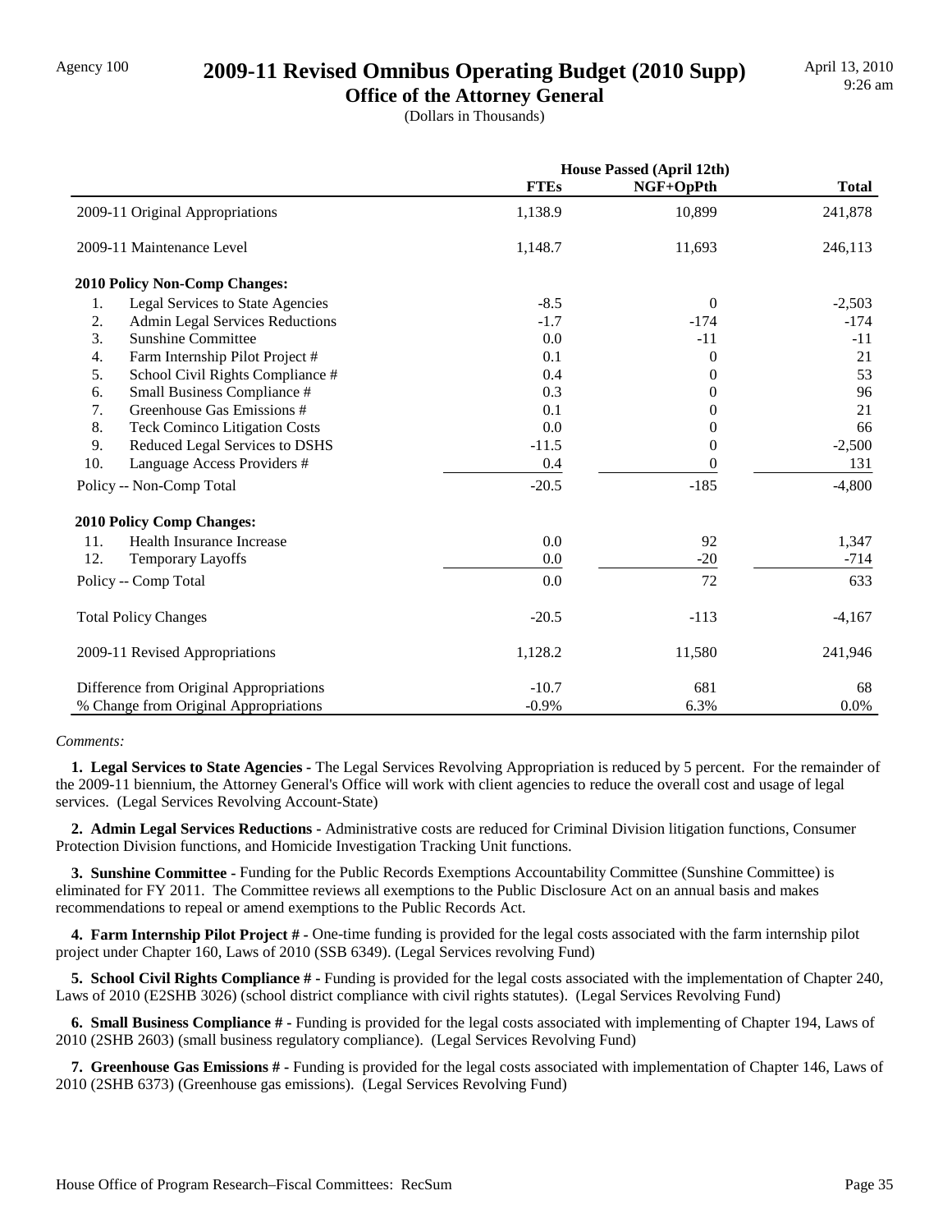Agency 100

# 2009-11 Revised Omnibus Operating Budget (2010 Supp)

## Office of the Attorney General

(Dollars in Thousands)

April 13, 2010
9:26 am

| | House Passed (April 12th) | | |
|---|---|---|---|
| | FTEs | NGF+OpPth | Total |
| 2009-11 Original Appropriations | 1,138.9 | 10,899 | 241,878 |
| 2009-11 Maintenance Level | 1,148.7 | 11,693 | 246,113 |
| **2010 Policy Non-Comp Changes:** | | | |
| 1. Legal Services to State Agencies | -8.5 | 0 | -2,503 |
| 2. Admin Legal Services Reductions | -1.7 | -174 | -174 |
| 3. Sunshine Committee | 0.0 | -11 | -11 |
| 4. Farm Internship Pilot Project # | 0.1 | 0 | 21 |
| 5. School Civil Rights Compliance # | 0.4 | 0 | 53 |
| 6. Small Business Compliance # | 0.3 | 0 | 96 |
| 7. Greenhouse Gas Emissions # | 0.1 | 0 | 21 |
| 8. Teck Cominco Litigation Costs | 0.0 | 0 | 66 |
| 9. Reduced Legal Services to DSHS | -11.5 | 0 | -2,500 |
| 10. Language Access Providers # | 0.4 | 0 | 131 |
| Policy -- Non-Comp Total | -20.5 | -185 | -4,800 |
| **2010 Policy Comp Changes:** | | | |
| 11. Health Insurance Increase | 0.0 | 92 | 1,347 |
| 12. Temporary Layoffs | 0.0 | -20 | -714 |
| Policy -- Comp Total | 0.0 | 72 | 633 |
| Total Policy Changes | -20.5 | -113 | -4,167 |
| 2009-11 Revised Appropriations | 1,128.2 | 11,580 | 241,946 |
| Difference from Original Appropriations | -10.7 | 681 | 68 |
| % Change from Original Appropriations | -0.9% | 6.3% | 0.0% |

*Comments:*

**1. Legal Services to State Agencies -** The Legal Services Revolving Appropriation is reduced by 5 percent. For the remainder of the 2009-11 biennium, the Attorney General's Office will work with client agencies to reduce the overall cost and usage of legal services. (Legal Services Revolving Account-State)

**2. Admin Legal Services Reductions -** Administrative costs are reduced for Criminal Division litigation functions, Consumer Protection Division functions, and Homicide Investigation Tracking Unit functions.

**3. Sunshine Committee -** Funding for the Public Records Exemptions Accountability Committee (Sunshine Committee) is eliminated for FY 2011. The Committee reviews all exemptions to the Public Disclosure Act on an annual basis and makes recommendations to repeal or amend exemptions to the Public Records Act.

**4. Farm Internship Pilot Project # -** One-time funding is provided for the legal costs associated with the farm internship pilot project under Chapter 160, Laws of 2010 (SSB 6349). (Legal Services revolving Fund)

**5. School Civil Rights Compliance # -** Funding is provided for the legal costs associated with the implementation of Chapter 240, Laws of 2010 (E2SHB 3026) (school district compliance with civil rights statutes). (Legal Services Revolving Fund)

**6. Small Business Compliance # -** Funding is provided for the legal costs associated with implementing of Chapter 194, Laws of 2010 (2SHB 2603) (small business regulatory compliance). (Legal Services Revolving Fund)

**7. Greenhouse Gas Emissions # -** Funding is provided for the legal costs associated with implementation of Chapter 146, Laws of 2010 (2SHB 6373) (Greenhouse gas emissions). (Legal Services Revolving Fund)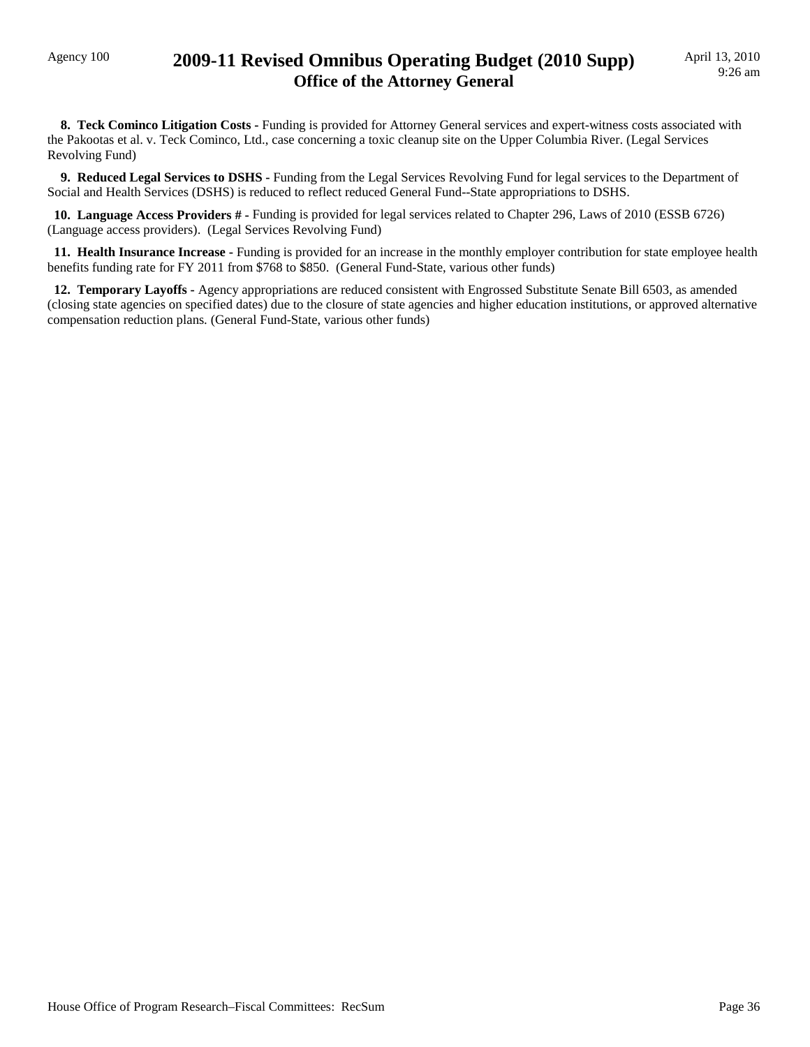**8. Teck Cominco Litigation Costs -** Funding is provided for Attorney General services and expert-witness costs associated with the Pakootas et al. v. Teck Cominco, Ltd., case concerning a toxic cleanup site on the Upper Columbia River. (Legal Services Revolving Fund)

**9. Reduced Legal Services to DSHS -** Funding from the Legal Services Revolving Fund for legal services to the Department of Social and Health Services (DSHS) is reduced to reflect reduced General Fund--State appropriations to DSHS.

**10. Language Access Providers # -** Funding is provided for legal services related to Chapter 296, Laws of 2010 (ESSB 6726) (Language access providers). (Legal Services Revolving Fund)

**11. Health Insurance Increase -** Funding is provided for an increase in the monthly employer contribution for state employee health benefits funding rate for FY 2011 from $768 to $850. (General Fund-State, various other funds)

**12. Temporary Layoffs -** Agency appropriations are reduced consistent with Engrossed Substitute Senate Bill 6503, as amended (closing state agencies on specified dates) due to the closure of state agencies and higher education institutions, or approved alternative compensation reduction plans. (General Fund-State, various other funds)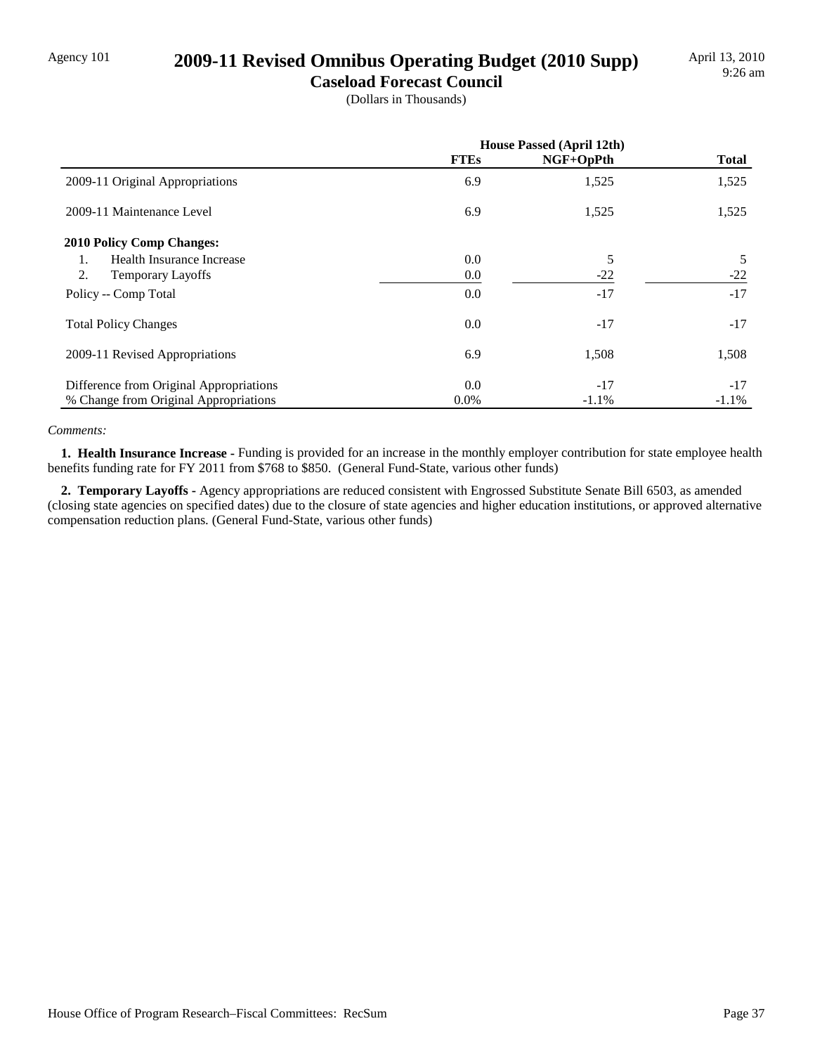Agency 101

# 2009-11 Revised Omnibus Operating Budget (2010 Supp)

## Caseload Forecast Council

(Dollars in Thousands)

| | House Passed (April 12th) | | |
|---|---|---|---|
| | FTEs | NGF+OpPth | Total |
| 2009-11 Original Appropriations | 6.9 | 1,525 | 1,525 |
| 2009-11 Maintenance Level | 6.9 | 1,525 | 1,525 |
| **2010 Policy Comp Changes:** | | | |
| 1. Health Insurance Increase | 0.0 | 5 | 5 |
| 2. Temporary Layoffs | 0.0 | -22 | -22 |
| Policy -- Comp Total | 0.0 | -17 | -17 |
| Total Policy Changes | 0.0 | -17 | -17 |
| 2009-11 Revised Appropriations | 6.9 | 1,508 | 1,508 |
| Difference from Original Appropriations | 0.0 | -17 | -17 |
| % Change from Original Appropriations | 0.0% | -1.1% | -1.1% |

*Comments:*

**1. Health Insurance Increase -** Funding is provided for an increase in the monthly employer contribution for state employee health benefits funding rate for FY 2011 from $768 to $850. (General Fund-State, various other funds)

**2. Temporary Layoffs -** Agency appropriations are reduced consistent with Engrossed Substitute Senate Bill 6503, as amended (closing state agencies on specified dates) due to the closure of state agencies and higher education institutions, or approved alternative compensation reduction plans. (General Fund-State, various other funds)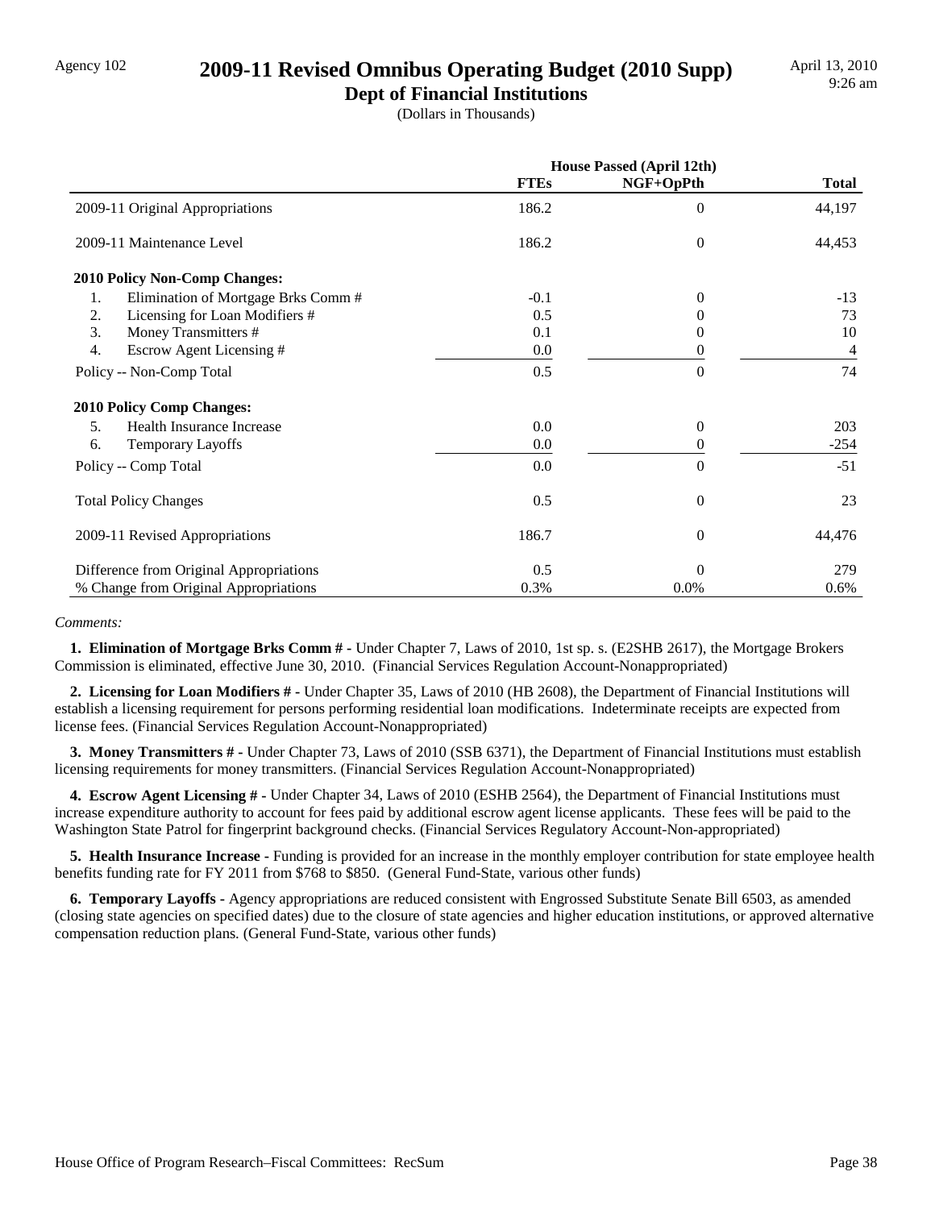Agency 102

# 2009-11 Revised Omnibus Operating Budget (2010 Supp)

## Dept of Financial Institutions

(Dollars in Thousands)

April 13, 2010
9:26 am

| | House Passed (April 12th) | | |
|---|---|---|---|
| | FTEs | NGF+OpPth | Total |
| 2009-11 Original Appropriations | 186.2 | 0 | 44,197 |
| 2009-11 Maintenance Level | 186.2 | 0 | 44,453 |
| **2010 Policy Non-Comp Changes:** | | | |
| 1. Elimination of Mortgage Brks Comm # | -0.1 | 0 | -13 |
| 2. Licensing for Loan Modifiers # | 0.5 | 0 | 73 |
| 3. Money Transmitters # | 0.1 | 0 | 10 |
| 4. Escrow Agent Licensing # | 0.0 | 0 | 4 |
| Policy -- Non-Comp Total | 0.5 | 0 | 74 |
| **2010 Policy Comp Changes:** | | | |
| 5. Health Insurance Increase | 0.0 | 0 | 203 |
| 6. Temporary Layoffs | 0.0 | 0 | -254 |
| Policy -- Comp Total | 0.0 | 0 | -51 |
| Total Policy Changes | 0.5 | 0 | 23 |
| 2009-11 Revised Appropriations | 186.7 | 0 | 44,476 |
| Difference from Original Appropriations | 0.5 | 0 | 279 |
| % Change from Original Appropriations | 0.3% | 0.0% | 0.6% |

*Comments:*

**1. Elimination of Mortgage Brks Comm # -** Under Chapter 7, Laws of 2010, 1st sp. s. (E2SHB 2617), the Mortgage Brokers Commission is eliminated, effective June 30, 2010. (Financial Services Regulation Account-Nonappropriated)

**2. Licensing for Loan Modifiers # -** Under Chapter 35, Laws of 2010 (HB 2608), the Department of Financial Institutions will establish a licensing requirement for persons performing residential loan modifications. Indeterminate receipts are expected from license fees. (Financial Services Regulation Account-Nonappropriated)

**3. Money Transmitters # -** Under Chapter 73, Laws of 2010 (SSB 6371), the Department of Financial Institutions must establish licensing requirements for money transmitters. (Financial Services Regulation Account-Nonappropriated)

**4. Escrow Agent Licensing # -** Under Chapter 34, Laws of 2010 (ESHB 2564), the Department of Financial Institutions must increase expenditure authority to account for fees paid by additional escrow agent license applicants. These fees will be paid to the Washington State Patrol for fingerprint background checks. (Financial Services Regulatory Account-Non-appropriated)

**5. Health Insurance Increase -** Funding is provided for an increase in the monthly employer contribution for state employee health benefits funding rate for FY 2011 from $768 to $850. (General Fund-State, various other funds)

**6. Temporary Layoffs -** Agency appropriations are reduced consistent with Engrossed Substitute Senate Bill 6503, as amended (closing state agencies on specified dates) due to the closure of state agencies and higher education institutions, or approved alternative compensation reduction plans. (General Fund-State, various other funds)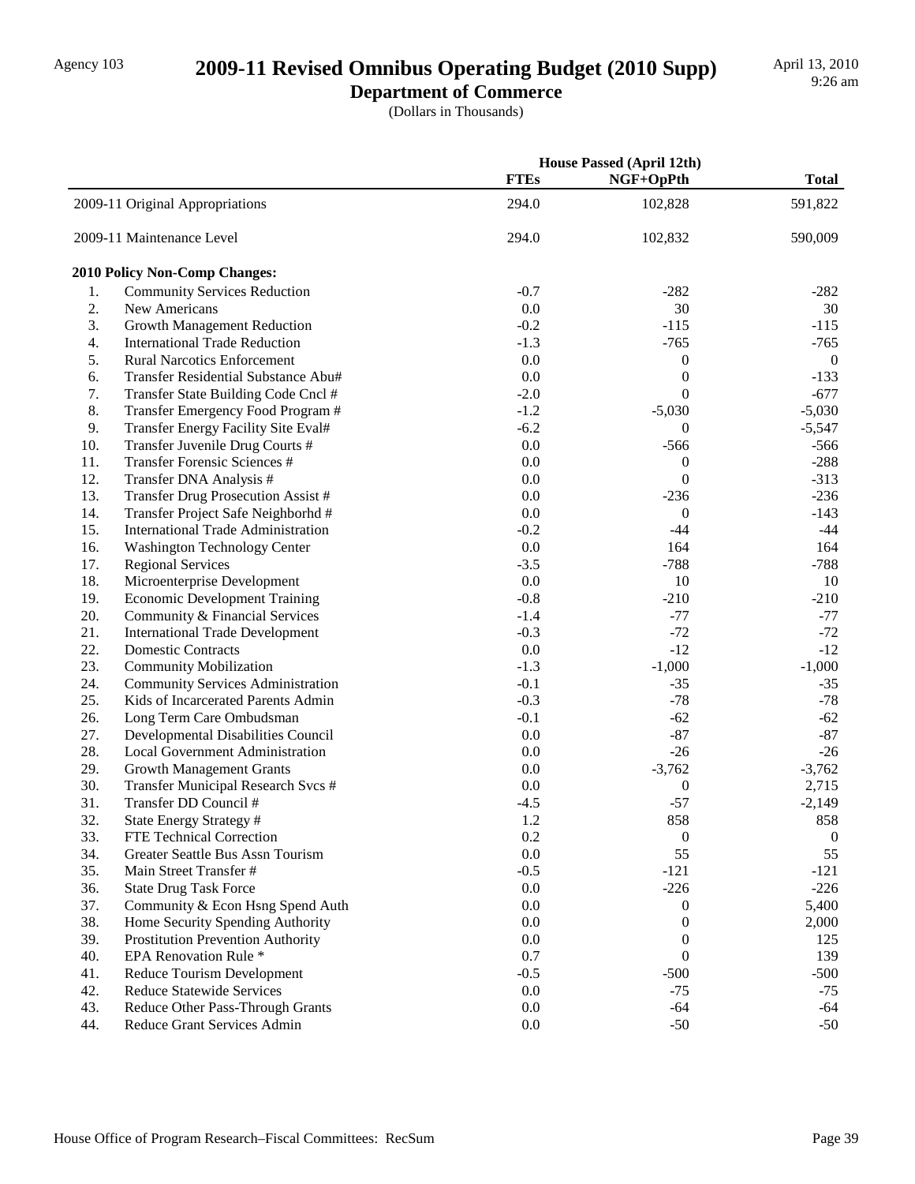Agency 103

# 2009-11 Revised Omnibus Operating Budget (2010 Supp)

## Department of Commerce

(Dollars in Thousands)

April 13, 2010
9:26 am

| | House Passed (April 12th) | | |
|---|---|---|---|
| | FTEs | NGF+OpPth | Total |
| 2009-11 Original Appropriations | 294.0 | 102,828 | 591,822 |
| 2009-11 Maintenance Level | 294.0 | 102,832 | 590,009 |
| **2010 Policy Non-Comp Changes:** | | | |
| 1. Community Services Reduction | -0.7 | -282 | -282 |
| 2. New Americans | 0.0 | 30 | 30 |
| 3. Growth Management Reduction | -0.2 | -115 | -115 |
| 4. International Trade Reduction | -1.3 | -765 | -765 |
| 5. Rural Narcotics Enforcement | 0.0 | 0 | 0 |
| 6. Transfer Residential Substance Abu# | 0.0 | 0 | -133 |
| 7. Transfer State Building Code Cncl # | -2.0 | 0 | -677 |
| 8. Transfer Emergency Food Program # | -1.2 | -5,030 | -5,030 |
| 9. Transfer Energy Facility Site Eval# | -6.2 | 0 | -5,547 |
| 10. Transfer Juvenile Drug Courts # | 0.0 | -566 | -566 |
| 11. Transfer Forensic Sciences # | 0.0 | 0 | -288 |
| 12. Transfer DNA Analysis # | 0.0 | 0 | -313 |
| 13. Transfer Drug Prosecution Assist # | 0.0 | -236 | -236 |
| 14. Transfer Project Safe Neighborhd # | 0.0 | 0 | -143 |
| 15. International Trade Administration | -0.2 | -44 | -44 |
| 16. Washington Technology Center | 0.0 | 164 | 164 |
| 17. Regional Services | -3.5 | -788 | -788 |
| 18. Microenterprise Development | 0.0 | 10 | 10 |
| 19. Economic Development Training | -0.8 | -210 | -210 |
| 20. Community & Financial Services | -1.4 | -77 | -77 |
| 21. International Trade Development | -0.3 | -72 | -72 |
| 22. Domestic Contracts | 0.0 | -12 | -12 |
| 23. Community Mobilization | -1.3 | -1,000 | -1,000 |
| 24. Community Services Administration | -0.1 | -35 | -35 |
| 25. Kids of Incarcerated Parents Admin | -0.3 | -78 | -78 |
| 26. Long Term Care Ombudsman | -0.1 | -62 | -62 |
| 27. Developmental Disabilities Council | 0.0 | -87 | -87 |
| 28. Local Government Administration | 0.0 | -26 | -26 |
| 29. Growth Management Grants | 0.0 | -3,762 | -3,762 |
| 30. Transfer Municipal Research Svcs # | 0.0 | 0 | 2,715 |
| 31. Transfer DD Council # | -4.5 | -57 | -2,149 |
| 32. State Energy Strategy # | 1.2 | 858 | 858 |
| 33. FTE Technical Correction | 0.2 | 0 | 0 |
| 34. Greater Seattle Bus Assn Tourism | 0.0 | 55 | 55 |
| 35. Main Street Transfer # | -0.5 | -121 | -121 |
| 36. State Drug Task Force | 0.0 | -226 | -226 |
| 37. Community & Econ Hsng Spend Auth | 0.0 | 0 | 5,400 |
| 38. Home Security Spending Authority | 0.0 | 0 | 2,000 |
| 39. Prostitution Prevention Authority | 0.0 | 0 | 125 |
| 40. EPA Renovation Rule * | 0.7 | 0 | 139 |
| 41. Reduce Tourism Development | -0.5 | -500 | -500 |
| 42. Reduce Statewide Services | 0.0 | -75 | -75 |
| 43. Reduce Other Pass-Through Grants | 0.0 | -64 | -64 |
| 44. Reduce Grant Services Admin | 0.0 | -50 | -50 |

House Office of Program Research–Fiscal Committees: RecSum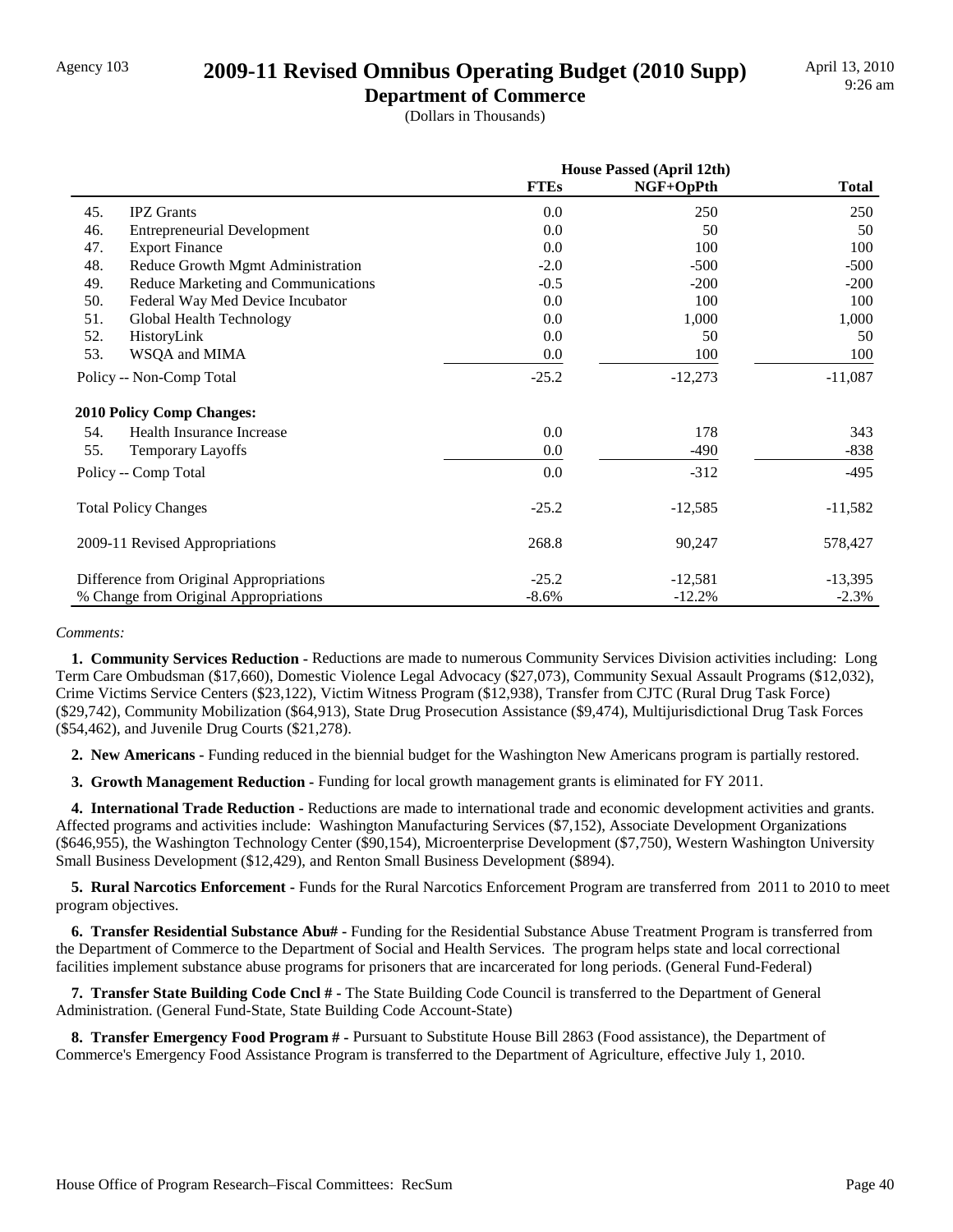# 2009-11 Revised Omnibus Operating Budget (2010 Supp)

## Department of Commerce

(Dollars in Thousands)

| | | House Passed (April 12th) | | |
|---|---|---|---|---|
| | | **FTEs** | **NGF+OpPth** | **Total** |
| 45. | IPZ Grants | 0.0 | 250 | 250 |
| 46. | Entrepreneurial Development | 0.0 | 50 | 50 |
| 47. | Export Finance | 0.0 | 100 | 100 |
| 48. | Reduce Growth Mgmt Administration | -2.0 | -500 | -500 |
| 49. | Reduce Marketing and Communications | -0.5 | -200 | -200 |
| 50. | Federal Way Med Device Incubator | 0.0 | 100 | 100 |
| 51. | Global Health Technology | 0.0 | 1,000 | 1,000 |
| 52. | HistoryLink | 0.0 | 50 | 50 |
| 53. | WSQA and MIMA | 0.0 | 100 | 100 |
| | Policy -- Non-Comp Total | -25.2 | -12,273 | -11,087 |
| | **2010 Policy Comp Changes:** | | | |
| 54. | Health Insurance Increase | 0.0 | 178 | 343 |
| 55. | Temporary Layoffs | 0.0 | -490 | -838 |
| | Policy -- Comp Total | 0.0 | -312 | -495 |
| | Total Policy Changes | -25.2 | -12,585 | -11,582 |
| | 2009-11 Revised Appropriations | 268.8 | 90,247 | 578,427 |
| | Difference from Original Appropriations | -25.2 | -12,581 | -13,395 |
| | % Change from Original Appropriations | -8.6% | -12.2% | -2.3% |

*Comments:*

**1. Community Services Reduction -** Reductions are made to numerous Community Services Division activities including: Long Term Care Ombudsman ($17,660), Domestic Violence Legal Advocacy ($27,073), Community Sexual Assault Programs ($12,032), Crime Victims Service Centers ($23,122), Victim Witness Program ($12,938), Transfer from CJTC (Rural Drug Task Force) ($29,742), Community Mobilization ($64,913), State Drug Prosecution Assistance ($9,474), Multijurisdictional Drug Task Forces ($54,462), and Juvenile Drug Courts ($21,278).

**2. New Americans -** Funding reduced in the biennial budget for the Washington New Americans program is partially restored.

**3. Growth Management Reduction -** Funding for local growth management grants is eliminated for FY 2011.

**4. International Trade Reduction -** Reductions are made to international trade and economic development activities and grants. Affected programs and activities include: Washington Manufacturing Services ($7,152), Associate Development Organizations ($646,955), the Washington Technology Center ($90,154), Microenterprise Development ($7,750), Western Washington University Small Business Development ($12,429), and Renton Small Business Development ($894).

**5. Rural Narcotics Enforcement -** Funds for the Rural Narcotics Enforcement Program are transferred from 2011 to 2010 to meet program objectives.

**6. Transfer Residential Substance Abu# -** Funding for the Residential Substance Abuse Treatment Program is transferred from the Department of Commerce to the Department of Social and Health Services. The program helps state and local correctional facilities implement substance abuse programs for prisoners that are incarcerated for long periods. (General Fund-Federal)

**7. Transfer State Building Code Cncl # -** The State Building Code Council is transferred to the Department of General Administration. (General Fund-State, State Building Code Account-State)

**8. Transfer Emergency Food Program # -** Pursuant to Substitute House Bill 2863 (Food assistance), the Department of Commerce's Emergency Food Assistance Program is transferred to the Department of Agriculture, effective July 1, 2010.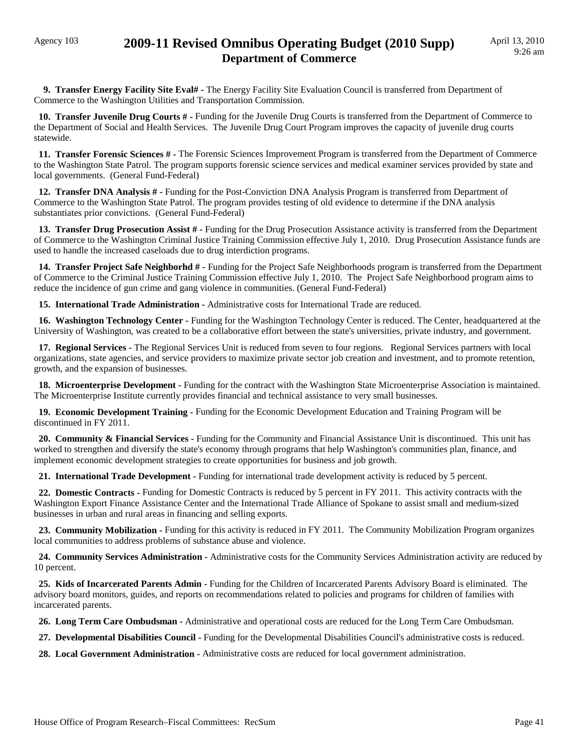# 2009-11 Revised Omnibus Operating Budget (2010 Supp)

## Department of Commerce

Agency 103

**9. Transfer Energy Facility Site Eval# -** The Energy Facility Site Evaluation Council is transferred from Department of Commerce to the Washington Utilities and Transportation Commission.

**10. Transfer Juvenile Drug Courts # -** Funding for the Juvenile Drug Courts is transferred from the Department of Commerce to the Department of Social and Health Services. The Juvenile Drug Court Program improves the capacity of juvenile drug courts statewide.

**11. Transfer Forensic Sciences # -** The Forensic Sciences Improvement Program is transferred from the Department of Commerce to the Washington State Patrol. The program supports forensic science services and medical examiner services provided by state and local governments. (General Fund-Federal)

**12. Transfer DNA Analysis # -** Funding for the Post-Conviction DNA Analysis Program is transferred from Department of Commerce to the Washington State Patrol. The program provides testing of old evidence to determine if the DNA analysis substantiates prior convictions. (General Fund-Federal)

**13. Transfer Drug Prosecution Assist # -** Funding for the Drug Prosecution Assistance activity is transferred from the Department of Commerce to the Washington Criminal Justice Training Commission effective July 1, 2010. Drug Prosecution Assistance funds are used to handle the increased caseloads due to drug interdiction programs.

**14. Transfer Project Safe Neighborhd # -** Funding for the Project Safe Neighborhoods program is transferred from the Department of Commerce to the Criminal Justice Training Commission effective July 1, 2010. The Project Safe Neighborhood program aims to reduce the incidence of gun crime and gang violence in communities. (General Fund-Federal)

**15. International Trade Administration -** Administrative costs for International Trade are reduced.

**16. Washington Technology Center -** Funding for the Washington Technology Center is reduced. The Center, headquartered at the University of Washington, was created to be a collaborative effort between the state's universities, private industry, and government.

**17. Regional Services -** The Regional Services Unit is reduced from seven to four regions. Regional Services partners with local organizations, state agencies, and service providers to maximize private sector job creation and investment, and to promote retention, growth, and the expansion of businesses.

**18. Microenterprise Development -** Funding for the contract with the Washington State Microenterprise Association is maintained. The Microenterprise Institute currently provides financial and technical assistance to very small businesses.

**19. Economic Development Training -** Funding for the Economic Development Education and Training Program will be discontinued in FY 2011.

**20. Community & Financial Services -** Funding for the Community and Financial Assistance Unit is discontinued. This unit has worked to strengthen and diversify the state's economy through programs that help Washington's communities plan, finance, and implement economic development strategies to create opportunities for business and job growth.

**21. International Trade Development -** Funding for international trade development activity is reduced by 5 percent.

**22. Domestic Contracts -** Funding for Domestic Contracts is reduced by 5 percent in FY 2011. This activity contracts with the Washington Export Finance Assistance Center and the International Trade Alliance of Spokane to assist small and medium-sized businesses in urban and rural areas in financing and selling exports.

**23. Community Mobilization -** Funding for this activity is reduced in FY 2011. The Community Mobilization Program organizes local communities to address problems of substance abuse and violence.

**24. Community Services Administration -** Administrative costs for the Community Services Administration activity are reduced by 10 percent.

**25. Kids of Incarcerated Parents Admin -** Funding for the Children of Incarcerated Parents Advisory Board is eliminated. The advisory board monitors, guides, and reports on recommendations related to policies and programs for children of families with incarcerated parents.

**26. Long Term Care Ombudsman -** Administrative and operational costs are reduced for the Long Term Care Ombudsman.

**27. Developmental Disabilities Council -** Funding for the Developmental Disabilities Council's administrative costs is reduced.

**28. Local Government Administration -** Administrative costs are reduced for local government administration.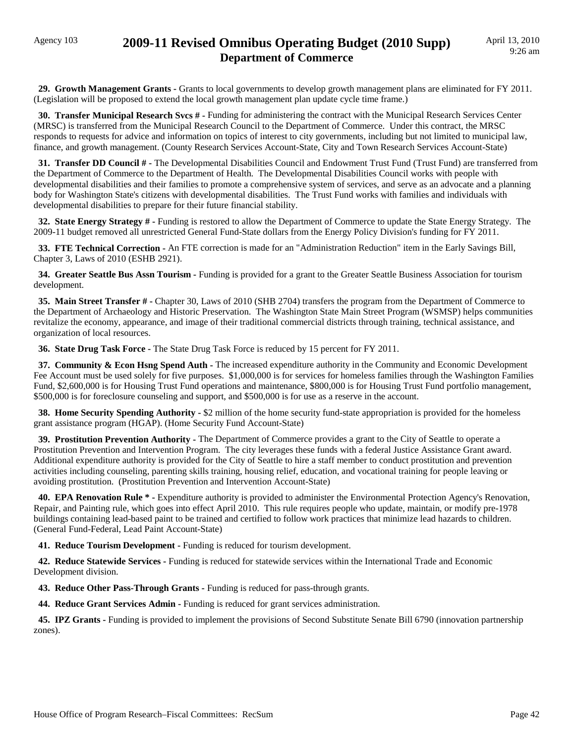**29. Growth Management Grants -** Grants to local governments to develop growth management plans are eliminated for FY 2011. (Legislation will be proposed to extend the local growth management plan update cycle time frame.)

**30. Transfer Municipal Research Svcs # -** Funding for administering the contract with the Municipal Research Services Center (MRSC) is transferred from the Municipal Research Council to the Department of Commerce. Under this contract, the MRSC responds to requests for advice and information on topics of interest to city governments, including but not limited to municipal law, finance, and growth management. (County Research Services Account-State, City and Town Research Services Account-State)

**31. Transfer DD Council # -** The Developmental Disabilities Council and Endowment Trust Fund (Trust Fund) are transferred from the Department of Commerce to the Department of Health. The Developmental Disabilities Council works with people with developmental disabilities and their families to promote a comprehensive system of services, and serve as an advocate and a planning body for Washington State's citizens with developmental disabilities. The Trust Fund works with families and individuals with developmental disabilities to prepare for their future financial stability.

**32. State Energy Strategy # -** Funding is restored to allow the Department of Commerce to update the State Energy Strategy. The 2009-11 budget removed all unrestricted General Fund-State dollars from the Energy Policy Division's funding for FY 2011.

**33. FTE Technical Correction -** An FTE correction is made for an "Administration Reduction" item in the Early Savings Bill, Chapter 3, Laws of 2010 (ESHB 2921).

**34. Greater Seattle Bus Assn Tourism -** Funding is provided for a grant to the Greater Seattle Business Association for tourism development.

**35. Main Street Transfer # -** Chapter 30, Laws of 2010 (SHB 2704) transfers the program from the Department of Commerce to the Department of Archaeology and Historic Preservation. The Washington State Main Street Program (WSMSP) helps communities revitalize the economy, appearance, and image of their traditional commercial districts through training, technical assistance, and organization of local resources.

**36. State Drug Task Force -** The State Drug Task Force is reduced by 15 percent for FY 2011.

**37. Community & Econ Hsng Spend Auth -** The increased expenditure authority in the Community and Economic Development Fee Account must be used solely for five purposes. $1,000,000 is for services for homeless families through the Washington Families Fund, $2,600,000 is for Housing Trust Fund operations and maintenance, $800,000 is for Housing Trust Fund portfolio management, $500,000 is for foreclosure counseling and support, and $500,000 is for use as a reserve in the account.

**38. Home Security Spending Authority -** $2 million of the home security fund-state appropriation is provided for the homeless grant assistance program (HGAP). (Home Security Fund Account-State)

**39. Prostitution Prevention Authority -** The Department of Commerce provides a grant to the City of Seattle to operate a Prostitution Prevention and Intervention Program. The city leverages these funds with a federal Justice Assistance Grant award. Additional expenditure authority is provided for the City of Seattle to hire a staff member to conduct prostitution and prevention activities including counseling, parenting skills training, housing relief, education, and vocational training for people leaving or avoiding prostitution. (Prostitution Prevention and Intervention Account-State)

**40. EPA Renovation Rule * -** Expenditure authority is provided to administer the Environmental Protection Agency's Renovation, Repair, and Painting rule, which goes into effect April 2010. This rule requires people who update, maintain, or modify pre-1978 buildings containing lead-based paint to be trained and certified to follow work practices that minimize lead hazards to children. (General Fund-Federal, Lead Paint Account-State)

**41. Reduce Tourism Development -** Funding is reduced for tourism development.

**42. Reduce Statewide Services -** Funding is reduced for statewide services within the International Trade and Economic Development division.

**43. Reduce Other Pass-Through Grants -** Funding is reduced for pass-through grants.

**44. Reduce Grant Services Admin -** Funding is reduced for grant services administration.

**45. IPZ Grants -** Funding is provided to implement the provisions of Second Substitute Senate Bill 6790 (innovation partnership zones).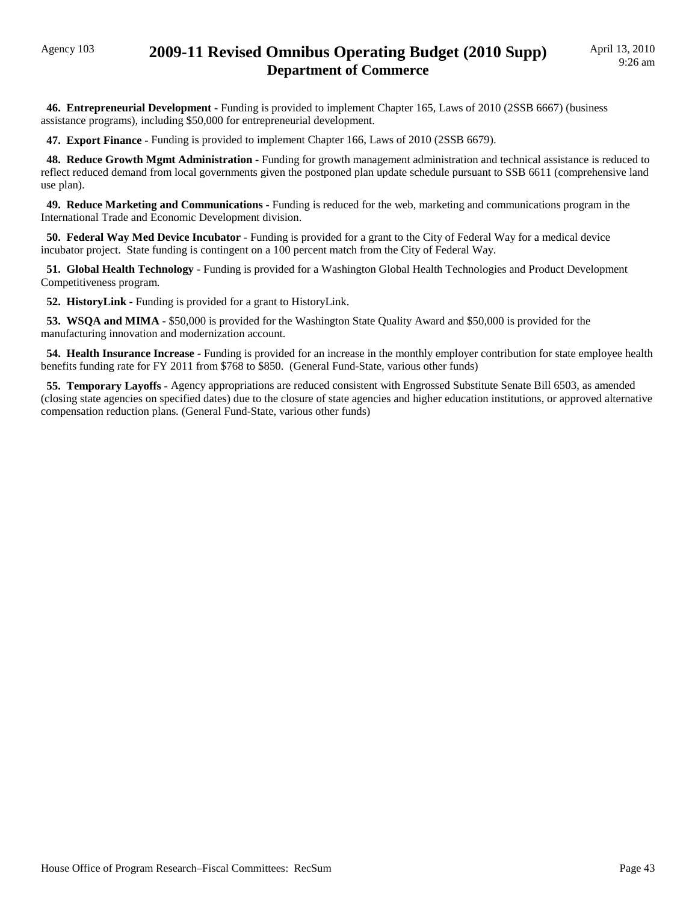**46. Entrepreneurial Development -** Funding is provided to implement Chapter 165, Laws of 2010 (2SSB 6667) (business assistance programs), including $50,000 for entrepreneurial development.

**47. Export Finance -** Funding is provided to implement Chapter 166, Laws of 2010 (2SSB 6679).

**48. Reduce Growth Mgmt Administration -** Funding for growth management administration and technical assistance is reduced to reflect reduced demand from local governments given the postponed plan update schedule pursuant to SSB 6611 (comprehensive land use plan).

**49. Reduce Marketing and Communications -** Funding is reduced for the web, marketing and communications program in the International Trade and Economic Development division.

**50. Federal Way Med Device Incubator -** Funding is provided for a grant to the City of Federal Way for a medical device incubator project. State funding is contingent on a 100 percent match from the City of Federal Way.

**51. Global Health Technology -** Funding is provided for a Washington Global Health Technologies and Product Development Competitiveness program.

**52. HistoryLink -** Funding is provided for a grant to HistoryLink.

**53. WSQA and MIMA -** $50,000 is provided for the Washington State Quality Award and $50,000 is provided for the manufacturing innovation and modernization account.

**54. Health Insurance Increase -** Funding is provided for an increase in the monthly employer contribution for state employee health benefits funding rate for FY 2011 from $768 to $850. (General Fund-State, various other funds)

**55. Temporary Layoffs -** Agency appropriations are reduced consistent with Engrossed Substitute Senate Bill 6503, as amended (closing state agencies on specified dates) due to the closure of state agencies and higher education institutions, or approved alternative compensation reduction plans. (General Fund-State, various other funds)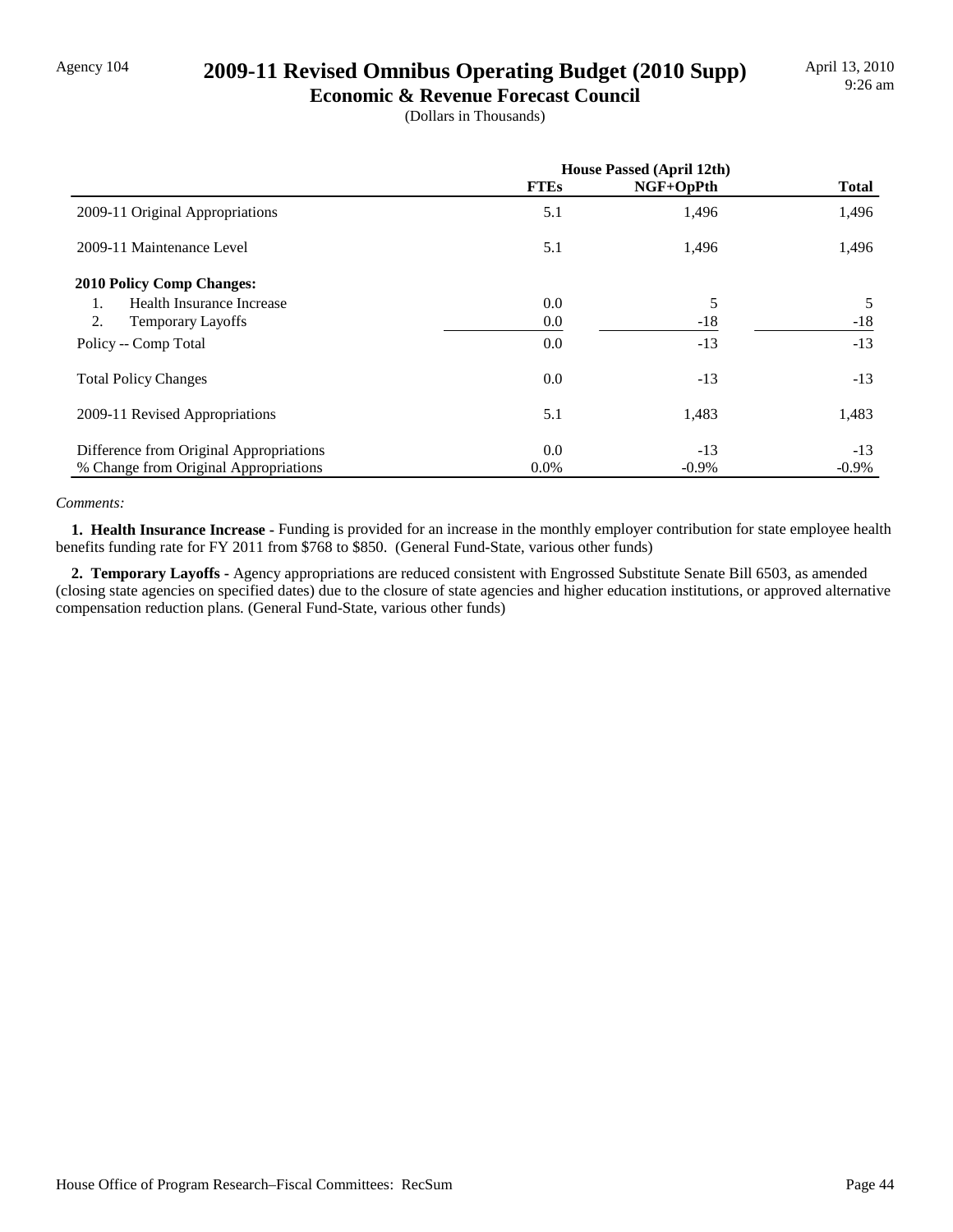Agency 104

# 2009-11 Revised Omnibus Operating Budget (2010 Supp)

## Economic & Revenue Forecast Council

(Dollars in Thousands)

| | House Passed (April 12th) | | |
|---|---|---|---|
| | **FTEs** | **NGF+OpPth** | **Total** |
| 2009-11 Original Appropriations | 5.1 | 1,496 | 1,496 |
| 2009-11 Maintenance Level | 5.1 | 1,496 | 1,496 |
| **2010 Policy Comp Changes:** | | | |
| 1. Health Insurance Increase | 0.0 | 5 | 5 |
| 2. Temporary Layoffs | 0.0 | -18 | -18 |
| Policy -- Comp Total | 0.0 | -13 | -13 |
| Total Policy Changes | 0.0 | -13 | -13 |
| 2009-11 Revised Appropriations | 5.1 | 1,483 | 1,483 |
| Difference from Original Appropriations | 0.0 | -13 | -13 |
| % Change from Original Appropriations | 0.0% | -0.9% | -0.9% |

*Comments:*

**1. Health Insurance Increase -** Funding is provided for an increase in the monthly employer contribution for state employee health benefits funding rate for FY 2011 from $768 to $850. (General Fund-State, various other funds)

**2. Temporary Layoffs -** Agency appropriations are reduced consistent with Engrossed Substitute Senate Bill 6503, as amended (closing state agencies on specified dates) due to the closure of state agencies and higher education institutions, or approved alternative compensation reduction plans. (General Fund-State, various other funds)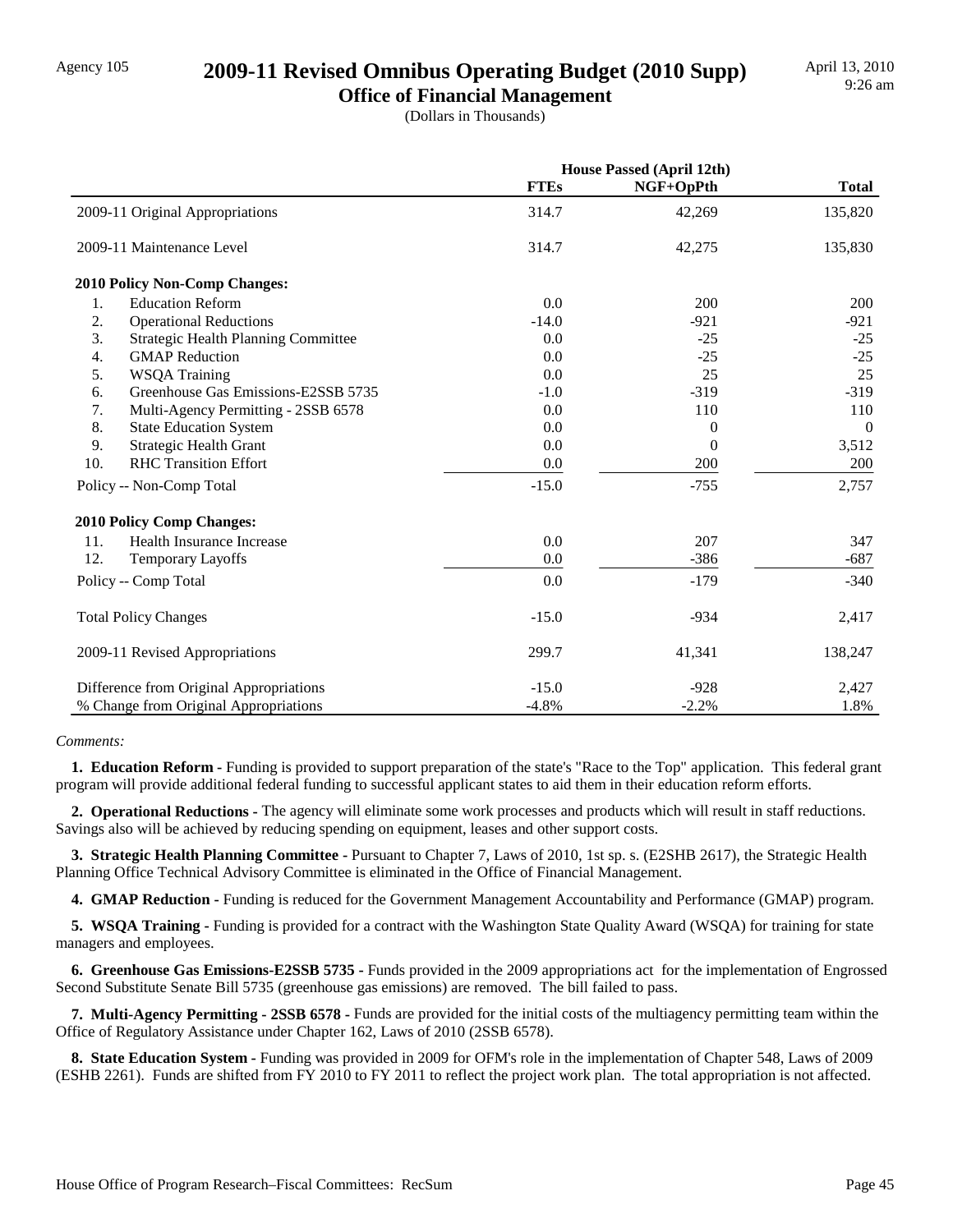Agency 105

# 2009-11 Revised Omnibus Operating Budget (2010 Supp)

## Office of Financial Management

(Dollars in Thousands)

April 13, 2010
9:26 am

| | House Passed (April 12th) | | |
|---|---|---|---|
| | FTEs | NGF+OpPth | Total |
| 2009-11 Original Appropriations | 314.7 | 42,269 | 135,820 |
| 2009-11 Maintenance Level | 314.7 | 42,275 | 135,830 |
| **2010 Policy Non-Comp Changes:** | | | |
| 1. Education Reform | 0.0 | 200 | 200 |
| 2. Operational Reductions | -14.0 | -921 | -921 |
| 3. Strategic Health Planning Committee | 0.0 | -25 | -25 |
| 4. GMAP Reduction | 0.0 | -25 | -25 |
| 5. WSQA Training | 0.0 | 25 | 25 |
| 6. Greenhouse Gas Emissions-E2SSB 5735 | -1.0 | -319 | -319 |
| 7. Multi-Agency Permitting - 2SSB 6578 | 0.0 | 110 | 110 |
| 8. State Education System | 0.0 | 0 | 0 |
| 9. Strategic Health Grant | 0.0 | 0 | 3,512 |
| 10. RHC Transition Effort | 0.0 | 200 | 200 |
| Policy -- Non-Comp Total | -15.0 | -755 | 2,757 |
| **2010 Policy Comp Changes:** | | | |
| 11. Health Insurance Increase | 0.0 | 207 | 347 |
| 12. Temporary Layoffs | 0.0 | -386 | -687 |
| Policy -- Comp Total | 0.0 | -179 | -340 |
| Total Policy Changes | -15.0 | -934 | 2,417 |
| 2009-11 Revised Appropriations | 299.7 | 41,341 | 138,247 |
| Difference from Original Appropriations | -15.0 | -928 | 2,427 |
| % Change from Original Appropriations | -4.8% | -2.2% | 1.8% |

*Comments:*

**1. Education Reform -** Funding is provided to support preparation of the state's "Race to the Top" application. This federal grant program will provide additional federal funding to successful applicant states to aid them in their education reform efforts.

**2. Operational Reductions -** The agency will eliminate some work processes and products which will result in staff reductions. Savings also will be achieved by reducing spending on equipment, leases and other support costs.

**3. Strategic Health Planning Committee -** Pursuant to Chapter 7, Laws of 2010, 1st sp. s. (E2SHB 2617), the Strategic Health Planning Office Technical Advisory Committee is eliminated in the Office of Financial Management.

**4. GMAP Reduction -** Funding is reduced for the Government Management Accountability and Performance (GMAP) program.

**5. WSQA Training -** Funding is provided for a contract with the Washington State Quality Award (WSQA) for training for state managers and employees.

**6. Greenhouse Gas Emissions-E2SSB 5735 -** Funds provided in the 2009 appropriations act for the implementation of Engrossed Second Substitute Senate Bill 5735 (greenhouse gas emissions) are removed. The bill failed to pass.

**7. Multi-Agency Permitting - 2SSB 6578 -** Funds are provided for the initial costs of the multiagency permitting team within the Office of Regulatory Assistance under Chapter 162, Laws of 2010 (2SSB 6578).

**8. State Education System -** Funding was provided in 2009 for OFM's role in the implementation of Chapter 548, Laws of 2009 (ESHB 2261). Funds are shifted from FY 2010 to FY 2011 to reflect the project work plan. The total appropriation is not affected.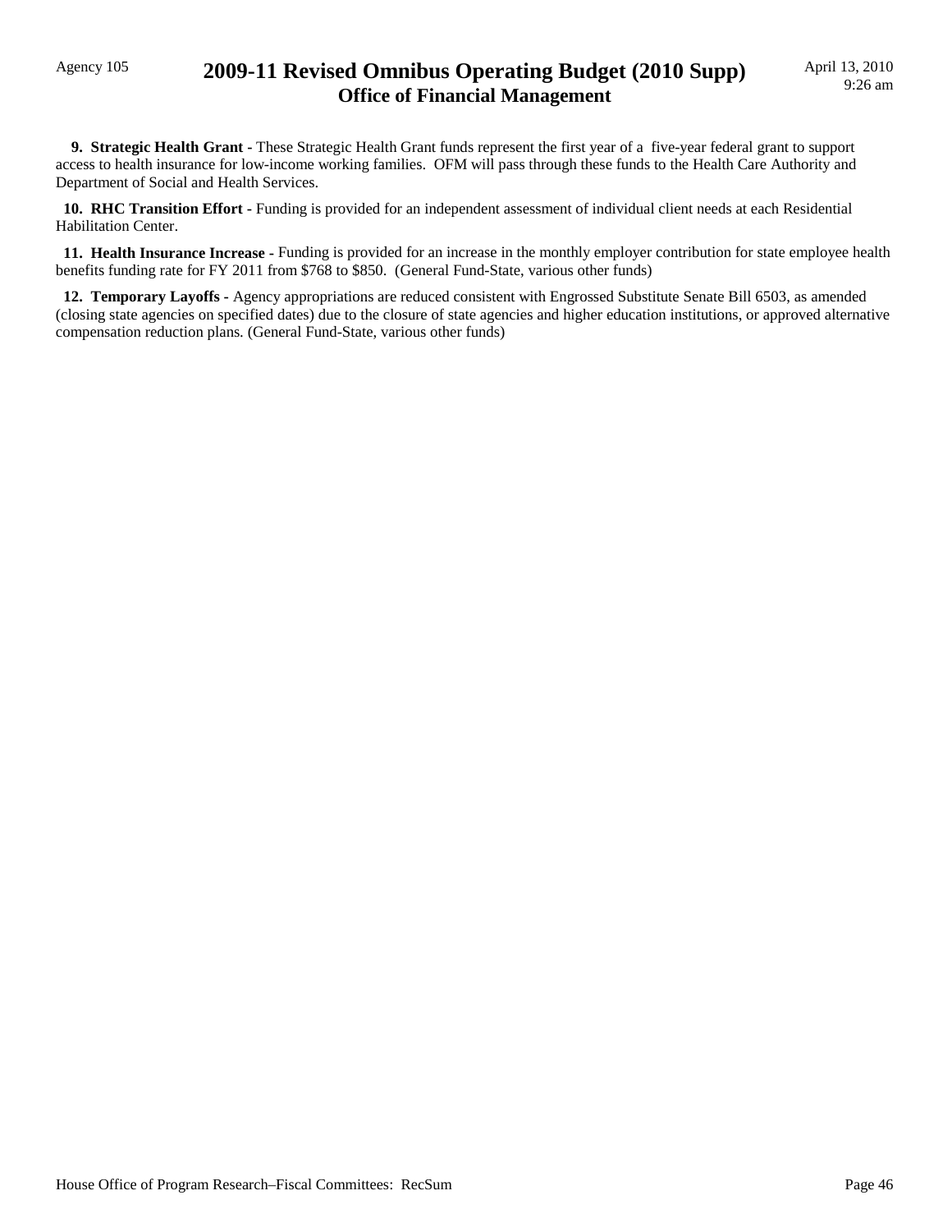**9. Strategic Health Grant -** These Strategic Health Grant funds represent the first year of a five-year federal grant to support access to health insurance for low-income working families. OFM will pass through these funds to the Health Care Authority and Department of Social and Health Services.

**10. RHC Transition Effort -** Funding is provided for an independent assessment of individual client needs at each Residential Habilitation Center.

**11. Health Insurance Increase -** Funding is provided for an increase in the monthly employer contribution for state employee health benefits funding rate for FY 2011 from $768 to $850. (General Fund-State, various other funds)

**12. Temporary Layoffs -** Agency appropriations are reduced consistent with Engrossed Substitute Senate Bill 6503, as amended (closing state agencies on specified dates) due to the closure of state agencies and higher education institutions, or approved alternative compensation reduction plans. (General Fund-State, various other funds)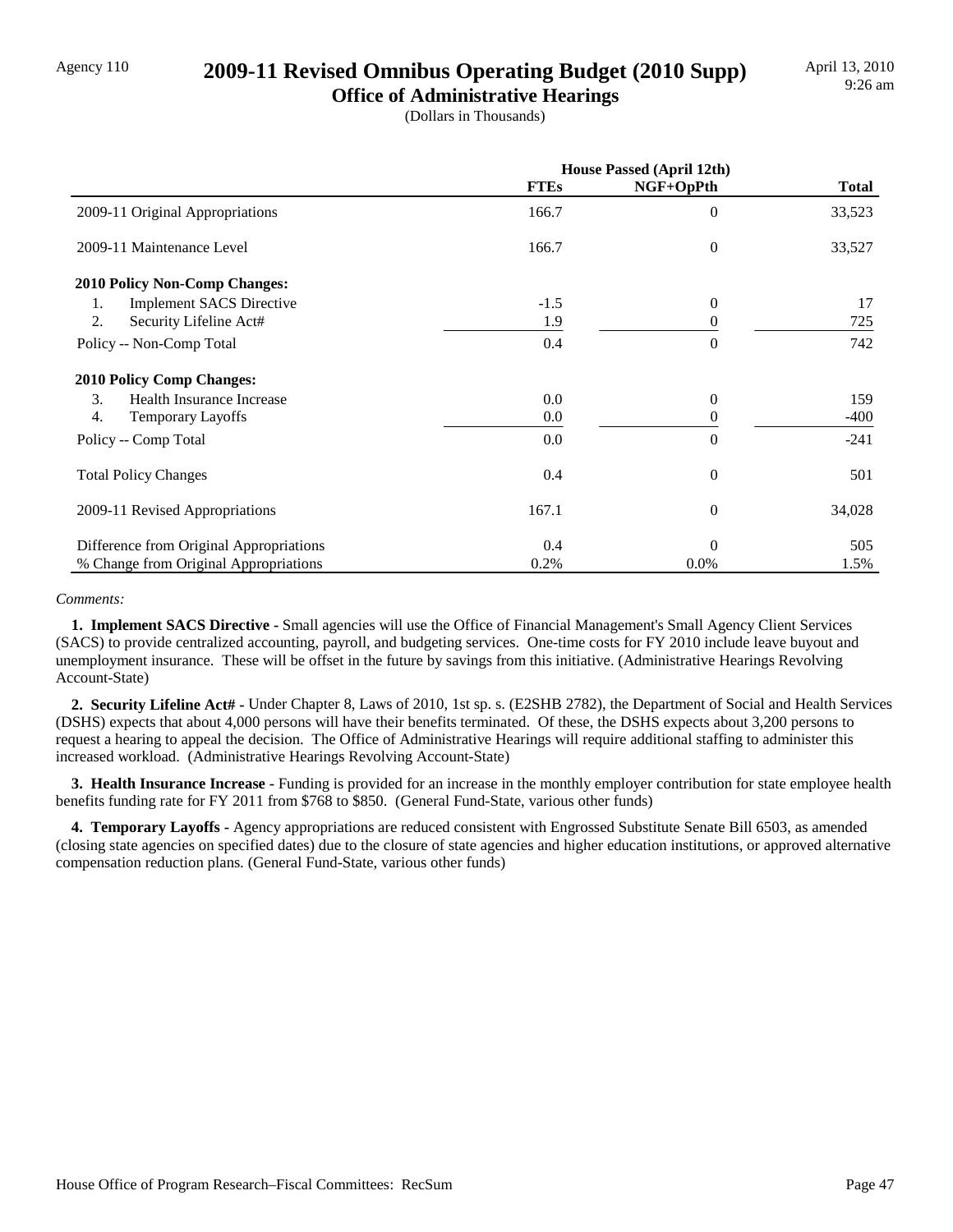# 2009-11 Revised Omnibus Operating Budget (2010 Supp)

## Office of Administrative Hearings

(Dollars in Thousands)

| | House Passed (April 12th) | | |
|---|---|---|---|
| | **FTEs** | **NGF+OpPth** | **Total** |
| 2009-11 Original Appropriations | 166.7 | 0 | 33,523 |
| 2009-11 Maintenance Level | 166.7 | 0 | 33,527 |
| **2010 Policy Non-Comp Changes:** | | | |
| 1. Implement SACS Directive | -1.5 | 0 | 17 |
| 2. Security Lifeline Act# | 1.9 | 0 | 725 |
| Policy -- Non-Comp Total | 0.4 | 0 | 742 |
| **2010 Policy Comp Changes:** | | | |
| 3. Health Insurance Increase | 0.0 | 0 | 159 |
| 4. Temporary Layoffs | 0.0 | 0 | -400 |
| Policy -- Comp Total | 0.0 | 0 | -241 |
| Total Policy Changes | 0.4 | 0 | 501 |
| 2009-11 Revised Appropriations | 167.1 | 0 | 34,028 |
| Difference from Original Appropriations | 0.4 | 0 | 505 |
| % Change from Original Appropriations | 0.2% | 0.0% | 1.5% |

*Comments:*

**1. Implement SACS Directive -** Small agencies will use the Office of Financial Management's Small Agency Client Services (SACS) to provide centralized accounting, payroll, and budgeting services. One-time costs for FY 2010 include leave buyout and unemployment insurance. These will be offset in the future by savings from this initiative. (Administrative Hearings Revolving Account-State)

**2. Security Lifeline Act# -** Under Chapter 8, Laws of 2010, 1st sp. s. (E2SHB 2782), the Department of Social and Health Services (DSHS) expects that about 4,000 persons will have their benefits terminated. Of these, the DSHS expects about 3,200 persons to request a hearing to appeal the decision. The Office of Administrative Hearings will require additional staffing to administer this increased workload. (Administrative Hearings Revolving Account-State)

**3. Health Insurance Increase -** Funding is provided for an increase in the monthly employer contribution for state employee health benefits funding rate for FY 2011 from $768 to $850. (General Fund-State, various other funds)

**4. Temporary Layoffs -** Agency appropriations are reduced consistent with Engrossed Substitute Senate Bill 6503, as amended (closing state agencies on specified dates) due to the closure of state agencies and higher education institutions, or approved alternative compensation reduction plans. (General Fund-State, various other funds)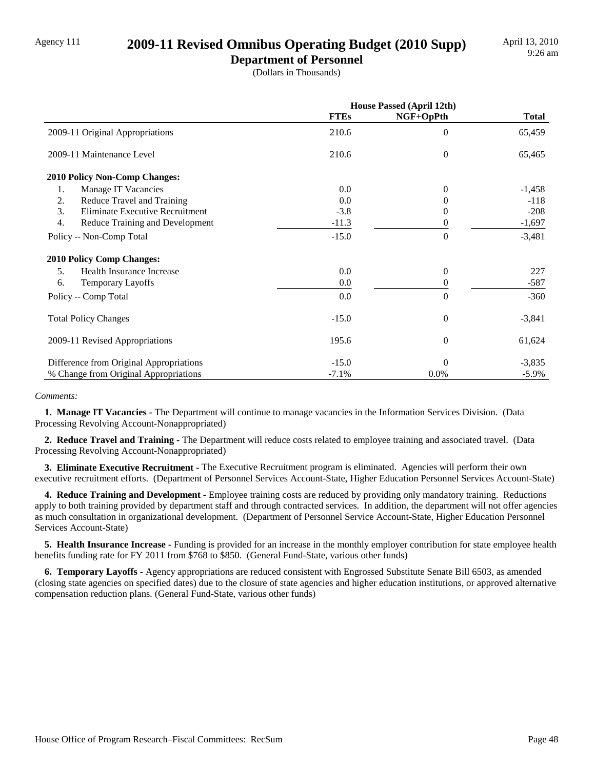Agency 111

# 2009-11 Revised Omnibus Operating Budget (2010 Supp)

## Department of Personnel

(Dollars in Thousands)

April 13, 2010
9:26 am

| | House Passed (April 12th) | | |
|---|---|---|---|
| | FTEs | NGF+OpPth | Total |
| 2009-11 Original Appropriations | 210.6 | 0 | 65,459 |
| 2009-11 Maintenance Level | 210.6 | 0 | 65,465 |
| **2010 Policy Non-Comp Changes:** | | | |
| 1. Manage IT Vacancies | 0.0 | 0 | -1,458 |
| 2. Reduce Travel and Training | 0.0 | 0 | -118 |
| 3. Eliminate Executive Recruitment | -3.8 | 0 | -208 |
| 4. Reduce Training and Development | -11.3 | 0 | -1,697 |
| Policy -- Non-Comp Total | -15.0 | 0 | -3,481 |
| **2010 Policy Comp Changes:** | | | |
| 5. Health Insurance Increase | 0.0 | 0 | 227 |
| 6. Temporary Layoffs | 0.0 | 0 | -587 |
| Policy -- Comp Total | 0.0 | 0 | -360 |
| Total Policy Changes | -15.0 | 0 | -3,841 |
| 2009-11 Revised Appropriations | 195.6 | 0 | 61,624 |
| Difference from Original Appropriations | -15.0 | 0 | -3,835 |
| % Change from Original Appropriations | -7.1% | 0.0% | -5.9% |

*Comments:*

**1. Manage IT Vacancies -** The Department will continue to manage vacancies in the Information Services Division. (Data Processing Revolving Account-Nonappropriated)

**2. Reduce Travel and Training -** The Department will reduce costs related to employee training and associated travel. (Data Processing Revolving Account-Nonappropriated)

**3. Eliminate Executive Recruitment -** The Executive Recruitment program is eliminated. Agencies will perform their own executive recruitment efforts. (Department of Personnel Services Account-State, Higher Education Personnel Services Account-State)

**4. Reduce Training and Development -** Employee training costs are reduced by providing only mandatory training. Reductions apply to both training provided by department staff and through contracted services. In addition, the department will not offer agencies as much consultation in organizational development. (Department of Personnel Service Account-State, Higher Education Personnel Services Account-State)

**5. Health Insurance Increase -** Funding is provided for an increase in the monthly employer contribution for state employee health benefits funding rate for FY 2011 from $768 to $850. (General Fund-State, various other funds)

**6. Temporary Layoffs -** Agency appropriations are reduced consistent with Engrossed Substitute Senate Bill 6503, as amended (closing state agencies on specified dates) due to the closure of state agencies and higher education institutions, or approved alternative compensation reduction plans. (General Fund-State, various other funds)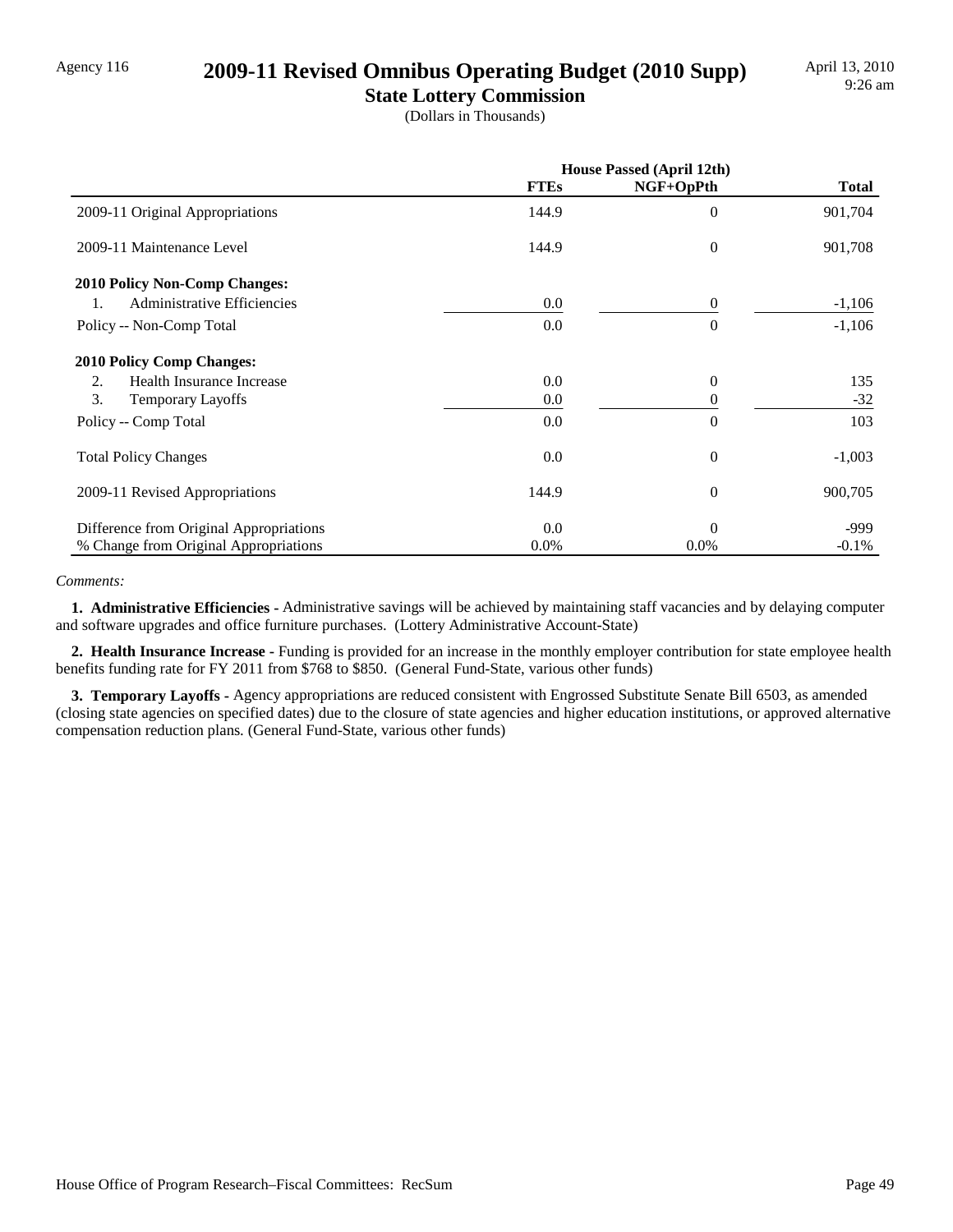Agency 116

# 2009-11 Revised Omnibus Operating Budget (2010 Supp)

## State Lottery Commission

(Dollars in Thousands)

| | House Passed (April 12th) | | |
|---|---|---|---|
| | **FTEs** | **NGF+OpPth** | **Total** |
| 2009-11 Original Appropriations | 144.9 | 0 | 901,704 |
| 2009-11 Maintenance Level | 144.9 | 0 | 901,708 |
| **2010 Policy Non-Comp Changes:** | | | |
| 1. Administrative Efficiencies | 0.0 | 0 | -1,106 |
| Policy -- Non-Comp Total | 0.0 | 0 | -1,106 |
| **2010 Policy Comp Changes:** | | | |
| 2. Health Insurance Increase | 0.0 | 0 | 135 |
| 3. Temporary Layoffs | 0.0 | 0 | -32 |
| Policy -- Comp Total | 0.0 | 0 | 103 |
| Total Policy Changes | 0.0 | 0 | -1,003 |
| 2009-11 Revised Appropriations | 144.9 | 0 | 900,705 |
| Difference from Original Appropriations | 0.0 | 0 | -999 |
| % Change from Original Appropriations | 0.0% | 0.0% | -0.1% |

*Comments:*

**1. Administrative Efficiencies -** Administrative savings will be achieved by maintaining staff vacancies and by delaying computer and software upgrades and office furniture purchases. (Lottery Administrative Account-State)

**2. Health Insurance Increase -** Funding is provided for an increase in the monthly employer contribution for state employee health benefits funding rate for FY 2011 from $768 to $850. (General Fund-State, various other funds)

**3. Temporary Layoffs -** Agency appropriations are reduced consistent with Engrossed Substitute Senate Bill 6503, as amended (closing state agencies on specified dates) due to the closure of state agencies and higher education institutions, or approved alternative compensation reduction plans. (General Fund-State, various other funds)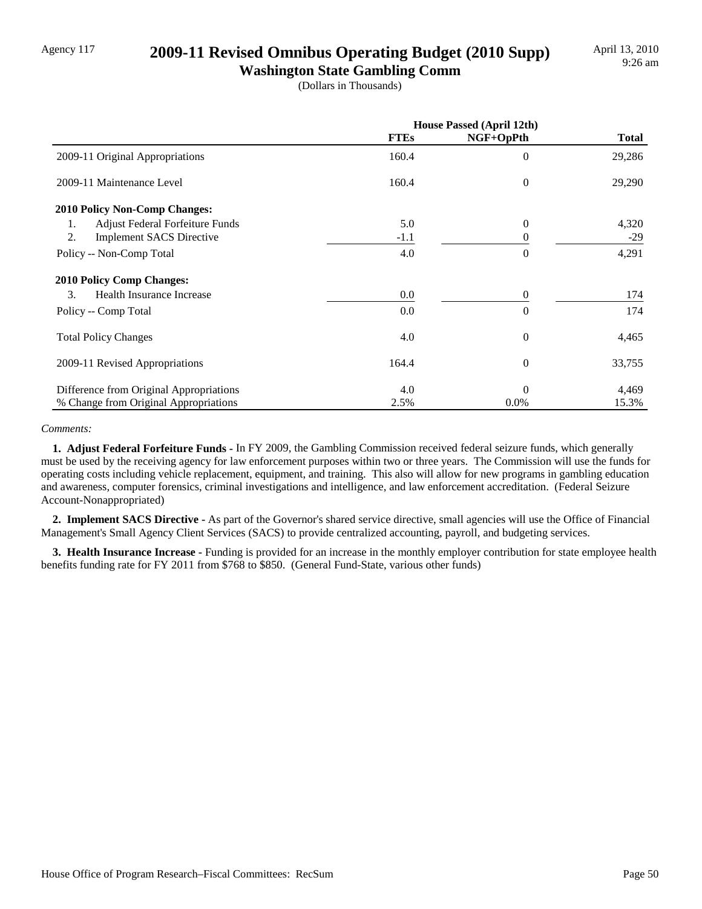Agency 117

# 2009-11 Revised Omnibus Operating Budget (2010 Supp)

## Washington State Gambling Comm

(Dollars in Thousands)

| | House Passed (April 12th) | | |
|---|---|---|---|
| | **FTEs** | **NGF+OpPth** | **Total** |
| 2009-11 Original Appropriations | 160.4 | 0 | 29,286 |
| 2009-11 Maintenance Level | 160.4 | 0 | 29,290 |
| **2010 Policy Non-Comp Changes:** | | | |
| 1. Adjust Federal Forfeiture Funds | 5.0 | 0 | 4,320 |
| 2. Implement SACS Directive | -1.1 | 0 | -29 |
| Policy -- Non-Comp Total | 4.0 | 0 | 4,291 |
| **2010 Policy Comp Changes:** | | | |
| 3. Health Insurance Increase | 0.0 | 0 | 174 |
| Policy -- Comp Total | 0.0 | 0 | 174 |
| Total Policy Changes | 4.0 | 0 | 4,465 |
| 2009-11 Revised Appropriations | 164.4 | 0 | 33,755 |
| Difference from Original Appropriations | 4.0 | 0 | 4,469 |
| % Change from Original Appropriations | 2.5% | 0.0% | 15.3% |

*Comments:*

**1. Adjust Federal Forfeiture Funds -** In FY 2009, the Gambling Commission received federal seizure funds, which generally must be used by the receiving agency for law enforcement purposes within two or three years. The Commission will use the funds for operating costs including vehicle replacement, equipment, and training. This also will allow for new programs in gambling education and awareness, computer forensics, criminal investigations and intelligence, and law enforcement accreditation. (Federal Seizure Account-Nonappropriated)

**2. Implement SACS Directive -** As part of the Governor's shared service directive, small agencies will use the Office of Financial Management's Small Agency Client Services (SACS) to provide centralized accounting, payroll, and budgeting services.

**3. Health Insurance Increase -** Funding is provided for an increase in the monthly employer contribution for state employee health benefits funding rate for FY 2011 from $768 to $850. (General Fund-State, various other funds)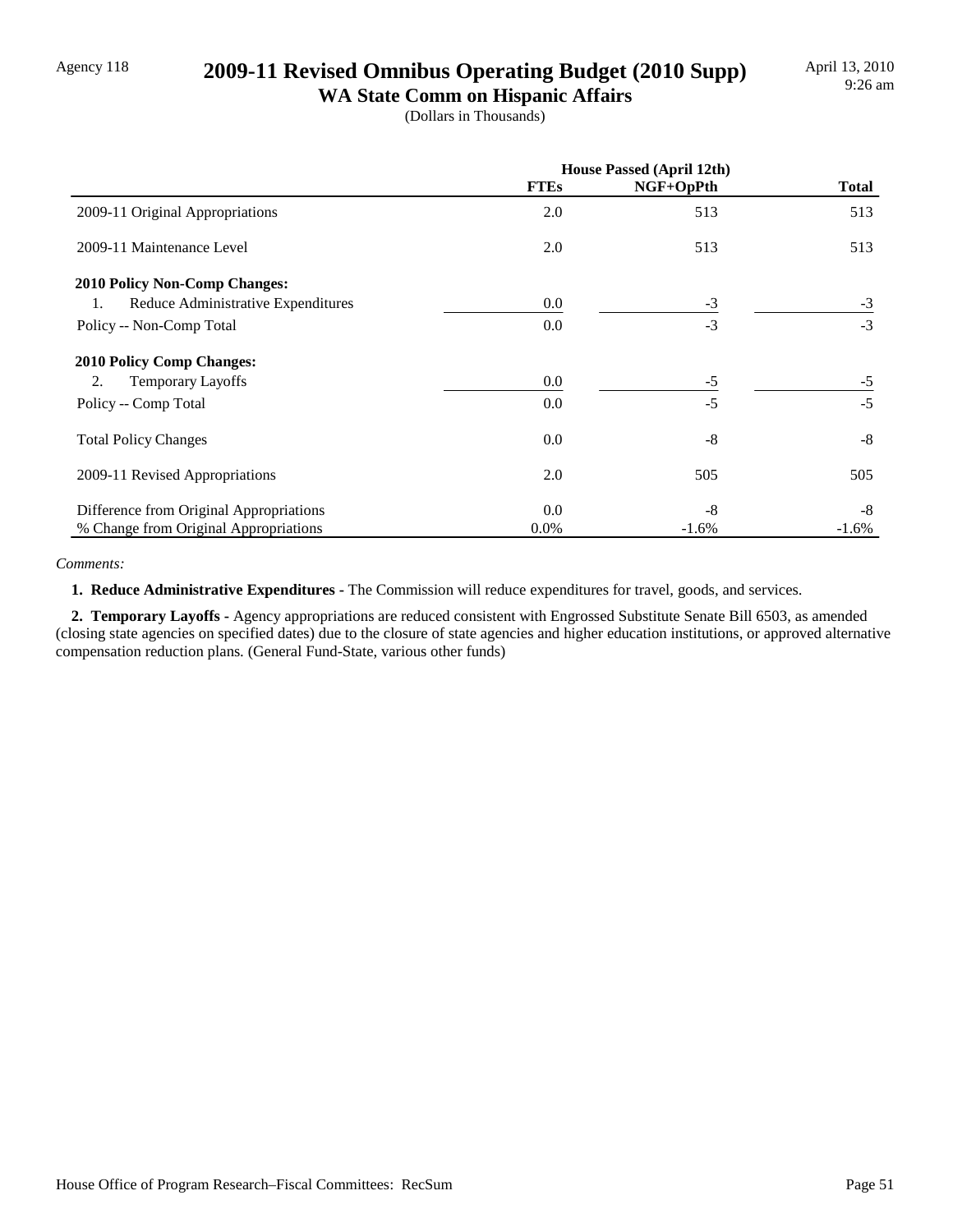Agency 118

# 2009-11 Revised Omnibus Operating Budget (2010 Supp)

## WA State Comm on Hispanic Affairs

(Dollars in Thousands)

| | House Passed (April 12th) | | |
|---|---|---|---|
| | FTEs | NGF+OpPth | Total |
| 2009-11 Original Appropriations | 2.0 | 513 | 513 |
| 2009-11 Maintenance Level | 2.0 | 513 | 513 |
| **2010 Policy Non-Comp Changes:** | | | |
| 1. Reduce Administrative Expenditures | 0.0 | -3 | -3 |
| Policy -- Non-Comp Total | 0.0 | -3 | -3 |
| **2010 Policy Comp Changes:** | | | |
| 2. Temporary Layoffs | 0.0 | -5 | -5 |
| Policy -- Comp Total | 0.0 | -5 | -5 |
| Total Policy Changes | 0.0 | -8 | -8 |
| 2009-11 Revised Appropriations | 2.0 | 505 | 505 |
| Difference from Original Appropriations | 0.0 | -8 | -8 |
| % Change from Original Appropriations | 0.0% | -1.6% | -1.6% |

*Comments:*

**1. Reduce Administrative Expenditures -** The Commission will reduce expenditures for travel, goods, and services.

**2. Temporary Layoffs -** Agency appropriations are reduced consistent with Engrossed Substitute Senate Bill 6503, as amended (closing state agencies on specified dates) due to the closure of state agencies and higher education institutions, or approved alternative compensation reduction plans. (General Fund-State, various other funds)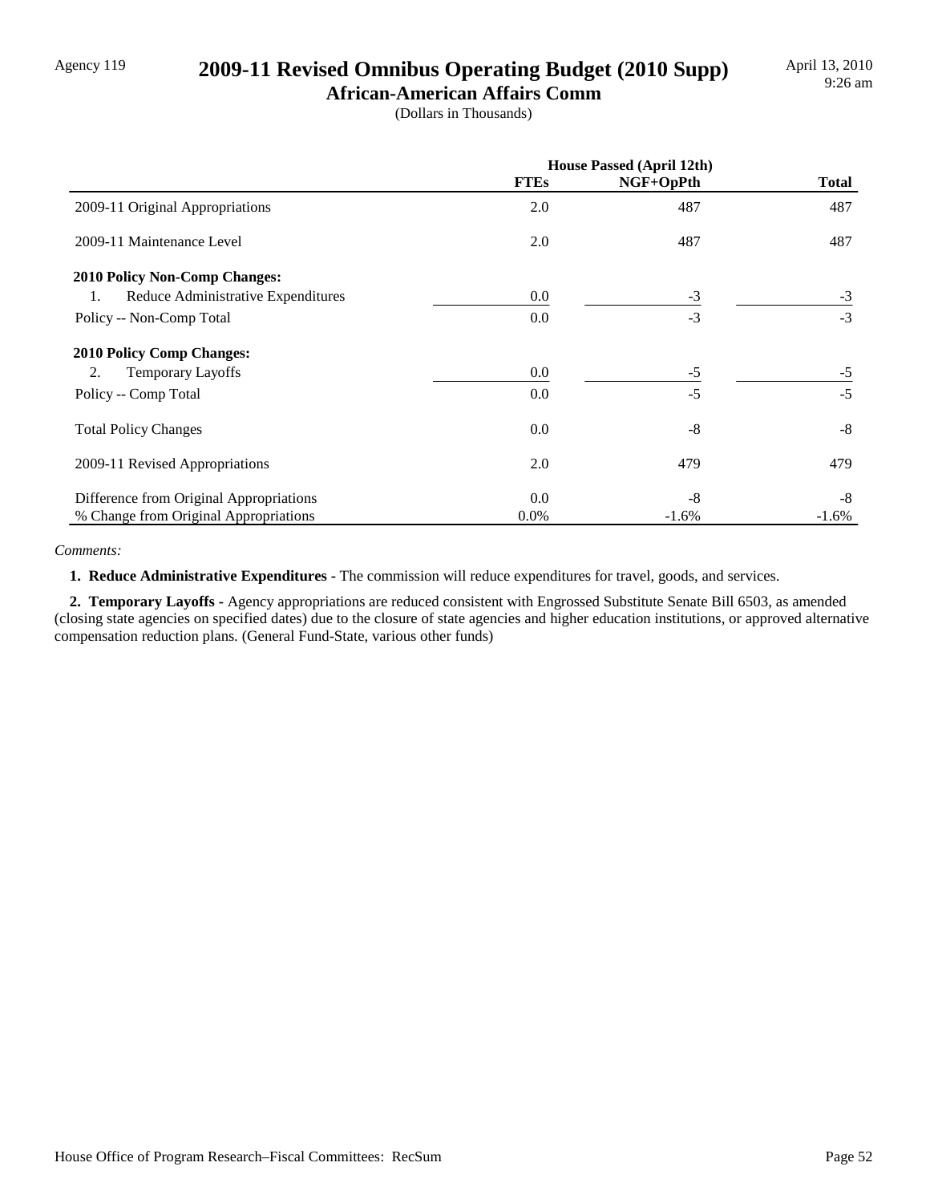# 2009-11 Revised Omnibus Operating Budget (2010 Supp)

## African-American Affairs Comm

(Dollars in Thousands)

| | House Passed (April 12th) | | |
|---|---|---|---|
| | **FTEs** | **NGF+OpPth** | **Total** |
| 2009-11 Original Appropriations | 2.0 | 487 | 487 |
| 2009-11 Maintenance Level | 2.0 | 487 | 487 |
| **2010 Policy Non-Comp Changes:** | | | |
| 1. Reduce Administrative Expenditures | 0.0 | -3 | -3 |
| Policy -- Non-Comp Total | 0.0 | -3 | -3 |
| **2010 Policy Comp Changes:** | | | |
| 2. Temporary Layoffs | 0.0 | -5 | -5 |
| Policy -- Comp Total | 0.0 | -5 | -5 |
| Total Policy Changes | 0.0 | -8 | -8 |
| 2009-11 Revised Appropriations | 2.0 | 479 | 479 |
| Difference from Original Appropriations | 0.0 | -8 | -8 |
| % Change from Original Appropriations | 0.0% | -1.6% | -1.6% |

*Comments:*

**1. Reduce Administrative Expenditures -** The commission will reduce expenditures for travel, goods, and services.

**2. Temporary Layoffs -** Agency appropriations are reduced consistent with Engrossed Substitute Senate Bill 6503, as amended (closing state agencies on specified dates) due to the closure of state agencies and higher education institutions, or approved alternative compensation reduction plans. (General Fund-State, various other funds)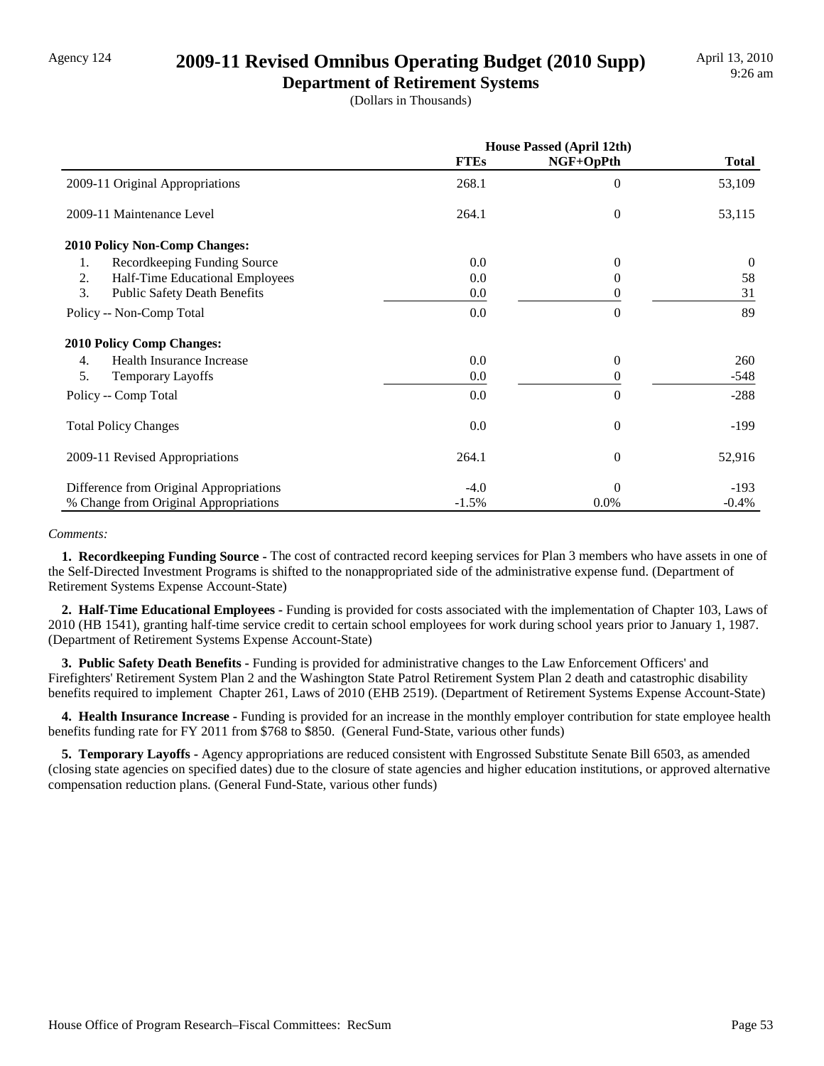Agency 124

# 2009-11 Revised Omnibus Operating Budget (2010 Supp)

## Department of Retirement Systems

(Dollars in Thousands)

April 13, 2010
9:26 am

| | House Passed (April 12th) | | |
|---|---|---|---|
| | **FTEs** | **NGF+OpPth** | **Total** |
| 2009-11 Original Appropriations | 268.1 | 0 | 53,109 |
| 2009-11 Maintenance Level | 264.1 | 0 | 53,115 |
| **2010 Policy Non-Comp Changes:** | | | |
| 1. Recordkeeping Funding Source | 0.0 | 0 | 0 |
| 2. Half-Time Educational Employees | 0.0 | 0 | 58 |
| 3. Public Safety Death Benefits | 0.0 | 0 | 31 |
| Policy -- Non-Comp Total | 0.0 | 0 | 89 |
| **2010 Policy Comp Changes:** | | | |
| 4. Health Insurance Increase | 0.0 | 0 | 260 |
| 5. Temporary Layoffs | 0.0 | 0 | -548 |
| Policy -- Comp Total | 0.0 | 0 | -288 |
| Total Policy Changes | 0.0 | 0 | -199 |
| 2009-11 Revised Appropriations | 264.1 | 0 | 52,916 |
| Difference from Original Appropriations | -4.0 | 0 | -193 |
| % Change from Original Appropriations | -1.5% | 0.0% | -0.4% |

*Comments:*

**1. Recordkeeping Funding Source -** The cost of contracted record keeping services for Plan 3 members who have assets in one of the Self-Directed Investment Programs is shifted to the nonappropriated side of the administrative expense fund. (Department of Retirement Systems Expense Account-State)

**2. Half-Time Educational Employees -** Funding is provided for costs associated with the implementation of Chapter 103, Laws of 2010 (HB 1541), granting half-time service credit to certain school employees for work during school years prior to January 1, 1987. (Department of Retirement Systems Expense Account-State)

**3. Public Safety Death Benefits -** Funding is provided for administrative changes to the Law Enforcement Officers' and Firefighters' Retirement System Plan 2 and the Washington State Patrol Retirement System Plan 2 death and catastrophic disability benefits required to implement Chapter 261, Laws of 2010 (EHB 2519). (Department of Retirement Systems Expense Account-State)

**4. Health Insurance Increase -** Funding is provided for an increase in the monthly employer contribution for state employee health benefits funding rate for FY 2011 from $768 to $850. (General Fund-State, various other funds)

**5. Temporary Layoffs -** Agency appropriations are reduced consistent with Engrossed Substitute Senate Bill 6503, as amended (closing state agencies on specified dates) due to the closure of state agencies and higher education institutions, or approved alternative compensation reduction plans. (General Fund-State, various other funds)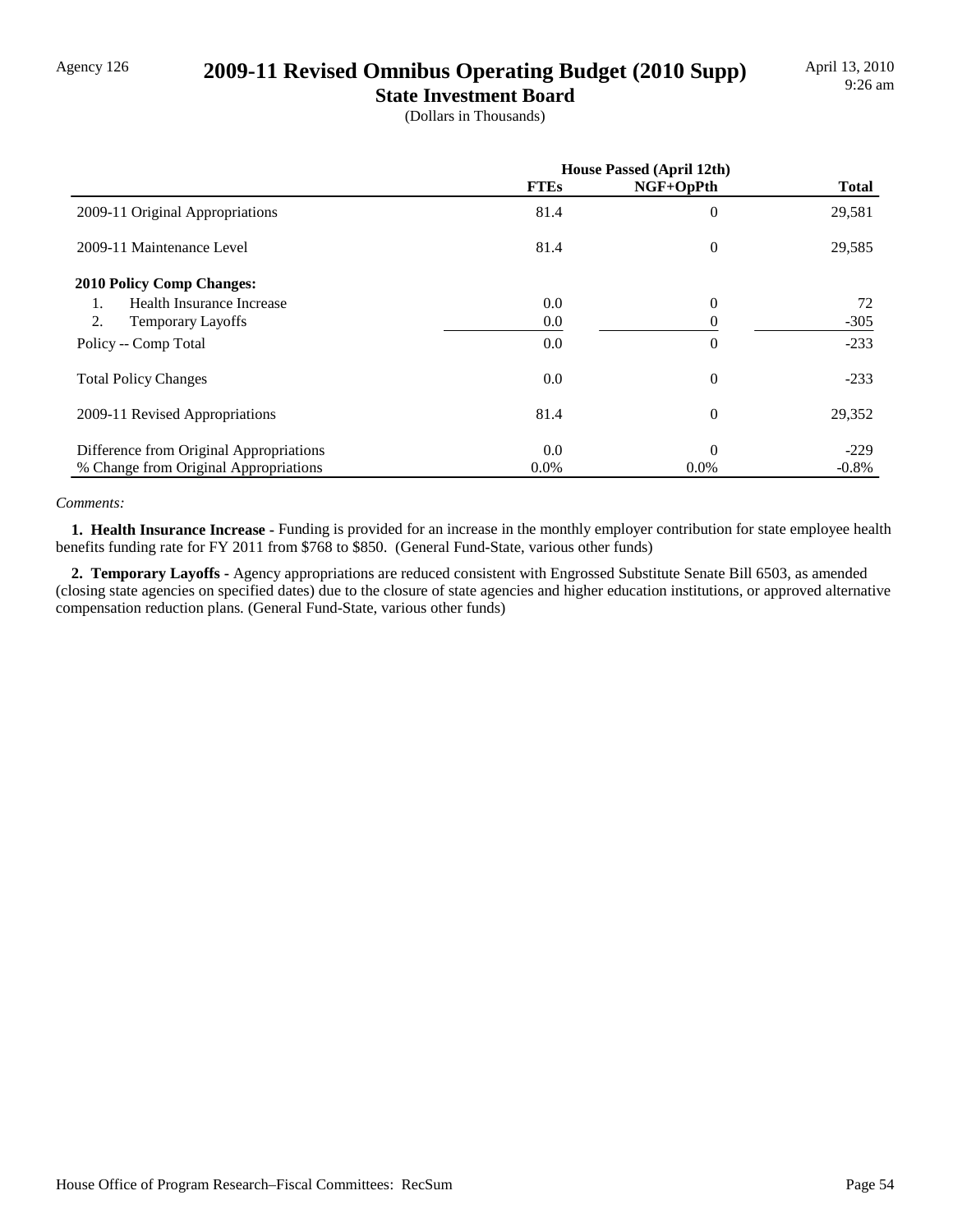Agency 126

# 2009-11 Revised Omnibus Operating Budget (2010 Supp)

## State Investment Board

(Dollars in Thousands)

| | House Passed (April 12th) | | |
|---|---|---|---|
| | FTEs | NGF+OpPth | Total |
| 2009-11 Original Appropriations | 81.4 | 0 | 29,581 |
| 2009-11 Maintenance Level | 81.4 | 0 | 29,585 |
| **2010 Policy Comp Changes:** | | | |
| 1. Health Insurance Increase | 0.0 | 0 | 72 |
| 2. Temporary Layoffs | 0.0 | 0 | -305 |
| Policy -- Comp Total | 0.0 | 0 | -233 |
| Total Policy Changes | 0.0 | 0 | -233 |
| 2009-11 Revised Appropriations | 81.4 | 0 | 29,352 |
| Difference from Original Appropriations | 0.0 | 0 | -229 |
| % Change from Original Appropriations | 0.0% | 0.0% | -0.8% |

*Comments:*

**1. Health Insurance Increase -** Funding is provided for an increase in the monthly employer contribution for state employee health benefits funding rate for FY 2011 from $768 to $850. (General Fund-State, various other funds)

**2. Temporary Layoffs -** Agency appropriations are reduced consistent with Engrossed Substitute Senate Bill 6503, as amended (closing state agencies on specified dates) due to the closure of state agencies and higher education institutions, or approved alternative compensation reduction plans. (General Fund-State, various other funds)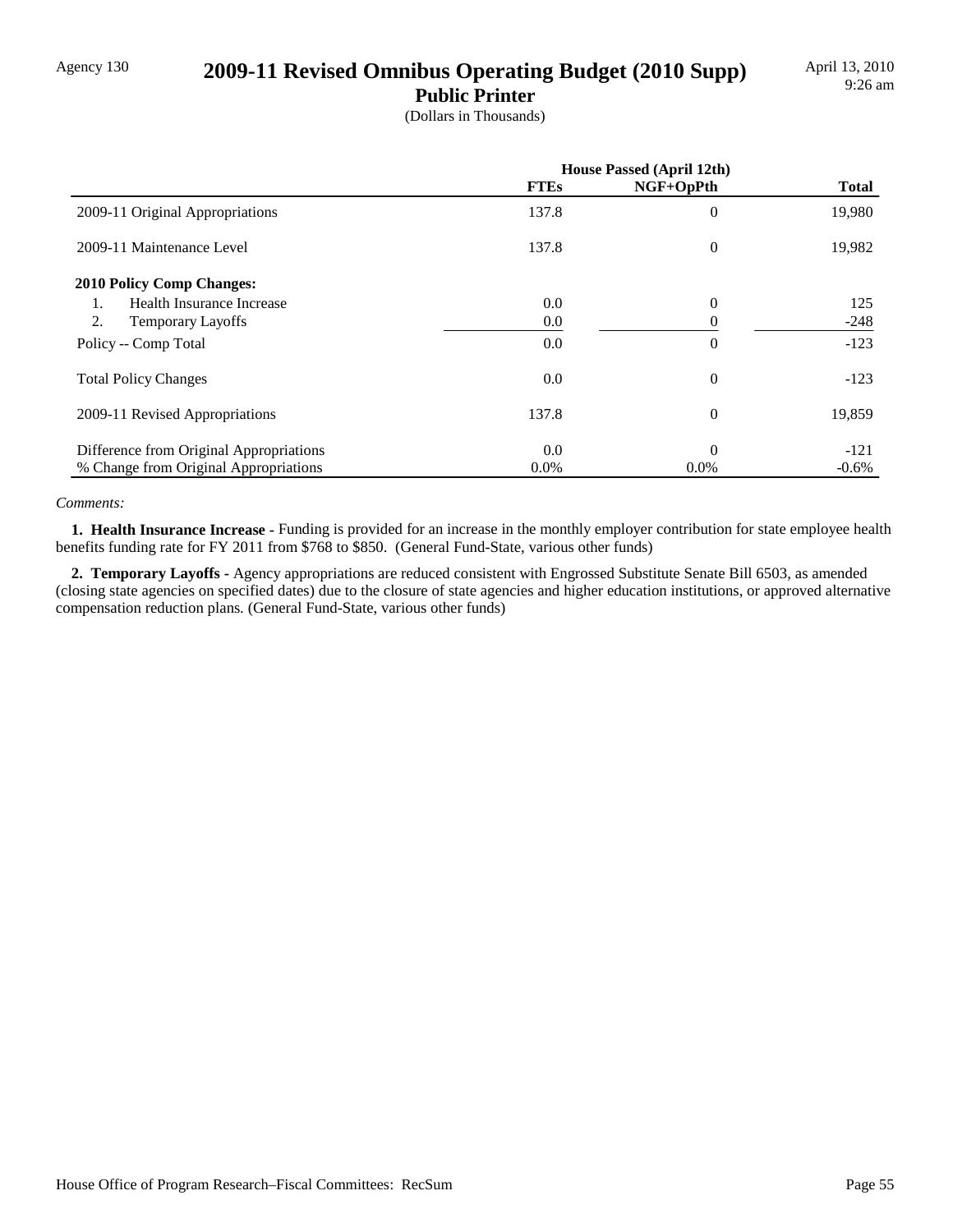Agency 130

# 2009-11 Revised Omnibus Operating Budget (2010 Supp)

## Public Printer

(Dollars in Thousands)

April 13, 2010
9:26 am

| | House Passed (April 12th) | | |
|---|---|---|---|
| | **FTEs** | **NGF+OpPth** | **Total** |
| 2009-11 Original Appropriations | 137.8 | 0 | 19,980 |
| 2009-11 Maintenance Level | 137.8 | 0 | 19,982 |
| **2010 Policy Comp Changes:** | | | |
| 1. Health Insurance Increase | 0.0 | 0 | 125 |
| 2. Temporary Layoffs | 0.0 | 0 | -248 |
| Policy -- Comp Total | 0.0 | 0 | -123 |
| Total Policy Changes | 0.0 | 0 | -123 |
| 2009-11 Revised Appropriations | 137.8 | 0 | 19,859 |
| Difference from Original Appropriations | 0.0 | 0 | -121 |
| % Change from Original Appropriations | 0.0% | 0.0% | -0.6% |

*Comments:*

**1. Health Insurance Increase -** Funding is provided for an increase in the monthly employer contribution for state employee health benefits funding rate for FY 2011 from $768 to $850. (General Fund-State, various other funds)

**2. Temporary Layoffs -** Agency appropriations are reduced consistent with Engrossed Substitute Senate Bill 6503, as amended (closing state agencies on specified dates) due to the closure of state agencies and higher education institutions, or approved alternative compensation reduction plans. (General Fund-State, various other funds)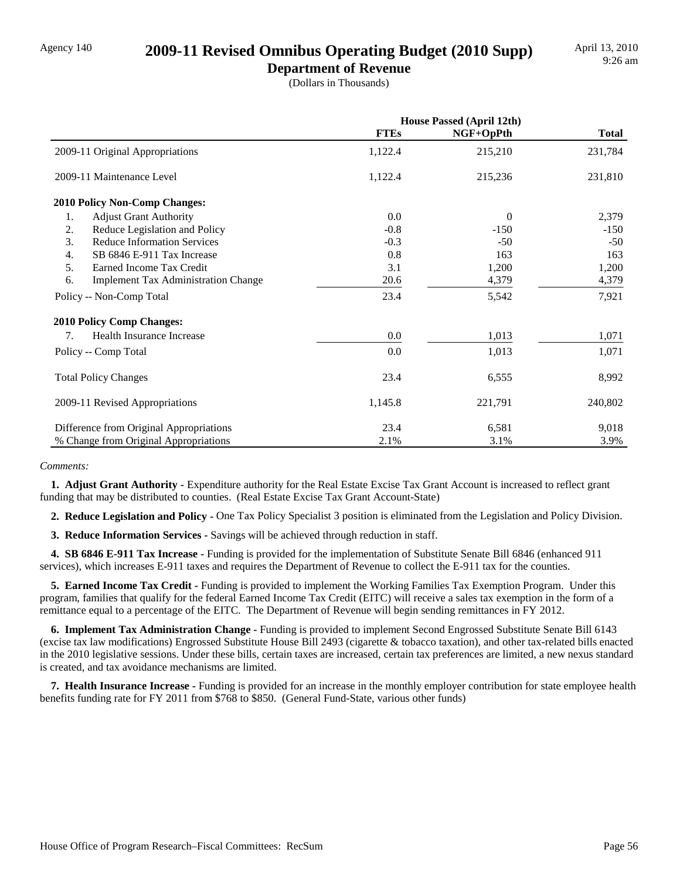Agency 140

# 2009-11 Revised Omnibus Operating Budget (2010 Supp)

## Department of Revenue

(Dollars in Thousands)

April 13, 2010
9:26 am

| | House Passed (April 12th) | | |
|---|---|---|---|
| | **FTEs** | **NGF+OpPth** | **Total** |
| 2009-11 Original Appropriations | 1,122.4 | 215,210 | 231,784 |
| 2009-11 Maintenance Level | 1,122.4 | 215,236 | 231,810 |
| **2010 Policy Non-Comp Changes:** | | | |
| 1. Adjust Grant Authority | 0.0 | 0 | 2,379 |
| 2. Reduce Legislation and Policy | -0.8 | -150 | -150 |
| 3. Reduce Information Services | -0.3 | -50 | -50 |
| 4. SB 6846 E-911 Tax Increase | 0.8 | 163 | 163 |
| 5. Earned Income Tax Credit | 3.1 | 1,200 | 1,200 |
| 6. Implement Tax Administration Change | 20.6 | 4,379 | 4,379 |
| Policy -- Non-Comp Total | 23.4 | 5,542 | 7,921 |
| **2010 Policy Comp Changes:** | | | |
| 7. Health Insurance Increase | 0.0 | 1,013 | 1,071 |
| Policy -- Comp Total | 0.0 | 1,013 | 1,071 |
| Total Policy Changes | 23.4 | 6,555 | 8,992 |
| 2009-11 Revised Appropriations | 1,145.8 | 221,791 | 240,802 |
| Difference from Original Appropriations | 23.4 | 6,581 | 9,018 |
| % Change from Original Appropriations | 2.1% | 3.1% | 3.9% |

*Comments:*

**1. Adjust Grant Authority -** Expenditure authority for the Real Estate Excise Tax Grant Account is increased to reflect grant funding that may be distributed to counties. (Real Estate Excise Tax Grant Account-State)

**2. Reduce Legislation and Policy -** One Tax Policy Specialist 3 position is eliminated from the Legislation and Policy Division.

**3. Reduce Information Services -** Savings will be achieved through reduction in staff.

**4. SB 6846 E-911 Tax Increase -** Funding is provided for the implementation of Substitute Senate Bill 6846 (enhanced 911 services), which increases E-911 taxes and requires the Department of Revenue to collect the E-911 tax for the counties.

**5. Earned Income Tax Credit -** Funding is provided to implement the Working Families Tax Exemption Program. Under this program, families that qualify for the federal Earned Income Tax Credit (EITC) will receive a sales tax exemption in the form of a remittance equal to a percentage of the EITC. The Department of Revenue will begin sending remittances in FY 2012.

**6. Implement Tax Administration Change -** Funding is provided to implement Second Engrossed Substitute Senate Bill 6143 (excise tax law modifications) Engrossed Substitute House Bill 2493 (cigarette & tobacco taxation), and other tax-related bills enacted in the 2010 legislative sessions. Under these bills, certain taxes are increased, certain tax preferences are limited, a new nexus standard is created, and tax avoidance mechanisms are limited.

**7. Health Insurance Increase -** Funding is provided for an increase in the monthly employer contribution for state employee health benefits funding rate for FY 2011 from $768 to $850. (General Fund-State, various other funds)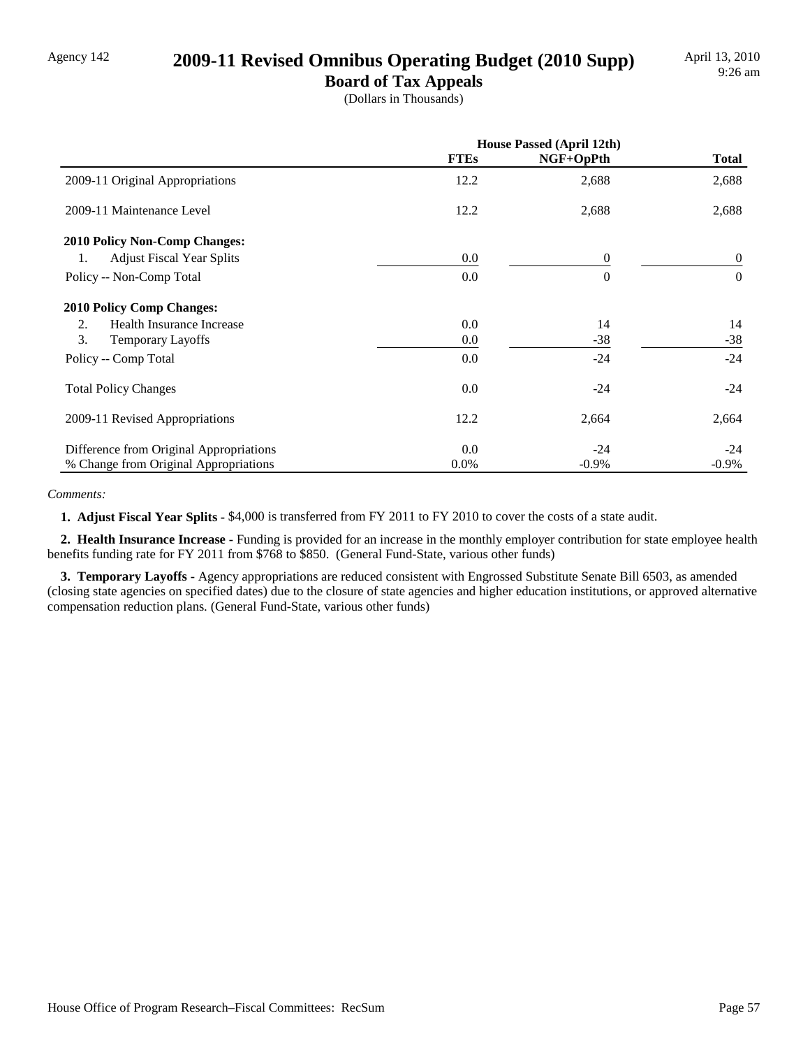Agency 142

# 2009-11 Revised Omnibus Operating Budget (2010 Supp)

## Board of Tax Appeals

(Dollars in Thousands)

April 13, 2010
9:26 am

| | House Passed (April 12th) | | |
|---|---|---|---|
| | **FTEs** | **NGF+OpPth** | **Total** |
| 2009-11 Original Appropriations | 12.2 | 2,688 | 2,688 |
| 2009-11 Maintenance Level | 12.2 | 2,688 | 2,688 |
| **2010 Policy Non-Comp Changes:** | | | |
| 1. Adjust Fiscal Year Splits | 0.0 | 0 | 0 |
| Policy -- Non-Comp Total | 0.0 | 0 | 0 |
| **2010 Policy Comp Changes:** | | | |
| 2. Health Insurance Increase | 0.0 | 14 | 14 |
| 3. Temporary Layoffs | 0.0 | -38 | -38 |
| Policy -- Comp Total | 0.0 | -24 | -24 |
| Total Policy Changes | 0.0 | -24 | -24 |
| 2009-11 Revised Appropriations | 12.2 | 2,664 | 2,664 |
| Difference from Original Appropriations | 0.0 | -24 | -24 |
| % Change from Original Appropriations | 0.0% | -0.9% | -0.9% |

*Comments:*

**1. Adjust Fiscal Year Splits -** $4,000 is transferred from FY 2011 to FY 2010 to cover the costs of a state audit.

**2. Health Insurance Increase -** Funding is provided for an increase in the monthly employer contribution for state employee health benefits funding rate for FY 2011 from $768 to $850. (General Fund-State, various other funds)

**3. Temporary Layoffs -** Agency appropriations are reduced consistent with Engrossed Substitute Senate Bill 6503, as amended (closing state agencies on specified dates) due to the closure of state agencies and higher education institutions, or approved alternative compensation reduction plans. (General Fund-State, various other funds)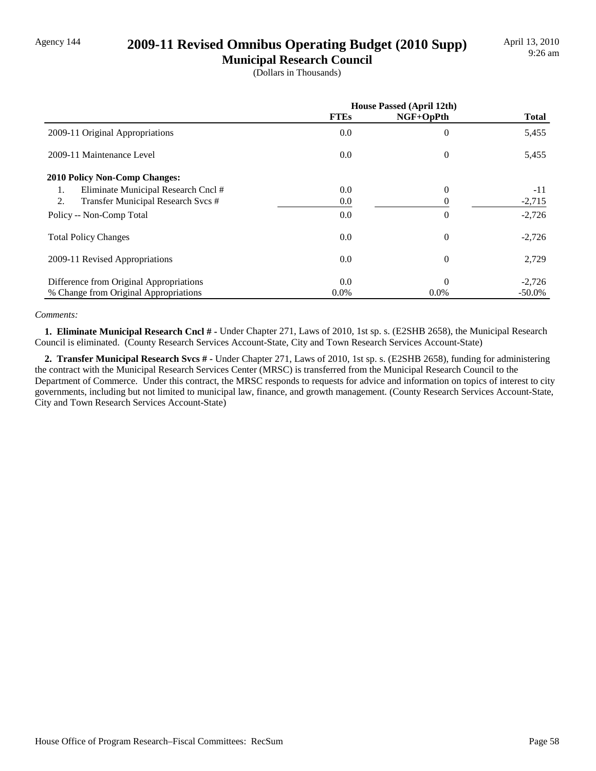Agency 144

# 2009-11 Revised Omnibus Operating Budget (2010 Supp)

## Municipal Research Council

(Dollars in Thousands)

| | House Passed (April 12th) | | |
|---|---|---|---|
| | FTEs | NGF+OpPth | Total |
| 2009-11 Original Appropriations | 0.0 | 0 | 5,455 |
| 2009-11 Maintenance Level | 0.0 | 0 | 5,455 |
| **2010 Policy Non-Comp Changes:** | | | |
| 1. Eliminate Municipal Research Cncl # | 0.0 | 0 | -11 |
| 2. Transfer Municipal Research Svcs # | 0.0 | 0 | -2,715 |
| Policy -- Non-Comp Total | 0.0 | 0 | -2,726 |
| Total Policy Changes | 0.0 | 0 | -2,726 |
| 2009-11 Revised Appropriations | 0.0 | 0 | 2,729 |
| Difference from Original Appropriations | 0.0 | 0 | -2,726 |
| % Change from Original Appropriations | 0.0% | 0.0% | -50.0% |

*Comments:*

**1. Eliminate Municipal Research Cncl # -** Under Chapter 271, Laws of 2010, 1st sp. s. (E2SHB 2658), the Municipal Research Council is eliminated. (County Research Services Account-State, City and Town Research Services Account-State)

**2. Transfer Municipal Research Svcs # -** Under Chapter 271, Laws of 2010, 1st sp. s. (E2SHB 2658), funding for administering the contract with the Municipal Research Services Center (MRSC) is transferred from the Municipal Research Council to the Department of Commerce. Under this contract, the MRSC responds to requests for advice and information on topics of interest to city governments, including but not limited to municipal law, finance, and growth management. (County Research Services Account-State, City and Town Research Services Account-State)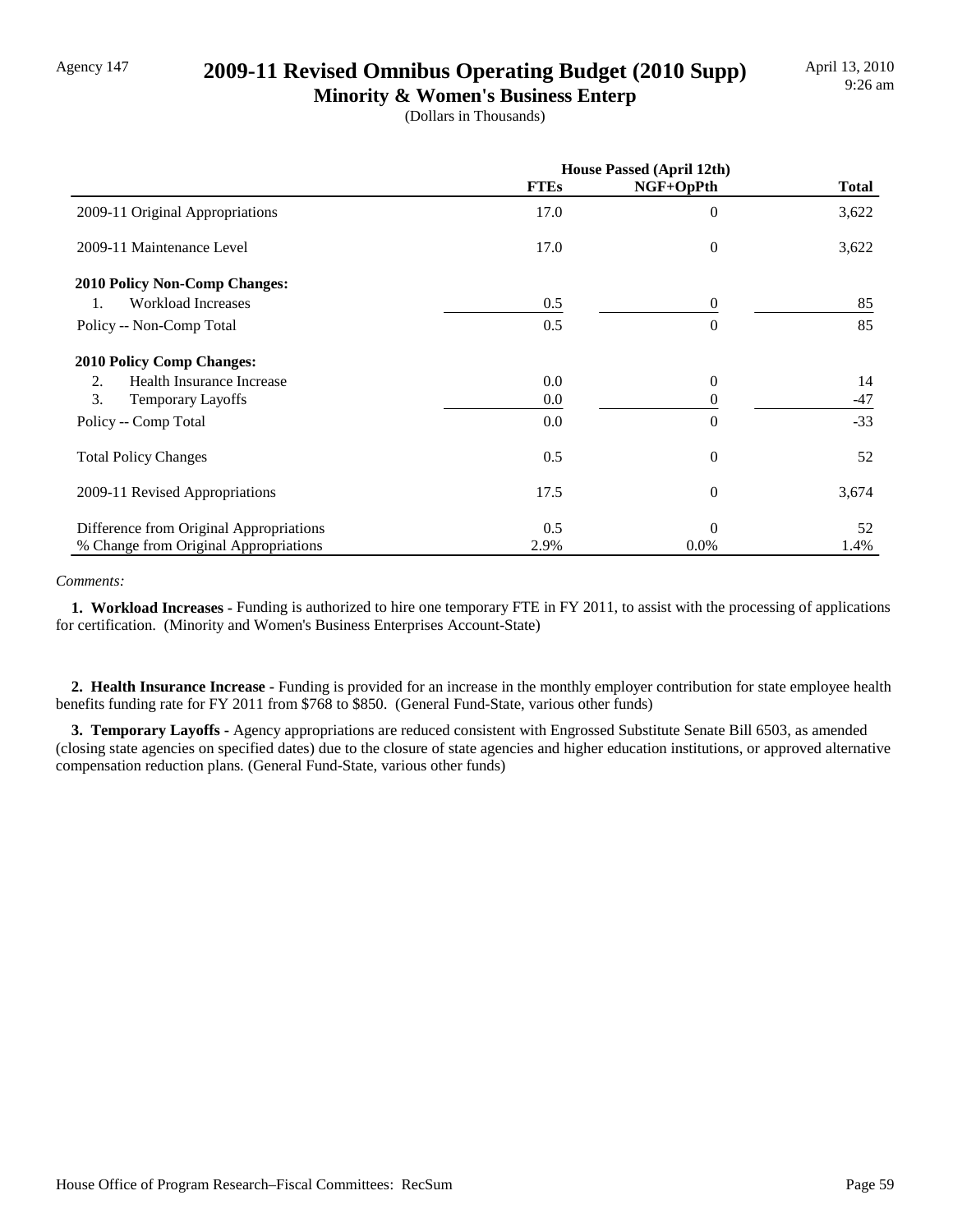Agency 147

# 2009-11 Revised Omnibus Operating Budget (2010 Supp)

## Minority & Women's Business Enterp

(Dollars in Thousands)

| | House Passed (April 12th) | | |
|---|---|---|---|
| | FTEs | NGF+OpPth | Total |
| 2009-11 Original Appropriations | 17.0 | 0 | 3,622 |
| 2009-11 Maintenance Level | 17.0 | 0 | 3,622 |
| **2010 Policy Non-Comp Changes:** | | | |
| 1. Workload Increases | 0.5 | 0 | 85 |
| Policy -- Non-Comp Total | 0.5 | 0 | 85 |
| **2010 Policy Comp Changes:** | | | |
| 2. Health Insurance Increase | 0.0 | 0 | 14 |
| 3. Temporary Layoffs | 0.0 | 0 | -47 |
| Policy -- Comp Total | 0.0 | 0 | -33 |
| Total Policy Changes | 0.5 | 0 | 52 |
| 2009-11 Revised Appropriations | 17.5 | 0 | 3,674 |
| Difference from Original Appropriations | 0.5 | 0 | 52 |
| % Change from Original Appropriations | 2.9% | 0.0% | 1.4% |

*Comments:*

**1. Workload Increases -** Funding is authorized to hire one temporary FTE in FY 2011, to assist with the processing of applications for certification. (Minority and Women's Business Enterprises Account-State)

**2. Health Insurance Increase -** Funding is provided for an increase in the monthly employer contribution for state employee health benefits funding rate for FY 2011 from $768 to $850. (General Fund-State, various other funds)

**3. Temporary Layoffs -** Agency appropriations are reduced consistent with Engrossed Substitute Senate Bill 6503, as amended (closing state agencies on specified dates) due to the closure of state agencies and higher education institutions, or approved alternative compensation reduction plans. (General Fund-State, various other funds)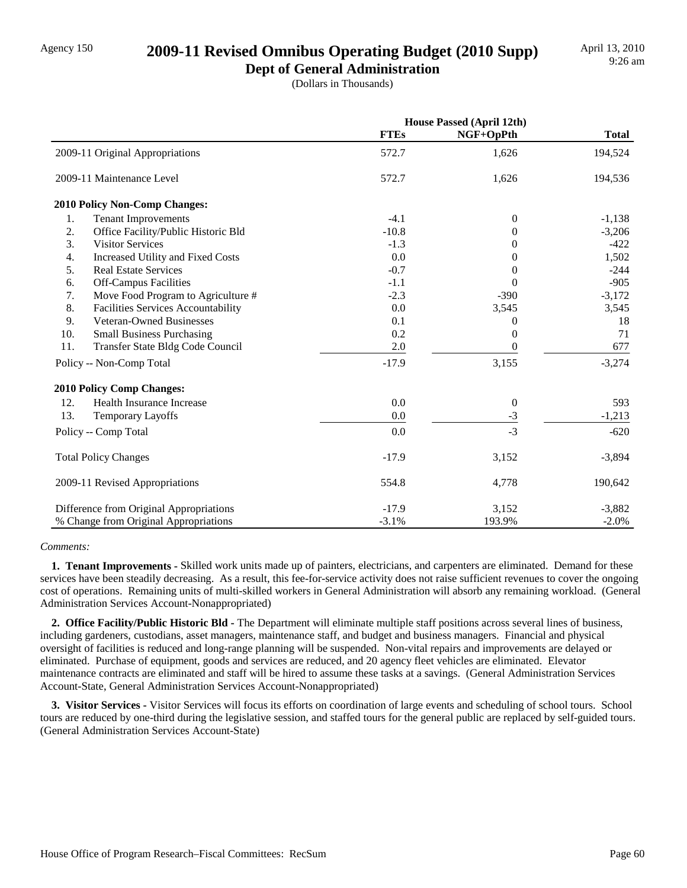Agency 150

# 2009-11 Revised Omnibus Operating Budget (2010 Supp)

## Dept of General Administration

(Dollars in Thousands)

April 13, 2010
9:26 am

| | House Passed (April 12th) | | |
|---|---|---|---|
| | FTEs | NGF+OpPth | Total |
| 2009-11 Original Appropriations | 572.7 | 1,626 | 194,524 |
| 2009-11 Maintenance Level | 572.7 | 1,626 | 194,536 |
| **2010 Policy Non-Comp Changes:** | | | |
| 1. Tenant Improvements | -4.1 | 0 | -1,138 |
| 2. Office Facility/Public Historic Bld | -10.8 | 0 | -3,206 |
| 3. Visitor Services | -1.3 | 0 | -422 |
| 4. Increased Utility and Fixed Costs | 0.0 | 0 | 1,502 |
| 5. Real Estate Services | -0.7 | 0 | -244 |
| 6. Off-Campus Facilities | -1.1 | 0 | -905 |
| 7. Move Food Program to Agriculture # | -2.3 | -390 | -3,172 |
| 8. Facilities Services Accountability | 0.0 | 3,545 | 3,545 |
| 9. Veteran-Owned Businesses | 0.1 | 0 | 18 |
| 10. Small Business Purchasing | 0.2 | 0 | 71 |
| 11. Transfer State Bldg Code Council | 2.0 | 0 | 677 |
| Policy -- Non-Comp Total | -17.9 | 3,155 | -3,274 |
| **2010 Policy Comp Changes:** | | | |
| 12. Health Insurance Increase | 0.0 | 0 | 593 |
| 13. Temporary Layoffs | 0.0 | -3 | -1,213 |
| Policy -- Comp Total | 0.0 | -3 | -620 |
| Total Policy Changes | -17.9 | 3,152 | -3,894 |
| 2009-11 Revised Appropriations | 554.8 | 4,778 | 190,642 |
| Difference from Original Appropriations | -17.9 | 3,152 | -3,882 |
| % Change from Original Appropriations | -3.1% | 193.9% | -2.0% |

*Comments:*

**1. Tenant Improvements -** Skilled work units made up of painters, electricians, and carpenters are eliminated. Demand for these services have been steadily decreasing. As a result, this fee-for-service activity does not raise sufficient revenues to cover the ongoing cost of operations. Remaining units of multi-skilled workers in General Administration will absorb any remaining workload. (General Administration Services Account-Nonappropriated)

**2. Office Facility/Public Historic Bld -** The Department will eliminate multiple staff positions across several lines of business, including gardeners, custodians, asset managers, maintenance staff, and budget and business managers. Financial and physical oversight of facilities is reduced and long-range planning will be suspended. Non-vital repairs and improvements are delayed or eliminated. Purchase of equipment, goods and services are reduced, and 20 agency fleet vehicles are eliminated. Elevator maintenance contracts are eliminated and staff will be hired to assume these tasks at a savings. (General Administration Services Account-State, General Administration Services Account-Nonappropriated)

**3. Visitor Services -** Visitor Services will focus its efforts on coordination of large events and scheduling of school tours. School tours are reduced by one-third during the legislative session, and staffed tours for the general public are replaced by self-guided tours. (General Administration Services Account-State)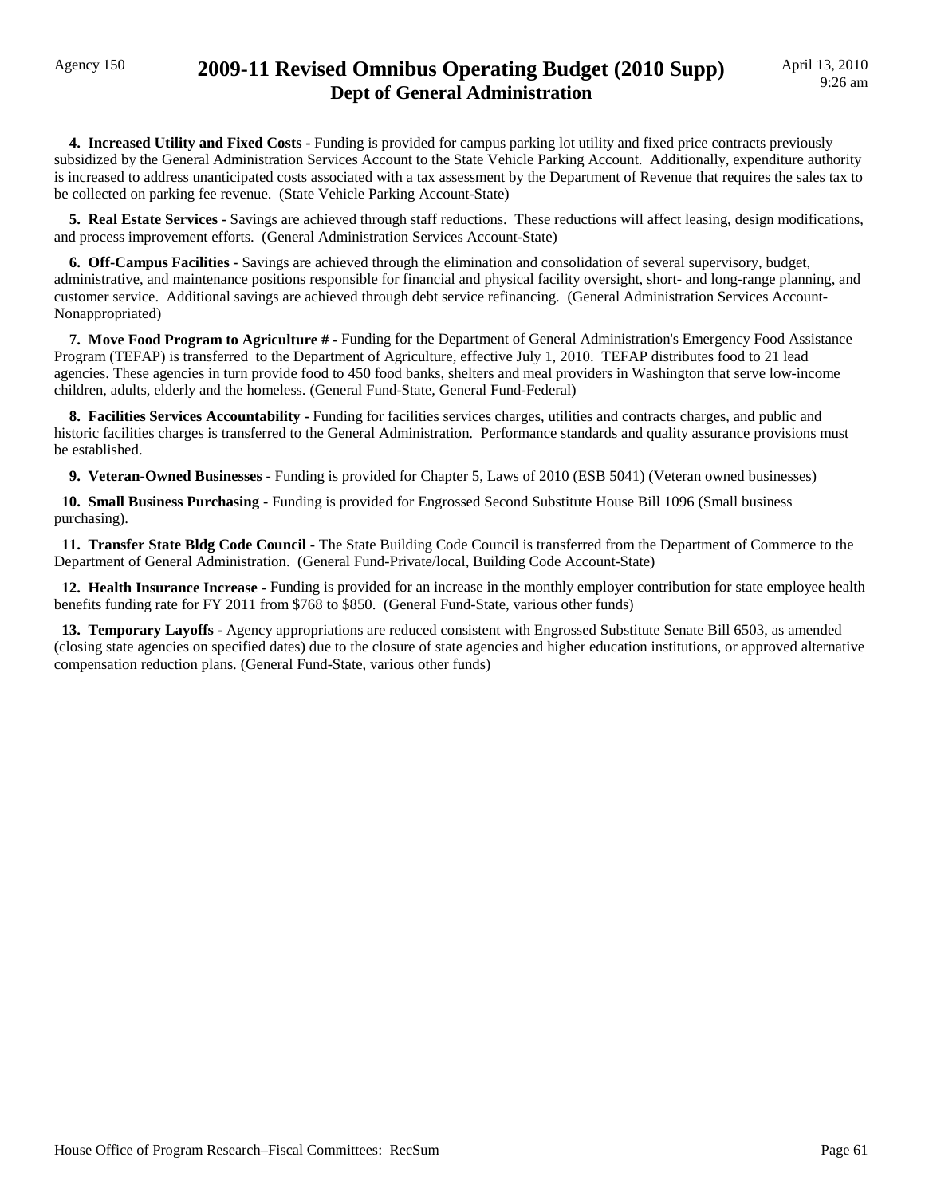**4. Increased Utility and Fixed Costs -** Funding is provided for campus parking lot utility and fixed price contracts previously subsidized by the General Administration Services Account to the State Vehicle Parking Account. Additionally, expenditure authority is increased to address unanticipated costs associated with a tax assessment by the Department of Revenue that requires the sales tax to be collected on parking fee revenue. (State Vehicle Parking Account-State)

**5. Real Estate Services -** Savings are achieved through staff reductions. These reductions will affect leasing, design modifications, and process improvement efforts. (General Administration Services Account-State)

**6. Off-Campus Facilities -** Savings are achieved through the elimination and consolidation of several supervisory, budget, administrative, and maintenance positions responsible for financial and physical facility oversight, short- and long-range planning, and customer service. Additional savings are achieved through debt service refinancing. (General Administration Services Account-Nonappropriated)

**7. Move Food Program to Agriculture # -** Funding for the Department of General Administration's Emergency Food Assistance Program (TEFAP) is transferred to the Department of Agriculture, effective July 1, 2010. TEFAP distributes food to 21 lead agencies. These agencies in turn provide food to 450 food banks, shelters and meal providers in Washington that serve low-income children, adults, elderly and the homeless. (General Fund-State, General Fund-Federal)

**8. Facilities Services Accountability -** Funding for facilities services charges, utilities and contracts charges, and public and historic facilities charges is transferred to the General Administration. Performance standards and quality assurance provisions must be established.

**9. Veteran-Owned Businesses -** Funding is provided for Chapter 5, Laws of 2010 (ESB 5041) (Veteran owned businesses)

**10. Small Business Purchasing -** Funding is provided for Engrossed Second Substitute House Bill 1096 (Small business purchasing).

**11. Transfer State Bldg Code Council -** The State Building Code Council is transferred from the Department of Commerce to the Department of General Administration. (General Fund-Private/local, Building Code Account-State)

**12. Health Insurance Increase -** Funding is provided for an increase in the monthly employer contribution for state employee health benefits funding rate for FY 2011 from $768 to $850. (General Fund-State, various other funds)

**13. Temporary Layoffs -** Agency appropriations are reduced consistent with Engrossed Substitute Senate Bill 6503, as amended (closing state agencies on specified dates) due to the closure of state agencies and higher education institutions, or approved alternative compensation reduction plans. (General Fund-State, various other funds)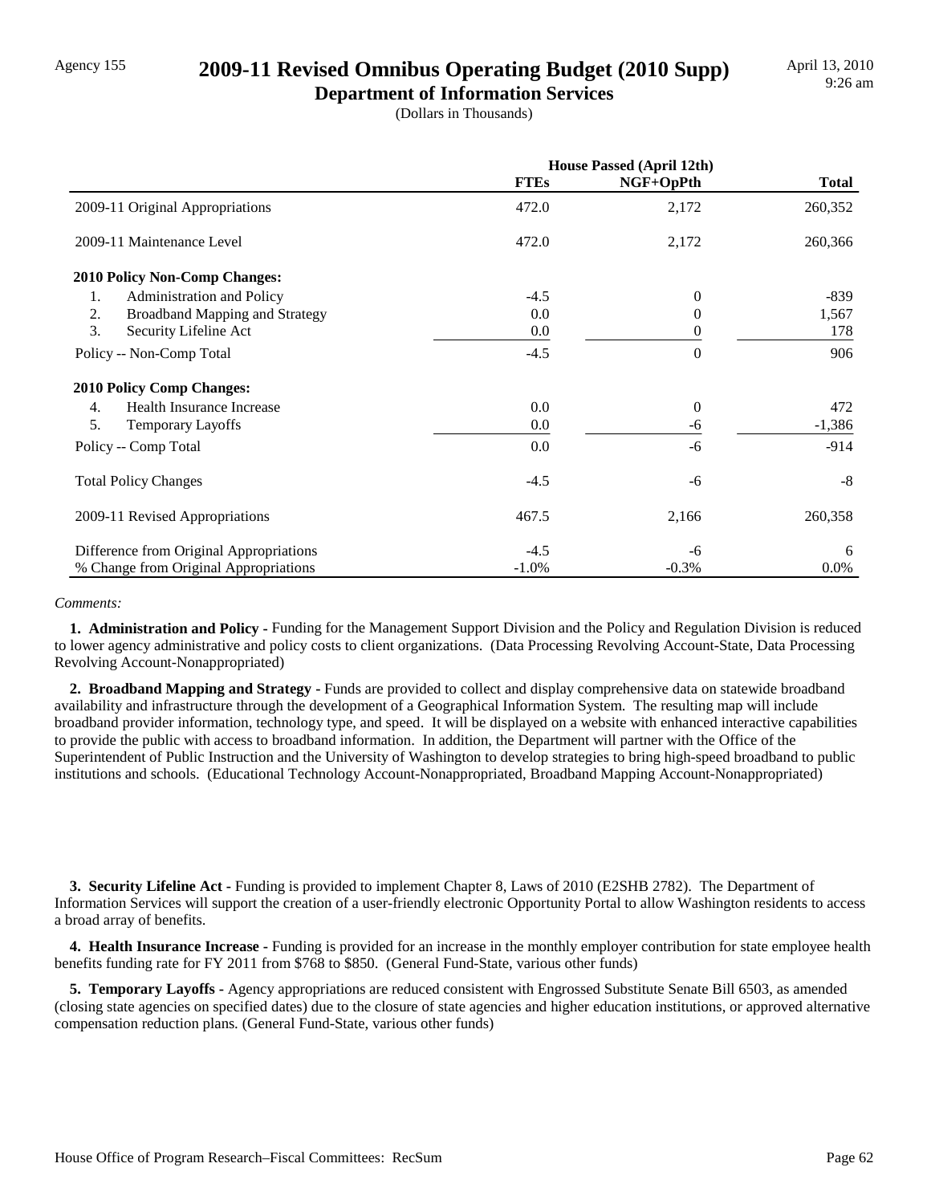Agency 155

# 2009-11 Revised Omnibus Operating Budget (2010 Supp)

## Department of Information Services

(Dollars in Thousands)

April 13, 2010
9:26 am

| | House Passed (April 12th) | | |
|---|---|---|---|
| | FTEs | NGF+OpPth | Total |
| 2009-11 Original Appropriations | 472.0 | 2,172 | 260,352 |
| 2009-11 Maintenance Level | 472.0 | 2,172 | 260,366 |
| **2010 Policy Non-Comp Changes:** | | | |
| 1. Administration and Policy | -4.5 | 0 | -839 |
| 2. Broadband Mapping and Strategy | 0.0 | 0 | 1,567 |
| 3. Security Lifeline Act | 0.0 | 0 | 178 |
| Policy -- Non-Comp Total | -4.5 | 0 | 906 |
| **2010 Policy Comp Changes:** | | | |
| 4. Health Insurance Increase | 0.0 | 0 | 472 |
| 5. Temporary Layoffs | 0.0 | -6 | -1,386 |
| Policy -- Comp Total | 0.0 | -6 | -914 |
| Total Policy Changes | -4.5 | -6 | -8 |
| 2009-11 Revised Appropriations | 467.5 | 2,166 | 260,358 |
| Difference from Original Appropriations | -4.5 | -6 | 6 |
| % Change from Original Appropriations | -1.0% | -0.3% | 0.0% |

*Comments:*

**1. Administration and Policy -** Funding for the Management Support Division and the Policy and Regulation Division is reduced to lower agency administrative and policy costs to client organizations. (Data Processing Revolving Account-State, Data Processing Revolving Account-Nonappropriated)

**2. Broadband Mapping and Strategy -** Funds are provided to collect and display comprehensive data on statewide broadband availability and infrastructure through the development of a Geographical Information System. The resulting map will include broadband provider information, technology type, and speed. It will be displayed on a website with enhanced interactive capabilities to provide the public with access to broadband information. In addition, the Department will partner with the Office of the Superintendent of Public Instruction and the University of Washington to develop strategies to bring high-speed broadband to public institutions and schools. (Educational Technology Account-Nonappropriated, Broadband Mapping Account-Nonappropriated)

**3. Security Lifeline Act -** Funding is provided to implement Chapter 8, Laws of 2010 (E2SHB 2782). The Department of Information Services will support the creation of a user-friendly electronic Opportunity Portal to allow Washington residents to access a broad array of benefits.

**4. Health Insurance Increase -** Funding is provided for an increase in the monthly employer contribution for state employee health benefits funding rate for FY 2011 from $768 to $850. (General Fund-State, various other funds)

**5. Temporary Layoffs -** Agency appropriations are reduced consistent with Engrossed Substitute Senate Bill 6503, as amended (closing state agencies on specified dates) due to the closure of state agencies and higher education institutions, or approved alternative compensation reduction plans. (General Fund-State, various other funds)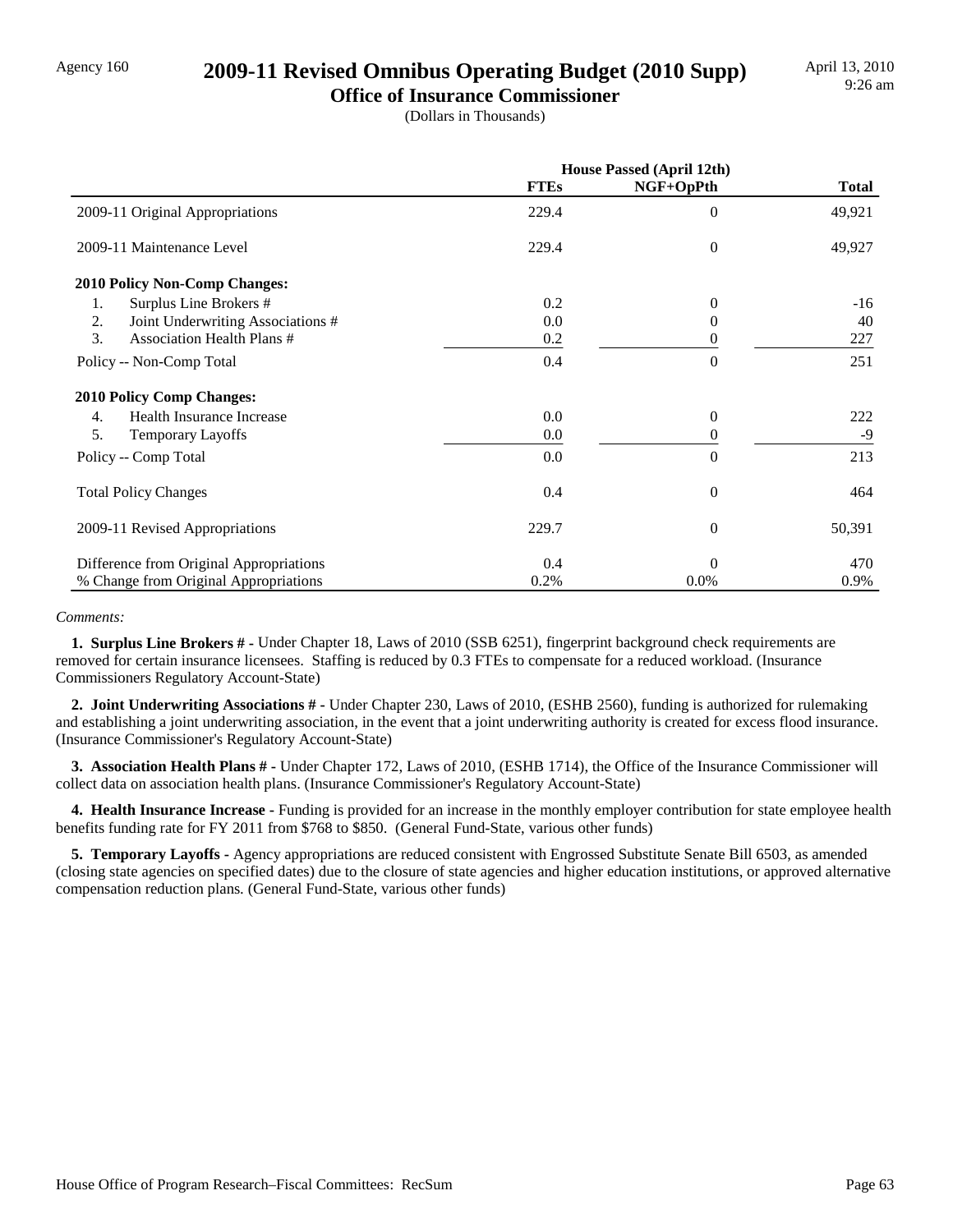Agency 160

# 2009-11 Revised Omnibus Operating Budget (2010 Supp)

## Office of Insurance Commissioner

(Dollars in Thousands)

April 13, 2010
9:26 am

| | House Passed (April 12th) | | |
|---|---|---|---|
| | **FTEs** | **NGF+OpPth** | **Total** |
| 2009-11 Original Appropriations | 229.4 | 0 | 49,921 |
| 2009-11 Maintenance Level | 229.4 | 0 | 49,927 |
| **2010 Policy Non-Comp Changes:** | | | |
| 1. Surplus Line Brokers # | 0.2 | 0 | -16 |
| 2. Joint Underwriting Associations # | 0.0 | 0 | 40 |
| 3. Association Health Plans # | 0.2 | 0 | 227 |
| Policy -- Non-Comp Total | 0.4 | 0 | 251 |
| **2010 Policy Comp Changes:** | | | |
| 4. Health Insurance Increase | 0.0 | 0 | 222 |
| 5. Temporary Layoffs | 0.0 | 0 | -9 |
| Policy -- Comp Total | 0.0 | 0 | 213 |
| Total Policy Changes | 0.4 | 0 | 464 |
| 2009-11 Revised Appropriations | 229.7 | 0 | 50,391 |
| Difference from Original Appropriations | 0.4 | 0 | 470 |
| % Change from Original Appropriations | 0.2% | 0.0% | 0.9% |

*Comments:*

**1. Surplus Line Brokers # -** Under Chapter 18, Laws of 2010 (SSB 6251), fingerprint background check requirements are removed for certain insurance licensees. Staffing is reduced by 0.3 FTEs to compensate for a reduced workload. (Insurance Commissioners Regulatory Account-State)

**2. Joint Underwriting Associations # -** Under Chapter 230, Laws of 2010, (ESHB 2560), funding is authorized for rulemaking and establishing a joint underwriting association, in the event that a joint underwriting authority is created for excess flood insurance. (Insurance Commissioner's Regulatory Account-State)

**3. Association Health Plans # -** Under Chapter 172, Laws of 2010, (ESHB 1714), the Office of the Insurance Commissioner will collect data on association health plans. (Insurance Commissioner's Regulatory Account-State)

**4. Health Insurance Increase -** Funding is provided for an increase in the monthly employer contribution for state employee health benefits funding rate for FY 2011 from $768 to $850. (General Fund-State, various other funds)

**5. Temporary Layoffs -** Agency appropriations are reduced consistent with Engrossed Substitute Senate Bill 6503, as amended (closing state agencies on specified dates) due to the closure of state agencies and higher education institutions, or approved alternative compensation reduction plans. (General Fund-State, various other funds)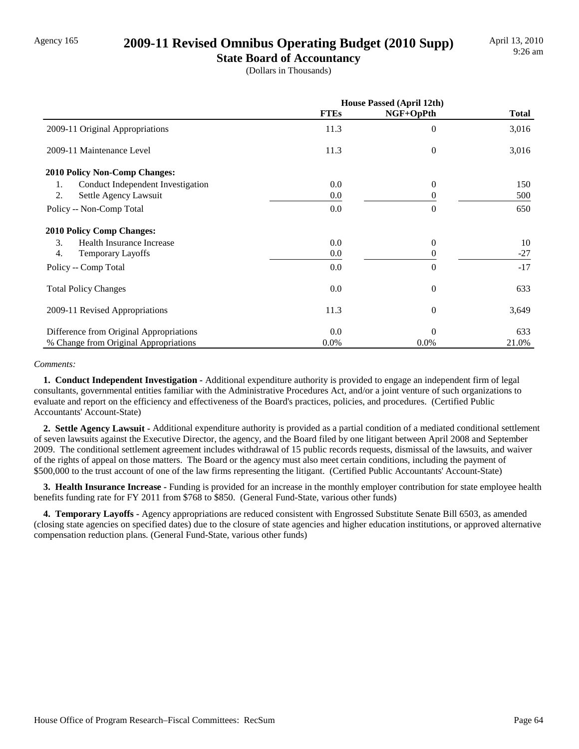# 2009-11 Revised Omnibus Operating Budget (2010 Supp)

## State Board of Accountancy

(Dollars in Thousands)

| | House Passed (April 12th) | | |
|---|---|---|---|
| | FTEs | NGF+OpPth | Total |
| 2009-11 Original Appropriations | 11.3 | 0 | 3,016 |
| 2009-11 Maintenance Level | 11.3 | 0 | 3,016 |
| **2010 Policy Non-Comp Changes:** | | | |
| 1. Conduct Independent Investigation | 0.0 | 0 | 150 |
| 2. Settle Agency Lawsuit | 0.0 | 0 | 500 |
| Policy -- Non-Comp Total | 0.0 | 0 | 650 |
| **2010 Policy Comp Changes:** | | | |
| 3. Health Insurance Increase | 0.0 | 0 | 10 |
| 4. Temporary Layoffs | 0.0 | 0 | -27 |
| Policy -- Comp Total | 0.0 | 0 | -17 |
| Total Policy Changes | 0.0 | 0 | 633 |
| 2009-11 Revised Appropriations | 11.3 | 0 | 3,649 |
| Difference from Original Appropriations | 0.0 | 0 | 633 |
| % Change from Original Appropriations | 0.0% | 0.0% | 21.0% |

*Comments:*

**1. Conduct Independent Investigation -** Additional expenditure authority is provided to engage an independent firm of legal consultants, governmental entities familiar with the Administrative Procedures Act, and/or a joint venture of such organizations to evaluate and report on the efficiency and effectiveness of the Board's practices, policies, and procedures. (Certified Public Accountants' Account-State)

**2. Settle Agency Lawsuit -** Additional expenditure authority is provided as a partial condition of a mediated conditional settlement of seven lawsuits against the Executive Director, the agency, and the Board filed by one litigant between April 2008 and September 2009. The conditional settlement agreement includes withdrawal of 15 public records requests, dismissal of the lawsuits, and waiver of the rights of appeal on those matters. The Board or the agency must also meet certain conditions, including the payment of $500,000 to the trust account of one of the law firms representing the litigant. (Certified Public Accountants' Account-State)

**3. Health Insurance Increase -** Funding is provided for an increase in the monthly employer contribution for state employee health benefits funding rate for FY 2011 from $768 to $850. (General Fund-State, various other funds)

**4. Temporary Layoffs -** Agency appropriations are reduced consistent with Engrossed Substitute Senate Bill 6503, as amended (closing state agencies on specified dates) due to the closure of state agencies and higher education institutions, or approved alternative compensation reduction plans. (General Fund-State, various other funds)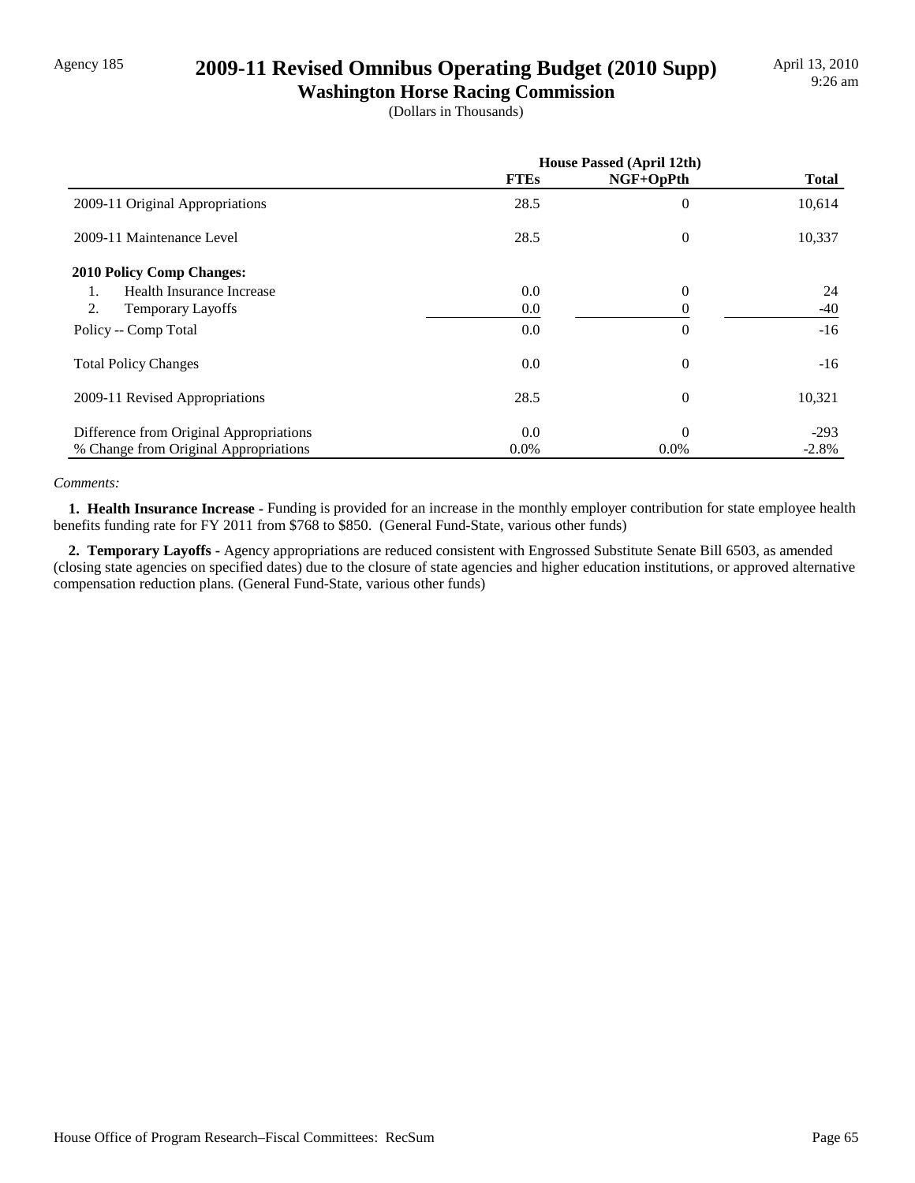Agency 185

# 2009-11 Revised Omnibus Operating Budget (2010 Supp)

## Washington Horse Racing Commission

(Dollars in Thousands)

April 13, 2010
9:26 am

| | House Passed (April 12th) | | |
|---|---|---|---|
| | **FTEs** | **NGF+OpPth** | **Total** |
| 2009-11 Original Appropriations | 28.5 | 0 | 10,614 |
| 2009-11 Maintenance Level | 28.5 | 0 | 10,337 |
| **2010 Policy Comp Changes:** | | | |
| 1. Health Insurance Increase | 0.0 | 0 | 24 |
| 2. Temporary Layoffs | 0.0 | 0 | -40 |
| Policy -- Comp Total | 0.0 | 0 | -16 |
| Total Policy Changes | 0.0 | 0 | -16 |
| 2009-11 Revised Appropriations | 28.5 | 0 | 10,321 |
| Difference from Original Appropriations | 0.0 | 0 | -293 |
| % Change from Original Appropriations | 0.0% | 0.0% | -2.8% |

*Comments:*

**1. Health Insurance Increase -** Funding is provided for an increase in the monthly employer contribution for state employee health benefits funding rate for FY 2011 from $768 to $850. (General Fund-State, various other funds)

**2. Temporary Layoffs -** Agency appropriations are reduced consistent with Engrossed Substitute Senate Bill 6503, as amended (closing state agencies on specified dates) due to the closure of state agencies and higher education institutions, or approved alternative compensation reduction plans. (General Fund-State, various other funds)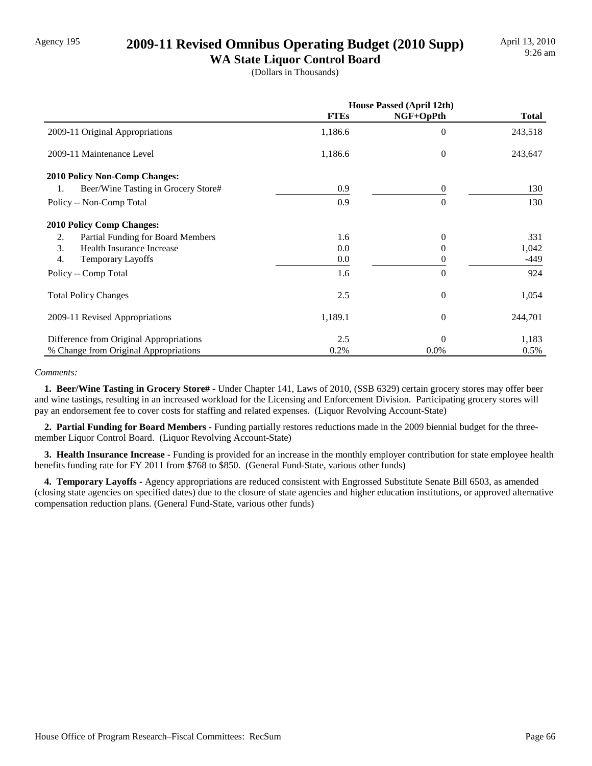Agency 195

# 2009-11 Revised Omnibus Operating Budget (2010 Supp)

## WA State Liquor Control Board

(Dollars in Thousands)

| | House Passed (April 12th) | | |
|---|---|---|---|
| | **FTEs** | **NGF+OpPth** | **Total** |
| 2009-11 Original Appropriations | 1,186.6 | 0 | 243,518 |
| 2009-11 Maintenance Level | 1,186.6 | 0 | 243,647 |
| **2010 Policy Non-Comp Changes:** | | | |
| 1. Beer/Wine Tasting in Grocery Store# | 0.9 | 0 | 130 |
| Policy -- Non-Comp Total | 0.9 | 0 | 130 |
| **2010 Policy Comp Changes:** | | | |
| 2. Partial Funding for Board Members | 1.6 | 0 | 331 |
| 3. Health Insurance Increase | 0.0 | 0 | 1,042 |
| 4. Temporary Layoffs | 0.0 | 0 | -449 |
| Policy -- Comp Total | 1.6 | 0 | 924 |
| Total Policy Changes | 2.5 | 0 | 1,054 |
| 2009-11 Revised Appropriations | 1,189.1 | 0 | 244,701 |
| Difference from Original Appropriations | 2.5 | 0 | 1,183 |
| % Change from Original Appropriations | 0.2% | 0.0% | 0.5% |

*Comments:*

**1. Beer/Wine Tasting in Grocery Store# -** Under Chapter 141, Laws of 2010, (SSB 6329) certain grocery stores may offer beer and wine tastings, resulting in an increased workload for the Licensing and Enforcement Division. Participating grocery stores will pay an endorsement fee to cover costs for staffing and related expenses. (Liquor Revolving Account-State)

**2. Partial Funding for Board Members -** Funding partially restores reductions made in the 2009 biennial budget for the three-member Liquor Control Board. (Liquor Revolving Account-State)

**3. Health Insurance Increase -** Funding is provided for an increase in the monthly employer contribution for state employee health benefits funding rate for FY 2011 from $768 to $850. (General Fund-State, various other funds)

**4. Temporary Layoffs -** Agency appropriations are reduced consistent with Engrossed Substitute Senate Bill 6503, as amended (closing state agencies on specified dates) due to the closure of state agencies and higher education institutions, or approved alternative compensation reduction plans. (General Fund-State, various other funds)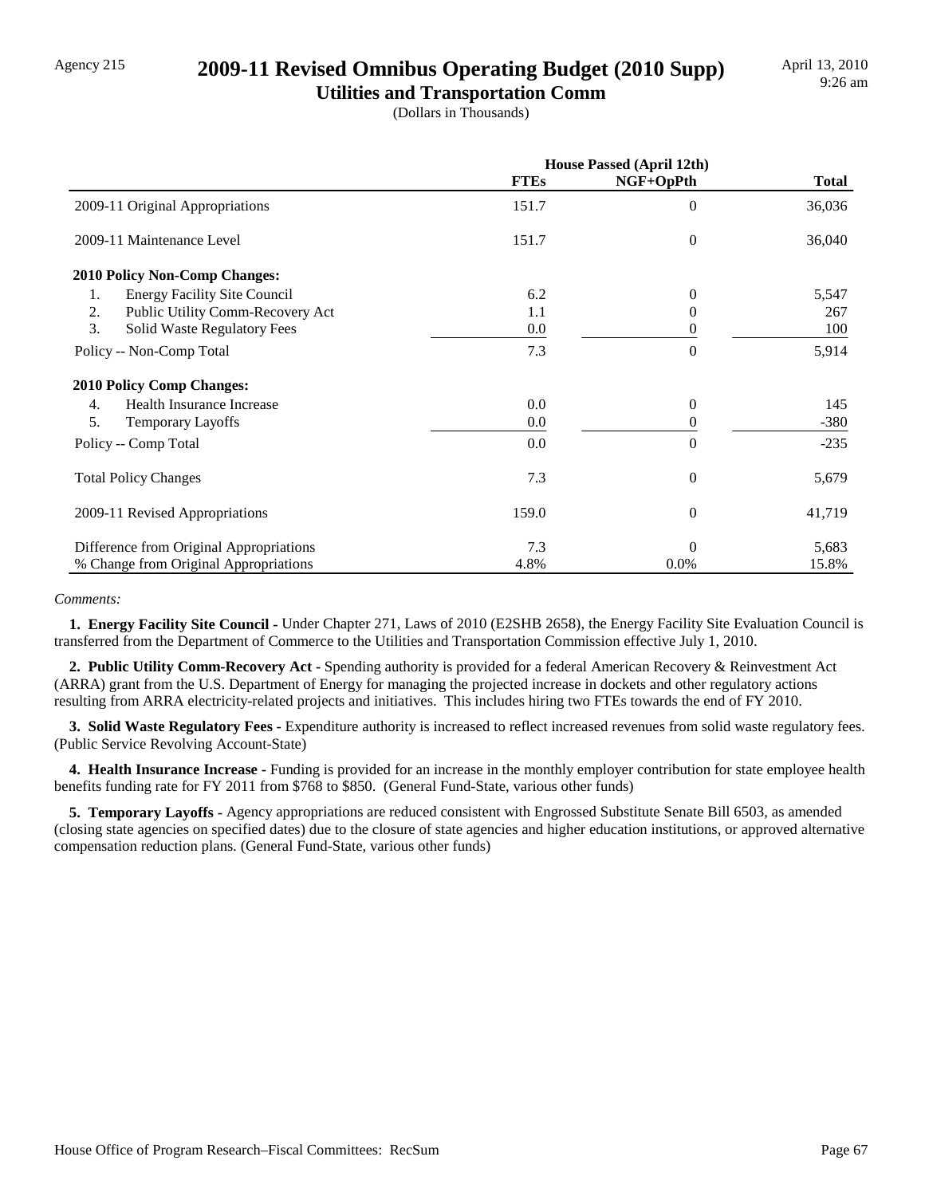Agency 215

# 2009-11 Revised Omnibus Operating Budget (2010 Supp)

## Utilities and Transportation Comm

(Dollars in Thousands)

| | House Passed (April 12th) | | |
|---|---|---|---|
| | **FTEs** | **NGF+OpPth** | **Total** |
| 2009-11 Original Appropriations | 151.7 | 0 | 36,036 |
| 2009-11 Maintenance Level | 151.7 | 0 | 36,040 |
| **2010 Policy Non-Comp Changes:** | | | |
| 1. Energy Facility Site Council | 6.2 | 0 | 5,547 |
| 2. Public Utility Comm-Recovery Act | 1.1 | 0 | 267 |
| 3. Solid Waste Regulatory Fees | 0.0 | 0 | 100 |
| Policy -- Non-Comp Total | 7.3 | 0 | 5,914 |
| **2010 Policy Comp Changes:** | | | |
| 4. Health Insurance Increase | 0.0 | 0 | 145 |
| 5. Temporary Layoffs | 0.0 | 0 | -380 |
| Policy -- Comp Total | 0.0 | 0 | -235 |
| Total Policy Changes | 7.3 | 0 | 5,679 |
| 2009-11 Revised Appropriations | 159.0 | 0 | 41,719 |
| Difference from Original Appropriations | 7.3 | 0 | 5,683 |
| % Change from Original Appropriations | 4.8% | 0.0% | 15.8% |

*Comments:*

**1. Energy Facility Site Council -** Under Chapter 271, Laws of 2010 (E2SHB 2658), the Energy Facility Site Evaluation Council is transferred from the Department of Commerce to the Utilities and Transportation Commission effective July 1, 2010.

**2. Public Utility Comm-Recovery Act -** Spending authority is provided for a federal American Recovery & Reinvestment Act (ARRA) grant from the U.S. Department of Energy for managing the projected increase in dockets and other regulatory actions resulting from ARRA electricity-related projects and initiatives. This includes hiring two FTEs towards the end of FY 2010.

**3. Solid Waste Regulatory Fees -** Expenditure authority is increased to reflect increased revenues from solid waste regulatory fees. (Public Service Revolving Account-State)

**4. Health Insurance Increase -** Funding is provided for an increase in the monthly employer contribution for state employee health benefits funding rate for FY 2011 from $768 to $850. (General Fund-State, various other funds)

**5. Temporary Layoffs -** Agency appropriations are reduced consistent with Engrossed Substitute Senate Bill 6503, as amended (closing state agencies on specified dates) due to the closure of state agencies and higher education institutions, or approved alternative compensation reduction plans. (General Fund-State, various other funds)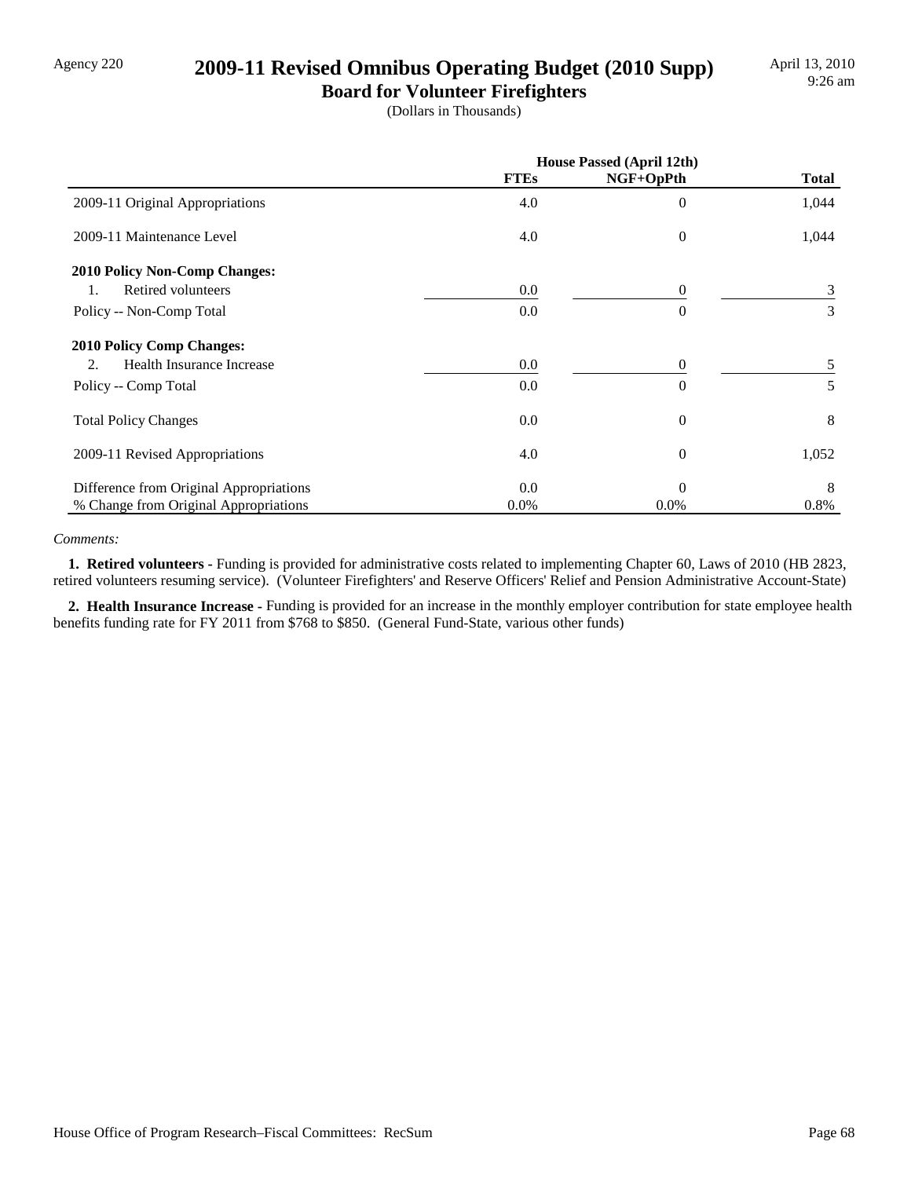Agency 220

# 2009-11 Revised Omnibus Operating Budget (2010 Supp)

## Board for Volunteer Firefighters

(Dollars in Thousands)

April 13, 2010
9:26 am

| | House Passed (April 12th) | | |
|---|---|---|---|
| | FTEs | NGF+OpPth | Total |
| 2009-11 Original Appropriations | 4.0 | 0 | 1,044 |
| 2009-11 Maintenance Level | 4.0 | 0 | 1,044 |
| **2010 Policy Non-Comp Changes:** | | | |
| 1. Retired volunteers | 0.0 | 0 | 3 |
| Policy -- Non-Comp Total | 0.0 | 0 | 3 |
| **2010 Policy Comp Changes:** | | | |
| 2. Health Insurance Increase | 0.0 | 0 | 5 |
| Policy -- Comp Total | 0.0 | 0 | 5 |
| Total Policy Changes | 0.0 | 0 | 8 |
| 2009-11 Revised Appropriations | 4.0 | 0 | 1,052 |
| Difference from Original Appropriations | 0.0 | 0 | 8 |
| % Change from Original Appropriations | 0.0% | 0.0% | 0.8% |

*Comments:*

**1. Retired volunteers -** Funding is provided for administrative costs related to implementing Chapter 60, Laws of 2010 (HB 2823, retired volunteers resuming service). (Volunteer Firefighters' and Reserve Officers' Relief and Pension Administrative Account-State)

**2. Health Insurance Increase -** Funding is provided for an increase in the monthly employer contribution for state employee health benefits funding rate for FY 2011 from $768 to $850. (General Fund-State, various other funds)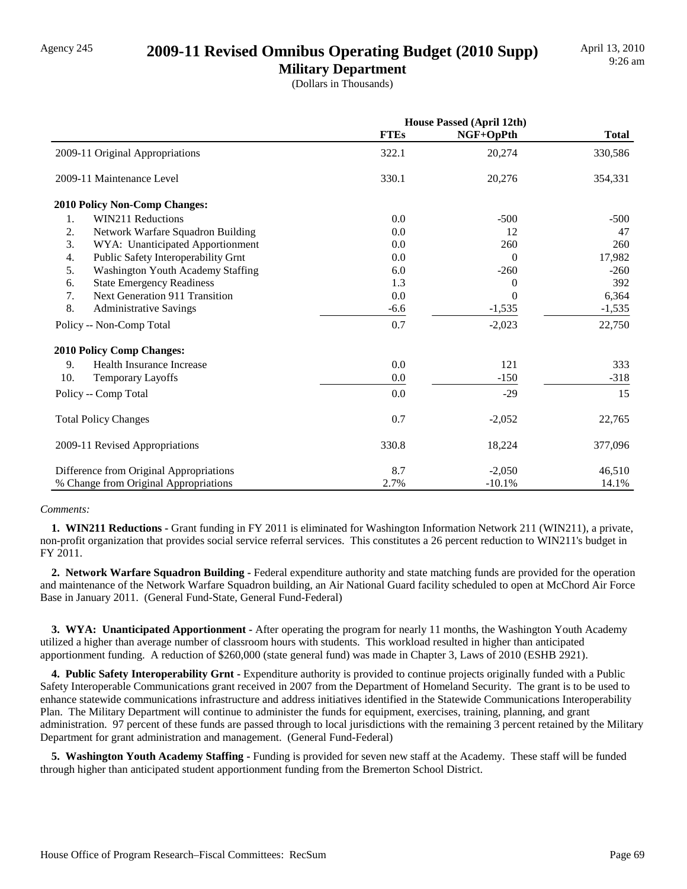Agency 245

# 2009-11 Revised Omnibus Operating Budget (2010 Supp)

## Military Department

(Dollars in Thousands)

April 13, 2010
9:26 am

| | House Passed (April 12th) | | |
|---|---|---|---|
| | **FTEs** | **NGF+OpPth** | **Total** |
| 2009-11 Original Appropriations | 322.1 | 20,274 | 330,586 |
| 2009-11 Maintenance Level | 330.1 | 20,276 | 354,331 |
| **2010 Policy Non-Comp Changes:** | | | |
| 1. WIN211 Reductions | 0.0 | -500 | -500 |
| 2. Network Warfare Squadron Building | 0.0 | 12 | 47 |
| 3. WYA: Unanticipated Apportionment | 0.0 | 260 | 260 |
| 4. Public Safety Interoperability Grnt | 0.0 | 0 | 17,982 |
| 5. Washington Youth Academy Staffing | 6.0 | -260 | -260 |
| 6. State Emergency Readiness | 1.3 | 0 | 392 |
| 7. Next Generation 911 Transition | 0.0 | 0 | 6,364 |
| 8. Administrative Savings | -6.6 | -1,535 | -1,535 |
| Policy -- Non-Comp Total | 0.7 | -2,023 | 22,750 |
| **2010 Policy Comp Changes:** | | | |
| 9. Health Insurance Increase | 0.0 | 121 | 333 |
| 10. Temporary Layoffs | 0.0 | -150 | -318 |
| Policy -- Comp Total | 0.0 | -29 | 15 |
| Total Policy Changes | 0.7 | -2,052 | 22,765 |
| 2009-11 Revised Appropriations | 330.8 | 18,224 | 377,096 |
| Difference from Original Appropriations | 8.7 | -2,050 | 46,510 |
| % Change from Original Appropriations | 2.7% | -10.1% | 14.1% |

*Comments:*

**1. WIN211 Reductions -** Grant funding in FY 2011 is eliminated for Washington Information Network 211 (WIN211), a private, non-profit organization that provides social service referral services. This constitutes a 26 percent reduction to WIN211's budget in FY 2011.

**2. Network Warfare Squadron Building -** Federal expenditure authority and state matching funds are provided for the operation and maintenance of the Network Warfare Squadron building, an Air National Guard facility scheduled to open at McChord Air Force Base in January 2011. (General Fund-State, General Fund-Federal)

**3. WYA: Unanticipated Apportionment -** After operating the program for nearly 11 months, the Washington Youth Academy utilized a higher than average number of classroom hours with students. This workload resulted in higher than anticipated apportionment funding. A reduction of $260,000 (state general fund) was made in Chapter 3, Laws of 2010 (ESHB 2921).

**4. Public Safety Interoperability Grnt -** Expenditure authority is provided to continue projects originally funded with a Public Safety Interoperable Communications grant received in 2007 from the Department of Homeland Security. The grant is to be used to enhance statewide communications infrastructure and address initiatives identified in the Statewide Communications Interoperability Plan. The Military Department will continue to administer the funds for equipment, exercises, training, planning, and grant administration. 97 percent of these funds are passed through to local jurisdictions with the remaining 3 percent retained by the Military Department for grant administration and management. (General Fund-Federal)

**5. Washington Youth Academy Staffing -** Funding is provided for seven new staff at the Academy. These staff will be funded through higher than anticipated student apportionment funding from the Bremerton School District.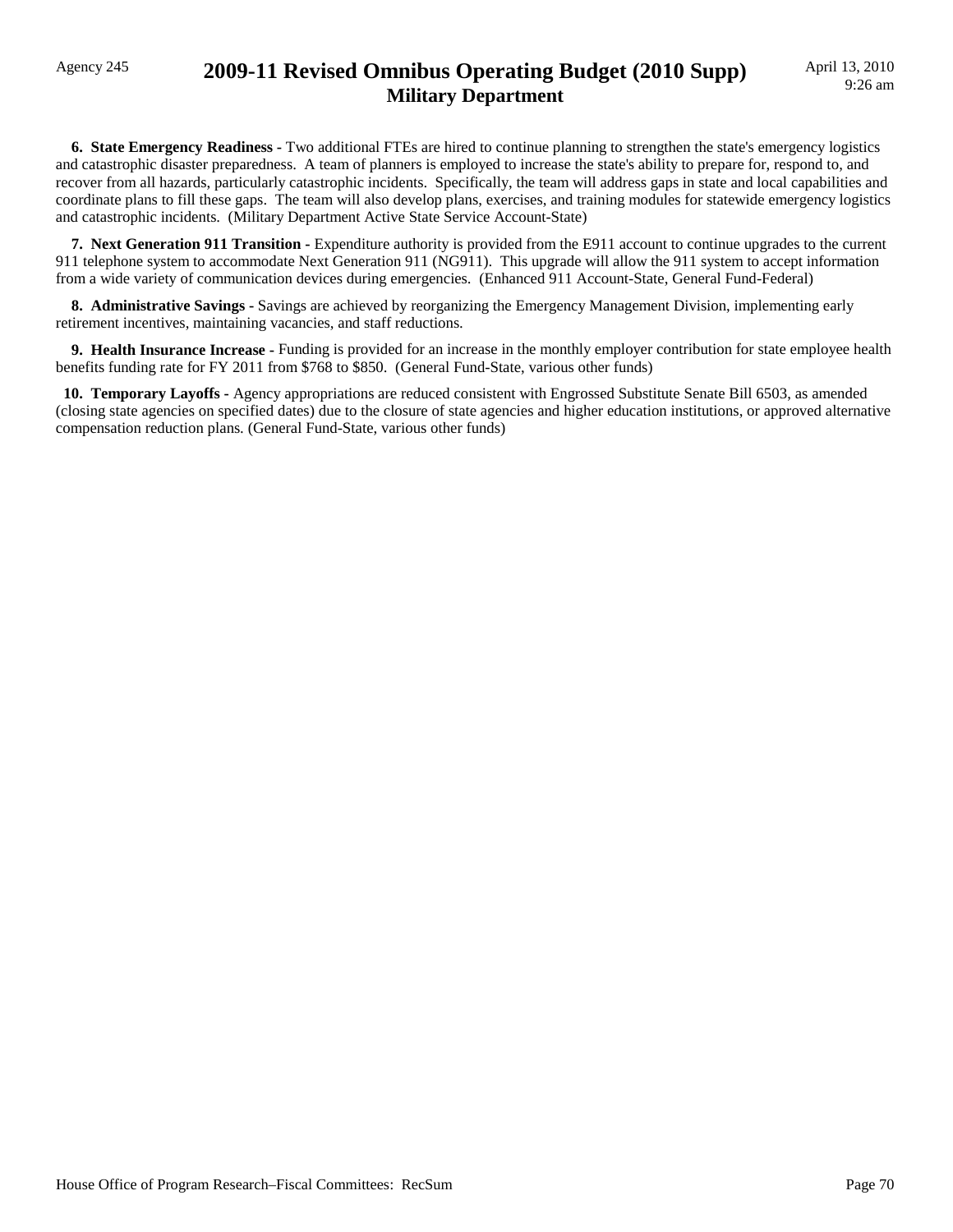**6. State Emergency Readiness -** Two additional FTEs are hired to continue planning to strengthen the state's emergency logistics and catastrophic disaster preparedness. A team of planners is employed to increase the state's ability to prepare for, respond to, and recover from all hazards, particularly catastrophic incidents. Specifically, the team will address gaps in state and local capabilities and coordinate plans to fill these gaps. The team will also develop plans, exercises, and training modules for statewide emergency logistics and catastrophic incidents. (Military Department Active State Service Account-State)

**7. Next Generation 911 Transition -** Expenditure authority is provided from the E911 account to continue upgrades to the current 911 telephone system to accommodate Next Generation 911 (NG911). This upgrade will allow the 911 system to accept information from a wide variety of communication devices during emergencies. (Enhanced 911 Account-State, General Fund-Federal)

**8. Administrative Savings -** Savings are achieved by reorganizing the Emergency Management Division, implementing early retirement incentives, maintaining vacancies, and staff reductions.

**9. Health Insurance Increase -** Funding is provided for an increase in the monthly employer contribution for state employee health benefits funding rate for FY 2011 from $768 to $850. (General Fund-State, various other funds)

**10. Temporary Layoffs -** Agency appropriations are reduced consistent with Engrossed Substitute Senate Bill 6503, as amended (closing state agencies on specified dates) due to the closure of state agencies and higher education institutions, or approved alternative compensation reduction plans. (General Fund-State, various other funds)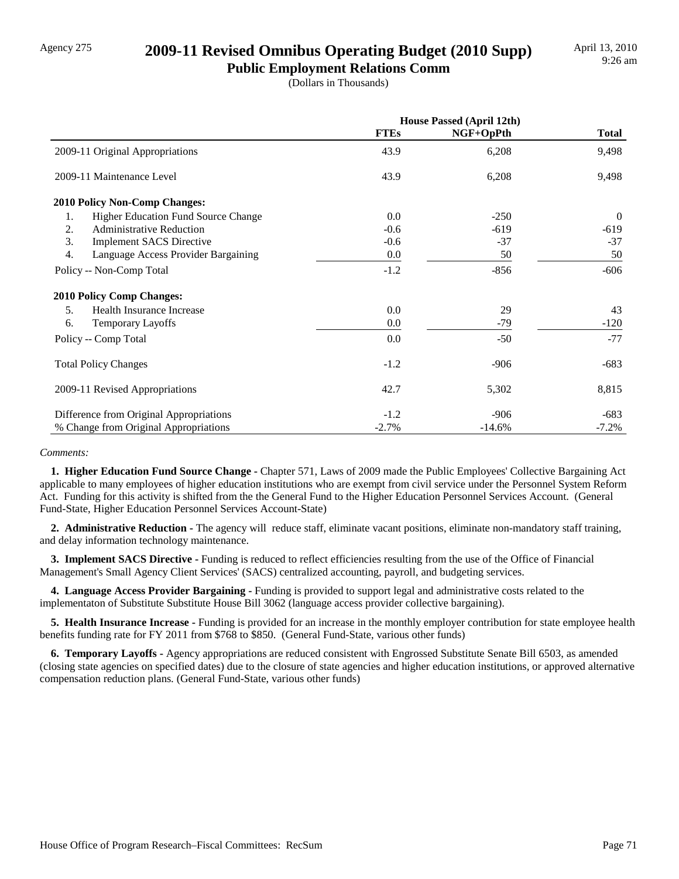Agency 275

# 2009-11 Revised Omnibus Operating Budget (2010 Supp)

## Public Employment Relations Comm

(Dollars in Thousands)

April 13, 2010
9:26 am

| | House Passed (April 12th) | | |
|---|---|---|---|
| | **FTEs** | **NGF+OpPth** | **Total** |
| 2009-11 Original Appropriations | 43.9 | 6,208 | 9,498 |
| 2009-11 Maintenance Level | 43.9 | 6,208 | 9,498 |
| **2010 Policy Non-Comp Changes:** | | | |
| 1. Higher Education Fund Source Change | 0.0 | -250 | 0 |
| 2. Administrative Reduction | -0.6 | -619 | -619 |
| 3. Implement SACS Directive | -0.6 | -37 | -37 |
| 4. Language Access Provider Bargaining | 0.0 | 50 | 50 |
| Policy -- Non-Comp Total | -1.2 | -856 | -606 |
| **2010 Policy Comp Changes:** | | | |
| 5. Health Insurance Increase | 0.0 | 29 | 43 |
| 6. Temporary Layoffs | 0.0 | -79 | -120 |
| Policy -- Comp Total | 0.0 | -50 | -77 |
| Total Policy Changes | -1.2 | -906 | -683 |
| 2009-11 Revised Appropriations | 42.7 | 5,302 | 8,815 |
| Difference from Original Appropriations | -1.2 | -906 | -683 |
| % Change from Original Appropriations | -2.7% | -14.6% | -7.2% |

*Comments:*

**1. Higher Education Fund Source Change -** Chapter 571, Laws of 2009 made the Public Employees' Collective Bargaining Act applicable to many employees of higher education institutions who are exempt from civil service under the Personnel System Reform Act. Funding for this activity is shifted from the the General Fund to the Higher Education Personnel Services Account. (General Fund-State, Higher Education Personnel Services Account-State)

**2. Administrative Reduction -** The agency will reduce staff, eliminate vacant positions, eliminate non-mandatory staff training, and delay information technology maintenance.

**3. Implement SACS Directive -** Funding is reduced to reflect efficiencies resulting from the use of the Office of Financial Management's Small Agency Client Services' (SACS) centralized accounting, payroll, and budgeting services.

**4. Language Access Provider Bargaining -** Funding is provided to support legal and administrative costs related to the implementaton of Substitute Substitute House Bill 3062 (language access provider collective bargaining).

**5. Health Insurance Increase -** Funding is provided for an increase in the monthly employer contribution for state employee health benefits funding rate for FY 2011 from $768 to $850. (General Fund-State, various other funds)

**6. Temporary Layoffs -** Agency appropriations are reduced consistent with Engrossed Substitute Senate Bill 6503, as amended (closing state agencies on specified dates) due to the closure of state agencies and higher education institutions, or approved alternative compensation reduction plans. (General Fund-State, various other funds)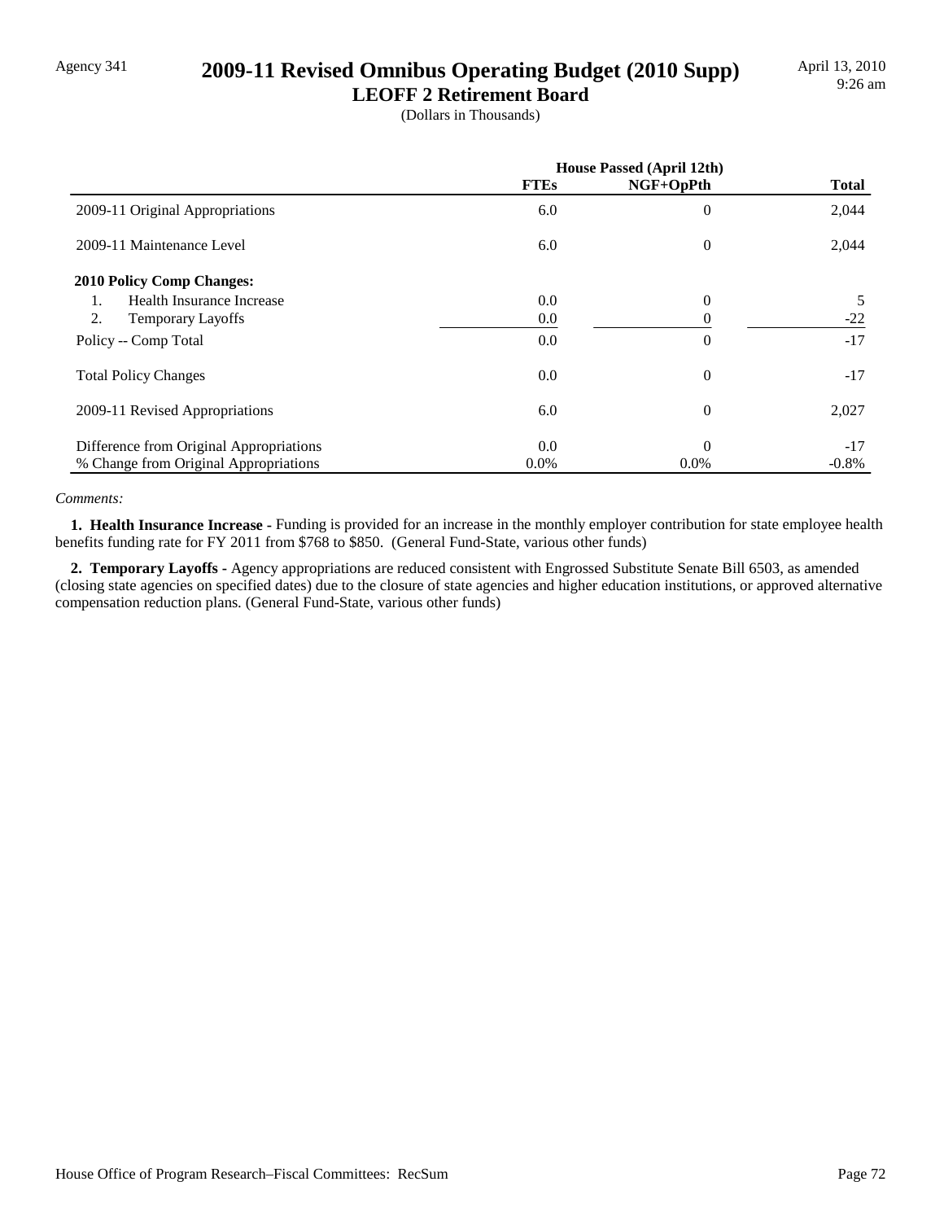Agency 341

# 2009-11 Revised Omnibus Operating Budget (2010 Supp)

## LEOFF 2 Retirement Board

(Dollars in Thousands)

| | House Passed (April 12th) | | |
|---|---|---|---|
| | FTEs | NGF+OpPth | Total |
| 2009-11 Original Appropriations | 6.0 | 0 | 2,044 |
| 2009-11 Maintenance Level | 6.0 | 0 | 2,044 |
| **2010 Policy Comp Changes:** | | | |
| 1. Health Insurance Increase | 0.0 | 0 | 5 |
| 2. Temporary Layoffs | 0.0 | 0 | -22 |
| Policy -- Comp Total | 0.0 | 0 | -17 |
| Total Policy Changes | 0.0 | 0 | -17 |
| 2009-11 Revised Appropriations | 6.0 | 0 | 2,027 |
| Difference from Original Appropriations | 0.0 | 0 | -17 |
| % Change from Original Appropriations | 0.0% | 0.0% | -0.8% |

*Comments:*

**1. Health Insurance Increase -** Funding is provided for an increase in the monthly employer contribution for state employee health benefits funding rate for FY 2011 from $768 to $850. (General Fund-State, various other funds)

**2. Temporary Layoffs -** Agency appropriations are reduced consistent with Engrossed Substitute Senate Bill 6503, as amended (closing state agencies on specified dates) due to the closure of state agencies and higher education institutions, or approved alternative compensation reduction plans. (General Fund-State, various other funds)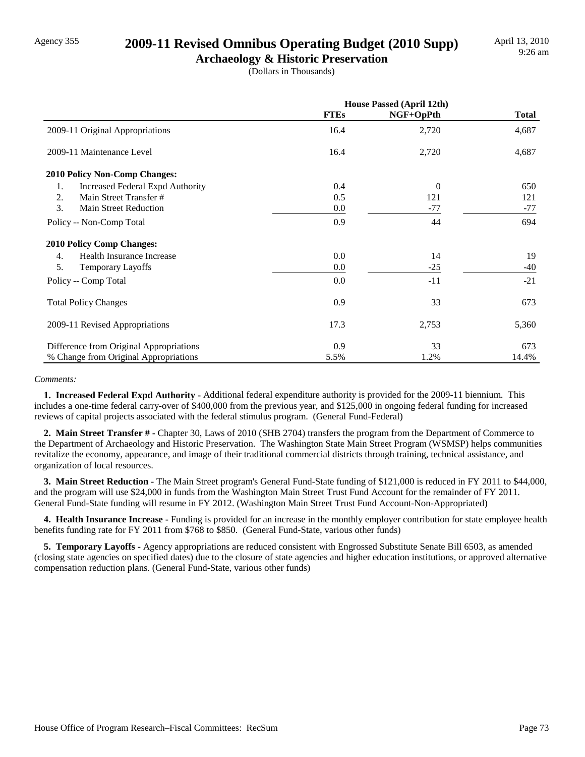# 2009-11 Revised Omnibus Operating Budget (2010 Supp)

## Archaeology & Historic Preservation

(Dollars in Thousands)

| | House Passed (April 12th) | | |
|---|---|---|---|
| | FTEs | NGF+OpPth | Total |
| 2009-11 Original Appropriations | 16.4 | 2,720 | 4,687 |
| 2009-11 Maintenance Level | 16.4 | 2,720 | 4,687 |
| **2010 Policy Non-Comp Changes:** | | | |
| 1. Increased Federal Expd Authority | 0.4 | 0 | 650 |
| 2. Main Street Transfer # | 0.5 | 121 | 121 |
| 3. Main Street Reduction | 0.0 | -77 | -77 |
| Policy -- Non-Comp Total | 0.9 | 44 | 694 |
| **2010 Policy Comp Changes:** | | | |
| 4. Health Insurance Increase | 0.0 | 14 | 19 |
| 5. Temporary Layoffs | 0.0 | -25 | -40 |
| Policy -- Comp Total | 0.0 | -11 | -21 |
| Total Policy Changes | 0.9 | 33 | 673 |
| 2009-11 Revised Appropriations | 17.3 | 2,753 | 5,360 |
| Difference from Original Appropriations | 0.9 | 33 | 673 |
| % Change from Original Appropriations | 5.5% | 1.2% | 14.4% |

*Comments:*

**1. Increased Federal Expd Authority -** Additional federal expenditure authority is provided for the 2009-11 biennium. This includes a one-time federal carry-over of $400,000 from the previous year, and $125,000 in ongoing federal funding for increased reviews of capital projects associated with the federal stimulus program. (General Fund-Federal)

**2. Main Street Transfer # -** Chapter 30, Laws of 2010 (SHB 2704) transfers the program from the Department of Commerce to the Department of Archaeology and Historic Preservation. The Washington State Main Street Program (WSMSP) helps communities revitalize the economy, appearance, and image of their traditional commercial districts through training, technical assistance, and organization of local resources.

**3. Main Street Reduction -** The Main Street program's General Fund-State funding of $121,000 is reduced in FY 2011 to $44,000, and the program will use $24,000 in funds from the Washington Main Street Trust Fund Account for the remainder of FY 2011. General Fund-State funding will resume in FY 2012. (Washington Main Street Trust Fund Account-Non-Appropriated)

**4. Health Insurance Increase -** Funding is provided for an increase in the monthly employer contribution for state employee health benefits funding rate for FY 2011 from $768 to $850. (General Fund-State, various other funds)

**5. Temporary Layoffs -** Agency appropriations are reduced consistent with Engrossed Substitute Senate Bill 6503, as amended (closing state agencies on specified dates) due to the closure of state agencies and higher education institutions, or approved alternative compensation reduction plans. (General Fund-State, various other funds)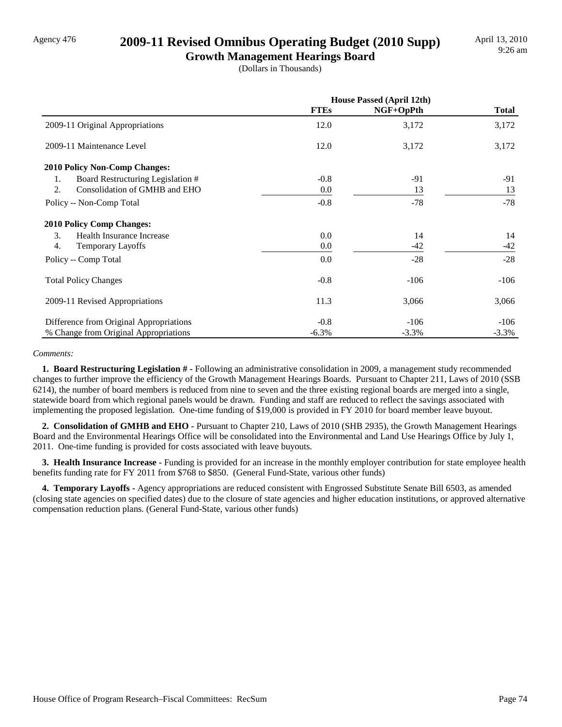Agency 476

# 2009-11 Revised Omnibus Operating Budget (2010 Supp)

## Growth Management Hearings Board

(Dollars in Thousands)

April 13, 2010
9:26 am

| | House Passed (April 12th) | | |
|---|---|---|---|
| | FTEs | NGF+OpPth | Total |
| 2009-11 Original Appropriations | 12.0 | 3,172 | 3,172 |
| 2009-11 Maintenance Level | 12.0 | 3,172 | 3,172 |
| **2010 Policy Non-Comp Changes:** | | | |
| 1. Board Restructuring Legislation # | -0.8 | -91 | -91 |
| 2. Consolidation of GMHB and EHO | 0.0 | 13 | 13 |
| Policy -- Non-Comp Total | -0.8 | -78 | -78 |
| **2010 Policy Comp Changes:** | | | |
| 3. Health Insurance Increase | 0.0 | 14 | 14 |
| 4. Temporary Layoffs | 0.0 | -42 | -42 |
| Policy -- Comp Total | 0.0 | -28 | -28 |
| Total Policy Changes | -0.8 | -106 | -106 |
| 2009-11 Revised Appropriations | 11.3 | 3,066 | 3,066 |
| Difference from Original Appropriations | -0.8 | -106 | -106 |
| % Change from Original Appropriations | -6.3% | -3.3% | -3.3% |

*Comments:*

**1. Board Restructuring Legislation # -** Following an administrative consolidation in 2009, a management study recommended changes to further improve the efficiency of the Growth Management Hearings Boards. Pursuant to Chapter 211, Laws of 2010 (SSB 6214), the number of board members is reduced from nine to seven and the three existing regional boards are merged into a single, statewide board from which regional panels would be drawn. Funding and staff are reduced to reflect the savings associated with implementing the proposed legislation. One-time funding of $19,000 is provided in FY 2010 for board member leave buyout.

**2. Consolidation of GMHB and EHO -** Pursuant to Chapter 210, Laws of 2010 (SHB 2935), the Growth Management Hearings Board and the Environmental Hearings Office will be consolidated into the Environmental and Land Use Hearings Office by July 1, 2011. One-time funding is provided for costs associated with leave buyouts.

**3. Health Insurance Increase -** Funding is provided for an increase in the monthly employer contribution for state employee health benefits funding rate for FY 2011 from $768 to $850. (General Fund-State, various other funds)

**4. Temporary Layoffs -** Agency appropriations are reduced consistent with Engrossed Substitute Senate Bill 6503, as amended (closing state agencies on specified dates) due to the closure of state agencies and higher education institutions, or approved alternative compensation reduction plans. (General Fund-State, various other funds)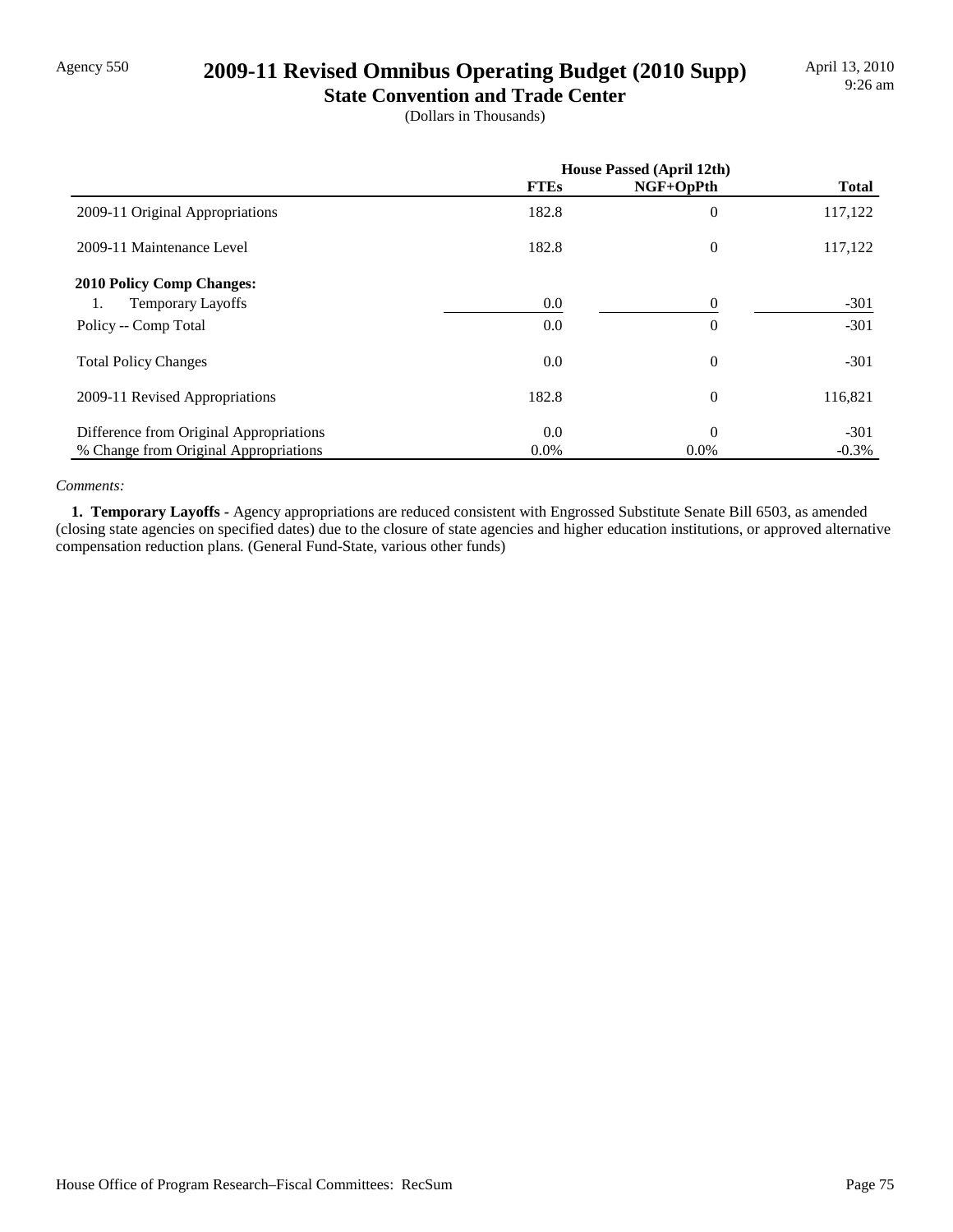# 2009-11 Revised Omnibus Operating Budget (2010 Supp)

## State Convention and Trade Center

(Dollars in Thousands)

| | House Passed (April 12th) | | |
|---|---|---|---|
| | FTEs | NGF+OpPth | Total |
| 2009-11 Original Appropriations | 182.8 | 0 | 117,122 |
| 2009-11 Maintenance Level | 182.8 | 0 | 117,122 |
| **2010 Policy Comp Changes:** | | | |
| 1. Temporary Layoffs | 0.0 | 0 | -301 |
| Policy -- Comp Total | 0.0 | 0 | -301 |
| Total Policy Changes | 0.0 | 0 | -301 |
| 2009-11 Revised Appropriations | 182.8 | 0 | 116,821 |
| Difference from Original Appropriations | 0.0 | 0 | -301 |
| % Change from Original Appropriations | 0.0% | 0.0% | -0.3% |

*Comments:*

**1. Temporary Layoffs** - Agency appropriations are reduced consistent with Engrossed Substitute Senate Bill 6503, as amended (closing state agencies on specified dates) due to the closure of state agencies and higher education institutions, or approved alternative compensation reduction plans. (General Fund-State, various other funds)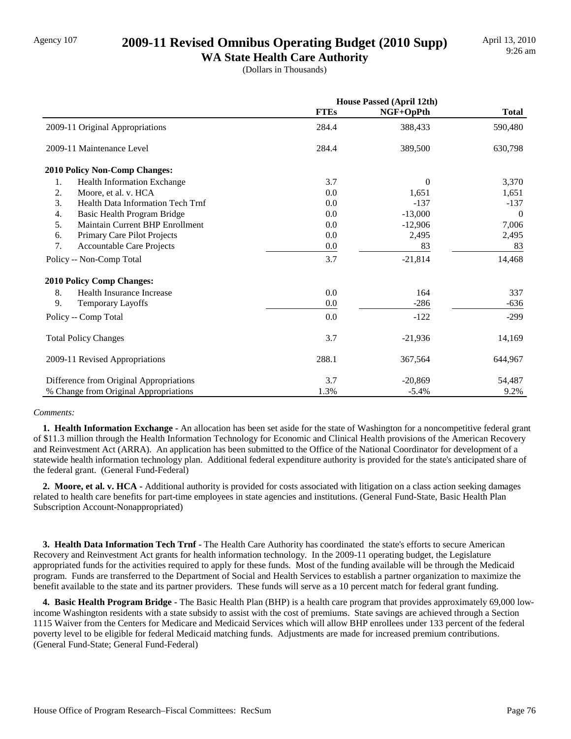Agency 107

# 2009-11 Revised Omnibus Operating Budget (2010 Supp)

## WA State Health Care Authority

(Dollars in Thousands)

| | House Passed (April 12th) | | |
|---|---|---|---|
| | **FTEs** | **NGF+OpPth** | **Total** |
| 2009-11 Original Appropriations | 284.4 | 388,433 | 590,480 |
| 2009-11 Maintenance Level | 284.4 | 389,500 | 630,798 |
| **2010 Policy Non-Comp Changes:** | | | |
| 1. Health Information Exchange | 3.7 | 0 | 3,370 |
| 2. Moore, et al. v. HCA | 0.0 | 1,651 | 1,651 |
| 3. Health Data Information Tech Trnf | 0.0 | -137 | -137 |
| 4. Basic Health Program Bridge | 0.0 | -13,000 | 0 |
| 5. Maintain Current BHP Enrollment | 0.0 | -12,906 | 7,006 |
| 6. Primary Care Pilot Projects | 0.0 | 2,495 | 2,495 |
| 7. Accountable Care Projects | 0.0 | 83 | 83 |
| Policy -- Non-Comp Total | 3.7 | -21,814 | 14,468 |
| **2010 Policy Comp Changes:** | | | |
| 8. Health Insurance Increase | 0.0 | 164 | 337 |
| 9. Temporary Layoffs | 0.0 | -286 | -636 |
| Policy -- Comp Total | 0.0 | -122 | -299 |
| Total Policy Changes | 3.7 | -21,936 | 14,169 |
| 2009-11 Revised Appropriations | 288.1 | 367,564 | 644,967 |
| Difference from Original Appropriations | 3.7 | -20,869 | 54,487 |
| % Change from Original Appropriations | 1.3% | -5.4% | 9.2% |

*Comments:*

**1. Health Information Exchange -** An allocation has been set aside for the state of Washington for a noncompetitive federal grant of $11.3 million through the Health Information Technology for Economic and Clinical Health provisions of the American Recovery and Reinvestment Act (ARRA). An application has been submitted to the Office of the National Coordinator for development of a statewide health information technology plan. Additional federal expenditure authority is provided for the state's anticipated share of the federal grant. (General Fund-Federal)

**2. Moore, et al. v. HCA -** Additional authority is provided for costs associated with litigation on a class action seeking damages related to health care benefits for part-time employees in state agencies and institutions. (General Fund-State, Basic Health Plan Subscription Account-Nonappropriated)

**3. Health Data Information Tech Trnf -** The Health Care Authority has coordinated the state's efforts to secure American Recovery and Reinvestment Act grants for health information technology. In the 2009-11 operating budget, the Legislature appropriated funds for the activities required to apply for these funds. Most of the funding available will be through the Medicaid program. Funds are transferred to the Department of Social and Health Services to establish a partner organization to maximize the benefit available to the state and its partner providers. These funds will serve as a 10 percent match for federal grant funding.

**4. Basic Health Program Bridge -** The Basic Health Plan (BHP) is a health care program that provides approximately 69,000 low-income Washington residents with a state subsidy to assist with the cost of premiums. State savings are achieved through a Section 1115 Waiver from the Centers for Medicare and Medicaid Services which will allow BHP enrollees under 133 percent of the federal poverty level to be eligible for federal Medicaid matching funds. Adjustments are made for increased premium contributions. (General Fund-State; General Fund-Federal)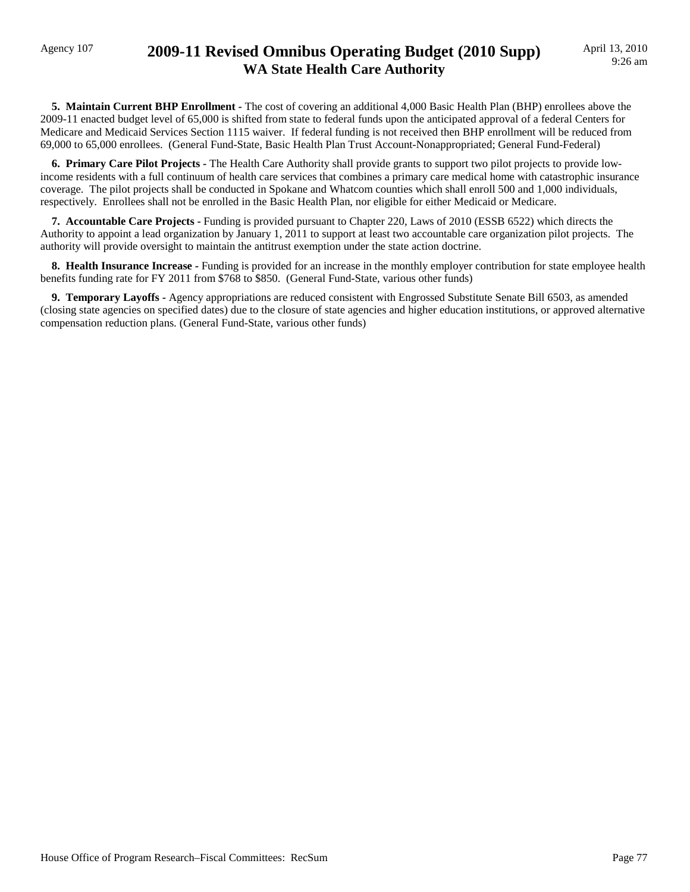**5. Maintain Current BHP Enrollment -** The cost of covering an additional 4,000 Basic Health Plan (BHP) enrollees above the 2009-11 enacted budget level of 65,000 is shifted from state to federal funds upon the anticipated approval of a federal Centers for Medicare and Medicaid Services Section 1115 waiver. If federal funding is not received then BHP enrollment will be reduced from 69,000 to 65,000 enrollees. (General Fund-State, Basic Health Plan Trust Account-Nonappropriated; General Fund-Federal)

**6. Primary Care Pilot Projects -** The Health Care Authority shall provide grants to support two pilot projects to provide low-income residents with a full continuum of health care services that combines a primary care medical home with catastrophic insurance coverage. The pilot projects shall be conducted in Spokane and Whatcom counties which shall enroll 500 and 1,000 individuals, respectively. Enrollees shall not be enrolled in the Basic Health Plan, nor eligible for either Medicaid or Medicare.

**7. Accountable Care Projects -** Funding is provided pursuant to Chapter 220, Laws of 2010 (ESSB 6522) which directs the Authority to appoint a lead organization by January 1, 2011 to support at least two accountable care organization pilot projects. The authority will provide oversight to maintain the antitrust exemption under the state action doctrine.

**8. Health Insurance Increase -** Funding is provided for an increase in the monthly employer contribution for state employee health benefits funding rate for FY 2011 from $768 to $850. (General Fund-State, various other funds)

**9. Temporary Layoffs -** Agency appropriations are reduced consistent with Engrossed Substitute Senate Bill 6503, as amended (closing state agencies on specified dates) due to the closure of state agencies and higher education institutions, or approved alternative compensation reduction plans. (General Fund-State, various other funds)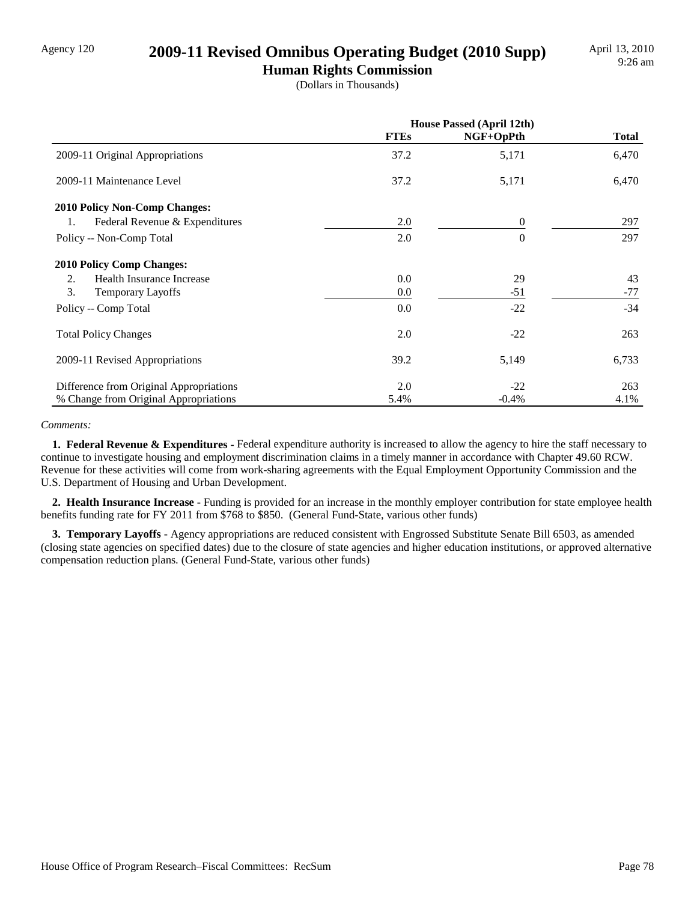Agency 120

# 2009-11 Revised Omnibus Operating Budget (2010 Supp)

## Human Rights Commission

(Dollars in Thousands)

| | House Passed (April 12th) | | |
|---|---|---|---|
| | FTEs | NGF+OpPth | Total |
| 2009-11 Original Appropriations | 37.2 | 5,171 | 6,470 |
| 2009-11 Maintenance Level | 37.2 | 5,171 | 6,470 |
| **2010 Policy Non-Comp Changes:** | | | |
| 1. Federal Revenue & Expenditures | 2.0 | 0 | 297 |
| Policy -- Non-Comp Total | 2.0 | 0 | 297 |
| **2010 Policy Comp Changes:** | | | |
| 2. Health Insurance Increase | 0.0 | 29 | 43 |
| 3. Temporary Layoffs | 0.0 | -51 | -77 |
| Policy -- Comp Total | 0.0 | -22 | -34 |
| Total Policy Changes | 2.0 | -22 | 263 |
| 2009-11 Revised Appropriations | 39.2 | 5,149 | 6,733 |
| Difference from Original Appropriations | 2.0 | -22 | 263 |
| % Change from Original Appropriations | 5.4% | -0.4% | 4.1% |

*Comments:*

**1. Federal Revenue & Expenditures -** Federal expenditure authority is increased to allow the agency to hire the staff necessary to continue to investigate housing and employment discrimination claims in a timely manner in accordance with Chapter 49.60 RCW. Revenue for these activities will come from work-sharing agreements with the Equal Employment Opportunity Commission and the U.S. Department of Housing and Urban Development.

**2. Health Insurance Increase -** Funding is provided for an increase in the monthly employer contribution for state employee health benefits funding rate for FY 2011 from $768 to $850. (General Fund-State, various other funds)

**3. Temporary Layoffs -** Agency appropriations are reduced consistent with Engrossed Substitute Senate Bill 6503, as amended (closing state agencies on specified dates) due to the closure of state agencies and higher education institutions, or approved alternative compensation reduction plans. (General Fund-State, various other funds)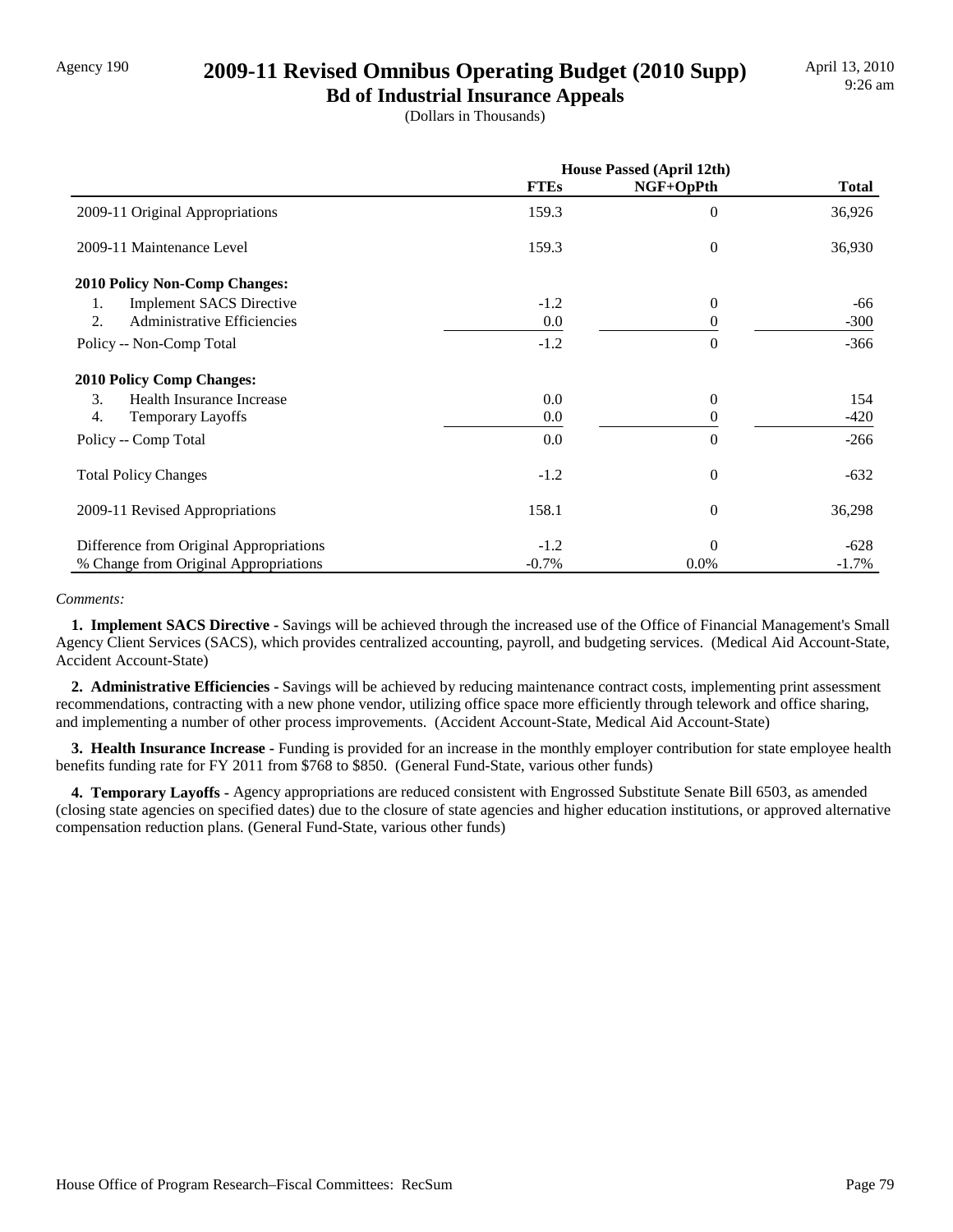Agency 190

# 2009-11 Revised Omnibus Operating Budget (2010 Supp)

## Bd of Industrial Insurance Appeals

(Dollars in Thousands)

| | House Passed (April 12th) | | |
|---|---|---|---|
| | FTEs | NGF+OpPth | Total |
| 2009-11 Original Appropriations | 159.3 | 0 | 36,926 |
| 2009-11 Maintenance Level | 159.3 | 0 | 36,930 |
| **2010 Policy Non-Comp Changes:** | | | |
| 1. Implement SACS Directive | -1.2 | 0 | -66 |
| 2. Administrative Efficiencies | 0.0 | 0 | -300 |
| Policy -- Non-Comp Total | -1.2 | 0 | -366 |
| **2010 Policy Comp Changes:** | | | |
| 3. Health Insurance Increase | 0.0 | 0 | 154 |
| 4. Temporary Layoffs | 0.0 | 0 | -420 |
| Policy -- Comp Total | 0.0 | 0 | -266 |
| Total Policy Changes | -1.2 | 0 | -632 |
| 2009-11 Revised Appropriations | 158.1 | 0 | 36,298 |
| Difference from Original Appropriations | -1.2 | 0 | -628 |
| % Change from Original Appropriations | -0.7% | 0.0% | -1.7% |

*Comments:*

**1. Implement SACS Directive -** Savings will be achieved through the increased use of the Office of Financial Management's Small Agency Client Services (SACS), which provides centralized accounting, payroll, and budgeting services. (Medical Aid Account-State, Accident Account-State)

**2. Administrative Efficiencies -** Savings will be achieved by reducing maintenance contract costs, implementing print assessment recommendations, contracting with a new phone vendor, utilizing office space more efficiently through telework and office sharing, and implementing a number of other process improvements. (Accident Account-State, Medical Aid Account-State)

**3. Health Insurance Increase -** Funding is provided for an increase in the monthly employer contribution for state employee health benefits funding rate for FY 2011 from $768 to $850. (General Fund-State, various other funds)

**4. Temporary Layoffs -** Agency appropriations are reduced consistent with Engrossed Substitute Senate Bill 6503, as amended (closing state agencies on specified dates) due to the closure of state agencies and higher education institutions, or approved alternative compensation reduction plans. (General Fund-State, various other funds)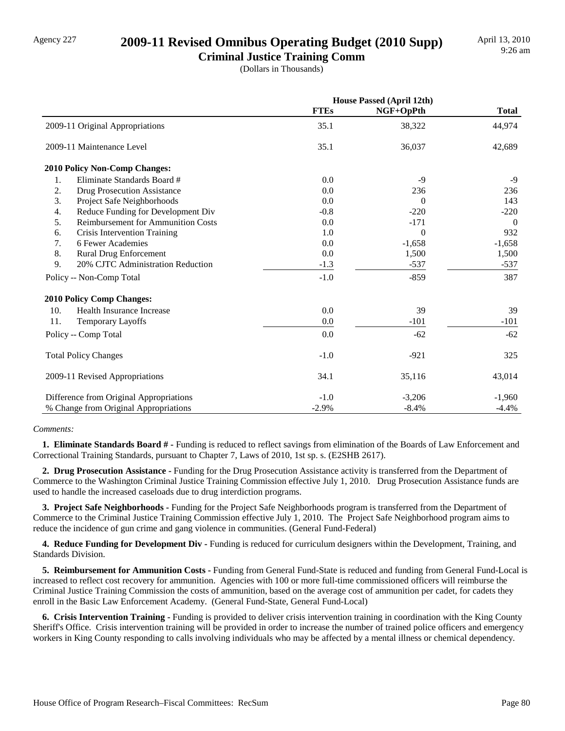Agency 227

# 2009-11 Revised Omnibus Operating Budget (2010 Supp)

## Criminal Justice Training Comm

(Dollars in Thousands)

April 13, 2010
9:26 am

| | House Passed (April 12th) | | |
|---|---|---|---|
| | **FTEs** | **NGF+OpPth** | **Total** |
| 2009-11 Original Appropriations | 35.1 | 38,322 | 44,974 |
| 2009-11 Maintenance Level | 35.1 | 36,037 | 42,689 |
| **2010 Policy Non-Comp Changes:** | | | |
| 1. Eliminate Standards Board # | 0.0 | -9 | -9 |
| 2. Drug Prosecution Assistance | 0.0 | 236 | 236 |
| 3. Project Safe Neighborhoods | 0.0 | 0 | 143 |
| 4. Reduce Funding for Development Div | -0.8 | -220 | -220 |
| 5. Reimbursement for Ammunition Costs | 0.0 | -171 | 0 |
| 6. Crisis Intervention Training | 1.0 | 0 | 932 |
| 7. 6 Fewer Academies | 0.0 | -1,658 | -1,658 |
| 8. Rural Drug Enforcement | 0.0 | 1,500 | 1,500 |
| 9. 20% CJTC Administration Reduction | -1.3 | -537 | -537 |
| Policy -- Non-Comp Total | -1.0 | -859 | 387 |
| **2010 Policy Comp Changes:** | | | |
| 10. Health Insurance Increase | 0.0 | 39 | 39 |
| 11. Temporary Layoffs | 0.0 | -101 | -101 |
| Policy -- Comp Total | 0.0 | -62 | -62 |
| Total Policy Changes | -1.0 | -921 | 325 |
| 2009-11 Revised Appropriations | 34.1 | 35,116 | 43,014 |
| Difference from Original Appropriations | -1.0 | -3,206 | -1,960 |
| % Change from Original Appropriations | -2.9% | -8.4% | -4.4% |

*Comments:*

**1. Eliminate Standards Board # -** Funding is reduced to reflect savings from elimination of the Boards of Law Enforcement and Correctional Training Standards, pursuant to Chapter 7, Laws of 2010, 1st sp. s. (E2SHB 2617).

**2. Drug Prosecution Assistance -** Funding for the Drug Prosecution Assistance activity is transferred from the Department of Commerce to the Washington Criminal Justice Training Commission effective July 1, 2010. Drug Prosecution Assistance funds are used to handle the increased caseloads due to drug interdiction programs.

**3. Project Safe Neighborhoods -** Funding for the Project Safe Neighborhoods program is transferred from the Department of Commerce to the Criminal Justice Training Commission effective July 1, 2010. The Project Safe Neighborhood program aims to reduce the incidence of gun crime and gang violence in communities. (General Fund-Federal)

**4. Reduce Funding for Development Div -** Funding is reduced for curriculum designers within the Development, Training, and Standards Division.

**5. Reimbursement for Ammunition Costs -** Funding from General Fund-State is reduced and funding from General Fund-Local is increased to reflect cost recovery for ammunition. Agencies with 100 or more full-time commissioned officers will reimburse the Criminal Justice Training Commission the costs of ammunition, based on the average cost of ammunition per cadet, for cadets they enroll in the Basic Law Enforcement Academy. (General Fund-State, General Fund-Local)

**6. Crisis Intervention Training -** Funding is provided to deliver crisis intervention training in coordination with the King County Sheriff's Office. Crisis intervention training will be provided in order to increase the number of trained police officers and emergency workers in King County responding to calls involving individuals who may be affected by a mental illness or chemical dependency.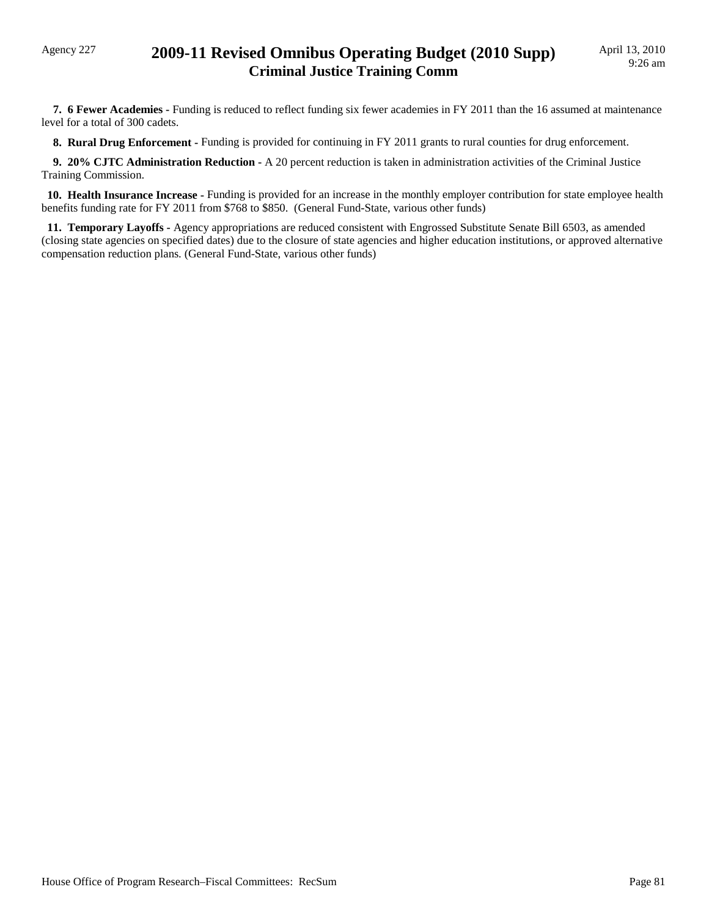**7. 6 Fewer Academies -** Funding is reduced to reflect funding six fewer academies in FY 2011 than the 16 assumed at maintenance level for a total of 300 cadets.

**8. Rural Drug Enforcement -** Funding is provided for continuing in FY 2011 grants to rural counties for drug enforcement.

**9. 20% CJTC Administration Reduction -** A 20 percent reduction is taken in administration activities of the Criminal Justice Training Commission.

**10. Health Insurance Increase -** Funding is provided for an increase in the monthly employer contribution for state employee health benefits funding rate for FY 2011 from $768 to $850. (General Fund-State, various other funds)

**11. Temporary Layoffs -** Agency appropriations are reduced consistent with Engrossed Substitute Senate Bill 6503, as amended (closing state agencies on specified dates) due to the closure of state agencies and higher education institutions, or approved alternative compensation reduction plans. (General Fund-State, various other funds)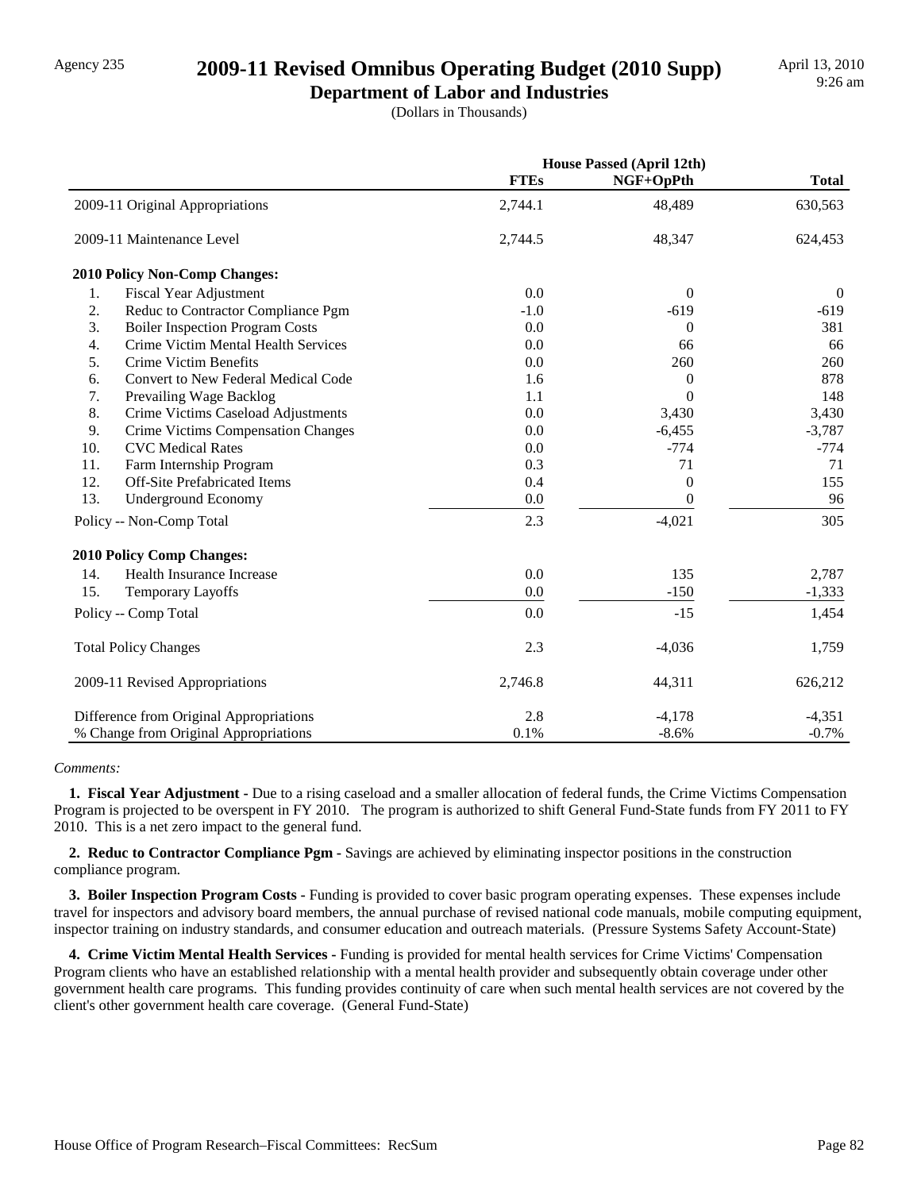Agency 235

# 2009-11 Revised Omnibus Operating Budget (2010 Supp)

## Department of Labor and Industries

(Dollars in Thousands)

April 13, 2010
9:26 am

| | House Passed (April 12th) | | |
|---|---|---|---|
| | **FTEs** | **NGF+OpPth** | **Total** |
| 2009-11 Original Appropriations | 2,744.1 | 48,489 | 630,563 |
| 2009-11 Maintenance Level | 2,744.5 | 48,347 | 624,453 |
| **2010 Policy Non-Comp Changes:** | | | |
| 1. Fiscal Year Adjustment | 0.0 | 0 | 0 |
| 2. Reduc to Contractor Compliance Pgm | -1.0 | -619 | -619 |
| 3. Boiler Inspection Program Costs | 0.0 | 0 | 381 |
| 4. Crime Victim Mental Health Services | 0.0 | 66 | 66 |
| 5. Crime Victim Benefits | 0.0 | 260 | 260 |
| 6. Convert to New Federal Medical Code | 1.6 | 0 | 878 |
| 7. Prevailing Wage Backlog | 1.1 | 0 | 148 |
| 8. Crime Victims Caseload Adjustments | 0.0 | 3,430 | 3,430 |
| 9. Crime Victims Compensation Changes | 0.0 | -6,455 | -3,787 |
| 10. CVC Medical Rates | 0.0 | -774 | -774 |
| 11. Farm Internship Program | 0.3 | 71 | 71 |
| 12. Off-Site Prefabricated Items | 0.4 | 0 | 155 |
| 13. Underground Economy | 0.0 | 0 | 96 |
| Policy -- Non-Comp Total | 2.3 | -4,021 | 305 |
| **2010 Policy Comp Changes:** | | | |
| 14. Health Insurance Increase | 0.0 | 135 | 2,787 |
| 15. Temporary Layoffs | 0.0 | -150 | -1,333 |
| Policy -- Comp Total | 0.0 | -15 | 1,454 |
| Total Policy Changes | 2.3 | -4,036 | 1,759 |
| 2009-11 Revised Appropriations | 2,746.8 | 44,311 | 626,212 |
| Difference from Original Appropriations | 2.8 | -4,178 | -4,351 |
| % Change from Original Appropriations | 0.1% | -8.6% | -0.7% |

*Comments:*

**1. Fiscal Year Adjustment -** Due to a rising caseload and a smaller allocation of federal funds, the Crime Victims Compensation Program is projected to be overspent in FY 2010. The program is authorized to shift General Fund-State funds from FY 2011 to FY 2010. This is a net zero impact to the general fund.

**2. Reduc to Contractor Compliance Pgm -** Savings are achieved by eliminating inspector positions in the construction compliance program.

**3. Boiler Inspection Program Costs -** Funding is provided to cover basic program operating expenses. These expenses include travel for inspectors and advisory board members, the annual purchase of revised national code manuals, mobile computing equipment, inspector training on industry standards, and consumer education and outreach materials. (Pressure Systems Safety Account-State)

**4. Crime Victim Mental Health Services -** Funding is provided for mental health services for Crime Victims' Compensation Program clients who have an established relationship with a mental health provider and subsequently obtain coverage under other government health care programs. This funding provides continuity of care when such mental health services are not covered by the client's other government health care coverage. (General Fund-State)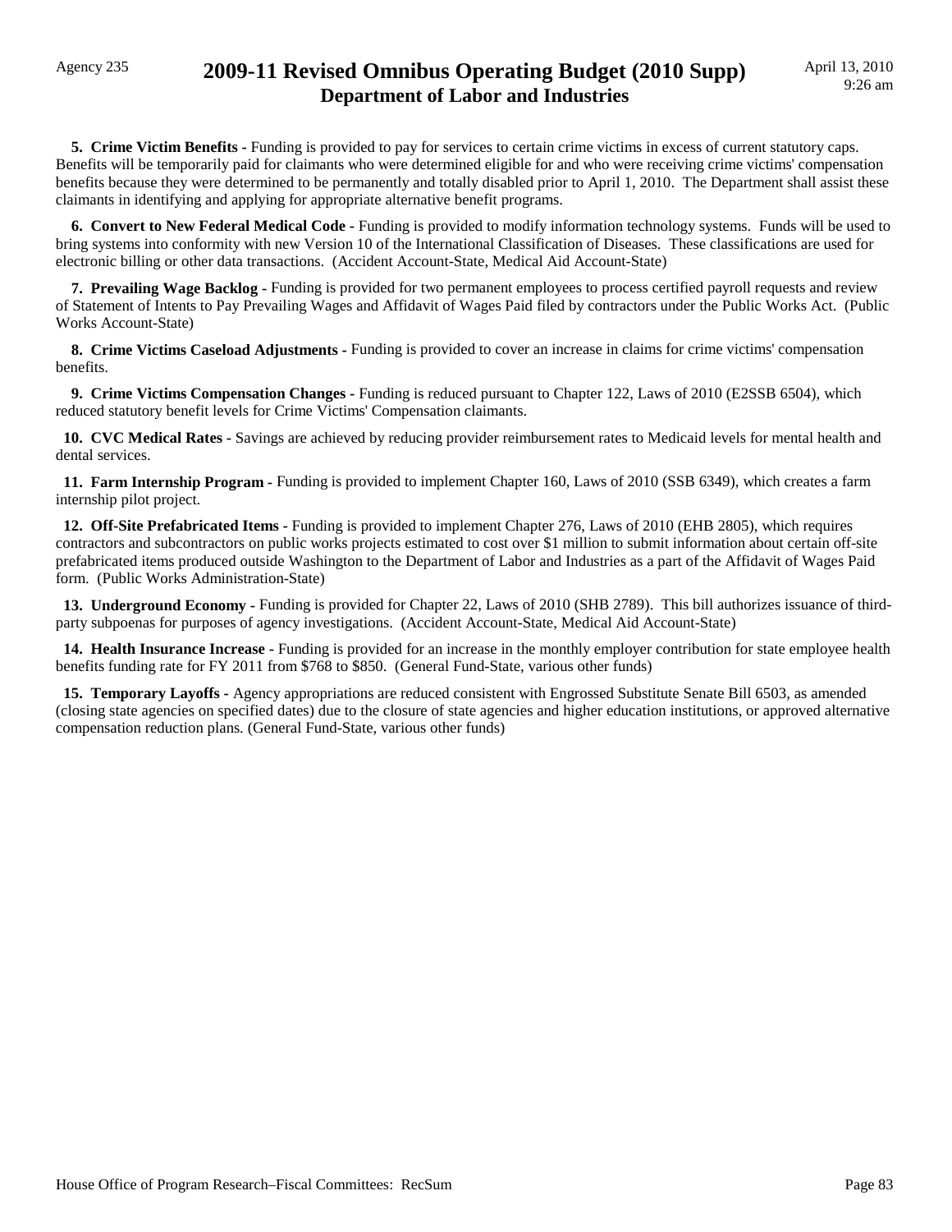**5. Crime Victim Benefits -** Funding is provided to pay for services to certain crime victims in excess of current statutory caps. Benefits will be temporarily paid for claimants who were determined eligible for and who were receiving crime victims' compensation benefits because they were determined to be permanently and totally disabled prior to April 1, 2010. The Department shall assist these claimants in identifying and applying for appropriate alternative benefit programs.

**6. Convert to New Federal Medical Code -** Funding is provided to modify information technology systems. Funds will be used to bring systems into conformity with new Version 10 of the International Classification of Diseases. These classifications are used for electronic billing or other data transactions. (Accident Account-State, Medical Aid Account-State)

**7. Prevailing Wage Backlog -** Funding is provided for two permanent employees to process certified payroll requests and review of Statement of Intents to Pay Prevailing Wages and Affidavit of Wages Paid filed by contractors under the Public Works Act. (Public Works Account-State)

**8. Crime Victims Caseload Adjustments -** Funding is provided to cover an increase in claims for crime victims' compensation benefits.

**9. Crime Victims Compensation Changes -** Funding is reduced pursuant to Chapter 122, Laws of 2010 (E2SSB 6504), which reduced statutory benefit levels for Crime Victims' Compensation claimants.

**10. CVC Medical Rates -** Savings are achieved by reducing provider reimbursement rates to Medicaid levels for mental health and dental services.

**11. Farm Internship Program -** Funding is provided to implement Chapter 160, Laws of 2010 (SSB 6349), which creates a farm internship pilot project.

**12. Off-Site Prefabricated Items -** Funding is provided to implement Chapter 276, Laws of 2010 (EHB 2805), which requires contractors and subcontractors on public works projects estimated to cost over $1 million to submit information about certain off-site prefabricated items produced outside Washington to the Department of Labor and Industries as a part of the Affidavit of Wages Paid form. (Public Works Administration-State)

**13. Underground Economy -** Funding is provided for Chapter 22, Laws of 2010 (SHB 2789). This bill authorizes issuance of third-party subpoenas for purposes of agency investigations. (Accident Account-State, Medical Aid Account-State)

**14. Health Insurance Increase -** Funding is provided for an increase in the monthly employer contribution for state employee health benefits funding rate for FY 2011 from $768 to $850. (General Fund-State, various other funds)

**15. Temporary Layoffs -** Agency appropriations are reduced consistent with Engrossed Substitute Senate Bill 6503, as amended (closing state agencies on specified dates) due to the closure of state agencies and higher education institutions, or approved alternative compensation reduction plans. (General Fund-State, various other funds)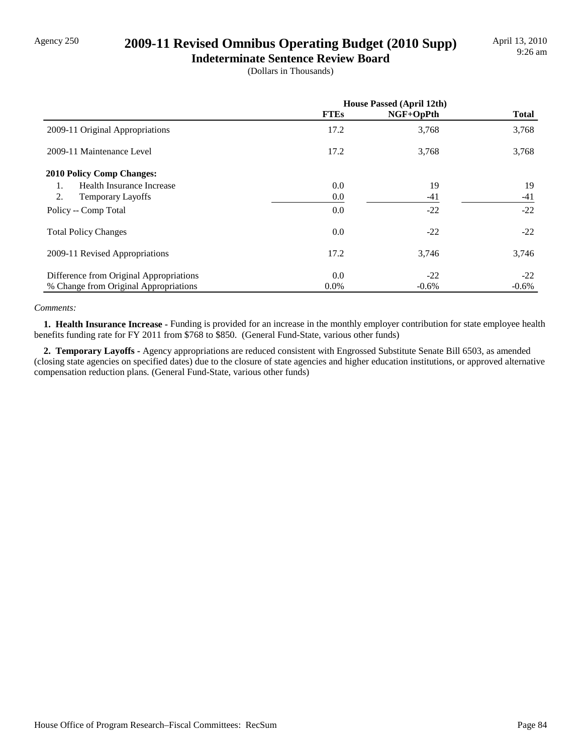Agency 250

# 2009-11 Revised Omnibus Operating Budget (2010 Supp)

## Indeterminate Sentence Review Board

(Dollars in Thousands)

| | House Passed (April 12th) | | |
|---|---|---|---|
| | FTEs | NGF+OpPth | Total |
| 2009-11 Original Appropriations | 17.2 | 3,768 | 3,768 |
| 2009-11 Maintenance Level | 17.2 | 3,768 | 3,768 |
| **2010 Policy Comp Changes:** | | | |
| 1. Health Insurance Increase | 0.0 | 19 | 19 |
| 2. Temporary Layoffs | 0.0 | -41 | -41 |
| Policy -- Comp Total | 0.0 | -22 | -22 |
| Total Policy Changes | 0.0 | -22 | -22 |
| 2009-11 Revised Appropriations | 17.2 | 3,746 | 3,746 |
| Difference from Original Appropriations | 0.0 | -22 | -22 |
| % Change from Original Appropriations | 0.0% | -0.6% | -0.6% |

*Comments:*

**1. Health Insurance Increase -** Funding is provided for an increase in the monthly employer contribution for state employee health benefits funding rate for FY 2011 from $768 to $850. (General Fund-State, various other funds)

**2. Temporary Layoffs -** Agency appropriations are reduced consistent with Engrossed Substitute Senate Bill 6503, as amended (closing state agencies on specified dates) due to the closure of state agencies and higher education institutions, or approved alternative compensation reduction plans. (General Fund-State, various other funds)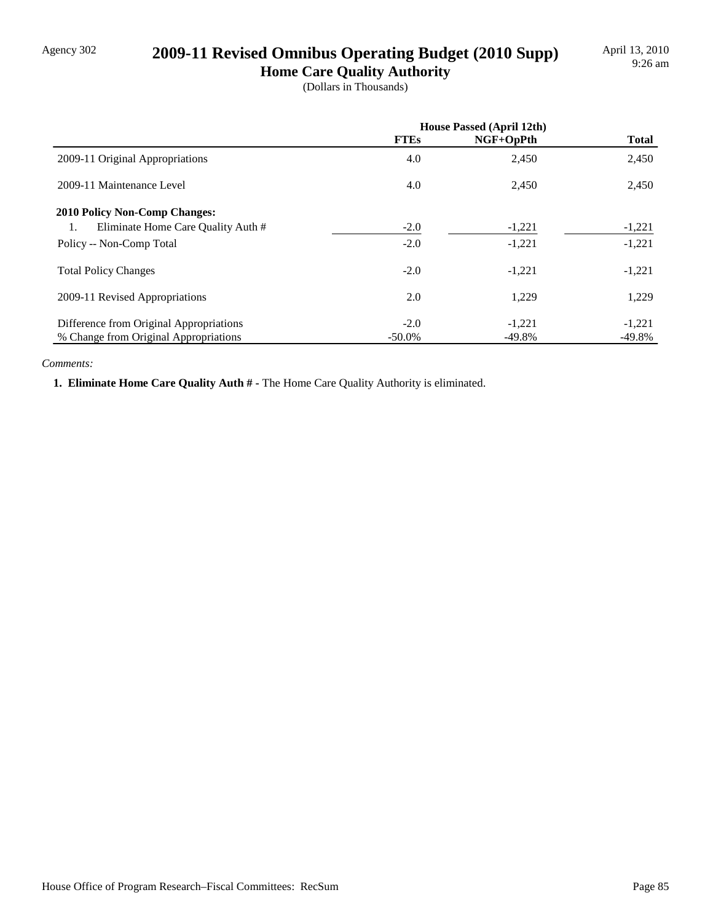Agency 302

# 2009-11 Revised Omnibus Operating Budget (2010 Supp)

## Home Care Quality Authority

(Dollars in Thousands)

| | House Passed (April 12th) | | |
|---|---|---|---|
| | FTEs | NGF+OpPth | Total |
| 2009-11 Original Appropriations | 4.0 | 2,450 | 2,450 |
| 2009-11 Maintenance Level | 4.0 | 2,450 | 2,450 |
| **2010 Policy Non-Comp Changes:** | | | |
| 1. Eliminate Home Care Quality Auth # | -2.0 | -1,221 | -1,221 |
| Policy -- Non-Comp Total | -2.0 | -1,221 | -1,221 |
| Total Policy Changes | -2.0 | -1,221 | -1,221 |
| 2009-11 Revised Appropriations | 2.0 | 1,229 | 1,229 |
| Difference from Original Appropriations | -2.0 | -1,221 | -1,221 |
| % Change from Original Appropriations | -50.0% | -49.8% | -49.8% |

*Comments:*

**1. Eliminate Home Care Quality Auth # -** The Home Care Quality Authority is eliminated.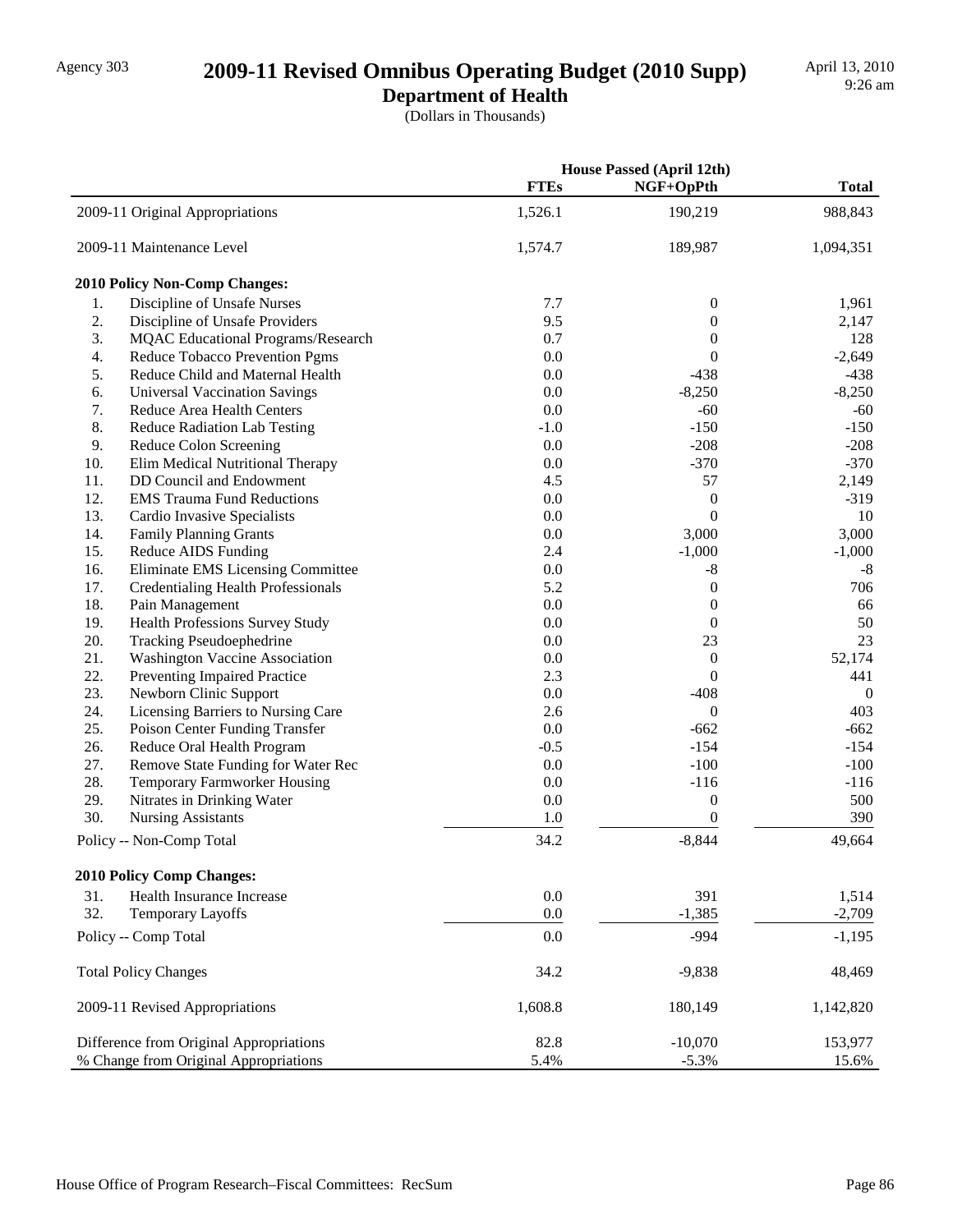# 2009-11 Revised Omnibus Operating Budget (2010 Supp)

## Department of Health

Agency 303

April 13, 2010
9:26 am

(Dollars in Thousands)

| | House Passed (April 12th) | | |
|---|---|---|---|
| | FTEs | NGF+OpPth | Total |
| 2009-11 Original Appropriations | 1,526.1 | 190,219 | 988,843 |
| 2009-11 Maintenance Level | 1,574.7 | 189,987 | 1,094,351 |
| **2010 Policy Non-Comp Changes:** | | | |
| 1. Discipline of Unsafe Nurses | 7.7 | 0 | 1,961 |
| 2. Discipline of Unsafe Providers | 9.5 | 0 | 2,147 |
| 3. MQAC Educational Programs/Research | 0.7 | 0 | 128 |
| 4. Reduce Tobacco Prevention Pgms | 0.0 | 0 | -2,649 |
| 5. Reduce Child and Maternal Health | 0.0 | -438 | -438 |
| 6. Universal Vaccination Savings | 0.0 | -8,250 | -8,250 |
| 7. Reduce Area Health Centers | 0.0 | -60 | -60 |
| 8. Reduce Radiation Lab Testing | -1.0 | -150 | -150 |
| 9. Reduce Colon Screening | 0.0 | -208 | -208 |
| 10. Elim Medical Nutritional Therapy | 0.0 | -370 | -370 |
| 11. DD Council and Endowment | 4.5 | 57 | 2,149 |
| 12. EMS Trauma Fund Reductions | 0.0 | 0 | -319 |
| 13. Cardio Invasive Specialists | 0.0 | 0 | 10 |
| 14. Family Planning Grants | 0.0 | 3,000 | 3,000 |
| 15. Reduce AIDS Funding | 2.4 | -1,000 | -1,000 |
| 16. Eliminate EMS Licensing Committee | 0.0 | -8 | -8 |
| 17. Credentialing Health Professionals | 5.2 | 0 | 706 |
| 18. Pain Management | 0.0 | 0 | 66 |
| 19. Health Professions Survey Study | 0.0 | 0 | 50 |
| 20. Tracking Pseudoephedrine | 0.0 | 23 | 23 |
| 21. Washington Vaccine Association | 0.0 | 0 | 52,174 |
| 22. Preventing Impaired Practice | 2.3 | 0 | 441 |
| 23. Newborn Clinic Support | 0.0 | -408 | 0 |
| 24. Licensing Barriers to Nursing Care | 2.6 | 0 | 403 |
| 25. Poison Center Funding Transfer | 0.0 | -662 | -662 |
| 26. Reduce Oral Health Program | -0.5 | -154 | -154 |
| 27. Remove State Funding for Water Rec | 0.0 | -100 | -100 |
| 28. Temporary Farmworker Housing | 0.0 | -116 | -116 |
| 29. Nitrates in Drinking Water | 0.0 | 0 | 500 |
| 30. Nursing Assistants | 1.0 | 0 | 390 |
| Policy -- Non-Comp Total | 34.2 | -8,844 | 49,664 |
| **2010 Policy Comp Changes:** | | | |
| 31. Health Insurance Increase | 0.0 | 391 | 1,514 |
| 32. Temporary Layoffs | 0.0 | -1,385 | -2,709 |
| Policy -- Comp Total | 0.0 | -994 | -1,195 |
| Total Policy Changes | 34.2 | -9,838 | 48,469 |
| 2009-11 Revised Appropriations | 1,608.8 | 180,149 | 1,142,820 |
| Difference from Original Appropriations | 82.8 | -10,070 | 153,977 |
| % Change from Original Appropriations | 5.4% | -5.3% | 15.6% |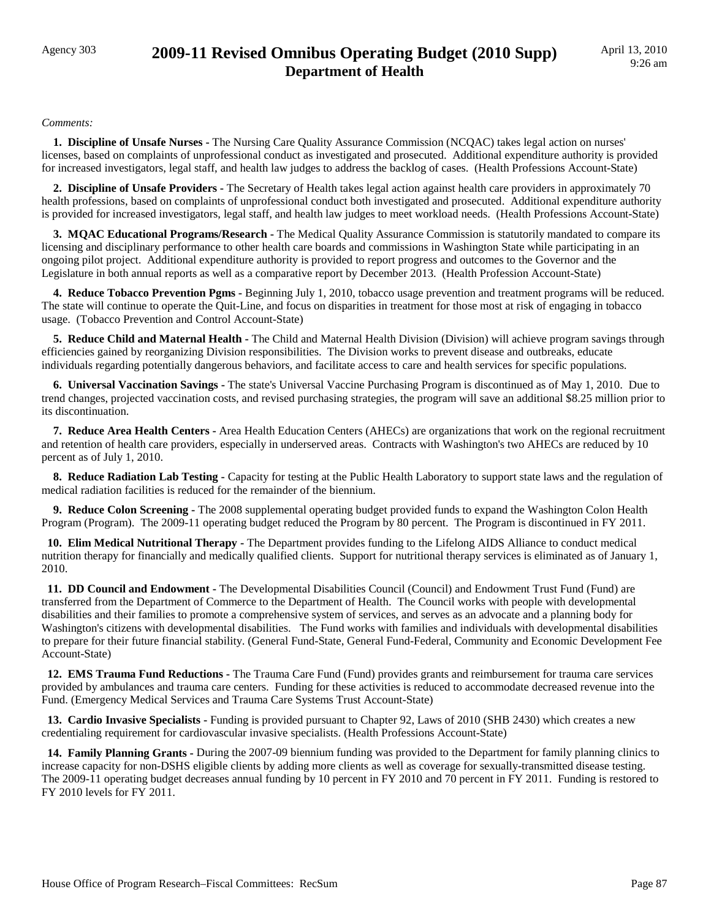*Comments:*

**1. Discipline of Unsafe Nurses -** The Nursing Care Quality Assurance Commission (NCQAC) takes legal action on nurses' licenses, based on complaints of unprofessional conduct as investigated and prosecuted. Additional expenditure authority is provided for increased investigators, legal staff, and health law judges to address the backlog of cases. (Health Professions Account-State)

**2. Discipline of Unsafe Providers -** The Secretary of Health takes legal action against health care providers in approximately 70 health professions, based on complaints of unprofessional conduct both investigated and prosecuted. Additional expenditure authority is provided for increased investigators, legal staff, and health law judges to meet workload needs. (Health Professions Account-State)

**3. MQAC Educational Programs/Research -** The Medical Quality Assurance Commission is statutorily mandated to compare its licensing and disciplinary performance to other health care boards and commissions in Washington State while participating in an ongoing pilot project. Additional expenditure authority is provided to report progress and outcomes to the Governor and the Legislature in both annual reports as well as a comparative report by December 2013. (Health Profession Account-State)

**4. Reduce Tobacco Prevention Pgms -** Beginning July 1, 2010, tobacco usage prevention and treatment programs will be reduced. The state will continue to operate the Quit-Line, and focus on disparities in treatment for those most at risk of engaging in tobacco usage. (Tobacco Prevention and Control Account-State)

**5. Reduce Child and Maternal Health -** The Child and Maternal Health Division (Division) will achieve program savings through efficiencies gained by reorganizing Division responsibilities. The Division works to prevent disease and outbreaks, educate individuals regarding potentially dangerous behaviors, and facilitate access to care and health services for specific populations.

**6. Universal Vaccination Savings -** The state's Universal Vaccine Purchasing Program is discontinued as of May 1, 2010. Due to trend changes, projected vaccination costs, and revised purchasing strategies, the program will save an additional $8.25 million prior to its discontinuation.

**7. Reduce Area Health Centers -** Area Health Education Centers (AHECs) are organizations that work on the regional recruitment and retention of health care providers, especially in underserved areas. Contracts with Washington's two AHECs are reduced by 10 percent as of July 1, 2010.

**8. Reduce Radiation Lab Testing -** Capacity for testing at the Public Health Laboratory to support state laws and the regulation of medical radiation facilities is reduced for the remainder of the biennium.

**9. Reduce Colon Screening -** The 2008 supplemental operating budget provided funds to expand the Washington Colon Health Program (Program). The 2009-11 operating budget reduced the Program by 80 percent. The Program is discontinued in FY 2011.

**10. Elim Medical Nutritional Therapy -** The Department provides funding to the Lifelong AIDS Alliance to conduct medical nutrition therapy for financially and medically qualified clients. Support for nutritional therapy services is eliminated as of January 1, 2010.

**11. DD Council and Endowment -** The Developmental Disabilities Council (Council) and Endowment Trust Fund (Fund) are transferred from the Department of Commerce to the Department of Health. The Council works with people with developmental disabilities and their families to promote a comprehensive system of services, and serves as an advocate and a planning body for Washington's citizens with developmental disabilities. The Fund works with families and individuals with developmental disabilities to prepare for their future financial stability. (General Fund-State, General Fund-Federal, Community and Economic Development Fee Account-State)

**12. EMS Trauma Fund Reductions -** The Trauma Care Fund (Fund) provides grants and reimbursement for trauma care services provided by ambulances and trauma care centers. Funding for these activities is reduced to accommodate decreased revenue into the Fund. (Emergency Medical Services and Trauma Care Systems Trust Account-State)

**13. Cardio Invasive Specialists -** Funding is provided pursuant to Chapter 92, Laws of 2010 (SHB 2430) which creates a new credentialing requirement for cardiovascular invasive specialists. (Health Professions Account-State)

**14. Family Planning Grants -** During the 2007-09 biennium funding was provided to the Department for family planning clinics to increase capacity for non-DSHS eligible clients by adding more clients as well as coverage for sexually-transmitted disease testing. The 2009-11 operating budget decreases annual funding by 10 percent in FY 2010 and 70 percent in FY 2011. Funding is restored to FY 2010 levels for FY 2011.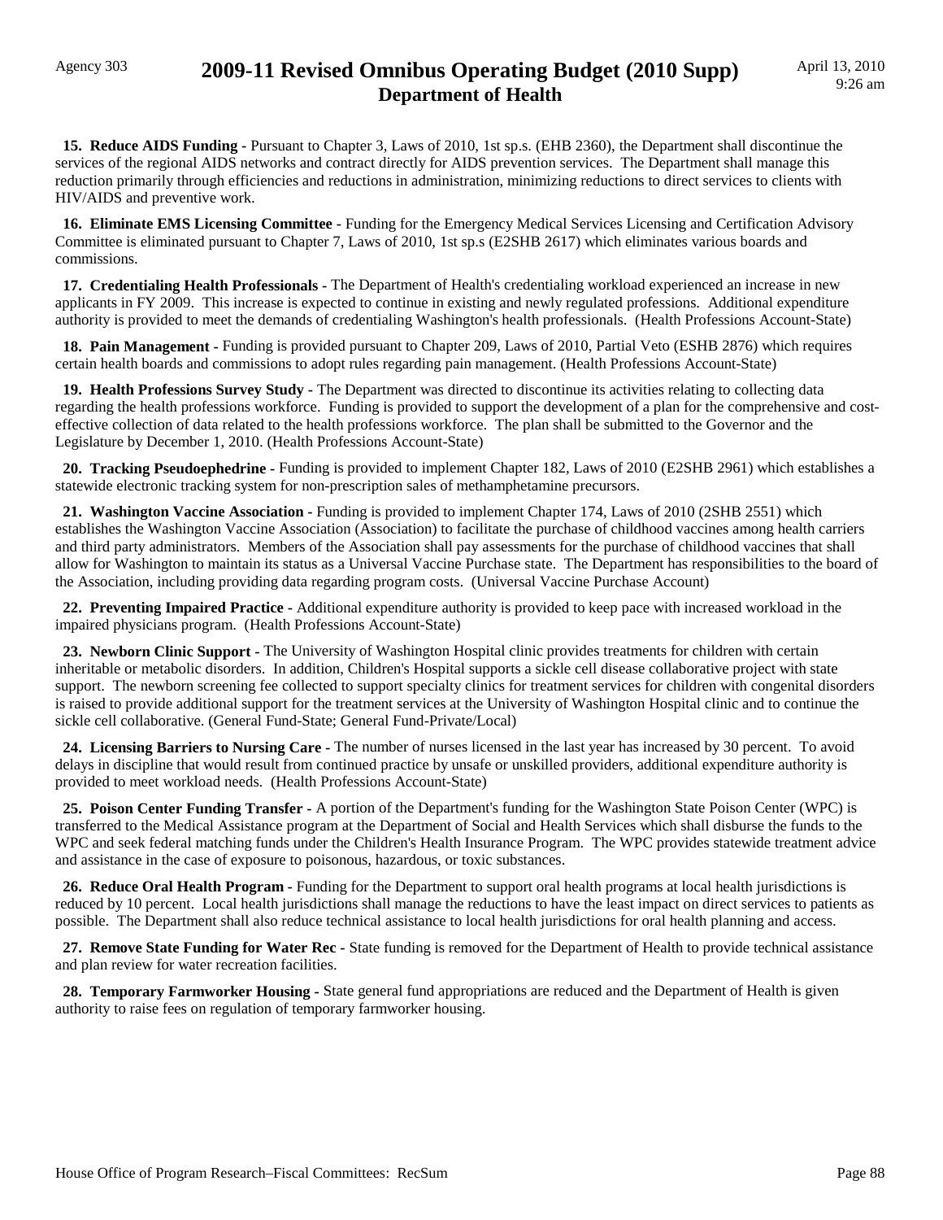**15. Reduce AIDS Funding -** Pursuant to Chapter 3, Laws of 2010, 1st sp.s. (EHB 2360), the Department shall discontinue the services of the regional AIDS networks and contract directly for AIDS prevention services. The Department shall manage this reduction primarily through efficiencies and reductions in administration, minimizing reductions to direct services to clients with HIV/AIDS and preventive work.

**16. Eliminate EMS Licensing Committee -** Funding for the Emergency Medical Services Licensing and Certification Advisory Committee is eliminated pursuant to Chapter 7, Laws of 2010, 1st sp.s (E2SHB 2617) which eliminates various boards and commissions.

**17. Credentialing Health Professionals -** The Department of Health's credentialing workload experienced an increase in new applicants in FY 2009. This increase is expected to continue in existing and newly regulated professions. Additional expenditure authority is provided to meet the demands of credentialing Washington's health professionals. (Health Professions Account-State)

**18. Pain Management -** Funding is provided pursuant to Chapter 209, Laws of 2010, Partial Veto (ESHB 2876) which requires certain health boards and commissions to adopt rules regarding pain management. (Health Professions Account-State)

**19. Health Professions Survey Study -** The Department was directed to discontinue its activities relating to collecting data regarding the health professions workforce. Funding is provided to support the development of a plan for the comprehensive and cost-effective collection of data related to the health professions workforce. The plan shall be submitted to the Governor and the Legislature by December 1, 2010. (Health Professions Account-State)

**20. Tracking Pseudoephedrine -** Funding is provided to implement Chapter 182, Laws of 2010 (E2SHB 2961) which establishes a statewide electronic tracking system for non-prescription sales of methamphetamine precursors.

**21. Washington Vaccine Association -** Funding is provided to implement Chapter 174, Laws of 2010 (2SHB 2551) which establishes the Washington Vaccine Association (Association) to facilitate the purchase of childhood vaccines among health carriers and third party administrators. Members of the Association shall pay assessments for the purchase of childhood vaccines that shall allow for Washington to maintain its status as a Universal Vaccine Purchase state. The Department has responsibilities to the board of the Association, including providing data regarding program costs. (Universal Vaccine Purchase Account)

**22. Preventing Impaired Practice -** Additional expenditure authority is provided to keep pace with increased workload in the impaired physicians program. (Health Professions Account-State)

**23. Newborn Clinic Support -** The University of Washington Hospital clinic provides treatments for children with certain inheritable or metabolic disorders. In addition, Children's Hospital supports a sickle cell disease collaborative project with state support. The newborn screening fee collected to support specialty clinics for treatment services for children with congenital disorders is raised to provide additional support for the treatment services at the University of Washington Hospital clinic and to continue the sickle cell collaborative. (General Fund-State; General Fund-Private/Local)

**24. Licensing Barriers to Nursing Care -** The number of nurses licensed in the last year has increased by 30 percent. To avoid delays in discipline that would result from continued practice by unsafe or unskilled providers, additional expenditure authority is provided to meet workload needs. (Health Professions Account-State)

**25. Poison Center Funding Transfer -** A portion of the Department's funding for the Washington State Poison Center (WPC) is transferred to the Medical Assistance program at the Department of Social and Health Services which shall disburse the funds to the WPC and seek federal matching funds under the Children's Health Insurance Program. The WPC provides statewide treatment advice and assistance in the case of exposure to poisonous, hazardous, or toxic substances.

**26. Reduce Oral Health Program -** Funding for the Department to support oral health programs at local health jurisdictions is reduced by 10 percent. Local health jurisdictions shall manage the reductions to have the least impact on direct services to patients as possible. The Department shall also reduce technical assistance to local health jurisdictions for oral health planning and access.

**27. Remove State Funding for Water Rec -** State funding is removed for the Department of Health to provide technical assistance and plan review for water recreation facilities.

**28. Temporary Farmworker Housing -** State general fund appropriations are reduced and the Department of Health is given authority to raise fees on regulation of temporary farmworker housing.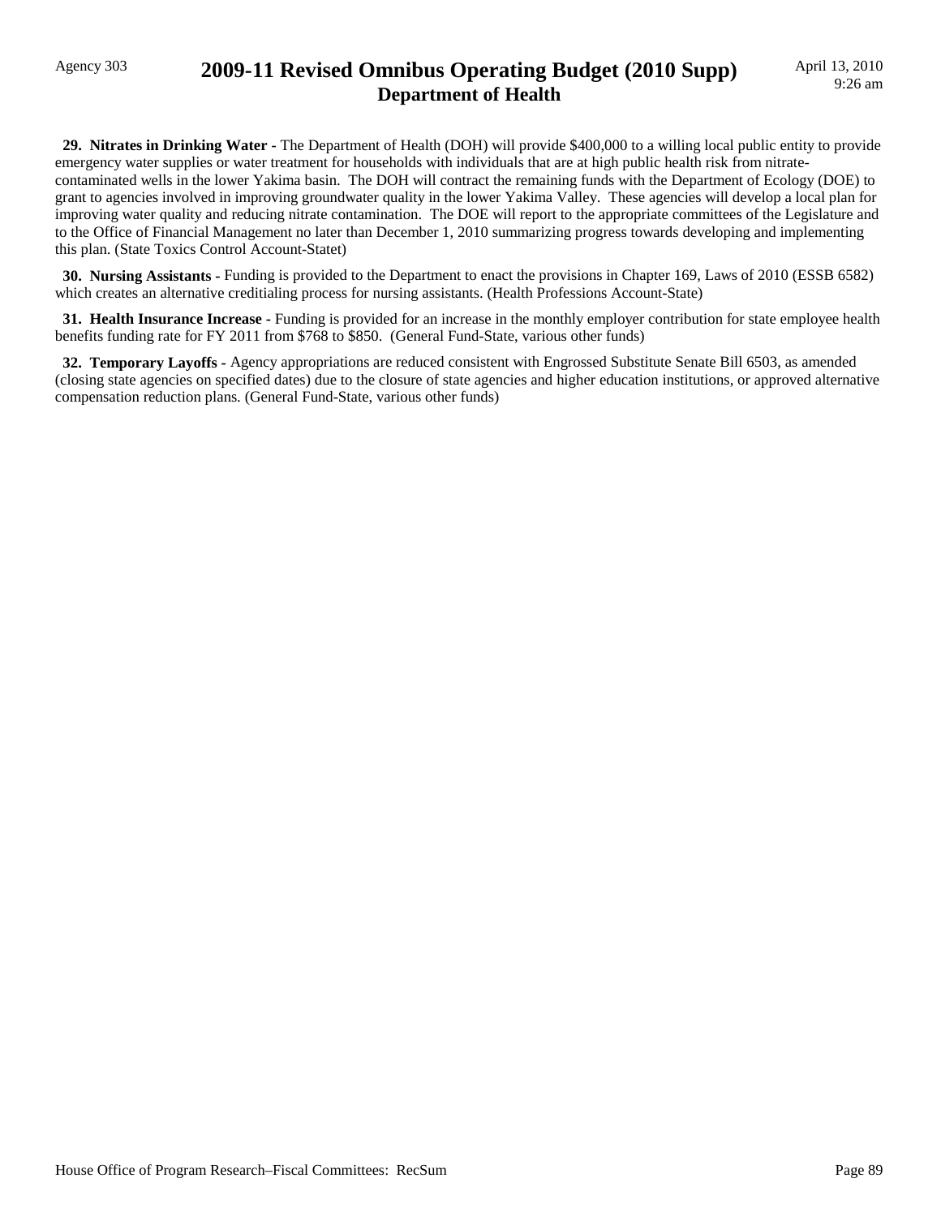**29. Nitrates in Drinking Water -** The Department of Health (DOH) will provide $400,000 to a willing local public entity to provide emergency water supplies or water treatment for households with individuals that are at high public health risk from nitrate-contaminated wells in the lower Yakima basin. The DOH will contract the remaining funds with the Department of Ecology (DOE) to grant to agencies involved in improving groundwater quality in the lower Yakima Valley. These agencies will develop a local plan for improving water quality and reducing nitrate contamination. The DOE will report to the appropriate committees of the Legislature and to the Office of Financial Management no later than December 1, 2010 summarizing progress towards developing and implementing this plan. (State Toxics Control Account-Statet)

**30. Nursing Assistants -** Funding is provided to the Department to enact the provisions in Chapter 169, Laws of 2010 (ESSB 6582) which creates an alternative creditialing process for nursing assistants. (Health Professions Account-State)

**31. Health Insurance Increase -** Funding is provided for an increase in the monthly employer contribution for state employee health benefits funding rate for FY 2011 from $768 to $850. (General Fund-State, various other funds)

**32. Temporary Layoffs -** Agency appropriations are reduced consistent with Engrossed Substitute Senate Bill 6503, as amended (closing state agencies on specified dates) due to the closure of state agencies and higher education institutions, or approved alternative compensation reduction plans. (General Fund-State, various other funds)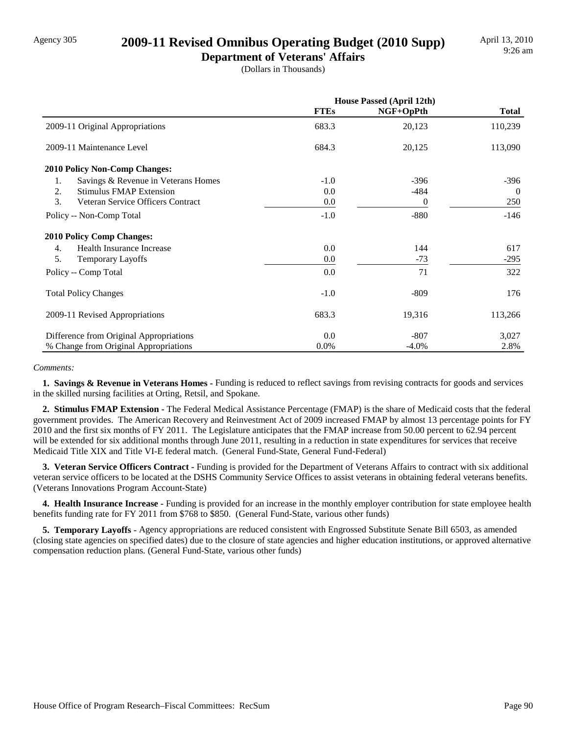# 2009-11 Revised Omnibus Operating Budget (2010 Supp)

## Department of Veterans' Affairs

(Dollars in Thousands)

| | House Passed (April 12th) | | |
|---|---|---|---|
| | FTEs | NGF+OpPth | Total |
| 2009-11 Original Appropriations | 683.3 | 20,123 | 110,239 |
| 2009-11 Maintenance Level | 684.3 | 20,125 | 113,090 |
| **2010 Policy Non-Comp Changes:** | | | |
| 1. Savings & Revenue in Veterans Homes | -1.0 | -396 | -396 |
| 2. Stimulus FMAP Extension | 0.0 | -484 | 0 |
| 3. Veteran Service Officers Contract | 0.0 | 0 | 250 |
| Policy -- Non-Comp Total | -1.0 | -880 | -146 |
| **2010 Policy Comp Changes:** | | | |
| 4. Health Insurance Increase | 0.0 | 144 | 617 |
| 5. Temporary Layoffs | 0.0 | -73 | -295 |
| Policy -- Comp Total | 0.0 | 71 | 322 |
| Total Policy Changes | -1.0 | -809 | 176 |
| 2009-11 Revised Appropriations | 683.3 | 19,316 | 113,266 |
| Difference from Original Appropriations | 0.0 | -807 | 3,027 |
| % Change from Original Appropriations | 0.0% | -4.0% | 2.8% |

*Comments:*

**1. Savings & Revenue in Veterans Homes -** Funding is reduced to reflect savings from revising contracts for goods and services in the skilled nursing facilities at Orting, Retsil, and Spokane.

**2. Stimulus FMAP Extension -** The Federal Medical Assistance Percentage (FMAP) is the share of Medicaid costs that the federal government provides. The American Recovery and Reinvestment Act of 2009 increased FMAP by almost 13 percentage points for FY 2010 and the first six months of FY 2011. The Legislature anticipates that the FMAP increase from 50.00 percent to 62.94 percent will be extended for six additional months through June 2011, resulting in a reduction in state expenditures for services that receive Medicaid Title XIX and Title VI-E federal match. (General Fund-State, General Fund-Federal)

**3. Veteran Service Officers Contract -** Funding is provided for the Department of Veterans Affairs to contract with six additional veteran service officers to be located at the DSHS Community Service Offices to assist veterans in obtaining federal veterans benefits. (Veterans Innovations Program Account-State)

**4. Health Insurance Increase -** Funding is provided for an increase in the monthly employer contribution for state employee health benefits funding rate for FY 2011 from $768 to $850. (General Fund-State, various other funds)

**5. Temporary Layoffs -** Agency appropriations are reduced consistent with Engrossed Substitute Senate Bill 6503, as amended (closing state agencies on specified dates) due to the closure of state agencies and higher education institutions, or approved alternative compensation reduction plans. (General Fund-State, various other funds)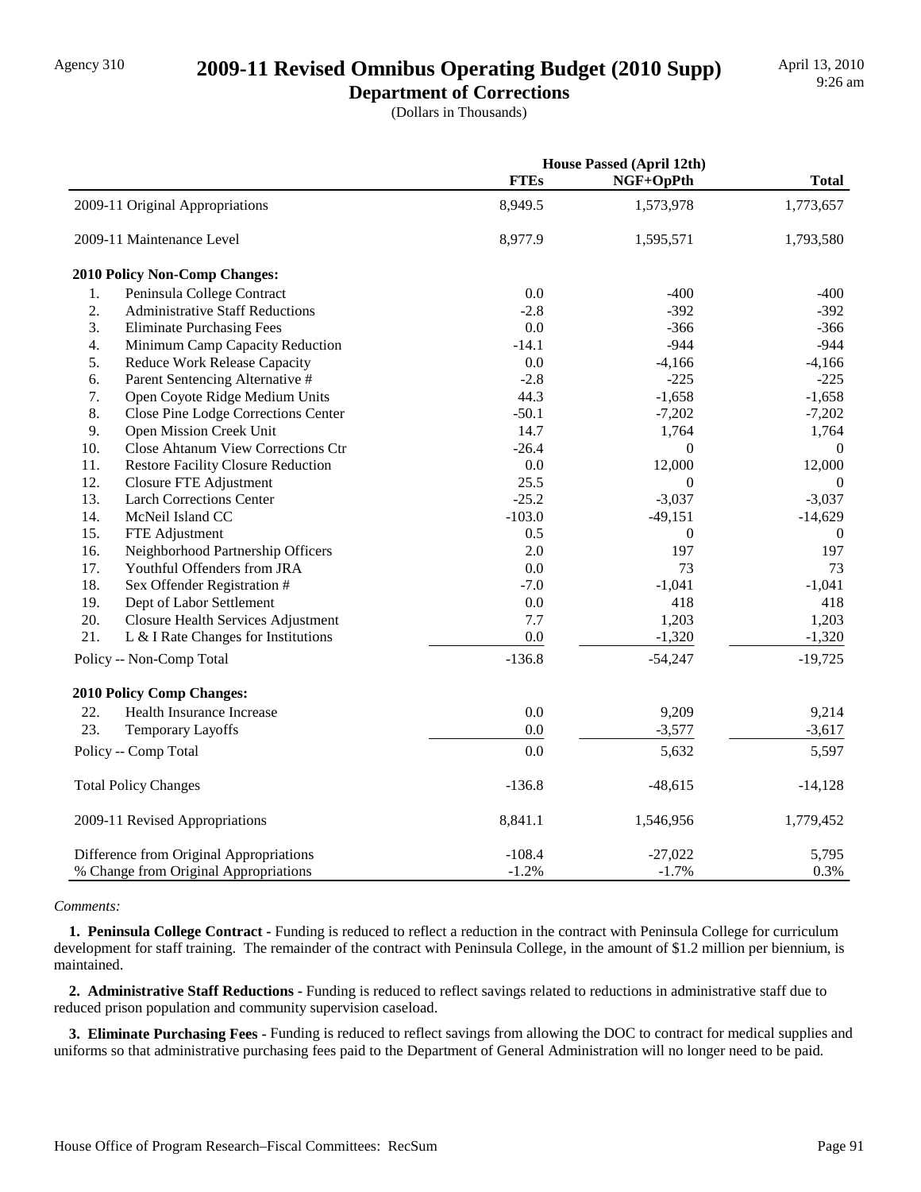# 2009-11 Revised Omnibus Operating Budget (2010 Supp)

## Department of Corrections

(Dollars in Thousands)

Agency 310

April 13, 2010
9:26 am

| | House Passed (April 12th) | | |
|---|---|---|---|
| | FTEs | NGF+OpPth | Total |
| 2009-11 Original Appropriations | 8,949.5 | 1,573,978 | 1,773,657 |
| 2009-11 Maintenance Level | 8,977.9 | 1,595,571 | 1,793,580 |
| **2010 Policy Non-Comp Changes:** | | | |
| 1. Peninsula College Contract | 0.0 | -400 | -400 |
| 2. Administrative Staff Reductions | -2.8 | -392 | -392 |
| 3. Eliminate Purchasing Fees | 0.0 | -366 | -366 |
| 4. Minimum Camp Capacity Reduction | -14.1 | -944 | -944 |
| 5. Reduce Work Release Capacity | 0.0 | -4,166 | -4,166 |
| 6. Parent Sentencing Alternative # | -2.8 | -225 | -225 |
| 7. Open Coyote Ridge Medium Units | 44.3 | -1,658 | -1,658 |
| 8. Close Pine Lodge Corrections Center | -50.1 | -7,202 | -7,202 |
| 9. Open Mission Creek Unit | 14.7 | 1,764 | 1,764 |
| 10. Close Ahtanum View Corrections Ctr | -26.4 | 0 | 0 |
| 11. Restore Facility Closure Reduction | 0.0 | 12,000 | 12,000 |
| 12. Closure FTE Adjustment | 25.5 | 0 | 0 |
| 13. Larch Corrections Center | -25.2 | -3,037 | -3,037 |
| 14. McNeil Island CC | -103.0 | -49,151 | -14,629 |
| 15. FTE Adjustment | 0.5 | 0 | 0 |
| 16. Neighborhood Partnership Officers | 2.0 | 197 | 197 |
| 17. Youthful Offenders from JRA | 0.0 | 73 | 73 |
| 18. Sex Offender Registration # | -7.0 | -1,041 | -1,041 |
| 19. Dept of Labor Settlement | 0.0 | 418 | 418 |
| 20. Closure Health Services Adjustment | 7.7 | 1,203 | 1,203 |
| 21. L & I Rate Changes for Institutions | 0.0 | -1,320 | -1,320 |
| Policy -- Non-Comp Total | -136.8 | -54,247 | -19,725 |
| **2010 Policy Comp Changes:** | | | |
| 22. Health Insurance Increase | 0.0 | 9,209 | 9,214 |
| 23. Temporary Layoffs | 0.0 | -3,577 | -3,617 |
| Policy -- Comp Total | 0.0 | 5,632 | 5,597 |
| Total Policy Changes | -136.8 | -48,615 | -14,128 |
| 2009-11 Revised Appropriations | 8,841.1 | 1,546,956 | 1,779,452 |
| Difference from Original Appropriations | -108.4 | -27,022 | 5,795 |
| % Change from Original Appropriations | -1.2% | -1.7% | 0.3% |

*Comments:*

**1. Peninsula College Contract -** Funding is reduced to reflect a reduction in the contract with Peninsula College for curriculum development for staff training. The remainder of the contract with Peninsula College, in the amount of $1.2 million per biennium, is maintained.

**2. Administrative Staff Reductions -** Funding is reduced to reflect savings related to reductions in administrative staff due to reduced prison population and community supervision caseload.

**3. Eliminate Purchasing Fees -** Funding is reduced to reflect savings from allowing the DOC to contract for medical supplies and uniforms so that administrative purchasing fees paid to the Department of General Administration will no longer need to be paid.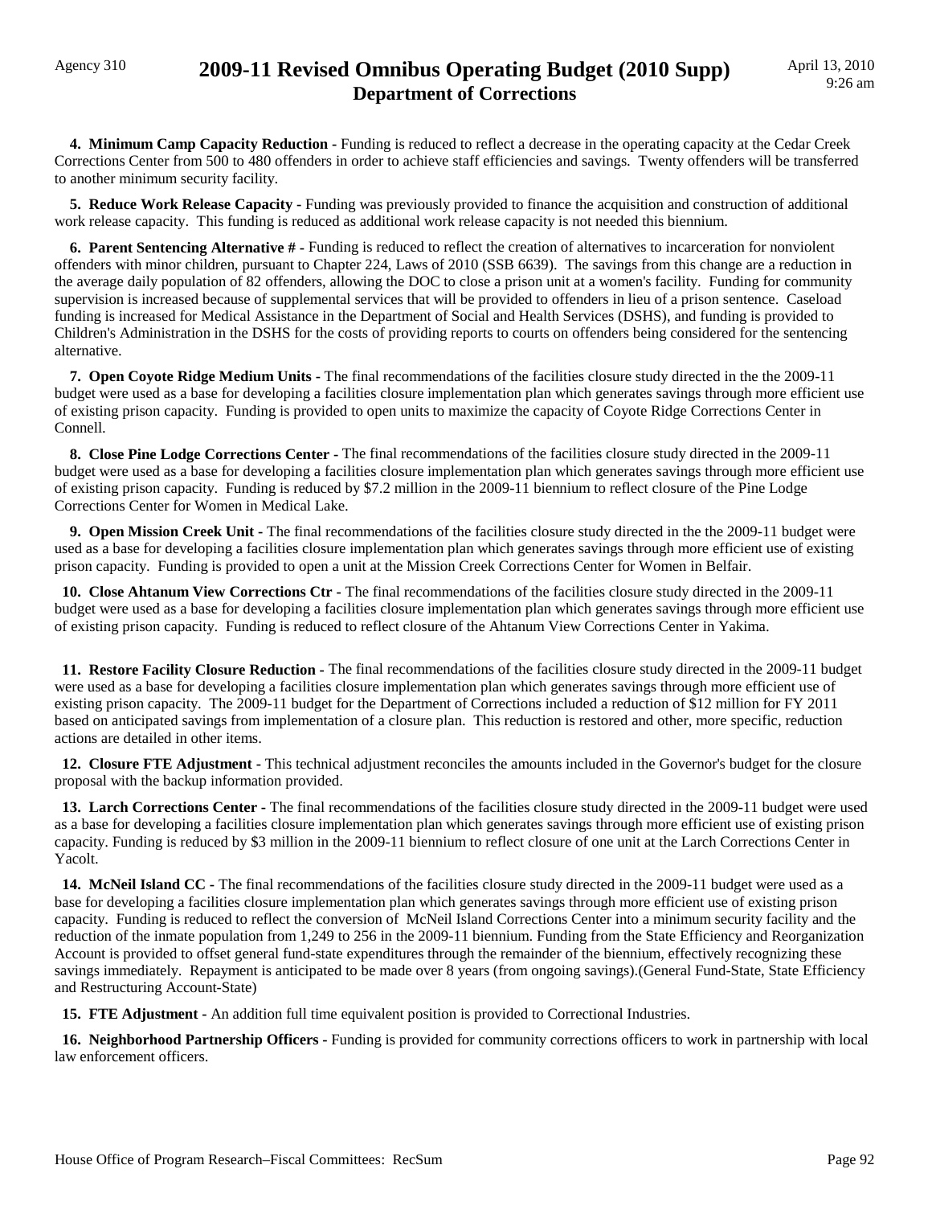**4. Minimum Camp Capacity Reduction -** Funding is reduced to reflect a decrease in the operating capacity at the Cedar Creek Corrections Center from 500 to 480 offenders in order to achieve staff efficiencies and savings. Twenty offenders will be transferred to another minimum security facility.

**5. Reduce Work Release Capacity -** Funding was previously provided to finance the acquisition and construction of additional work release capacity. This funding is reduced as additional work release capacity is not needed this biennium.

**6. Parent Sentencing Alternative # -** Funding is reduced to reflect the creation of alternatives to incarceration for nonviolent offenders with minor children, pursuant to Chapter 224, Laws of 2010 (SSB 6639). The savings from this change are a reduction in the average daily population of 82 offenders, allowing the DOC to close a prison unit at a women's facility. Funding for community supervision is increased because of supplemental services that will be provided to offenders in lieu of a prison sentence. Caseload funding is increased for Medical Assistance in the Department of Social and Health Services (DSHS), and funding is provided to Children's Administration in the DSHS for the costs of providing reports to courts on offenders being considered for the sentencing alternative.

**7. Open Coyote Ridge Medium Units -** The final recommendations of the facilities closure study directed in the the 2009-11 budget were used as a base for developing a facilities closure implementation plan which generates savings through more efficient use of existing prison capacity. Funding is provided to open units to maximize the capacity of Coyote Ridge Corrections Center in Connell.

**8. Close Pine Lodge Corrections Center -** The final recommendations of the facilities closure study directed in the 2009-11 budget were used as a base for developing a facilities closure implementation plan which generates savings through more efficient use of existing prison capacity. Funding is reduced by $7.2 million in the 2009-11 biennium to reflect closure of the Pine Lodge Corrections Center for Women in Medical Lake.

**9. Open Mission Creek Unit -** The final recommendations of the facilities closure study directed in the the 2009-11 budget were used as a base for developing a facilities closure implementation plan which generates savings through more efficient use of existing prison capacity. Funding is provided to open a unit at the Mission Creek Corrections Center for Women in Belfair.

**10. Close Ahtanum View Corrections Ctr -** The final recommendations of the facilities closure study directed in the 2009-11 budget were used as a base for developing a facilities closure implementation plan which generates savings through more efficient use of existing prison capacity. Funding is reduced to reflect closure of the Ahtanum View Corrections Center in Yakima.

**11. Restore Facility Closure Reduction -** The final recommendations of the facilities closure study directed in the 2009-11 budget were used as a base for developing a facilities closure implementation plan which generates savings through more efficient use of existing prison capacity. The 2009-11 budget for the Department of Corrections included a reduction of $12 million for FY 2011 based on anticipated savings from implementation of a closure plan. This reduction is restored and other, more specific, reduction actions are detailed in other items.

**12. Closure FTE Adjustment -** This technical adjustment reconciles the amounts included in the Governor's budget for the closure proposal with the backup information provided.

**13. Larch Corrections Center -** The final recommendations of the facilities closure study directed in the 2009-11 budget were used as a base for developing a facilities closure implementation plan which generates savings through more efficient use of existing prison capacity. Funding is reduced by $3 million in the 2009-11 biennium to reflect closure of one unit at the Larch Corrections Center in Yacolt.

**14. McNeil Island CC -** The final recommendations of the facilities closure study directed in the 2009-11 budget were used as a base for developing a facilities closure implementation plan which generates savings through more efficient use of existing prison capacity. Funding is reduced to reflect the conversion of McNeil Island Corrections Center into a minimum security facility and the reduction of the inmate population from 1,249 to 256 in the 2009-11 biennium. Funding from the State Efficiency and Reorganization Account is provided to offset general fund-state expenditures through the remainder of the biennium, effectively recognizing these savings immediately. Repayment is anticipated to be made over 8 years (from ongoing savings).(General Fund-State, State Efficiency and Restructuring Account-State)

**15. FTE Adjustment -** An addition full time equivalent position is provided to Correctional Industries.

**16. Neighborhood Partnership Officers -** Funding is provided for community corrections officers to work in partnership with local law enforcement officers.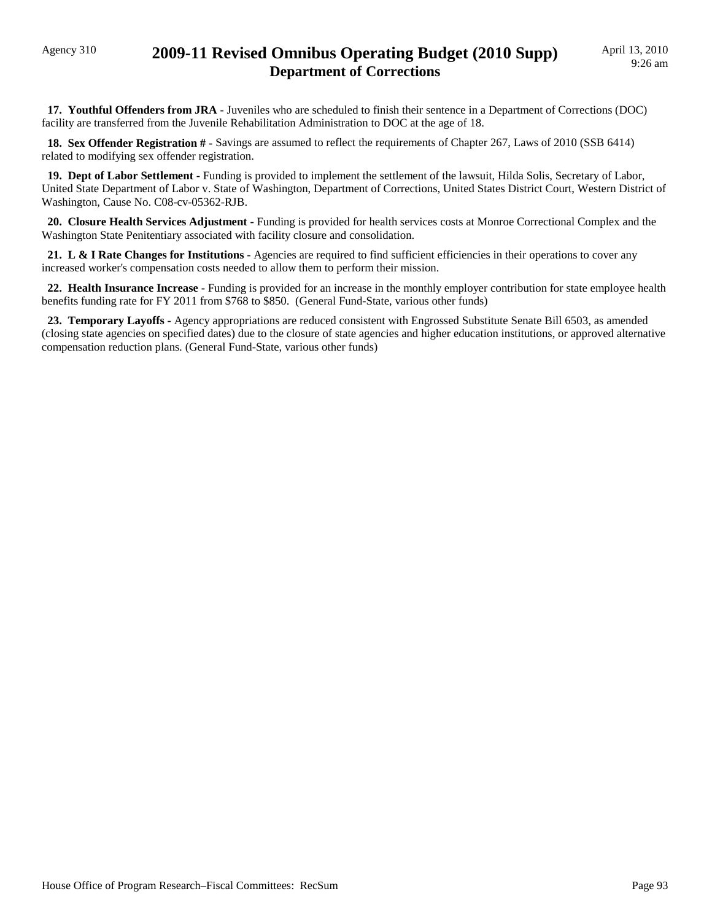**17. Youthful Offenders from JRA -** Juveniles who are scheduled to finish their sentence in a Department of Corrections (DOC) facility are transferred from the Juvenile Rehabilitation Administration to DOC at the age of 18.

**18. Sex Offender Registration # -** Savings are assumed to reflect the requirements of Chapter 267, Laws of 2010 (SSB 6414) related to modifying sex offender registration.

**19. Dept of Labor Settlement -** Funding is provided to implement the settlement of the lawsuit, Hilda Solis, Secretary of Labor, United State Department of Labor v. State of Washington, Department of Corrections, United States District Court, Western District of Washington, Cause No. C08-cv-05362-RJB.

**20. Closure Health Services Adjustment -** Funding is provided for health services costs at Monroe Correctional Complex and the Washington State Penitentiary associated with facility closure and consolidation.

**21. L & I Rate Changes for Institutions -** Agencies are required to find sufficient efficiencies in their operations to cover any increased worker's compensation costs needed to allow them to perform their mission.

**22. Health Insurance Increase -** Funding is provided for an increase in the monthly employer contribution for state employee health benefits funding rate for FY 2011 from $768 to $850. (General Fund-State, various other funds)

**23. Temporary Layoffs -** Agency appropriations are reduced consistent with Engrossed Substitute Senate Bill 6503, as amended (closing state agencies on specified dates) due to the closure of state agencies and higher education institutions, or approved alternative compensation reduction plans. (General Fund-State, various other funds)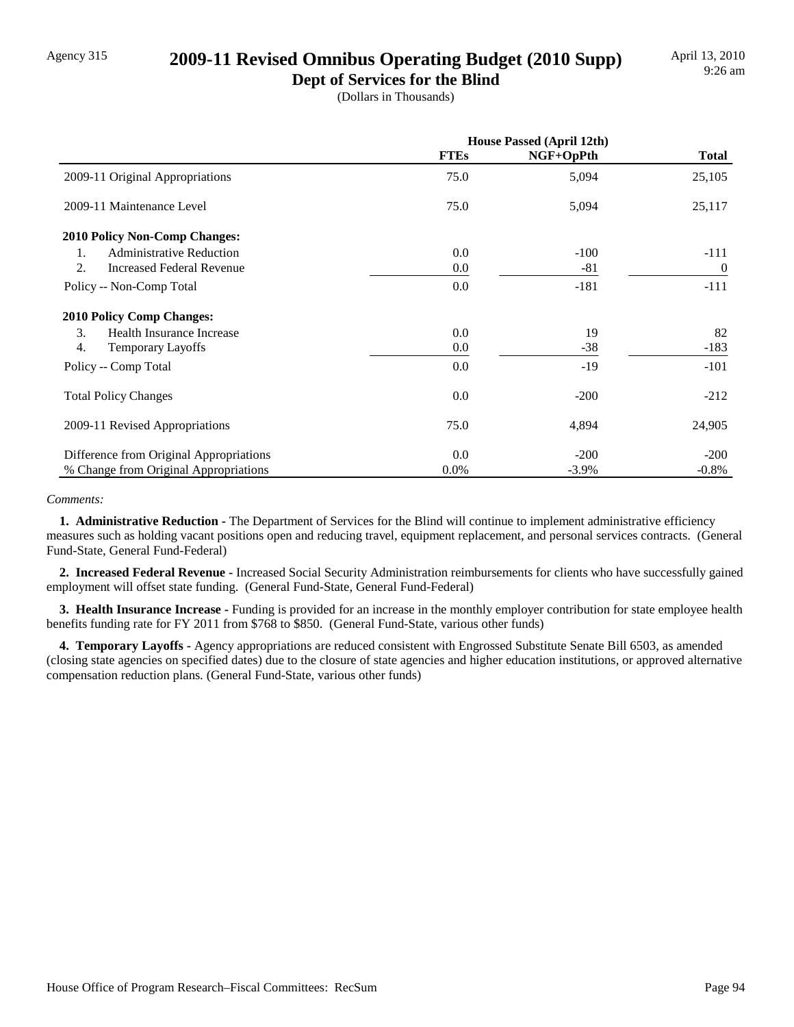# 2009-11 Revised Omnibus Operating Budget (2010 Supp)

## Dept of Services for the Blind

(Dollars in Thousands)

| | House Passed (April 12th) | | |
|---|---|---|---|
| | **FTEs** | **NGF+OpPth** | **Total** |
| 2009-11 Original Appropriations | 75.0 | 5,094 | 25,105 |
| 2009-11 Maintenance Level | 75.0 | 5,094 | 25,117 |
| **2010 Policy Non-Comp Changes:** | | | |
| 1. Administrative Reduction | 0.0 | -100 | -111 |
| 2. Increased Federal Revenue | 0.0 | -81 | 0 |
| Policy -- Non-Comp Total | 0.0 | -181 | -111 |
| **2010 Policy Comp Changes:** | | | |
| 3. Health Insurance Increase | 0.0 | 19 | 82 |
| 4. Temporary Layoffs | 0.0 | -38 | -183 |
| Policy -- Comp Total | 0.0 | -19 | -101 |
| Total Policy Changes | 0.0 | -200 | -212 |
| 2009-11 Revised Appropriations | 75.0 | 4,894 | 24,905 |
| Difference from Original Appropriations | 0.0 | -200 | -200 |
| % Change from Original Appropriations | 0.0% | -3.9% | -0.8% |

*Comments:*

**1. Administrative Reduction -** The Department of Services for the Blind will continue to implement administrative efficiency measures such as holding vacant positions open and reducing travel, equipment replacement, and personal services contracts. (General Fund-State, General Fund-Federal)

**2. Increased Federal Revenue -** Increased Social Security Administration reimbursements for clients who have successfully gained employment will offset state funding. (General Fund-State, General Fund-Federal)

**3. Health Insurance Increase -** Funding is provided for an increase in the monthly employer contribution for state employee health benefits funding rate for FY 2011 from $768 to $850. (General Fund-State, various other funds)

**4. Temporary Layoffs -** Agency appropriations are reduced consistent with Engrossed Substitute Senate Bill 6503, as amended (closing state agencies on specified dates) due to the closure of state agencies and higher education institutions, or approved alternative compensation reduction plans. (General Fund-State, various other funds)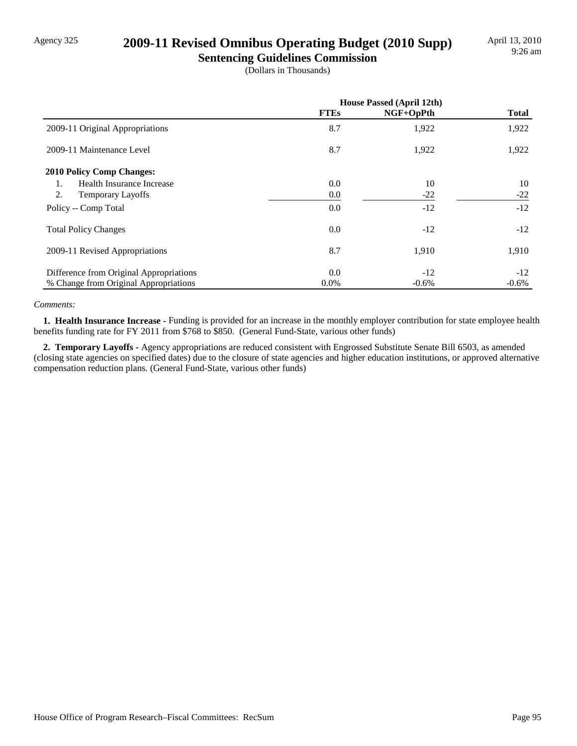Agency 325

# 2009-11 Revised Omnibus Operating Budget (2010 Supp)

## Sentencing Guidelines Commission

(Dollars in Thousands)

| | House Passed (April 12th) | | |
|---|---|---|---|
| | **FTEs** | **NGF+OpPth** | **Total** |
| 2009-11 Original Appropriations | 8.7 | 1,922 | 1,922 |
| 2009-11 Maintenance Level | 8.7 | 1,922 | 1,922 |
| **2010 Policy Comp Changes:** | | | |
| 1. Health Insurance Increase | 0.0 | 10 | 10 |
| 2. Temporary Layoffs | 0.0 | -22 | -22 |
| Policy -- Comp Total | 0.0 | -12 | -12 |
| Total Policy Changes | 0.0 | -12 | -12 |
| 2009-11 Revised Appropriations | 8.7 | 1,910 | 1,910 |
| Difference from Original Appropriations | 0.0 | -12 | -12 |
| % Change from Original Appropriations | 0.0% | -0.6% | -0.6% |

*Comments:*

**1. Health Insurance Increase -** Funding is provided for an increase in the monthly employer contribution for state employee health benefits funding rate for FY 2011 from $768 to $850. (General Fund-State, various other funds)

**2. Temporary Layoffs -** Agency appropriations are reduced consistent with Engrossed Substitute Senate Bill 6503, as amended (closing state agencies on specified dates) due to the closure of state agencies and higher education institutions, or approved alternative compensation reduction plans. (General Fund-State, various other funds)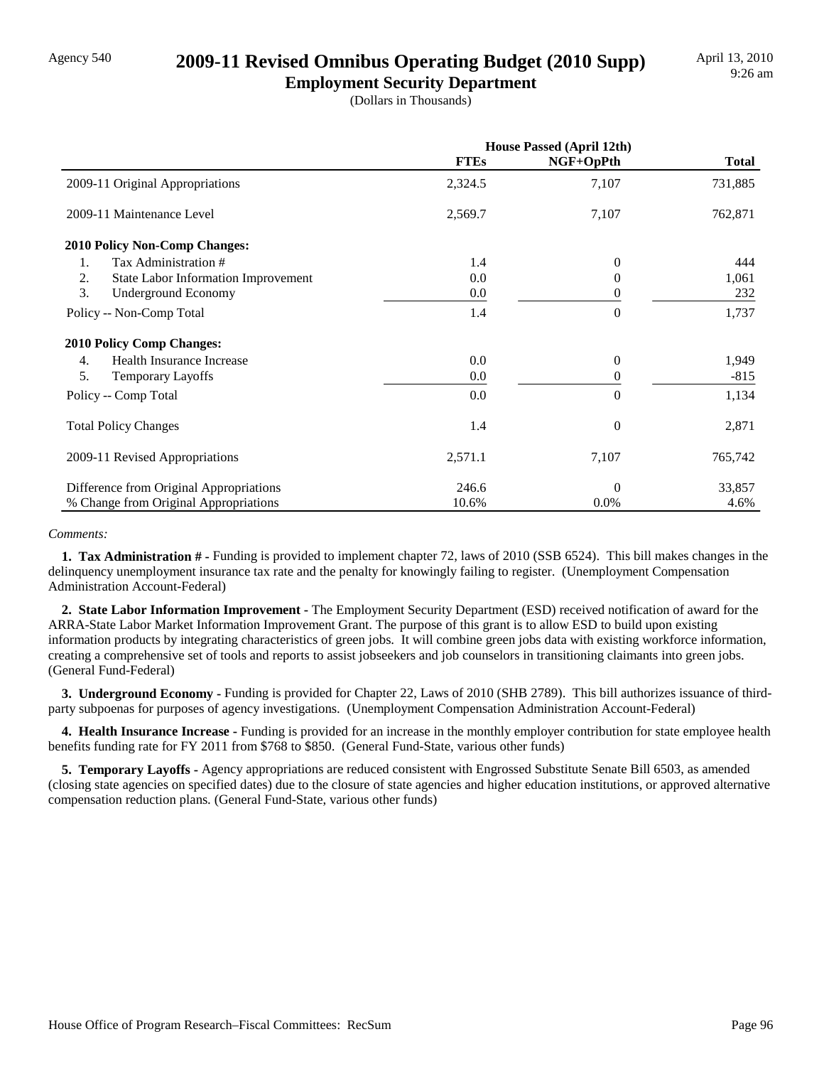Agency 540

# 2009-11 Revised Omnibus Operating Budget (2010 Supp)

## Employment Security Department

(Dollars in Thousands)

| | House Passed (April 12th) | | |
|---|---|---|---|
| | FTEs | NGF+OpPth | Total |
| 2009-11 Original Appropriations | 2,324.5 | 7,107 | 731,885 |
| 2009-11 Maintenance Level | 2,569.7 | 7,107 | 762,871 |
| **2010 Policy Non-Comp Changes:** | | | |
| 1. Tax Administration # | 1.4 | 0 | 444 |
| 2. State Labor Information Improvement | 0.0 | 0 | 1,061 |
| 3. Underground Economy | 0.0 | 0 | 232 |
| Policy -- Non-Comp Total | 1.4 | 0 | 1,737 |
| **2010 Policy Comp Changes:** | | | |
| 4. Health Insurance Increase | 0.0 | 0 | 1,949 |
| 5. Temporary Layoffs | 0.0 | 0 | -815 |
| Policy -- Comp Total | 0.0 | 0 | 1,134 |
| Total Policy Changes | 1.4 | 0 | 2,871 |
| 2009-11 Revised Appropriations | 2,571.1 | 7,107 | 765,742 |
| Difference from Original Appropriations | 246.6 | 0 | 33,857 |
| % Change from Original Appropriations | 10.6% | 0.0% | 4.6% |

*Comments:*

**1. Tax Administration # -** Funding is provided to implement chapter 72, laws of 2010 (SSB 6524). This bill makes changes in the delinquency unemployment insurance tax rate and the penalty for knowingly failing to register. (Unemployment Compensation Administration Account-Federal)

**2. State Labor Information Improvement -** The Employment Security Department (ESD) received notification of award for the ARRA-State Labor Market Information Improvement Grant. The purpose of this grant is to allow ESD to build upon existing information products by integrating characteristics of green jobs. It will combine green jobs data with existing workforce information, creating a comprehensive set of tools and reports to assist jobseekers and job counselors in transitioning claimants into green jobs. (General Fund-Federal)

**3. Underground Economy -** Funding is provided for Chapter 22, Laws of 2010 (SHB 2789). This bill authorizes issuance of third-party subpoenas for purposes of agency investigations. (Unemployment Compensation Administration Account-Federal)

**4. Health Insurance Increase -** Funding is provided for an increase in the monthly employer contribution for state employee health benefits funding rate for FY 2011 from $768 to $850. (General Fund-State, various other funds)

**5. Temporary Layoffs -** Agency appropriations are reduced consistent with Engrossed Substitute Senate Bill 6503, as amended (closing state agencies on specified dates) due to the closure of state agencies and higher education institutions, or approved alternative compensation reduction plans. (General Fund-State, various other funds)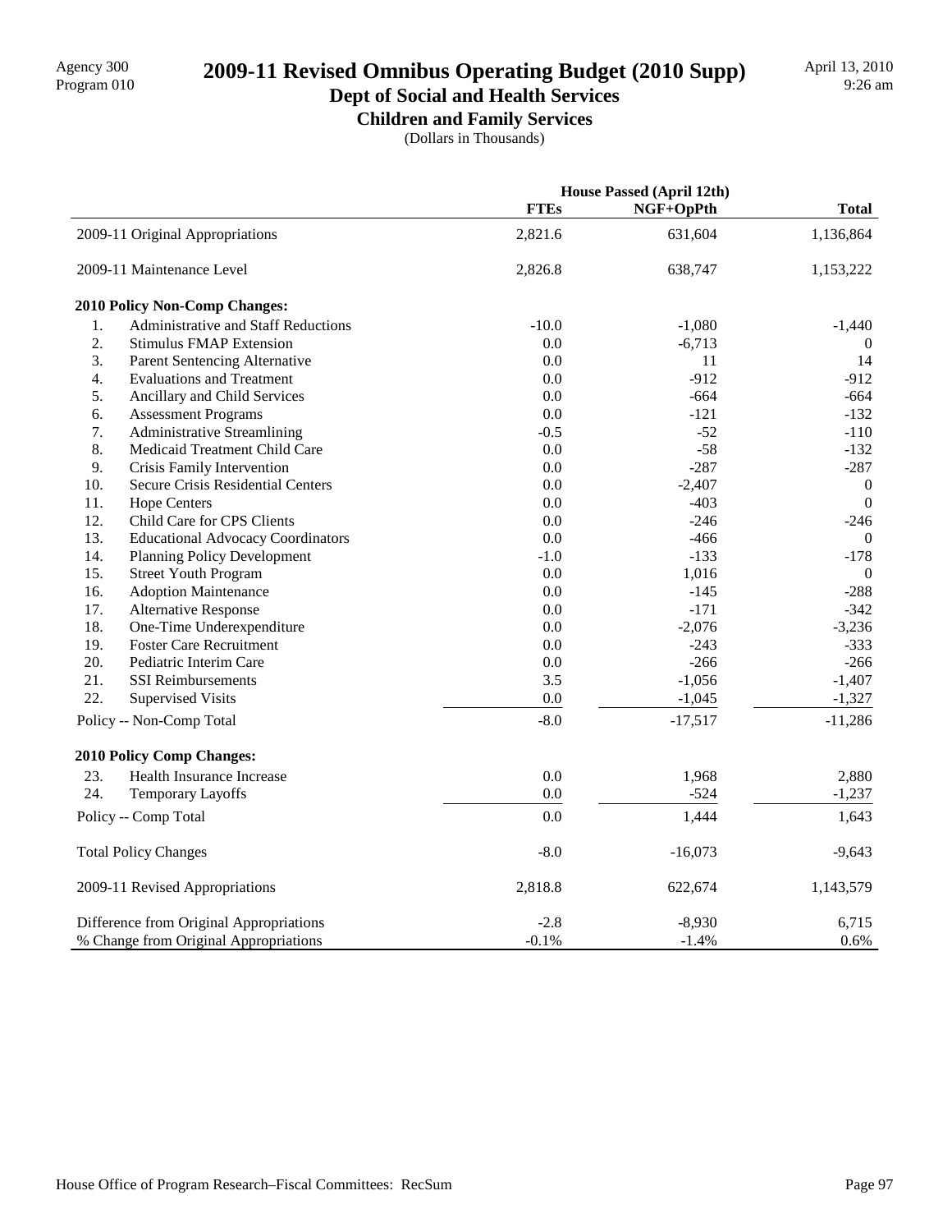Agency 300
Program 010

# 2009-11 Revised Omnibus Operating Budget (2010 Supp)

## Dept of Social and Health Services

### Children and Family Services

(Dollars in Thousands)

April 13, 2010
9:26 am

| | House Passed (April 12th) | | |
|---|---|---|---|
| | FTEs | NGF+OpPth | Total |
| 2009-11 Original Appropriations | 2,821.6 | 631,604 | 1,136,864 |
| 2009-11 Maintenance Level | 2,826.8 | 638,747 | 1,153,222 |
| **2010 Policy Non-Comp Changes:** | | | |
| 1. Administrative and Staff Reductions | -10.0 | -1,080 | -1,440 |
| 2. Stimulus FMAP Extension | 0.0 | -6,713 | 0 |
| 3. Parent Sentencing Alternative | 0.0 | 11 | 14 |
| 4. Evaluations and Treatment | 0.0 | -912 | -912 |
| 5. Ancillary and Child Services | 0.0 | -664 | -664 |
| 6. Assessment Programs | 0.0 | -121 | -132 |
| 7. Administrative Streamlining | -0.5 | -52 | -110 |
| 8. Medicaid Treatment Child Care | 0.0 | -58 | -132 |
| 9. Crisis Family Intervention | 0.0 | -287 | -287 |
| 10. Secure Crisis Residential Centers | 0.0 | -2,407 | 0 |
| 11. Hope Centers | 0.0 | -403 | 0 |
| 12. Child Care for CPS Clients | 0.0 | -246 | -246 |
| 13. Educational Advocacy Coordinators | 0.0 | -466 | 0 |
| 14. Planning Policy Development | -1.0 | -133 | -178 |
| 15. Street Youth Program | 0.0 | 1,016 | 0 |
| 16. Adoption Maintenance | 0.0 | -145 | -288 |
| 17. Alternative Response | 0.0 | -171 | -342 |
| 18. One-Time Underexpenditure | 0.0 | -2,076 | -3,236 |
| 19. Foster Care Recruitment | 0.0 | -243 | -333 |
| 20. Pediatric Interim Care | 0.0 | -266 | -266 |
| 21. SSI Reimbursements | 3.5 | -1,056 | -1,407 |
| 22. Supervised Visits | 0.0 | -1,045 | -1,327 |
| Policy -- Non-Comp Total | -8.0 | -17,517 | -11,286 |
| **2010 Policy Comp Changes:** | | | |
| 23. Health Insurance Increase | 0.0 | 1,968 | 2,880 |
| 24. Temporary Layoffs | 0.0 | -524 | -1,237 |
| Policy -- Comp Total | 0.0 | 1,444 | 1,643 |
| Total Policy Changes | -8.0 | -16,073 | -9,643 |
| 2009-11 Revised Appropriations | 2,818.8 | 622,674 | 1,143,579 |
| Difference from Original Appropriations | -2.8 | -8,930 | 6,715 |
| % Change from Original Appropriations | -0.1% | -1.4% | 0.6% |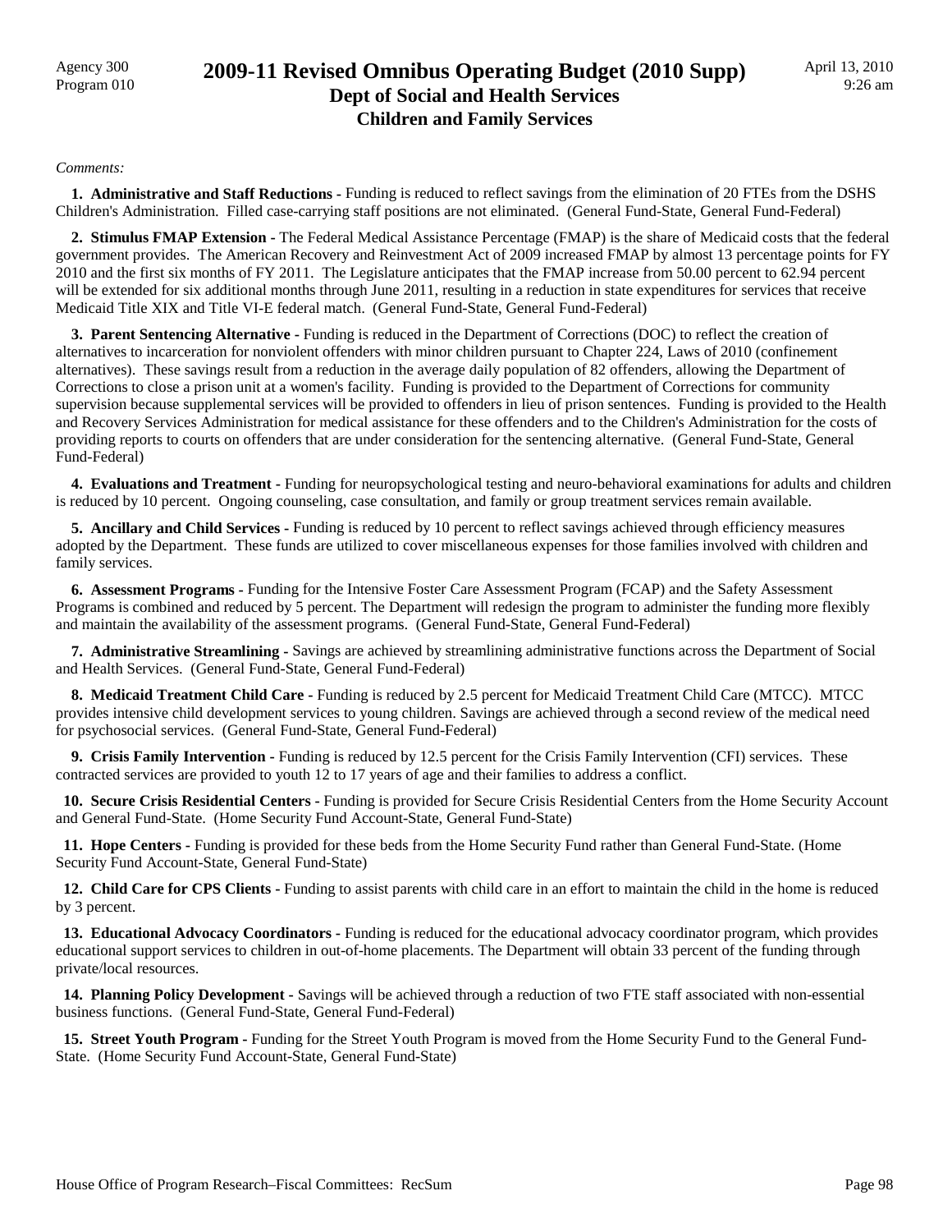# 2009-11 Revised Omnibus Operating Budget (2010 Supp)
## Dept of Social and Health Services
### Children and Family Services

*Comments:*

**1. Administrative and Staff Reductions -** Funding is reduced to reflect savings from the elimination of 20 FTEs from the DSHS Children's Administration. Filled case-carrying staff positions are not eliminated. (General Fund-State, General Fund-Federal)

**2. Stimulus FMAP Extension -** The Federal Medical Assistance Percentage (FMAP) is the share of Medicaid costs that the federal government provides. The American Recovery and Reinvestment Act of 2009 increased FMAP by almost 13 percentage points for FY 2010 and the first six months of FY 2011. The Legislature anticipates that the FMAP increase from 50.00 percent to 62.94 percent will be extended for six additional months through June 2011, resulting in a reduction in state expenditures for services that receive Medicaid Title XIX and Title VI-E federal match. (General Fund-State, General Fund-Federal)

**3. Parent Sentencing Alternative -** Funding is reduced in the Department of Corrections (DOC) to reflect the creation of alternatives to incarceration for nonviolent offenders with minor children pursuant to Chapter 224, Laws of 2010 (confinement alternatives). These savings result from a reduction in the average daily population of 82 offenders, allowing the Department of Corrections to close a prison unit at a women's facility. Funding is provided to the Department of Corrections for community supervision because supplemental services will be provided to offenders in lieu of prison sentences. Funding is provided to the Health and Recovery Services Administration for medical assistance for these offenders and to the Children's Administration for the costs of providing reports to courts on offenders that are under consideration for the sentencing alternative. (General Fund-State, General Fund-Federal)

**4. Evaluations and Treatment -** Funding for neuropsychological testing and neuro-behavioral examinations for adults and children is reduced by 10 percent. Ongoing counseling, case consultation, and family or group treatment services remain available.

**5. Ancillary and Child Services -** Funding is reduced by 10 percent to reflect savings achieved through efficiency measures adopted by the Department. These funds are utilized to cover miscellaneous expenses for those families involved with children and family services.

**6. Assessment Programs -** Funding for the Intensive Foster Care Assessment Program (FCAP) and the Safety Assessment Programs is combined and reduced by 5 percent. The Department will redesign the program to administer the funding more flexibly and maintain the availability of the assessment programs. (General Fund-State, General Fund-Federal)

**7. Administrative Streamlining -** Savings are achieved by streamlining administrative functions across the Department of Social and Health Services. (General Fund-State, General Fund-Federal)

**8. Medicaid Treatment Child Care -** Funding is reduced by 2.5 percent for Medicaid Treatment Child Care (MTCC). MTCC provides intensive child development services to young children. Savings are achieved through a second review of the medical need for psychosocial services. (General Fund-State, General Fund-Federal)

**9. Crisis Family Intervention -** Funding is reduced by 12.5 percent for the Crisis Family Intervention (CFI) services. These contracted services are provided to youth 12 to 17 years of age and their families to address a conflict.

**10. Secure Crisis Residential Centers -** Funding is provided for Secure Crisis Residential Centers from the Home Security Account and General Fund-State. (Home Security Fund Account-State, General Fund-State)

**11. Hope Centers -** Funding is provided for these beds from the Home Security Fund rather than General Fund-State. (Home Security Fund Account-State, General Fund-State)

**12. Child Care for CPS Clients -** Funding to assist parents with child care in an effort to maintain the child in the home is reduced by 3 percent.

**13. Educational Advocacy Coordinators -** Funding is reduced for the educational advocacy coordinator program, which provides educational support services to children in out-of-home placements. The Department will obtain 33 percent of the funding through private/local resources.

**14. Planning Policy Development -** Savings will be achieved through a reduction of two FTE staff associated with non-essential business functions. (General Fund-State, General Fund-Federal)

**15. Street Youth Program -** Funding for the Street Youth Program is moved from the Home Security Fund to the General Fund-State. (Home Security Fund Account-State, General Fund-State)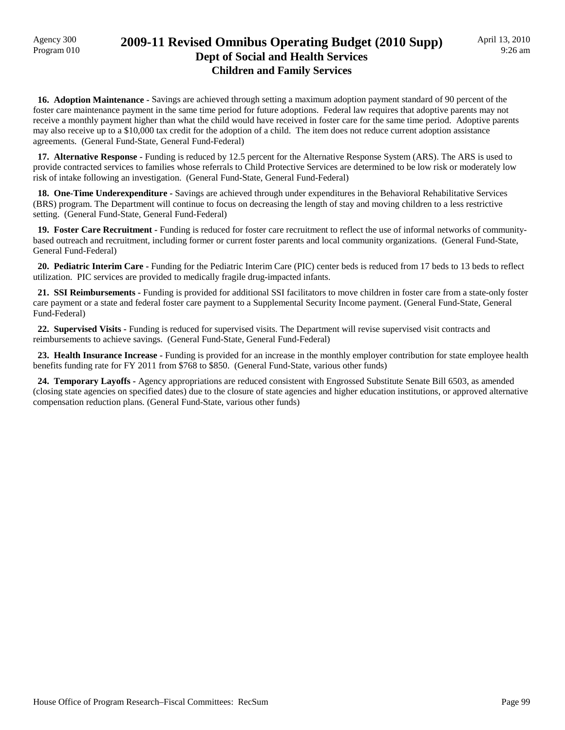**16. Adoption Maintenance -** Savings are achieved through setting a maximum adoption payment standard of 90 percent of the foster care maintenance payment in the same time period for future adoptions. Federal law requires that adoptive parents may not receive a monthly payment higher than what the child would have received in foster care for the same time period. Adoptive parents may also receive up to a $10,000 tax credit for the adoption of a child. The item does not reduce current adoption assistance agreements. (General Fund-State, General Fund-Federal)

**17. Alternative Response -** Funding is reduced by 12.5 percent for the Alternative Response System (ARS). The ARS is used to provide contracted services to families whose referrals to Child Protective Services are determined to be low risk or moderately low risk of intake following an investigation. (General Fund-State, General Fund-Federal)

**18. One-Time Underexpenditure -** Savings are achieved through under expenditures in the Behavioral Rehabilitative Services (BRS) program. The Department will continue to focus on decreasing the length of stay and moving children to a less restrictive setting. (General Fund-State, General Fund-Federal)

**19. Foster Care Recruitment -** Funding is reduced for foster care recruitment to reflect the use of informal networks of community-based outreach and recruitment, including former or current foster parents and local community organizations. (General Fund-State, General Fund-Federal)

**20. Pediatric Interim Care -** Funding for the Pediatric Interim Care (PIC) center beds is reduced from 17 beds to 13 beds to reflect utilization. PIC services are provided to medically fragile drug-impacted infants.

**21. SSI Reimbursements -** Funding is provided for additional SSI facilitators to move children in foster care from a state-only foster care payment or a state and federal foster care payment to a Supplemental Security Income payment. (General Fund-State, General Fund-Federal)

**22. Supervised Visits -** Funding is reduced for supervised visits. The Department will revise supervised visit contracts and reimbursements to achieve savings. (General Fund-State, General Fund-Federal)

**23. Health Insurance Increase -** Funding is provided for an increase in the monthly employer contribution for state employee health benefits funding rate for FY 2011 from $768 to $850. (General Fund-State, various other funds)

**24. Temporary Layoffs -** Agency appropriations are reduced consistent with Engrossed Substitute Senate Bill 6503, as amended (closing state agencies on specified dates) due to the closure of state agencies and higher education institutions, or approved alternative compensation reduction plans. (General Fund-State, various other funds)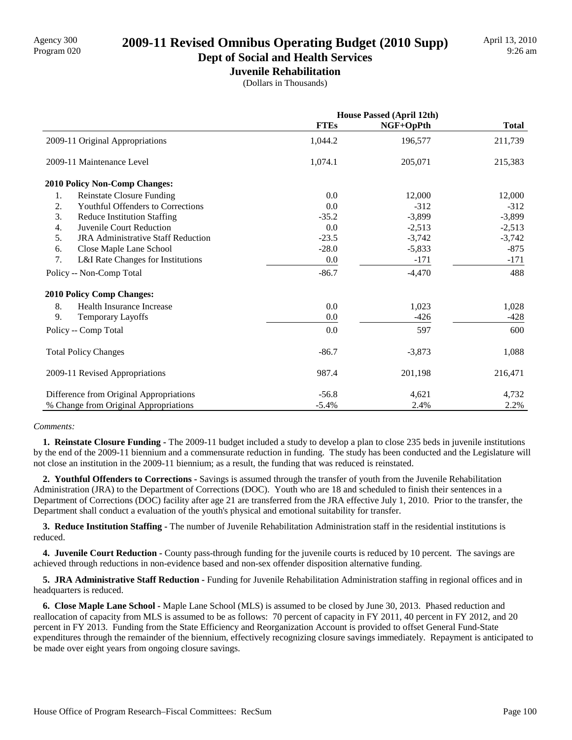Agency 300
Program 020

# 2009-11 Revised Omnibus Operating Budget (2010 Supp)

## Dept of Social and Health Services

### Juvenile Rehabilitation

(Dollars in Thousands)

April 13, 2010
9:26 am

| | House Passed (April 12th) | | |
|---|---|---|---|
| | FTEs | NGF+OpPth | Total |
| 2009-11 Original Appropriations | 1,044.2 | 196,577 | 211,739 |
| 2009-11 Maintenance Level | 1,074.1 | 205,071 | 215,383 |
| **2010 Policy Non-Comp Changes:** | | | |
| 1. Reinstate Closure Funding | 0.0 | 12,000 | 12,000 |
| 2. Youthful Offenders to Corrections | 0.0 | -312 | -312 |
| 3. Reduce Institution Staffing | -35.2 | -3,899 | -3,899 |
| 4. Juvenile Court Reduction | 0.0 | -2,513 | -2,513 |
| 5. JRA Administrative Staff Reduction | -23.5 | -3,742 | -3,742 |
| 6. Close Maple Lane School | -28.0 | -5,833 | -875 |
| 7. L&I Rate Changes for Institutions | 0.0 | -171 | -171 |
| Policy -- Non-Comp Total | -86.7 | -4,470 | 488 |
| **2010 Policy Comp Changes:** | | | |
| 8. Health Insurance Increase | 0.0 | 1,023 | 1,028 |
| 9. Temporary Layoffs | 0.0 | -426 | -428 |
| Policy -- Comp Total | 0.0 | 597 | 600 |
| Total Policy Changes | -86.7 | -3,873 | 1,088 |
| 2009-11 Revised Appropriations | 987.4 | 201,198 | 216,471 |
| Difference from Original Appropriations | -56.8 | 4,621 | 4,732 |
| % Change from Original Appropriations | -5.4% | 2.4% | 2.2% |

*Comments:*

**1. Reinstate Closure Funding -** The 2009-11 budget included a study to develop a plan to close 235 beds in juvenile institutions by the end of the 2009-11 biennium and a commensurate reduction in funding. The study has been conducted and the Legislature will not close an institution in the 2009-11 biennium; as a result, the funding that was reduced is reinstated.

**2. Youthful Offenders to Corrections -** Savings is assumed through the transfer of youth from the Juvenile Rehabilitation Administration (JRA) to the Department of Corrections (DOC). Youth who are 18 and scheduled to finish their sentences in a Department of Corrections (DOC) facility after age 21 are transferred from the JRA effective July 1, 2010. Prior to the transfer, the Department shall conduct a evaluation of the youth's physical and emotional suitability for transfer.

**3. Reduce Institution Staffing -** The number of Juvenile Rehabilitation Administration staff in the residential institutions is reduced.

**4. Juvenile Court Reduction -** County pass-through funding for the juvenile courts is reduced by 10 percent. The savings are achieved through reductions in non-evidence based and non-sex offender disposition alternative funding.

**5. JRA Administrative Staff Reduction -** Funding for Juvenile Rehabilitation Administration staffing in regional offices and in headquarters is reduced.

**6. Close Maple Lane School -** Maple Lane School (MLS) is assumed to be closed by June 30, 2013. Phased reduction and reallocation of capacity from MLS is assumed to be as follows: 70 percent of capacity in FY 2011, 40 percent in FY 2012, and 20 percent in FY 2013. Funding from the State Efficiency and Reorganization Account is provided to offset General Fund-State expenditures through the remainder of the biennium, effectively recognizing closure savings immediately. Repayment is anticipated to be made over eight years from ongoing closure savings.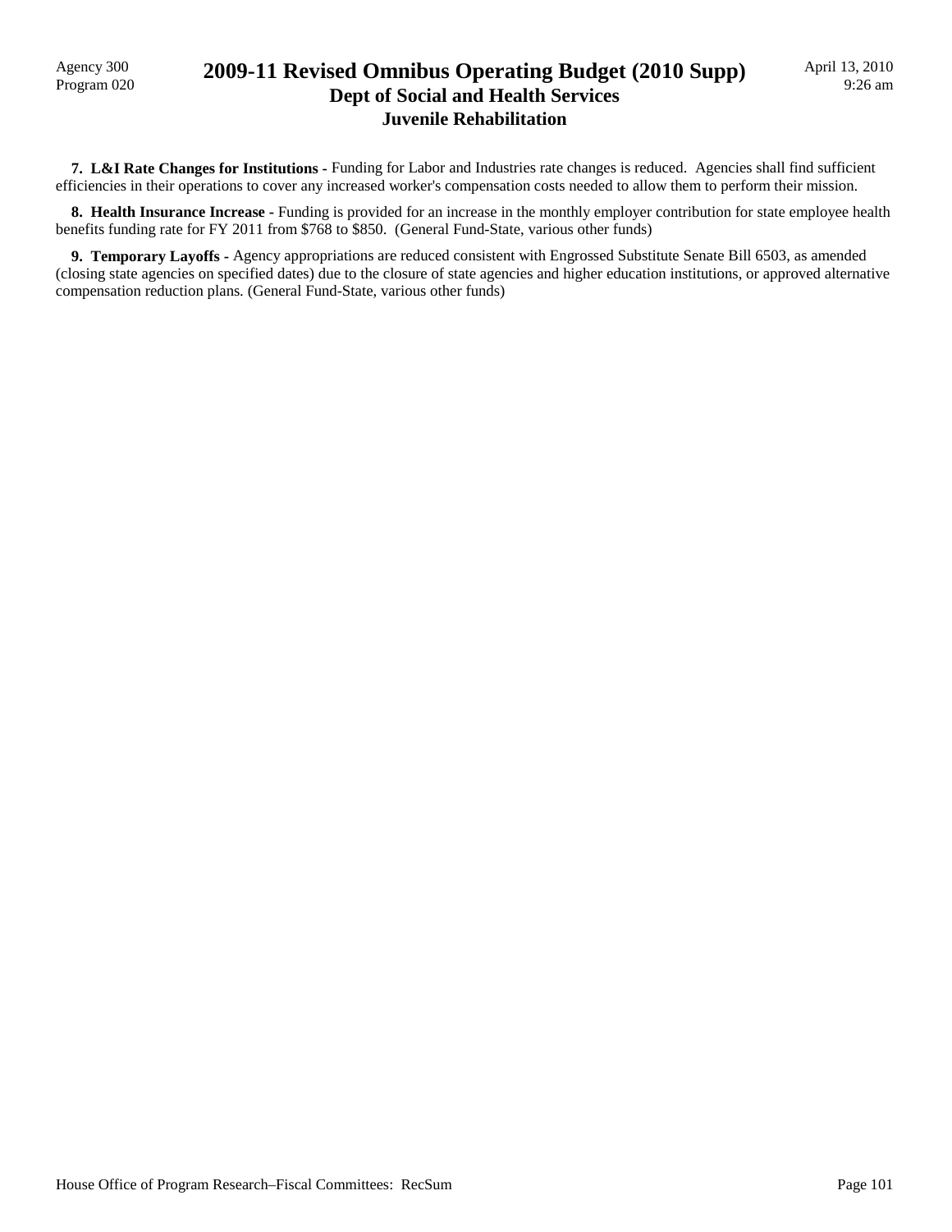**7. L&I Rate Changes for Institutions -** Funding for Labor and Industries rate changes is reduced. Agencies shall find sufficient efficiencies in their operations to cover any increased worker's compensation costs needed to allow them to perform their mission.

**8. Health Insurance Increase -** Funding is provided for an increase in the monthly employer contribution for state employee health benefits funding rate for FY 2011 from $768 to $850. (General Fund-State, various other funds)

**9. Temporary Layoffs -** Agency appropriations are reduced consistent with Engrossed Substitute Senate Bill 6503, as amended (closing state agencies on specified dates) due to the closure of state agencies and higher education institutions, or approved alternative compensation reduction plans. (General Fund-State, various other funds)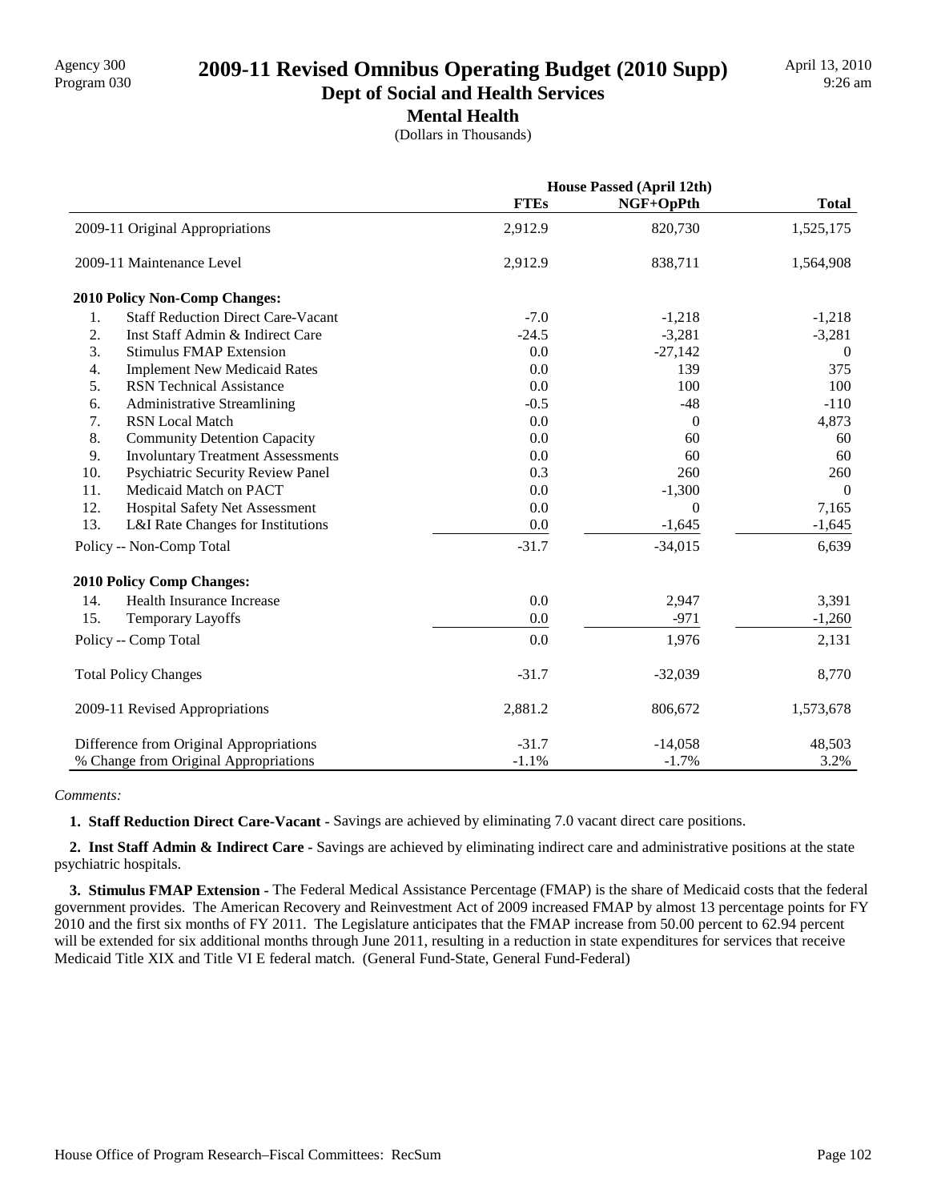Agency 300
Program 030

# 2009-11 Revised Omnibus Operating Budget (2010 Supp)

## Dept of Social and Health Services

### Mental Health

(Dollars in Thousands)

April 13, 2010
9:26 am

| | House Passed (April 12th) | | |
|---|---|---|---|
| | **FTEs** | **NGF+OpPth** | **Total** |
| 2009-11 Original Appropriations | 2,912.9 | 820,730 | 1,525,175 |
| 2009-11 Maintenance Level | 2,912.9 | 838,711 | 1,564,908 |
| **2010 Policy Non-Comp Changes:** | | | |
| 1. Staff Reduction Direct Care-Vacant | -7.0 | -1,218 | -1,218 |
| 2. Inst Staff Admin & Indirect Care | -24.5 | -3,281 | -3,281 |
| 3. Stimulus FMAP Extension | 0.0 | -27,142 | 0 |
| 4. Implement New Medicaid Rates | 0.0 | 139 | 375 |
| 5. RSN Technical Assistance | 0.0 | 100 | 100 |
| 6. Administrative Streamlining | -0.5 | -48 | -110 |
| 7. RSN Local Match | 0.0 | 0 | 4,873 |
| 8. Community Detention Capacity | 0.0 | 60 | 60 |
| 9. Involuntary Treatment Assessments | 0.0 | 60 | 60 |
| 10. Psychiatric Security Review Panel | 0.3 | 260 | 260 |
| 11. Medicaid Match on PACT | 0.0 | -1,300 | 0 |
| 12. Hospital Safety Net Assessment | 0.0 | 0 | 7,165 |
| 13. L&I Rate Changes for Institutions | 0.0 | -1,645 | -1,645 |
| Policy -- Non-Comp Total | -31.7 | -34,015 | 6,639 |
| **2010 Policy Comp Changes:** | | | |
| 14. Health Insurance Increase | 0.0 | 2,947 | 3,391 |
| 15. Temporary Layoffs | 0.0 | -971 | -1,260 |
| Policy -- Comp Total | 0.0 | 1,976 | 2,131 |
| Total Policy Changes | -31.7 | -32,039 | 8,770 |
| 2009-11 Revised Appropriations | 2,881.2 | 806,672 | 1,573,678 |
| Difference from Original Appropriations | -31.7 | -14,058 | 48,503 |
| % Change from Original Appropriations | -1.1% | -1.7% | 3.2% |

*Comments:*

**1. Staff Reduction Direct Care-Vacant -** Savings are achieved by eliminating 7.0 vacant direct care positions.

**2. Inst Staff Admin & Indirect Care -** Savings are achieved by eliminating indirect care and administrative positions at the state psychiatric hospitals.

**3. Stimulus FMAP Extension -** The Federal Medical Assistance Percentage (FMAP) is the share of Medicaid costs that the federal government provides. The American Recovery and Reinvestment Act of 2009 increased FMAP by almost 13 percentage points for FY 2010 and the first six months of FY 2011. The Legislature anticipates that the FMAP increase from 50.00 percent to 62.94 percent will be extended for six additional months through June 2011, resulting in a reduction in state expenditures for services that receive Medicaid Title XIX and Title VI E federal match. (General Fund-State, General Fund-Federal)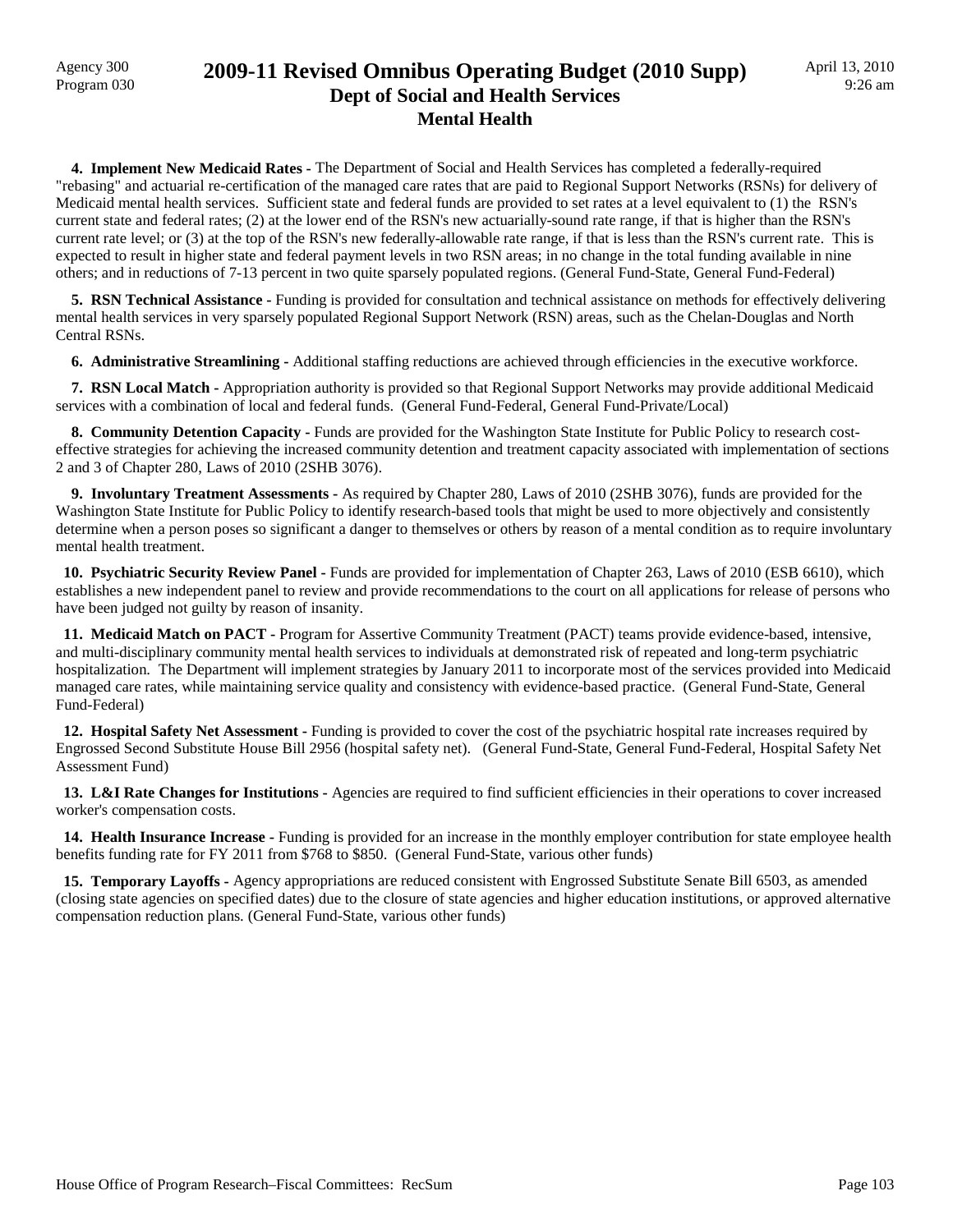**4. Implement New Medicaid Rates -** The Department of Social and Health Services has completed a federally-required "rebasing" and actuarial re-certification of the managed care rates that are paid to Regional Support Networks (RSNs) for delivery of Medicaid mental health services. Sufficient state and federal funds are provided to set rates at a level equivalent to (1) the RSN's current state and federal rates; (2) at the lower end of the RSN's new actuarially-sound rate range, if that is higher than the RSN's current rate level; or (3) at the top of the RSN's new federally-allowable rate range, if that is less than the RSN's current rate. This is expected to result in higher state and federal payment levels in two RSN areas; in no change in the total funding available in nine others; and in reductions of 7-13 percent in two quite sparsely populated regions. (General Fund-State, General Fund-Federal)

**5. RSN Technical Assistance -** Funding is provided for consultation and technical assistance on methods for effectively delivering mental health services in very sparsely populated Regional Support Network (RSN) areas, such as the Chelan-Douglas and North Central RSNs.

**6. Administrative Streamlining -** Additional staffing reductions are achieved through efficiencies in the executive workforce.

**7. RSN Local Match -** Appropriation authority is provided so that Regional Support Networks may provide additional Medicaid services with a combination of local and federal funds. (General Fund-Federal, General Fund-Private/Local)

**8. Community Detention Capacity -** Funds are provided for the Washington State Institute for Public Policy to research cost-effective strategies for achieving the increased community detention and treatment capacity associated with implementation of sections 2 and 3 of Chapter 280, Laws of 2010 (2SHB 3076).

**9. Involuntary Treatment Assessments -** As required by Chapter 280, Laws of 2010 (2SHB 3076), funds are provided for the Washington State Institute for Public Policy to identify research-based tools that might be used to more objectively and consistently determine when a person poses so significant a danger to themselves or others by reason of a mental condition as to require involuntary mental health treatment.

**10. Psychiatric Security Review Panel -** Funds are provided for implementation of Chapter 263, Laws of 2010 (ESB 6610), which establishes a new independent panel to review and provide recommendations to the court on all applications for release of persons who have been judged not guilty by reason of insanity.

**11. Medicaid Match on PACT -** Program for Assertive Community Treatment (PACT) teams provide evidence-based, intensive, and multi-disciplinary community mental health services to individuals at demonstrated risk of repeated and long-term psychiatric hospitalization. The Department will implement strategies by January 2011 to incorporate most of the services provided into Medicaid managed care rates, while maintaining service quality and consistency with evidence-based practice. (General Fund-State, General Fund-Federal)

**12. Hospital Safety Net Assessment -** Funding is provided to cover the cost of the psychiatric hospital rate increases required by Engrossed Second Substitute House Bill 2956 (hospital safety net). (General Fund-State, General Fund-Federal, Hospital Safety Net Assessment Fund)

**13. L&I Rate Changes for Institutions -** Agencies are required to find sufficient efficiencies in their operations to cover increased worker's compensation costs.

**14. Health Insurance Increase -** Funding is provided for an increase in the monthly employer contribution for state employee health benefits funding rate for FY 2011 from $768 to $850. (General Fund-State, various other funds)

**15. Temporary Layoffs -** Agency appropriations are reduced consistent with Engrossed Substitute Senate Bill 6503, as amended (closing state agencies on specified dates) due to the closure of state agencies and higher education institutions, or approved alternative compensation reduction plans. (General Fund-State, various other funds)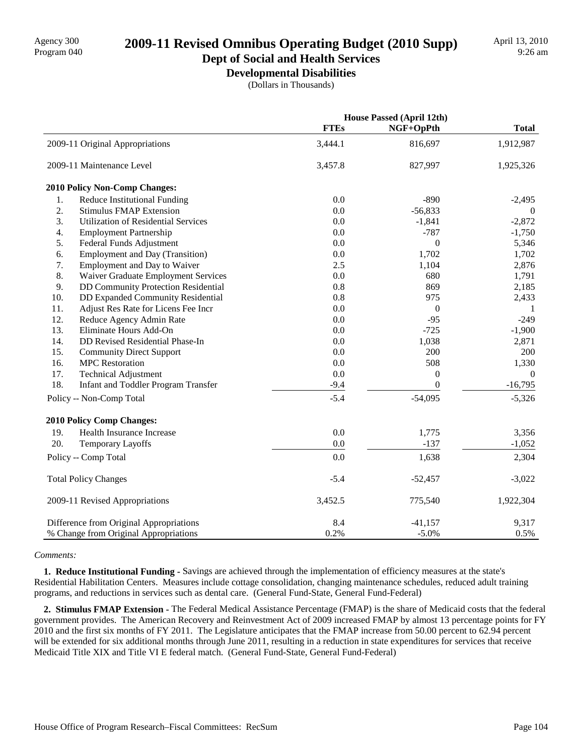Agency 300
Program 040

# 2009-11 Revised Omnibus Operating Budget (2010 Supp)

## Dept of Social and Health Services

### Developmental Disabilities

(Dollars in Thousands)

April 13, 2010
9:26 am

| | House Passed (April 12th) | | |
|---|---|---|---|
| | FTEs | NGF+OpPth | Total |
| 2009-11 Original Appropriations | 3,444.1 | 816,697 | 1,912,987 |
| 2009-11 Maintenance Level | 3,457.8 | 827,997 | 1,925,326 |
| **2010 Policy Non-Comp Changes:** | | | |
| 1. Reduce Institutional Funding | 0.0 | -890 | -2,495 |
| 2. Stimulus FMAP Extension | 0.0 | -56,833 | 0 |
| 3. Utilization of Residential Services | 0.0 | -1,841 | -2,872 |
| 4. Employment Partnership | 0.0 | -787 | -1,750 |
| 5. Federal Funds Adjustment | 0.0 | 0 | 5,346 |
| 6. Employment and Day (Transition) | 0.0 | 1,702 | 1,702 |
| 7. Employment and Day to Waiver | 2.5 | 1,104 | 2,876 |
| 8. Waiver Graduate Employment Services | 0.0 | 680 | 1,791 |
| 9. DD Community Protection Residential | 0.8 | 869 | 2,185 |
| 10. DD Expanded Community Residential | 0.8 | 975 | 2,433 |
| 11. Adjust Res Rate for Licens Fee Incr | 0.0 | 0 | 1 |
| 12. Reduce Agency Admin Rate | 0.0 | -95 | -249 |
| 13. Eliminate Hours Add-On | 0.0 | -725 | -1,900 |
| 14. DD Revised Residential Phase-In | 0.0 | 1,038 | 2,871 |
| 15. Community Direct Support | 0.0 | 200 | 200 |
| 16. MPC Restoration | 0.0 | 508 | 1,330 |
| 17. Technical Adjustment | 0.0 | 0 | 0 |
| 18. Infant and Toddler Program Transfer | -9.4 | 0 | -16,795 |
| Policy -- Non-Comp Total | -5.4 | -54,095 | -5,326 |
| **2010 Policy Comp Changes:** | | | |
| 19. Health Insurance Increase | 0.0 | 1,775 | 3,356 |
| 20. Temporary Layoffs | 0.0 | -137 | -1,052 |
| Policy -- Comp Total | 0.0 | 1,638 | 2,304 |
| Total Policy Changes | -5.4 | -52,457 | -3,022 |
| 2009-11 Revised Appropriations | 3,452.5 | 775,540 | 1,922,304 |
| Difference from Original Appropriations | 8.4 | -41,157 | 9,317 |
| % Change from Original Appropriations | 0.2% | -5.0% | 0.5% |

*Comments:*

**1. Reduce Institutional Funding -** Savings are achieved through the implementation of efficiency measures at the state's Residential Habilitation Centers. Measures include cottage consolidation, changing maintenance schedules, reduced adult training programs, and reductions in services such as dental care. (General Fund-State, General Fund-Federal)

**2. Stimulus FMAP Extension -** The Federal Medical Assistance Percentage (FMAP) is the share of Medicaid costs that the federal government provides. The American Recovery and Reinvestment Act of 2009 increased FMAP by almost 13 percentage points for FY 2010 and the first six months of FY 2011. The Legislature anticipates that the FMAP increase from 50.00 percent to 62.94 percent will be extended for six additional months through June 2011, resulting in a reduction in state expenditures for services that receive Medicaid Title XIX and Title VI E federal match. (General Fund-State, General Fund-Federal)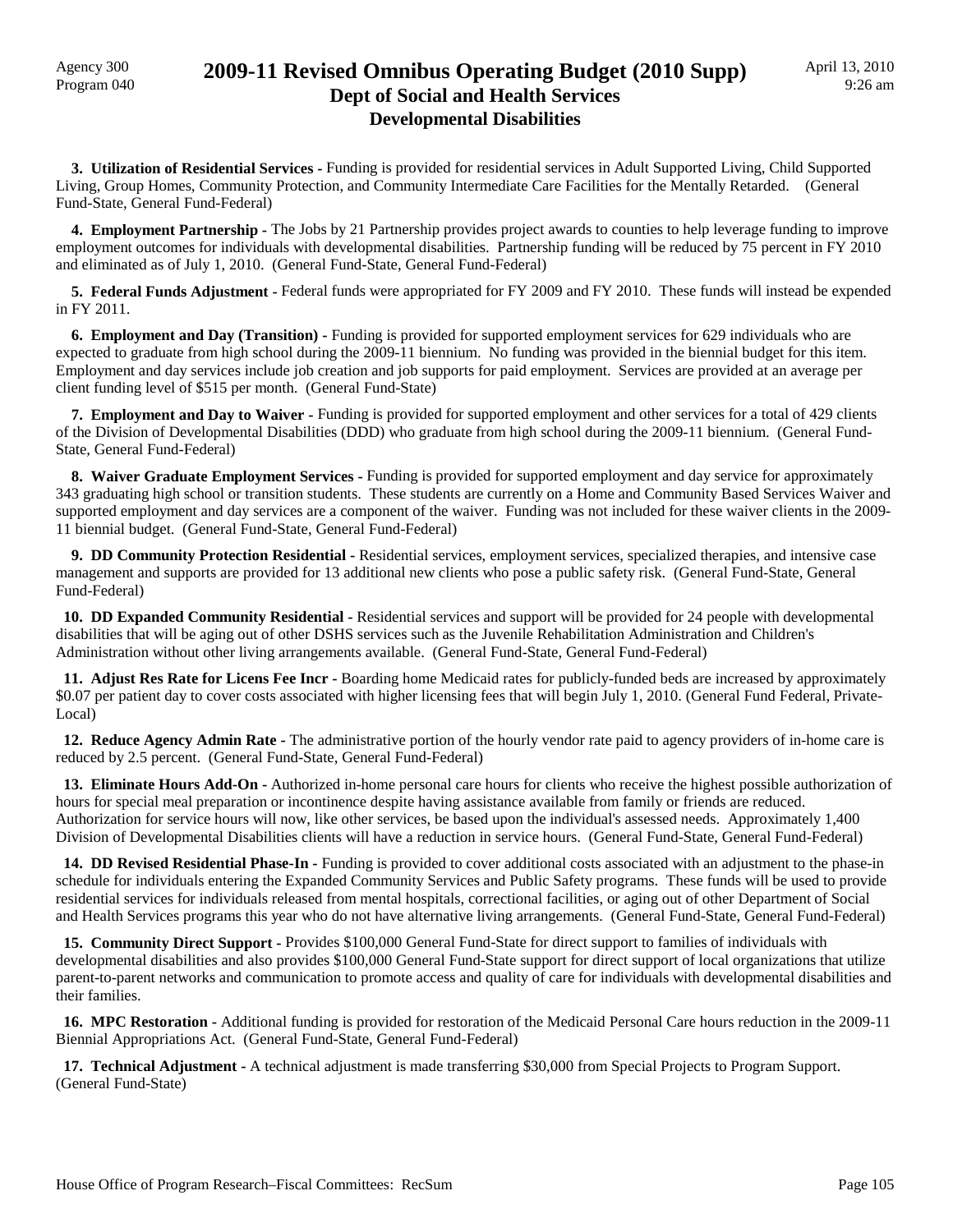**3. Utilization of Residential Services -** Funding is provided for residential services in Adult Supported Living, Child Supported Living, Group Homes, Community Protection, and Community Intermediate Care Facilities for the Mentally Retarded. (General Fund-State, General Fund-Federal)

**4. Employment Partnership -** The Jobs by 21 Partnership provides project awards to counties to help leverage funding to improve employment outcomes for individuals with developmental disabilities. Partnership funding will be reduced by 75 percent in FY 2010 and eliminated as of July 1, 2010. (General Fund-State, General Fund-Federal)

**5. Federal Funds Adjustment -** Federal funds were appropriated for FY 2009 and FY 2010. These funds will instead be expended in FY 2011.

**6. Employment and Day (Transition) -** Funding is provided for supported employment services for 629 individuals who are expected to graduate from high school during the 2009-11 biennium. No funding was provided in the biennial budget for this item. Employment and day services include job creation and job supports for paid employment. Services are provided at an average per client funding level of $515 per month. (General Fund-State)

**7. Employment and Day to Waiver -** Funding is provided for supported employment and other services for a total of 429 clients of the Division of Developmental Disabilities (DDD) who graduate from high school during the 2009-11 biennium. (General Fund-State, General Fund-Federal)

**8. Waiver Graduate Employment Services -** Funding is provided for supported employment and day service for approximately 343 graduating high school or transition students. These students are currently on a Home and Community Based Services Waiver and supported employment and day services are a component of the waiver. Funding was not included for these waiver clients in the 2009-11 biennial budget. (General Fund-State, General Fund-Federal)

**9. DD Community Protection Residential -** Residential services, employment services, specialized therapies, and intensive case management and supports are provided for 13 additional new clients who pose a public safety risk. (General Fund-State, General Fund-Federal)

**10. DD Expanded Community Residential -** Residential services and support will be provided for 24 people with developmental disabilities that will be aging out of other DSHS services such as the Juvenile Rehabilitation Administration and Children's Administration without other living arrangements available. (General Fund-State, General Fund-Federal)

**11. Adjust Res Rate for Licens Fee Incr -** Boarding home Medicaid rates for publicly-funded beds are increased by approximately $0.07 per patient day to cover costs associated with higher licensing fees that will begin July 1, 2010. (General Fund Federal, Private-Local)

**12. Reduce Agency Admin Rate -** The administrative portion of the hourly vendor rate paid to agency providers of in-home care is reduced by 2.5 percent. (General Fund-State, General Fund-Federal)

**13. Eliminate Hours Add-On -** Authorized in-home personal care hours for clients who receive the highest possible authorization of hours for special meal preparation or incontinence despite having assistance available from family or friends are reduced. Authorization for service hours will now, like other services, be based upon the individual's assessed needs. Approximately 1,400 Division of Developmental Disabilities clients will have a reduction in service hours. (General Fund-State, General Fund-Federal)

**14. DD Revised Residential Phase-In -** Funding is provided to cover additional costs associated with an adjustment to the phase-in schedule for individuals entering the Expanded Community Services and Public Safety programs. These funds will be used to provide residential services for individuals released from mental hospitals, correctional facilities, or aging out of other Department of Social and Health Services programs this year who do not have alternative living arrangements. (General Fund-State, General Fund-Federal)

**15. Community Direct Support -** Provides $100,000 General Fund-State for direct support to families of individuals with developmental disabilities and also provides $100,000 General Fund-State support for direct support of local organizations that utilize parent-to-parent networks and communication to promote access and quality of care for individuals with developmental disabilities and their families.

**16. MPC Restoration -** Additional funding is provided for restoration of the Medicaid Personal Care hours reduction in the 2009-11 Biennial Appropriations Act. (General Fund-State, General Fund-Federal)

**17. Technical Adjustment -** A technical adjustment is made transferring $30,000 from Special Projects to Program Support. (General Fund-State)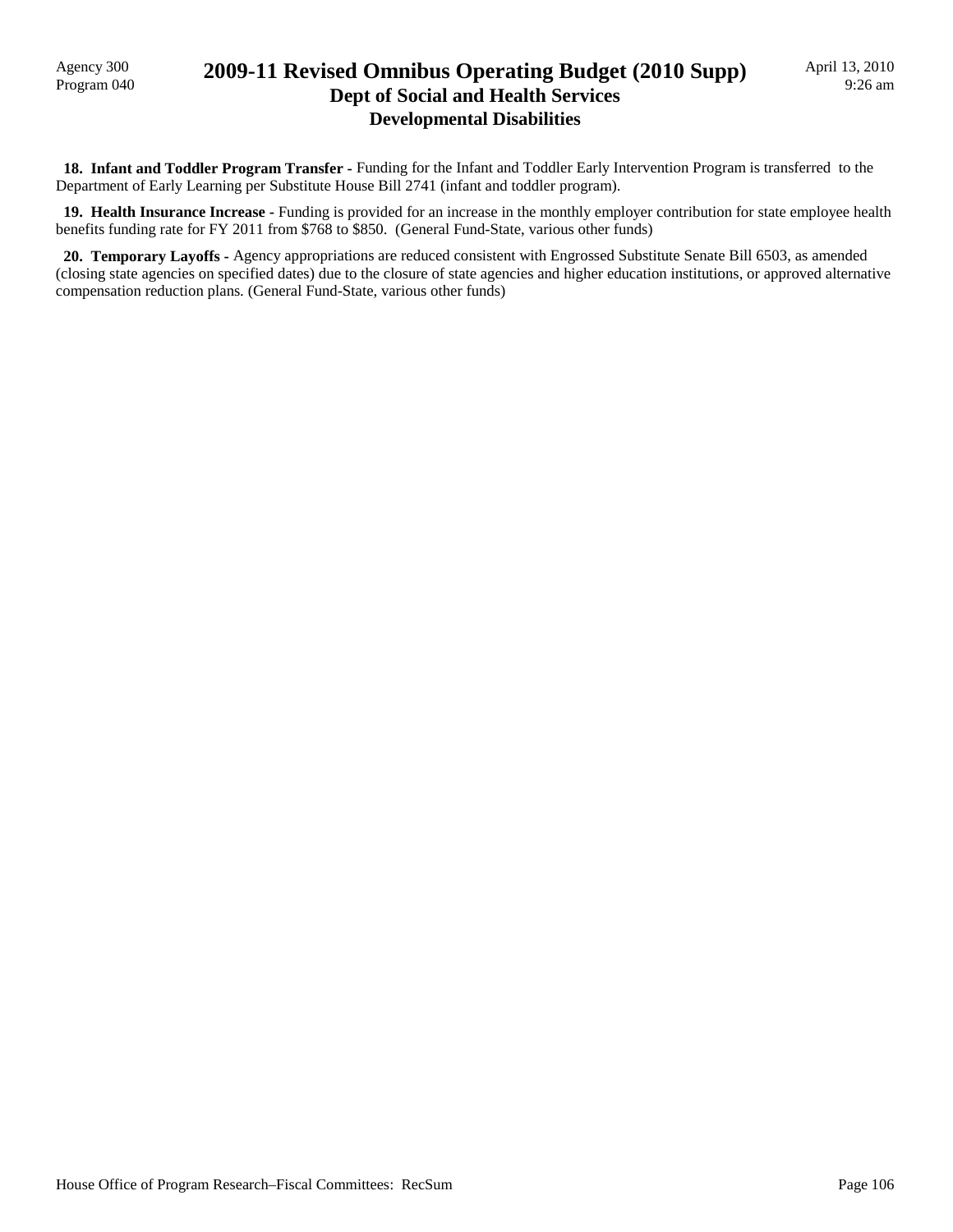**18. Infant and Toddler Program Transfer -** Funding for the Infant and Toddler Early Intervention Program is transferred to the Department of Early Learning per Substitute House Bill 2741 (infant and toddler program).

**19. Health Insurance Increase -** Funding is provided for an increase in the monthly employer contribution for state employee health benefits funding rate for FY 2011 from $768 to $850. (General Fund-State, various other funds)

**20. Temporary Layoffs -** Agency appropriations are reduced consistent with Engrossed Substitute Senate Bill 6503, as amended (closing state agencies on specified dates) due to the closure of state agencies and higher education institutions, or approved alternative compensation reduction plans. (General Fund-State, various other funds)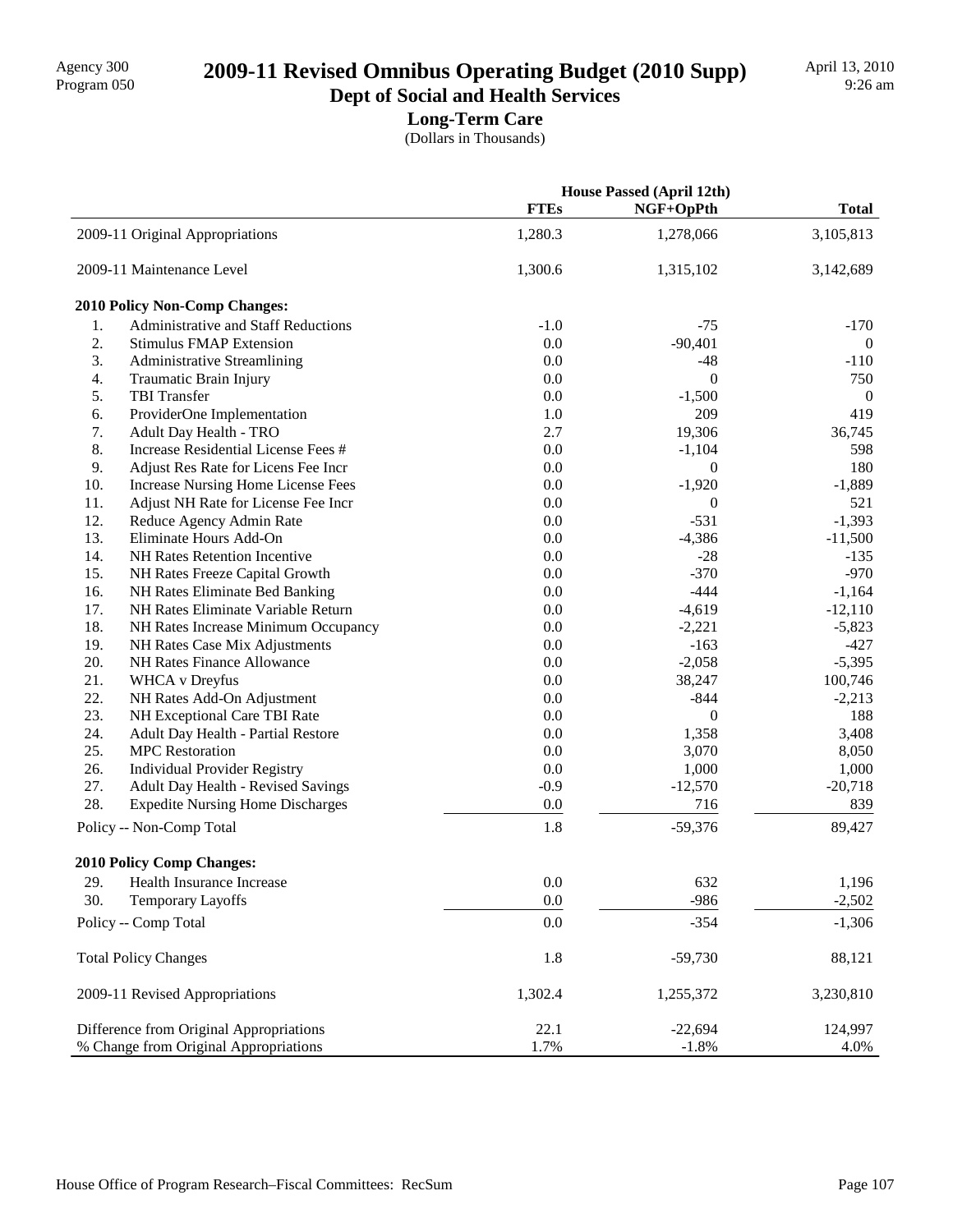Agency 300
Program 050

# 2009-11 Revised Omnibus Operating Budget (2010 Supp)

## Dept of Social and Health Services

### Long-Term Care

(Dollars in Thousands)

April 13, 2010
9:26 am

| | House Passed (April 12th) | | |
|---|---|---|---|
| | **FTEs** | **NGF+OpPth** | **Total** |
| 2009-11 Original Appropriations | 1,280.3 | 1,278,066 | 3,105,813 |
| 2009-11 Maintenance Level | 1,300.6 | 1,315,102 | 3,142,689 |
| **2010 Policy Non-Comp Changes:** | | | |
| 1. Administrative and Staff Reductions | -1.0 | -75 | -170 |
| 2. Stimulus FMAP Extension | 0.0 | -90,401 | 0 |
| 3. Administrative Streamlining | 0.0 | -48 | -110 |
| 4. Traumatic Brain Injury | 0.0 | 0 | 750 |
| 5. TBI Transfer | 0.0 | -1,500 | 0 |
| 6. ProviderOne Implementation | 1.0 | 209 | 419 |
| 7. Adult Day Health - TRO | 2.7 | 19,306 | 36,745 |
| 8. Increase Residential License Fees # | 0.0 | -1,104 | 598 |
| 9. Adjust Res Rate for Licens Fee Incr | 0.0 | 0 | 180 |
| 10. Increase Nursing Home License Fees | 0.0 | -1,920 | -1,889 |
| 11. Adjust NH Rate for License Fee Incr | 0.0 | 0 | 521 |
| 12. Reduce Agency Admin Rate | 0.0 | -531 | -1,393 |
| 13. Eliminate Hours Add-On | 0.0 | -4,386 | -11,500 |
| 14. NH Rates Retention Incentive | 0.0 | -28 | -135 |
| 15. NH Rates Freeze Capital Growth | 0.0 | -370 | -970 |
| 16. NH Rates Eliminate Bed Banking | 0.0 | -444 | -1,164 |
| 17. NH Rates Eliminate Variable Return | 0.0 | -4,619 | -12,110 |
| 18. NH Rates Increase Minimum Occupancy | 0.0 | -2,221 | -5,823 |
| 19. NH Rates Case Mix Adjustments | 0.0 | -163 | -427 |
| 20. NH Rates Finance Allowance | 0.0 | -2,058 | -5,395 |
| 21. WHCA v Dreyfus | 0.0 | 38,247 | 100,746 |
| 22. NH Rates Add-On Adjustment | 0.0 | -844 | -2,213 |
| 23. NH Exceptional Care TBI Rate | 0.0 | 0 | 188 |
| 24. Adult Day Health - Partial Restore | 0.0 | 1,358 | 3,408 |
| 25. MPC Restoration | 0.0 | 3,070 | 8,050 |
| 26. Individual Provider Registry | 0.0 | 1,000 | 1,000 |
| 27. Adult Day Health - Revised Savings | -0.9 | -12,570 | -20,718 |
| 28. Expedite Nursing Home Discharges | 0.0 | 716 | 839 |
| Policy -- Non-Comp Total | 1.8 | -59,376 | 89,427 |
| **2010 Policy Comp Changes:** | | | |
| 29. Health Insurance Increase | 0.0 | 632 | 1,196 |
| 30. Temporary Layoffs | 0.0 | -986 | -2,502 |
| Policy -- Comp Total | 0.0 | -354 | -1,306 |
| Total Policy Changes | 1.8 | -59,730 | 88,121 |
| 2009-11 Revised Appropriations | 1,302.4 | 1,255,372 | 3,230,810 |
| Difference from Original Appropriations | 22.1 | -22,694 | 124,997 |
| % Change from Original Appropriations | 1.7% | -1.8% | 4.0% |

House Office of Program Research–Fiscal Committees: RecSum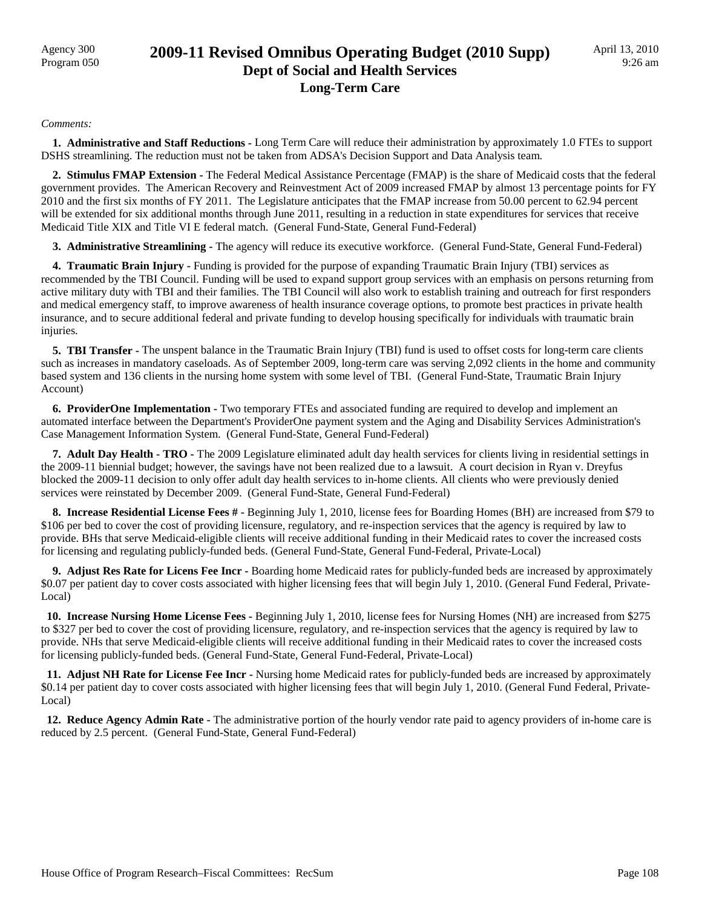Agency 300
Program 050

# 2009-11 Revised Omnibus Operating Budget (2010 Supp)
## Dept of Social and Health Services
## Long-Term Care

April 13, 2010
9:26 am

*Comments:*

**1. Administrative and Staff Reductions -** Long Term Care will reduce their administration by approximately 1.0 FTEs to support DSHS streamlining. The reduction must not be taken from ADSA's Decision Support and Data Analysis team.

**2. Stimulus FMAP Extension -** The Federal Medical Assistance Percentage (FMAP) is the share of Medicaid costs that the federal government provides. The American Recovery and Reinvestment Act of 2009 increased FMAP by almost 13 percentage points for FY 2010 and the first six months of FY 2011. The Legislature anticipates that the FMAP increase from 50.00 percent to 62.94 percent will be extended for six additional months through June 2011, resulting in a reduction in state expenditures for services that receive Medicaid Title XIX and Title VI E federal match. (General Fund-State, General Fund-Federal)

**3. Administrative Streamlining -** The agency will reduce its executive workforce. (General Fund-State, General Fund-Federal)

**4. Traumatic Brain Injury -** Funding is provided for the purpose of expanding Traumatic Brain Injury (TBI) services as recommended by the TBI Council. Funding will be used to expand support group services with an emphasis on persons returning from active military duty with TBI and their families. The TBI Council will also work to establish training and outreach for first responders and medical emergency staff, to improve awareness of health insurance coverage options, to promote best practices in private health insurance, and to secure additional federal and private funding to develop housing specifically for individuals with traumatic brain injuries.

**5. TBI Transfer -** The unspent balance in the Traumatic Brain Injury (TBI) fund is used to offset costs for long-term care clients such as increases in mandatory caseloads. As of September 2009, long-term care was serving 2,092 clients in the home and community based system and 136 clients in the nursing home system with some level of TBI. (General Fund-State, Traumatic Brain Injury Account)

**6. ProviderOne Implementation -** Two temporary FTEs and associated funding are required to develop and implement an automated interface between the Department's ProviderOne payment system and the Aging and Disability Services Administration's Case Management Information System. (General Fund-State, General Fund-Federal)

**7. Adult Day Health - TRO -** The 2009 Legislature eliminated adult day health services for clients living in residential settings in the 2009-11 biennial budget; however, the savings have not been realized due to a lawsuit. A court decision in Ryan v. Dreyfus blocked the 2009-11 decision to only offer adult day health services to in-home clients. All clients who were previously denied services were reinstated by December 2009. (General Fund-State, General Fund-Federal)

**8. Increase Residential License Fees # -** Beginning July 1, 2010, license fees for Boarding Homes (BH) are increased from $79 to $106 per bed to cover the cost of providing licensure, regulatory, and re-inspection services that the agency is required by law to provide. BHs that serve Medicaid-eligible clients will receive additional funding in their Medicaid rates to cover the increased costs for licensing and regulating publicly-funded beds. (General Fund-State, General Fund-Federal, Private-Local)

**9. Adjust Res Rate for Licens Fee Incr -** Boarding home Medicaid rates for publicly-funded beds are increased by approximately $0.07 per patient day to cover costs associated with higher licensing fees that will begin July 1, 2010. (General Fund Federal, Private-Local)

**10. Increase Nursing Home License Fees -** Beginning July 1, 2010, license fees for Nursing Homes (NH) are increased from $275 to $327 per bed to cover the cost of providing licensure, regulatory, and re-inspection services that the agency is required by law to provide. NHs that serve Medicaid-eligible clients will receive additional funding in their Medicaid rates to cover the increased costs for licensing publicly-funded beds. (General Fund-State, General Fund-Federal, Private-Local)

**11. Adjust NH Rate for License Fee Incr -** Nursing home Medicaid rates for publicly-funded beds are increased by approximately $0.14 per patient day to cover costs associated with higher licensing fees that will begin July 1, 2010. (General Fund Federal, Private-Local)

**12. Reduce Agency Admin Rate -** The administrative portion of the hourly vendor rate paid to agency providers of in-home care is reduced by 2.5 percent. (General Fund-State, General Fund-Federal)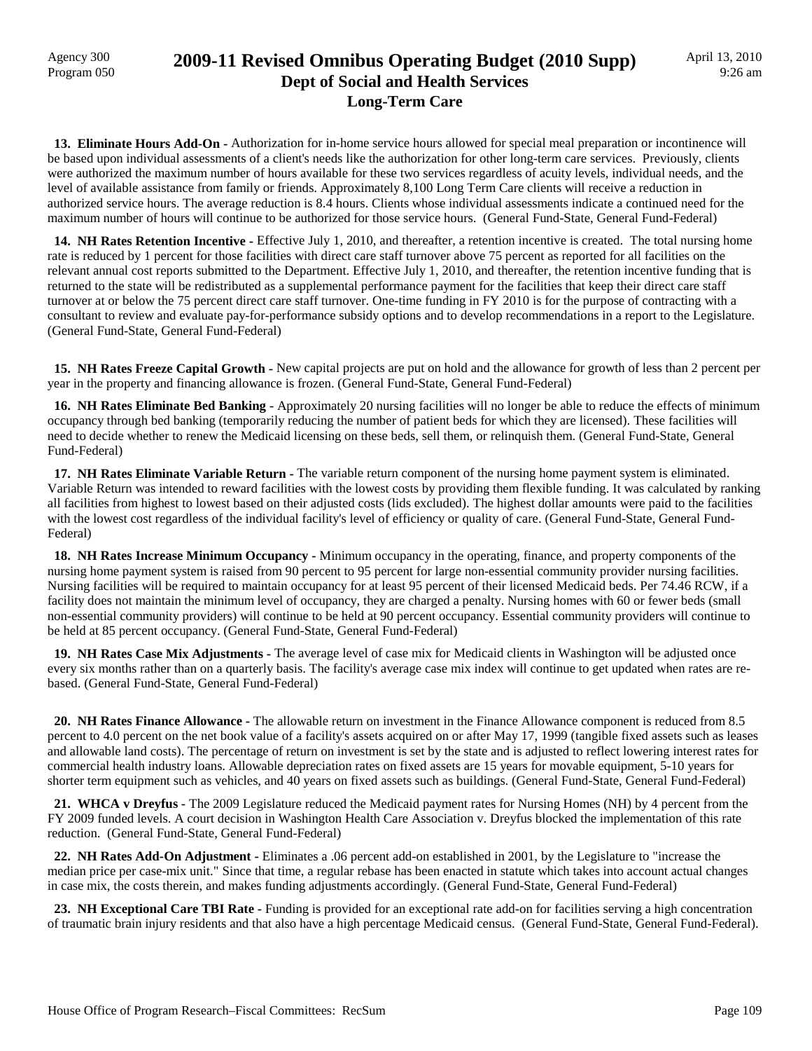**13. Eliminate Hours Add-On -** Authorization for in-home service hours allowed for special meal preparation or incontinence will be based upon individual assessments of a client's needs like the authorization for other long-term care services. Previously, clients were authorized the maximum number of hours available for these two services regardless of acuity levels, individual needs, and the level of available assistance from family or friends. Approximately 8,100 Long Term Care clients will receive a reduction in authorized service hours. The average reduction is 8.4 hours. Clients whose individual assessments indicate a continued need for the maximum number of hours will continue to be authorized for those service hours. (General Fund-State, General Fund-Federal)

**14. NH Rates Retention Incentive -** Effective July 1, 2010, and thereafter, a retention incentive is created. The total nursing home rate is reduced by 1 percent for those facilities with direct care staff turnover above 75 percent as reported for all facilities on the relevant annual cost reports submitted to the Department. Effective July 1, 2010, and thereafter, the retention incentive funding that is returned to the state will be redistributed as a supplemental performance payment for the facilities that keep their direct care staff turnover at or below the 75 percent direct care staff turnover. One-time funding in FY 2010 is for the purpose of contracting with a consultant to review and evaluate pay-for-performance subsidy options and to develop recommendations in a report to the Legislature. (General Fund-State, General Fund-Federal)

**15. NH Rates Freeze Capital Growth -** New capital projects are put on hold and the allowance for growth of less than 2 percent per year in the property and financing allowance is frozen. (General Fund-State, General Fund-Federal)

**16. NH Rates Eliminate Bed Banking -** Approximately 20 nursing facilities will no longer be able to reduce the effects of minimum occupancy through bed banking (temporarily reducing the number of patient beds for which they are licensed). These facilities will need to decide whether to renew the Medicaid licensing on these beds, sell them, or relinquish them. (General Fund-State, General Fund-Federal)

**17. NH Rates Eliminate Variable Return -** The variable return component of the nursing home payment system is eliminated. Variable Return was intended to reward facilities with the lowest costs by providing them flexible funding. It was calculated by ranking all facilities from highest to lowest based on their adjusted costs (lids excluded). The highest dollar amounts were paid to the facilities with the lowest cost regardless of the individual facility's level of efficiency or quality of care. (General Fund-State, General Fund-Federal)

**18. NH Rates Increase Minimum Occupancy -** Minimum occupancy in the operating, finance, and property components of the nursing home payment system is raised from 90 percent to 95 percent for large non-essential community provider nursing facilities. Nursing facilities will be required to maintain occupancy for at least 95 percent of their licensed Medicaid beds. Per 74.46 RCW, if a facility does not maintain the minimum level of occupancy, they are charged a penalty. Nursing homes with 60 or fewer beds (small non-essential community providers) will continue to be held at 90 percent occupancy. Essential community providers will continue to be held at 85 percent occupancy. (General Fund-State, General Fund-Federal)

**19. NH Rates Case Mix Adjustments -** The average level of case mix for Medicaid clients in Washington will be adjusted once every six months rather than on a quarterly basis. The facility's average case mix index will continue to get updated when rates are re-based. (General Fund-State, General Fund-Federal)

**20. NH Rates Finance Allowance -** The allowable return on investment in the Finance Allowance component is reduced from 8.5 percent to 4.0 percent on the net book value of a facility's assets acquired on or after May 17, 1999 (tangible fixed assets such as leases and allowable land costs). The percentage of return on investment is set by the state and is adjusted to reflect lowering interest rates for commercial health industry loans. Allowable depreciation rates on fixed assets are 15 years for movable equipment, 5-10 years for shorter term equipment such as vehicles, and 40 years on fixed assets such as buildings. (General Fund-State, General Fund-Federal)

**21. WHCA v Dreyfus -** The 2009 Legislature reduced the Medicaid payment rates for Nursing Homes (NH) by 4 percent from the FY 2009 funded levels. A court decision in Washington Health Care Association v. Dreyfus blocked the implementation of this rate reduction. (General Fund-State, General Fund-Federal)

**22. NH Rates Add-On Adjustment -** Eliminates a .06 percent add-on established in 2001, by the Legislature to "increase the median price per case-mix unit." Since that time, a regular rebase has been enacted in statute which takes into account actual changes in case mix, the costs therein, and makes funding adjustments accordingly. (General Fund-State, General Fund-Federal)

**23. NH Exceptional Care TBI Rate -** Funding is provided for an exceptional rate add-on for facilities serving a high concentration of traumatic brain injury residents and that also have a high percentage Medicaid census. (General Fund-State, General Fund-Federal).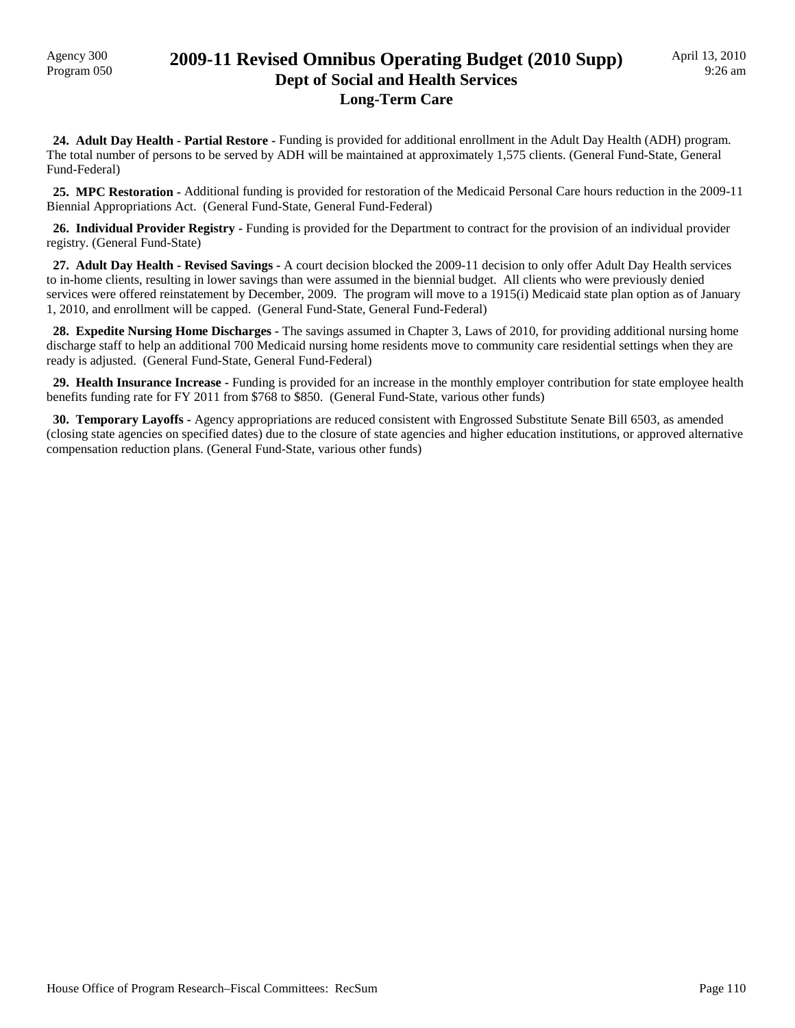**24. Adult Day Health - Partial Restore -** Funding is provided for additional enrollment in the Adult Day Health (ADH) program. The total number of persons to be served by ADH will be maintained at approximately 1,575 clients. (General Fund-State, General Fund-Federal)

**25. MPC Restoration -** Additional funding is provided for restoration of the Medicaid Personal Care hours reduction in the 2009-11 Biennial Appropriations Act. (General Fund-State, General Fund-Federal)

**26. Individual Provider Registry -** Funding is provided for the Department to contract for the provision of an individual provider registry. (General Fund-State)

**27. Adult Day Health - Revised Savings -** A court decision blocked the 2009-11 decision to only offer Adult Day Health services to in-home clients, resulting in lower savings than were assumed in the biennial budget. All clients who were previously denied services were offered reinstatement by December, 2009. The program will move to a 1915(i) Medicaid state plan option as of January 1, 2010, and enrollment will be capped. (General Fund-State, General Fund-Federal)

**28. Expedite Nursing Home Discharges -** The savings assumed in Chapter 3, Laws of 2010, for providing additional nursing home discharge staff to help an additional 700 Medicaid nursing home residents move to community care residential settings when they are ready is adjusted. (General Fund-State, General Fund-Federal)

**29. Health Insurance Increase -** Funding is provided for an increase in the monthly employer contribution for state employee health benefits funding rate for FY 2011 from $768 to $850. (General Fund-State, various other funds)

**30. Temporary Layoffs -** Agency appropriations are reduced consistent with Engrossed Substitute Senate Bill 6503, as amended (closing state agencies on specified dates) due to the closure of state agencies and higher education institutions, or approved alternative compensation reduction plans. (General Fund-State, various other funds)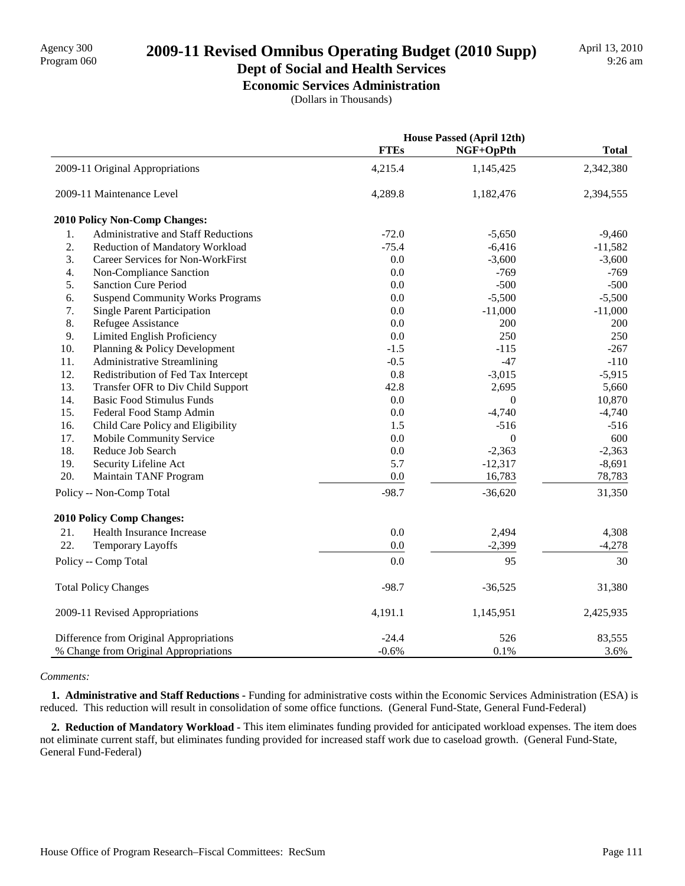# 2009-11 Revised Omnibus Operating Budget (2010 Supp)

## Dept of Social and Health Services

### Economic Services Administration

(Dollars in Thousands)

| | House Passed (April 12th) | | |
|---|---|---|---|
| | FTEs | NGF+OpPth | Total |
| 2009-11 Original Appropriations | 4,215.4 | 1,145,425 | 2,342,380 |
| 2009-11 Maintenance Level | 4,289.8 | 1,182,476 | 2,394,555 |
| **2010 Policy Non-Comp Changes:** | | | |
| 1. Administrative and Staff Reductions | -72.0 | -5,650 | -9,460 |
| 2. Reduction of Mandatory Workload | -75.4 | -6,416 | -11,582 |
| 3. Career Services for Non-WorkFirst | 0.0 | -3,600 | -3,600 |
| 4. Non-Compliance Sanction | 0.0 | -769 | -769 |
| 5. Sanction Cure Period | 0.0 | -500 | -500 |
| 6. Suspend Community Works Programs | 0.0 | -5,500 | -5,500 |
| 7. Single Parent Participation | 0.0 | -11,000 | -11,000 |
| 8. Refugee Assistance | 0.0 | 200 | 200 |
| 9. Limited English Proficiency | 0.0 | 250 | 250 |
| 10. Planning & Policy Development | -1.5 | -115 | -267 |
| 11. Administrative Streamlining | -0.5 | -47 | -110 |
| 12. Redistribution of Fed Tax Intercept | 0.8 | -3,015 | -5,915 |
| 13. Transfer OFR to Div Child Support | 42.8 | 2,695 | 5,660 |
| 14. Basic Food Stimulus Funds | 0.0 | 0 | 10,870 |
| 15. Federal Food Stamp Admin | 0.0 | -4,740 | -4,740 |
| 16. Child Care Policy and Eligibility | 1.5 | -516 | -516 |
| 17. Mobile Community Service | 0.0 | 0 | 600 |
| 18. Reduce Job Search | 0.0 | -2,363 | -2,363 |
| 19. Security Lifeline Act | 5.7 | -12,317 | -8,691 |
| 20. Maintain TANF Program | 0.0 | 16,783 | 78,783 |
| Policy -- Non-Comp Total | -98.7 | -36,620 | 31,350 |
| **2010 Policy Comp Changes:** | | | |
| 21. Health Insurance Increase | 0.0 | 2,494 | 4,308 |
| 22. Temporary Layoffs | 0.0 | -2,399 | -4,278 |
| Policy -- Comp Total | 0.0 | 95 | 30 |
| Total Policy Changes | -98.7 | -36,525 | 31,380 |
| 2009-11 Revised Appropriations | 4,191.1 | 1,145,951 | 2,425,935 |
| Difference from Original Appropriations | -24.4 | 526 | 83,555 |
| % Change from Original Appropriations | -0.6% | 0.1% | 3.6% |

*Comments:*

**1. Administrative and Staff Reductions -** Funding for administrative costs within the Economic Services Administration (ESA) is reduced. This reduction will result in consolidation of some office functions. (General Fund-State, General Fund-Federal)

**2. Reduction of Mandatory Workload -** This item eliminates funding provided for anticipated workload expenses. The item does not eliminate current staff, but eliminates funding provided for increased staff work due to caseload growth. (General Fund-State, General Fund-Federal)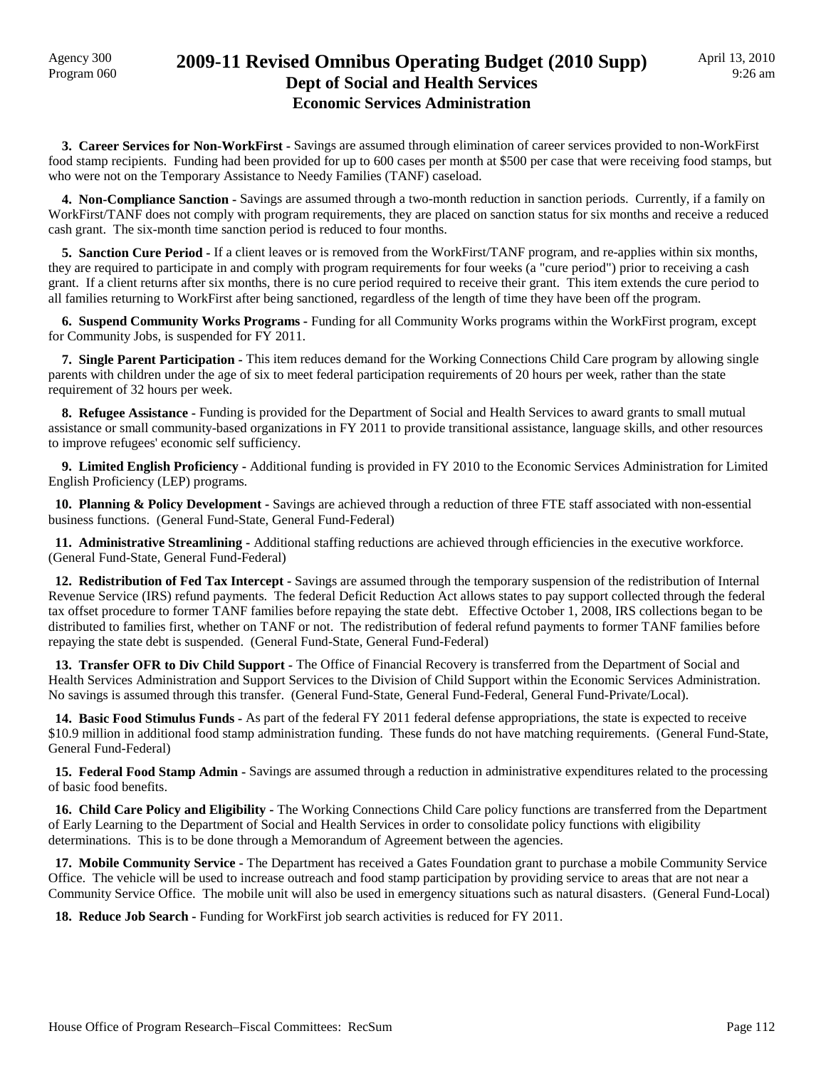**3. Career Services for Non-WorkFirst -** Savings are assumed through elimination of career services provided to non-WorkFirst food stamp recipients. Funding had been provided for up to 600 cases per month at $500 per case that were receiving food stamps, but who were not on the Temporary Assistance to Needy Families (TANF) caseload.

**4. Non-Compliance Sanction -** Savings are assumed through a two-month reduction in sanction periods. Currently, if a family on WorkFirst/TANF does not comply with program requirements, they are placed on sanction status for six months and receive a reduced cash grant. The six-month time sanction period is reduced to four months.

**5. Sanction Cure Period -** If a client leaves or is removed from the WorkFirst/TANF program, and re-applies within six months, they are required to participate in and comply with program requirements for four weeks (a "cure period") prior to receiving a cash grant. If a client returns after six months, there is no cure period required to receive their grant. This item extends the cure period to all families returning to WorkFirst after being sanctioned, regardless of the length of time they have been off the program.

**6. Suspend Community Works Programs -** Funding for all Community Works programs within the WorkFirst program, except for Community Jobs, is suspended for FY 2011.

**7. Single Parent Participation -** This item reduces demand for the Working Connections Child Care program by allowing single parents with children under the age of six to meet federal participation requirements of 20 hours per week, rather than the state requirement of 32 hours per week.

**8. Refugee Assistance -** Funding is provided for the Department of Social and Health Services to award grants to small mutual assistance or small community-based organizations in FY 2011 to provide transitional assistance, language skills, and other resources to improve refugees' economic self sufficiency.

**9. Limited English Proficiency -** Additional funding is provided in FY 2010 to the Economic Services Administration for Limited English Proficiency (LEP) programs.

**10. Planning & Policy Development -** Savings are achieved through a reduction of three FTE staff associated with non-essential business functions. (General Fund-State, General Fund-Federal)

**11. Administrative Streamlining -** Additional staffing reductions are achieved through efficiencies in the executive workforce. (General Fund-State, General Fund-Federal)

**12. Redistribution of Fed Tax Intercept -** Savings are assumed through the temporary suspension of the redistribution of Internal Revenue Service (IRS) refund payments. The federal Deficit Reduction Act allows states to pay support collected through the federal tax offset procedure to former TANF families before repaying the state debt. Effective October 1, 2008, IRS collections began to be distributed to families first, whether on TANF or not. The redistribution of federal refund payments to former TANF families before repaying the state debt is suspended. (General Fund-State, General Fund-Federal)

**13. Transfer OFR to Div Child Support -** The Office of Financial Recovery is transferred from the Department of Social and Health Services Administration and Support Services to the Division of Child Support within the Economic Services Administration. No savings is assumed through this transfer. (General Fund-State, General Fund-Federal, General Fund-Private/Local).

**14. Basic Food Stimulus Funds -** As part of the federal FY 2011 federal defense appropriations, the state is expected to receive $10.9 million in additional food stamp administration funding. These funds do not have matching requirements. (General Fund-State, General Fund-Federal)

**15. Federal Food Stamp Admin -** Savings are assumed through a reduction in administrative expenditures related to the processing of basic food benefits.

**16. Child Care Policy and Eligibility -** The Working Connections Child Care policy functions are transferred from the Department of Early Learning to the Department of Social and Health Services in order to consolidate policy functions with eligibility determinations. This is to be done through a Memorandum of Agreement between the agencies.

**17. Mobile Community Service -** The Department has received a Gates Foundation grant to purchase a mobile Community Service Office. The vehicle will be used to increase outreach and food stamp participation by providing service to areas that are not near a Community Service Office. The mobile unit will also be used in emergency situations such as natural disasters. (General Fund-Local)

**18. Reduce Job Search -** Funding for WorkFirst job search activities is reduced for FY 2011.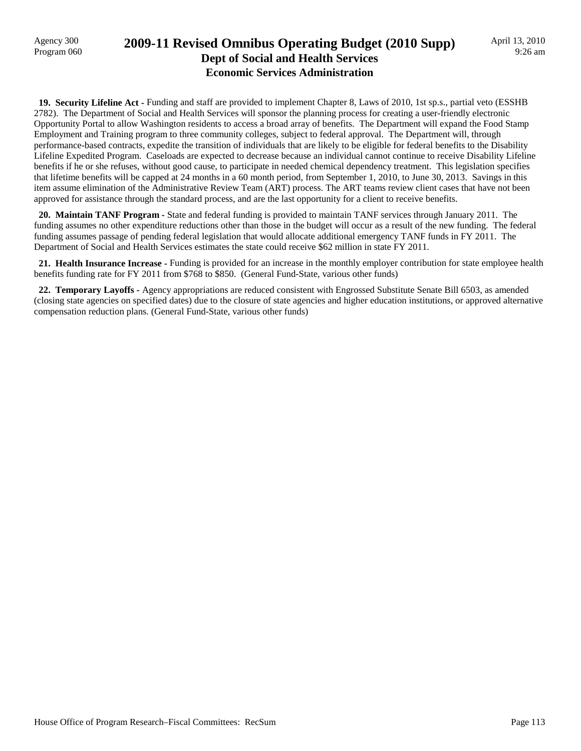**19. Security Lifeline Act -** Funding and staff are provided to implement Chapter 8, Laws of 2010, 1st sp.s., partial veto (ESSHB 2782). The Department of Social and Health Services will sponsor the planning process for creating a user-friendly electronic Opportunity Portal to allow Washington residents to access a broad array of benefits. The Department will expand the Food Stamp Employment and Training program to three community colleges, subject to federal approval. The Department will, through performance-based contracts, expedite the transition of individuals that are likely to be eligible for federal benefits to the Disability Lifeline Expedited Program. Caseloads are expected to decrease because an individual cannot continue to receive Disability Lifeline benefits if he or she refuses, without good cause, to participate in needed chemical dependency treatment. This legislation specifies that lifetime benefits will be capped at 24 months in a 60 month period, from September 1, 2010, to June 30, 2013. Savings in this item assume elimination of the Administrative Review Team (ART) process. The ART teams review client cases that have not been approved for assistance through the standard process, and are the last opportunity for a client to receive benefits.

**20. Maintain TANF Program -** State and federal funding is provided to maintain TANF services through January 2011. The funding assumes no other expenditure reductions other than those in the budget will occur as a result of the new funding. The federal funding assumes passage of pending federal legislation that would allocate additional emergency TANF funds in FY 2011. The Department of Social and Health Services estimates the state could receive $62 million in state FY 2011.

**21. Health Insurance Increase -** Funding is provided for an increase in the monthly employer contribution for state employee health benefits funding rate for FY 2011 from $768 to $850. (General Fund-State, various other funds)

**22. Temporary Layoffs -** Agency appropriations are reduced consistent with Engrossed Substitute Senate Bill 6503, as amended (closing state agencies on specified dates) due to the closure of state agencies and higher education institutions, or approved alternative compensation reduction plans. (General Fund-State, various other funds)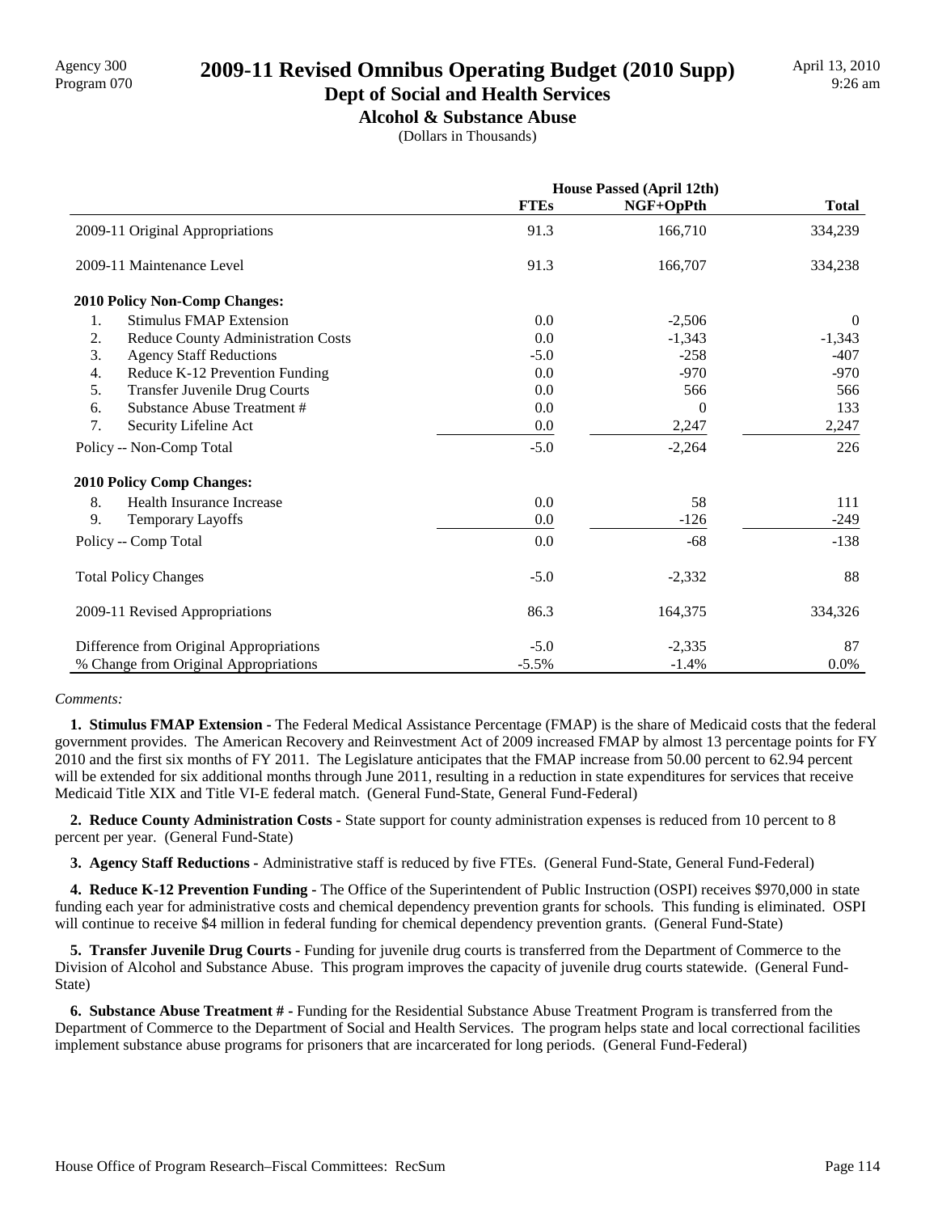# 2009-11 Revised Omnibus Operating Budget (2010 Supp)

## Dept of Social and Health Services

### Alcohol & Substance Abuse

(Dollars in Thousands)

Agency 300
Program 070

April 13, 2010
9:26 am

| | House Passed (April 12th) | | |
|---|---|---|---|
| | FTEs | NGF+OpPth | Total |
| 2009-11 Original Appropriations | 91.3 | 166,710 | 334,239 |
| 2009-11 Maintenance Level | 91.3 | 166,707 | 334,238 |
| **2010 Policy Non-Comp Changes:** | | | |
| 1. Stimulus FMAP Extension | 0.0 | -2,506 | 0 |
| 2. Reduce County Administration Costs | 0.0 | -1,343 | -1,343 |
| 3. Agency Staff Reductions | -5.0 | -258 | -407 |
| 4. Reduce K-12 Prevention Funding | 0.0 | -970 | -970 |
| 5. Transfer Juvenile Drug Courts | 0.0 | 566 | 566 |
| 6. Substance Abuse Treatment # | 0.0 | 0 | 133 |
| 7. Security Lifeline Act | 0.0 | 2,247 | 2,247 |
| Policy -- Non-Comp Total | -5.0 | -2,264 | 226 |
| **2010 Policy Comp Changes:** | | | |
| 8. Health Insurance Increase | 0.0 | 58 | 111 |
| 9. Temporary Layoffs | 0.0 | -126 | -249 |
| Policy -- Comp Total | 0.0 | -68 | -138 |
| Total Policy Changes | -5.0 | -2,332 | 88 |
| 2009-11 Revised Appropriations | 86.3 | 164,375 | 334,326 |
| Difference from Original Appropriations | -5.0 | -2,335 | 87 |
| % Change from Original Appropriations | -5.5% | -1.4% | 0.0% |

*Comments:*

**1. Stimulus FMAP Extension -** The Federal Medical Assistance Percentage (FMAP) is the share of Medicaid costs that the federal government provides. The American Recovery and Reinvestment Act of 2009 increased FMAP by almost 13 percentage points for FY 2010 and the first six months of FY 2011. The Legislature anticipates that the FMAP increase from 50.00 percent to 62.94 percent will be extended for six additional months through June 2011, resulting in a reduction in state expenditures for services that receive Medicaid Title XIX and Title VI-E federal match. (General Fund-State, General Fund-Federal)

**2. Reduce County Administration Costs -** State support for county administration expenses is reduced from 10 percent to 8 percent per year. (General Fund-State)

**3. Agency Staff Reductions -** Administrative staff is reduced by five FTEs. (General Fund-State, General Fund-Federal)

**4. Reduce K-12 Prevention Funding -** The Office of the Superintendent of Public Instruction (OSPI) receives $970,000 in state funding each year for administrative costs and chemical dependency prevention grants for schools. This funding is eliminated. OSPI will continue to receive $4 million in federal funding for chemical dependency prevention grants. (General Fund-State)

**5. Transfer Juvenile Drug Courts -** Funding for juvenile drug courts is transferred from the Department of Commerce to the Division of Alcohol and Substance Abuse. This program improves the capacity of juvenile drug courts statewide. (General Fund-State)

**6. Substance Abuse Treatment # -** Funding for the Residential Substance Abuse Treatment Program is transferred from the Department of Commerce to the Department of Social and Health Services. The program helps state and local correctional facilities implement substance abuse programs for prisoners that are incarcerated for long periods. (General Fund-Federal)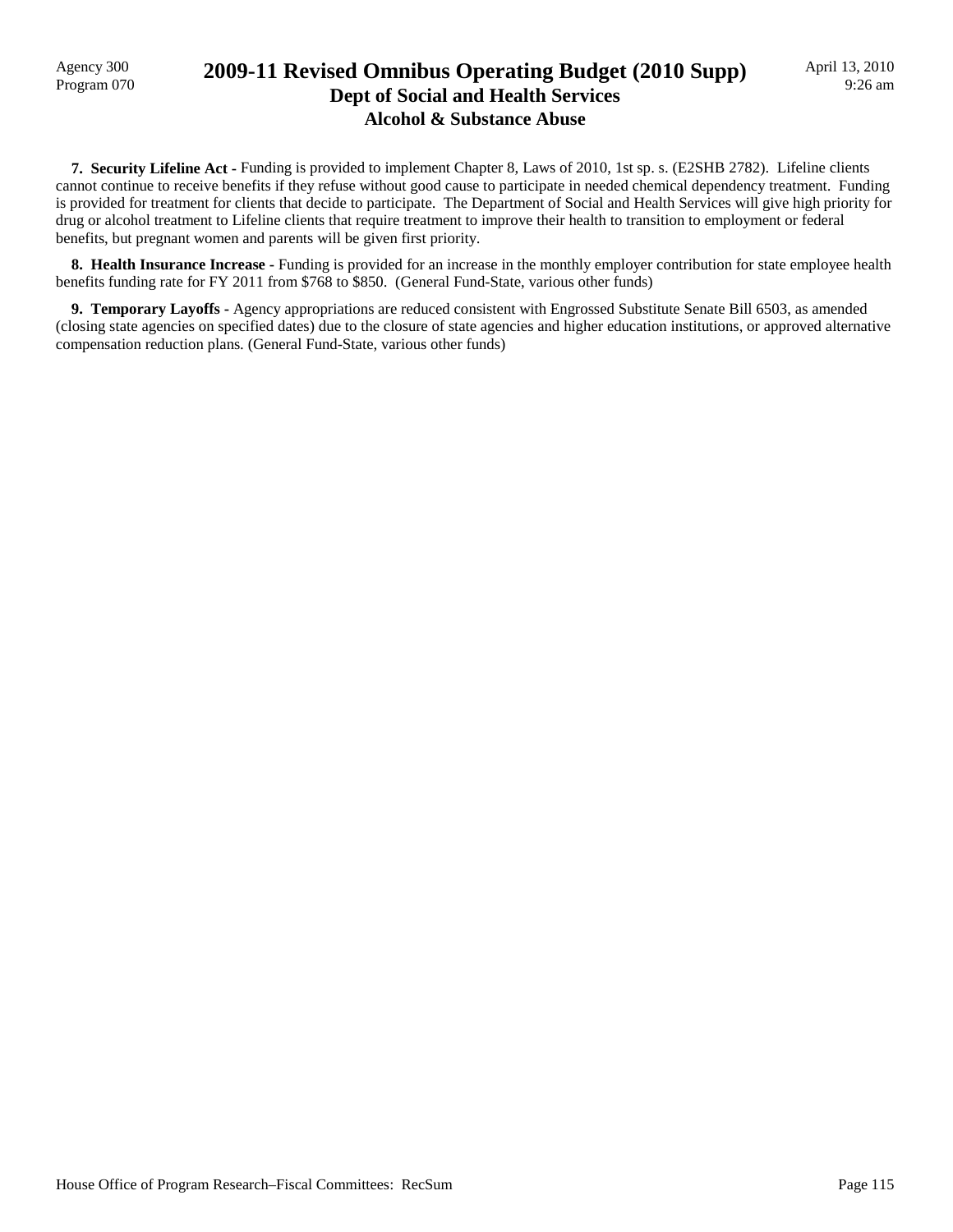**7. Security Lifeline Act -** Funding is provided to implement Chapter 8, Laws of 2010, 1st sp. s. (E2SHB 2782). Lifeline clients cannot continue to receive benefits if they refuse without good cause to participate in needed chemical dependency treatment. Funding is provided for treatment for clients that decide to participate. The Department of Social and Health Services will give high priority for drug or alcohol treatment to Lifeline clients that require treatment to improve their health to transition to employment or federal benefits, but pregnant women and parents will be given first priority.

**8. Health Insurance Increase -** Funding is provided for an increase in the monthly employer contribution for state employee health benefits funding rate for FY 2011 from $768 to $850. (General Fund-State, various other funds)

**9. Temporary Layoffs -** Agency appropriations are reduced consistent with Engrossed Substitute Senate Bill 6503, as amended (closing state agencies on specified dates) due to the closure of state agencies and higher education institutions, or approved alternative compensation reduction plans. (General Fund-State, various other funds)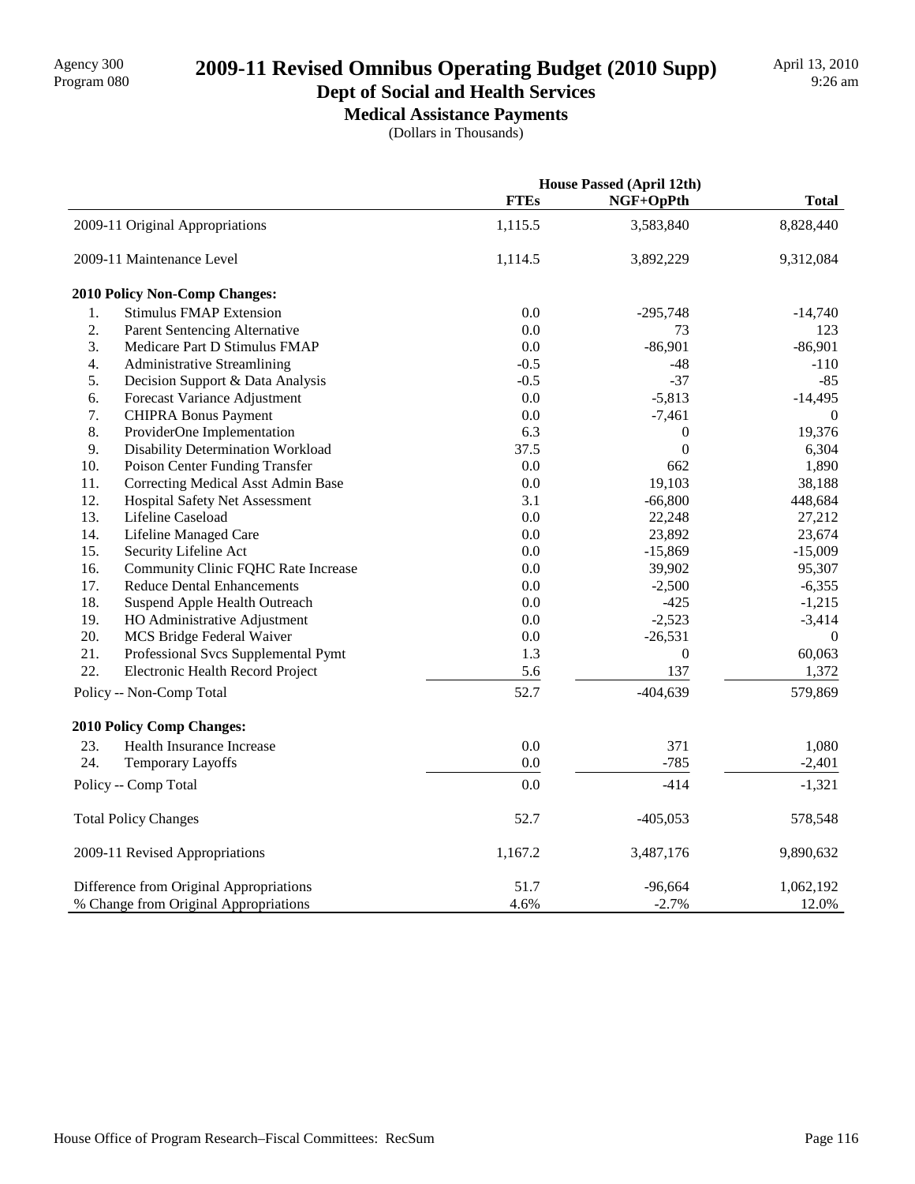# 2009-11 Revised Omnibus Operating Budget (2010 Supp)

Agency 300
Program 080

April 13, 2010
9:26 am

## Dept of Social and Health Services

### Medical Assistance Payments

(Dollars in Thousands)

| | House Passed (April 12th) | | |
|---|---|---|---|
| | FTEs | NGF+OpPth | Total |
| 2009-11 Original Appropriations | 1,115.5 | 3,583,840 | 8,828,440 |
| 2009-11 Maintenance Level | 1,114.5 | 3,892,229 | 9,312,084 |
| **2010 Policy Non-Comp Changes:** | | | |
| 1. Stimulus FMAP Extension | 0.0 | -295,748 | -14,740 |
| 2. Parent Sentencing Alternative | 0.0 | 73 | 123 |
| 3. Medicare Part D Stimulus FMAP | 0.0 | -86,901 | -86,901 |
| 4. Administrative Streamlining | -0.5 | -48 | -110 |
| 5. Decision Support & Data Analysis | -0.5 | -37 | -85 |
| 6. Forecast Variance Adjustment | 0.0 | -5,813 | -14,495 |
| 7. CHIPRA Bonus Payment | 0.0 | -7,461 | 0 |
| 8. ProviderOne Implementation | 6.3 | 0 | 19,376 |
| 9. Disability Determination Workload | 37.5 | 0 | 6,304 |
| 10. Poison Center Funding Transfer | 0.0 | 662 | 1,890 |
| 11. Correcting Medical Asst Admin Base | 0.0 | 19,103 | 38,188 |
| 12. Hospital Safety Net Assessment | 3.1 | -66,800 | 448,684 |
| 13. Lifeline Caseload | 0.0 | 22,248 | 27,212 |
| 14. Lifeline Managed Care | 0.0 | 23,892 | 23,674 |
| 15. Security Lifeline Act | 0.0 | -15,869 | -15,009 |
| 16. Community Clinic FQHC Rate Increase | 0.0 | 39,902 | 95,307 |
| 17. Reduce Dental Enhancements | 0.0 | -2,500 | -6,355 |
| 18. Suspend Apple Health Outreach | 0.0 | -425 | -1,215 |
| 19. HO Administrative Adjustment | 0.0 | -2,523 | -3,414 |
| 20. MCS Bridge Federal Waiver | 0.0 | -26,531 | 0 |
| 21. Professional Svcs Supplemental Pymt | 1.3 | 0 | 60,063 |
| 22. Electronic Health Record Project | 5.6 | 137 | 1,372 |
| Policy -- Non-Comp Total | 52.7 | -404,639 | 579,869 |
| **2010 Policy Comp Changes:** | | | |
| 23. Health Insurance Increase | 0.0 | 371 | 1,080 |
| 24. Temporary Layoffs | 0.0 | -785 | -2,401 |
| Policy -- Comp Total | 0.0 | -414 | -1,321 |
| Total Policy Changes | 52.7 | -405,053 | 578,548 |
| 2009-11 Revised Appropriations | 1,167.2 | 3,487,176 | 9,890,632 |
| Difference from Original Appropriations | 51.7 | -96,664 | 1,062,192 |
| % Change from Original Appropriations | 4.6% | -2.7% | 12.0% |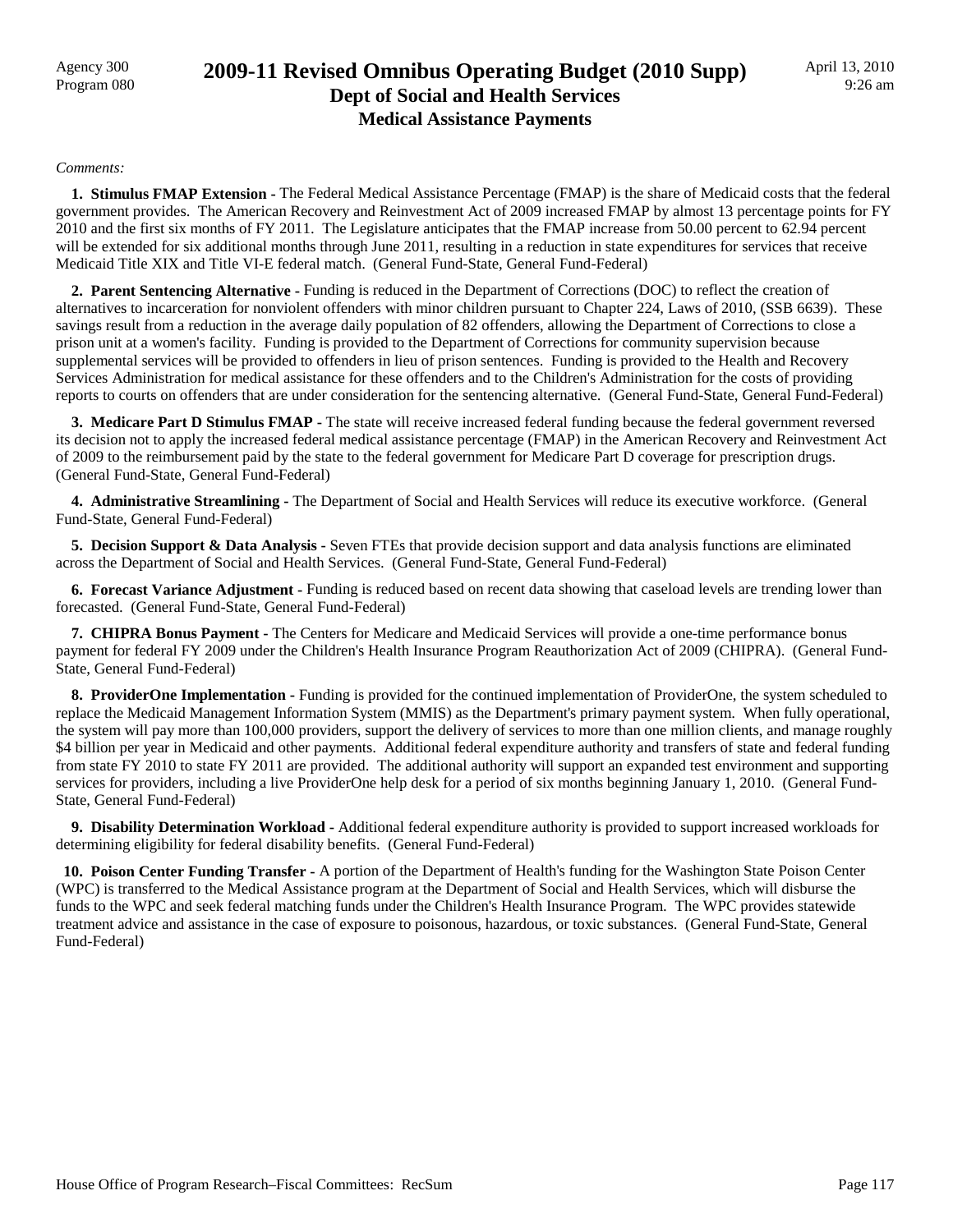*Comments:*

**1. Stimulus FMAP Extension -** The Federal Medical Assistance Percentage (FMAP) is the share of Medicaid costs that the federal government provides. The American Recovery and Reinvestment Act of 2009 increased FMAP by almost 13 percentage points for FY 2010 and the first six months of FY 2011. The Legislature anticipates that the FMAP increase from 50.00 percent to 62.94 percent will be extended for six additional months through June 2011, resulting in a reduction in state expenditures for services that receive Medicaid Title XIX and Title VI-E federal match. (General Fund-State, General Fund-Federal)

**2. Parent Sentencing Alternative -** Funding is reduced in the Department of Corrections (DOC) to reflect the creation of alternatives to incarceration for nonviolent offenders with minor children pursuant to Chapter 224, Laws of 2010, (SSB 6639). These savings result from a reduction in the average daily population of 82 offenders, allowing the Department of Corrections to close a prison unit at a women's facility. Funding is provided to the Department of Corrections for community supervision because supplemental services will be provided to offenders in lieu of prison sentences. Funding is provided to the Health and Recovery Services Administration for medical assistance for these offenders and to the Children's Administration for the costs of providing reports to courts on offenders that are under consideration for the sentencing alternative. (General Fund-State, General Fund-Federal)

**3. Medicare Part D Stimulus FMAP -** The state will receive increased federal funding because the federal government reversed its decision not to apply the increased federal medical assistance percentage (FMAP) in the American Recovery and Reinvestment Act of 2009 to the reimbursement paid by the state to the federal government for Medicare Part D coverage for prescription drugs. (General Fund-State, General Fund-Federal)

**4. Administrative Streamlining -** The Department of Social and Health Services will reduce its executive workforce. (General Fund-State, General Fund-Federal)

**5. Decision Support & Data Analysis -** Seven FTEs that provide decision support and data analysis functions are eliminated across the Department of Social and Health Services. (General Fund-State, General Fund-Federal)

**6. Forecast Variance Adjustment -** Funding is reduced based on recent data showing that caseload levels are trending lower than forecasted. (General Fund-State, General Fund-Federal)

**7. CHIPRA Bonus Payment -** The Centers for Medicare and Medicaid Services will provide a one-time performance bonus payment for federal FY 2009 under the Children's Health Insurance Program Reauthorization Act of 2009 (CHIPRA). (General Fund-State, General Fund-Federal)

**8. ProviderOne Implementation -** Funding is provided for the continued implementation of ProviderOne, the system scheduled to replace the Medicaid Management Information System (MMIS) as the Department's primary payment system. When fully operational, the system will pay more than 100,000 providers, support the delivery of services to more than one million clients, and manage roughly $4 billion per year in Medicaid and other payments. Additional federal expenditure authority and transfers of state and federal funding from state FY 2010 to state FY 2011 are provided. The additional authority will support an expanded test environment and supporting services for providers, including a live ProviderOne help desk for a period of six months beginning January 1, 2010. (General Fund-State, General Fund-Federal)

**9. Disability Determination Workload -** Additional federal expenditure authority is provided to support increased workloads for determining eligibility for federal disability benefits. (General Fund-Federal)

**10. Poison Center Funding Transfer -** A portion of the Department of Health's funding for the Washington State Poison Center (WPC) is transferred to the Medical Assistance program at the Department of Social and Health Services, which will disburse the funds to the WPC and seek federal matching funds under the Children's Health Insurance Program. The WPC provides statewide treatment advice and assistance in the case of exposure to poisonous, hazardous, or toxic substances. (General Fund-State, General Fund-Federal)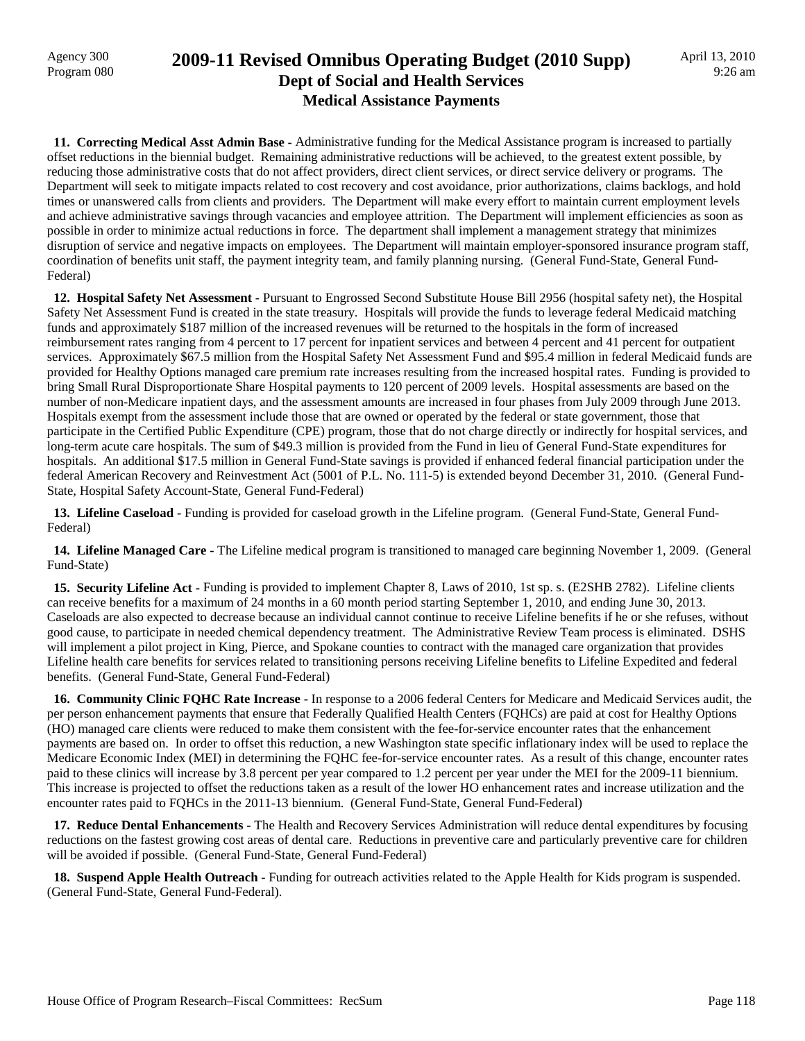**11. Correcting Medical Asst Admin Base -** Administrative funding for the Medical Assistance program is increased to partially offset reductions in the biennial budget. Remaining administrative reductions will be achieved, to the greatest extent possible, by reducing those administrative costs that do not affect providers, direct client services, or direct service delivery or programs. The Department will seek to mitigate impacts related to cost recovery and cost avoidance, prior authorizations, claims backlogs, and hold times or unanswered calls from clients and providers. The Department will make every effort to maintain current employment levels and achieve administrative savings through vacancies and employee attrition. The Department will implement efficiencies as soon as possible in order to minimize actual reductions in force. The department shall implement a management strategy that minimizes disruption of service and negative impacts on employees. The Department will maintain employer-sponsored insurance program staff, coordination of benefits unit staff, the payment integrity team, and family planning nursing. (General Fund-State, General Fund-Federal)

**12. Hospital Safety Net Assessment -** Pursuant to Engrossed Second Substitute House Bill 2956 (hospital safety net), the Hospital Safety Net Assessment Fund is created in the state treasury. Hospitals will provide the funds to leverage federal Medicaid matching funds and approximately $187 million of the increased revenues will be returned to the hospitals in the form of increased reimbursement rates ranging from 4 percent to 17 percent for inpatient services and between 4 percent and 41 percent for outpatient services. Approximately $67.5 million from the Hospital Safety Net Assessment Fund and $95.4 million in federal Medicaid funds are provided for Healthy Options managed care premium rate increases resulting from the increased hospital rates. Funding is provided to bring Small Rural Disproportionate Share Hospital payments to 120 percent of 2009 levels. Hospital assessments are based on the number of non-Medicare inpatient days, and the assessment amounts are increased in four phases from July 2009 through June 2013. Hospitals exempt from the assessment include those that are owned or operated by the federal or state government, those that participate in the Certified Public Expenditure (CPE) program, those that do not charge directly or indirectly for hospital services, and long-term acute care hospitals. The sum of $49.3 million is provided from the Fund in lieu of General Fund-State expenditures for hospitals. An additional $17.5 million in General Fund-State savings is provided if enhanced federal financial participation under the federal American Recovery and Reinvestment Act (5001 of P.L. No. 111-5) is extended beyond December 31, 2010. (General Fund-State, Hospital Safety Account-State, General Fund-Federal)

**13. Lifeline Caseload -** Funding is provided for caseload growth in the Lifeline program. (General Fund-State, General Fund-Federal)

**14. Lifeline Managed Care -** The Lifeline medical program is transitioned to managed care beginning November 1, 2009. (General Fund-State)

**15. Security Lifeline Act -** Funding is provided to implement Chapter 8, Laws of 2010, 1st sp. s. (E2SHB 2782). Lifeline clients can receive benefits for a maximum of 24 months in a 60 month period starting September 1, 2010, and ending June 30, 2013. Caseloads are also expected to decrease because an individual cannot continue to receive Lifeline benefits if he or she refuses, without good cause, to participate in needed chemical dependency treatment. The Administrative Review Team process is eliminated. DSHS will implement a pilot project in King, Pierce, and Spokane counties to contract with the managed care organization that provides Lifeline health care benefits for services related to transitioning persons receiving Lifeline benefits to Lifeline Expedited and federal benefits. (General Fund-State, General Fund-Federal)

**16. Community Clinic FQHC Rate Increase -** In response to a 2006 federal Centers for Medicare and Medicaid Services audit, the per person enhancement payments that ensure that Federally Qualified Health Centers (FQHCs) are paid at cost for Healthy Options (HO) managed care clients were reduced to make them consistent with the fee-for-service encounter rates that the enhancement payments are based on. In order to offset this reduction, a new Washington state specific inflationary index will be used to replace the Medicare Economic Index (MEI) in determining the FQHC fee-for-service encounter rates. As a result of this change, encounter rates paid to these clinics will increase by 3.8 percent per year compared to 1.2 percent per year under the MEI for the 2009-11 biennium. This increase is projected to offset the reductions taken as a result of the lower HO enhancement rates and increase utilization and the encounter rates paid to FQHCs in the 2011-13 biennium. (General Fund-State, General Fund-Federal)

**17. Reduce Dental Enhancements -** The Health and Recovery Services Administration will reduce dental expenditures by focusing reductions on the fastest growing cost areas of dental care. Reductions in preventive care and particularly preventive care for children will be avoided if possible. (General Fund-State, General Fund-Federal)

**18. Suspend Apple Health Outreach -** Funding for outreach activities related to the Apple Health for Kids program is suspended. (General Fund-State, General Fund-Federal).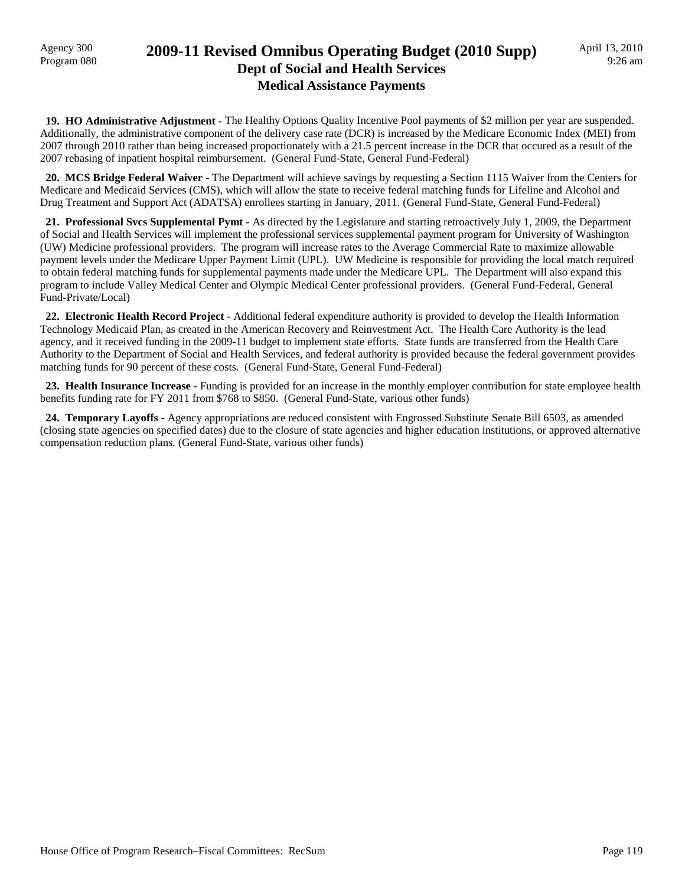**19. HO Administrative Adjustment** - The Healthy Options Quality Incentive Pool payments of $2 million per year are suspended. Additionally, the administrative component of the delivery case rate (DCR) is increased by the Medicare Economic Index (MEI) from 2007 through 2010 rather than being increased proportionately with a 21.5 percent increase in the DCR that occured as a result of the 2007 rebasing of inpatient hospital reimbursement. (General Fund-State, General Fund-Federal)

**20. MCS Bridge Federal Waiver** - The Department will achieve savings by requesting a Section 1115 Waiver from the Centers for Medicare and Medicaid Services (CMS), which will allow the state to receive federal matching funds for Lifeline and Alcohol and Drug Treatment and Support Act (ADATSA) enrollees starting in January, 2011. (General Fund-State, General Fund-Federal)

**21. Professional Svcs Supplemental Pymt** - As directed by the Legislature and starting retroactively July 1, 2009, the Department of Social and Health Services will implement the professional services supplemental payment program for University of Washington (UW) Medicine professional providers. The program will increase rates to the Average Commercial Rate to maximize allowable payment levels under the Medicare Upper Payment Limit (UPL). UW Medicine is responsible for providing the local match required to obtain federal matching funds for supplemental payments made under the Medicare UPL. The Department will also expand this program to include Valley Medical Center and Olympic Medical Center professional providers. (General Fund-Federal, General Fund-Private/Local)

**22. Electronic Health Record Project** - Additional federal expenditure authority is provided to develop the Health Information Technology Medicaid Plan, as created in the American Recovery and Reinvestment Act. The Health Care Authority is the lead agency, and it received funding in the 2009-11 budget to implement state efforts. State funds are transferred from the Health Care Authority to the Department of Social and Health Services, and federal authority is provided because the federal government provides matching funds for 90 percent of these costs. (General Fund-State, General Fund-Federal)

**23. Health Insurance Increase** - Funding is provided for an increase in the monthly employer contribution for state employee health benefits funding rate for FY 2011 from $768 to $850. (General Fund-State, various other funds)

**24. Temporary Layoffs** - Agency appropriations are reduced consistent with Engrossed Substitute Senate Bill 6503, as amended (closing state agencies on specified dates) due to the closure of state agencies and higher education institutions, or approved alternative compensation reduction plans. (General Fund-State, various other funds)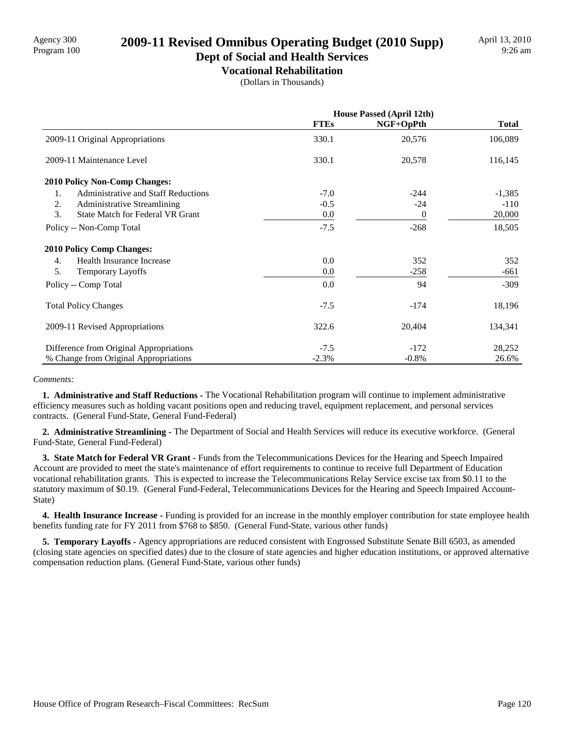# 2009-11 Revised Omnibus Operating Budget (2010 Supp)

## Dept of Social and Health Services

### Vocational Rehabilitation

(Dollars in Thousands)

| | House Passed (April 12th) | | |
|---|---|---|---|
| | FTEs | NGF+OpPth | Total |
| 2009-11 Original Appropriations | 330.1 | 20,576 | 106,089 |
| 2009-11 Maintenance Level | 330.1 | 20,578 | 116,145 |
| **2010 Policy Non-Comp Changes:** | | | |
| 1. Administrative and Staff Reductions | -7.0 | -244 | -1,385 |
| 2. Administrative Streamlining | -0.5 | -24 | -110 |
| 3. State Match for Federal VR Grant | 0.0 | 0 | 20,000 |
| Policy -- Non-Comp Total | -7.5 | -268 | 18,505 |
| **2010 Policy Comp Changes:** | | | |
| 4. Health Insurance Increase | 0.0 | 352 | 352 |
| 5. Temporary Layoffs | 0.0 | -258 | -661 |
| Policy -- Comp Total | 0.0 | 94 | -309 |
| Total Policy Changes | -7.5 | -174 | 18,196 |
| 2009-11 Revised Appropriations | 322.6 | 20,404 | 134,341 |
| Difference from Original Appropriations | -7.5 | -172 | 28,252 |
| % Change from Original Appropriations | -2.3% | -0.8% | 26.6% |

*Comments:*

**1. Administrative and Staff Reductions -** The Vocational Rehabilitation program will continue to implement administrative efficiency measures such as holding vacant positions open and reducing travel, equipment replacement, and personal services contracts. (General Fund-State, General Fund-Federal)

**2. Administrative Streamlining -** The Department of Social and Health Services will reduce its executive workforce. (General Fund-State, General Fund-Federal)

**3. State Match for Federal VR Grant -** Funds from the Telecommunications Devices for the Hearing and Speech Impaired Account are provided to meet the state's maintenance of effort requirements to continue to receive full Department of Education vocational rehabilitation grants. This is expected to increase the Telecommunications Relay Service excise tax from $0.11 to the statutory maximum of $0.19. (General Fund-Federal, Telecommunications Devices for the Hearing and Speech Impaired Account-State)

**4. Health Insurance Increase -** Funding is provided for an increase in the monthly employer contribution for state employee health benefits funding rate for FY 2011 from $768 to $850. (General Fund-State, various other funds)

**5. Temporary Layoffs -** Agency appropriations are reduced consistent with Engrossed Substitute Senate Bill 6503, as amended (closing state agencies on specified dates) due to the closure of state agencies and higher education institutions, or approved alternative compensation reduction plans. (General Fund-State, various other funds)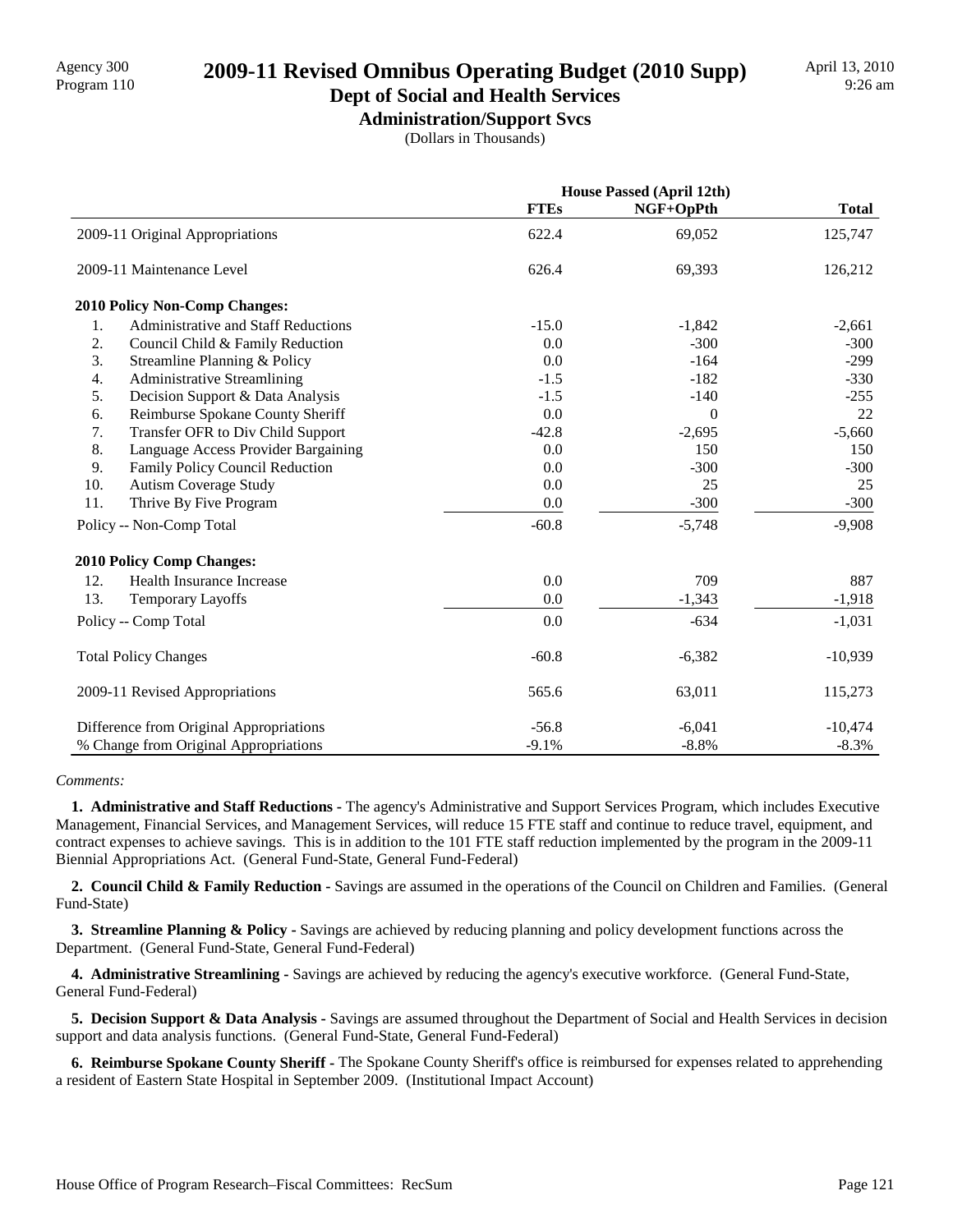# 2009-11 Revised Omnibus Operating Budget (2010 Supp)

## Dept of Social and Health Services

### Administration/Support Svcs

(Dollars in Thousands)

Agency 300
Program 110

April 13, 2010
9:26 am

| | House Passed (April 12th) | | |
|---|---|---|---|
| | **FTEs** | **NGF+OpPth** | **Total** |
| 2009-11 Original Appropriations | 622.4 | 69,052 | 125,747 |
| 2009-11 Maintenance Level | 626.4 | 69,393 | 126,212 |
| **2010 Policy Non-Comp Changes:** | | | |
| 1. Administrative and Staff Reductions | -15.0 | -1,842 | -2,661 |
| 2. Council Child & Family Reduction | 0.0 | -300 | -300 |
| 3. Streamline Planning & Policy | 0.0 | -164 | -299 |
| 4. Administrative Streamlining | -1.5 | -182 | -330 |
| 5. Decision Support & Data Analysis | -1.5 | -140 | -255 |
| 6. Reimburse Spokane County Sheriff | 0.0 | 0 | 22 |
| 7. Transfer OFR to Div Child Support | -42.8 | -2,695 | -5,660 |
| 8. Language Access Provider Bargaining | 0.0 | 150 | 150 |
| 9. Family Policy Council Reduction | 0.0 | -300 | -300 |
| 10. Autism Coverage Study | 0.0 | 25 | 25 |
| 11. Thrive By Five Program | 0.0 | -300 | -300 |
| Policy -- Non-Comp Total | -60.8 | -5,748 | -9,908 |
| **2010 Policy Comp Changes:** | | | |
| 12. Health Insurance Increase | 0.0 | 709 | 887 |
| 13. Temporary Layoffs | 0.0 | -1,343 | -1,918 |
| Policy -- Comp Total | 0.0 | -634 | -1,031 |
| Total Policy Changes | -60.8 | -6,382 | -10,939 |
| 2009-11 Revised Appropriations | 565.6 | 63,011 | 115,273 |
| Difference from Original Appropriations | -56.8 | -6,041 | -10,474 |
| % Change from Original Appropriations | -9.1% | -8.8% | -8.3% |

*Comments:*

**1. Administrative and Staff Reductions -** The agency's Administrative and Support Services Program, which includes Executive Management, Financial Services, and Management Services, will reduce 15 FTE staff and continue to reduce travel, equipment, and contract expenses to achieve savings. This is in addition to the 101 FTE staff reduction implemented by the program in the 2009-11 Biennial Appropriations Act. (General Fund-State, General Fund-Federal)

**2. Council Child & Family Reduction -** Savings are assumed in the operations of the Council on Children and Families. (General Fund-State)

**3. Streamline Planning & Policy -** Savings are achieved by reducing planning and policy development functions across the Department. (General Fund-State, General Fund-Federal)

**4. Administrative Streamlining -** Savings are achieved by reducing the agency's executive workforce. (General Fund-State, General Fund-Federal)

**5. Decision Support & Data Analysis -** Savings are assumed throughout the Department of Social and Health Services in decision support and data analysis functions. (General Fund-State, General Fund-Federal)

**6. Reimburse Spokane County Sheriff -** The Spokane County Sheriff's office is reimbursed for expenses related to apprehending a resident of Eastern State Hospital in September 2009. (Institutional Impact Account)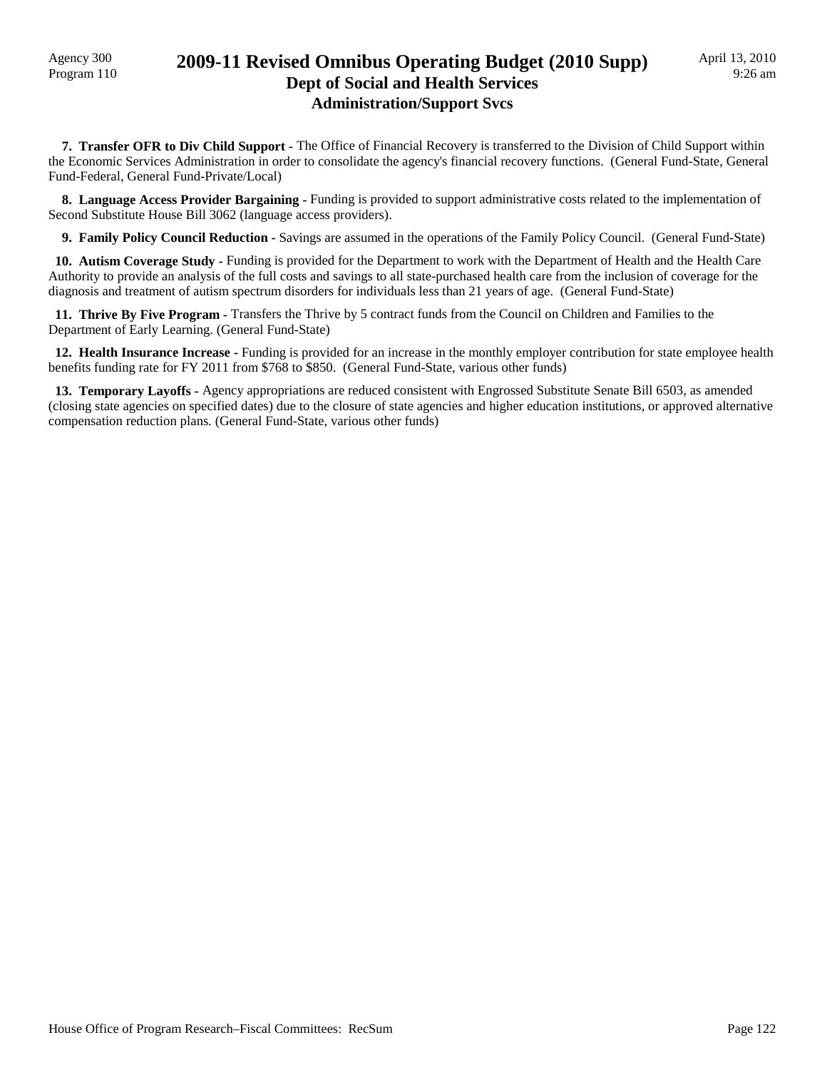**7. Transfer OFR to Div Child Support -** The Office of Financial Recovery is transferred to the Division of Child Support within the Economic Services Administration in order to consolidate the agency's financial recovery functions. (General Fund-State, General Fund-Federal, General Fund-Private/Local)

**8. Language Access Provider Bargaining -** Funding is provided to support administrative costs related to the implementation of Second Substitute House Bill 3062 (language access providers).

**9. Family Policy Council Reduction -** Savings are assumed in the operations of the Family Policy Council. (General Fund-State)

**10. Autism Coverage Study -** Funding is provided for the Department to work with the Department of Health and the Health Care Authority to provide an analysis of the full costs and savings to all state-purchased health care from the inclusion of coverage for the diagnosis and treatment of autism spectrum disorders for individuals less than 21 years of age. (General Fund-State)

**11. Thrive By Five Program -** Transfers the Thrive by 5 contract funds from the Council on Children and Families to the Department of Early Learning. (General Fund-State)

**12. Health Insurance Increase -** Funding is provided for an increase in the monthly employer contribution for state employee health benefits funding rate for FY 2011 from $768 to $850. (General Fund-State, various other funds)

**13. Temporary Layoffs -** Agency appropriations are reduced consistent with Engrossed Substitute Senate Bill 6503, as amended (closing state agencies on specified dates) due to the closure of state agencies and higher education institutions, or approved alternative compensation reduction plans. (General Fund-State, various other funds)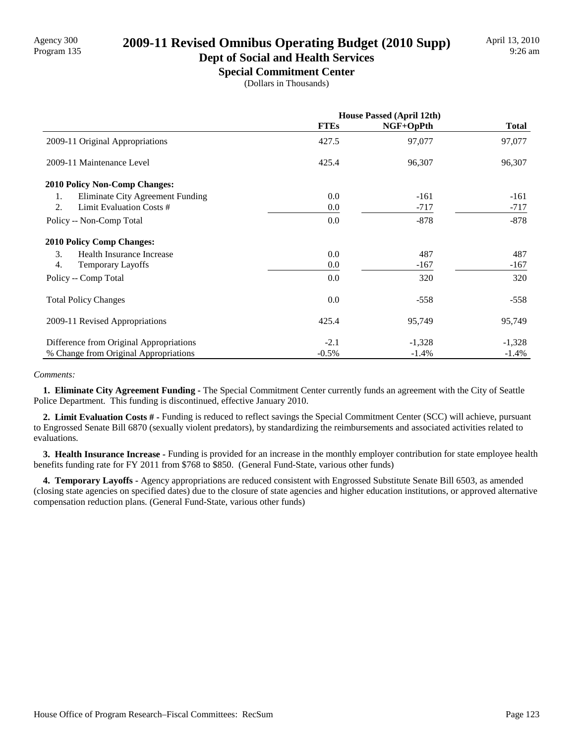Agency 300
Program 135

# 2009-11 Revised Omnibus Operating Budget (2010 Supp)

## Dept of Social and Health Services

### Special Commitment Center

(Dollars in Thousands)

April 13, 2010
9:26 am

| | House Passed (April 12th) | | |
|---|---|---|---|
| | **FTEs** | **NGF+OpPth** | **Total** |
| 2009-11 Original Appropriations | 427.5 | 97,077 | 97,077 |
| 2009-11 Maintenance Level | 425.4 | 96,307 | 96,307 |
| **2010 Policy Non-Comp Changes:** | | | |
| 1. Eliminate City Agreement Funding | 0.0 | -161 | -161 |
| 2. Limit Evaluation Costs # | 0.0 | -717 | -717 |
| Policy -- Non-Comp Total | 0.0 | -878 | -878 |
| **2010 Policy Comp Changes:** | | | |
| 3. Health Insurance Increase | 0.0 | 487 | 487 |
| 4. Temporary Layoffs | 0.0 | -167 | -167 |
| Policy -- Comp Total | 0.0 | 320 | 320 |
| Total Policy Changes | 0.0 | -558 | -558 |
| 2009-11 Revised Appropriations | 425.4 | 95,749 | 95,749 |
| Difference from Original Appropriations | -2.1 | -1,328 | -1,328 |
| % Change from Original Appropriations | -0.5% | -1.4% | -1.4% |

*Comments:*

**1. Eliminate City Agreement Funding -** The Special Commitment Center currently funds an agreement with the City of Seattle Police Department. This funding is discontinued, effective January 2010.

**2. Limit Evaluation Costs # -** Funding is reduced to reflect savings the Special Commitment Center (SCC) will achieve, pursuant to Engrossed Senate Bill 6870 (sexually violent predators), by standardizing the reimbursements and associated activities related to evaluations.

**3. Health Insurance Increase -** Funding is provided for an increase in the monthly employer contribution for state employee health benefits funding rate for FY 2011 from $768 to $850. (General Fund-State, various other funds)

**4. Temporary Layoffs -** Agency appropriations are reduced consistent with Engrossed Substitute Senate Bill 6503, as amended (closing state agencies on specified dates) due to the closure of state agencies and higher education institutions, or approved alternative compensation reduction plans. (General Fund-State, various other funds)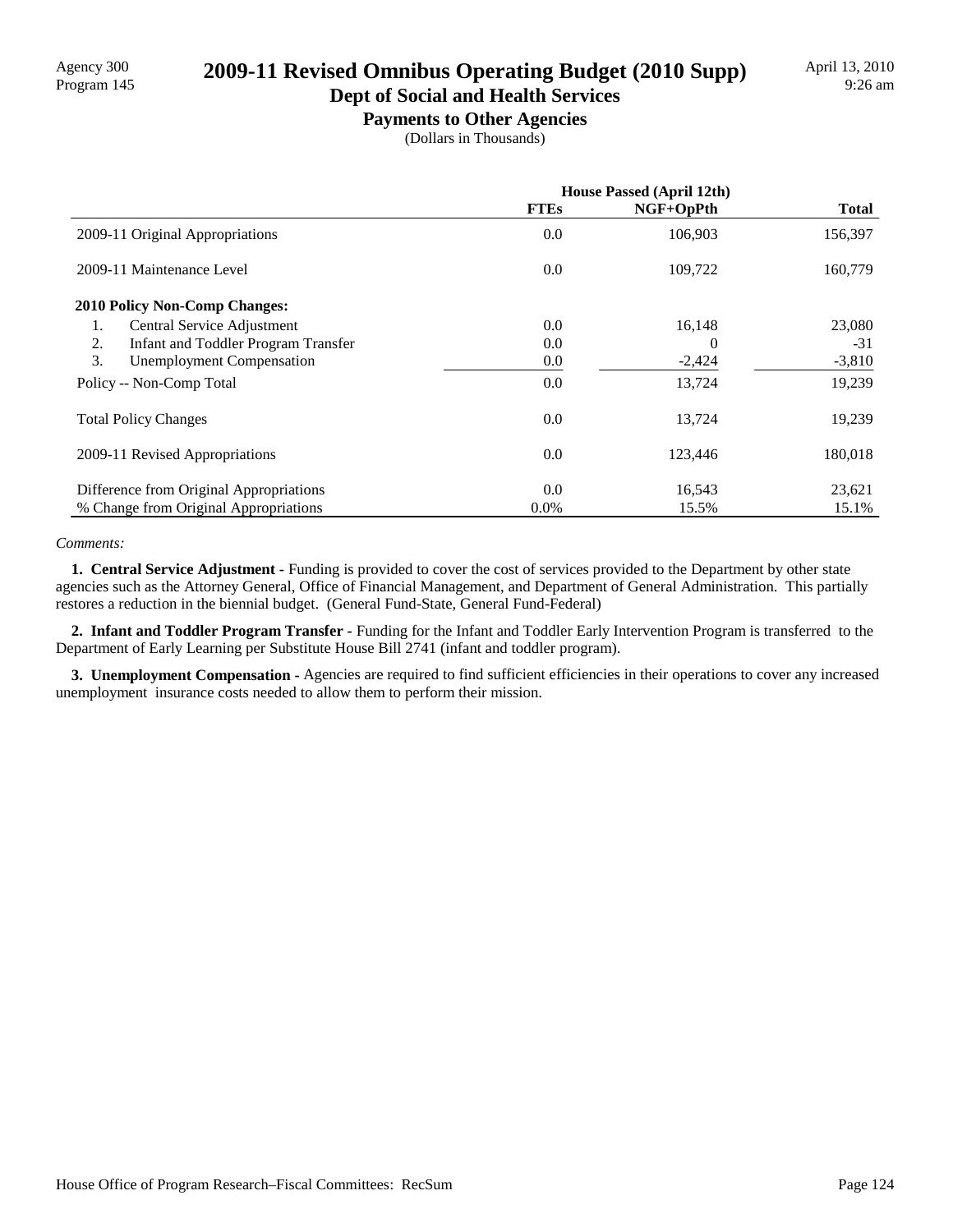Agency 300
Program 145

# 2009-11 Revised Omnibus Operating Budget (2010 Supp)

## Dept of Social and Health Services

### Payments to Other Agencies

(Dollars in Thousands)

April 13, 2010
9:26 am

| | House Passed (April 12th) | | |
|---|---|---|---|
| | **FTEs** | **NGF+OpPth** | **Total** |
| 2009-11 Original Appropriations | 0.0 | 106,903 | 156,397 |
| 2009-11 Maintenance Level | 0.0 | 109,722 | 160,779 |
| **2010 Policy Non-Comp Changes:** | | | |
| 1. Central Service Adjustment | 0.0 | 16,148 | 23,080 |
| 2. Infant and Toddler Program Transfer | 0.0 | 0 | -31 |
| 3. Unemployment Compensation | 0.0 | -2,424 | -3,810 |
| Policy -- Non-Comp Total | 0.0 | 13,724 | 19,239 |
| Total Policy Changes | 0.0 | 13,724 | 19,239 |
| 2009-11 Revised Appropriations | 0.0 | 123,446 | 180,018 |
| Difference from Original Appropriations | 0.0 | 16,543 | 23,621 |
| % Change from Original Appropriations | 0.0% | 15.5% | 15.1% |

*Comments:*

**1. Central Service Adjustment -** Funding is provided to cover the cost of services provided to the Department by other state agencies such as the Attorney General, Office of Financial Management, and Department of General Administration. This partially restores a reduction in the biennial budget. (General Fund-State, General Fund-Federal)

**2. Infant and Toddler Program Transfer -** Funding for the Infant and Toddler Early Intervention Program is transferred to the Department of Early Learning per Substitute House Bill 2741 (infant and toddler program).

**3. Unemployment Compensation -** Agencies are required to find sufficient efficiencies in their operations to cover any increased unemployment insurance costs needed to allow them to perform their mission.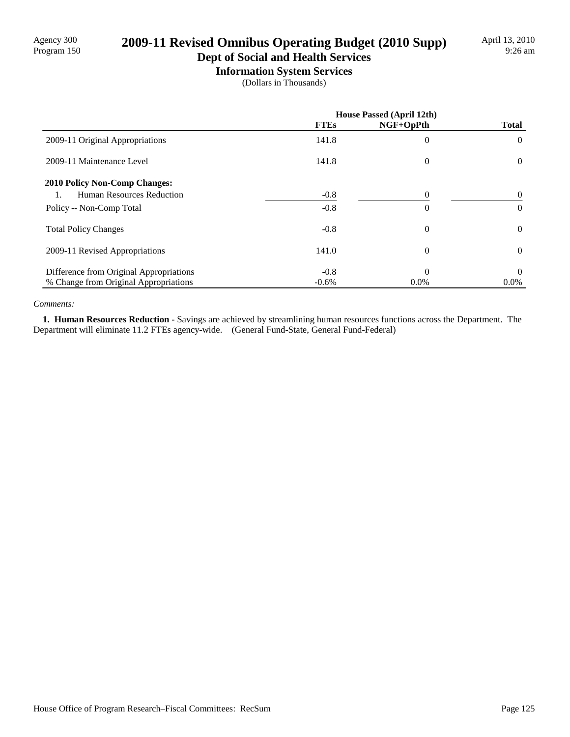# 2009-11 Revised Omnibus Operating Budget (2010 Supp)

## Dept of Social and Health Services

### Information System Services

(Dollars in Thousands)

Agency 300
Program 150

April 13, 2010
9:26 am

| | House Passed (April 12th) | | |
|---|---|---|---|
| | FTEs | NGF+OpPth | Total |
| 2009-11 Original Appropriations | 141.8 | 0 | 0 |
| 2009-11 Maintenance Level | 141.8 | 0 | 0 |
| **2010 Policy Non-Comp Changes:** | | | |
| 1. Human Resources Reduction | -0.8 | 0 | 0 |
| Policy -- Non-Comp Total | -0.8 | 0 | 0 |
| Total Policy Changes | -0.8 | 0 | 0 |
| 2009-11 Revised Appropriations | 141.0 | 0 | 0 |
| Difference from Original Appropriations | -0.8 | 0 | 0 |
| % Change from Original Appropriations | -0.6% | 0.0% | 0.0% |

*Comments:*

**1. Human Resources Reduction -** Savings are achieved by streamlining human resources functions across the Department. The Department will eliminate 11.2 FTEs agency-wide. (General Fund-State, General Fund-Federal)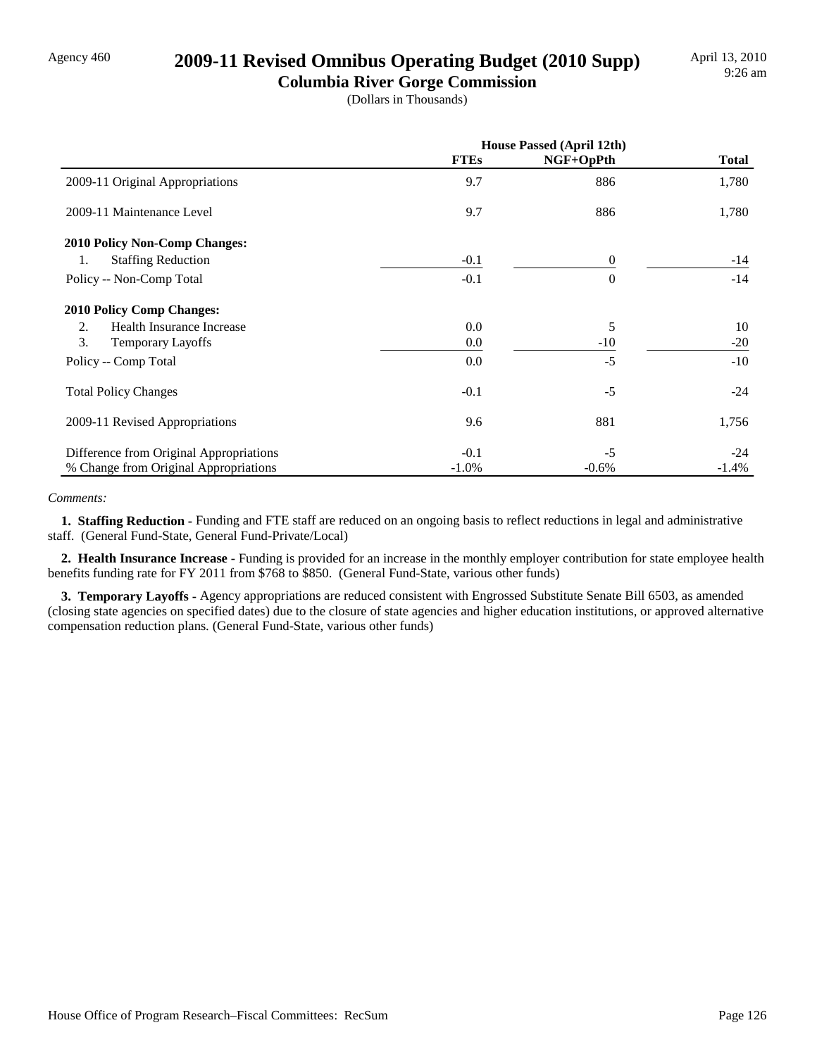Agency 460

# 2009-11 Revised Omnibus Operating Budget (2010 Supp)

## Columbia River Gorge Commission

(Dollars in Thousands)

April 13, 2010
9:26 am

| | House Passed (April 12th) | | |
|---|---|---|---|
| | **FTEs** | **NGF+OpPth** | **Total** |
| 2009-11 Original Appropriations | 9.7 | 886 | 1,780 |
| 2009-11 Maintenance Level | 9.7 | 886 | 1,780 |
| **2010 Policy Non-Comp Changes:** | | | |
| 1. Staffing Reduction | -0.1 | 0 | -14 |
| Policy -- Non-Comp Total | -0.1 | 0 | -14 |
| **2010 Policy Comp Changes:** | | | |
| 2. Health Insurance Increase | 0.0 | 5 | 10 |
| 3. Temporary Layoffs | 0.0 | -10 | -20 |
| Policy -- Comp Total | 0.0 | -5 | -10 |
| Total Policy Changes | -0.1 | -5 | -24 |
| 2009-11 Revised Appropriations | 9.6 | 881 | 1,756 |
| Difference from Original Appropriations | -0.1 | -5 | -24 |
| % Change from Original Appropriations | -1.0% | -0.6% | -1.4% |

*Comments:*

**1. Staffing Reduction -** Funding and FTE staff are reduced on an ongoing basis to reflect reductions in legal and administrative staff. (General Fund-State, General Fund-Private/Local)

**2. Health Insurance Increase -** Funding is provided for an increase in the monthly employer contribution for state employee health benefits funding rate for FY 2011 from $768 to $850. (General Fund-State, various other funds)

**3. Temporary Layoffs -** Agency appropriations are reduced consistent with Engrossed Substitute Senate Bill 6503, as amended (closing state agencies on specified dates) due to the closure of state agencies and higher education institutions, or approved alternative compensation reduction plans. (General Fund-State, various other funds)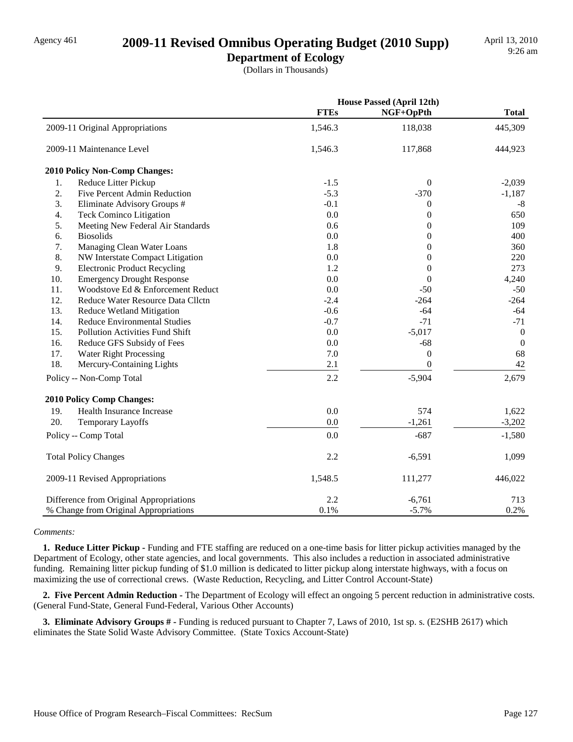# 2009-11 Revised Omnibus Operating Budget (2010 Supp)

## Department of Ecology

(Dollars in Thousands)

| | House Passed (April 12th) | | |
|---|---|---|---|
| | FTEs | NGF+OpPth | Total |
| 2009-11 Original Appropriations | 1,546.3 | 118,038 | 445,309 |
| 2009-11 Maintenance Level | 1,546.3 | 117,868 | 444,923 |
| **2010 Policy Non-Comp Changes:** | | | |
| 1. Reduce Litter Pickup | -1.5 | 0 | -2,039 |
| 2. Five Percent Admin Reduction | -5.3 | -370 | -1,187 |
| 3. Eliminate Advisory Groups # | -0.1 | 0 | -8 |
| 4. Teck Cominco Litigation | 0.0 | 0 | 650 |
| 5. Meeting New Federal Air Standards | 0.6 | 0 | 109 |
| 6. Biosolids | 0.0 | 0 | 400 |
| 7. Managing Clean Water Loans | 1.8 | 0 | 360 |
| 8. NW Interstate Compact Litigation | 0.0 | 0 | 220 |
| 9. Electronic Product Recycling | 1.2 | 0 | 273 |
| 10. Emergency Drought Response | 0.0 | 0 | 4,240 |
| 11. Woodstove Ed & Enforcement Reduct | 0.0 | -50 | -50 |
| 12. Reduce Water Resource Data Cllctn | -2.4 | -264 | -264 |
| 13. Reduce Wetland Mitigation | -0.6 | -64 | -64 |
| 14. Reduce Environmental Studies | -0.7 | -71 | -71 |
| 15. Pollution Activities Fund Shift | 0.0 | -5,017 | 0 |
| 16. Reduce GFS Subsidy of Fees | 0.0 | -68 | 0 |
| 17. Water Right Processing | 7.0 | 0 | 68 |
| 18. Mercury-Containing Lights | 2.1 | 0 | 42 |
| Policy -- Non-Comp Total | 2.2 | -5,904 | 2,679 |
| **2010 Policy Comp Changes:** | | | |
| 19. Health Insurance Increase | 0.0 | 574 | 1,622 |
| 20. Temporary Layoffs | 0.0 | -1,261 | -3,202 |
| Policy -- Comp Total | 0.0 | -687 | -1,580 |
| Total Policy Changes | 2.2 | -6,591 | 1,099 |
| 2009-11 Revised Appropriations | 1,548.5 | 111,277 | 446,022 |
| Difference from Original Appropriations | 2.2 | -6,761 | 713 |
| % Change from Original Appropriations | 0.1% | -5.7% | 0.2% |

*Comments:*

**1. Reduce Litter Pickup -** Funding and FTE staffing are reduced on a one-time basis for litter pickup activities managed by the Department of Ecology, other state agencies, and local governments. This also includes a reduction in associated administrative funding. Remaining litter pickup funding of $1.0 million is dedicated to litter pickup along interstate highways, with a focus on maximizing the use of correctional crews. (Waste Reduction, Recycling, and Litter Control Account-State)

**2. Five Percent Admin Reduction -** The Department of Ecology will effect an ongoing 5 percent reduction in administrative costs. (General Fund-State, General Fund-Federal, Various Other Accounts)

**3. Eliminate Advisory Groups # -** Funding is reduced pursuant to Chapter 7, Laws of 2010, 1st sp. s. (E2SHB 2617) which eliminates the State Solid Waste Advisory Committee. (State Toxics Account-State)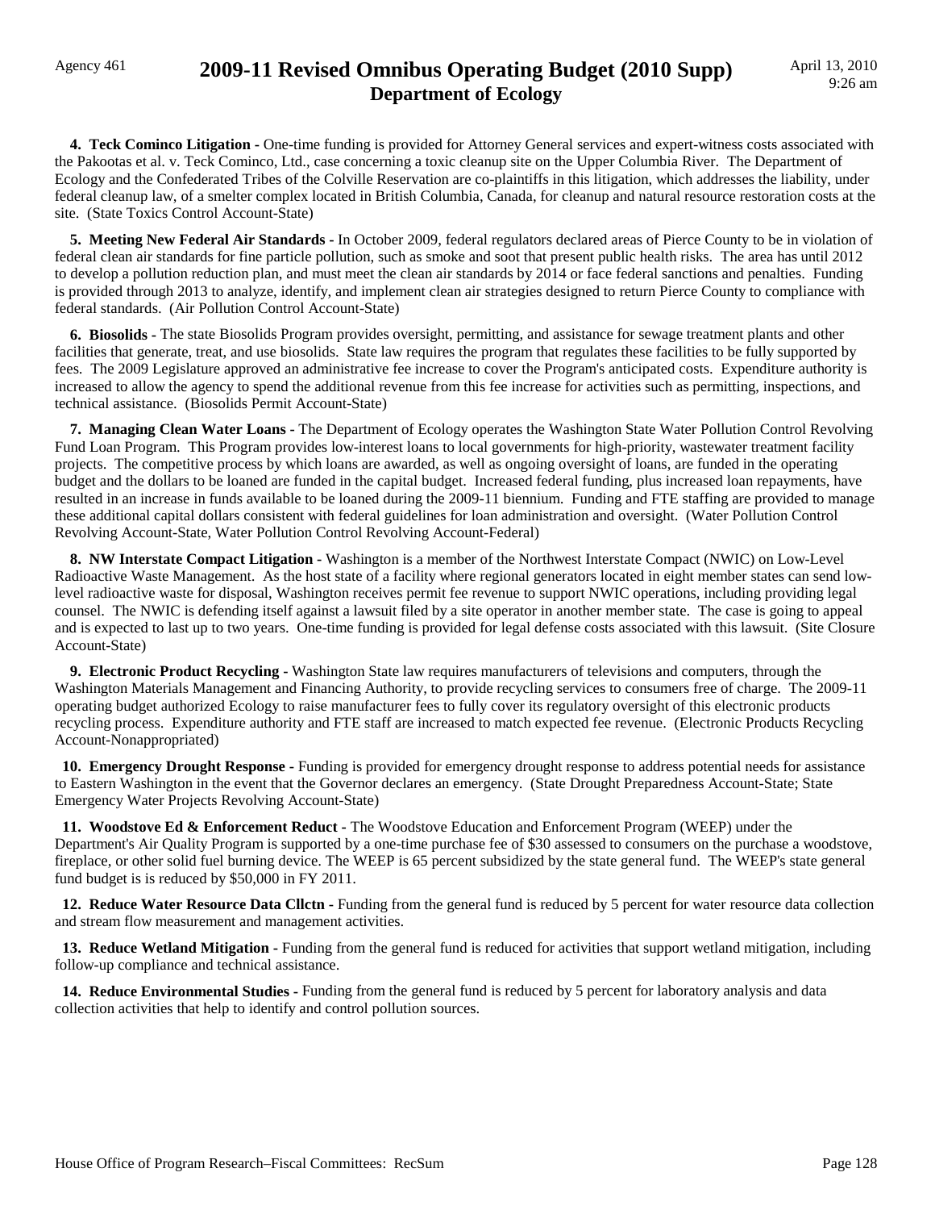**4. Teck Cominco Litigation -** One-time funding is provided for Attorney General services and expert-witness costs associated with the Pakootas et al. v. Teck Cominco, Ltd., case concerning a toxic cleanup site on the Upper Columbia River. The Department of Ecology and the Confederated Tribes of the Colville Reservation are co-plaintiffs in this litigation, which addresses the liability, under federal cleanup law, of a smelter complex located in British Columbia, Canada, for cleanup and natural resource restoration costs at the site. (State Toxics Control Account-State)

**5. Meeting New Federal Air Standards -** In October 2009, federal regulators declared areas of Pierce County to be in violation of federal clean air standards for fine particle pollution, such as smoke and soot that present public health risks. The area has until 2012 to develop a pollution reduction plan, and must meet the clean air standards by 2014 or face federal sanctions and penalties. Funding is provided through 2013 to analyze, identify, and implement clean air strategies designed to return Pierce County to compliance with federal standards. (Air Pollution Control Account-State)

**6. Biosolids -** The state Biosolids Program provides oversight, permitting, and assistance for sewage treatment plants and other facilities that generate, treat, and use biosolids. State law requires the program that regulates these facilities to be fully supported by fees. The 2009 Legislature approved an administrative fee increase to cover the Program's anticipated costs. Expenditure authority is increased to allow the agency to spend the additional revenue from this fee increase for activities such as permitting, inspections, and technical assistance. (Biosolids Permit Account-State)

**7. Managing Clean Water Loans -** The Department of Ecology operates the Washington State Water Pollution Control Revolving Fund Loan Program. This Program provides low-interest loans to local governments for high-priority, wastewater treatment facility projects. The competitive process by which loans are awarded, as well as ongoing oversight of loans, are funded in the operating budget and the dollars to be loaned are funded in the capital budget. Increased federal funding, plus increased loan repayments, have resulted in an increase in funds available to be loaned during the 2009-11 biennium. Funding and FTE staffing are provided to manage these additional capital dollars consistent with federal guidelines for loan administration and oversight. (Water Pollution Control Revolving Account-State, Water Pollution Control Revolving Account-Federal)

**8. NW Interstate Compact Litigation -** Washington is a member of the Northwest Interstate Compact (NWIC) on Low-Level Radioactive Waste Management. As the host state of a facility where regional generators located in eight member states can send low-level radioactive waste for disposal, Washington receives permit fee revenue to support NWIC operations, including providing legal counsel. The NWIC is defending itself against a lawsuit filed by a site operator in another member state. The case is going to appeal and is expected to last up to two years. One-time funding is provided for legal defense costs associated with this lawsuit. (Site Closure Account-State)

**9. Electronic Product Recycling -** Washington State law requires manufacturers of televisions and computers, through the Washington Materials Management and Financing Authority, to provide recycling services to consumers free of charge. The 2009-11 operating budget authorized Ecology to raise manufacturer fees to fully cover its regulatory oversight of this electronic products recycling process. Expenditure authority and FTE staff are increased to match expected fee revenue. (Electronic Products Recycling Account-Nonappropriated)

**10. Emergency Drought Response -** Funding is provided for emergency drought response to address potential needs for assistance to Eastern Washington in the event that the Governor declares an emergency. (State Drought Preparedness Account-State; State Emergency Water Projects Revolving Account-State)

**11. Woodstove Ed & Enforcement Reduct -** The Woodstove Education and Enforcement Program (WEEP) under the Department's Air Quality Program is supported by a one-time purchase fee of $30 assessed to consumers on the purchase a woodstove, fireplace, or other solid fuel burning device. The WEEP is 65 percent subsidized by the state general fund. The WEEP's state general fund budget is is reduced by $50,000 in FY 2011.

**12. Reduce Water Resource Data Cllctn -** Funding from the general fund is reduced by 5 percent for water resource data collection and stream flow measurement and management activities.

**13. Reduce Wetland Mitigation -** Funding from the general fund is reduced for activities that support wetland mitigation, including follow-up compliance and technical assistance.

**14. Reduce Environmental Studies -** Funding from the general fund is reduced by 5 percent for laboratory analysis and data collection activities that help to identify and control pollution sources.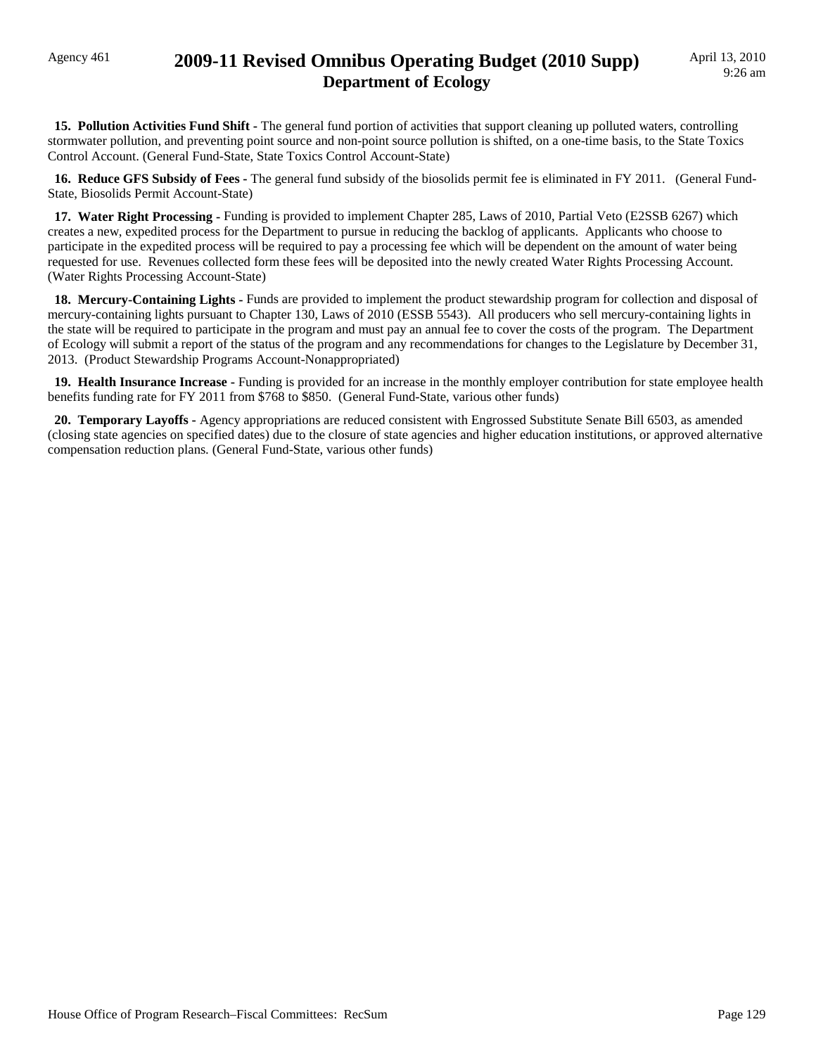**15. Pollution Activities Fund Shift -** The general fund portion of activities that support cleaning up polluted waters, controlling stormwater pollution, and preventing point source and non-point source pollution is shifted, on a one-time basis, to the State Toxics Control Account. (General Fund-State, State Toxics Control Account-State)

**16. Reduce GFS Subsidy of Fees -** The general fund subsidy of the biosolids permit fee is eliminated in FY 2011. (General Fund-State, Biosolids Permit Account-State)

**17. Water Right Processing -** Funding is provided to implement Chapter 285, Laws of 2010, Partial Veto (E2SSB 6267) which creates a new, expedited process for the Department to pursue in reducing the backlog of applicants. Applicants who choose to participate in the expedited process will be required to pay a processing fee which will be dependent on the amount of water being requested for use. Revenues collected form these fees will be deposited into the newly created Water Rights Processing Account. (Water Rights Processing Account-State)

**18. Mercury-Containing Lights -** Funds are provided to implement the product stewardship program for collection and disposal of mercury-containing lights pursuant to Chapter 130, Laws of 2010 (ESSB 5543). All producers who sell mercury-containing lights in the state will be required to participate in the program and must pay an annual fee to cover the costs of the program. The Department of Ecology will submit a report of the status of the program and any recommendations for changes to the Legislature by December 31, 2013. (Product Stewardship Programs Account-Nonappropriated)

**19. Health Insurance Increase -** Funding is provided for an increase in the monthly employer contribution for state employee health benefits funding rate for FY 2011 from $768 to $850. (General Fund-State, various other funds)

**20. Temporary Layoffs -** Agency appropriations are reduced consistent with Engrossed Substitute Senate Bill 6503, as amended (closing state agencies on specified dates) due to the closure of state agencies and higher education institutions, or approved alternative compensation reduction plans. (General Fund-State, various other funds)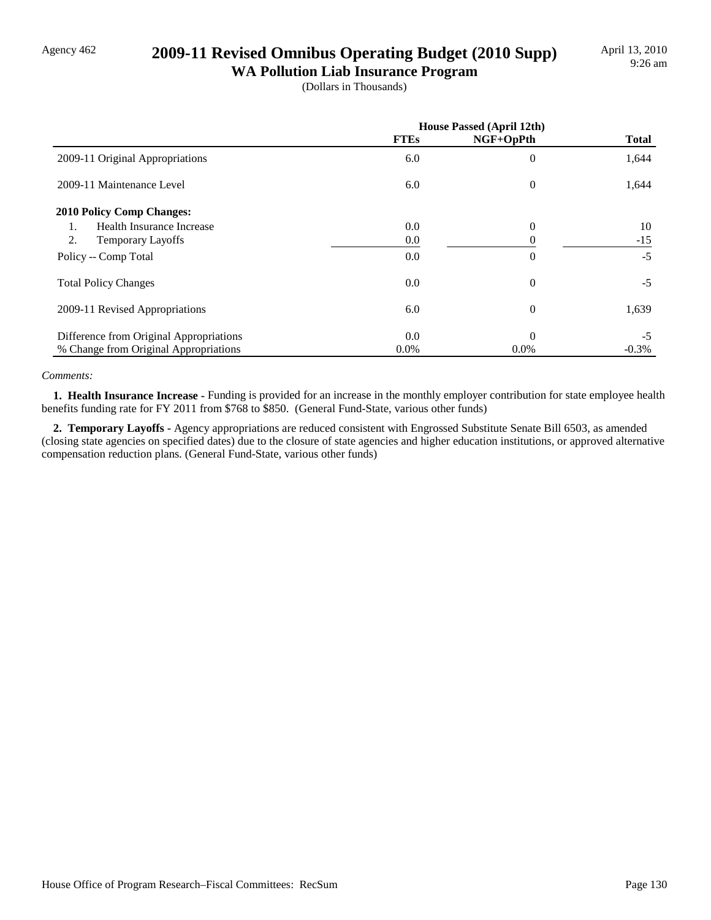Agency 462

# 2009-11 Revised Omnibus Operating Budget (2010 Supp)

## WA Pollution Liab Insurance Program

(Dollars in Thousands)

April 13, 2010
9:26 am

| | House Passed (April 12th) | | |
|---|---|---|---|
| | FTEs | NGF+OpPth | Total |
| 2009-11 Original Appropriations | 6.0 | 0 | 1,644 |
| 2009-11 Maintenance Level | 6.0 | 0 | 1,644 |
| **2010 Policy Comp Changes:** | | | |
| 1. Health Insurance Increase | 0.0 | 0 | 10 |
| 2. Temporary Layoffs | 0.0 | 0 | -15 |
| Policy -- Comp Total | 0.0 | 0 | -5 |
| Total Policy Changes | 0.0 | 0 | -5 |
| 2009-11 Revised Appropriations | 6.0 | 0 | 1,639 |
| Difference from Original Appropriations | 0.0 | 0 | -5 |
| % Change from Original Appropriations | 0.0% | 0.0% | -0.3% |

*Comments:*

**1. Health Insurance Increase -** Funding is provided for an increase in the monthly employer contribution for state employee health benefits funding rate for FY 2011 from $768 to $850. (General Fund-State, various other funds)

**2. Temporary Layoffs -** Agency appropriations are reduced consistent with Engrossed Substitute Senate Bill 6503, as amended (closing state agencies on specified dates) due to the closure of state agencies and higher education institutions, or approved alternative compensation reduction plans. (General Fund-State, various other funds)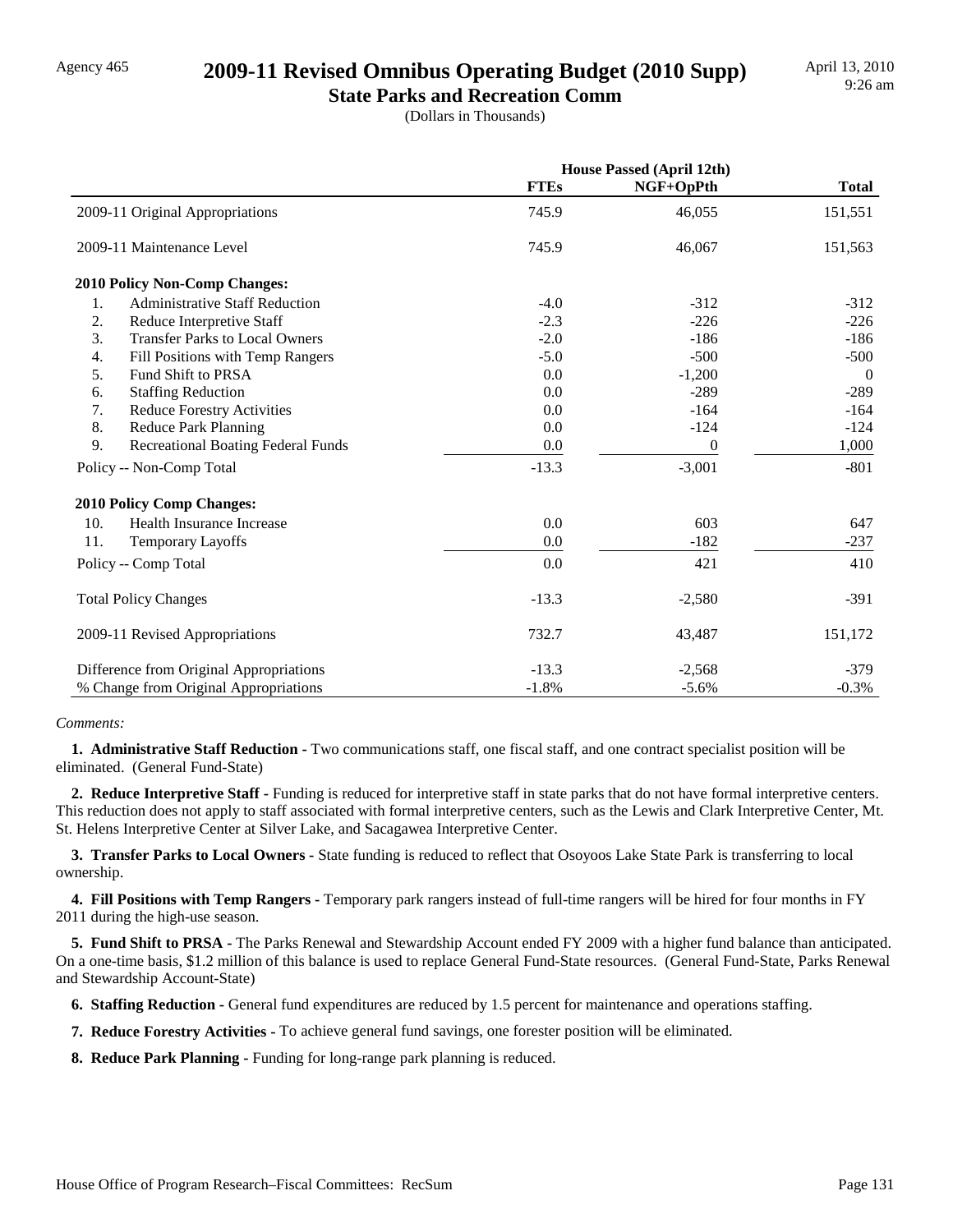Agency 465

# 2009-11 Revised Omnibus Operating Budget (2010 Supp)

## State Parks and Recreation Comm

(Dollars in Thousands)

April 13, 2010
9:26 am

| | House Passed (April 12th) | | |
|---|---|---|---|
| | FTEs | NGF+OpPth | Total |
| 2009-11 Original Appropriations | 745.9 | 46,055 | 151,551 |
| 2009-11 Maintenance Level | 745.9 | 46,067 | 151,563 |
| **2010 Policy Non-Comp Changes:** | | | |
| 1. Administrative Staff Reduction | -4.0 | -312 | -312 |
| 2. Reduce Interpretive Staff | -2.3 | -226 | -226 |
| 3. Transfer Parks to Local Owners | -2.0 | -186 | -186 |
| 4. Fill Positions with Temp Rangers | -5.0 | -500 | -500 |
| 5. Fund Shift to PRSA | 0.0 | -1,200 | 0 |
| 6. Staffing Reduction | 0.0 | -289 | -289 |
| 7. Reduce Forestry Activities | 0.0 | -164 | -164 |
| 8. Reduce Park Planning | 0.0 | -124 | -124 |
| 9. Recreational Boating Federal Funds | 0.0 | 0 | 1,000 |
| Policy -- Non-Comp Total | -13.3 | -3,001 | -801 |
| **2010 Policy Comp Changes:** | | | |
| 10. Health Insurance Increase | 0.0 | 603 | 647 |
| 11. Temporary Layoffs | 0.0 | -182 | -237 |
| Policy -- Comp Total | 0.0 | 421 | 410 |
| Total Policy Changes | -13.3 | -2,580 | -391 |
| 2009-11 Revised Appropriations | 732.7 | 43,487 | 151,172 |
| Difference from Original Appropriations | -13.3 | -2,568 | -379 |
| % Change from Original Appropriations | -1.8% | -5.6% | -0.3% |

*Comments:*

**1. Administrative Staff Reduction -** Two communications staff, one fiscal staff, and one contract specialist position will be eliminated. (General Fund-State)

**2. Reduce Interpretive Staff -** Funding is reduced for interpretive staff in state parks that do not have formal interpretive centers. This reduction does not apply to staff associated with formal interpretive centers, such as the Lewis and Clark Interpretive Center, Mt. St. Helens Interpretive Center at Silver Lake, and Sacagawea Interpretive Center.

**3. Transfer Parks to Local Owners -** State funding is reduced to reflect that Osoyoos Lake State Park is transferring to local ownership.

**4. Fill Positions with Temp Rangers -** Temporary park rangers instead of full-time rangers will be hired for four months in FY 2011 during the high-use season.

**5. Fund Shift to PRSA -** The Parks Renewal and Stewardship Account ended FY 2009 with a higher fund balance than anticipated. On a one-time basis, $1.2 million of this balance is used to replace General Fund-State resources. (General Fund-State, Parks Renewal and Stewardship Account-State)

**6. Staffing Reduction -** General fund expenditures are reduced by 1.5 percent for maintenance and operations staffing.

**7. Reduce Forestry Activities -** To achieve general fund savings, one forester position will be eliminated.

**8. Reduce Park Planning -** Funding for long-range park planning is reduced.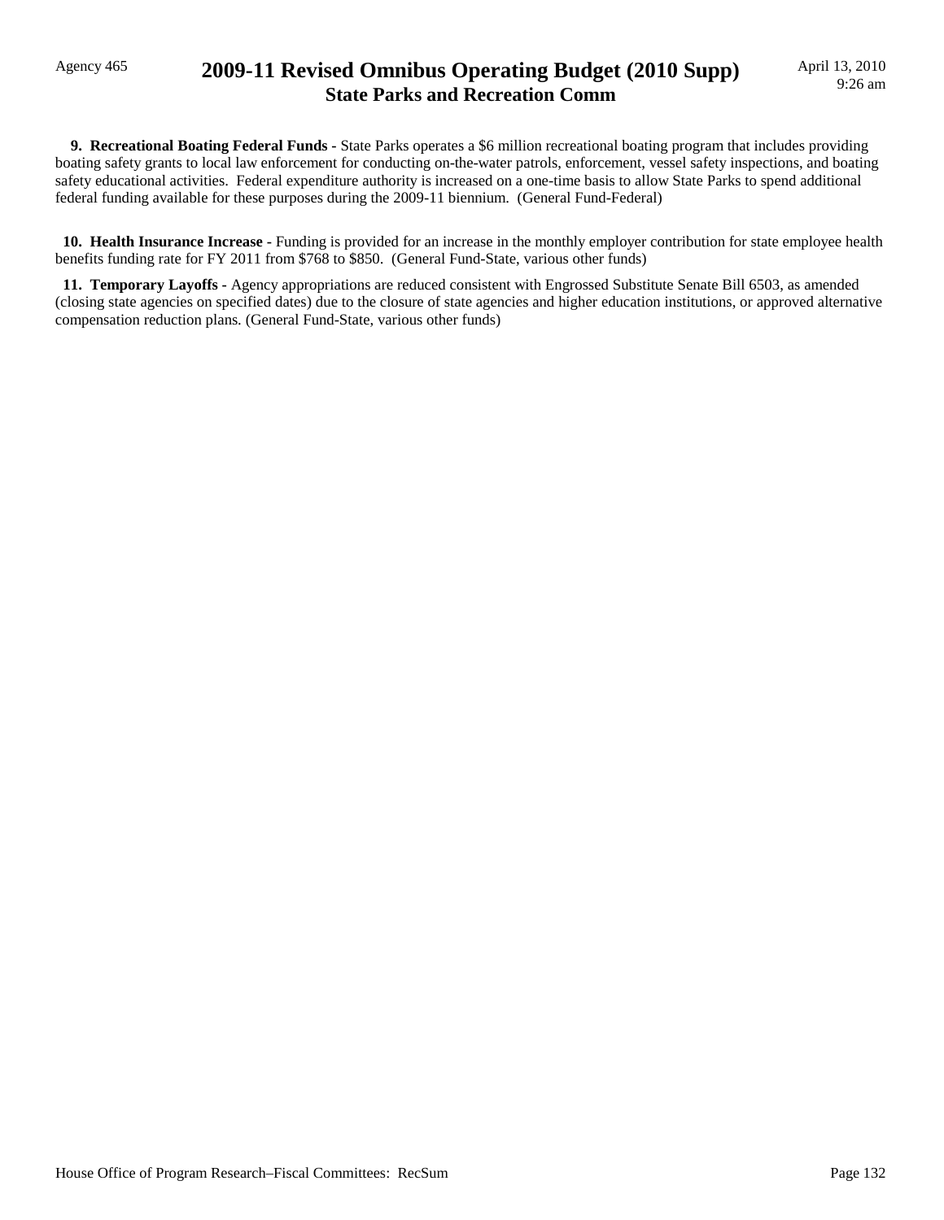**9. Recreational Boating Federal Funds -** State Parks operates a $6 million recreational boating program that includes providing boating safety grants to local law enforcement for conducting on-the-water patrols, enforcement, vessel safety inspections, and boating safety educational activities. Federal expenditure authority is increased on a one-time basis to allow State Parks to spend additional federal funding available for these purposes during the 2009-11 biennium. (General Fund-Federal)

**10. Health Insurance Increase -** Funding is provided for an increase in the monthly employer contribution for state employee health benefits funding rate for FY 2011 from $768 to $850. (General Fund-State, various other funds)

**11. Temporary Layoffs -** Agency appropriations are reduced consistent with Engrossed Substitute Senate Bill 6503, as amended (closing state agencies on specified dates) due to the closure of state agencies and higher education institutions, or approved alternative compensation reduction plans. (General Fund-State, various other funds)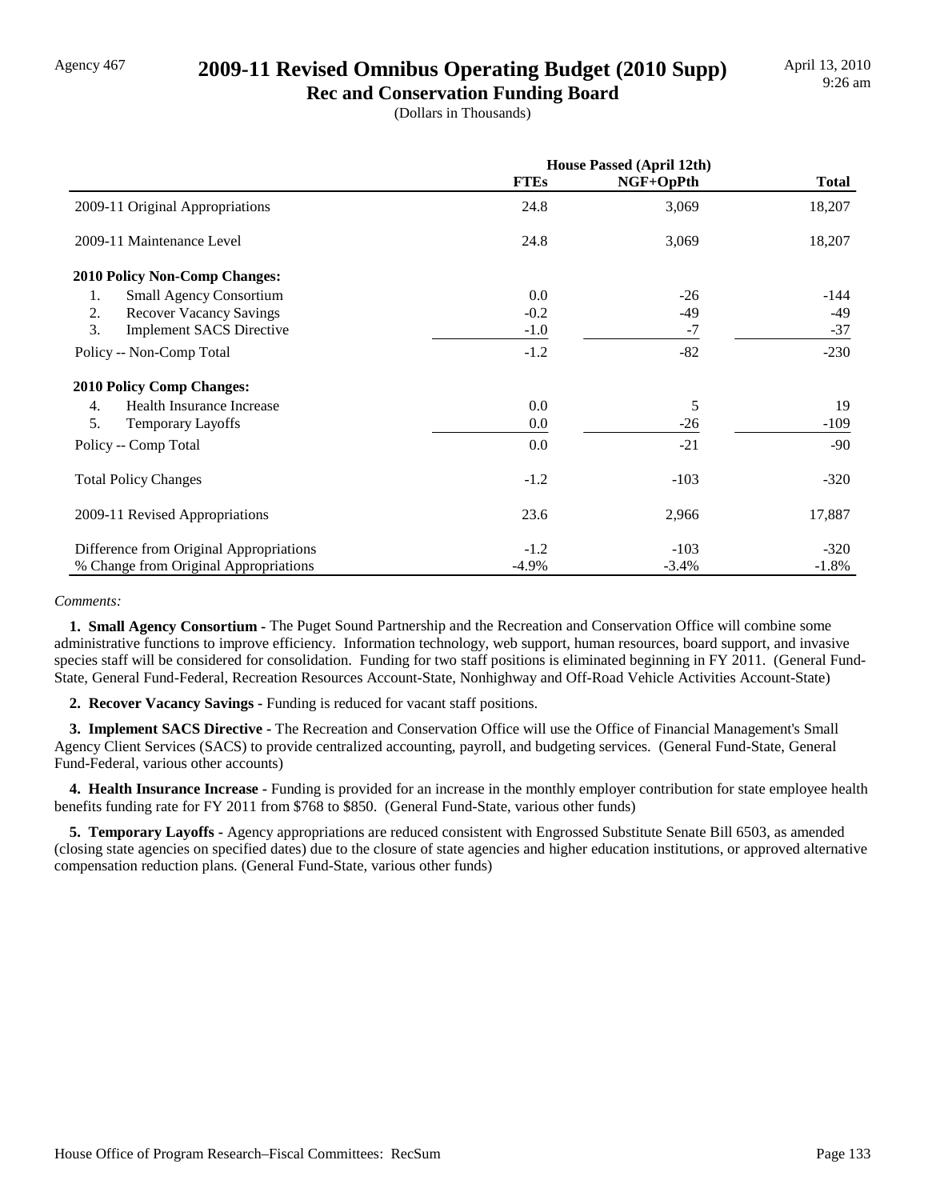Agency 467

# 2009-11 Revised Omnibus Operating Budget (2010 Supp)

## Rec and Conservation Funding Board

(Dollars in Thousands)

| | House Passed (April 12th) | | |
|---|---|---|---|
| | **FTEs** | **NGF+OpPth** | **Total** |
| 2009-11 Original Appropriations | 24.8 | 3,069 | 18,207 |
| 2009-11 Maintenance Level | 24.8 | 3,069 | 18,207 |
| **2010 Policy Non-Comp Changes:** | | | |
| 1. Small Agency Consortium | 0.0 | -26 | -144 |
| 2. Recover Vacancy Savings | -0.2 | -49 | -49 |
| 3. Implement SACS Directive | -1.0 | -7 | -37 |
| Policy -- Non-Comp Total | -1.2 | -82 | -230 |
| **2010 Policy Comp Changes:** | | | |
| 4. Health Insurance Increase | 0.0 | 5 | 19 |
| 5. Temporary Layoffs | 0.0 | -26 | -109 |
| Policy -- Comp Total | 0.0 | -21 | -90 |
| Total Policy Changes | -1.2 | -103 | -320 |
| 2009-11 Revised Appropriations | 23.6 | 2,966 | 17,887 |
| Difference from Original Appropriations | -1.2 | -103 | -320 |
| % Change from Original Appropriations | -4.9% | -3.4% | -1.8% |

*Comments:*

**1. Small Agency Consortium -** The Puget Sound Partnership and the Recreation and Conservation Office will combine some administrative functions to improve efficiency. Information technology, web support, human resources, board support, and invasive species staff will be considered for consolidation. Funding for two staff positions is eliminated beginning in FY 2011. (General Fund-State, General Fund-Federal, Recreation Resources Account-State, Nonhighway and Off-Road Vehicle Activities Account-State)

**2. Recover Vacancy Savings -** Funding is reduced for vacant staff positions.

**3. Implement SACS Directive -** The Recreation and Conservation Office will use the Office of Financial Management's Small Agency Client Services (SACS) to provide centralized accounting, payroll, and budgeting services. (General Fund-State, General Fund-Federal, various other accounts)

**4. Health Insurance Increase -** Funding is provided for an increase in the monthly employer contribution for state employee health benefits funding rate for FY 2011 from $768 to $850. (General Fund-State, various other funds)

**5. Temporary Layoffs -** Agency appropriations are reduced consistent with Engrossed Substitute Senate Bill 6503, as amended (closing state agencies on specified dates) due to the closure of state agencies and higher education institutions, or approved alternative compensation reduction plans. (General Fund-State, various other funds)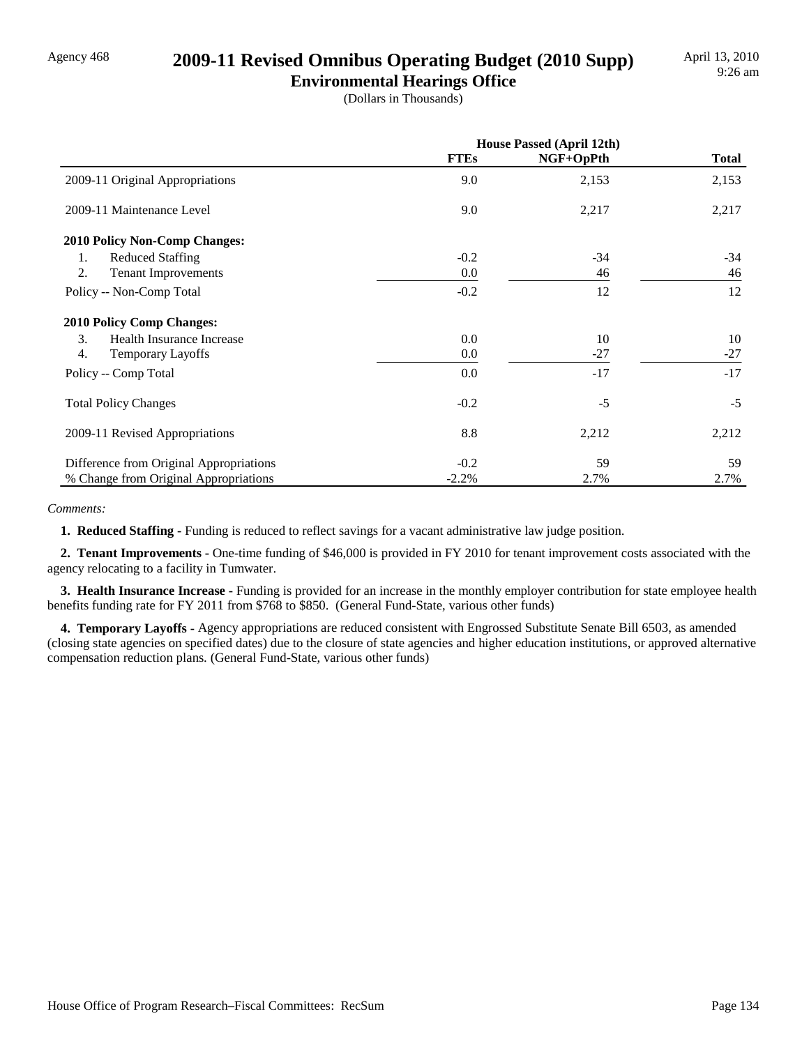Agency 468

# 2009-11 Revised Omnibus Operating Budget (2010 Supp)

## Environmental Hearings Office

(Dollars in Thousands)

April 13, 2010
9:26 am

| | House Passed (April 12th) | | |
|---|---|---|---|
| | **FTEs** | **NGF+OpPth** | **Total** |
| 2009-11 Original Appropriations | 9.0 | 2,153 | 2,153 |
| 2009-11 Maintenance Level | 9.0 | 2,217 | 2,217 |
| **2010 Policy Non-Comp Changes:** | | | |
| 1. Reduced Staffing | -0.2 | -34 | -34 |
| 2. Tenant Improvements | 0.0 | 46 | 46 |
| Policy -- Non-Comp Total | -0.2 | 12 | 12 |
| **2010 Policy Comp Changes:** | | | |
| 3. Health Insurance Increase | 0.0 | 10 | 10 |
| 4. Temporary Layoffs | 0.0 | -27 | -27 |
| Policy -- Comp Total | 0.0 | -17 | -17 |
| Total Policy Changes | -0.2 | -5 | -5 |
| 2009-11 Revised Appropriations | 8.8 | 2,212 | 2,212 |
| Difference from Original Appropriations | -0.2 | 59 | 59 |
| % Change from Original Appropriations | -2.2% | 2.7% | 2.7% |

*Comments:*

**1. Reduced Staffing -** Funding is reduced to reflect savings for a vacant administrative law judge position.

**2. Tenant Improvements -** One-time funding of $46,000 is provided in FY 2010 for tenant improvement costs associated with the agency relocating to a facility in Tumwater.

**3. Health Insurance Increase -** Funding is provided for an increase in the monthly employer contribution for state employee health benefits funding rate for FY 2011 from $768 to $850. (General Fund-State, various other funds)

**4. Temporary Layoffs -** Agency appropriations are reduced consistent with Engrossed Substitute Senate Bill 6503, as amended (closing state agencies on specified dates) due to the closure of state agencies and higher education institutions, or approved alternative compensation reduction plans. (General Fund-State, various other funds)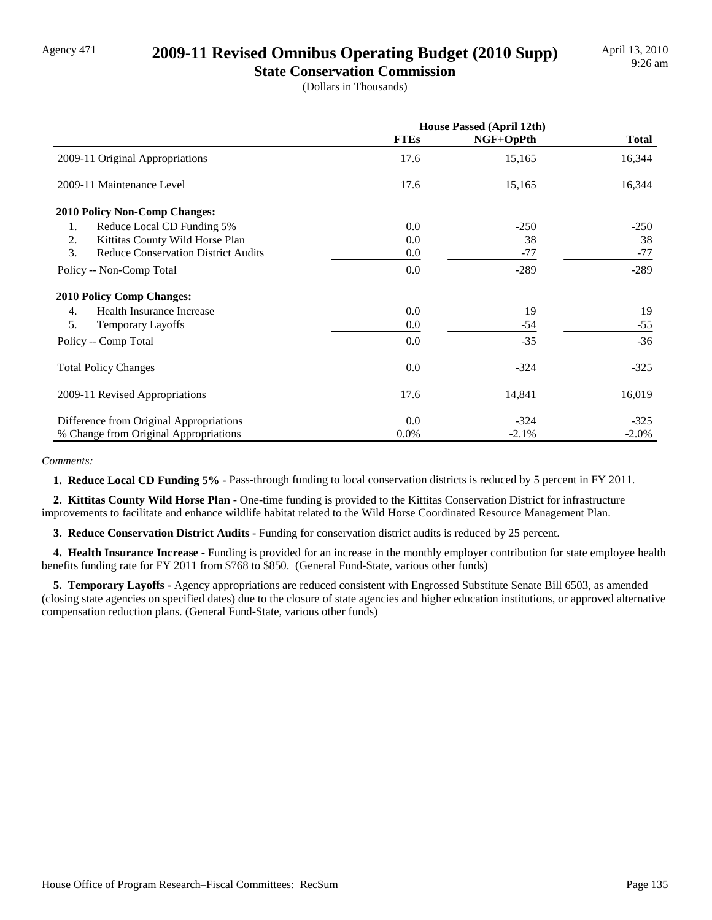# 2009-11 Revised Omnibus Operating Budget (2010 Supp)

## State Conservation Commission

(Dollars in Thousands)

| | House Passed (April 12th) | | |
|---|---|---|---|
| | **FTEs** | **NGF+OpPth** | **Total** |
| 2009-11 Original Appropriations | 17.6 | 15,165 | 16,344 |
| 2009-11 Maintenance Level | 17.6 | 15,165 | 16,344 |
| **2010 Policy Non-Comp Changes:** | | | |
| 1. Reduce Local CD Funding 5% | 0.0 | -250 | -250 |
| 2. Kittitas County Wild Horse Plan | 0.0 | 38 | 38 |
| 3. Reduce Conservation District Audits | 0.0 | -77 | -77 |
| Policy -- Non-Comp Total | 0.0 | -289 | -289 |
| **2010 Policy Comp Changes:** | | | |
| 4. Health Insurance Increase | 0.0 | 19 | 19 |
| 5. Temporary Layoffs | 0.0 | -54 | -55 |
| Policy -- Comp Total | 0.0 | -35 | -36 |
| Total Policy Changes | 0.0 | -324 | -325 |
| 2009-11 Revised Appropriations | 17.6 | 14,841 | 16,019 |
| Difference from Original Appropriations | 0.0 | -324 | -325 |
| % Change from Original Appropriations | 0.0% | -2.1% | -2.0% |

*Comments:*

**1. Reduce Local CD Funding 5% -** Pass-through funding to local conservation districts is reduced by 5 percent in FY 2011.

**2. Kittitas County Wild Horse Plan -** One-time funding is provided to the Kittitas Conservation District for infrastructure improvements to facilitate and enhance wildlife habitat related to the Wild Horse Coordinated Resource Management Plan.

**3. Reduce Conservation District Audits -** Funding for conservation district audits is reduced by 25 percent.

**4. Health Insurance Increase -** Funding is provided for an increase in the monthly employer contribution for state employee health benefits funding rate for FY 2011 from $768 to $850. (General Fund-State, various other funds)

**5. Temporary Layoffs -** Agency appropriations are reduced consistent with Engrossed Substitute Senate Bill 6503, as amended (closing state agencies on specified dates) due to the closure of state agencies and higher education institutions, or approved alternative compensation reduction plans. (General Fund-State, various other funds)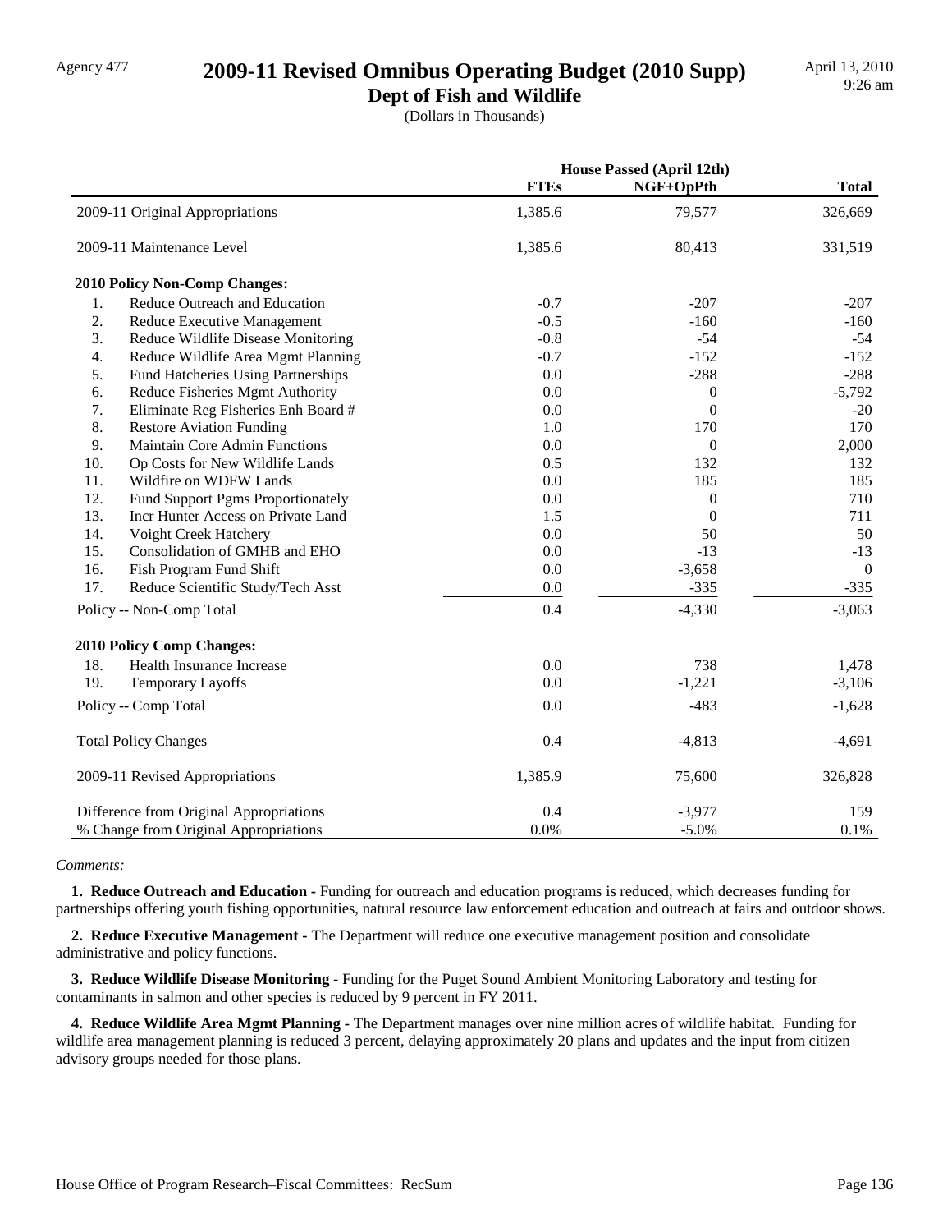Agency 477

# 2009-11 Revised Omnibus Operating Budget (2010 Supp)

## Dept of Fish and Wildlife

(Dollars in Thousands)

April 13, 2010
9:26 am

| | House Passed (April 12th) | | |
|---|---|---|---|
| | FTEs | NGF+OpPth | Total |
| 2009-11 Original Appropriations | 1,385.6 | 79,577 | 326,669 |
| 2009-11 Maintenance Level | 1,385.6 | 80,413 | 331,519 |
| **2010 Policy Non-Comp Changes:** | | | |
| 1. Reduce Outreach and Education | -0.7 | -207 | -207 |
| 2. Reduce Executive Management | -0.5 | -160 | -160 |
| 3. Reduce Wildlife Disease Monitoring | -0.8 | -54 | -54 |
| 4. Reduce Wildlife Area Mgmt Planning | -0.7 | -152 | -152 |
| 5. Fund Hatcheries Using Partnerships | 0.0 | -288 | -288 |
| 6. Reduce Fisheries Mgmt Authority | 0.0 | 0 | -5,792 |
| 7. Eliminate Reg Fisheries Enh Board # | 0.0 | 0 | -20 |
| 8. Restore Aviation Funding | 1.0 | 170 | 170 |
| 9. Maintain Core Admin Functions | 0.0 | 0 | 2,000 |
| 10. Op Costs for New Wildlife Lands | 0.5 | 132 | 132 |
| 11. Wildfire on WDFW Lands | 0.0 | 185 | 185 |
| 12. Fund Support Pgms Proportionately | 0.0 | 0 | 710 |
| 13. Incr Hunter Access on Private Land | 1.5 | 0 | 711 |
| 14. Voight Creek Hatchery | 0.0 | 50 | 50 |
| 15. Consolidation of GMHB and EHO | 0.0 | -13 | -13 |
| 16. Fish Program Fund Shift | 0.0 | -3,658 | 0 |
| 17. Reduce Scientific Study/Tech Asst | 0.0 | -335 | -335 |
| Policy -- Non-Comp Total | 0.4 | -4,330 | -3,063 |
| **2010 Policy Comp Changes:** | | | |
| 18. Health Insurance Increase | 0.0 | 738 | 1,478 |
| 19. Temporary Layoffs | 0.0 | -1,221 | -3,106 |
| Policy -- Comp Total | 0.0 | -483 | -1,628 |
| Total Policy Changes | 0.4 | -4,813 | -4,691 |
| 2009-11 Revised Appropriations | 1,385.9 | 75,600 | 326,828 |
| Difference from Original Appropriations | 0.4 | -3,977 | 159 |
| % Change from Original Appropriations | 0.0% | -5.0% | 0.1% |

*Comments:*

**1. Reduce Outreach and Education -** Funding for outreach and education programs is reduced, which decreases funding for partnerships offering youth fishing opportunities, natural resource law enforcement education and outreach at fairs and outdoor shows.

**2. Reduce Executive Management -** The Department will reduce one executive management position and consolidate administrative and policy functions.

**3. Reduce Wildlife Disease Monitoring -** Funding for the Puget Sound Ambient Monitoring Laboratory and testing for contaminants in salmon and other species is reduced by 9 percent in FY 2011.

**4. Reduce Wildlife Area Mgmt Planning -** The Department manages over nine million acres of wildlife habitat. Funding for wildlife area management planning is reduced 3 percent, delaying approximately 20 plans and updates and the input from citizen advisory groups needed for those plans.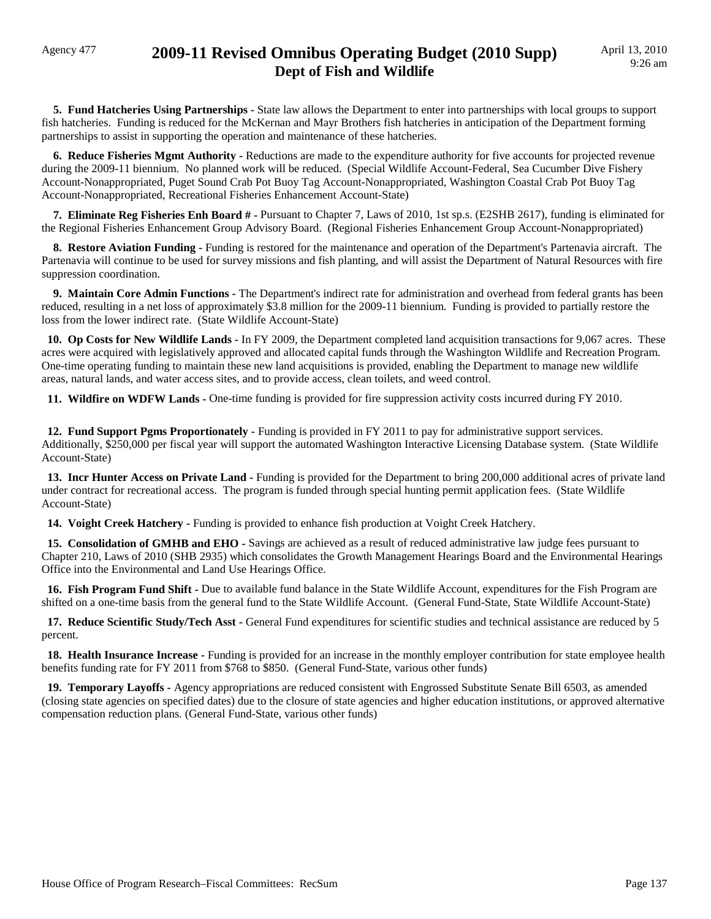**5. Fund Hatcheries Using Partnerships -** State law allows the Department to enter into partnerships with local groups to support fish hatcheries. Funding is reduced for the McKernan and Mayr Brothers fish hatcheries in anticipation of the Department forming partnerships to assist in supporting the operation and maintenance of these hatcheries.

**6. Reduce Fisheries Mgmt Authority -** Reductions are made to the expenditure authority for five accounts for projected revenue during the 2009-11 biennium. No planned work will be reduced. (Special Wildlife Account-Federal, Sea Cucumber Dive Fishery Account-Nonappropriated, Puget Sound Crab Pot Buoy Tag Account-Nonappropriated, Washington Coastal Crab Pot Buoy Tag Account-Nonappropriated, Recreational Fisheries Enhancement Account-State)

**7. Eliminate Reg Fisheries Enh Board # -** Pursuant to Chapter 7, Laws of 2010, 1st sp.s. (E2SHB 2617), funding is eliminated for the Regional Fisheries Enhancement Group Advisory Board. (Regional Fisheries Enhancement Group Account-Nonappropriated)

**8. Restore Aviation Funding -** Funding is restored for the maintenance and operation of the Department's Partenavia aircraft. The Partenavia will continue to be used for survey missions and fish planting, and will assist the Department of Natural Resources with fire suppression coordination.

**9. Maintain Core Admin Functions -** The Department's indirect rate for administration and overhead from federal grants has been reduced, resulting in a net loss of approximately $3.8 million for the 2009-11 biennium. Funding is provided to partially restore the loss from the lower indirect rate. (State Wildlife Account-State)

**10. Op Costs for New Wildlife Lands -** In FY 2009, the Department completed land acquisition transactions for 9,067 acres. These acres were acquired with legislatively approved and allocated capital funds through the Washington Wildlife and Recreation Program. One-time operating funding to maintain these new land acquisitions is provided, enabling the Department to manage new wildlife areas, natural lands, and water access sites, and to provide access, clean toilets, and weed control.

**11. Wildfire on WDFW Lands -** One-time funding is provided for fire suppression activity costs incurred during FY 2010.

**12. Fund Support Pgms Proportionately -** Funding is provided in FY 2011 to pay for administrative support services. Additionally, $250,000 per fiscal year will support the automated Washington Interactive Licensing Database system. (State Wildlife Account-State)

**13. Incr Hunter Access on Private Land -** Funding is provided for the Department to bring 200,000 additional acres of private land under contract for recreational access. The program is funded through special hunting permit application fees. (State Wildlife Account-State)

**14. Voight Creek Hatchery -** Funding is provided to enhance fish production at Voight Creek Hatchery.

**15. Consolidation of GMHB and EHO -** Savings are achieved as a result of reduced administrative law judge fees pursuant to Chapter 210, Laws of 2010 (SHB 2935) which consolidates the Growth Management Hearings Board and the Environmental Hearings Office into the Environmental and Land Use Hearings Office.

**16. Fish Program Fund Shift -** Due to available fund balance in the State Wildlife Account, expenditures for the Fish Program are shifted on a one-time basis from the general fund to the State Wildlife Account. (General Fund-State, State Wildlife Account-State)

**17. Reduce Scientific Study/Tech Asst -** General Fund expenditures for scientific studies and technical assistance are reduced by 5 percent.

**18. Health Insurance Increase -** Funding is provided for an increase in the monthly employer contribution for state employee health benefits funding rate for FY 2011 from $768 to $850. (General Fund-State, various other funds)

**19. Temporary Layoffs -** Agency appropriations are reduced consistent with Engrossed Substitute Senate Bill 6503, as amended (closing state agencies on specified dates) due to the closure of state agencies and higher education institutions, or approved alternative compensation reduction plans. (General Fund-State, various other funds)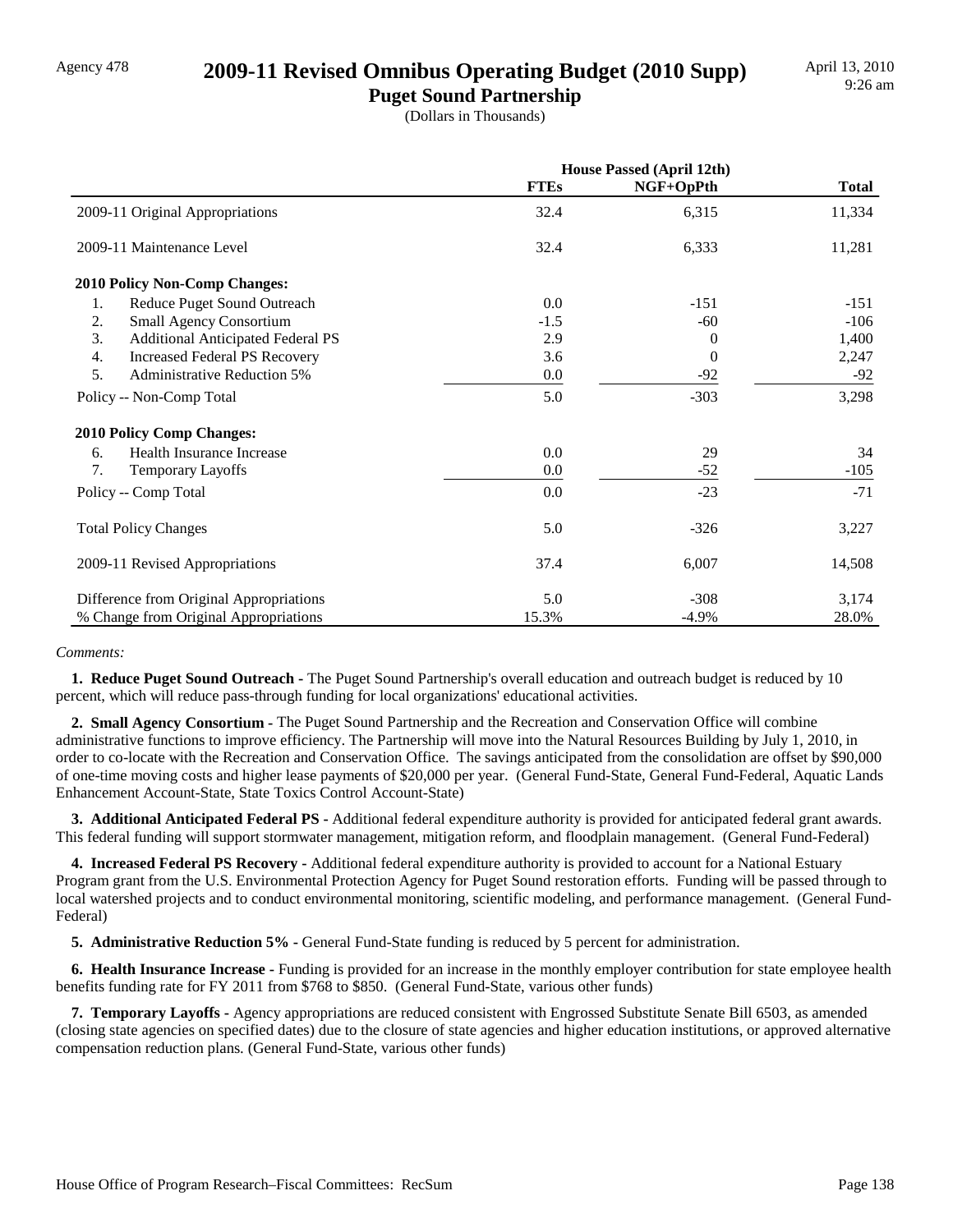Agency 478

# 2009-11 Revised Omnibus Operating Budget (2010 Supp)

## Puget Sound Partnership

(Dollars in Thousands)

April 13, 2010
9:26 am

| | House Passed (April 12th) | | |
|---|---|---|---|
| | FTEs | NGF+OpPth | Total |
| 2009-11 Original Appropriations | 32.4 | 6,315 | 11,334 |
| 2009-11 Maintenance Level | 32.4 | 6,333 | 11,281 |
| **2010 Policy Non-Comp Changes:** | | | |
| 1. Reduce Puget Sound Outreach | 0.0 | -151 | -151 |
| 2. Small Agency Consortium | -1.5 | -60 | -106 |
| 3. Additional Anticipated Federal PS | 2.9 | 0 | 1,400 |
| 4. Increased Federal PS Recovery | 3.6 | 0 | 2,247 |
| 5. Administrative Reduction 5% | 0.0 | -92 | -92 |
| Policy -- Non-Comp Total | 5.0 | -303 | 3,298 |
| **2010 Policy Comp Changes:** | | | |
| 6. Health Insurance Increase | 0.0 | 29 | 34 |
| 7. Temporary Layoffs | 0.0 | -52 | -105 |
| Policy -- Comp Total | 0.0 | -23 | -71 |
| Total Policy Changes | 5.0 | -326 | 3,227 |
| 2009-11 Revised Appropriations | 37.4 | 6,007 | 14,508 |
| Difference from Original Appropriations | 5.0 | -308 | 3,174 |
| % Change from Original Appropriations | 15.3% | -4.9% | 28.0% |

*Comments:*

**1. Reduce Puget Sound Outreach -** The Puget Sound Partnership's overall education and outreach budget is reduced by 10 percent, which will reduce pass-through funding for local organizations' educational activities.

**2. Small Agency Consortium -** The Puget Sound Partnership and the Recreation and Conservation Office will combine administrative functions to improve efficiency. The Partnership will move into the Natural Resources Building by July 1, 2010, in order to co-locate with the Recreation and Conservation Office. The savings anticipated from the consolidation are offset by $90,000 of one-time moving costs and higher lease payments of $20,000 per year. (General Fund-State, General Fund-Federal, Aquatic Lands Enhancement Account-State, State Toxics Control Account-State)

**3. Additional Anticipated Federal PS -** Additional federal expenditure authority is provided for anticipated federal grant awards. This federal funding will support stormwater management, mitigation reform, and floodplain management. (General Fund-Federal)

**4. Increased Federal PS Recovery -** Additional federal expenditure authority is provided to account for a National Estuary Program grant from the U.S. Environmental Protection Agency for Puget Sound restoration efforts. Funding will be passed through to local watershed projects and to conduct environmental monitoring, scientific modeling, and performance management. (General Fund-Federal)

**5. Administrative Reduction 5% -** General Fund-State funding is reduced by 5 percent for administration.

**6. Health Insurance Increase -** Funding is provided for an increase in the monthly employer contribution for state employee health benefits funding rate for FY 2011 from $768 to $850. (General Fund-State, various other funds)

**7. Temporary Layoffs -** Agency appropriations are reduced consistent with Engrossed Substitute Senate Bill 6503, as amended (closing state agencies on specified dates) due to the closure of state agencies and higher education institutions, or approved alternative compensation reduction plans. (General Fund-State, various other funds)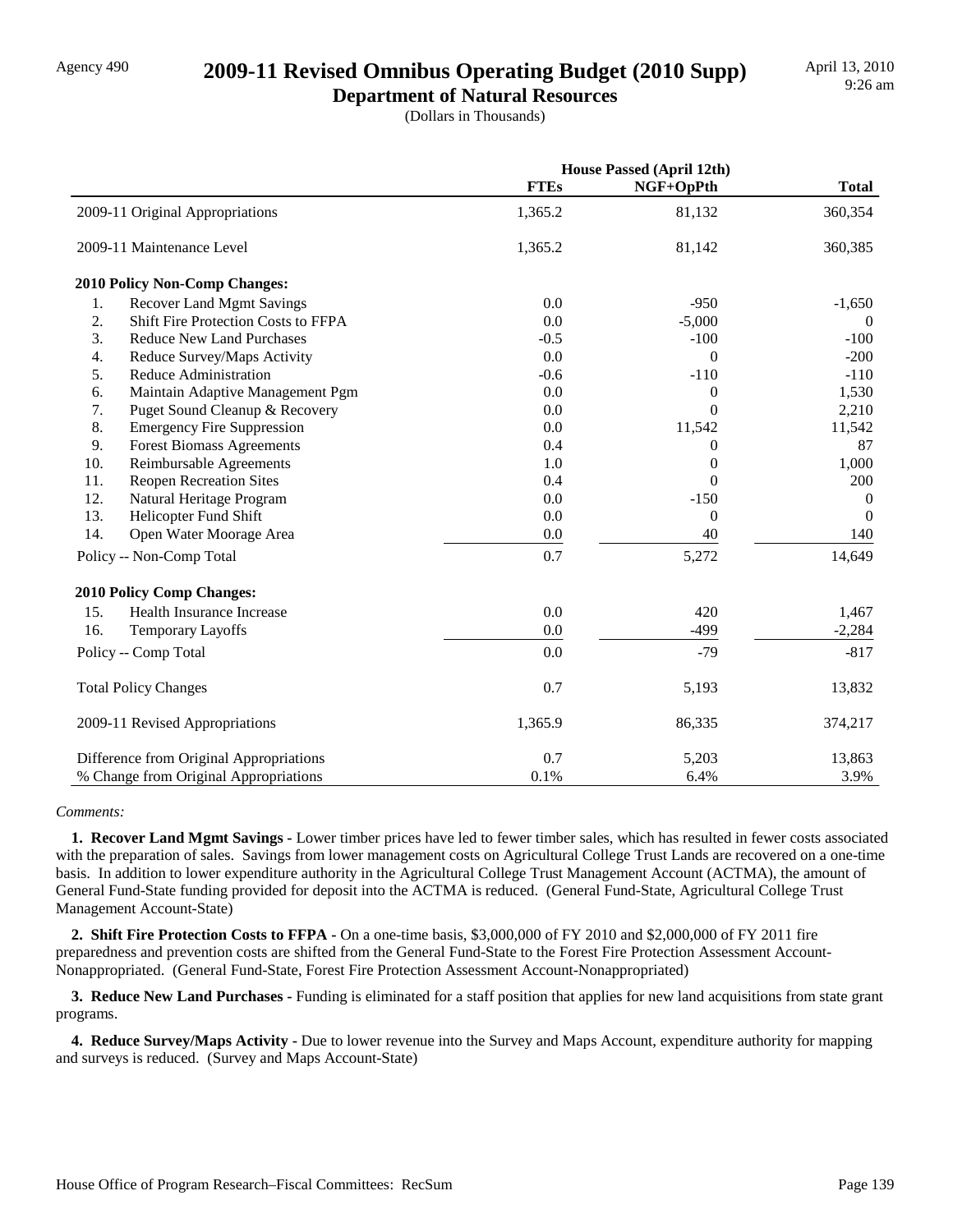Agency 490

# 2009-11 Revised Omnibus Operating Budget (2010 Supp)

## Department of Natural Resources

(Dollars in Thousands)

April 13, 2010
9:26 am

| | House Passed (April 12th) | | |
|---|---|---|---|
| | FTEs | NGF+OpPth | Total |
| 2009-11 Original Appropriations | 1,365.2 | 81,132 | 360,354 |
| 2009-11 Maintenance Level | 1,365.2 | 81,142 | 360,385 |
| **2010 Policy Non-Comp Changes:** | | | |
| 1. Recover Land Mgmt Savings | 0.0 | -950 | -1,650 |
| 2. Shift Fire Protection Costs to FFPA | 0.0 | -5,000 | 0 |
| 3. Reduce New Land Purchases | -0.5 | -100 | -100 |
| 4. Reduce Survey/Maps Activity | 0.0 | 0 | -200 |
| 5. Reduce Administration | -0.6 | -110 | -110 |
| 6. Maintain Adaptive Management Pgm | 0.0 | 0 | 1,530 |
| 7. Puget Sound Cleanup & Recovery | 0.0 | 0 | 2,210 |
| 8. Emergency Fire Suppression | 0.0 | 11,542 | 11,542 |
| 9. Forest Biomass Agreements | 0.4 | 0 | 87 |
| 10. Reimbursable Agreements | 1.0 | 0 | 1,000 |
| 11. Reopen Recreation Sites | 0.4 | 0 | 200 |
| 12. Natural Heritage Program | 0.0 | -150 | 0 |
| 13. Helicopter Fund Shift | 0.0 | 0 | 0 |
| 14. Open Water Moorage Area | 0.0 | 40 | 140 |
| Policy -- Non-Comp Total | 0.7 | 5,272 | 14,649 |
| **2010 Policy Comp Changes:** | | | |
| 15. Health Insurance Increase | 0.0 | 420 | 1,467 |
| 16. Temporary Layoffs | 0.0 | -499 | -2,284 |
| Policy -- Comp Total | 0.0 | -79 | -817 |
| Total Policy Changes | 0.7 | 5,193 | 13,832 |
| 2009-11 Revised Appropriations | 1,365.9 | 86,335 | 374,217 |
| Difference from Original Appropriations | 0.7 | 5,203 | 13,863 |
| % Change from Original Appropriations | 0.1% | 6.4% | 3.9% |

*Comments:*

**1. Recover Land Mgmt Savings -** Lower timber prices have led to fewer timber sales, which has resulted in fewer costs associated with the preparation of sales. Savings from lower management costs on Agricultural College Trust Lands are recovered on a one-time basis. In addition to lower expenditure authority in the Agricultural College Trust Management Account (ACTMA), the amount of General Fund-State funding provided for deposit into the ACTMA is reduced. (General Fund-State, Agricultural College Trust Management Account-State)

**2. Shift Fire Protection Costs to FFPA -** On a one-time basis, $3,000,000 of FY 2010 and $2,000,000 of FY 2011 fire preparedness and prevention costs are shifted from the General Fund-State to the Forest Fire Protection Assessment Account-Nonappropriated. (General Fund-State, Forest Fire Protection Assessment Account-Nonappropriated)

**3. Reduce New Land Purchases -** Funding is eliminated for a staff position that applies for new land acquisitions from state grant programs.

**4. Reduce Survey/Maps Activity -** Due to lower revenue into the Survey and Maps Account, expenditure authority for mapping and surveys is reduced. (Survey and Maps Account-State)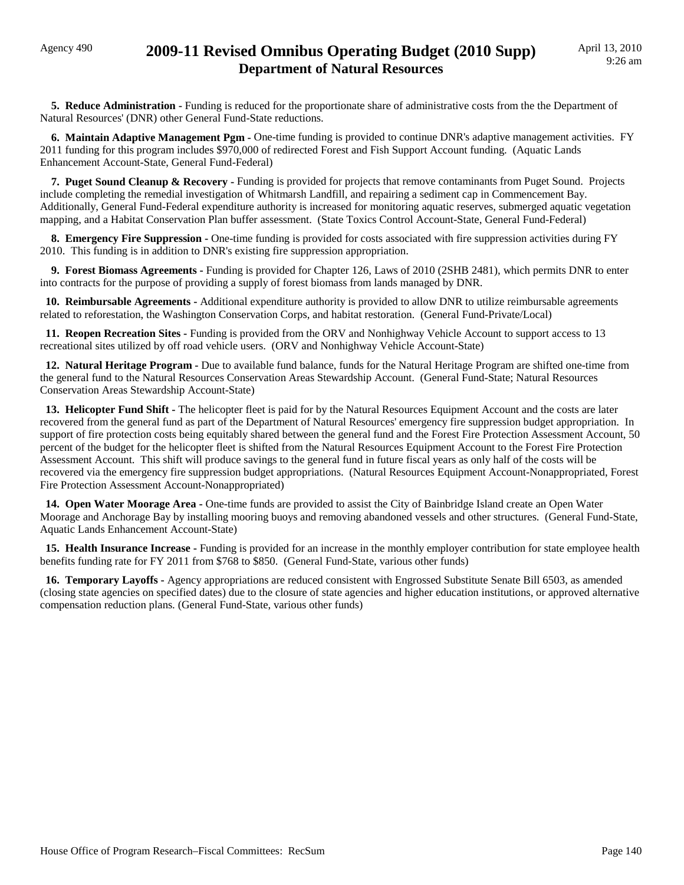**5. Reduce Administration -** Funding is reduced for the proportionate share of administrative costs from the the Department of Natural Resources' (DNR) other General Fund-State reductions.

**6. Maintain Adaptive Management Pgm -** One-time funding is provided to continue DNR's adaptive management activities. FY 2011 funding for this program includes $970,000 of redirected Forest and Fish Support Account funding. (Aquatic Lands Enhancement Account-State, General Fund-Federal)

**7. Puget Sound Cleanup & Recovery -** Funding is provided for projects that remove contaminants from Puget Sound. Projects include completing the remedial investigation of Whitmarsh Landfill, and repairing a sediment cap in Commencement Bay. Additionally, General Fund-Federal expenditure authority is increased for monitoring aquatic reserves, submerged aquatic vegetation mapping, and a Habitat Conservation Plan buffer assessment. (State Toxics Control Account-State, General Fund-Federal)

**8. Emergency Fire Suppression -** One-time funding is provided for costs associated with fire suppression activities during FY 2010. This funding is in addition to DNR's existing fire suppression appropriation.

**9. Forest Biomass Agreements -** Funding is provided for Chapter 126, Laws of 2010 (2SHB 2481), which permits DNR to enter into contracts for the purpose of providing a supply of forest biomass from lands managed by DNR.

**10. Reimbursable Agreements -** Additional expenditure authority is provided to allow DNR to utilize reimbursable agreements related to reforestation, the Washington Conservation Corps, and habitat restoration. (General Fund-Private/Local)

**11. Reopen Recreation Sites -** Funding is provided from the ORV and Nonhighway Vehicle Account to support access to 13 recreational sites utilized by off road vehicle users. (ORV and Nonhighway Vehicle Account-State)

**12. Natural Heritage Program -** Due to available fund balance, funds for the Natural Heritage Program are shifted one-time from the general fund to the Natural Resources Conservation Areas Stewardship Account. (General Fund-State; Natural Resources Conservation Areas Stewardship Account-State)

**13. Helicopter Fund Shift -** The helicopter fleet is paid for by the Natural Resources Equipment Account and the costs are later recovered from the general fund as part of the Department of Natural Resources' emergency fire suppression budget appropriation. In support of fire protection costs being equitably shared between the general fund and the Forest Fire Protection Assessment Account, 50 percent of the budget for the helicopter fleet is shifted from the Natural Resources Equipment Account to the Forest Fire Protection Assessment Account. This shift will produce savings to the general fund in future fiscal years as only half of the costs will be recovered via the emergency fire suppression budget appropriations. (Natural Resources Equipment Account-Nonappropriated, Forest Fire Protection Assessment Account-Nonappropriated)

**14. Open Water Moorage Area -** One-time funds are provided to assist the City of Bainbridge Island create an Open Water Moorage and Anchorage Bay by installing mooring buoys and removing abandoned vessels and other structures. (General Fund-State, Aquatic Lands Enhancement Account-State)

**15. Health Insurance Increase -** Funding is provided for an increase in the monthly employer contribution for state employee health benefits funding rate for FY 2011 from $768 to $850. (General Fund-State, various other funds)

**16. Temporary Layoffs -** Agency appropriations are reduced consistent with Engrossed Substitute Senate Bill 6503, as amended (closing state agencies on specified dates) due to the closure of state agencies and higher education institutions, or approved alternative compensation reduction plans. (General Fund-State, various other funds)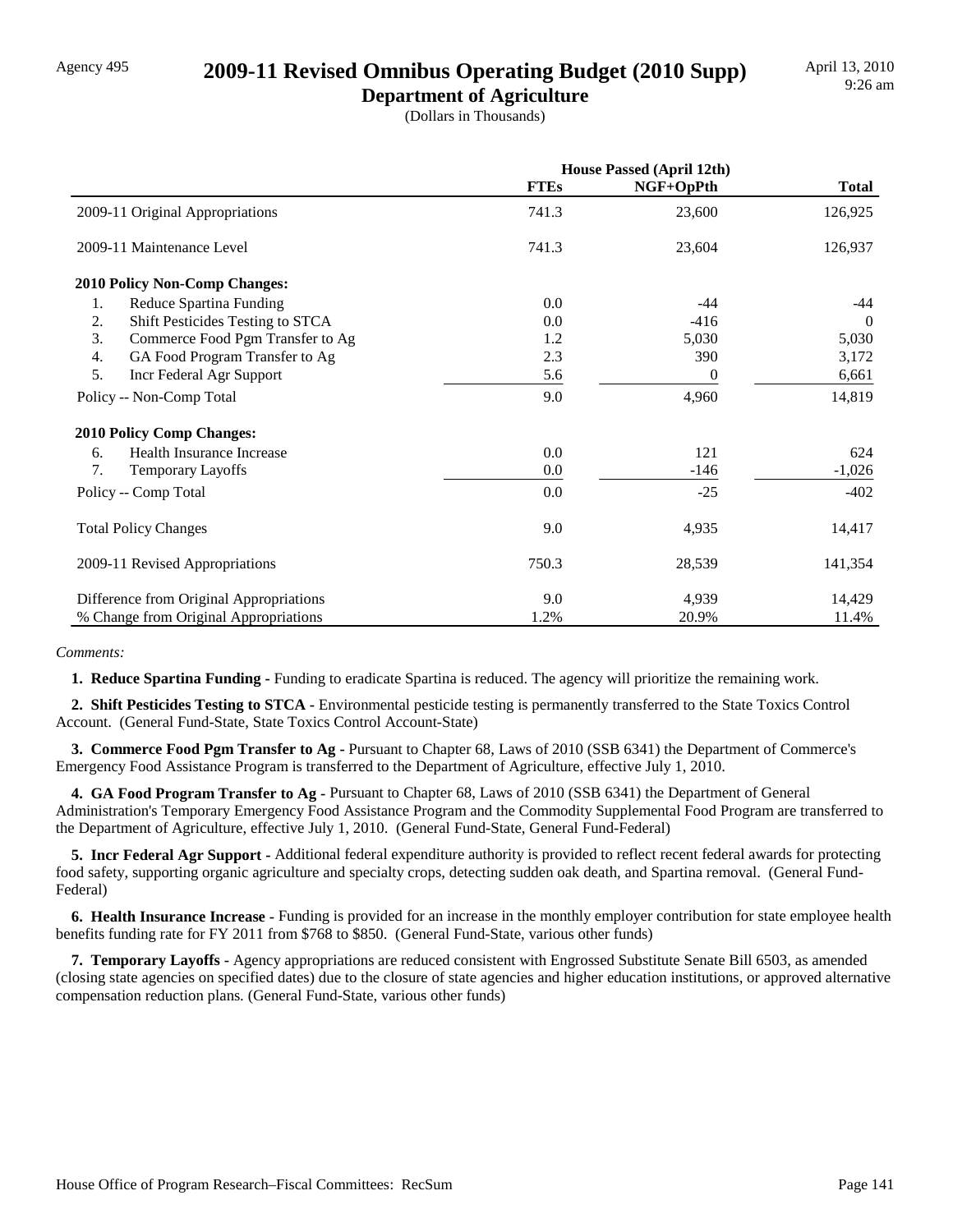# 2009-11 Revised Omnibus Operating Budget (2010 Supp)

## Department of Agriculture

(Dollars in Thousands)

Agency 495

April 13, 2010 9:26 am

| | House Passed (April 12th) | | |
|---|---|---|---|
| | FTEs | NGF+OpPth | Total |
| 2009-11 Original Appropriations | 741.3 | 23,600 | 126,925 |
| 2009-11 Maintenance Level | 741.3 | 23,604 | 126,937 |
| **2010 Policy Non-Comp Changes:** | | | |
| 1. Reduce Spartina Funding | 0.0 | -44 | -44 |
| 2. Shift Pesticides Testing to STCA | 0.0 | -416 | 0 |
| 3. Commerce Food Pgm Transfer to Ag | 1.2 | 5,030 | 5,030 |
| 4. GA Food Program Transfer to Ag | 2.3 | 390 | 3,172 |
| 5. Incr Federal Agr Support | 5.6 | 0 | 6,661 |
| Policy -- Non-Comp Total | 9.0 | 4,960 | 14,819 |
| **2010 Policy Comp Changes:** | | | |
| 6. Health Insurance Increase | 0.0 | 121 | 624 |
| 7. Temporary Layoffs | 0.0 | -146 | -1,026 |
| Policy -- Comp Total | 0.0 | -25 | -402 |
| Total Policy Changes | 9.0 | 4,935 | 14,417 |
| 2009-11 Revised Appropriations | 750.3 | 28,539 | 141,354 |
| Difference from Original Appropriations | 9.0 | 4,939 | 14,429 |
| % Change from Original Appropriations | 1.2% | 20.9% | 11.4% |

*Comments:*

**1. Reduce Spartina Funding -** Funding to eradicate Spartina is reduced. The agency will prioritize the remaining work.

**2. Shift Pesticides Testing to STCA -** Environmental pesticide testing is permanently transferred to the State Toxics Control Account. (General Fund-State, State Toxics Control Account-State)

**3. Commerce Food Pgm Transfer to Ag -** Pursuant to Chapter 68, Laws of 2010 (SSB 6341) the Department of Commerce's Emergency Food Assistance Program is transferred to the Department of Agriculture, effective July 1, 2010.

**4. GA Food Program Transfer to Ag -** Pursuant to Chapter 68, Laws of 2010 (SSB 6341) the Department of General Administration's Temporary Emergency Food Assistance Program and the Commodity Supplemental Food Program are transferred to the Department of Agriculture, effective July 1, 2010. (General Fund-State, General Fund-Federal)

**5. Incr Federal Agr Support -** Additional federal expenditure authority is provided to reflect recent federal awards for protecting food safety, supporting organic agriculture and specialty crops, detecting sudden oak death, and Spartina removal. (General Fund-Federal)

**6. Health Insurance Increase -** Funding is provided for an increase in the monthly employer contribution for state employee health benefits funding rate for FY 2011 from $768 to $850. (General Fund-State, various other funds)

**7. Temporary Layoffs -** Agency appropriations are reduced consistent with Engrossed Substitute Senate Bill 6503, as amended (closing state agencies on specified dates) due to the closure of state agencies and higher education institutions, or approved alternative compensation reduction plans. (General Fund-State, various other funds)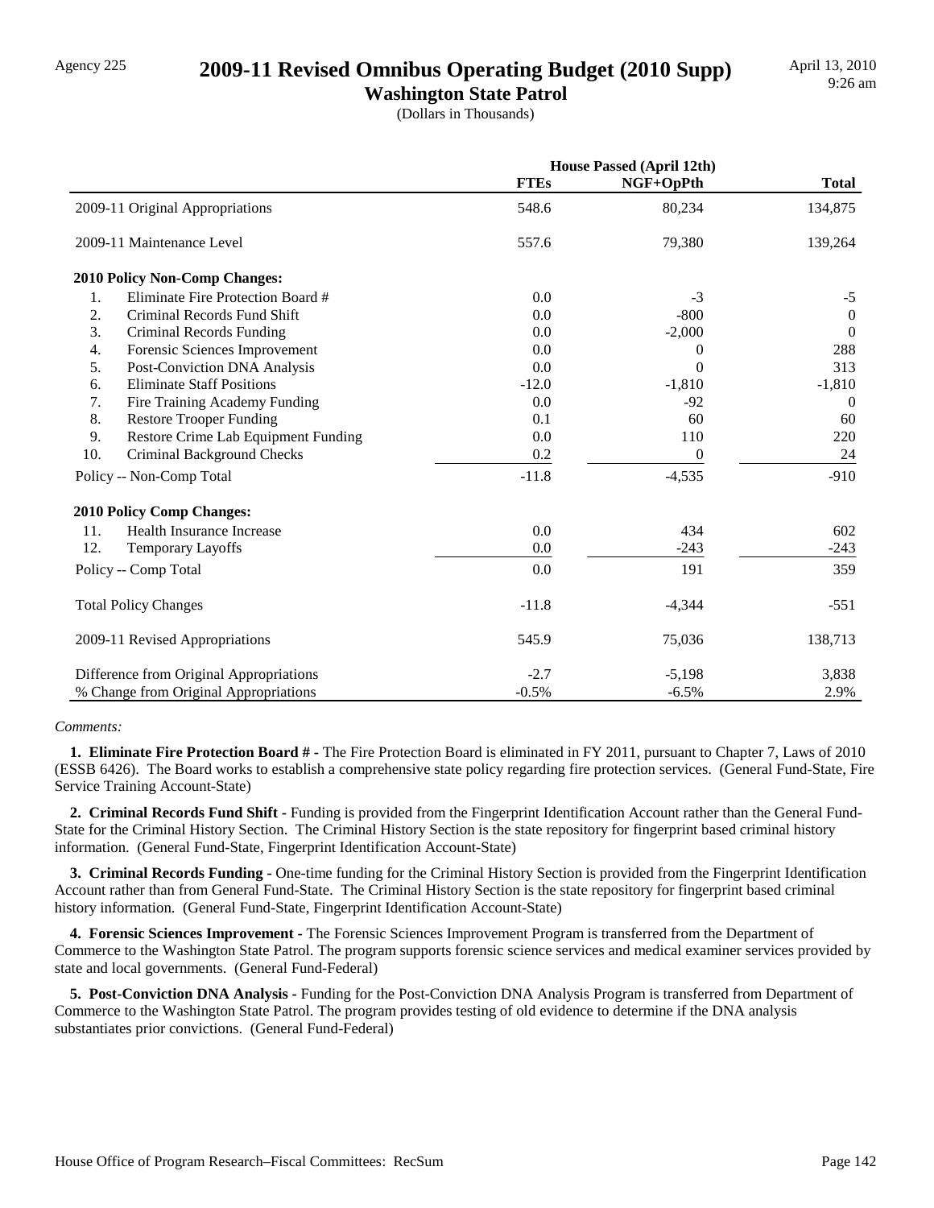Agency 225

# 2009-11 Revised Omnibus Operating Budget (2010 Supp)

## Washington State Patrol

(Dollars in Thousands)

April 13, 2010
9:26 am

| | House Passed (April 12th) | | |
|---|---|---|---|
| | **FTEs** | **NGF+OpPth** | **Total** |
| 2009-11 Original Appropriations | 548.6 | 80,234 | 134,875 |
| 2009-11 Maintenance Level | 557.6 | 79,380 | 139,264 |
| **2010 Policy Non-Comp Changes:** | | | |
| 1. Eliminate Fire Protection Board # | 0.0 | -3 | -5 |
| 2. Criminal Records Fund Shift | 0.0 | -800 | 0 |
| 3. Criminal Records Funding | 0.0 | -2,000 | 0 |
| 4. Forensic Sciences Improvement | 0.0 | 0 | 288 |
| 5. Post-Conviction DNA Analysis | 0.0 | 0 | 313 |
| 6. Eliminate Staff Positions | -12.0 | -1,810 | -1,810 |
| 7. Fire Training Academy Funding | 0.0 | -92 | 0 |
| 8. Restore Trooper Funding | 0.1 | 60 | 60 |
| 9. Restore Crime Lab Equipment Funding | 0.0 | 110 | 220 |
| 10. Criminal Background Checks | 0.2 | 0 | 24 |
| Policy -- Non-Comp Total | -11.8 | -4,535 | -910 |
| **2010 Policy Comp Changes:** | | | |
| 11. Health Insurance Increase | 0.0 | 434 | 602 |
| 12. Temporary Layoffs | 0.0 | -243 | -243 |
| Policy -- Comp Total | 0.0 | 191 | 359 |
| Total Policy Changes | -11.8 | -4,344 | -551 |
| 2009-11 Revised Appropriations | 545.9 | 75,036 | 138,713 |
| Difference from Original Appropriations | -2.7 | -5,198 | 3,838 |
| % Change from Original Appropriations | -0.5% | -6.5% | 2.9% |

*Comments:*

**1. Eliminate Fire Protection Board # -** The Fire Protection Board is eliminated in FY 2011, pursuant to Chapter 7, Laws of 2010 (ESSB 6426). The Board works to establish a comprehensive state policy regarding fire protection services. (General Fund-State, Fire Service Training Account-State)

**2. Criminal Records Fund Shift -** Funding is provided from the Fingerprint Identification Account rather than the General Fund-State for the Criminal History Section. The Criminal History Section is the state repository for fingerprint based criminal history information. (General Fund-State, Fingerprint Identification Account-State)

**3. Criminal Records Funding -** One-time funding for the Criminal History Section is provided from the Fingerprint Identification Account rather than from General Fund-State. The Criminal History Section is the state repository for fingerprint based criminal history information. (General Fund-State, Fingerprint Identification Account-State)

**4. Forensic Sciences Improvement -** The Forensic Sciences Improvement Program is transferred from the Department of Commerce to the Washington State Patrol. The program supports forensic science services and medical examiner services provided by state and local governments. (General Fund-Federal)

**5. Post-Conviction DNA Analysis -** Funding for the Post-Conviction DNA Analysis Program is transferred from Department of Commerce to the Washington State Patrol. The program provides testing of old evidence to determine if the DNA analysis substantiates prior convictions. (General Fund-Federal)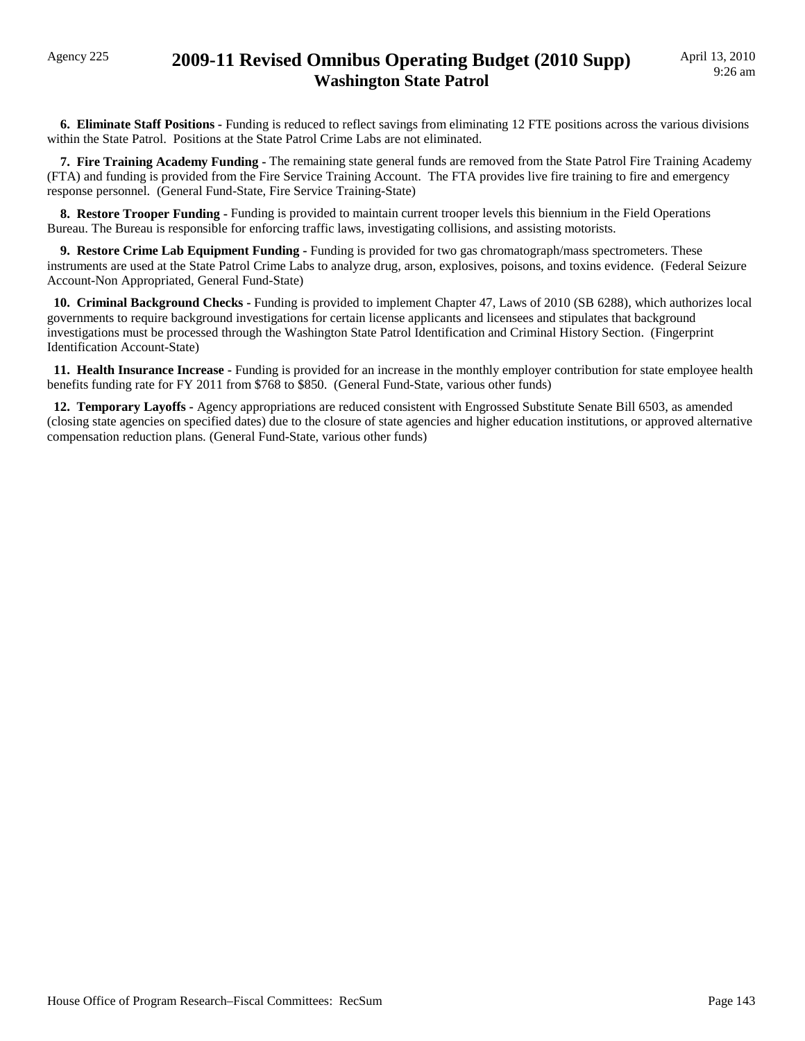**6. Eliminate Staff Positions -** Funding is reduced to reflect savings from eliminating 12 FTE positions across the various divisions within the State Patrol. Positions at the State Patrol Crime Labs are not eliminated.

**7. Fire Training Academy Funding -** The remaining state general funds are removed from the State Patrol Fire Training Academy (FTA) and funding is provided from the Fire Service Training Account. The FTA provides live fire training to fire and emergency response personnel. (General Fund-State, Fire Service Training-State)

**8. Restore Trooper Funding -** Funding is provided to maintain current trooper levels this biennium in the Field Operations Bureau. The Bureau is responsible for enforcing traffic laws, investigating collisions, and assisting motorists.

**9. Restore Crime Lab Equipment Funding -** Funding is provided for two gas chromatograph/mass spectrometers. These instruments are used at the State Patrol Crime Labs to analyze drug, arson, explosives, poisons, and toxins evidence. (Federal Seizure Account-Non Appropriated, General Fund-State)

**10. Criminal Background Checks -** Funding is provided to implement Chapter 47, Laws of 2010 (SB 6288), which authorizes local governments to require background investigations for certain license applicants and licensees and stipulates that background investigations must be processed through the Washington State Patrol Identification and Criminal History Section. (Fingerprint Identification Account-State)

**11. Health Insurance Increase -** Funding is provided for an increase in the monthly employer contribution for state employee health benefits funding rate for FY 2011 from $768 to $850. (General Fund-State, various other funds)

**12. Temporary Layoffs -** Agency appropriations are reduced consistent with Engrossed Substitute Senate Bill 6503, as amended (closing state agencies on specified dates) due to the closure of state agencies and higher education institutions, or approved alternative compensation reduction plans. (General Fund-State, various other funds)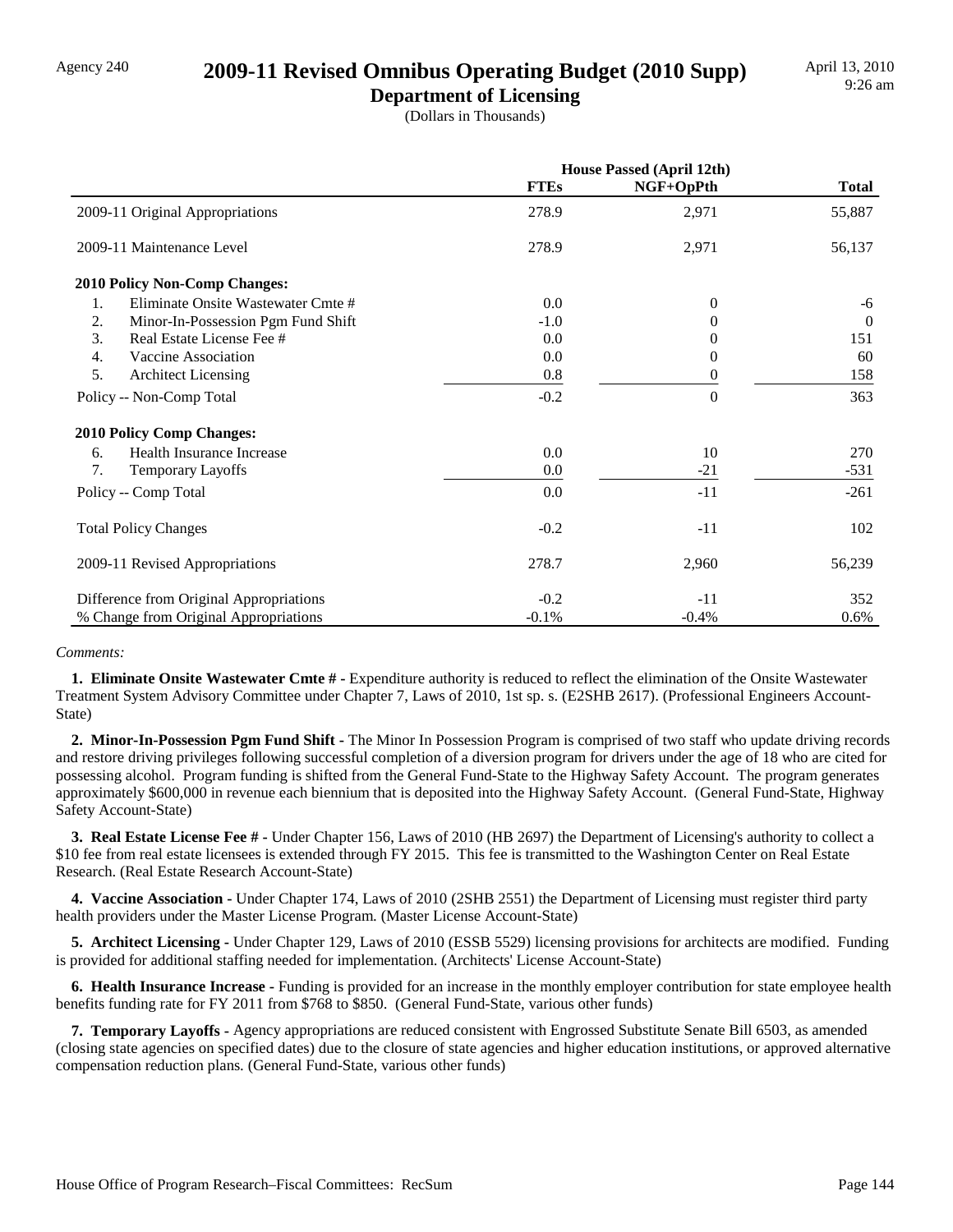Agency 240

# 2009-11 Revised Omnibus Operating Budget (2010 Supp)

## Department of Licensing

(Dollars in Thousands)

| | House Passed (April 12th) | | |
|---|---|---|---|
| | **FTEs** | **NGF+OpPth** | **Total** |
| 2009-11 Original Appropriations | 278.9 | 2,971 | 55,887 |
| 2009-11 Maintenance Level | 278.9 | 2,971 | 56,137 |
| **2010 Policy Non-Comp Changes:** | | | |
| 1. Eliminate Onsite Wastewater Cmte # | 0.0 | 0 | -6 |
| 2. Minor-In-Possession Pgm Fund Shift | -1.0 | 0 | 0 |
| 3. Real Estate License Fee # | 0.0 | 0 | 151 |
| 4. Vaccine Association | 0.0 | 0 | 60 |
| 5. Architect Licensing | 0.8 | 0 | 158 |
| Policy -- Non-Comp Total | -0.2 | 0 | 363 |
| **2010 Policy Comp Changes:** | | | |
| 6. Health Insurance Increase | 0.0 | 10 | 270 |
| 7. Temporary Layoffs | 0.0 | -21 | -531 |
| Policy -- Comp Total | 0.0 | -11 | -261 |
| Total Policy Changes | -0.2 | -11 | 102 |
| 2009-11 Revised Appropriations | 278.7 | 2,960 | 56,239 |
| Difference from Original Appropriations | -0.2 | -11 | 352 |
| % Change from Original Appropriations | -0.1% | -0.4% | 0.6% |

*Comments:*

**1. Eliminate Onsite Wastewater Cmte # -** Expenditure authority is reduced to reflect the elimination of the Onsite Wastewater Treatment System Advisory Committee under Chapter 7, Laws of 2010, 1st sp. s. (E2SHB 2617). (Professional Engineers Account-State)

**2. Minor-In-Possession Pgm Fund Shift -** The Minor In Possession Program is comprised of two staff who update driving records and restore driving privileges following successful completion of a diversion program for drivers under the age of 18 who are cited for possessing alcohol. Program funding is shifted from the General Fund-State to the Highway Safety Account. The program generates approximately $600,000 in revenue each biennium that is deposited into the Highway Safety Account. (General Fund-State, Highway Safety Account-State)

**3. Real Estate License Fee # -** Under Chapter 156, Laws of 2010 (HB 2697) the Department of Licensing's authority to collect a $10 fee from real estate licensees is extended through FY 2015. This fee is transmitted to the Washington Center on Real Estate Research. (Real Estate Research Account-State)

**4. Vaccine Association -** Under Chapter 174, Laws of 2010 (2SHB 2551) the Department of Licensing must register third party health providers under the Master License Program. (Master License Account-State)

**5. Architect Licensing -** Under Chapter 129, Laws of 2010 (ESSB 5529) licensing provisions for architects are modified. Funding is provided for additional staffing needed for implementation. (Architects' License Account-State)

**6. Health Insurance Increase -** Funding is provided for an increase in the monthly employer contribution for state employee health benefits funding rate for FY 2011 from $768 to $850. (General Fund-State, various other funds)

**7. Temporary Layoffs -** Agency appropriations are reduced consistent with Engrossed Substitute Senate Bill 6503, as amended (closing state agencies on specified dates) due to the closure of state agencies and higher education institutions, or approved alternative compensation reduction plans. (General Fund-State, various other funds)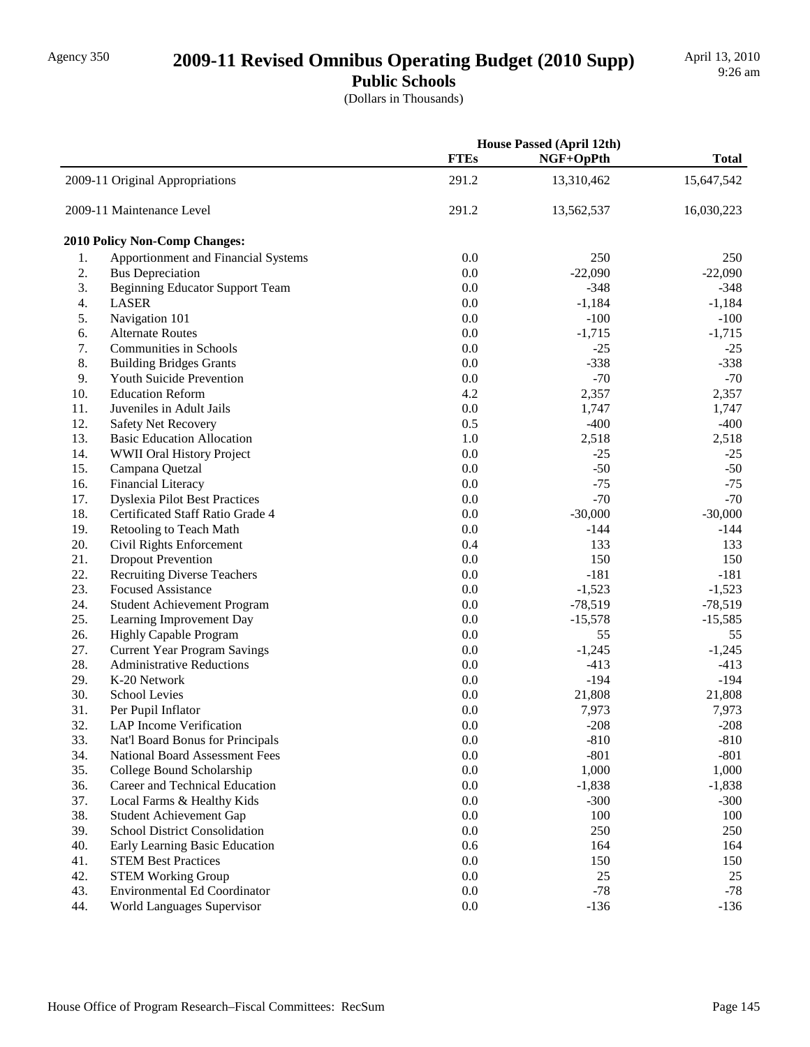Agency 350

# 2009-11 Revised Omnibus Operating Budget (2010 Supp)

## Public Schools

(Dollars in Thousands)

| | House Passed (April 12th) | | |
|---|---|---|---|
| | FTEs | NGF+OpPth | Total |
| 2009-11 Original Appropriations | 291.2 | 13,310,462 | 15,647,542 |
| 2009-11 Maintenance Level | 291.2 | 13,562,537 | 16,030,223 |
| **2010 Policy Non-Comp Changes:** | | | |
| 1. Apportionment and Financial Systems | 0.0 | 250 | 250 |
| 2. Bus Depreciation | 0.0 | -22,090 | -22,090 |
| 3. Beginning Educator Support Team | 0.0 | -348 | -348 |
| 4. LASER | 0.0 | -1,184 | -1,184 |
| 5. Navigation 101 | 0.0 | -100 | -100 |
| 6. Alternate Routes | 0.0 | -1,715 | -1,715 |
| 7. Communities in Schools | 0.0 | -25 | -25 |
| 8. Building Bridges Grants | 0.0 | -338 | -338 |
| 9. Youth Suicide Prevention | 0.0 | -70 | -70 |
| 10. Education Reform | 4.2 | 2,357 | 2,357 |
| 11. Juveniles in Adult Jails | 0.0 | 1,747 | 1,747 |
| 12. Safety Net Recovery | 0.5 | -400 | -400 |
| 13. Basic Education Allocation | 1.0 | 2,518 | 2,518 |
| 14. WWII Oral History Project | 0.0 | -25 | -25 |
| 15. Campana Quetzal | 0.0 | -50 | -50 |
| 16. Financial Literacy | 0.0 | -75 | -75 |
| 17. Dyslexia Pilot Best Practices | 0.0 | -70 | -70 |
| 18. Certificated Staff Ratio Grade 4 | 0.0 | -30,000 | -30,000 |
| 19. Retooling to Teach Math | 0.0 | -144 | -144 |
| 20. Civil Rights Enforcement | 0.4 | 133 | 133 |
| 21. Dropout Prevention | 0.0 | 150 | 150 |
| 22. Recruiting Diverse Teachers | 0.0 | -181 | -181 |
| 23. Focused Assistance | 0.0 | -1,523 | -1,523 |
| 24. Student Achievement Program | 0.0 | -78,519 | -78,519 |
| 25. Learning Improvement Day | 0.0 | -15,578 | -15,585 |
| 26. Highly Capable Program | 0.0 | 55 | 55 |
| 27. Current Year Program Savings | 0.0 | -1,245 | -1,245 |
| 28. Administrative Reductions | 0.0 | -413 | -413 |
| 29. K-20 Network | 0.0 | -194 | -194 |
| 30. School Levies | 0.0 | 21,808 | 21,808 |
| 31. Per Pupil Inflator | 0.0 | 7,973 | 7,973 |
| 32. LAP Income Verification | 0.0 | -208 | -208 |
| 33. Nat'l Board Bonus for Principals | 0.0 | -810 | -810 |
| 34. National Board Assessment Fees | 0.0 | -801 | -801 |
| 35. College Bound Scholarship | 0.0 | 1,000 | 1,000 |
| 36. Career and Technical Education | 0.0 | -1,838 | -1,838 |
| 37. Local Farms & Healthy Kids | 0.0 | -300 | -300 |
| 38. Student Achievement Gap | 0.0 | 100 | 100 |
| 39. School District Consolidation | 0.0 | 250 | 250 |
| 40. Early Learning Basic Education | 0.6 | 164 | 164 |
| 41. STEM Best Practices | 0.0 | 150 | 150 |
| 42. STEM Working Group | 0.0 | 25 | 25 |
| 43. Environmental Ed Coordinator | 0.0 | -78 | -78 |
| 44. World Languages Supervisor | 0.0 | -136 | -136 |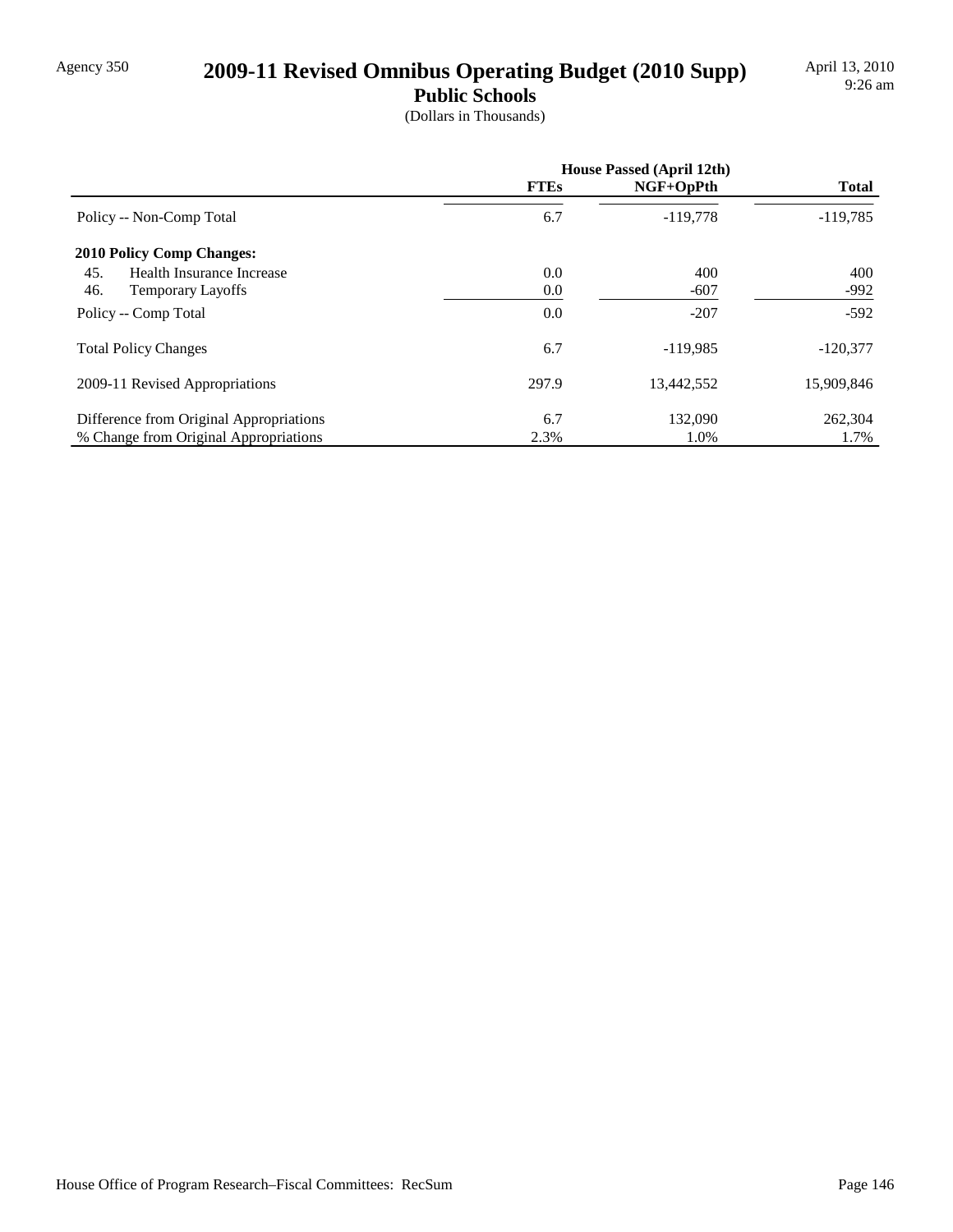# 2009-11 Revised Omnibus Operating Budget (2010 Supp)

## Public Schools

(Dollars in Thousands)

| | House Passed (April 12th) | | |
|---|---|---|---|
| | FTEs | NGF+OpPth | Total |
| Policy -- Non-Comp Total | 6.7 | -119,778 | -119,785 |
| **2010 Policy Comp Changes:** | | | |
| 45. Health Insurance Increase | 0.0 | 400 | 400 |
| 46. Temporary Layoffs | 0.0 | -607 | -992 |
| Policy -- Comp Total | 0.0 | -207 | -592 |
| Total Policy Changes | 6.7 | -119,985 | -120,377 |
| 2009-11 Revised Appropriations | 297.9 | 13,442,552 | 15,909,846 |
| Difference from Original Appropriations | 6.7 | 132,090 | 262,304 |
| % Change from Original Appropriations | 2.3% | 1.0% | 1.7% |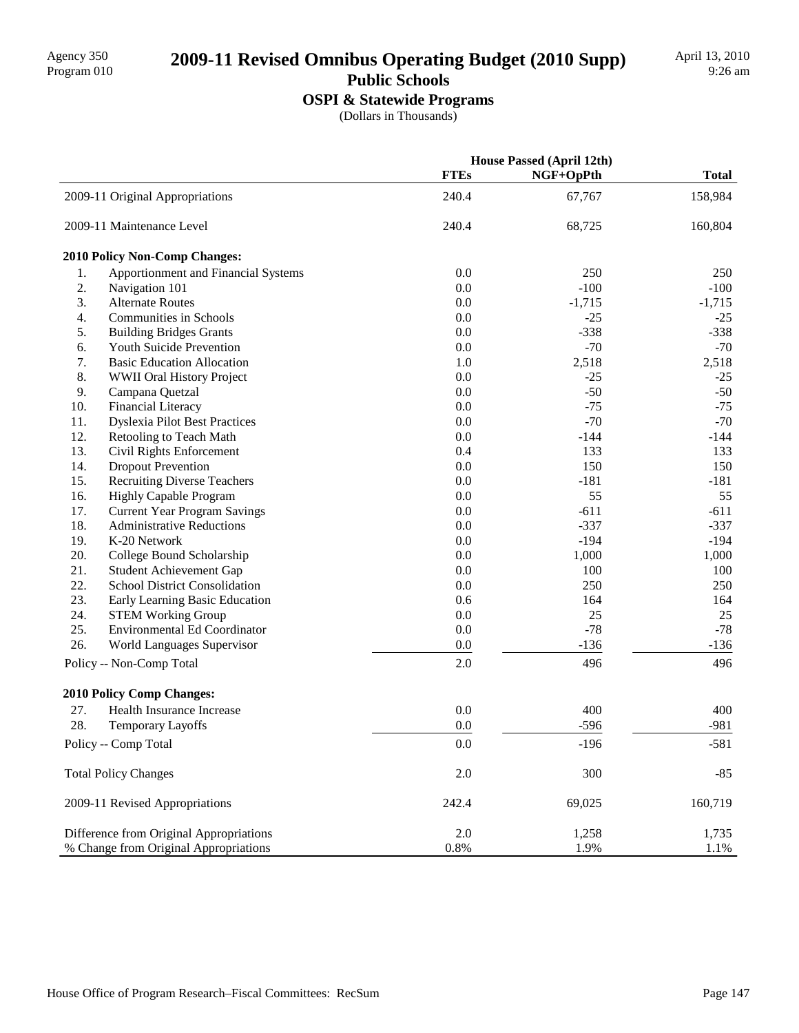# 2009-11 Revised Omnibus Operating Budget (2010 Supp)

## Public Schools

### OSPI & Statewide Programs

(Dollars in Thousands)

Agency 350
Program 010

April 13, 2010
9:26 am

| | House Passed (April 12th) | | |
|---|---|---|---|
| | **FTEs** | **NGF+OpPth** | **Total** |
| 2009-11 Original Appropriations | 240.4 | 67,767 | 158,984 |
| 2009-11 Maintenance Level | 240.4 | 68,725 | 160,804 |
| **2010 Policy Non-Comp Changes:** | | | |
| 1. Apportionment and Financial Systems | 0.0 | 250 | 250 |
| 2. Navigation 101 | 0.0 | -100 | -100 |
| 3. Alternate Routes | 0.0 | -1,715 | -1,715 |
| 4. Communities in Schools | 0.0 | -25 | -25 |
| 5. Building Bridges Grants | 0.0 | -338 | -338 |
| 6. Youth Suicide Prevention | 0.0 | -70 | -70 |
| 7. Basic Education Allocation | 1.0 | 2,518 | 2,518 |
| 8. WWII Oral History Project | 0.0 | -25 | -25 |
| 9. Campana Quetzal | 0.0 | -50 | -50 |
| 10. Financial Literacy | 0.0 | -75 | -75 |
| 11. Dyslexia Pilot Best Practices | 0.0 | -70 | -70 |
| 12. Retooling to Teach Math | 0.0 | -144 | -144 |
| 13. Civil Rights Enforcement | 0.4 | 133 | 133 |
| 14. Dropout Prevention | 0.0 | 150 | 150 |
| 15. Recruiting Diverse Teachers | 0.0 | -181 | -181 |
| 16. Highly Capable Program | 0.0 | 55 | 55 |
| 17. Current Year Program Savings | 0.0 | -611 | -611 |
| 18. Administrative Reductions | 0.0 | -337 | -337 |
| 19. K-20 Network | 0.0 | -194 | -194 |
| 20. College Bound Scholarship | 0.0 | 1,000 | 1,000 |
| 21. Student Achievement Gap | 0.0 | 100 | 100 |
| 22. School District Consolidation | 0.0 | 250 | 250 |
| 23. Early Learning Basic Education | 0.6 | 164 | 164 |
| 24. STEM Working Group | 0.0 | 25 | 25 |
| 25. Environmental Ed Coordinator | 0.0 | -78 | -78 |
| 26. World Languages Supervisor | 0.0 | -136 | -136 |
| Policy -- Non-Comp Total | 2.0 | 496 | 496 |
| **2010 Policy Comp Changes:** | | | |
| 27. Health Insurance Increase | 0.0 | 400 | 400 |
| 28. Temporary Layoffs | 0.0 | -596 | -981 |
| Policy -- Comp Total | 0.0 | -196 | -581 |
| Total Policy Changes | 2.0 | 300 | -85 |
| 2009-11 Revised Appropriations | 242.4 | 69,025 | 160,719 |
| Difference from Original Appropriations | 2.0 | 1,258 | 1,735 |
| % Change from Original Appropriations | 0.8% | 1.9% | 1.1% |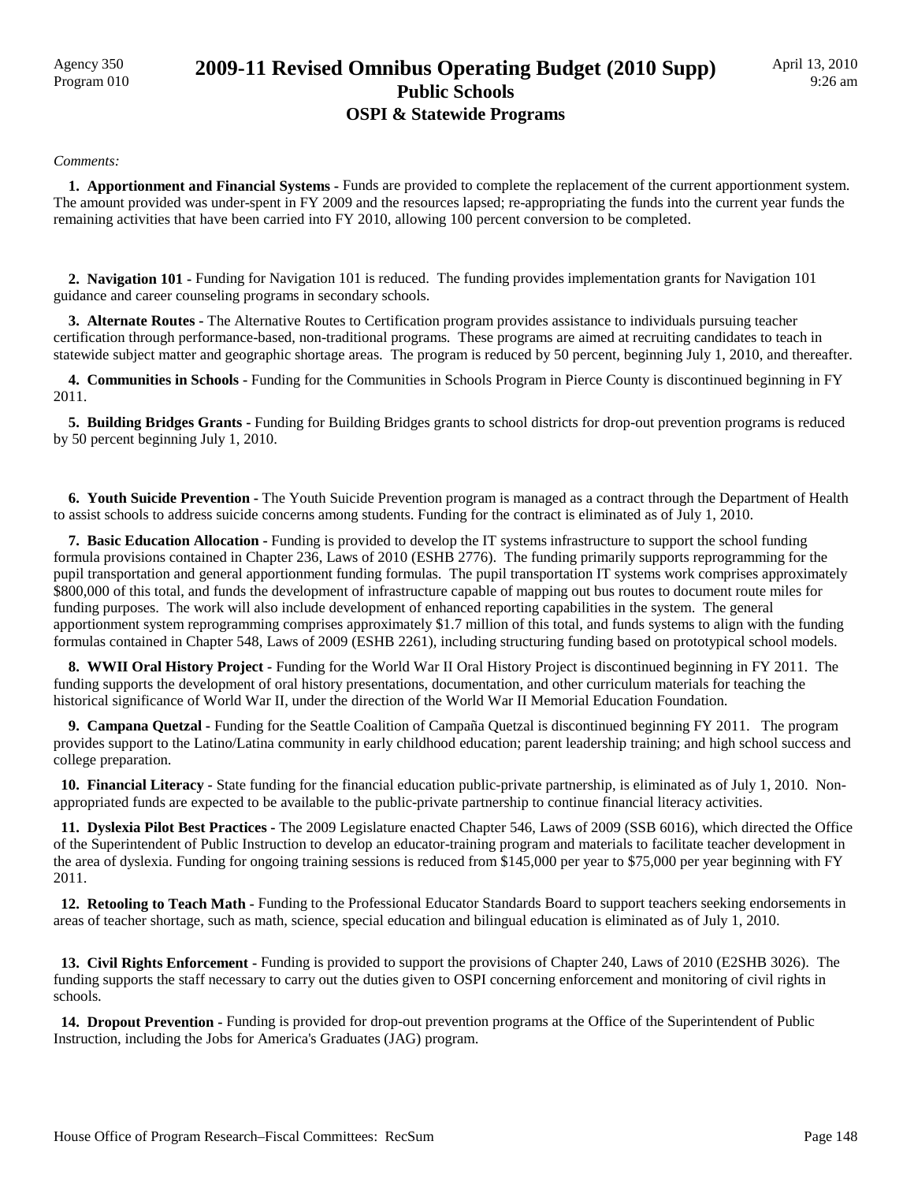*Comments:*

**1. Apportionment and Financial Systems -** Funds are provided to complete the replacement of the current apportionment system. The amount provided was under-spent in FY 2009 and the resources lapsed; re-appropriating the funds into the current year funds the remaining activities that have been carried into FY 2010, allowing 100 percent conversion to be completed.

**2. Navigation 101 -** Funding for Navigation 101 is reduced. The funding provides implementation grants for Navigation 101 guidance and career counseling programs in secondary schools.

**3. Alternate Routes -** The Alternative Routes to Certification program provides assistance to individuals pursuing teacher certification through performance-based, non-traditional programs. These programs are aimed at recruiting candidates to teach in statewide subject matter and geographic shortage areas. The program is reduced by 50 percent, beginning July 1, 2010, and thereafter.

**4. Communities in Schools -** Funding for the Communities in Schools Program in Pierce County is discontinued beginning in FY 2011.

**5. Building Bridges Grants -** Funding for Building Bridges grants to school districts for drop-out prevention programs is reduced by 50 percent beginning July 1, 2010.

**6. Youth Suicide Prevention -** The Youth Suicide Prevention program is managed as a contract through the Department of Health to assist schools to address suicide concerns among students. Funding for the contract is eliminated as of July 1, 2010.

**7. Basic Education Allocation -** Funding is provided to develop the IT systems infrastructure to support the school funding formula provisions contained in Chapter 236, Laws of 2010 (ESHB 2776). The funding primarily supports reprogramming for the pupil transportation and general apportionment funding formulas. The pupil transportation IT systems work comprises approximately \$800,000 of this total, and funds the development of infrastructure capable of mapping out bus routes to document route miles for funding purposes. The work will also include development of enhanced reporting capabilities in the system. The general apportionment system reprogramming comprises approximately \$1.7 million of this total, and funds systems to align with the funding formulas contained in Chapter 548, Laws of 2009 (ESHB 2261), including structuring funding based on prototypical school models.

**8. WWII Oral History Project -** Funding for the World War II Oral History Project is discontinued beginning in FY 2011. The funding supports the development of oral history presentations, documentation, and other curriculum materials for teaching the historical significance of World War II, under the direction of the World War II Memorial Education Foundation.

**9. Campana Quetzal -** Funding for the Seattle Coalition of Campaña Quetzal is discontinued beginning FY 2011. The program provides support to the Latino/Latina community in early childhood education; parent leadership training; and high school success and college preparation.

**10. Financial Literacy -** State funding for the financial education public-private partnership, is eliminated as of July 1, 2010. Non-appropriated funds are expected to be available to the public-private partnership to continue financial literacy activities.

**11. Dyslexia Pilot Best Practices -** The 2009 Legislature enacted Chapter 546, Laws of 2009 (SSB 6016), which directed the Office of the Superintendent of Public Instruction to develop an educator-training program and materials to facilitate teacher development in the area of dyslexia. Funding for ongoing training sessions is reduced from \$145,000 per year to \$75,000 per year beginning with FY 2011.

**12. Retooling to Teach Math -** Funding to the Professional Educator Standards Board to support teachers seeking endorsements in areas of teacher shortage, such as math, science, special education and bilingual education is eliminated as of July 1, 2010.

**13. Civil Rights Enforcement -** Funding is provided to support the provisions of Chapter 240, Laws of 2010 (E2SHB 3026). The funding supports the staff necessary to carry out the duties given to OSPI concerning enforcement and monitoring of civil rights in schools.

**14. Dropout Prevention -** Funding is provided for drop-out prevention programs at the Office of the Superintendent of Public Instruction, including the Jobs for America's Graduates (JAG) program.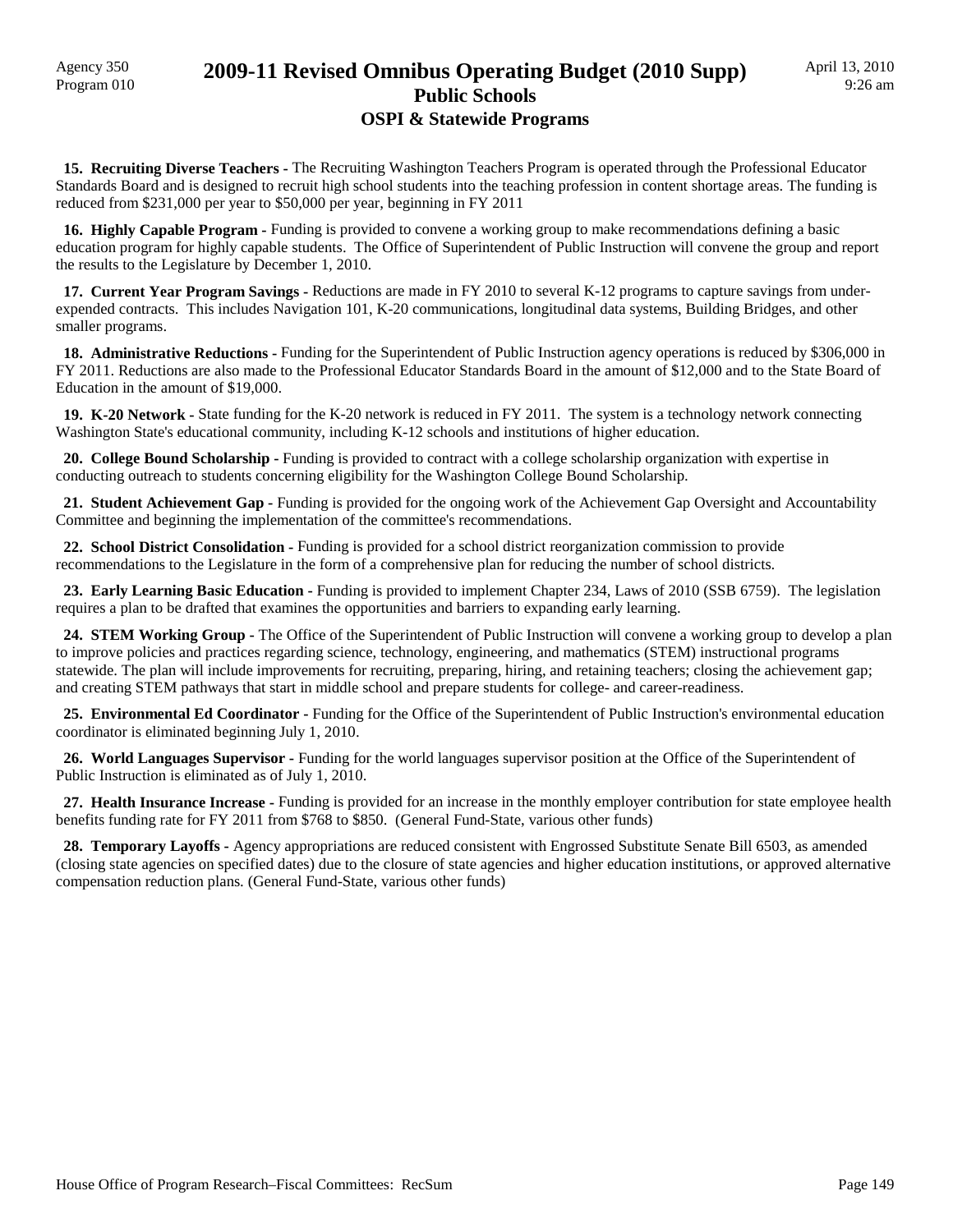**15. Recruiting Diverse Teachers -** The Recruiting Washington Teachers Program is operated through the Professional Educator Standards Board and is designed to recruit high school students into the teaching profession in content shortage areas. The funding is reduced from $231,000 per year to $50,000 per year, beginning in FY 2011

**16. Highly Capable Program -** Funding is provided to convene a working group to make recommendations defining a basic education program for highly capable students. The Office of Superintendent of Public Instruction will convene the group and report the results to the Legislature by December 1, 2010.

**17. Current Year Program Savings -** Reductions are made in FY 2010 to several K-12 programs to capture savings from under-expended contracts. This includes Navigation 101, K-20 communications, longitudinal data systems, Building Bridges, and other smaller programs.

**18. Administrative Reductions -** Funding for the Superintendent of Public Instruction agency operations is reduced by $306,000 in FY 2011. Reductions are also made to the Professional Educator Standards Board in the amount of $12,000 and to the State Board of Education in the amount of $19,000.

**19. K-20 Network -** State funding for the K-20 network is reduced in FY 2011. The system is a technology network connecting Washington State's educational community, including K-12 schools and institutions of higher education.

**20. College Bound Scholarship -** Funding is provided to contract with a college scholarship organization with expertise in conducting outreach to students concerning eligibility for the Washington College Bound Scholarship.

**21. Student Achievement Gap -** Funding is provided for the ongoing work of the Achievement Gap Oversight and Accountability Committee and beginning the implementation of the committee's recommendations.

**22. School District Consolidation -** Funding is provided for a school district reorganization commission to provide recommendations to the Legislature in the form of a comprehensive plan for reducing the number of school districts.

**23. Early Learning Basic Education -** Funding is provided to implement Chapter 234, Laws of 2010 (SSB 6759). The legislation requires a plan to be drafted that examines the opportunities and barriers to expanding early learning.

**24. STEM Working Group -** The Office of the Superintendent of Public Instruction will convene a working group to develop a plan to improve policies and practices regarding science, technology, engineering, and mathematics (STEM) instructional programs statewide. The plan will include improvements for recruiting, preparing, hiring, and retaining teachers; closing the achievement gap; and creating STEM pathways that start in middle school and prepare students for college- and career-readiness.

**25. Environmental Ed Coordinator -** Funding for the Office of the Superintendent of Public Instruction's environmental education coordinator is eliminated beginning July 1, 2010.

**26. World Languages Supervisor -** Funding for the world languages supervisor position at the Office of the Superintendent of Public Instruction is eliminated as of July 1, 2010.

**27. Health Insurance Increase -** Funding is provided for an increase in the monthly employer contribution for state employee health benefits funding rate for FY 2011 from $768 to $850. (General Fund-State, various other funds)

**28. Temporary Layoffs -** Agency appropriations are reduced consistent with Engrossed Substitute Senate Bill 6503, as amended (closing state agencies on specified dates) due to the closure of state agencies and higher education institutions, or approved alternative compensation reduction plans. (General Fund-State, various other funds)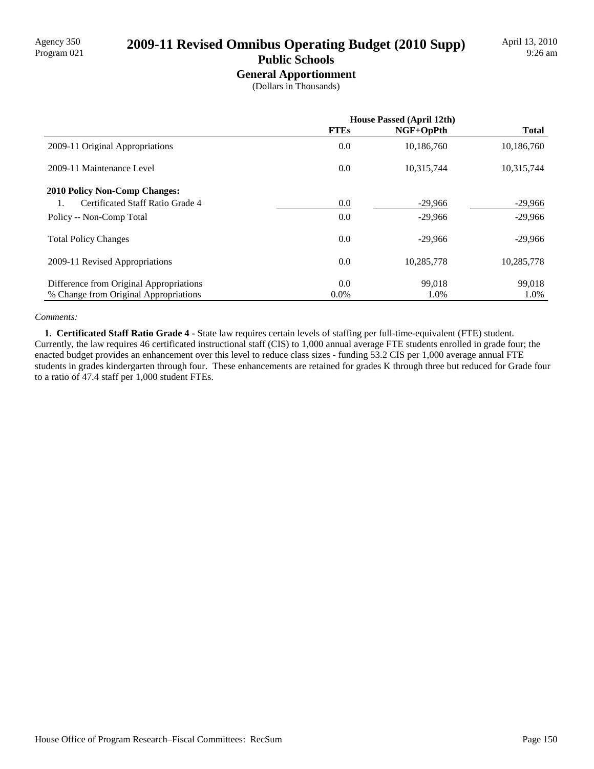Agency 350
Program 021

# 2009-11 Revised Omnibus Operating Budget (2010 Supp)

April 13, 2010
9:26 am

## Public Schools

### General Apportionment

(Dollars in Thousands)

| | House Passed (April 12th) | | |
|---|---|---|---|
| | **FTEs** | **NGF+OpPth** | **Total** |
| 2009-11 Original Appropriations | 0.0 | 10,186,760 | 10,186,760 |
| 2009-11 Maintenance Level | 0.0 | 10,315,744 | 10,315,744 |
| **2010 Policy Non-Comp Changes:** | | | |
| 1. Certificated Staff Ratio Grade 4 | 0.0 | -29,966 | -29,966 |
| Policy -- Non-Comp Total | 0.0 | -29,966 | -29,966 |
| Total Policy Changes | 0.0 | -29,966 | -29,966 |
| 2009-11 Revised Appropriations | 0.0 | 10,285,778 | 10,285,778 |
| Difference from Original Appropriations | 0.0 | 99,018 | 99,018 |
| % Change from Original Appropriations | 0.0% | 1.0% | 1.0% |

*Comments:*

**1. Certificated Staff Ratio Grade 4 -** State law requires certain levels of staffing per full-time-equivalent (FTE) student. Currently, the law requires 46 certificated instructional staff (CIS) to 1,000 annual average FTE students enrolled in grade four; the enacted budget provides an enhancement over this level to reduce class sizes - funding 53.2 CIS per 1,000 average annual FTE students in grades kindergarten through four. These enhancements are retained for grades K through three but reduced for Grade four to a ratio of 47.4 staff per 1,000 student FTEs.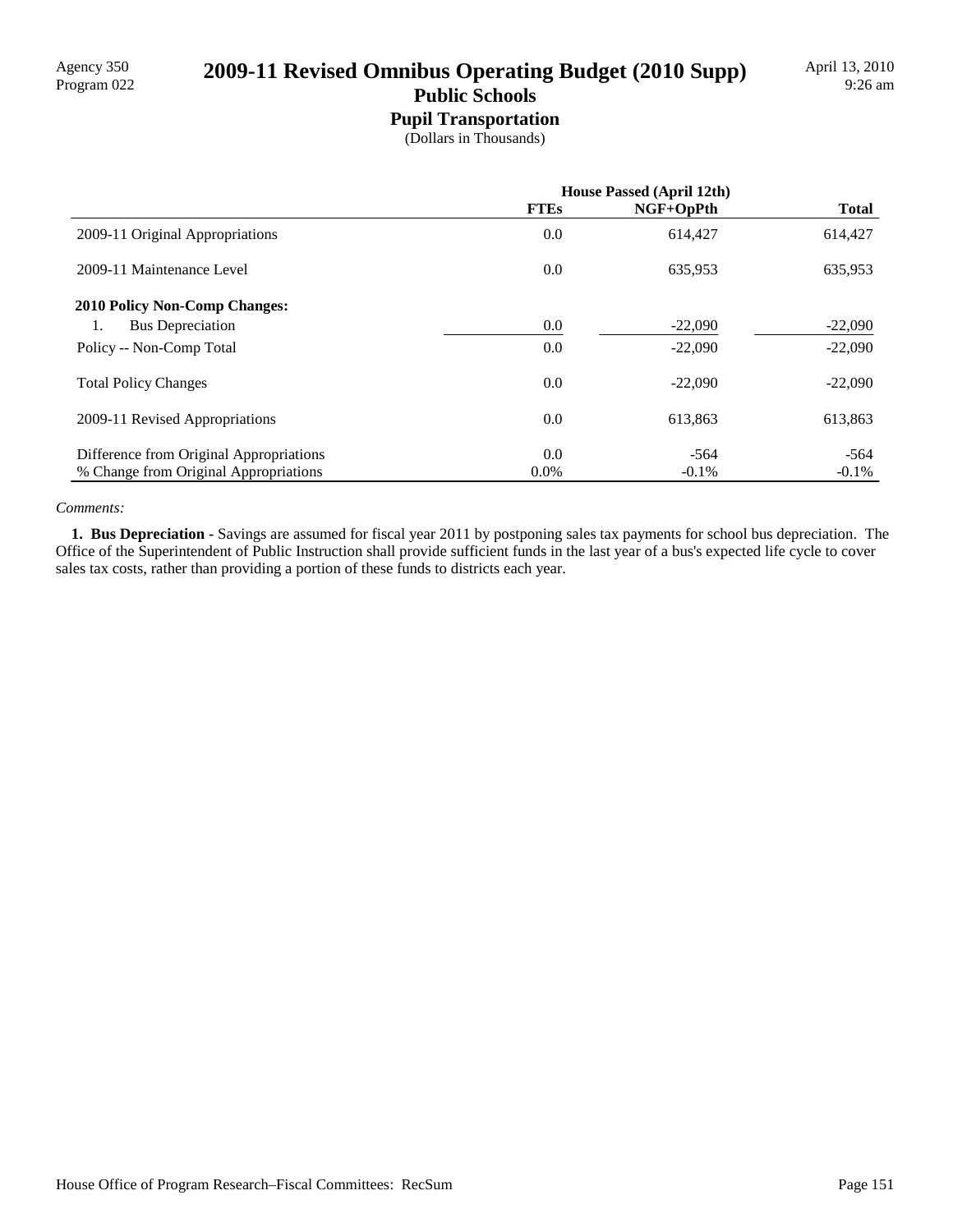Agency 350
Program 022

# 2009-11 Revised Omnibus Operating Budget (2010 Supp)

## Public Schools

### Pupil Transportation

(Dollars in Thousands)

April 13, 2010
9:26 am

| | House Passed (April 12th) | | |
|---|---|---|---|
| | **FTEs** | **NGF+OpPth** | **Total** |
| 2009-11 Original Appropriations | 0.0 | 614,427 | 614,427 |
| 2009-11 Maintenance Level | 0.0 | 635,953 | 635,953 |
| **2010 Policy Non-Comp Changes:** | | | |
| 1. Bus Depreciation | 0.0 | -22,090 | -22,090 |
| Policy -- Non-Comp Total | 0.0 | -22,090 | -22,090 |
| Total Policy Changes | 0.0 | -22,090 | -22,090 |
| 2009-11 Revised Appropriations | 0.0 | 613,863 | 613,863 |
| Difference from Original Appropriations | 0.0 | -564 | -564 |
| % Change from Original Appropriations | 0.0% | -0.1% | -0.1% |

*Comments:*

**1. Bus Depreciation -** Savings are assumed for fiscal year 2011 by postponing sales tax payments for school bus depreciation. The Office of the Superintendent of Public Instruction shall provide sufficient funds in the last year of a bus's expected life cycle to cover sales tax costs, rather than providing a portion of these funds to districts each year.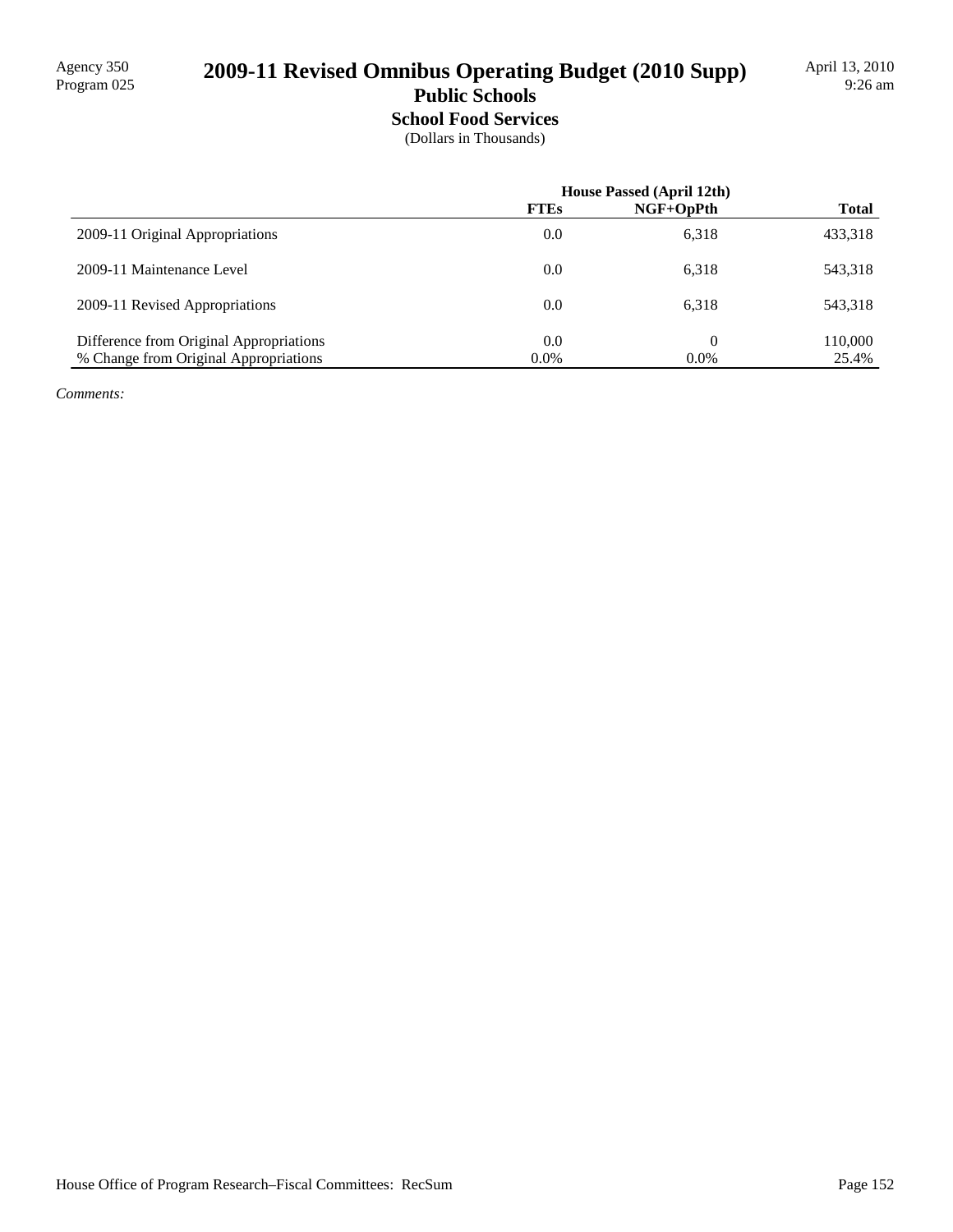Agency 350
Program 025

# 2009-11 Revised Omnibus Operating Budget (2010 Supp)

## Public Schools

### School Food Services

(Dollars in Thousands)

April 13, 2010
9:26 am

| | House Passed (April 12th) | | |
|---|---|---|---|
| | **FTEs** | **NGF+OpPth** | **Total** |
| 2009-11 Original Appropriations | 0.0 | 6,318 | 433,318 |
| 2009-11 Maintenance Level | 0.0 | 6,318 | 543,318 |
| 2009-11 Revised Appropriations | 0.0 | 6,318 | 543,318 |
| Difference from Original Appropriations | 0.0 | 0 | 110,000 |
| % Change from Original Appropriations | 0.0% | 0.0% | 25.4% |

*Comments:*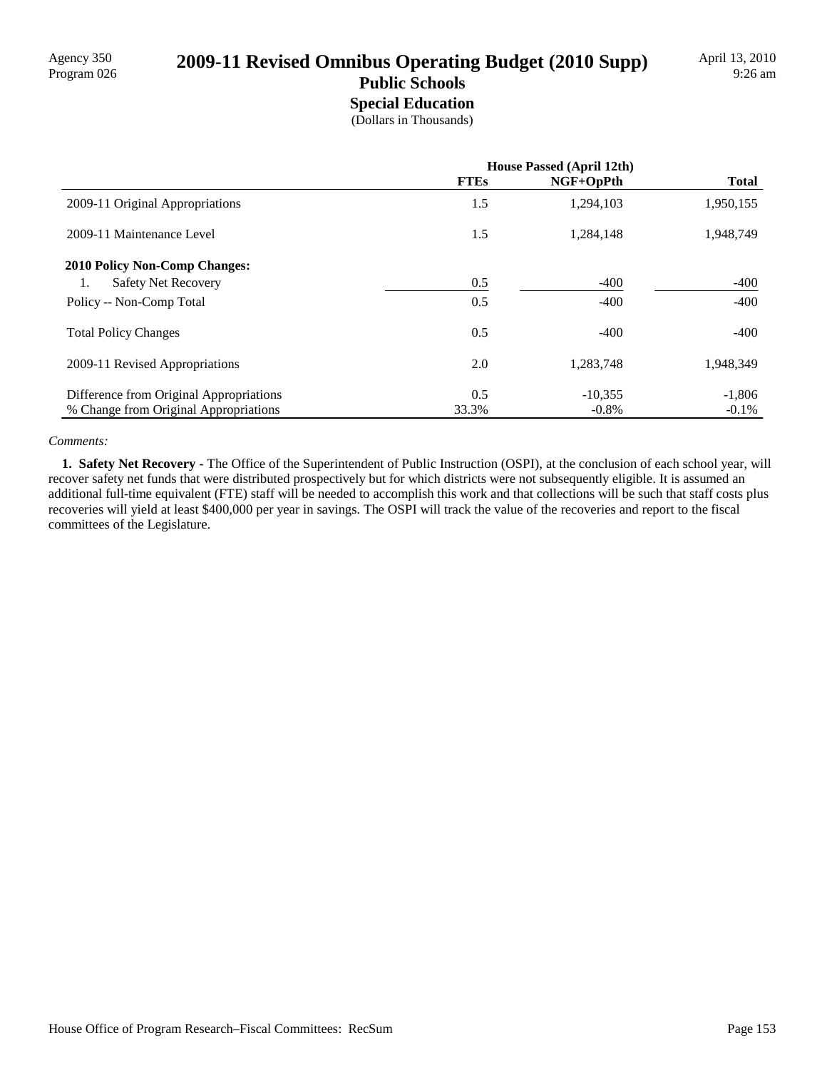Agency 350
Program 026

# 2009-11 Revised Omnibus Operating Budget (2010 Supp)

## Public Schools

### Special Education

(Dollars in Thousands)

| | House Passed (April 12th) | | |
|---|---|---|---|
| | FTEs | NGF+OpPth | Total |
| 2009-11 Original Appropriations | 1.5 | 1,294,103 | 1,950,155 |
| 2009-11 Maintenance Level | 1.5 | 1,284,148 | 1,948,749 |
| **2010 Policy Non-Comp Changes:** | | | |
| 1. Safety Net Recovery | 0.5 | -400 | -400 |
| Policy -- Non-Comp Total | 0.5 | -400 | -400 |
| Total Policy Changes | 0.5 | -400 | -400 |
| 2009-11 Revised Appropriations | 2.0 | 1,283,748 | 1,948,349 |
| Difference from Original Appropriations | 0.5 | -10,355 | -1,806 |
| % Change from Original Appropriations | 33.3% | -0.8% | -0.1% |

*Comments:*

**1. Safety Net Recovery -** The Office of the Superintendent of Public Instruction (OSPI), at the conclusion of each school year, will recover safety net funds that were distributed prospectively but for which districts were not subsequently eligible. It is assumed an additional full-time equivalent (FTE) staff will be needed to accomplish this work and that collections will be such that staff costs plus recoveries will yield at least $400,000 per year in savings. The OSPI will track the value of the recoveries and report to the fiscal committees of the Legislature.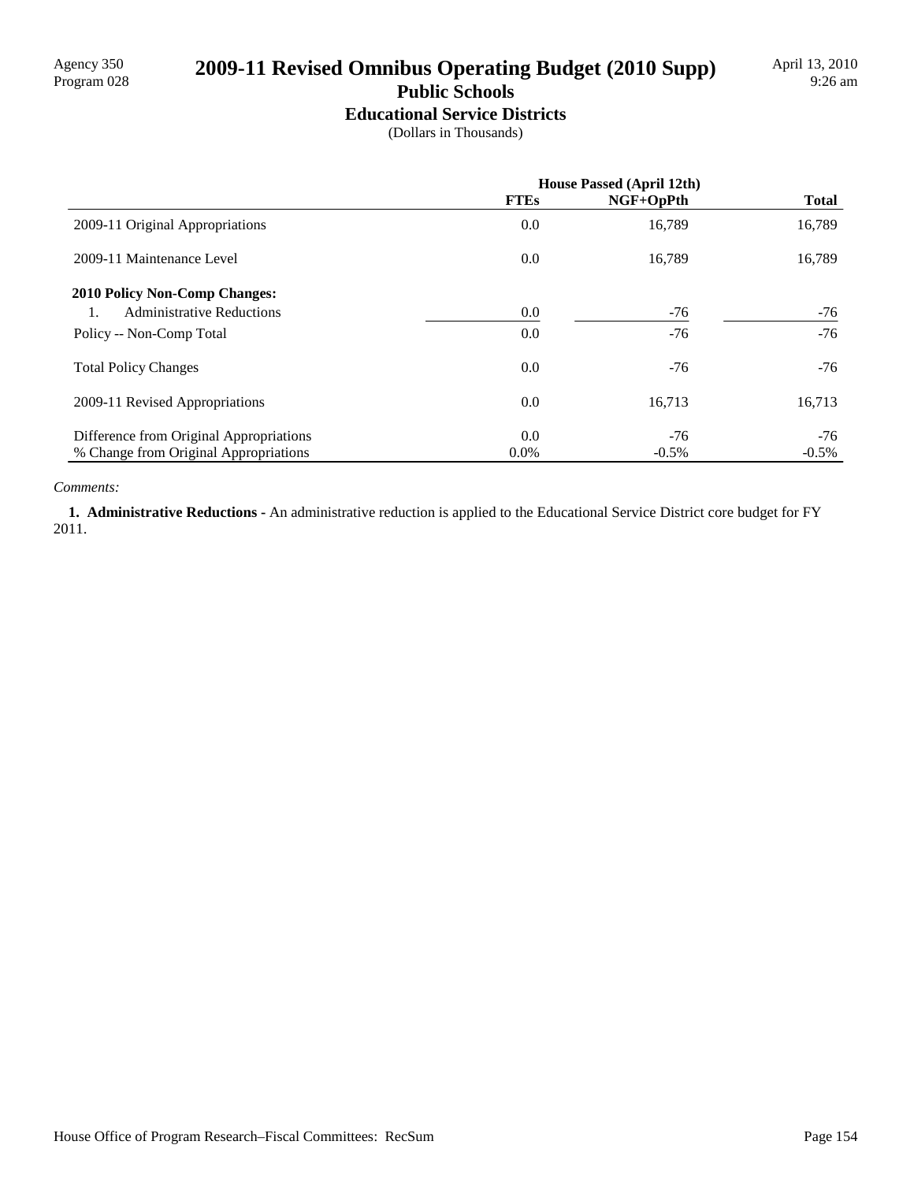# 2009-11 Revised Omnibus Operating Budget (2010 Supp)

## Public Schools

### Educational Service Districts

(Dollars in Thousands)

| | House Passed (April 12th) | | |
|---|---|---|---|
| | **FTEs** | **NGF+OpPth** | **Total** |
| 2009-11 Original Appropriations | 0.0 | 16,789 | 16,789 |
| 2009-11 Maintenance Level | 0.0 | 16,789 | 16,789 |
| **2010 Policy Non-Comp Changes:** | | | |
| 1. Administrative Reductions | 0.0 | -76 | -76 |
| Policy -- Non-Comp Total | 0.0 | -76 | -76 |
| Total Policy Changes | 0.0 | -76 | -76 |
| 2009-11 Revised Appropriations | 0.0 | 16,713 | 16,713 |
| Difference from Original Appropriations | 0.0 | -76 | -76 |
| % Change from Original Appropriations | 0.0% | -0.5% | -0.5% |

*Comments:*

**1. Administrative Reductions -** An administrative reduction is applied to the Educational Service District core budget for FY 2011.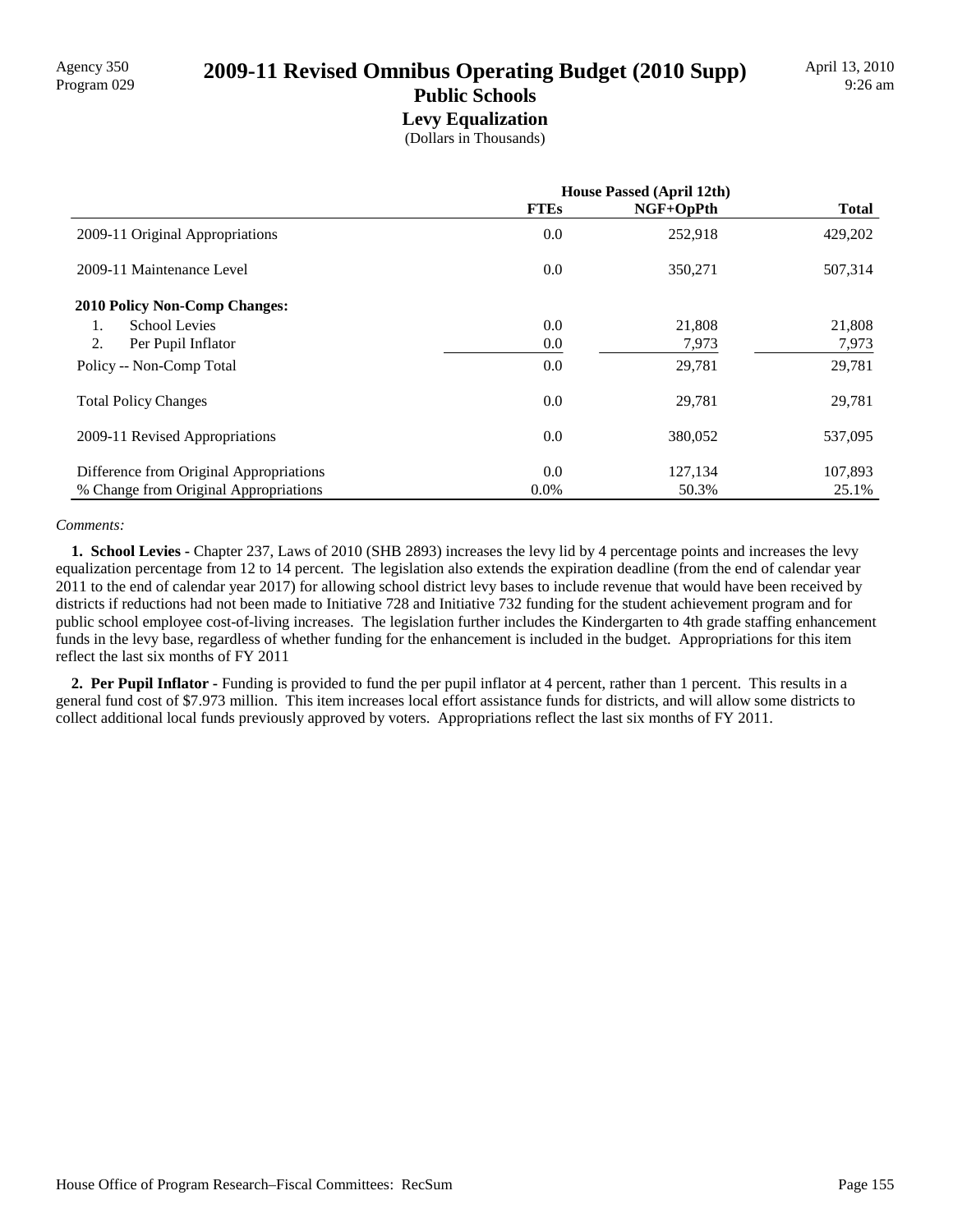Agency 350
Program 029

# 2009-11 Revised Omnibus Operating Budget (2010 Supp)

## Public Schools

### Levy Equalization

(Dollars in Thousands)

April 13, 2010
9:26 am

| | House Passed (April 12th) | | |
|---|---|---|---|
| | **FTEs** | **NGF+OpPth** | **Total** |
| 2009-11 Original Appropriations | 0.0 | 252,918 | 429,202 |
| 2009-11 Maintenance Level | 0.0 | 350,271 | 507,314 |
| **2010 Policy Non-Comp Changes:** | | | |
| 1. School Levies | 0.0 | 21,808 | 21,808 |
| 2. Per Pupil Inflator | 0.0 | 7,973 | 7,973 |
| Policy -- Non-Comp Total | 0.0 | 29,781 | 29,781 |
| Total Policy Changes | 0.0 | 29,781 | 29,781 |
| 2009-11 Revised Appropriations | 0.0 | 380,052 | 537,095 |
| Difference from Original Appropriations | 0.0 | 127,134 | 107,893 |
| % Change from Original Appropriations | 0.0% | 50.3% | 25.1% |

*Comments:*

**1. School Levies -** Chapter 237, Laws of 2010 (SHB 2893) increases the levy lid by 4 percentage points and increases the levy equalization percentage from 12 to 14 percent. The legislation also extends the expiration deadline (from the end of calendar year 2011 to the end of calendar year 2017) for allowing school district levy bases to include revenue that would have been received by districts if reductions had not been made to Initiative 728 and Initiative 732 funding for the student achievement program and for public school employee cost-of-living increases. The legislation further includes the Kindergarten to 4th grade staffing enhancement funds in the levy base, regardless of whether funding for the enhancement is included in the budget. Appropriations for this item reflect the last six months of FY 2011

**2. Per Pupil Inflator -** Funding is provided to fund the per pupil inflator at 4 percent, rather than 1 percent. This results in a general fund cost of $7.973 million. This item increases local effort assistance funds for districts, and will allow some districts to collect additional local funds previously approved by voters. Appropriations reflect the last six months of FY 2011.

House Office of Program Research–Fiscal Committees: RecSum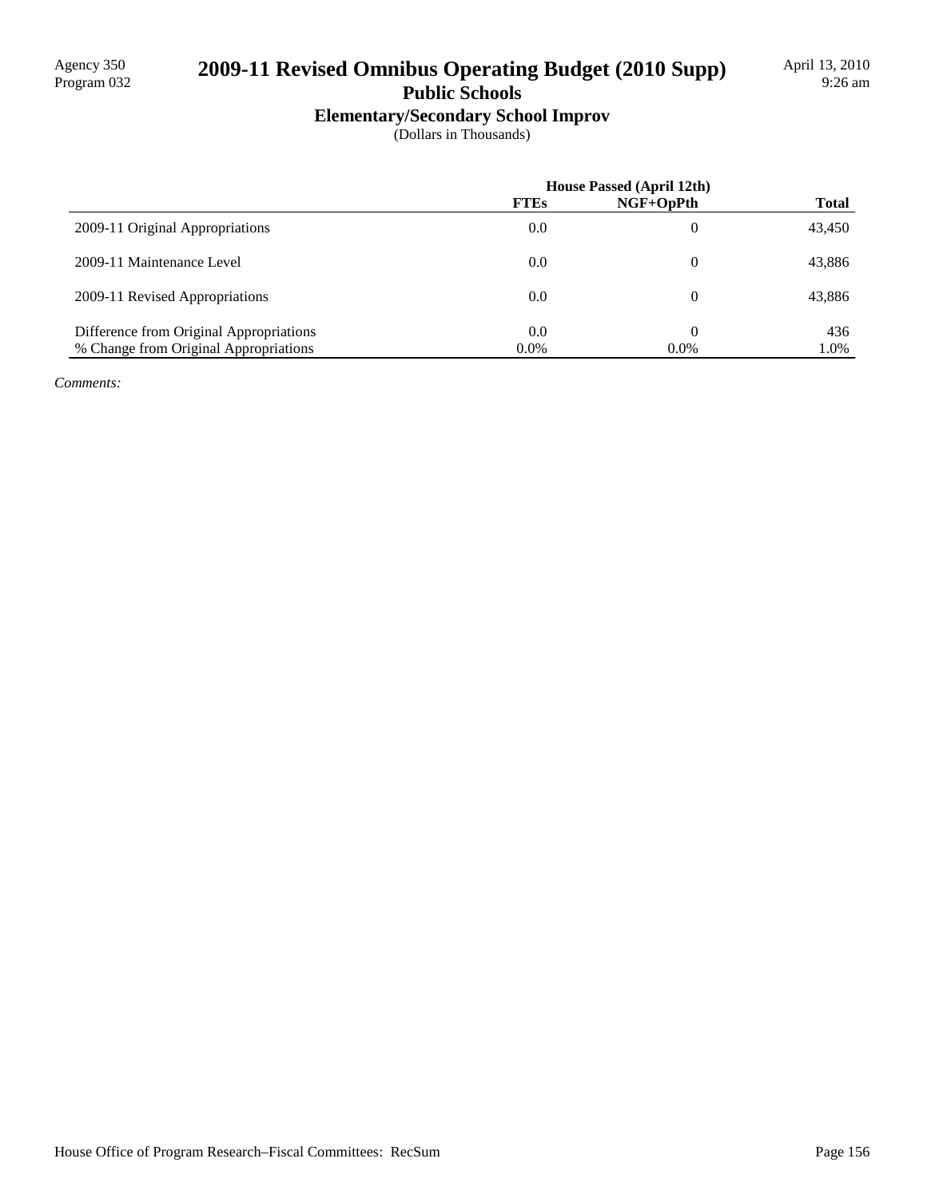Agency 350
Program 032

# 2009-11 Revised Omnibus Operating Budget (2010 Supp)

## Public Schools

### Elementary/Secondary School Improv

(Dollars in Thousands)

| | House Passed (April 12th) | | |
|---|---|---|---|
| | **FTEs** | **NGF+OpPth** | **Total** |
| 2009-11 Original Appropriations | 0.0 | 0 | 43,450 |
| 2009-11 Maintenance Level | 0.0 | 0 | 43,886 |
| 2009-11 Revised Appropriations | 0.0 | 0 | 43,886 |
| Difference from Original Appropriations | 0.0 | 0 | 436 |
| % Change from Original Appropriations | 0.0% | 0.0% | 1.0% |

*Comments:*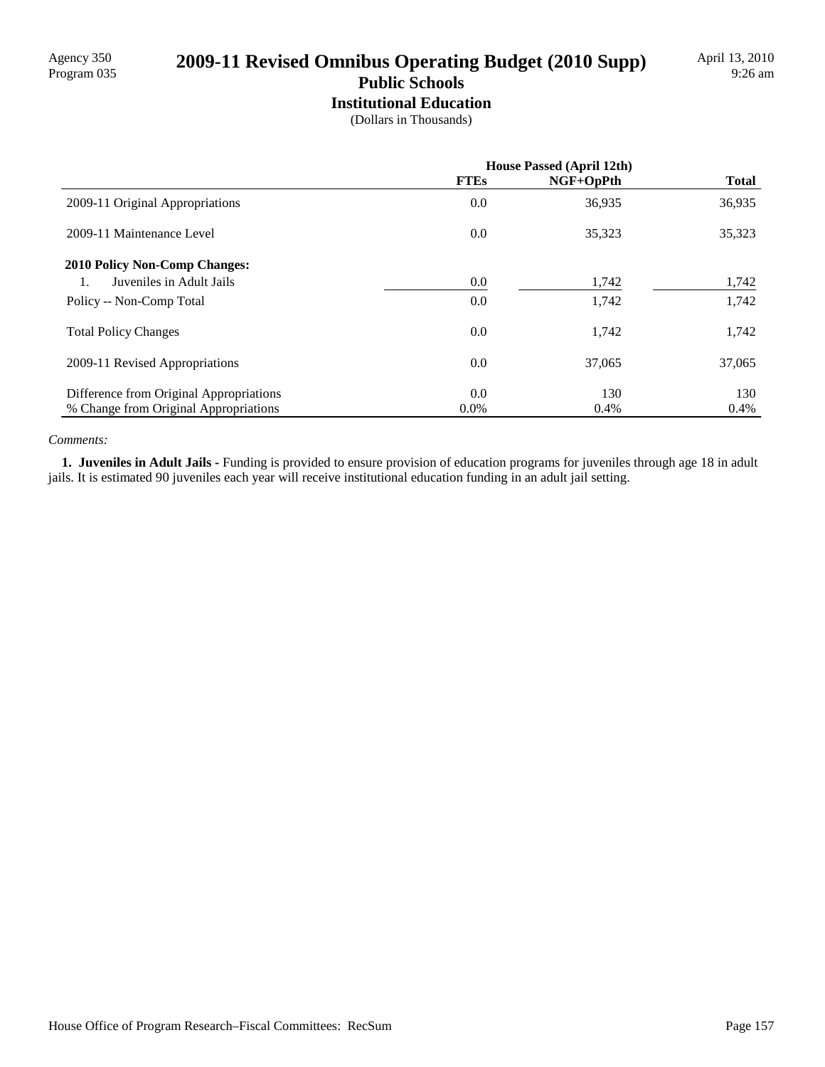Agency 350
Program 035

# 2009-11 Revised Omnibus Operating Budget (2010 Supp)

## Public Schools

### Institutional Education

(Dollars in Thousands)

April 13, 2010
9:26 am

| | House Passed (April 12th) | | |
|---|---|---|---|
| | **FTEs** | **NGF+OpPth** | **Total** |
| 2009-11 Original Appropriations | 0.0 | 36,935 | 36,935 |
| 2009-11 Maintenance Level | 0.0 | 35,323 | 35,323 |
| **2010 Policy Non-Comp Changes:** | | | |
| 1. Juveniles in Adult Jails | 0.0 | 1,742 | 1,742 |
| Policy -- Non-Comp Total | 0.0 | 1,742 | 1,742 |
| Total Policy Changes | 0.0 | 1,742 | 1,742 |
| 2009-11 Revised Appropriations | 0.0 | 37,065 | 37,065 |
| Difference from Original Appropriations | 0.0 | 130 | 130 |
| % Change from Original Appropriations | 0.0% | 0.4% | 0.4% |

*Comments:*

**1. Juveniles in Adult Jails -** Funding is provided to ensure provision of education programs for juveniles through age 18 in adult jails. It is estimated 90 juveniles each year will receive institutional education funding in an adult jail setting.

House Office of Program Research–Fiscal Committees: RecSum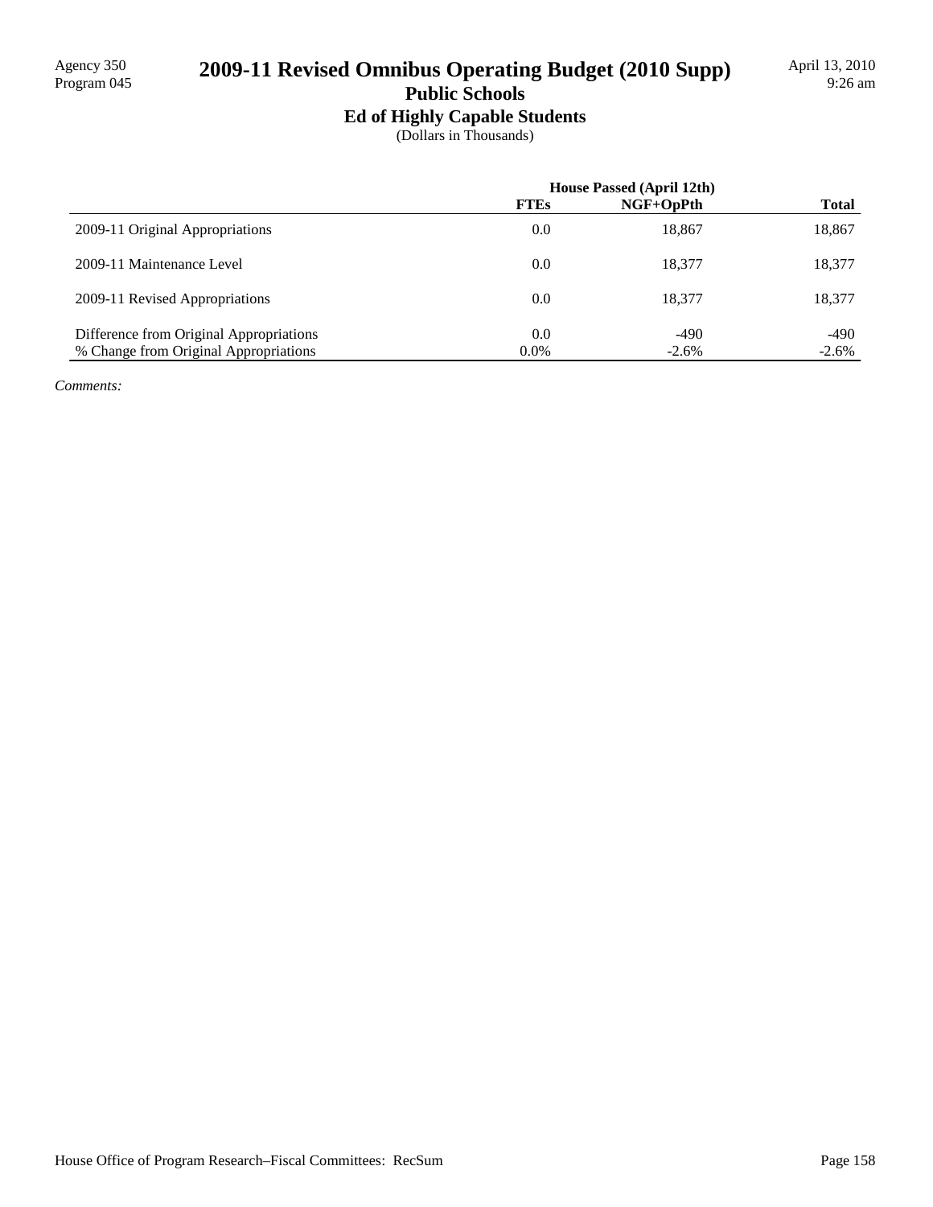Agency 350
Program 045

# 2009-11 Revised Omnibus Operating Budget (2010 Supp)

## Public Schools

### Ed of Highly Capable Students

(Dollars in Thousands)

| | House Passed (April 12th) | | |
|---|---|---|---|
| | FTEs | NGF+OpPth | Total |
| 2009-11 Original Appropriations | 0.0 | 18,867 | 18,867 |
| 2009-11 Maintenance Level | 0.0 | 18,377 | 18,377 |
| 2009-11 Revised Appropriations | 0.0 | 18,377 | 18,377 |
| Difference from Original Appropriations | 0.0 | -490 | -490 |
| % Change from Original Appropriations | 0.0% | -2.6% | -2.6% |

*Comments:*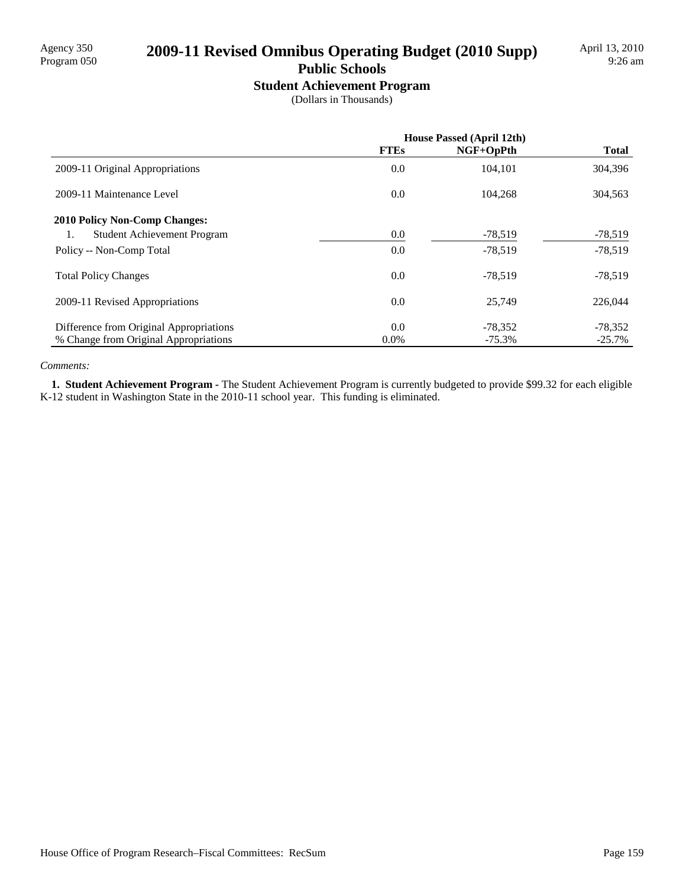Agency 350
Program 050

# 2009-11 Revised Omnibus Operating Budget (2010 Supp)

## Public Schools

### Student Achievement Program

(Dollars in Thousands)

April 13, 2010
9:26 am

| | House Passed (April 12th) | | |
|---|---|---|---|
| | FTEs | NGF+OpPth | Total |
| 2009-11 Original Appropriations | 0.0 | 104,101 | 304,396 |
| 2009-11 Maintenance Level | 0.0 | 104,268 | 304,563 |
| **2010 Policy Non-Comp Changes:** | | | |
| 1. Student Achievement Program | 0.0 | -78,519 | -78,519 |
| Policy -- Non-Comp Total | 0.0 | -78,519 | -78,519 |
| Total Policy Changes | 0.0 | -78,519 | -78,519 |
| 2009-11 Revised Appropriations | 0.0 | 25,749 | 226,044 |
| Difference from Original Appropriations | 0.0 | -78,352 | -78,352 |
| % Change from Original Appropriations | 0.0% | -75.3% | -25.7% |

*Comments:*

**1. Student Achievement Program -** The Student Achievement Program is currently budgeted to provide $99.32 for each eligible K-12 student in Washington State in the 2010-11 school year. This funding is eliminated.

House Office of Program Research–Fiscal Committees: RecSum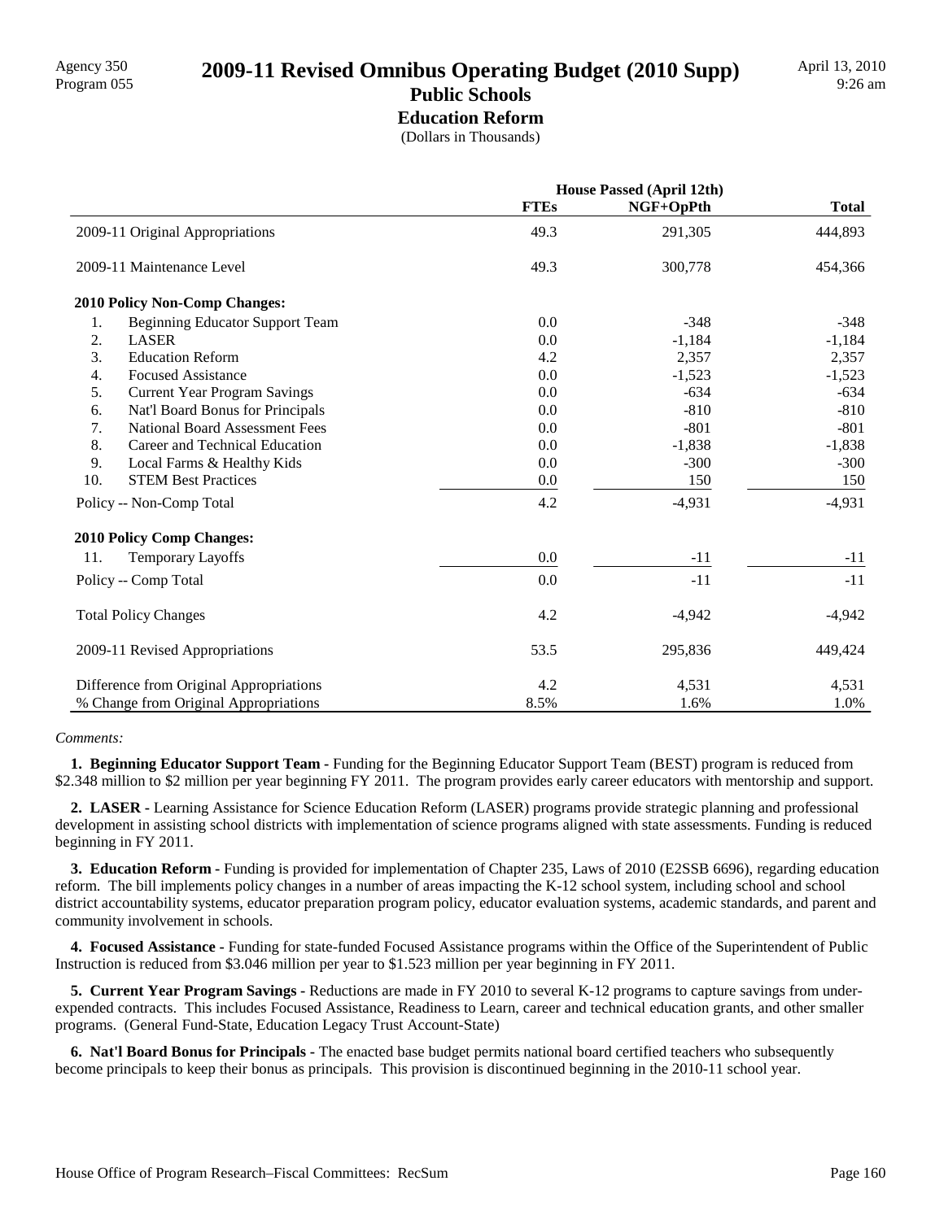# 2009-11 Revised Omnibus Operating Budget (2010 Supp)

## Public Schools

### Education Reform

(Dollars in Thousands)

Agency 350
Program 055

April 13, 2010
9:26 am

| | House Passed (April 12th) | | |
|---|---|---|---|
| | FTEs | NGF+OpPth | Total |
| 2009-11 Original Appropriations | 49.3 | 291,305 | 444,893 |
| 2009-11 Maintenance Level | 49.3 | 300,778 | 454,366 |
| **2010 Policy Non-Comp Changes:** | | | |
| 1. Beginning Educator Support Team | 0.0 | -348 | -348 |
| 2. LASER | 0.0 | -1,184 | -1,184 |
| 3. Education Reform | 4.2 | 2,357 | 2,357 |
| 4. Focused Assistance | 0.0 | -1,523 | -1,523 |
| 5. Current Year Program Savings | 0.0 | -634 | -634 |
| 6. Nat'l Board Bonus for Principals | 0.0 | -810 | -810 |
| 7. National Board Assessment Fees | 0.0 | -801 | -801 |
| 8. Career and Technical Education | 0.0 | -1,838 | -1,838 |
| 9. Local Farms & Healthy Kids | 0.0 | -300 | -300 |
| 10. STEM Best Practices | 0.0 | 150 | 150 |
| Policy -- Non-Comp Total | 4.2 | -4,931 | -4,931 |
| **2010 Policy Comp Changes:** | | | |
| 11. Temporary Layoffs | 0.0 | -11 | -11 |
| Policy -- Comp Total | 0.0 | -11 | -11 |
| Total Policy Changes | 4.2 | -4,942 | -4,942 |
| 2009-11 Revised Appropriations | 53.5 | 295,836 | 449,424 |
| Difference from Original Appropriations | 4.2 | 4,531 | 4,531 |
| % Change from Original Appropriations | 8.5% | 1.6% | 1.0% |

*Comments:*

**1. Beginning Educator Support Team -** Funding for the Beginning Educator Support Team (BEST) program is reduced from $2.348 million to $2 million per year beginning FY 2011. The program provides early career educators with mentorship and support.

**2. LASER -** Learning Assistance for Science Education Reform (LASER) programs provide strategic planning and professional development in assisting school districts with implementation of science programs aligned with state assessments. Funding is reduced beginning in FY 2011.

**3. Education Reform -** Funding is provided for implementation of Chapter 235, Laws of 2010 (E2SSB 6696), regarding education reform. The bill implements policy changes in a number of areas impacting the K-12 school system, including school and school district accountability systems, educator preparation program policy, educator evaluation systems, academic standards, and parent and community involvement in schools.

**4. Focused Assistance -** Funding for state-funded Focused Assistance programs within the Office of the Superintendent of Public Instruction is reduced from $3.046 million per year to $1.523 million per year beginning in FY 2011.

**5. Current Year Program Savings -** Reductions are made in FY 2010 to several K-12 programs to capture savings from under-expended contracts. This includes Focused Assistance, Readiness to Learn, career and technical education grants, and other smaller programs. (General Fund-State, Education Legacy Trust Account-State)

**6. Nat'l Board Bonus for Principals -** The enacted base budget permits national board certified teachers who subsequently become principals to keep their bonus as principals. This provision is discontinued beginning in the 2010-11 school year.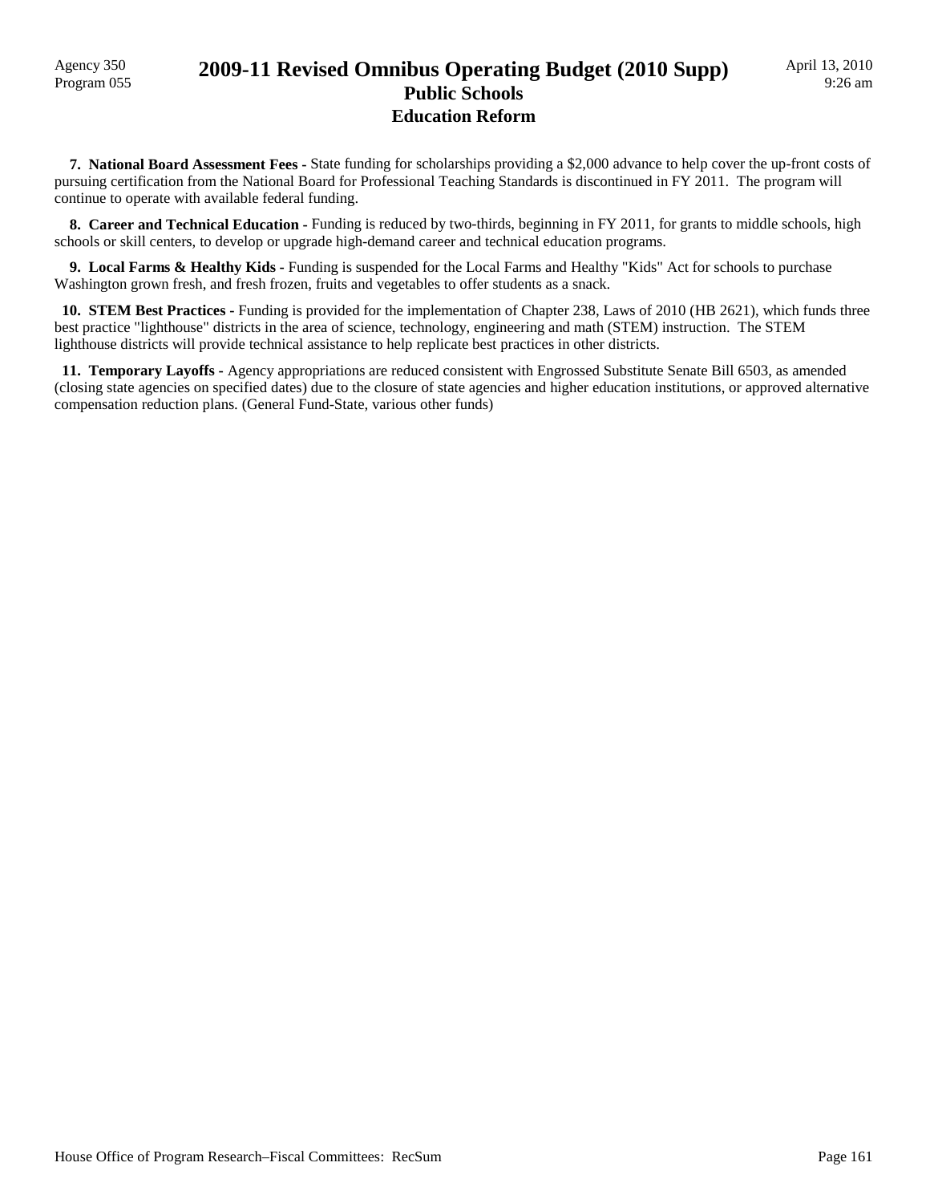**7. National Board Assessment Fees -** State funding for scholarships providing a $2,000 advance to help cover the up-front costs of pursuing certification from the National Board for Professional Teaching Standards is discontinued in FY 2011. The program will continue to operate with available federal funding.

**8. Career and Technical Education -** Funding is reduced by two-thirds, beginning in FY 2011, for grants to middle schools, high schools or skill centers, to develop or upgrade high-demand career and technical education programs.

**9. Local Farms & Healthy Kids -** Funding is suspended for the Local Farms and Healthy "Kids" Act for schools to purchase Washington grown fresh, and fresh frozen, fruits and vegetables to offer students as a snack.

**10. STEM Best Practices -** Funding is provided for the implementation of Chapter 238, Laws of 2010 (HB 2621), which funds three best practice "lighthouse" districts in the area of science, technology, engineering and math (STEM) instruction. The STEM lighthouse districts will provide technical assistance to help replicate best practices in other districts.

**11. Temporary Layoffs -** Agency appropriations are reduced consistent with Engrossed Substitute Senate Bill 6503, as amended (closing state agencies on specified dates) due to the closure of state agencies and higher education institutions, or approved alternative compensation reduction plans. (General Fund-State, various other funds)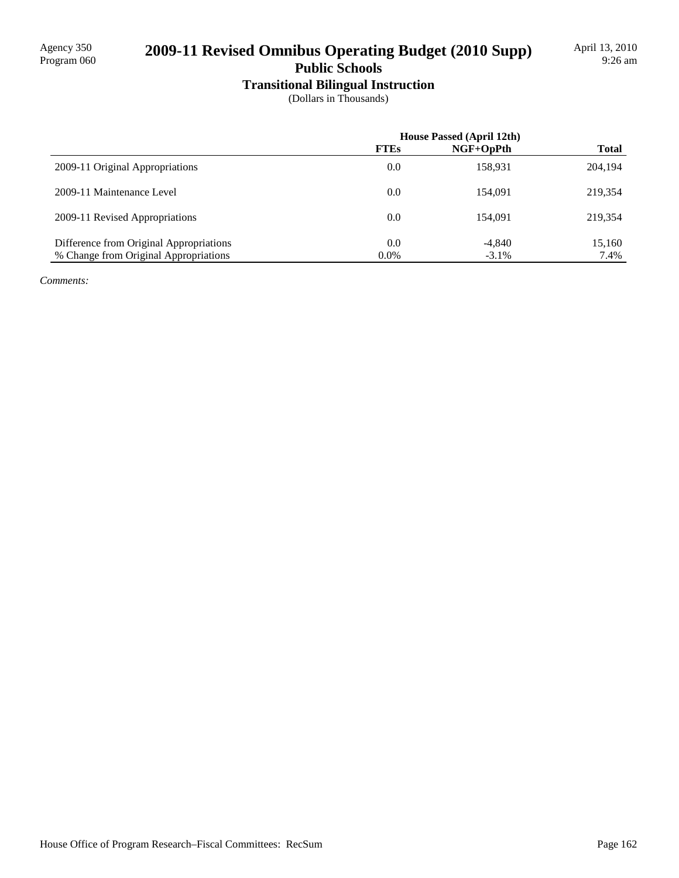Agency 350
Program 060

# 2009-11 Revised Omnibus Operating Budget (2010 Supp)

April 13, 2010
9:26 am

## Public Schools

### Transitional Bilingual Instruction

(Dollars in Thousands)

| | House Passed (April 12th) | | |
|---|---|---|---|
| | **FTEs** | **NGF+OpPth** | **Total** |
| 2009-11 Original Appropriations | 0.0 | 158,931 | 204,194 |
| 2009-11 Maintenance Level | 0.0 | 154,091 | 219,354 |
| 2009-11 Revised Appropriations | 0.0 | 154,091 | 219,354 |
| Difference from Original Appropriations | 0.0 | -4,840 | 15,160 |
| % Change from Original Appropriations | 0.0% | -3.1% | 7.4% |

*Comments:*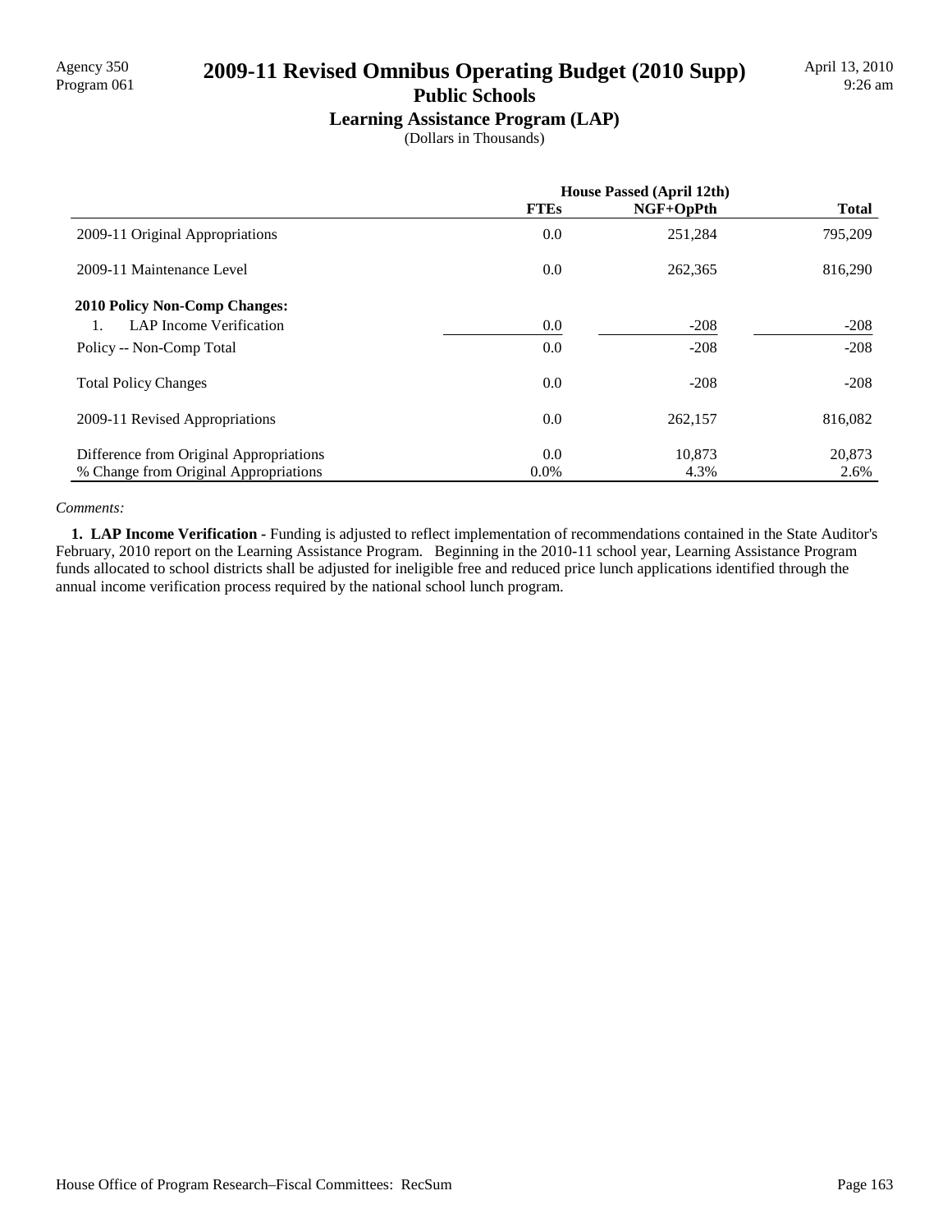Agency 350
Program 061

# 2009-11 Revised Omnibus Operating Budget (2010 Supp)

## Public Schools

### Learning Assistance Program (LAP)

(Dollars in Thousands)

April 13, 2010
9:26 am

| | House Passed (April 12th) | | |
|---|---|---|---|
| | **FTEs** | **NGF+OpPth** | **Total** |
| 2009-11 Original Appropriations | 0.0 | 251,284 | 795,209 |
| 2009-11 Maintenance Level | 0.0 | 262,365 | 816,290 |
| **2010 Policy Non-Comp Changes:** | | | |
| 1. LAP Income Verification | 0.0 | -208 | -208 |
| Policy -- Non-Comp Total | 0.0 | -208 | -208 |
| Total Policy Changes | 0.0 | -208 | -208 |
| 2009-11 Revised Appropriations | 0.0 | 262,157 | 816,082 |
| Difference from Original Appropriations | 0.0 | 10,873 | 20,873 |
| % Change from Original Appropriations | 0.0% | 4.3% | 2.6% |

*Comments:*

**1. LAP Income Verification -** Funding is adjusted to reflect implementation of recommendations contained in the State Auditor's February, 2010 report on the Learning Assistance Program. Beginning in the 2010-11 school year, Learning Assistance Program funds allocated to school districts shall be adjusted for ineligible free and reduced price lunch applications identified through the annual income verification process required by the national school lunch program.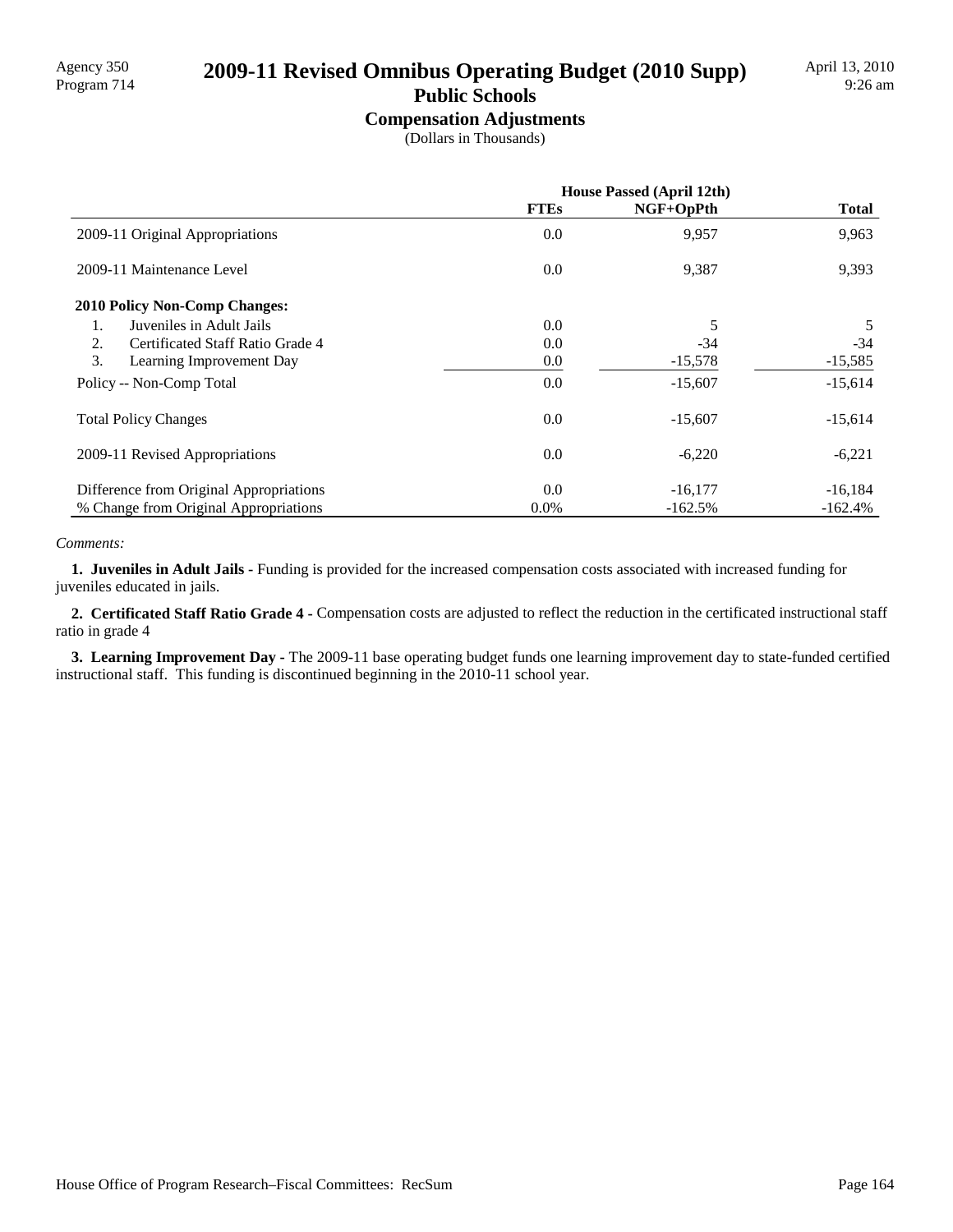# 2009-11 Revised Omnibus Operating Budget (2010 Supp)

## Public Schools

### Compensation Adjustments

(Dollars in Thousands)

| | House Passed (April 12th) | | |
|---|---|---|---|
| | **FTEs** | **NGF+OpPth** | **Total** |
| 2009-11 Original Appropriations | 0.0 | 9,957 | 9,963 |
| 2009-11 Maintenance Level | 0.0 | 9,387 | 9,393 |
| **2010 Policy Non-Comp Changes:** | | | |
| 1. Juveniles in Adult Jails | 0.0 | 5 | 5 |
| 2. Certificated Staff Ratio Grade 4 | 0.0 | -34 | -34 |
| 3. Learning Improvement Day | 0.0 | -15,578 | -15,585 |
| Policy -- Non-Comp Total | 0.0 | -15,607 | -15,614 |
| Total Policy Changes | 0.0 | -15,607 | -15,614 |
| 2009-11 Revised Appropriations | 0.0 | -6,220 | -6,221 |
| Difference from Original Appropriations | 0.0 | -16,177 | -16,184 |
| % Change from Original Appropriations | 0.0% | -162.5% | -162.4% |

*Comments:*

**1. Juveniles in Adult Jails -** Funding is provided for the increased compensation costs associated with increased funding for juveniles educated in jails.

**2. Certificated Staff Ratio Grade 4 -** Compensation costs are adjusted to reflect the reduction in the certificated instructional staff ratio in grade 4

**3. Learning Improvement Day -** The 2009-11 base operating budget funds one learning improvement day to state-funded certified instructional staff. This funding is discontinued beginning in the 2010-11 school year.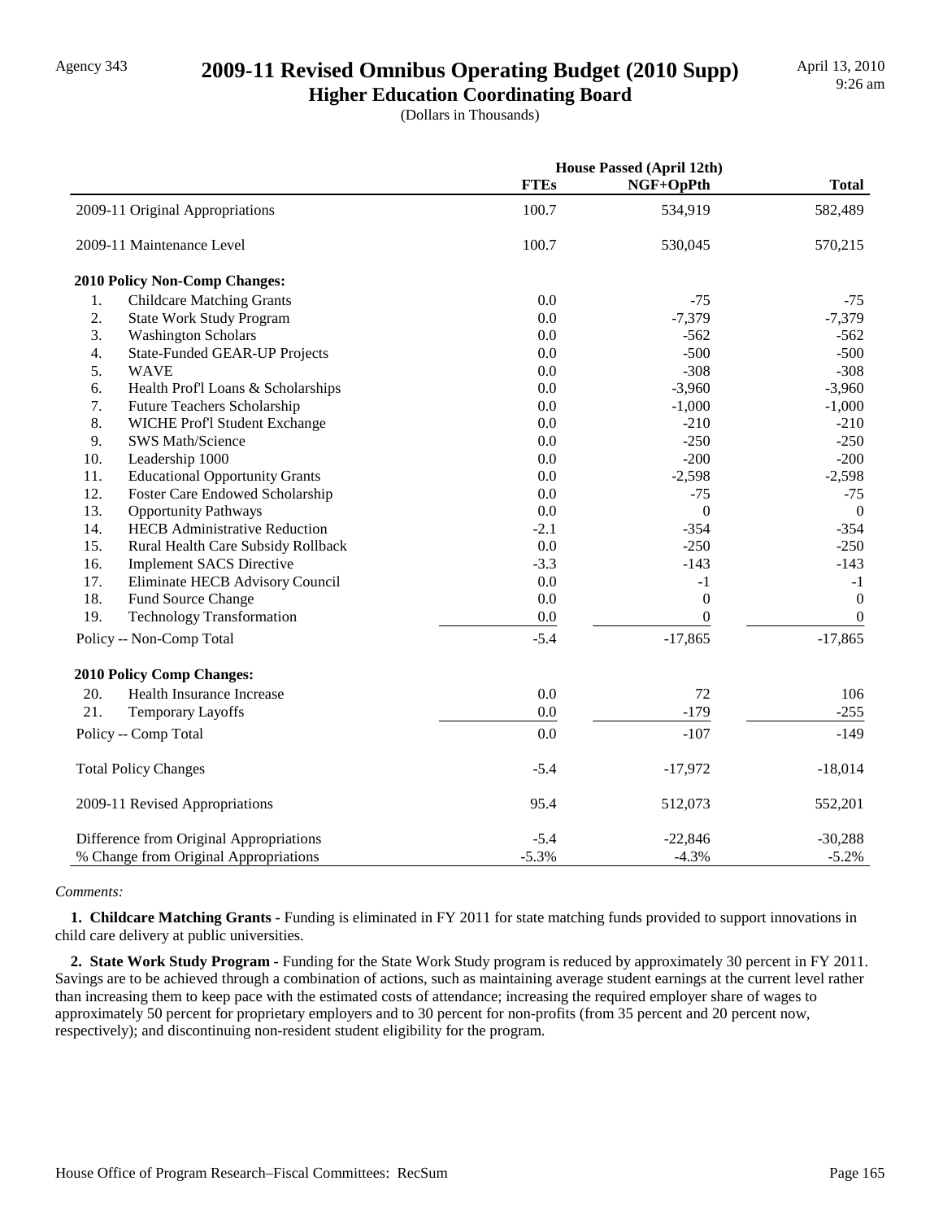Agency 343

# 2009-11 Revised Omnibus Operating Budget (2010 Supp)

## Higher Education Coordinating Board

(Dollars in Thousands)

April 13, 2010
9:26 am

| | House Passed (April 12th) | | |
|---|---|---|---|
| | FTEs | NGF+OpPth | Total |
| 2009-11 Original Appropriations | 100.7 | 534,919 | 582,489 |
| 2009-11 Maintenance Level | 100.7 | 530,045 | 570,215 |
| **2010 Policy Non-Comp Changes:** | | | |
| 1. Childcare Matching Grants | 0.0 | -75 | -75 |
| 2. State Work Study Program | 0.0 | -7,379 | -7,379 |
| 3. Washington Scholars | 0.0 | -562 | -562 |
| 4. State-Funded GEAR-UP Projects | 0.0 | -500 | -500 |
| 5. WAVE | 0.0 | -308 | -308 |
| 6. Health Prof'l Loans & Scholarships | 0.0 | -3,960 | -3,960 |
| 7. Future Teachers Scholarship | 0.0 | -1,000 | -1,000 |
| 8. WICHE Prof'l Student Exchange | 0.0 | -210 | -210 |
| 9. SWS Math/Science | 0.0 | -250 | -250 |
| 10. Leadership 1000 | 0.0 | -200 | -200 |
| 11. Educational Opportunity Grants | 0.0 | -2,598 | -2,598 |
| 12. Foster Care Endowed Scholarship | 0.0 | -75 | -75 |
| 13. Opportunity Pathways | 0.0 | 0 | 0 |
| 14. HECB Administrative Reduction | -2.1 | -354 | -354 |
| 15. Rural Health Care Subsidy Rollback | 0.0 | -250 | -250 |
| 16. Implement SACS Directive | -3.3 | -143 | -143 |
| 17. Eliminate HECB Advisory Council | 0.0 | -1 | -1 |
| 18. Fund Source Change | 0.0 | 0 | 0 |
| 19. Technology Transformation | 0.0 | 0 | 0 |
| Policy -- Non-Comp Total | -5.4 | -17,865 | -17,865 |
| **2010 Policy Comp Changes:** | | | |
| 20. Health Insurance Increase | 0.0 | 72 | 106 |
| 21. Temporary Layoffs | 0.0 | -179 | -255 |
| Policy -- Comp Total | 0.0 | -107 | -149 |
| Total Policy Changes | -5.4 | -17,972 | -18,014 |
| 2009-11 Revised Appropriations | 95.4 | 512,073 | 552,201 |
| Difference from Original Appropriations | -5.4 | -22,846 | -30,288 |
| % Change from Original Appropriations | -5.3% | -4.3% | -5.2% |

*Comments:*

**1. Childcare Matching Grants -** Funding is eliminated in FY 2011 for state matching funds provided to support innovations in child care delivery at public universities.

**2. State Work Study Program -** Funding for the State Work Study program is reduced by approximately 30 percent in FY 2011. Savings are to be achieved through a combination of actions, such as maintaining average student earnings at the current level rather than increasing them to keep pace with the estimated costs of attendance; increasing the required employer share of wages to approximately 50 percent for proprietary employers and to 30 percent for non-profits (from 35 percent and 20 percent now, respectively); and discontinuing non-resident student eligibility for the program.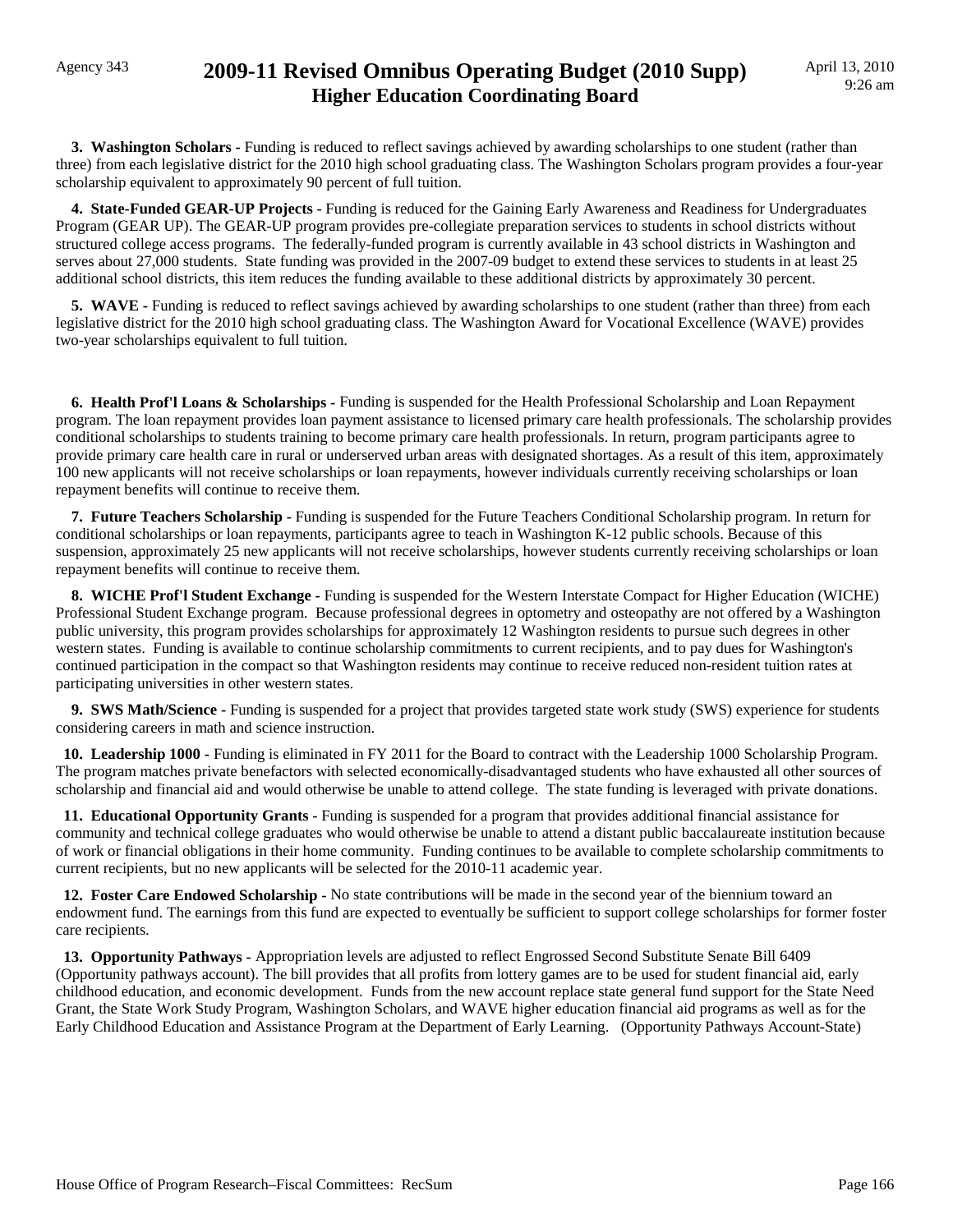**3. Washington Scholars -** Funding is reduced to reflect savings achieved by awarding scholarships to one student (rather than three) from each legislative district for the 2010 high school graduating class. The Washington Scholars program provides a four-year scholarship equivalent to approximately 90 percent of full tuition.

**4. State-Funded GEAR-UP Projects -** Funding is reduced for the Gaining Early Awareness and Readiness for Undergraduates Program (GEAR UP). The GEAR-UP program provides pre-collegiate preparation services to students in school districts without structured college access programs. The federally-funded program is currently available in 43 school districts in Washington and serves about 27,000 students. State funding was provided in the 2007-09 budget to extend these services to students in at least 25 additional school districts, this item reduces the funding available to these additional districts by approximately 30 percent.

**5. WAVE -** Funding is reduced to reflect savings achieved by awarding scholarships to one student (rather than three) from each legislative district for the 2010 high school graduating class. The Washington Award for Vocational Excellence (WAVE) provides two-year scholarships equivalent to full tuition.

**6. Health Prof'l Loans & Scholarships -** Funding is suspended for the Health Professional Scholarship and Loan Repayment program. The loan repayment provides loan payment assistance to licensed primary care health professionals. The scholarship provides conditional scholarships to students training to become primary care health professionals. In return, program participants agree to provide primary care health care in rural or underserved urban areas with designated shortages. As a result of this item, approximately 100 new applicants will not receive scholarships or loan repayments, however individuals currently receiving scholarships or loan repayment benefits will continue to receive them.

**7. Future Teachers Scholarship -** Funding is suspended for the Future Teachers Conditional Scholarship program. In return for conditional scholarships or loan repayments, participants agree to teach in Washington K-12 public schools. Because of this suspension, approximately 25 new applicants will not receive scholarships, however students currently receiving scholarships or loan repayment benefits will continue to receive them.

**8. WICHE Prof'l Student Exchange -** Funding is suspended for the Western Interstate Compact for Higher Education (WICHE) Professional Student Exchange program. Because professional degrees in optometry and osteopathy are not offered by a Washington public university, this program provides scholarships for approximately 12 Washington residents to pursue such degrees in other western states. Funding is available to continue scholarship commitments to current recipients, and to pay dues for Washington's continued participation in the compact so that Washington residents may continue to receive reduced non-resident tuition rates at participating universities in other western states.

**9. SWS Math/Science -** Funding is suspended for a project that provides targeted state work study (SWS) experience for students considering careers in math and science instruction.

**10. Leadership 1000 -** Funding is eliminated in FY 2011 for the Board to contract with the Leadership 1000 Scholarship Program. The program matches private benefactors with selected economically-disadvantaged students who have exhausted all other sources of scholarship and financial aid and would otherwise be unable to attend college. The state funding is leveraged with private donations.

**11. Educational Opportunity Grants -** Funding is suspended for a program that provides additional financial assistance for community and technical college graduates who would otherwise be unable to attend a distant public baccalaureate institution because of work or financial obligations in their home community. Funding continues to be available to complete scholarship commitments to current recipients, but no new applicants will be selected for the 2010-11 academic year.

**12. Foster Care Endowed Scholarship -** No state contributions will be made in the second year of the biennium toward an endowment fund. The earnings from this fund are expected to eventually be sufficient to support college scholarships for former foster care recipients.

**13. Opportunity Pathways -** Appropriation levels are adjusted to reflect Engrossed Second Substitute Senate Bill 6409 (Opportunity pathways account). The bill provides that all profits from lottery games are to be used for student financial aid, early childhood education, and economic development. Funds from the new account replace state general fund support for the State Need Grant, the State Work Study Program, Washington Scholars, and WAVE higher education financial aid programs as well as for the Early Childhood Education and Assistance Program at the Department of Early Learning. (Opportunity Pathways Account-State)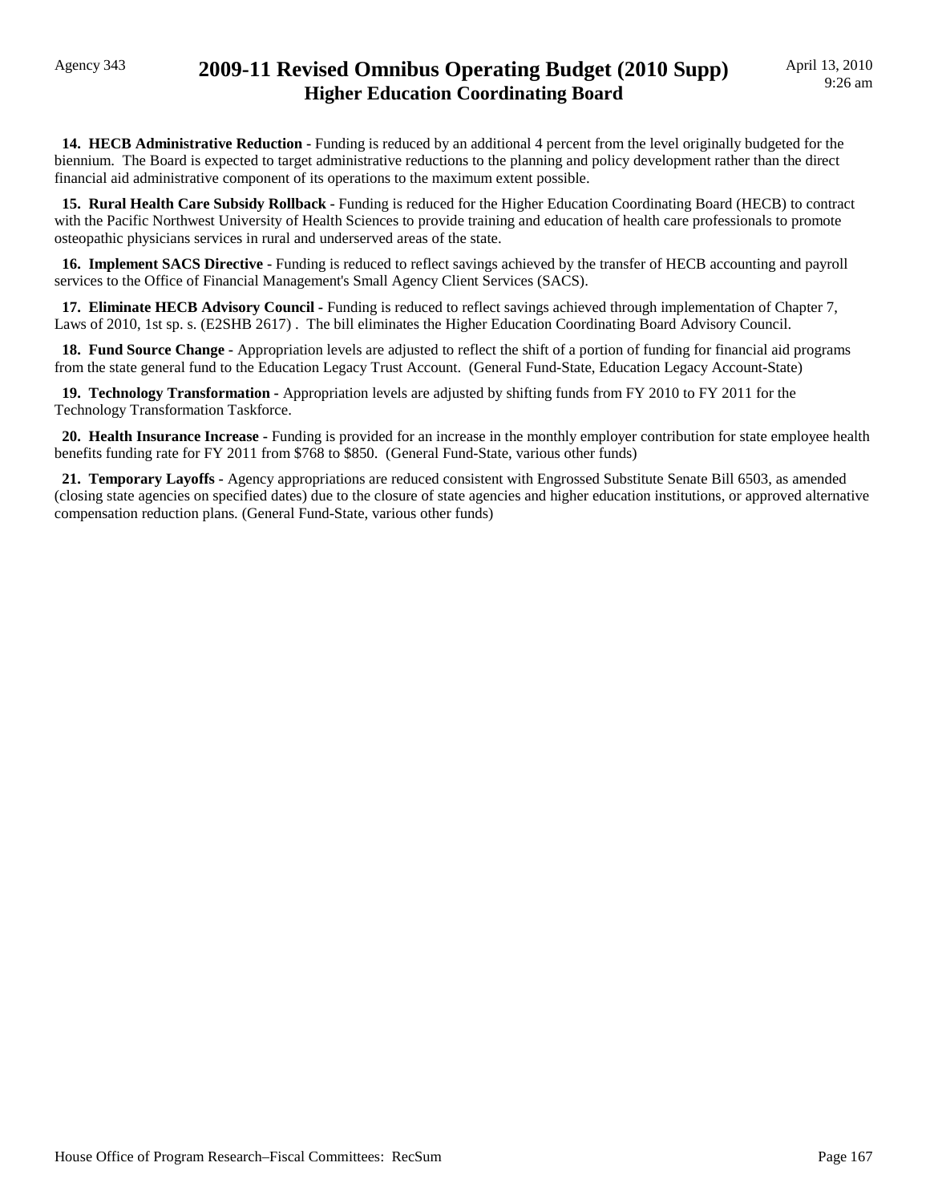**14. HECB Administrative Reduction -** Funding is reduced by an additional 4 percent from the level originally budgeted for the biennium. The Board is expected to target administrative reductions to the planning and policy development rather than the direct financial aid administrative component of its operations to the maximum extent possible.

**15. Rural Health Care Subsidy Rollback -** Funding is reduced for the Higher Education Coordinating Board (HECB) to contract with the Pacific Northwest University of Health Sciences to provide training and education of health care professionals to promote osteopathic physicians services in rural and underserved areas of the state.

**16. Implement SACS Directive -** Funding is reduced to reflect savings achieved by the transfer of HECB accounting and payroll services to the Office of Financial Management's Small Agency Client Services (SACS).

**17. Eliminate HECB Advisory Council -** Funding is reduced to reflect savings achieved through implementation of Chapter 7, Laws of 2010, 1st sp. s. (E2SHB 2617) . The bill eliminates the Higher Education Coordinating Board Advisory Council.

**18. Fund Source Change -** Appropriation levels are adjusted to reflect the shift of a portion of funding for financial aid programs from the state general fund to the Education Legacy Trust Account. (General Fund-State, Education Legacy Account-State)

**19. Technology Transformation -** Appropriation levels are adjusted by shifting funds from FY 2010 to FY 2011 for the Technology Transformation Taskforce.

**20. Health Insurance Increase -** Funding is provided for an increase in the monthly employer contribution for state employee health benefits funding rate for FY 2011 from $768 to $850. (General Fund-State, various other funds)

**21. Temporary Layoffs -** Agency appropriations are reduced consistent with Engrossed Substitute Senate Bill 6503, as amended (closing state agencies on specified dates) due to the closure of state agencies and higher education institutions, or approved alternative compensation reduction plans. (General Fund-State, various other funds)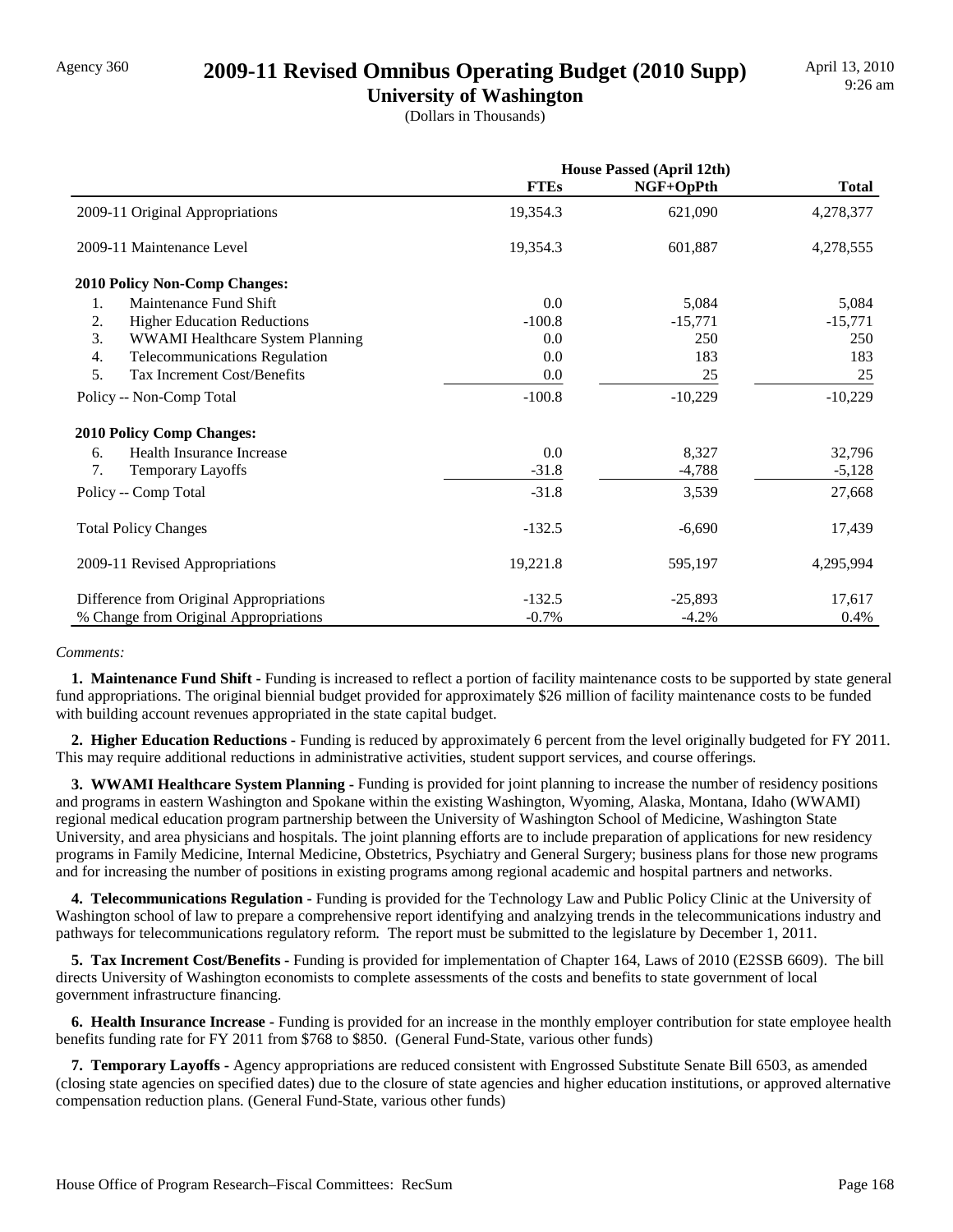Agency 360

# 2009-11 Revised Omnibus Operating Budget (2010 Supp)

## University of Washington

(Dollars in Thousands)

| | House Passed (April 12th) | | |
|---|---|---|---|
| | **FTEs** | **NGF+OpPth** | **Total** |
| 2009-11 Original Appropriations | 19,354.3 | 621,090 | 4,278,377 |
| 2009-11 Maintenance Level | 19,354.3 | 601,887 | 4,278,555 |
| **2010 Policy Non-Comp Changes:** | | | |
| 1. Maintenance Fund Shift | 0.0 | 5,084 | 5,084 |
| 2. Higher Education Reductions | -100.8 | -15,771 | -15,771 |
| 3. WWAMI Healthcare System Planning | 0.0 | 250 | 250 |
| 4. Telecommunications Regulation | 0.0 | 183 | 183 |
| 5. Tax Increment Cost/Benefits | 0.0 | 25 | 25 |
| Policy -- Non-Comp Total | -100.8 | -10,229 | -10,229 |
| **2010 Policy Comp Changes:** | | | |
| 6. Health Insurance Increase | 0.0 | 8,327 | 32,796 |
| 7. Temporary Layoffs | -31.8 | -4,788 | -5,128 |
| Policy -- Comp Total | -31.8 | 3,539 | 27,668 |
| Total Policy Changes | -132.5 | -6,690 | 17,439 |
| 2009-11 Revised Appropriations | 19,221.8 | 595,197 | 4,295,994 |
| Difference from Original Appropriations | -132.5 | -25,893 | 17,617 |
| % Change from Original Appropriations | -0.7% | -4.2% | 0.4% |

*Comments:*

**1. Maintenance Fund Shift -** Funding is increased to reflect a portion of facility maintenance costs to be supported by state general fund appropriations. The original biennial budget provided for approximately $26 million of facility maintenance costs to be funded with building account revenues appropriated in the state capital budget.

**2. Higher Education Reductions -** Funding is reduced by approximately 6 percent from the level originally budgeted for FY 2011. This may require additional reductions in administrative activities, student support services, and course offerings.

**3. WWAMI Healthcare System Planning -** Funding is provided for joint planning to increase the number of residency positions and programs in eastern Washington and Spokane within the existing Washington, Wyoming, Alaska, Montana, Idaho (WWAMI) regional medical education program partnership between the University of Washington School of Medicine, Washington State University, and area physicians and hospitals. The joint planning efforts are to include preparation of applications for new residency programs in Family Medicine, Internal Medicine, Obstetrics, Psychiatry and General Surgery; business plans for those new programs and for increasing the number of positions in existing programs among regional academic and hospital partners and networks.

**4. Telecommunications Regulation -** Funding is provided for the Technology Law and Public Policy Clinic at the University of Washington school of law to prepare a comprehensive report identifying and analzying trends in the telecommunications industry and pathways for telecommunications regulatory reform. The report must be submitted to the legislature by December 1, 2011.

**5. Tax Increment Cost/Benefits -** Funding is provided for implementation of Chapter 164, Laws of 2010 (E2SSB 6609). The bill directs University of Washington economists to complete assessments of the costs and benefits to state government of local government infrastructure financing.

**6. Health Insurance Increase -** Funding is provided for an increase in the monthly employer contribution for state employee health benefits funding rate for FY 2011 from $768 to $850. (General Fund-State, various other funds)

**7. Temporary Layoffs -** Agency appropriations are reduced consistent with Engrossed Substitute Senate Bill 6503, as amended (closing state agencies on specified dates) due to the closure of state agencies and higher education institutions, or approved alternative compensation reduction plans. (General Fund-State, various other funds)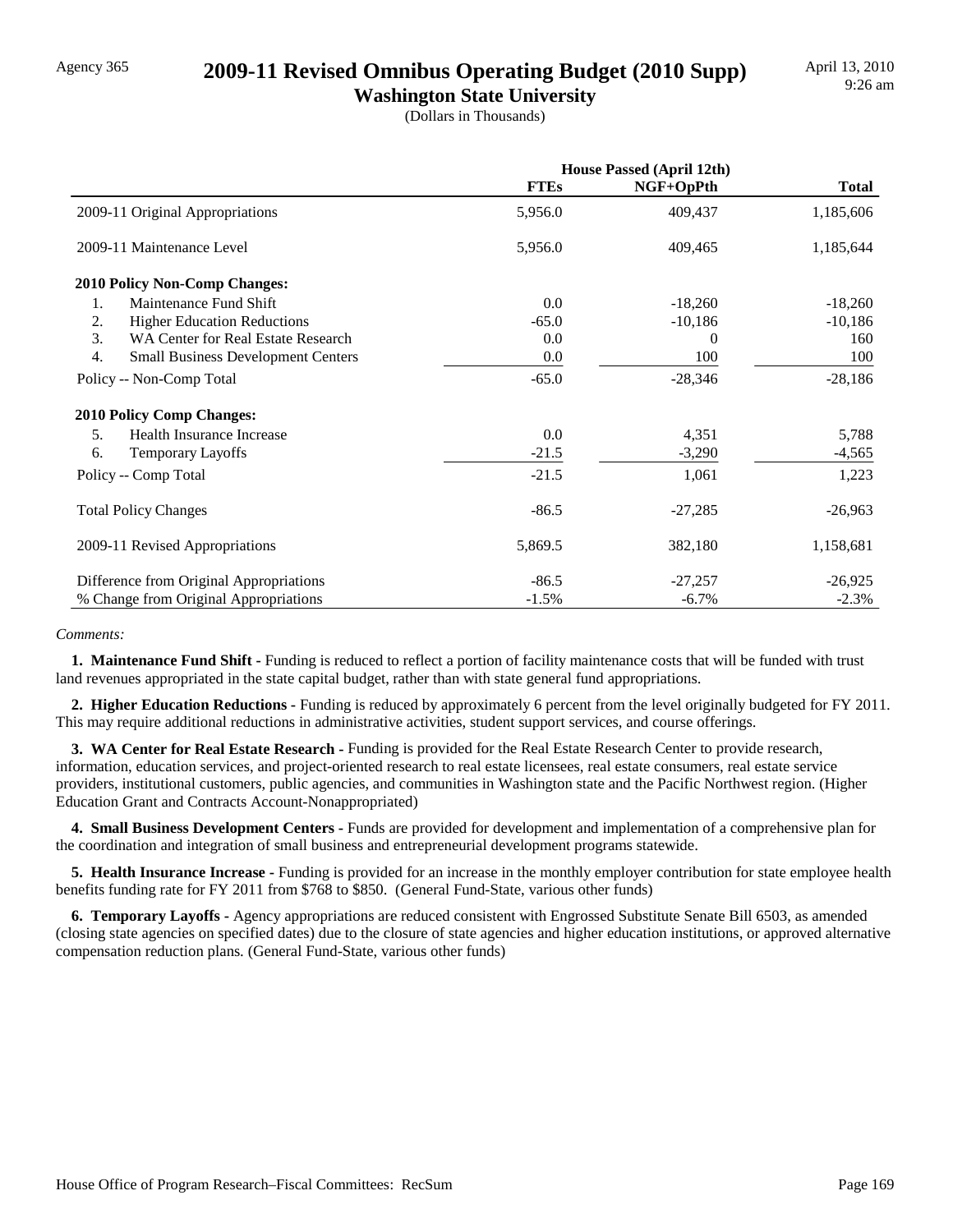# 2009-11 Revised Omnibus Operating Budget (2010 Supp)

## Washington State University

(Dollars in Thousands)

| | House Passed (April 12th) | | |
|---|---|---|---|
| | FTEs | NGF+OpPth | Total |
| 2009-11 Original Appropriations | 5,956.0 | 409,437 | 1,185,606 |
| 2009-11 Maintenance Level | 5,956.0 | 409,465 | 1,185,644 |
| **2010 Policy Non-Comp Changes:** | | | |
| 1. Maintenance Fund Shift | 0.0 | -18,260 | -18,260 |
| 2. Higher Education Reductions | -65.0 | -10,186 | -10,186 |
| 3. WA Center for Real Estate Research | 0.0 | 0 | 160 |
| 4. Small Business Development Centers | 0.0 | 100 | 100 |
| Policy -- Non-Comp Total | -65.0 | -28,346 | -28,186 |
| **2010 Policy Comp Changes:** | | | |
| 5. Health Insurance Increase | 0.0 | 4,351 | 5,788 |
| 6. Temporary Layoffs | -21.5 | -3,290 | -4,565 |
| Policy -- Comp Total | -21.5 | 1,061 | 1,223 |
| Total Policy Changes | -86.5 | -27,285 | -26,963 |
| 2009-11 Revised Appropriations | 5,869.5 | 382,180 | 1,158,681 |
| Difference from Original Appropriations | -86.5 | -27,257 | -26,925 |
| % Change from Original Appropriations | -1.5% | -6.7% | -2.3% |

*Comments:*

**1. Maintenance Fund Shift -** Funding is reduced to reflect a portion of facility maintenance costs that will be funded with trust land revenues appropriated in the state capital budget, rather than with state general fund appropriations.

**2. Higher Education Reductions -** Funding is reduced by approximately 6 percent from the level originally budgeted for FY 2011. This may require additional reductions in administrative activities, student support services, and course offerings.

**3. WA Center for Real Estate Research -** Funding is provided for the Real Estate Research Center to provide research, information, education services, and project-oriented research to real estate licensees, real estate consumers, real estate service providers, institutional customers, public agencies, and communities in Washington state and the Pacific Northwest region. (Higher Education Grant and Contracts Account-Nonappropriated)

**4. Small Business Development Centers -** Funds are provided for development and implementation of a comprehensive plan for the coordination and integration of small business and entrepreneurial development programs statewide.

**5. Health Insurance Increase -** Funding is provided for an increase in the monthly employer contribution for state employee health benefits funding rate for FY 2011 from $768 to $850. (General Fund-State, various other funds)

**6. Temporary Layoffs -** Agency appropriations are reduced consistent with Engrossed Substitute Senate Bill 6503, as amended (closing state agencies on specified dates) due to the closure of state agencies and higher education institutions, or approved alternative compensation reduction plans. (General Fund-State, various other funds)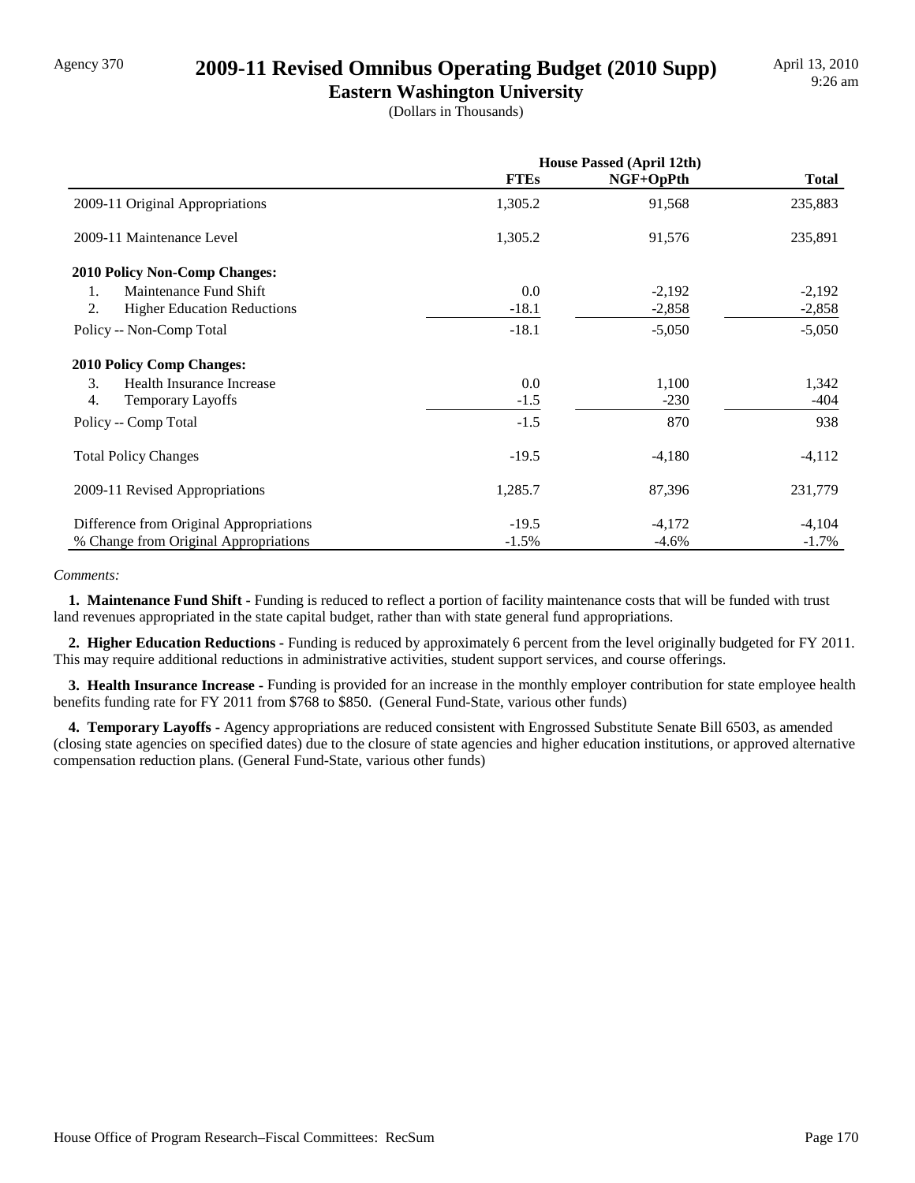Agency 370

# 2009-11 Revised Omnibus Operating Budget (2010 Supp)

## Eastern Washington University

(Dollars in Thousands)

April 13, 2010
9:26 am

| | House Passed (April 12th) | | |
|---|---|---|---|
| | **FTEs** | **NGF+OpPth** | **Total** |
| 2009-11 Original Appropriations | 1,305.2 | 91,568 | 235,883 |
| 2009-11 Maintenance Level | 1,305.2 | 91,576 | 235,891 |
| **2010 Policy Non-Comp Changes:** | | | |
| 1. Maintenance Fund Shift | 0.0 | -2,192 | -2,192 |
| 2. Higher Education Reductions | -18.1 | -2,858 | -2,858 |
| Policy -- Non-Comp Total | -18.1 | -5,050 | -5,050 |
| **2010 Policy Comp Changes:** | | | |
| 3. Health Insurance Increase | 0.0 | 1,100 | 1,342 |
| 4. Temporary Layoffs | -1.5 | -230 | -404 |
| Policy -- Comp Total | -1.5 | 870 | 938 |
| Total Policy Changes | -19.5 | -4,180 | -4,112 |
| 2009-11 Revised Appropriations | 1,285.7 | 87,396 | 231,779 |
| Difference from Original Appropriations | -19.5 | -4,172 | -4,104 |
| % Change from Original Appropriations | -1.5% | -4.6% | -1.7% |

*Comments:*

**1. Maintenance Fund Shift -** Funding is reduced to reflect a portion of facility maintenance costs that will be funded with trust land revenues appropriated in the state capital budget, rather than with state general fund appropriations.

**2. Higher Education Reductions -** Funding is reduced by approximately 6 percent from the level originally budgeted for FY 2011. This may require additional reductions in administrative activities, student support services, and course offerings.

**3. Health Insurance Increase -** Funding is provided for an increase in the monthly employer contribution for state employee health benefits funding rate for FY 2011 from $768 to $850. (General Fund-State, various other funds)

**4. Temporary Layoffs -** Agency appropriations are reduced consistent with Engrossed Substitute Senate Bill 6503, as amended (closing state agencies on specified dates) due to the closure of state agencies and higher education institutions, or approved alternative compensation reduction plans. (General Fund-State, various other funds)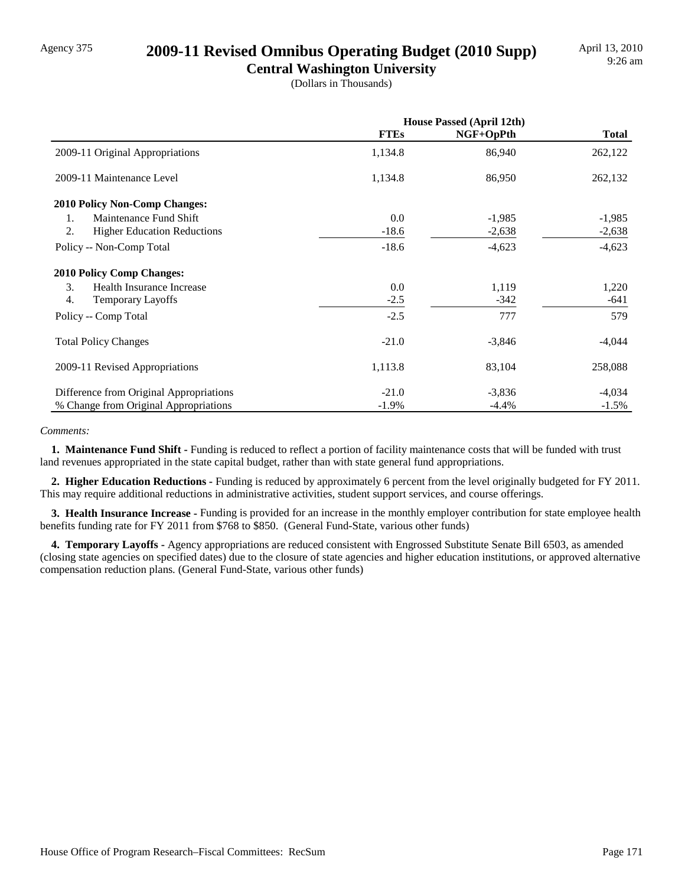Agency 375

# 2009-11 Revised Omnibus Operating Budget (2010 Supp)

## Central Washington University

(Dollars in Thousands)

April 13, 2010
9:26 am

| | House Passed (April 12th) | | |
|---|---|---|---|
| | **FTEs** | **NGF+OpPth** | **Total** |
| 2009-11 Original Appropriations | 1,134.8 | 86,940 | 262,122 |
| 2009-11 Maintenance Level | 1,134.8 | 86,950 | 262,132 |
| **2010 Policy Non-Comp Changes:** | | | |
| 1. Maintenance Fund Shift | 0.0 | -1,985 | -1,985 |
| 2. Higher Education Reductions | -18.6 | -2,638 | -2,638 |
| Policy -- Non-Comp Total | -18.6 | -4,623 | -4,623 |
| **2010 Policy Comp Changes:** | | | |
| 3. Health Insurance Increase | 0.0 | 1,119 | 1,220 |
| 4. Temporary Layoffs | -2.5 | -342 | -641 |
| Policy -- Comp Total | -2.5 | 777 | 579 |
| Total Policy Changes | -21.0 | -3,846 | -4,044 |
| 2009-11 Revised Appropriations | 1,113.8 | 83,104 | 258,088 |
| Difference from Original Appropriations | -21.0 | -3,836 | -4,034 |
| % Change from Original Appropriations | -1.9% | -4.4% | -1.5% |

*Comments:*

**1. Maintenance Fund Shift -** Funding is reduced to reflect a portion of facility maintenance costs that will be funded with trust land revenues appropriated in the state capital budget, rather than with state general fund appropriations.

**2. Higher Education Reductions -** Funding is reduced by approximately 6 percent from the level originally budgeted for FY 2011. This may require additional reductions in administrative activities, student support services, and course offerings.

**3. Health Insurance Increase -** Funding is provided for an increase in the monthly employer contribution for state employee health benefits funding rate for FY 2011 from $768 to $850. (General Fund-State, various other funds)

**4. Temporary Layoffs -** Agency appropriations are reduced consistent with Engrossed Substitute Senate Bill 6503, as amended (closing state agencies on specified dates) due to the closure of state agencies and higher education institutions, or approved alternative compensation reduction plans. (General Fund-State, various other funds)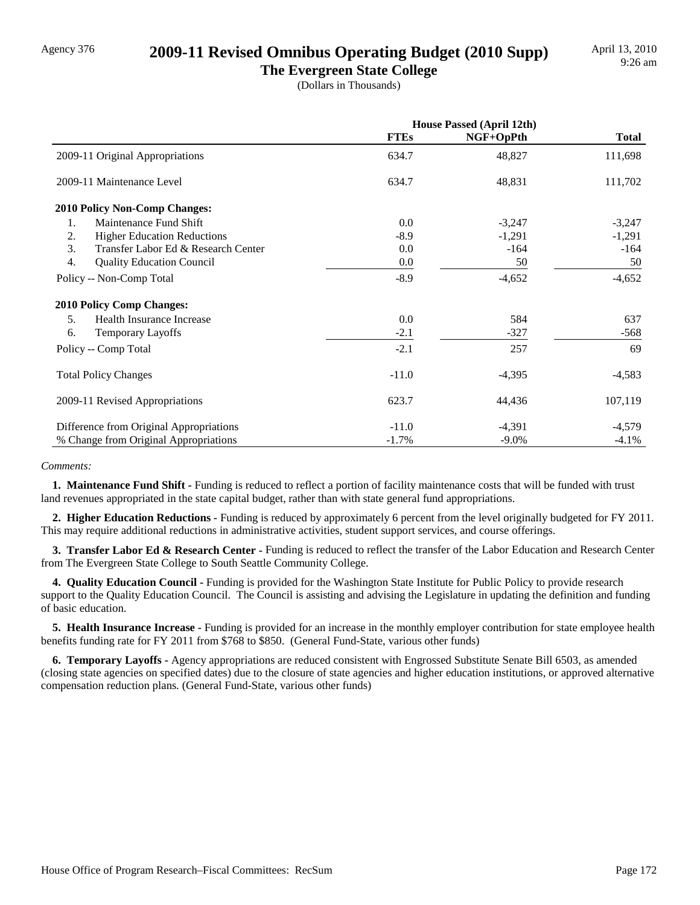Agency 376

# 2009-11 Revised Omnibus Operating Budget (2010 Supp)

## The Evergreen State College

(Dollars in Thousands)

April 13, 2010
9:26 am

| | House Passed (April 12th) | | |
|---|---|---|---|
| | **FTEs** | **NGF+OpPth** | **Total** |
| 2009-11 Original Appropriations | 634.7 | 48,827 | 111,698 |
| 2009-11 Maintenance Level | 634.7 | 48,831 | 111,702 |
| **2010 Policy Non-Comp Changes:** | | | |
| 1. Maintenance Fund Shift | 0.0 | -3,247 | -3,247 |
| 2. Higher Education Reductions | -8.9 | -1,291 | -1,291 |
| 3. Transfer Labor Ed & Research Center | 0.0 | -164 | -164 |
| 4. Quality Education Council | 0.0 | 50 | 50 |
| Policy -- Non-Comp Total | -8.9 | -4,652 | -4,652 |
| **2010 Policy Comp Changes:** | | | |
| 5. Health Insurance Increase | 0.0 | 584 | 637 |
| 6. Temporary Layoffs | -2.1 | -327 | -568 |
| Policy -- Comp Total | -2.1 | 257 | 69 |
| Total Policy Changes | -11.0 | -4,395 | -4,583 |
| 2009-11 Revised Appropriations | 623.7 | 44,436 | 107,119 |
| Difference from Original Appropriations | -11.0 | -4,391 | -4,579 |
| % Change from Original Appropriations | -1.7% | -9.0% | -4.1% |

*Comments:*

**1. Maintenance Fund Shift -** Funding is reduced to reflect a portion of facility maintenance costs that will be funded with trust land revenues appropriated in the state capital budget, rather than with state general fund appropriations.

**2. Higher Education Reductions -** Funding is reduced by approximately 6 percent from the level originally budgeted for FY 2011. This may require additional reductions in administrative activities, student support services, and course offerings.

**3. Transfer Labor Ed & Research Center -** Funding is reduced to reflect the transfer of the Labor Education and Research Center from The Evergreen State College to South Seattle Community College.

**4. Quality Education Council -** Funding is provided for the Washington State Institute for Public Policy to provide research support to the Quality Education Council. The Council is assisting and advising the Legislature in updating the definition and funding of basic education.

**5. Health Insurance Increase -** Funding is provided for an increase in the monthly employer contribution for state employee health benefits funding rate for FY 2011 from $768 to $850. (General Fund-State, various other funds)

**6. Temporary Layoffs -** Agency appropriations are reduced consistent with Engrossed Substitute Senate Bill 6503, as amended (closing state agencies on specified dates) due to the closure of state agencies and higher education institutions, or approved alternative compensation reduction plans. (General Fund-State, various other funds)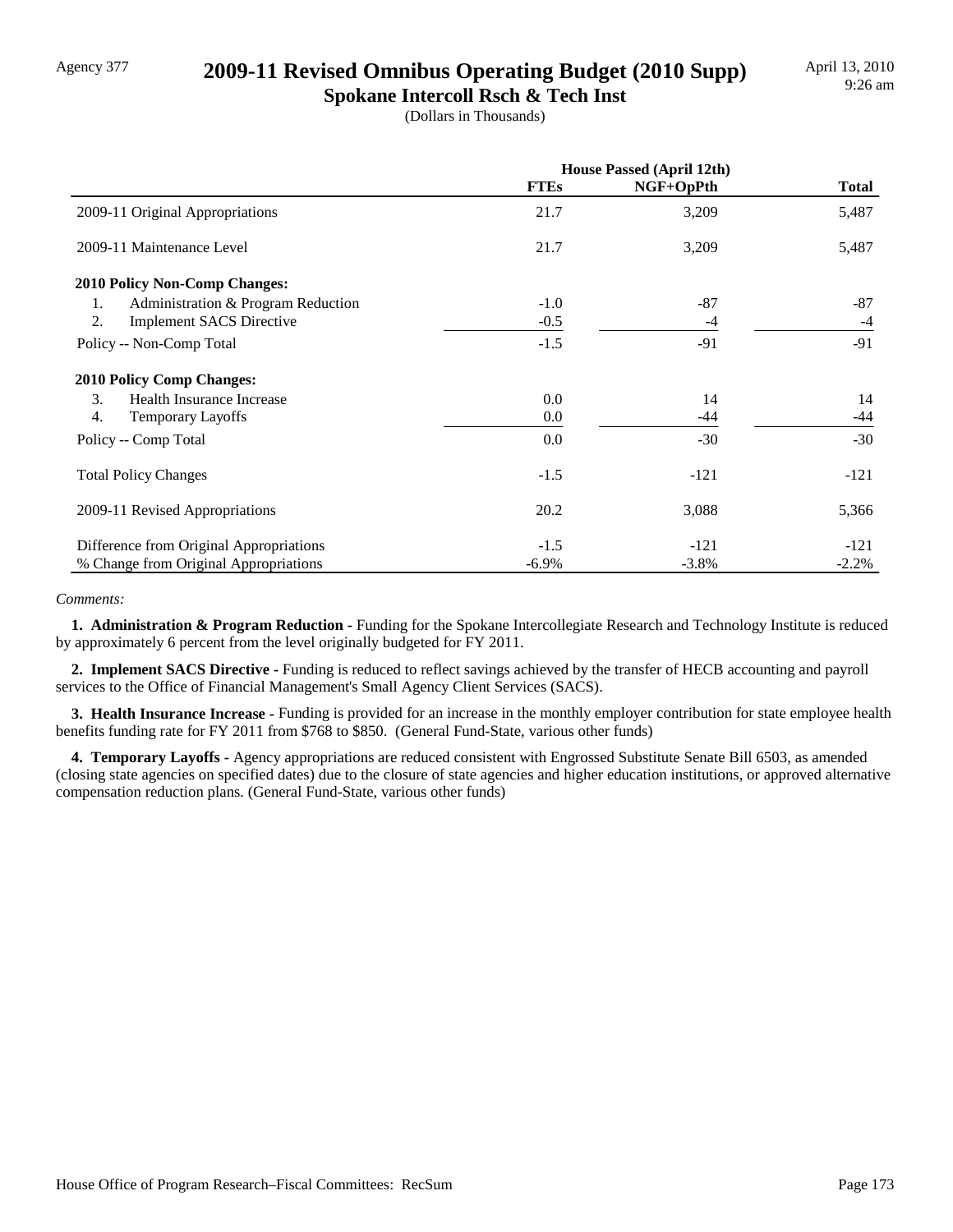Agency 377

# 2009-11 Revised Omnibus Operating Budget (2010 Supp)

## Spokane Intercoll Rsch & Tech Inst

(Dollars in Thousands)

April 13, 2010
9:26 am

| | House Passed (April 12th) | | |
|---|---|---|---|
| | **FTEs** | **NGF+OpPth** | **Total** |
| 2009-11 Original Appropriations | 21.7 | 3,209 | 5,487 |
| 2009-11 Maintenance Level | 21.7 | 3,209 | 5,487 |
| **2010 Policy Non-Comp Changes:** | | | |
| 1. Administration & Program Reduction | -1.0 | -87 | -87 |
| 2. Implement SACS Directive | -0.5 | -4 | -4 |
| Policy -- Non-Comp Total | -1.5 | -91 | -91 |
| **2010 Policy Comp Changes:** | | | |
| 3. Health Insurance Increase | 0.0 | 14 | 14 |
| 4. Temporary Layoffs | 0.0 | -44 | -44 |
| Policy -- Comp Total | 0.0 | -30 | -30 |
| Total Policy Changes | -1.5 | -121 | -121 |
| 2009-11 Revised Appropriations | 20.2 | 3,088 | 5,366 |
| Difference from Original Appropriations | -1.5 | -121 | -121 |
| % Change from Original Appropriations | -6.9% | -3.8% | -2.2% |

*Comments:*

**1. Administration & Program Reduction -** Funding for the Spokane Intercollegiate Research and Technology Institute is reduced by approximately 6 percent from the level originally budgeted for FY 2011.

**2. Implement SACS Directive -** Funding is reduced to reflect savings achieved by the transfer of HECB accounting and payroll services to the Office of Financial Management's Small Agency Client Services (SACS).

**3. Health Insurance Increase -** Funding is provided for an increase in the monthly employer contribution for state employee health benefits funding rate for FY 2011 from $768 to $850. (General Fund-State, various other funds)

**4. Temporary Layoffs -** Agency appropriations are reduced consistent with Engrossed Substitute Senate Bill 6503, as amended (closing state agencies on specified dates) due to the closure of state agencies and higher education institutions, or approved alternative compensation reduction plans. (General Fund-State, various other funds)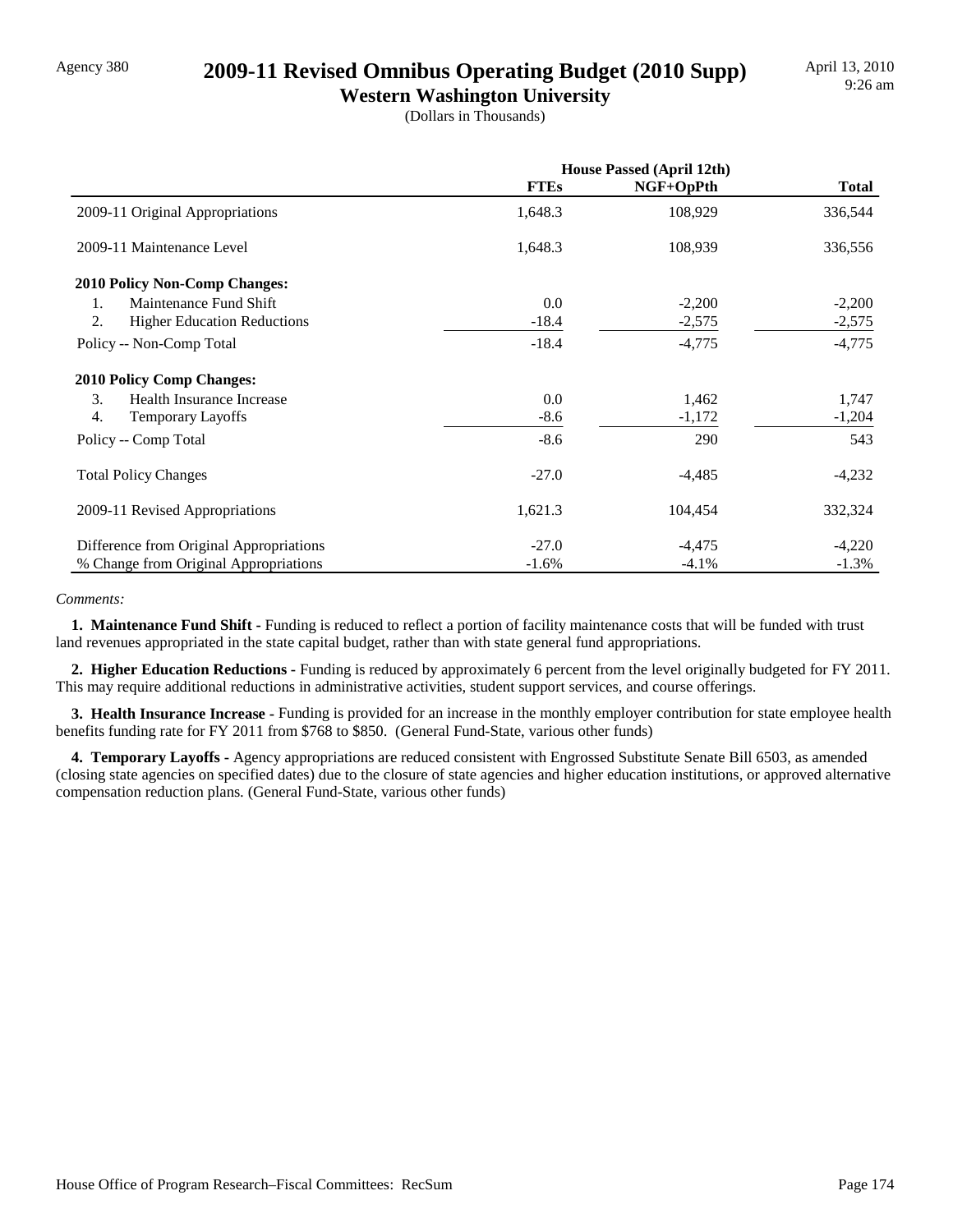Agency 380

# 2009-11 Revised Omnibus Operating Budget (2010 Supp)

## Western Washington University

(Dollars in Thousands)

April 13, 2010
9:26 am

| | House Passed (April 12th) | | |
|---|---|---|---|
| | **FTEs** | **NGF+OpPth** | **Total** |
| 2009-11 Original Appropriations | 1,648.3 | 108,929 | 336,544 |
| 2009-11 Maintenance Level | 1,648.3 | 108,939 | 336,556 |
| **2010 Policy Non-Comp Changes:** | | | |
| 1. Maintenance Fund Shift | 0.0 | -2,200 | -2,200 |
| 2. Higher Education Reductions | -18.4 | -2,575 | -2,575 |
| Policy -- Non-Comp Total | -18.4 | -4,775 | -4,775 |
| **2010 Policy Comp Changes:** | | | |
| 3. Health Insurance Increase | 0.0 | 1,462 | 1,747 |
| 4. Temporary Layoffs | -8.6 | -1,172 | -1,204 |
| Policy -- Comp Total | -8.6 | 290 | 543 |
| Total Policy Changes | -27.0 | -4,485 | -4,232 |
| 2009-11 Revised Appropriations | 1,621.3 | 104,454 | 332,324 |
| Difference from Original Appropriations | -27.0 | -4,475 | -4,220 |
| % Change from Original Appropriations | -1.6% | -4.1% | -1.3% |

*Comments:*

**1. Maintenance Fund Shift -** Funding is reduced to reflect a portion of facility maintenance costs that will be funded with trust land revenues appropriated in the state capital budget, rather than with state general fund appropriations.

**2. Higher Education Reductions -** Funding is reduced by approximately 6 percent from the level originally budgeted for FY 2011. This may require additional reductions in administrative activities, student support services, and course offerings.

**3. Health Insurance Increase -** Funding is provided for an increase in the monthly employer contribution for state employee health benefits funding rate for FY 2011 from $768 to $850. (General Fund-State, various other funds)

**4. Temporary Layoffs -** Agency appropriations are reduced consistent with Engrossed Substitute Senate Bill 6503, as amended (closing state agencies on specified dates) due to the closure of state agencies and higher education institutions, or approved alternative compensation reduction plans. (General Fund-State, various other funds)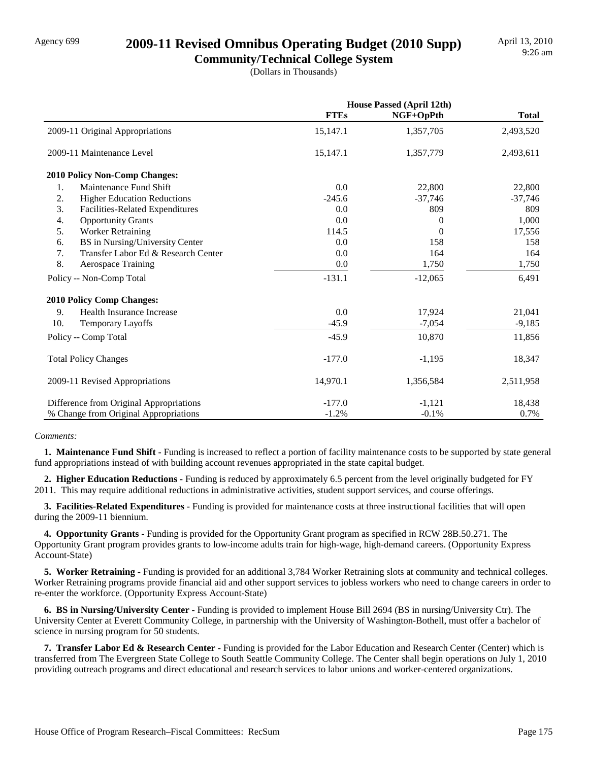Agency 699

# 2009-11 Revised Omnibus Operating Budget (2010 Supp)

## Community/Technical College System

(Dollars in Thousands)

April 13, 2010
9:26 am

| | House Passed (April 12th) | | |
|---|---|---|---|
| | **FTEs** | **NGF+OpPth** | **Total** |
| 2009-11 Original Appropriations | 15,147.1 | 1,357,705 | 2,493,520 |
| 2009-11 Maintenance Level | 15,147.1 | 1,357,779 | 2,493,611 |
| **2010 Policy Non-Comp Changes:** | | | |
| 1. Maintenance Fund Shift | 0.0 | 22,800 | 22,800 |
| 2. Higher Education Reductions | -245.6 | -37,746 | -37,746 |
| 3. Facilities-Related Expenditures | 0.0 | 809 | 809 |
| 4. Opportunity Grants | 0.0 | 0 | 1,000 |
| 5. Worker Retraining | 114.5 | 0 | 17,556 |
| 6. BS in Nursing/University Center | 0.0 | 158 | 158 |
| 7. Transfer Labor Ed & Research Center | 0.0 | 164 | 164 |
| 8. Aerospace Training | 0.0 | 1,750 | 1,750 |
| Policy -- Non-Comp Total | -131.1 | -12,065 | 6,491 |
| **2010 Policy Comp Changes:** | | | |
| 9. Health Insurance Increase | 0.0 | 17,924 | 21,041 |
| 10. Temporary Layoffs | -45.9 | -7,054 | -9,185 |
| Policy -- Comp Total | -45.9 | 10,870 | 11,856 |
| Total Policy Changes | -177.0 | -1,195 | 18,347 |
| 2009-11 Revised Appropriations | 14,970.1 | 1,356,584 | 2,511,958 |
| Difference from Original Appropriations | -177.0 | -1,121 | 18,438 |
| % Change from Original Appropriations | -1.2% | -0.1% | 0.7% |

*Comments:*

**1. Maintenance Fund Shift -** Funding is increased to reflect a portion of facility maintenance costs to be supported by state general fund appropriations instead of with building account revenues appropriated in the state capital budget.

**2. Higher Education Reductions -** Funding is reduced by approximately 6.5 percent from the level originally budgeted for FY 2011. This may require additional reductions in administrative activities, student support services, and course offerings.

**3. Facilities-Related Expenditures -** Funding is provided for maintenance costs at three instructional facilities that will open during the 2009-11 biennium.

**4. Opportunity Grants -** Funding is provided for the Opportunity Grant program as specified in RCW 28B.50.271. The Opportunity Grant program provides grants to low-income adults train for high-wage, high-demand careers. (Opportunity Express Account-State)

**5. Worker Retraining -** Funding is provided for an additional 3,784 Worker Retraining slots at community and technical colleges. Worker Retraining programs provide financial aid and other support services to jobless workers who need to change careers in order to re-enter the workforce. (Opportunity Express Account-State)

**6. BS in Nursing/University Center -** Funding is provided to implement House Bill 2694 (BS in nursing/University Ctr). The University Center at Everett Community College, in partnership with the University of Washington-Bothell, must offer a bachelor of science in nursing program for 50 students.

**7. Transfer Labor Ed & Research Center -** Funding is provided for the Labor Education and Research Center (Center) which is transferred from The Evergreen State College to South Seattle Community College. The Center shall begin operations on July 1, 2010 providing outreach programs and direct educational and research services to labor unions and worker-centered organizations.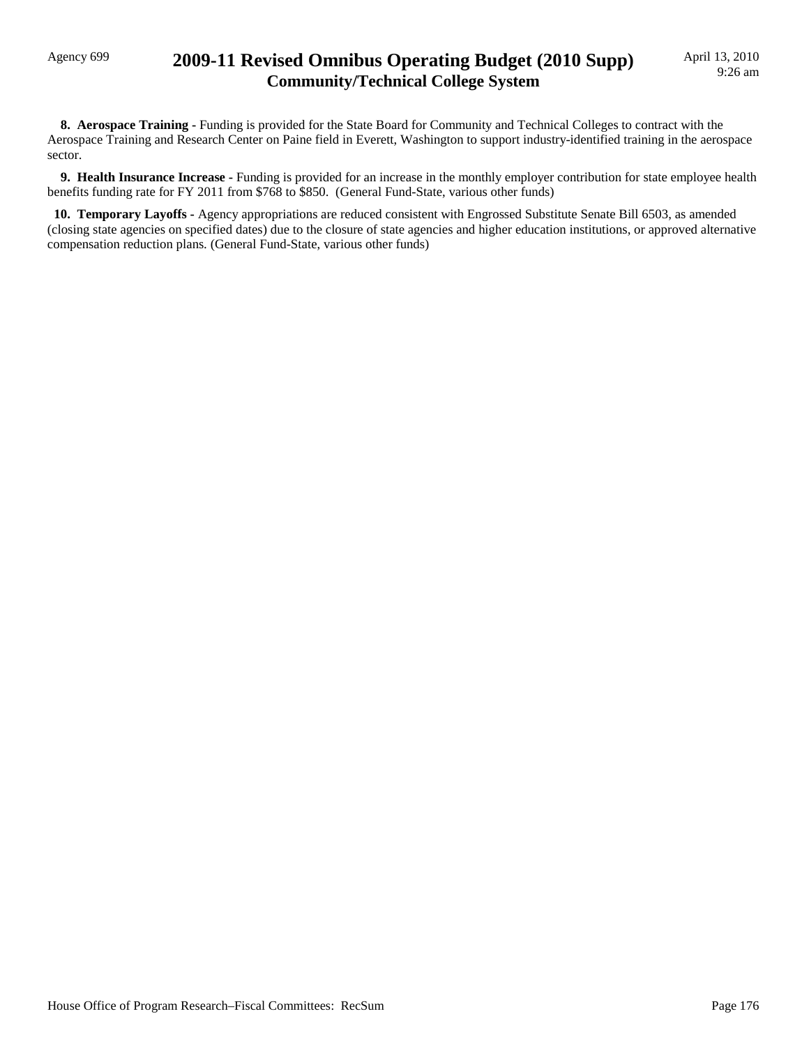**8. Aerospace Training -** Funding is provided for the State Board for Community and Technical Colleges to contract with the Aerospace Training and Research Center on Paine field in Everett, Washington to support industry-identified training in the aerospace sector.

**9. Health Insurance Increase -** Funding is provided for an increase in the monthly employer contribution for state employee health benefits funding rate for FY 2011 from $768 to $850. (General Fund-State, various other funds)

**10. Temporary Layoffs -** Agency appropriations are reduced consistent with Engrossed Substitute Senate Bill 6503, as amended (closing state agencies on specified dates) due to the closure of state agencies and higher education institutions, or approved alternative compensation reduction plans. (General Fund-State, various other funds)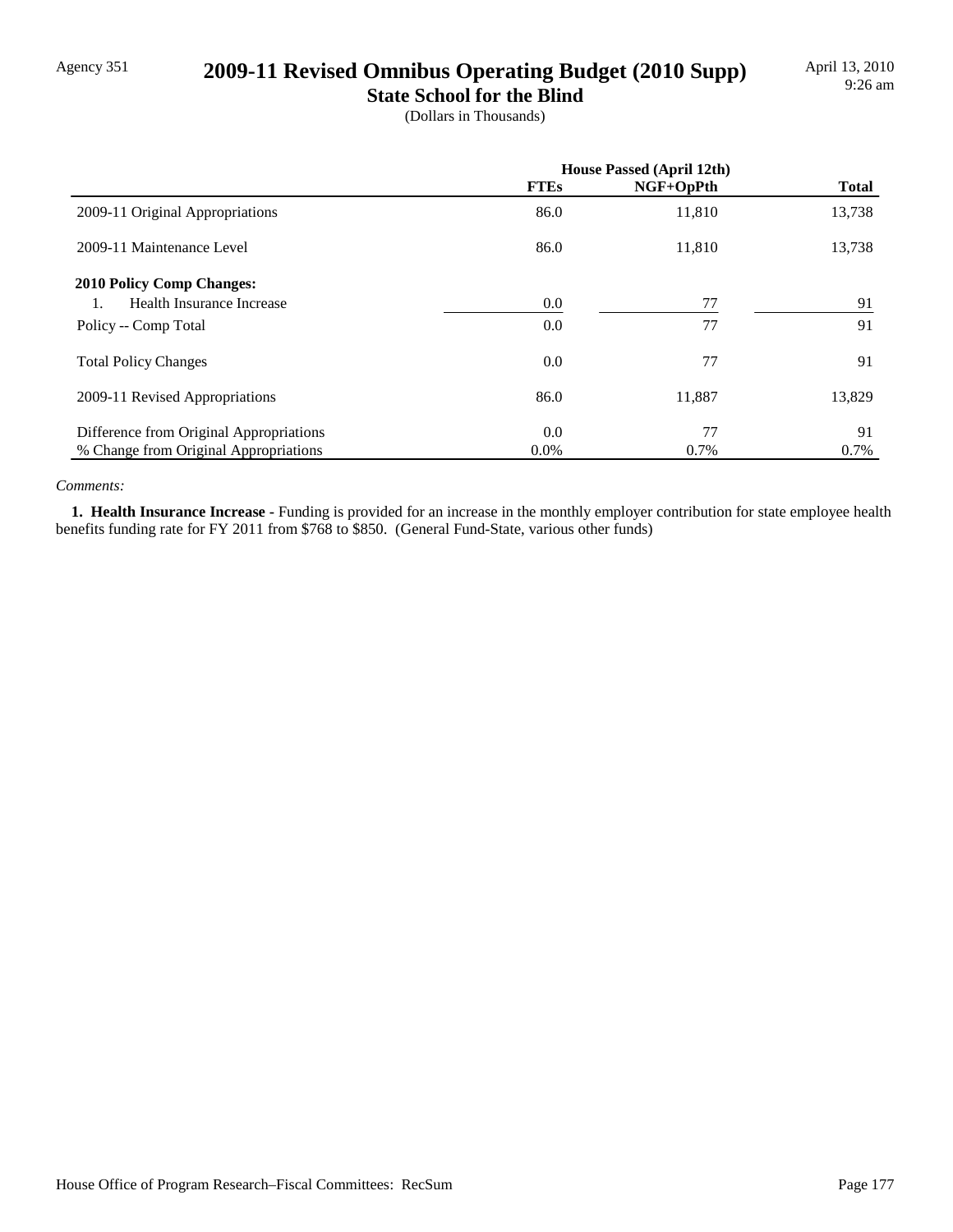Agency 351

# 2009-11 Revised Omnibus Operating Budget (2010 Supp)

## State School for the Blind

(Dollars in Thousands)

April 13, 2010
9:26 am

| | House Passed (April 12th) | | |
|---|---|---|---|
| | **FTEs** | **NGF+OpPth** | **Total** |
| 2009-11 Original Appropriations | 86.0 | 11,810 | 13,738 |
| 2009-11 Maintenance Level | 86.0 | 11,810 | 13,738 |
| **2010 Policy Comp Changes:** | | | |
| 1. Health Insurance Increase | 0.0 | 77 | 91 |
| Policy -- Comp Total | 0.0 | 77 | 91 |
| Total Policy Changes | 0.0 | 77 | 91 |
| 2009-11 Revised Appropriations | 86.0 | 11,887 | 13,829 |
| Difference from Original Appropriations | 0.0 | 77 | 91 |
| % Change from Original Appropriations | 0.0% | 0.7% | 0.7% |

*Comments:*

**1. Health Insurance Increase -** Funding is provided for an increase in the monthly employer contribution for state employee health benefits funding rate for FY 2011 from $768 to $850. (General Fund-State, various other funds)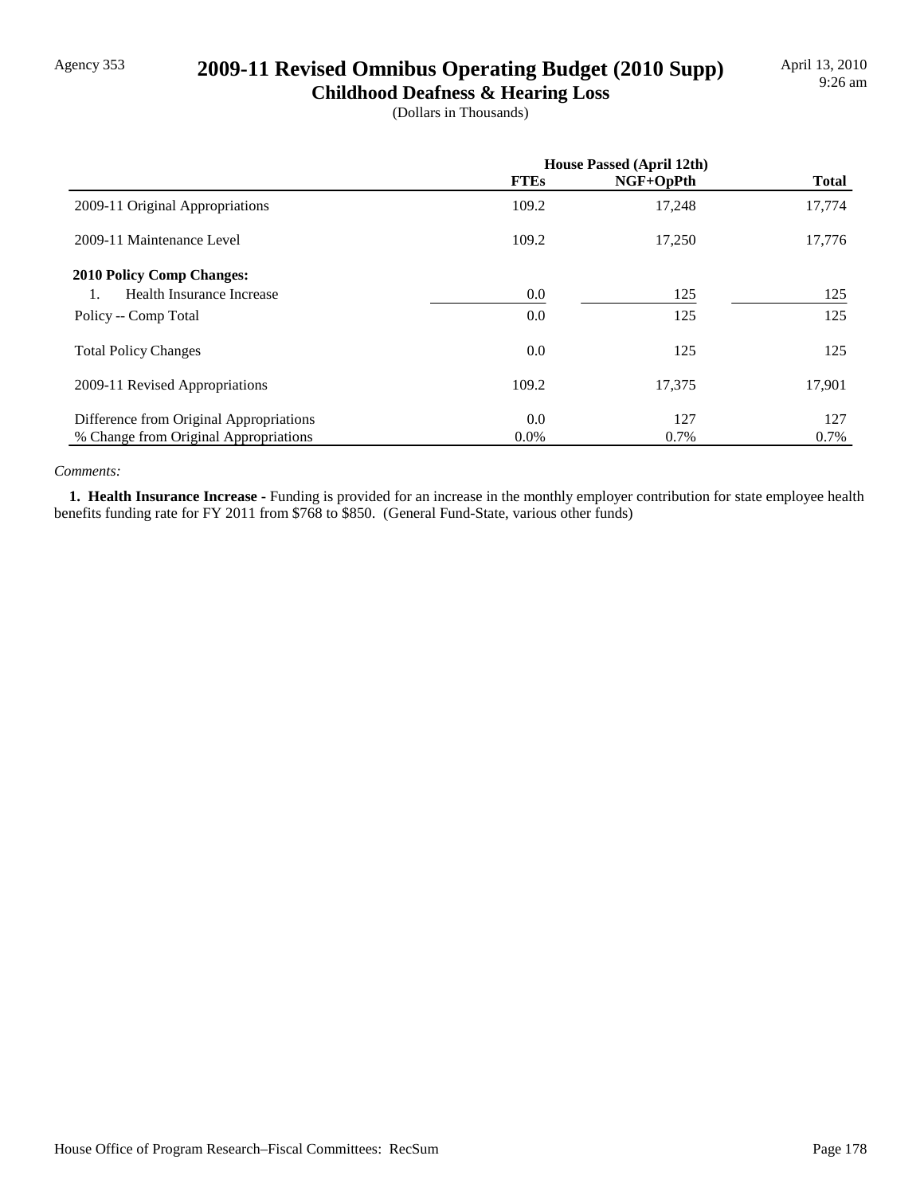# 2009-11 Revised Omnibus Operating Budget (2010 Supp)

## Childhood Deafness & Hearing Loss

(Dollars in Thousands)

| | House Passed (April 12th) | | |
|---|---|---|---|
| | FTEs | NGF+OpPth | Total |
| 2009-11 Original Appropriations | 109.2 | 17,248 | 17,774 |
| 2009-11 Maintenance Level | 109.2 | 17,250 | 17,776 |
| **2010 Policy Comp Changes:** | | | |
| 1. Health Insurance Increase | 0.0 | 125 | 125 |
| Policy -- Comp Total | 0.0 | 125 | 125 |
| Total Policy Changes | 0.0 | 125 | 125 |
| 2009-11 Revised Appropriations | 109.2 | 17,375 | 17,901 |
| Difference from Original Appropriations | 0.0 | 127 | 127 |
| % Change from Original Appropriations | 0.0% | 0.7% | 0.7% |

*Comments:*

**1. Health Insurance Increase -** Funding is provided for an increase in the monthly employer contribution for state employee health benefits funding rate for FY 2011 from $768 to $850. (General Fund-State, various other funds)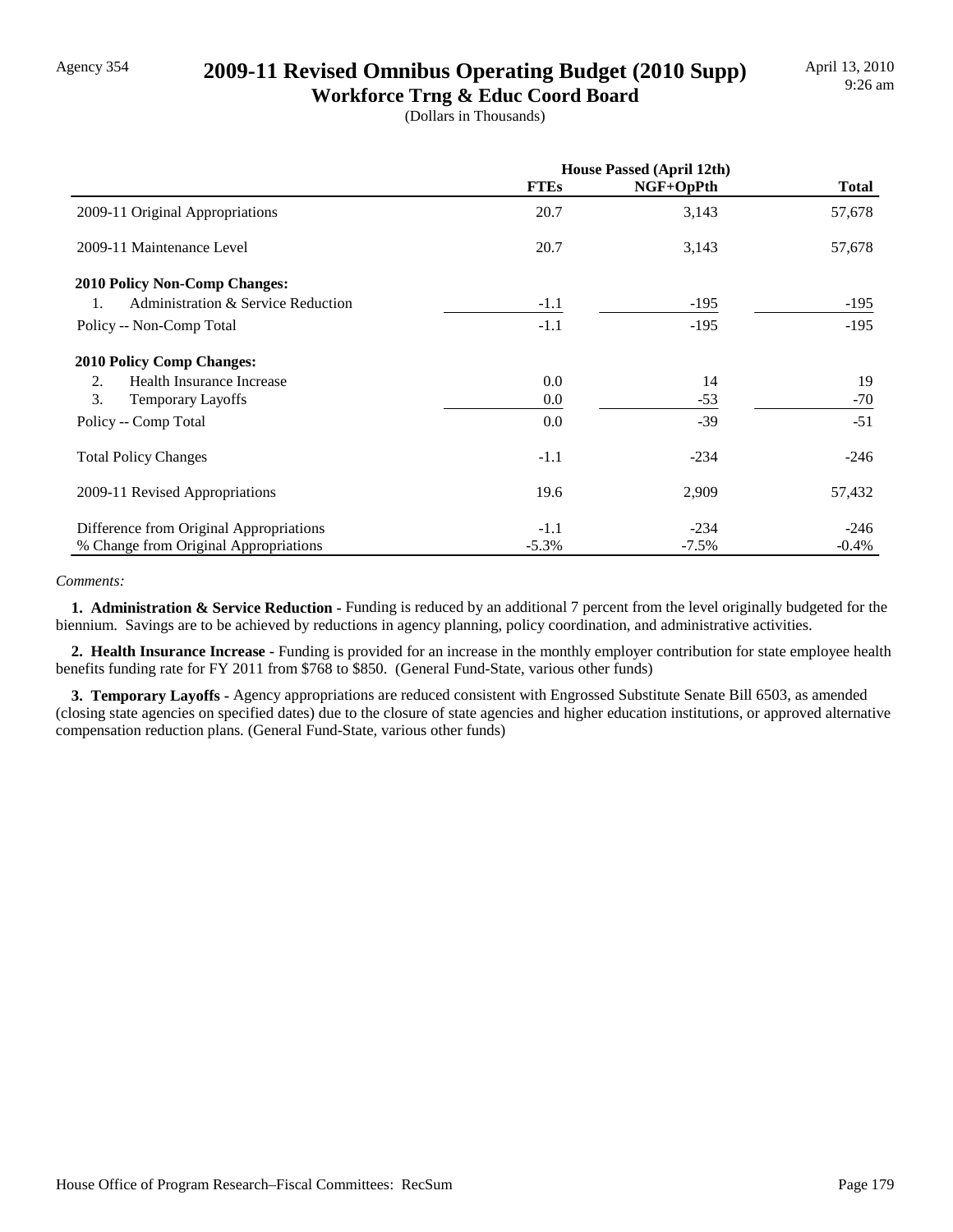Agency 354

# 2009-11 Revised Omnibus Operating Budget (2010 Supp)

## Workforce Trng & Educ Coord Board

(Dollars in Thousands)

April 13, 2010
9:26 am

| | House Passed (April 12th) | | |
|---|---|---|---|
| | **FTEs** | **NGF+OpPth** | **Total** |
| 2009-11 Original Appropriations | 20.7 | 3,143 | 57,678 |
| 2009-11 Maintenance Level | 20.7 | 3,143 | 57,678 |
| **2010 Policy Non-Comp Changes:** | | | |
| 1. Administration & Service Reduction | -1.1 | -195 | -195 |
| Policy -- Non-Comp Total | -1.1 | -195 | -195 |
| **2010 Policy Comp Changes:** | | | |
| 2. Health Insurance Increase | 0.0 | 14 | 19 |
| 3. Temporary Layoffs | 0.0 | -53 | -70 |
| Policy -- Comp Total | 0.0 | -39 | -51 |
| Total Policy Changes | -1.1 | -234 | -246 |
| 2009-11 Revised Appropriations | 19.6 | 2,909 | 57,432 |
| Difference from Original Appropriations | -1.1 | -234 | -246 |
| % Change from Original Appropriations | -5.3% | -7.5% | -0.4% |

*Comments:*

**1. Administration & Service Reduction -** Funding is reduced by an additional 7 percent from the level originally budgeted for the biennium. Savings are to be achieved by reductions in agency planning, policy coordination, and administrative activities.

**2. Health Insurance Increase -** Funding is provided for an increase in the monthly employer contribution for state employee health benefits funding rate for FY 2011 from $768 to $850. (General Fund-State, various other funds)

**3. Temporary Layoffs -** Agency appropriations are reduced consistent with Engrossed Substitute Senate Bill 6503, as amended (closing state agencies on specified dates) due to the closure of state agencies and higher education institutions, or approved alternative compensation reduction plans. (General Fund-State, various other funds)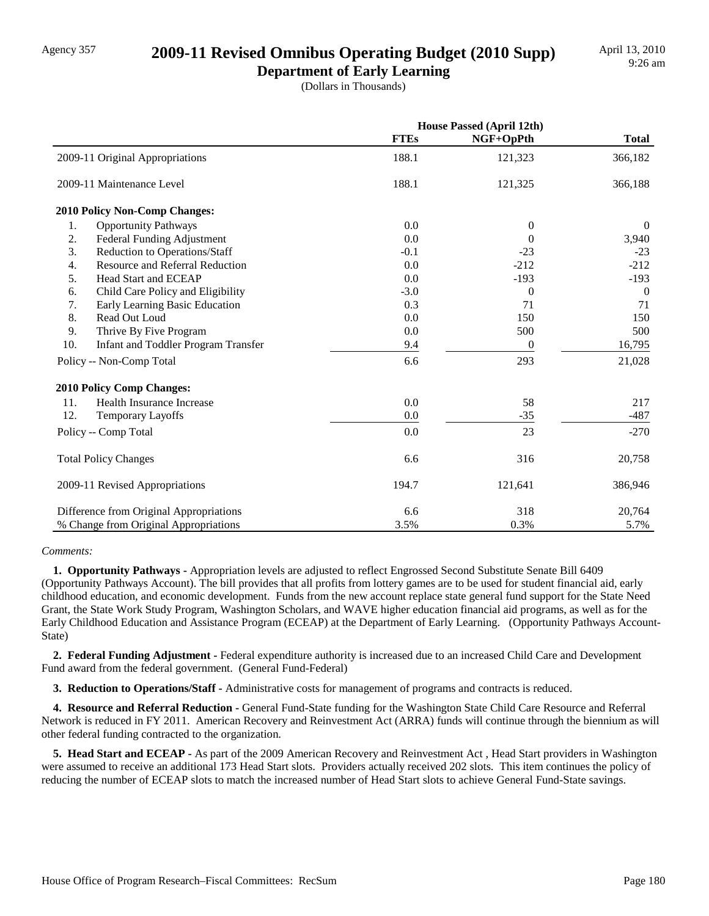Agency 357

# 2009-11 Revised Omnibus Operating Budget (2010 Supp)

## Department of Early Learning

(Dollars in Thousands)

April 13, 2010
9:26 am

| | House Passed (April 12th) | | |
|---|---|---|---|
| | FTEs | NGF+OpPth | Total |
| 2009-11 Original Appropriations | 188.1 | 121,323 | 366,182 |
| 2009-11 Maintenance Level | 188.1 | 121,325 | 366,188 |
| **2010 Policy Non-Comp Changes:** | | | |
| 1. Opportunity Pathways | 0.0 | 0 | 0 |
| 2. Federal Funding Adjustment | 0.0 | 0 | 3,940 |
| 3. Reduction to Operations/Staff | -0.1 | -23 | -23 |
| 4. Resource and Referral Reduction | 0.0 | -212 | -212 |
| 5. Head Start and ECEAP | 0.0 | -193 | -193 |
| 6. Child Care Policy and Eligibility | -3.0 | 0 | 0 |
| 7. Early Learning Basic Education | 0.3 | 71 | 71 |
| 8. Read Out Loud | 0.0 | 150 | 150 |
| 9. Thrive By Five Program | 0.0 | 500 | 500 |
| 10. Infant and Toddler Program Transfer | 9.4 | 0 | 16,795 |
| Policy -- Non-Comp Total | 6.6 | 293 | 21,028 |
| **2010 Policy Comp Changes:** | | | |
| 11. Health Insurance Increase | 0.0 | 58 | 217 |
| 12. Temporary Layoffs | 0.0 | -35 | -487 |
| Policy -- Comp Total | 0.0 | 23 | -270 |
| Total Policy Changes | 6.6 | 316 | 20,758 |
| 2009-11 Revised Appropriations | 194.7 | 121,641 | 386,946 |
| Difference from Original Appropriations | 6.6 | 318 | 20,764 |
| % Change from Original Appropriations | 3.5% | 0.3% | 5.7% |

*Comments:*

**1. Opportunity Pathways -** Appropriation levels are adjusted to reflect Engrossed Second Substitute Senate Bill 6409 (Opportunity Pathways Account). The bill provides that all profits from lottery games are to be used for student financial aid, early childhood education, and economic development. Funds from the new account replace state general fund support for the State Need Grant, the State Work Study Program, Washington Scholars, and WAVE higher education financial aid programs, as well as for the Early Childhood Education and Assistance Program (ECEAP) at the Department of Early Learning. (Opportunity Pathways Account-State)

**2. Federal Funding Adjustment -** Federal expenditure authority is increased due to an increased Child Care and Development Fund award from the federal government. (General Fund-Federal)

**3. Reduction to Operations/Staff -** Administrative costs for management of programs and contracts is reduced.

**4. Resource and Referral Reduction -** General Fund-State funding for the Washington State Child Care Resource and Referral Network is reduced in FY 2011. American Recovery and Reinvestment Act (ARRA) funds will continue through the biennium as will other federal funding contracted to the organization.

**5. Head Start and ECEAP -** As part of the 2009 American Recovery and Reinvestment Act , Head Start providers in Washington were assumed to receive an additional 173 Head Start slots. Providers actually received 202 slots. This item continues the policy of reducing the number of ECEAP slots to match the increased number of Head Start slots to achieve General Fund-State savings.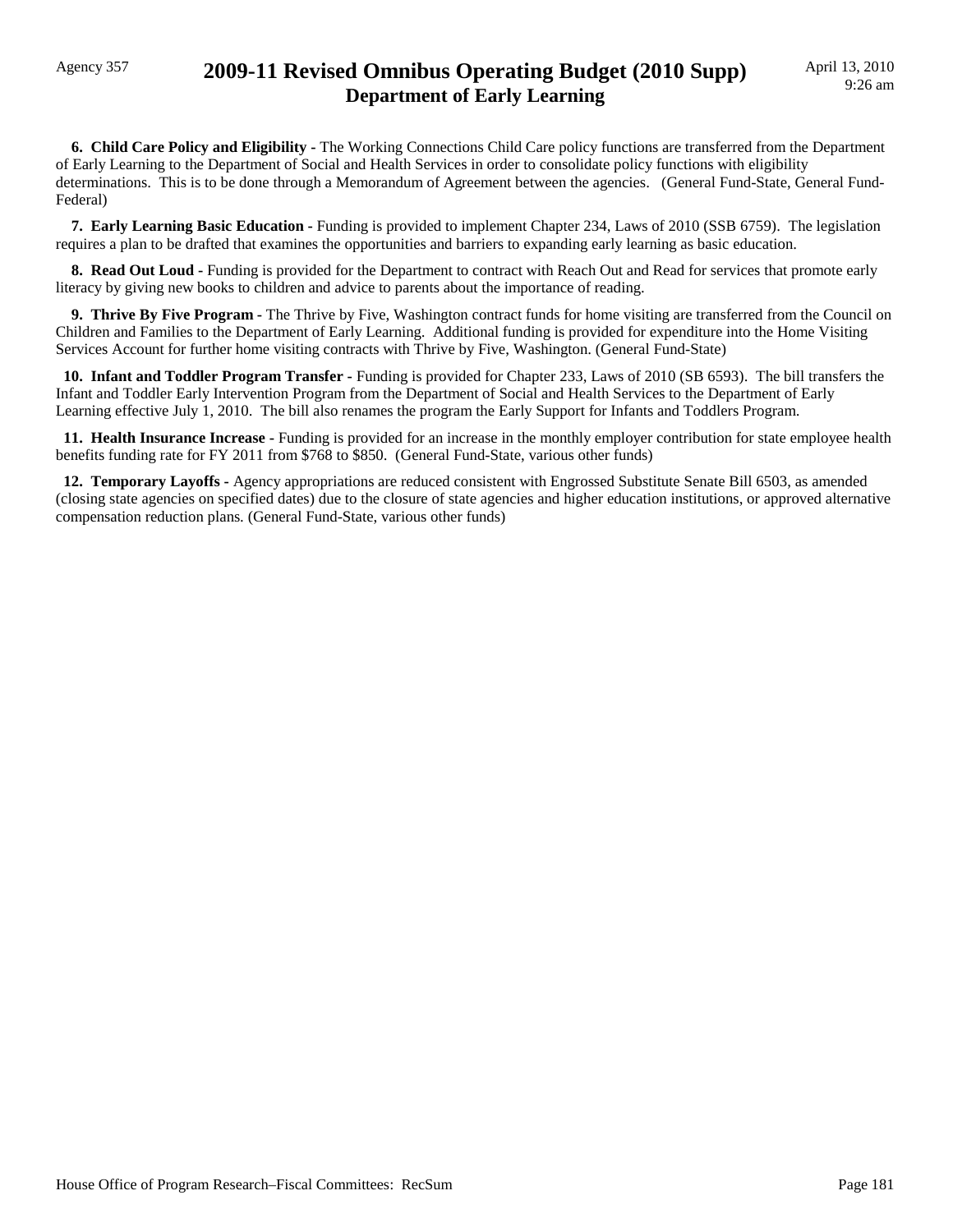**6. Child Care Policy and Eligibility -** The Working Connections Child Care policy functions are transferred from the Department of Early Learning to the Department of Social and Health Services in order to consolidate policy functions with eligibility determinations. This is to be done through a Memorandum of Agreement between the agencies. (General Fund-State, General Fund-Federal)

**7. Early Learning Basic Education -** Funding is provided to implement Chapter 234, Laws of 2010 (SSB 6759). The legislation requires a plan to be drafted that examines the opportunities and barriers to expanding early learning as basic education.

**8. Read Out Loud -** Funding is provided for the Department to contract with Reach Out and Read for services that promote early literacy by giving new books to children and advice to parents about the importance of reading.

**9. Thrive By Five Program -** The Thrive by Five, Washington contract funds for home visiting are transferred from the Council on Children and Families to the Department of Early Learning. Additional funding is provided for expenditure into the Home Visiting Services Account for further home visiting contracts with Thrive by Five, Washington. (General Fund-State)

**10. Infant and Toddler Program Transfer -** Funding is provided for Chapter 233, Laws of 2010 (SB 6593). The bill transfers the Infant and Toddler Early Intervention Program from the Department of Social and Health Services to the Department of Early Learning effective July 1, 2010. The bill also renames the program the Early Support for Infants and Toddlers Program.

**11. Health Insurance Increase -** Funding is provided for an increase in the monthly employer contribution for state employee health benefits funding rate for FY 2011 from $768 to $850. (General Fund-State, various other funds)

**12. Temporary Layoffs -** Agency appropriations are reduced consistent with Engrossed Substitute Senate Bill 6503, as amended (closing state agencies on specified dates) due to the closure of state agencies and higher education institutions, or approved alternative compensation reduction plans. (General Fund-State, various other funds)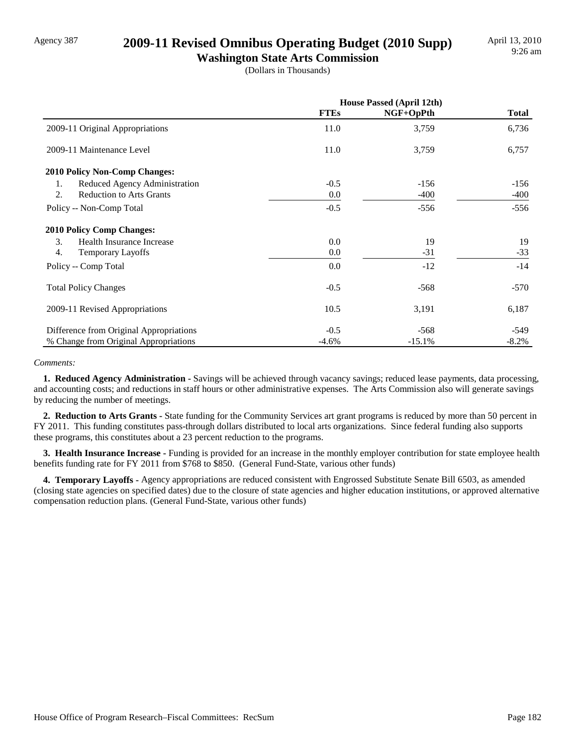Agency 387

# 2009-11 Revised Omnibus Operating Budget (2010 Supp)

## Washington State Arts Commission

(Dollars in Thousands)

April 13, 2010
9:26 am

| | House Passed (April 12th) | | |
|---|---|---|---|
| | **FTEs** | **NGF+OpPth** | **Total** |
| 2009-11 Original Appropriations | 11.0 | 3,759 | 6,736 |
| 2009-11 Maintenance Level | 11.0 | 3,759 | 6,757 |
| **2010 Policy Non-Comp Changes:** | | | |
| 1. Reduced Agency Administration | -0.5 | -156 | -156 |
| 2. Reduction to Arts Grants | 0.0 | -400 | -400 |
| Policy -- Non-Comp Total | -0.5 | -556 | -556 |
| **2010 Policy Comp Changes:** | | | |
| 3. Health Insurance Increase | 0.0 | 19 | 19 |
| 4. Temporary Layoffs | 0.0 | -31 | -33 |
| Policy -- Comp Total | 0.0 | -12 | -14 |
| Total Policy Changes | -0.5 | -568 | -570 |
| 2009-11 Revised Appropriations | 10.5 | 3,191 | 6,187 |
| Difference from Original Appropriations | -0.5 | -568 | -549 |
| % Change from Original Appropriations | -4.6% | -15.1% | -8.2% |

*Comments:*

**1. Reduced Agency Administration -** Savings will be achieved through vacancy savings; reduced lease payments, data processing, and accounting costs; and reductions in staff hours or other administrative expenses. The Arts Commission also will generate savings by reducing the number of meetings.

**2. Reduction to Arts Grants -** State funding for the Community Services art grant programs is reduced by more than 50 percent in FY 2011. This funding constitutes pass-through dollars distributed to local arts organizations. Since federal funding also supports these programs, this constitutes about a 23 percent reduction to the programs.

**3. Health Insurance Increase -** Funding is provided for an increase in the monthly employer contribution for state employee health benefits funding rate for FY 2011 from $768 to $850. (General Fund-State, various other funds)

**4. Temporary Layoffs -** Agency appropriations are reduced consistent with Engrossed Substitute Senate Bill 6503, as amended (closing state agencies on specified dates) due to the closure of state agencies and higher education institutions, or approved alternative compensation reduction plans. (General Fund-State, various other funds)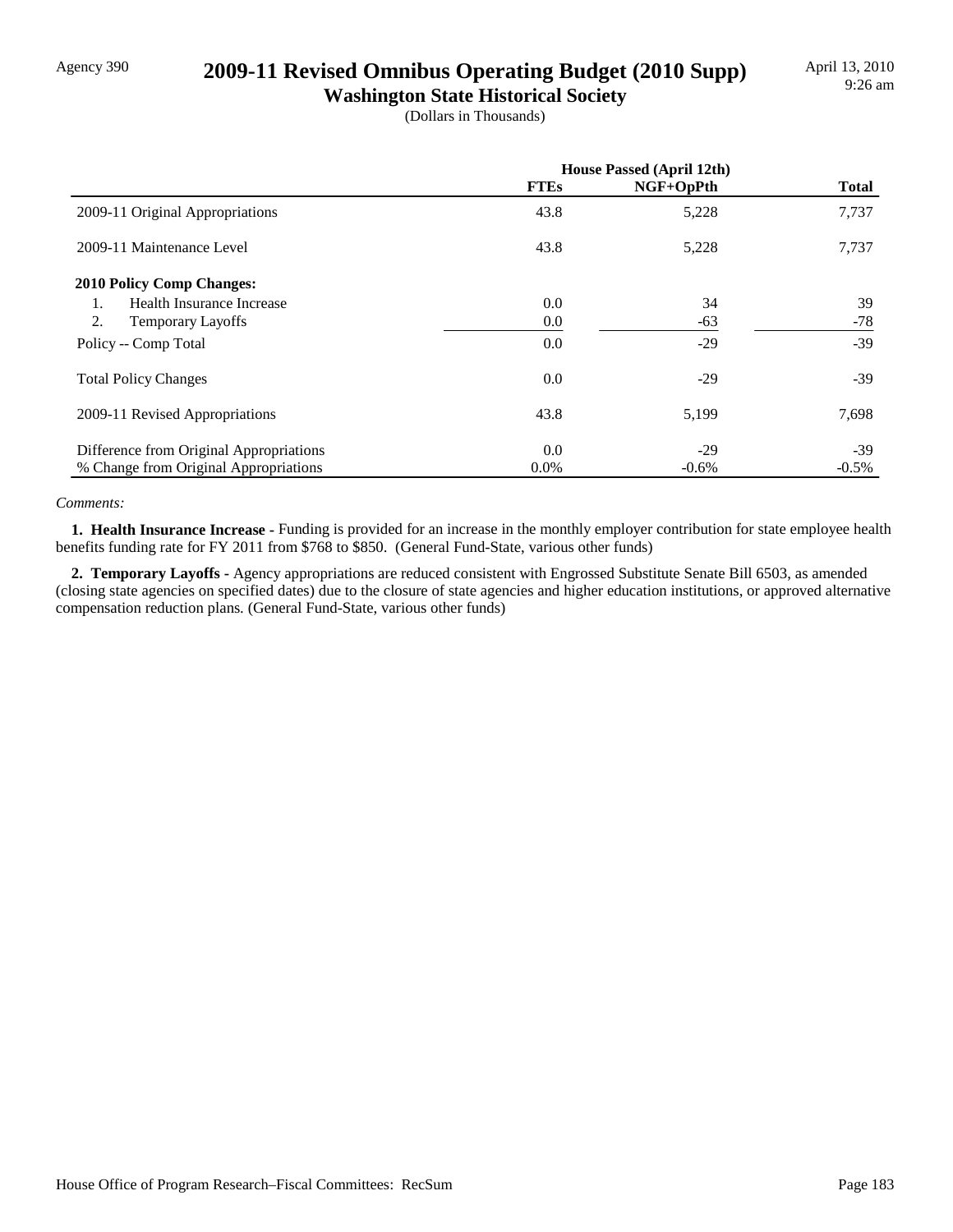Agency 390

# 2009-11 Revised Omnibus Operating Budget (2010 Supp)

## Washington State Historical Society

(Dollars in Thousands)

| | House Passed (April 12th) | | |
|---|---|---|---|
| | FTEs | NGF+OpPth | Total |
| 2009-11 Original Appropriations | 43.8 | 5,228 | 7,737 |
| 2009-11 Maintenance Level | 43.8 | 5,228 | 7,737 |
| **2010 Policy Comp Changes:** | | | |
| 1. Health Insurance Increase | 0.0 | 34 | 39 |
| 2. Temporary Layoffs | 0.0 | -63 | -78 |
| Policy -- Comp Total | 0.0 | -29 | -39 |
| Total Policy Changes | 0.0 | -29 | -39 |
| 2009-11 Revised Appropriations | 43.8 | 5,199 | 7,698 |
| Difference from Original Appropriations | 0.0 | -29 | -39 |
| % Change from Original Appropriations | 0.0% | -0.6% | -0.5% |

*Comments:*

**1. Health Insurance Increase -** Funding is provided for an increase in the monthly employer contribution for state employee health benefits funding rate for FY 2011 from $768 to $850. (General Fund-State, various other funds)

**2. Temporary Layoffs -** Agency appropriations are reduced consistent with Engrossed Substitute Senate Bill 6503, as amended (closing state agencies on specified dates) due to the closure of state agencies and higher education institutions, or approved alternative compensation reduction plans. (General Fund-State, various other funds)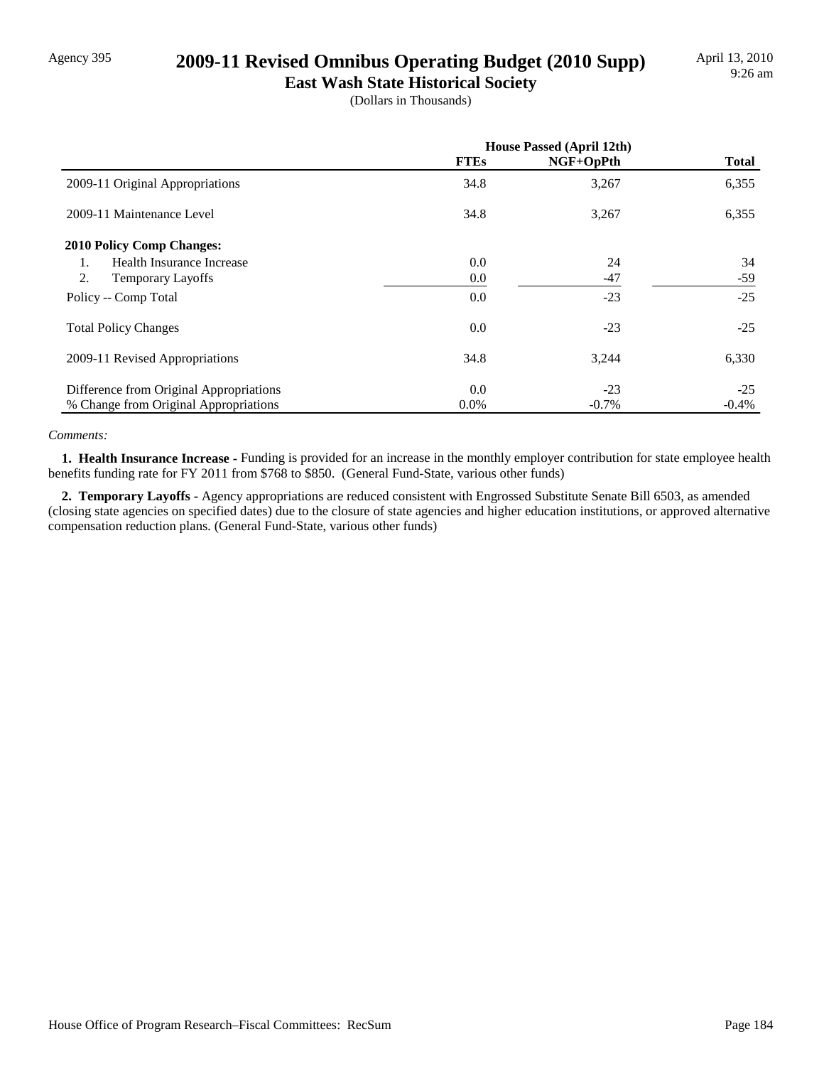Agency 395

# 2009-11 Revised Omnibus Operating Budget (2010 Supp)

## East Wash State Historical Society

(Dollars in Thousands)

April 13, 2010
9:26 am

| | House Passed (April 12th) | | |
|---|---|---|---|
| | FTEs | NGF+OpPth | Total |
| 2009-11 Original Appropriations | 34.8 | 3,267 | 6,355 |
| 2009-11 Maintenance Level | 34.8 | 3,267 | 6,355 |
| **2010 Policy Comp Changes:** | | | |
| 1. Health Insurance Increase | 0.0 | 24 | 34 |
| 2. Temporary Layoffs | 0.0 | -47 | -59 |
| Policy -- Comp Total | 0.0 | -23 | -25 |
| Total Policy Changes | 0.0 | -23 | -25 |
| 2009-11 Revised Appropriations | 34.8 | 3,244 | 6,330 |
| Difference from Original Appropriations | 0.0 | -23 | -25 |
| % Change from Original Appropriations | 0.0% | -0.7% | -0.4% |

*Comments:*

**1. Health Insurance Increase -** Funding is provided for an increase in the monthly employer contribution for state employee health benefits funding rate for FY 2011 from $768 to $850. (General Fund-State, various other funds)

**2. Temporary Layoffs -** Agency appropriations are reduced consistent with Engrossed Substitute Senate Bill 6503, as amended (closing state agencies on specified dates) due to the closure of state agencies and higher education institutions, or approved alternative compensation reduction plans. (General Fund-State, various other funds)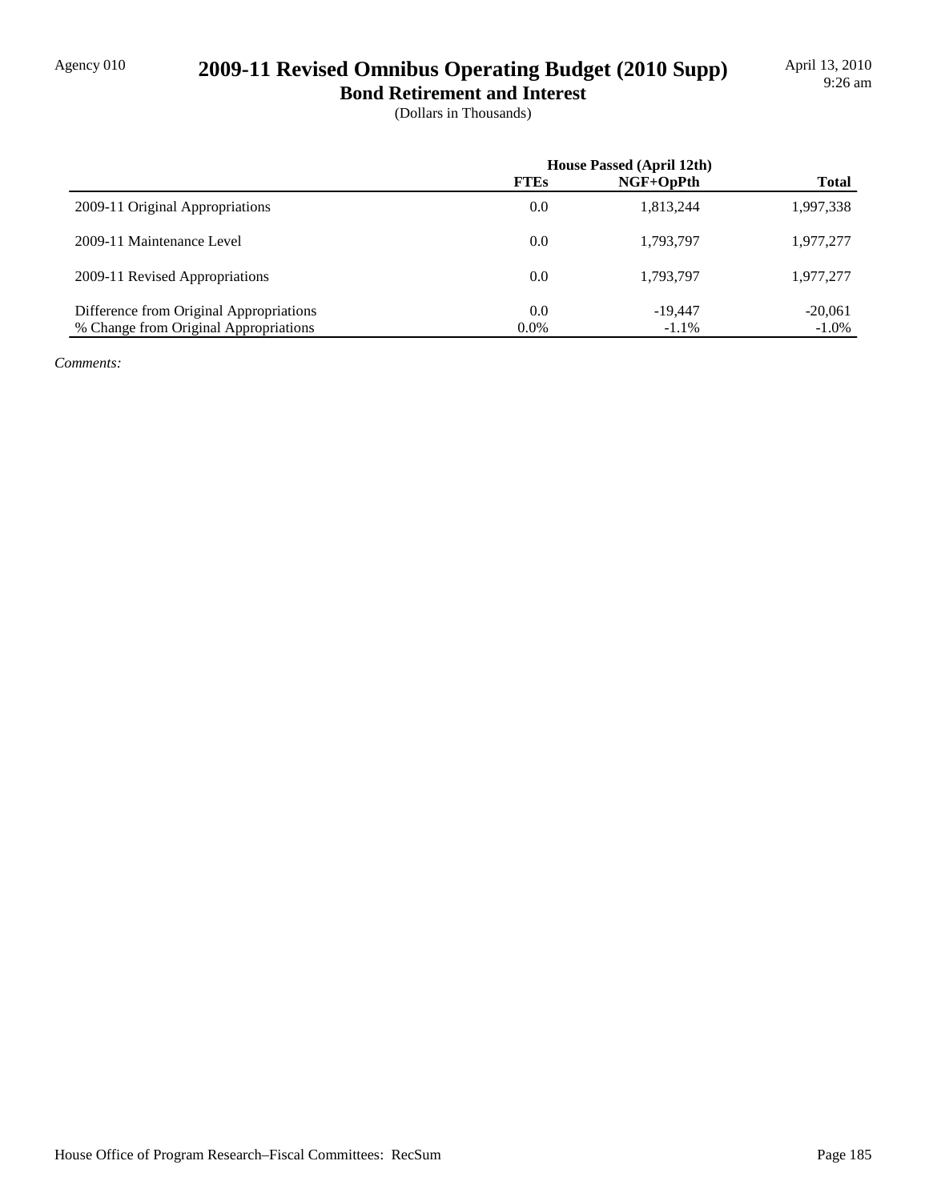Agency 010

# 2009-11 Revised Omnibus Operating Budget (2010 Supp)

## Bond Retirement and Interest

(Dollars in Thousands)

| | House Passed (April 12th) | | |
|---|---|---|---|
| | **FTEs** | **NGF+OpPth** | **Total** |
| 2009-11 Original Appropriations | 0.0 | 1,813,244 | 1,997,338 |
| 2009-11 Maintenance Level | 0.0 | 1,793,797 | 1,977,277 |
| 2009-11 Revised Appropriations | 0.0 | 1,793,797 | 1,977,277 |
| Difference from Original Appropriations | 0.0 | -19,447 | -20,061 |
| % Change from Original Appropriations | 0.0% | -1.1% | -1.0% |

*Comments:*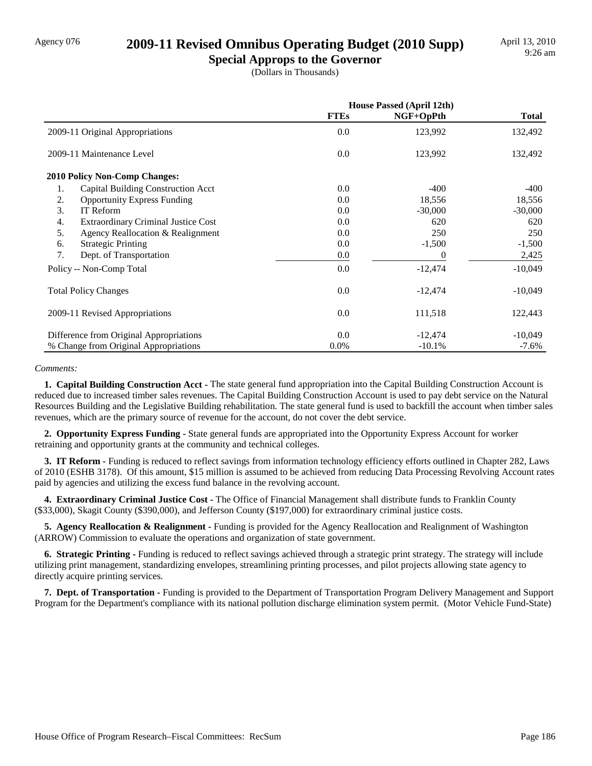# 2009-11 Revised Omnibus Operating Budget (2010 Supp)

## Special Approps to the Governor

(Dollars in Thousands)

| | House Passed (April 12th) | | |
|---|---|---|---|
| | FTEs | NGF+OpPth | Total |
| 2009-11 Original Appropriations | 0.0 | 123,992 | 132,492 |
| 2009-11 Maintenance Level | 0.0 | 123,992 | 132,492 |
| **2010 Policy Non-Comp Changes:** | | | |
| 1. Capital Building Construction Acct | 0.0 | -400 | -400 |
| 2. Opportunity Express Funding | 0.0 | 18,556 | 18,556 |
| 3. IT Reform | 0.0 | -30,000 | -30,000 |
| 4. Extraordinary Criminal Justice Cost | 0.0 | 620 | 620 |
| 5. Agency Reallocation & Realignment | 0.0 | 250 | 250 |
| 6. Strategic Printing | 0.0 | -1,500 | -1,500 |
| 7. Dept. of Transportation | 0.0 | 0 | 2,425 |
| Policy -- Non-Comp Total | 0.0 | -12,474 | -10,049 |
| Total Policy Changes | 0.0 | -12,474 | -10,049 |
| 2009-11 Revised Appropriations | 0.0 | 111,518 | 122,443 |
| Difference from Original Appropriations | 0.0 | -12,474 | -10,049 |
| % Change from Original Appropriations | 0.0% | -10.1% | -7.6% |

*Comments:*

**1. Capital Building Construction Acct -** The state general fund appropriation into the Capital Building Construction Account is reduced due to increased timber sales revenues. The Capital Building Construction Account is used to pay debt service on the Natural Resources Building and the Legislative Building rehabilitation. The state general fund is used to backfill the account when timber sales revenues, which are the primary source of revenue for the account, do not cover the debt service.

**2. Opportunity Express Funding -** State general funds are appropriated into the Opportunity Express Account for worker retraining and opportunity grants at the community and technical colleges.

**3. IT Reform -** Funding is reduced to reflect savings from information technology efficiency efforts outlined in Chapter 282, Laws of 2010 (ESHB 3178). Of this amount, $15 million is assumed to be achieved from reducing Data Processing Revolving Account rates paid by agencies and utilizing the excess fund balance in the revolving account.

**4. Extraordinary Criminal Justice Cost -** The Office of Financial Management shall distribute funds to Franklin County ($33,000), Skagit County ($390,000), and Jefferson County ($197,000) for extraordinary criminal justice costs.

**5. Agency Reallocation & Realignment -** Funding is provided for the Agency Reallocation and Realignment of Washington (ARROW) Commission to evaluate the operations and organization of state government.

**6. Strategic Printing -** Funding is reduced to reflect savings achieved through a strategic print strategy. The strategy will include utilizing print management, standardizing envelopes, streamlining printing processes, and pilot projects allowing state agency to directly acquire printing services.

**7. Dept. of Transportation -** Funding is provided to the Department of Transportation Program Delivery Management and Support Program for the Department's compliance with its national pollution discharge elimination system permit. (Motor Vehicle Fund-State)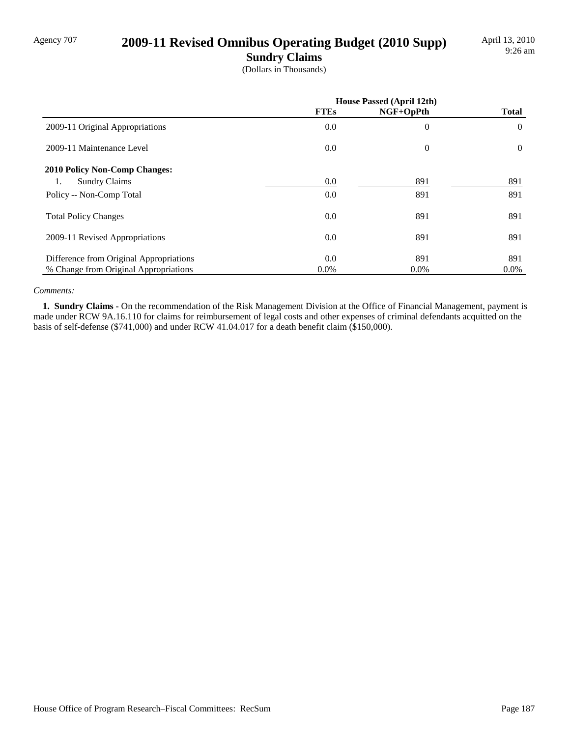Agency 707

# 2009-11 Revised Omnibus Operating Budget (2010 Supp)

## Sundry Claims

(Dollars in Thousands)

| | House Passed (April 12th) | | |
|---|---|---|---|
| | FTEs | NGF+OpPth | Total |
| 2009-11 Original Appropriations | 0.0 | 0 | 0 |
| 2009-11 Maintenance Level | 0.0 | 0 | 0 |
| **2010 Policy Non-Comp Changes:** | | | |
| 1. Sundry Claims | 0.0 | 891 | 891 |
| Policy -- Non-Comp Total | 0.0 | 891 | 891 |
| Total Policy Changes | 0.0 | 891 | 891 |
| 2009-11 Revised Appropriations | 0.0 | 891 | 891 |
| Difference from Original Appropriations | 0.0 | 891 | 891 |
| % Change from Original Appropriations | 0.0% | 0.0% | 0.0% |

*Comments:*

**1. Sundry Claims -** On the recommendation of the Risk Management Division at the Office of Financial Management, payment is made under RCW 9A.16.110 for claims for reimbursement of legal costs and other expenses of criminal defendants acquitted on the basis of self-defense ($741,000) and under RCW 41.04.017 for a death benefit claim ($150,000).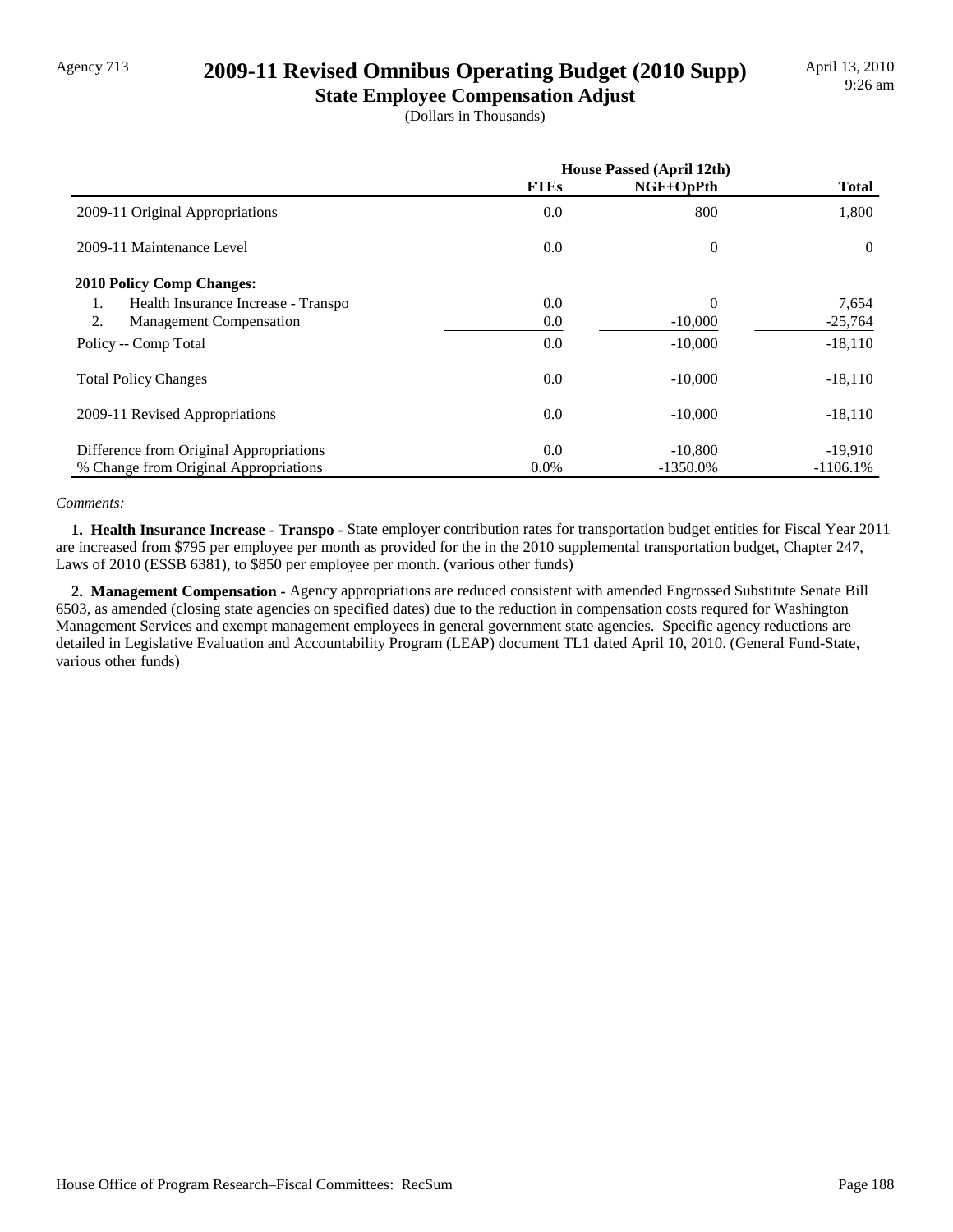Agency 713

# 2009-11 Revised Omnibus Operating Budget (2010 Supp)

## State Employee Compensation Adjust

(Dollars in Thousands)

| | House Passed (April 12th) | | |
|---|---|---|---|
| | FTEs | NGF+OpPth | Total |
| 2009-11 Original Appropriations | 0.0 | 800 | 1,800 |
| 2009-11 Maintenance Level | 0.0 | 0 | 0 |
| **2010 Policy Comp Changes:** | | | |
| 1. Health Insurance Increase - Transpo | 0.0 | 0 | 7,654 |
| 2. Management Compensation | 0.0 | -10,000 | -25,764 |
| Policy -- Comp Total | 0.0 | -10,000 | -18,110 |
| Total Policy Changes | 0.0 | -10,000 | -18,110 |
| 2009-11 Revised Appropriations | 0.0 | -10,000 | -18,110 |
| Difference from Original Appropriations | 0.0 | -10,800 | -19,910 |
| % Change from Original Appropriations | 0.0% | -1350.0% | -1106.1% |

*Comments:*

**1. Health Insurance Increase - Transpo -** State employer contribution rates for transportation budget entities for Fiscal Year 2011 are increased from $795 per employee per month as provided for the in the 2010 supplemental transportation budget, Chapter 247, Laws of 2010 (ESSB 6381), to $850 per employee per month. (various other funds)

**2. Management Compensation -** Agency appropriations are reduced consistent with amended Engrossed Substitute Senate Bill 6503, as amended (closing state agencies on specified dates) due to the reduction in compensation costs requred for Washington Management Services and exempt management employees in general government state agencies. Specific agency reductions are detailed in Legislative Evaluation and Accountability Program (LEAP) document TL1 dated April 10, 2010. (General Fund-State, various other funds)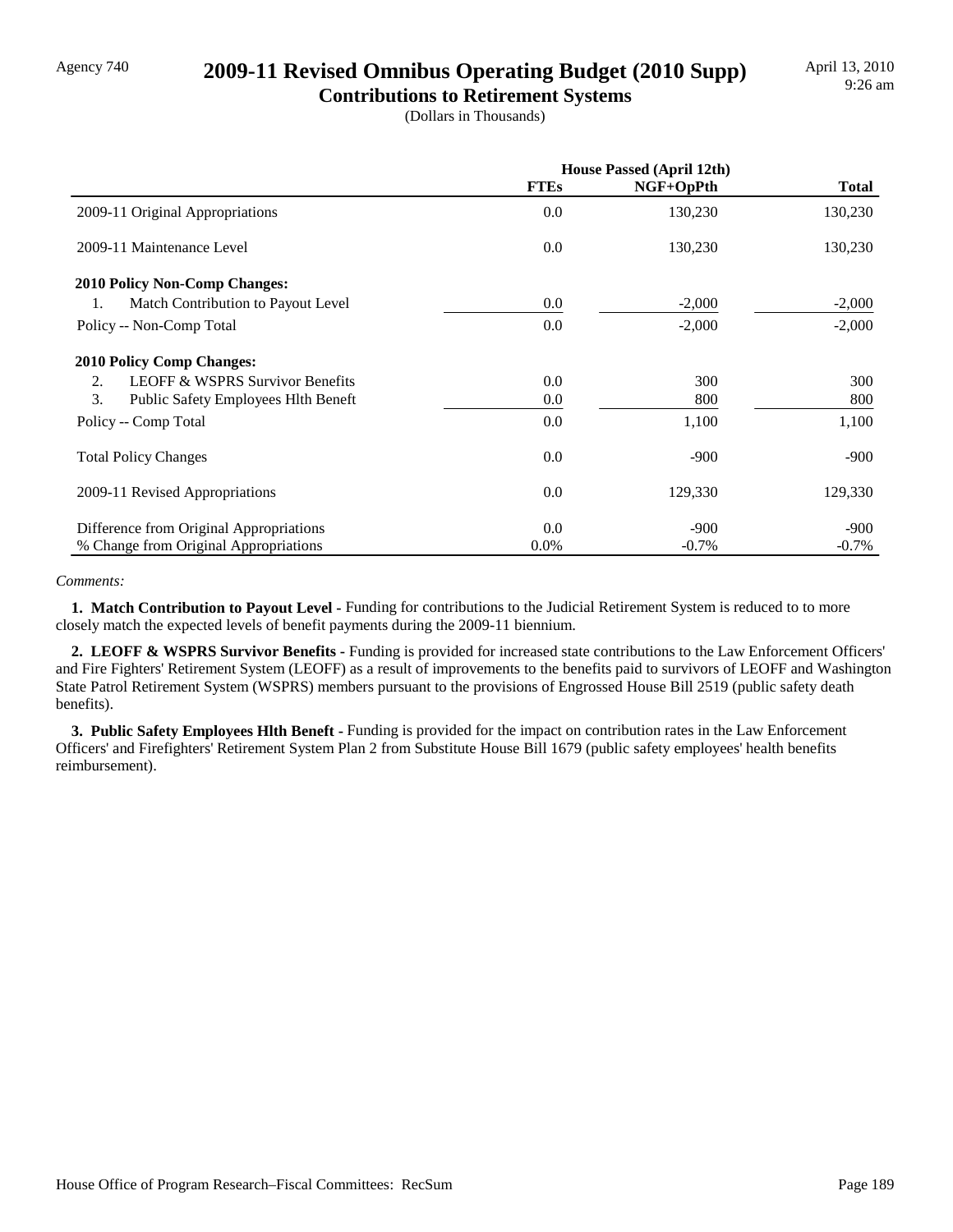Agency 740

# 2009-11 Revised Omnibus Operating Budget (2010 Supp)

## Contributions to Retirement Systems

(Dollars in Thousands)

April 13, 2010
9:26 am

| | House Passed (April 12th) | | |
|---|---|---|---|
| | **FTEs** | **NGF+OpPth** | **Total** |
| 2009-11 Original Appropriations | 0.0 | 130,230 | 130,230 |
| 2009-11 Maintenance Level | 0.0 | 130,230 | 130,230 |
| **2010 Policy Non-Comp Changes:** | | | |
| 1. Match Contribution to Payout Level | 0.0 | -2,000 | -2,000 |
| Policy -- Non-Comp Total | 0.0 | -2,000 | -2,000 |
| **2010 Policy Comp Changes:** | | | |
| 2. LEOFF & WSPRS Survivor Benefits | 0.0 | 300 | 300 |
| 3. Public Safety Employees Hlth Beneft | 0.0 | 800 | 800 |
| Policy -- Comp Total | 0.0 | 1,100 | 1,100 |
| Total Policy Changes | 0.0 | -900 | -900 |
| 2009-11 Revised Appropriations | 0.0 | 129,330 | 129,330 |
| Difference from Original Appropriations | 0.0 | -900 | -900 |
| % Change from Original Appropriations | 0.0% | -0.7% | -0.7% |

*Comments:*

**1. Match Contribution to Payout Level -** Funding for contributions to the Judicial Retirement System is reduced to to more closely match the expected levels of benefit payments during the 2009-11 biennium.

**2. LEOFF & WSPRS Survivor Benefits -** Funding is provided for increased state contributions to the Law Enforcement Officers' and Fire Fighters' Retirement System (LEOFF) as a result of improvements to the benefits paid to survivors of LEOFF and Washington State Patrol Retirement System (WSPRS) members pursuant to the provisions of Engrossed House Bill 2519 (public safety death benefits).

**3. Public Safety Employees Hlth Beneft -** Funding is provided for the impact on contribution rates in the Law Enforcement Officers' and Firefighters' Retirement System Plan 2 from Substitute House Bill 1679 (public safety employees' health benefits reimbursement).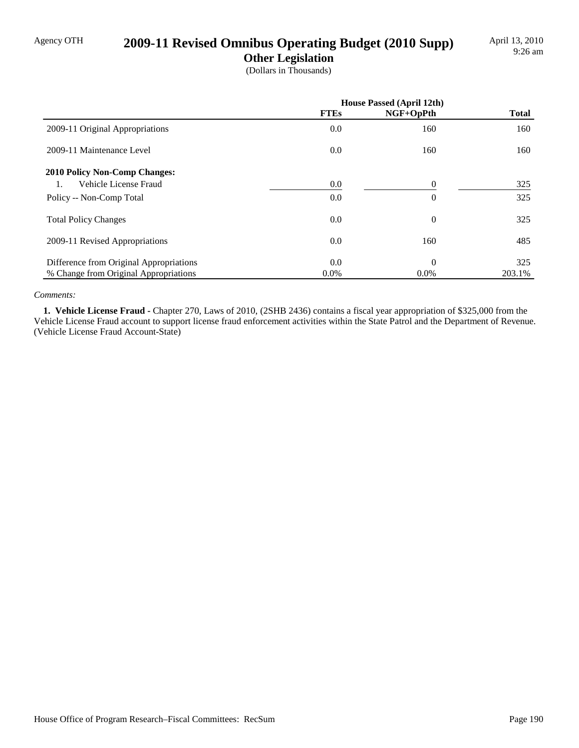Agency OTH

# 2009-11 Revised Omnibus Operating Budget (2010 Supp)

## Other Legislation

(Dollars in Thousands)

| | House Passed (April 12th) | | |
|---|---|---|---|
| | FTEs | NGF+OpPth | Total |
| 2009-11 Original Appropriations | 0.0 | 160 | 160 |
| 2009-11 Maintenance Level | 0.0 | 160 | 160 |
| **2010 Policy Non-Comp Changes:** | | | |
| 1. Vehicle License Fraud | 0.0 | 0 | 325 |
| Policy -- Non-Comp Total | 0.0 | 0 | 325 |
| Total Policy Changes | 0.0 | 0 | 325 |
| 2009-11 Revised Appropriations | 0.0 | 160 | 485 |
| Difference from Original Appropriations | 0.0 | 0 | 325 |
| % Change from Original Appropriations | 0.0% | 0.0% | 203.1% |

*Comments:*

**1. Vehicle License Fraud -** Chapter 270, Laws of 2010, (2SHB 2436) contains a fiscal year appropriation of $325,000 from the Vehicle License Fraud account to support license fraud enforcement activities within the State Patrol and the Department of Revenue. (Vehicle License Fraud Account-State)